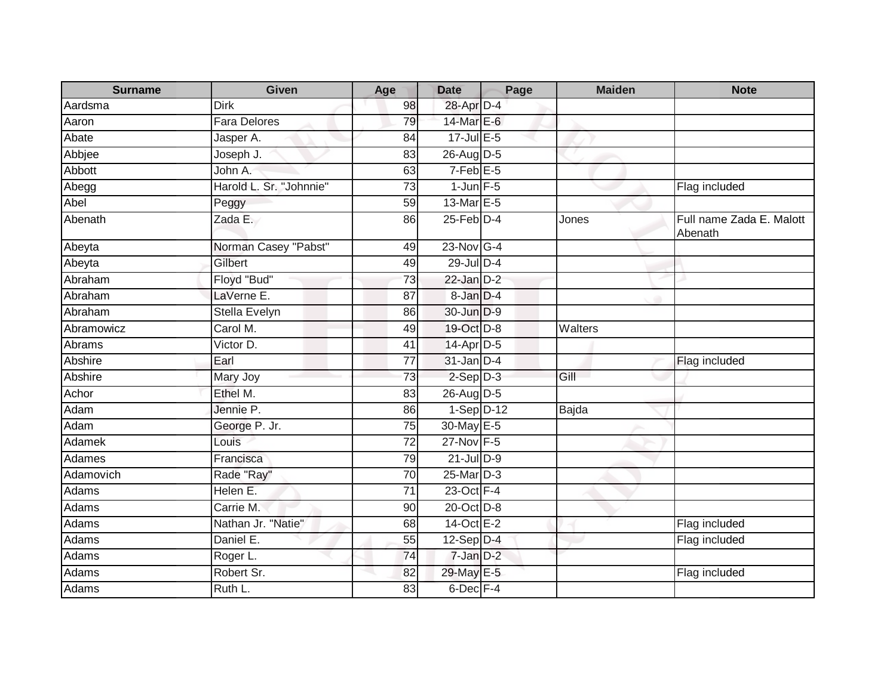| Surname | Given | Age | Date | Page | Maiden | Note |
| --- | --- | --- | --- | --- | --- | --- |
| Aardsma | Dirk | 98 | 28-Apr | D-4 | | |
| Aaron | Fara Delores | 79 | 14-Mar | E-6 | | |
| Abate | Jasper A. | 84 | 17-Jul | E-5 | | |
| Abbjee | Joseph J. | 83 | 26-Aug | D-5 | | |
| Abbott | John A. | 63 | 7-Feb | E-5 | | |
| Abegg | Harold L. Sr. "Johnnie" | 73 | 1-Jun | F-5 | | Flag included |
| Abel | Peggy | 59 | 13-Mar | E-5 | | |
| Abenath | Zada E. | 86 | 25-Feb | D-4 | Jones | Full name Zada E. Malott Abenath |
| Abeyta | Norman Casey "Pabst" | 49 | 23-Nov | G-4 | | |
| Abeyta | Gilbert | 49 | 29-Jul | D-4 | | |
| Abraham | Floyd "Bud" | 73 | 22-Jan | D-2 | | |
| Abraham | LaVerne E. | 87 | 8-Jan | D-4 | | |
| Abraham | Stella Evelyn | 86 | 30-Jun | D-9 | | |
| Abramowicz | Carol M. | 49 | 19-Oct | D-8 | Walters | |
| Abrams | Victor D. | 41 | 14-Apr | D-5 | | |
| Abshire | Earl | 77 | 31-Jan | D-4 | | Flag included |
| Abshire | Mary Joy | 73 | 2-Sep | D-3 | Gill | |
| Achor | Ethel M. | 83 | 26-Aug | D-5 | | |
| Adam | Jennie P. | 86 | 1-Sep | D-12 | Bajda | |
| Adam | George P. Jr. | 75 | 30-May | E-5 | | |
| Adamek | Louis | 72 | 27-Nov | F-5 | | |
| Adames | Francisca | 79 | 21-Jul | D-9 | | |
| Adamovich | Rade "Ray" | 70 | 25-Mar | D-3 | | |
| Adams | Helen E. | 71 | 23-Oct | F-4 | | |
| Adams | Carrie M. | 90 | 20-Oct | D-8 | | |
| Adams | Nathan Jr. "Natie" | 68 | 14-Oct | E-2 | | Flag included |
| Adams | Daniel E. | 55 | 12-Sep | D-4 | | Flag included |
| Adams | Roger L. | 74 | 7-Jan | D-2 | | |
| Adams | Robert Sr. | 82 | 29-May | E-5 | | Flag included |
| Adams | Ruth L. | 83 | 6-Dec | F-4 | | |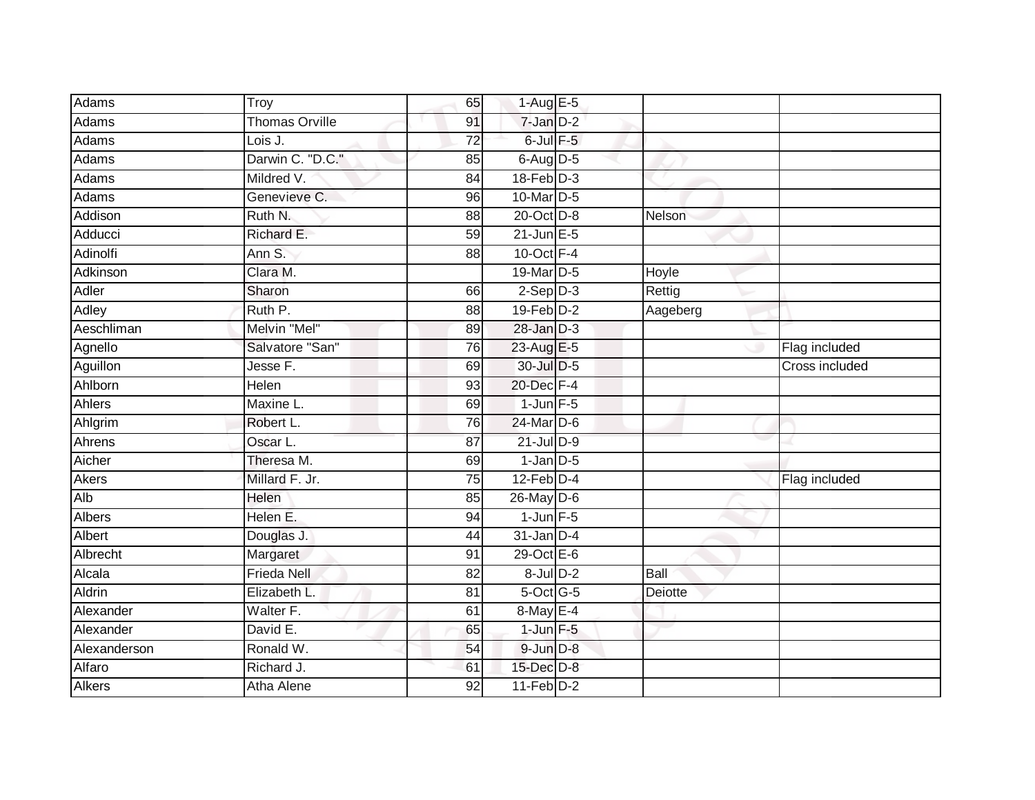| | | | | | | |
|---|---|---|---|---|---|---|
| Adams | Troy | 65 | 1-Aug | E-5 | | |
| Adams | Thomas Orville | 91 | 7-Jan | D-2 | | |
| Adams | Lois J. | 72 | 6-Jul | F-5 | | |
| Adams | Darwin C. "D.C." | 85 | 6-Aug | D-5 | | |
| Adams | Mildred V. | 84 | 18-Feb | D-3 | | |
| Adams | Genevieve C. | 96 | 10-Mar | D-5 | | |
| Addison | Ruth N. | 88 | 20-Oct | D-8 | Nelson | |
| Adducci | Richard E. | 59 | 21-Jun | E-5 | | |
| Adinolfi | Ann S. | 88 | 10-Oct | F-4 | | |
| Adkinson | Clara M. | | 19-Mar | D-5 | Hoyle | |
| Adler | Sharon | 66 | 2-Sep | D-3 | Rettig | |
| Adley | Ruth P. | 88 | 19-Feb | D-2 | Aageberg | |
| Aeschliman | Melvin "Mel" | 89 | 28-Jan | D-3 | | |
| Agnello | Salvatore "San" | 76 | 23-Aug | E-5 | | Flag included |
| Aguillon | Jesse F. | 69 | 30-Jul | D-5 | | Cross included |
| Ahlborn | Helen | 93 | 20-Dec | F-4 | | |
| Ahlers | Maxine L. | 69 | 1-Jun | F-5 | | |
| Ahlgrim | Robert L. | 76 | 24-Mar | D-6 | | |
| Ahrens | Oscar L. | 87 | 21-Jul | D-9 | | |
| Aicher | Theresa M. | 69 | 1-Jan | D-5 | | |
| Akers | Millard F. Jr. | 75 | 12-Feb | D-4 | | Flag included |
| Alb | Helen | 85 | 26-May | D-6 | | |
| Albers | Helen E. | 94 | 1-Jun | F-5 | | |
| Albert | Douglas J. | 44 | 31-Jan | D-4 | | |
| Albrecht | Margaret | 91 | 29-Oct | E-6 | | |
| Alcala | Frieda Nell | 82 | 8-Jul | D-2 | Ball | |
| Aldrin | Elizabeth L. | 81 | 5-Oct | G-5 | Deiotte | |
| Alexander | Walter F. | 61 | 8-May | E-4 | | |
| Alexander | David E. | 65 | 1-Jun | F-5 | | |
| Alexanderson | Ronald W. | 54 | 9-Jun | D-8 | | |
| Alfaro | Richard J. | 61 | 15-Dec | D-8 | | |
| Alkers | Atha Alene | 92 | 11-Feb | D-2 | | |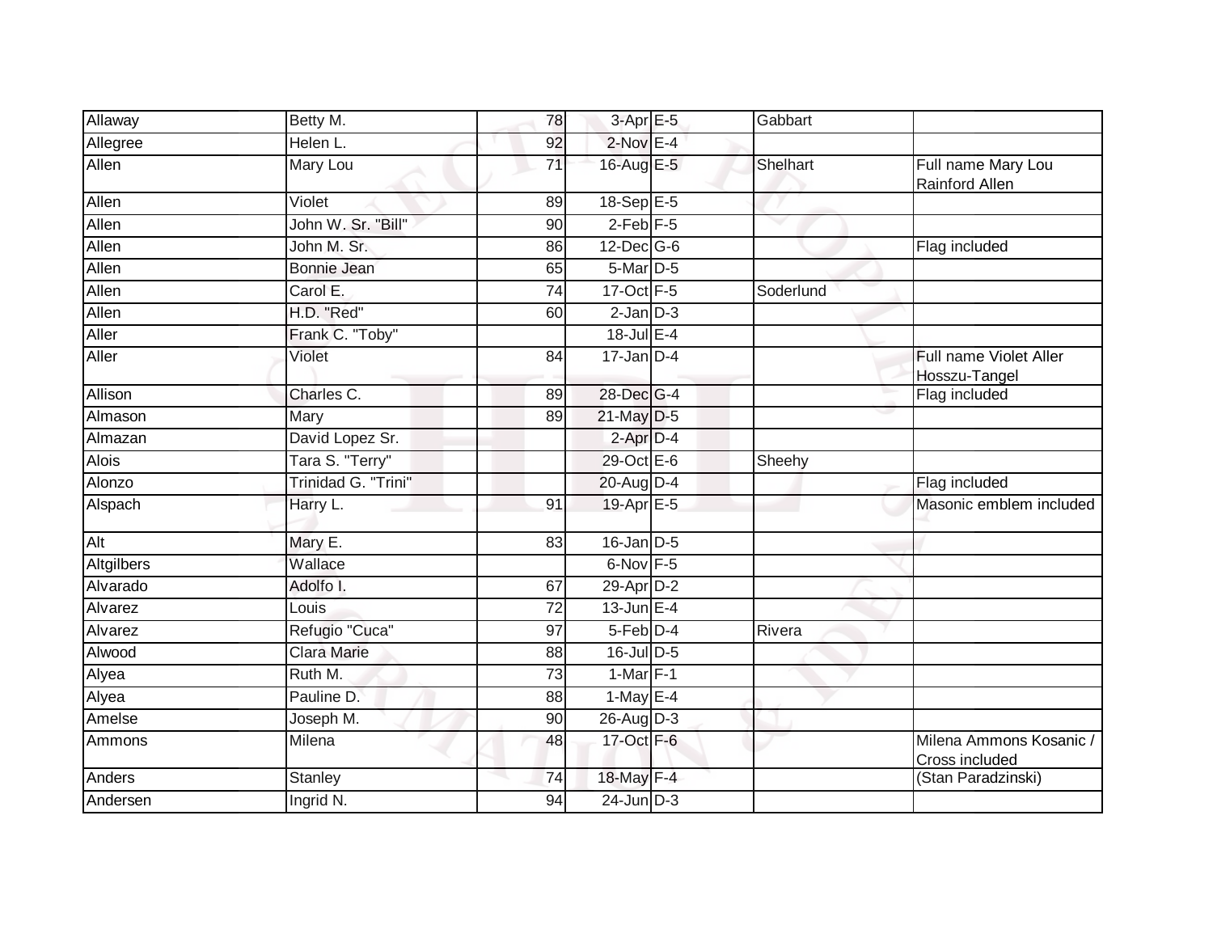| | | | | | | |
|---|---|---|---|---|---|---|
| Allaway | Betty M. | 78 | 3-Apr | E-5 | Gabbart | |
| Allegree | Helen L. | 92 | 2-Nov | E-4 | | |
| Allen | Mary Lou | 71 | 16-Aug | E-5 | Shelhart | Full name Mary Lou Rainford Allen |
| Allen | Violet | 89 | 18-Sep | E-5 | | |
| Allen | John W. Sr. "Bill" | 90 | 2-Feb | F-5 | | |
| Allen | John M. Sr. | 86 | 12-Dec | G-6 | | Flag included |
| Allen | Bonnie Jean | 65 | 5-Mar | D-5 | | |
| Allen | Carol E. | 74 | 17-Oct | F-5 | Soderlund | |
| Allen | H.D. "Red" | 60 | 2-Jan | D-3 | | |
| Aller | Frank C. "Toby" | | 18-Jul | E-4 | | |
| Aller | Violet | 84 | 17-Jan | D-4 | | Full name Violet Aller Hosszu-Tangel |
| Allison | Charles C. | 89 | 28-Dec | G-4 | | Flag included |
| Almason | Mary | 89 | 21-May | D-5 | | |
| Almazan | David Lopez Sr. | | 2-Apr | D-4 | | |
| Alois | Tara S. "Terry" | | 29-Oct | E-6 | Sheehy | |
| Alonzo | Trinidad G. "Trini" | | 20-Aug | D-4 | | Flag included |
| Alspach | Harry L. | 91 | 19-Apr | E-5 | | Masonic emblem included |
| Alt | Mary E. | 83 | 16-Jan | D-5 | | |
| Altgilbers | Wallace | | 6-Nov | F-5 | | |
| Alvarado | Adolfo I. | 67 | 29-Apr | D-2 | | |
| Alvarez | Louis | 72 | 13-Jun | E-4 | | |
| Alvarez | Refugio "Cuca" | 97 | 5-Feb | D-4 | Rivera | |
| Alwood | Clara Marie | 88 | 16-Jul | D-5 | | |
| Alyea | Ruth M. | 73 | 1-Mar | F-1 | | |
| Alyea | Pauline D. | 88 | 1-May | E-4 | | |
| Amelse | Joseph M. | 90 | 26-Aug | D-3 | | |
| Ammons | Milena | 48 | 17-Oct | F-6 | | Milena Ammons Kosanic / Cross included |
| Anders | Stanley | 74 | 18-May | F-4 | | (Stan Paradzinski) |
| Andersen | Ingrid N. | 94 | 24-Jun | D-3 | | |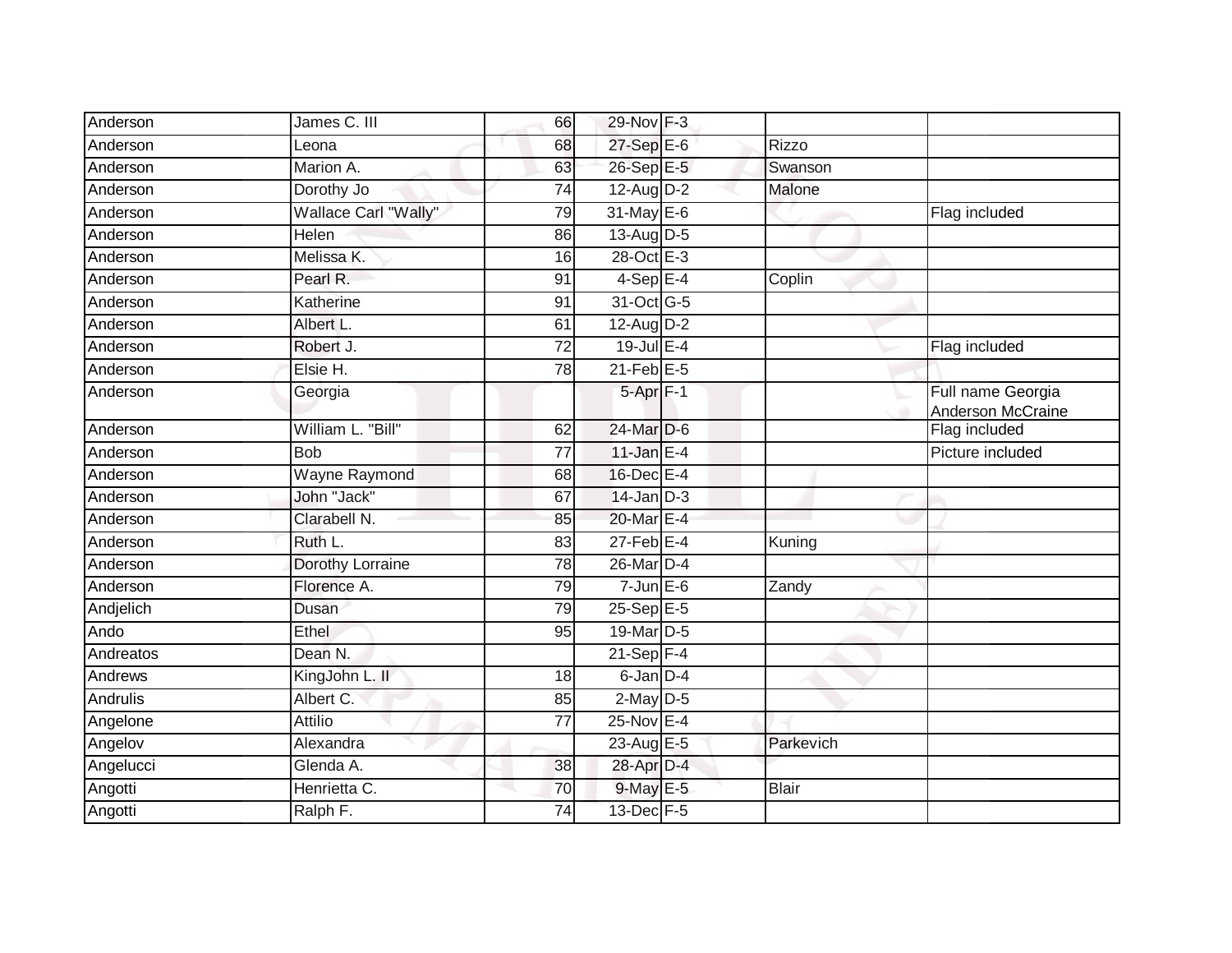| | | | | | | |
|---|---|---|---|---|---|---|
| Anderson | James C. III | 66 | 29-Nov | F-3 | | |
| Anderson | Leona | 68 | 27-Sep | E-6 | Rizzo | |
| Anderson | Marion A. | 63 | 26-Sep | E-5 | Swanson | |
| Anderson | Dorothy Jo | 74 | 12-Aug | D-2 | Malone | |
| Anderson | Wallace Carl "Wally" | 79 | 31-May | E-6 | | Flag included |
| Anderson | Helen | 86 | 13-Aug | D-5 | | |
| Anderson | Melissa K. | 16 | 28-Oct | E-3 | | |
| Anderson | Pearl R. | 91 | 4-Sep | E-4 | Coplin | |
| Anderson | Katherine | 91 | 31-Oct | G-5 | | |
| Anderson | Albert L. | 61 | 12-Aug | D-2 | | |
| Anderson | Robert J. | 72 | 19-Jul | E-4 | | Flag included |
| Anderson | Elsie H. | 78 | 21-Feb | E-5 | | |
| Anderson | Georgia | | 5-Apr | F-1 | | Full name Georgia Anderson McCraine |
| Anderson | William L. "Bill" | 62 | 24-Mar | D-6 | | Flag included |
| Anderson | Bob | 77 | 11-Jan | E-4 | | Picture included |
| Anderson | Wayne Raymond | 68 | 16-Dec | E-4 | | |
| Anderson | John "Jack" | 67 | 14-Jan | D-3 | | |
| Anderson | Clarabell N. | 85 | 20-Mar | E-4 | | |
| Anderson | Ruth L. | 83 | 27-Feb | E-4 | Kuning | |
| Anderson | Dorothy Lorraine | 78 | 26-Mar | D-4 | | |
| Anderson | Florence A. | 79 | 7-Jun | E-6 | Zandy | |
| Andjelich | Dusan | 79 | 25-Sep | E-5 | | |
| Ando | Ethel | 95 | 19-Mar | D-5 | | |
| Andreatos | Dean N. | | 21-Sep | F-4 | | |
| Andrews | KingJohn L. II | 18 | 6-Jan | D-4 | | |
| Andrulis | Albert C. | 85 | 2-May | D-5 | | |
| Angelone | Attilio | 77 | 25-Nov | E-4 | | |
| Angelov | Alexandra | | 23-Aug | E-5 | Parkevich | |
| Angelucci | Glenda A. | 38 | 28-Apr | D-4 | | |
| Angotti | Henrietta C. | 70 | 9-May | E-5 | Blair | |
| Angotti | Ralph F. | 74 | 13-Dec | F-5 | | |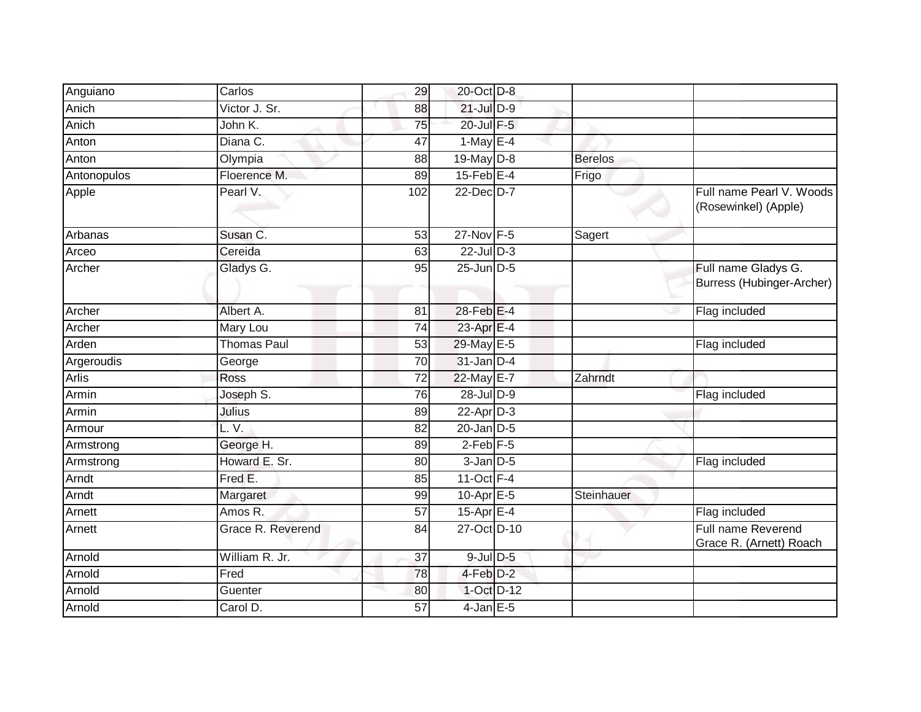| | | | | | | |
|---|---|---|---|---|---|---|
| Anguiano | Carlos | 29 | 20-Oct | D-8 | | |
| Anich | Victor J. Sr. | 88 | 21-Jul | D-9 | | |
| Anich | John K. | 75 | 20-Jul | F-5 | | |
| Anton | Diana C. | 47 | 1-May | E-4 | | |
| Anton | Olympia | 88 | 19-May | D-8 | Berelos | |
| Antonopulos | Floerence M. | 89 | 15-Feb | E-4 | Frigo | |
| Apple | Pearl V. | 102 | 22-Dec | D-7 | | Full name Pearl V. Woods (Rosewinkel) (Apple) |
| Arbanas | Susan C. | 53 | 27-Nov | F-5 | Sagert | |
| Arceo | Cereida | 63 | 22-Jul | D-3 | | |
| Archer | Gladys G. | 95 | 25-Jun | D-5 | | Full name Gladys G. Burress (Hubinger-Archer) |
| Archer | Albert A. | 81 | 28-Feb | E-4 | | Flag included |
| Archer | Mary Lou | 74 | 23-Apr | E-4 | | |
| Arden | Thomas Paul | 53 | 29-May | E-5 | | Flag included |
| Argeroudis | George | 70 | 31-Jan | D-4 | | |
| Arlis | Ross | 72 | 22-May | E-7 | Zahrndt | |
| Armin | Joseph S. | 76 | 28-Jul | D-9 | | Flag included |
| Armin | Julius | 89 | 22-Apr | D-3 | | |
| Armour | L. V. | 82 | 20-Jan | D-5 | | |
| Armstrong | George H. | 89 | 2-Feb | F-5 | | |
| Armstrong | Howard E. Sr. | 80 | 3-Jan | D-5 | | Flag included |
| Arndt | Fred E. | 85 | 11-Oct | F-4 | | |
| Arndt | Margaret | 99 | 10-Apr | E-5 | Steinhauer | |
| Arnett | Amos R. | 57 | 15-Apr | E-4 | | Flag included |
| Arnett | Grace R. Reverend | 84 | 27-Oct | D-10 | | Full name Reverend Grace R. (Arnett) Roach |
| Arnold | William R. Jr. | 37 | 9-Jul | D-5 | | |
| Arnold | Fred | 78 | 4-Feb | D-2 | | |
| Arnold | Guenter | 80 | 1-Oct | D-12 | | |
| Arnold | Carol D. | 57 | 4-Jan | E-5 | | |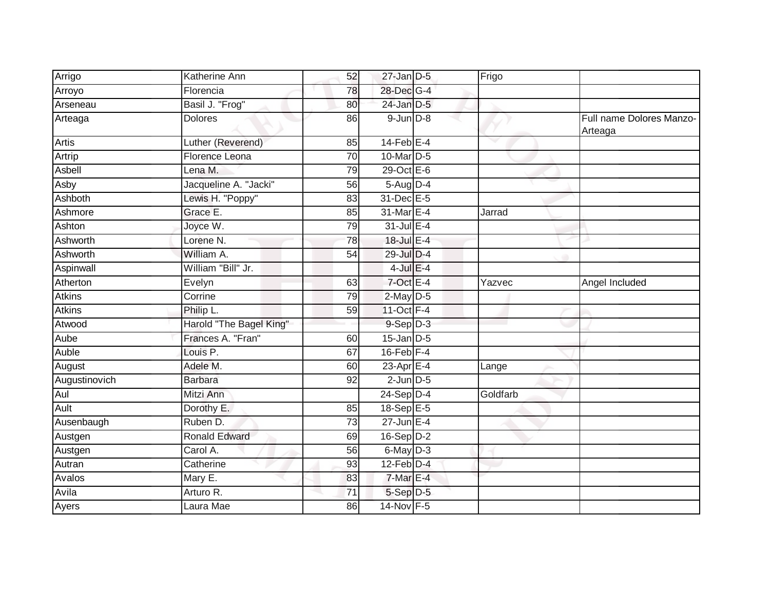| Arrigo | Katherine Ann | 52 | 27-Jan | D-5 | Frigo | |
|---|---|---|---|---|---|---|
| Arroyo | Florencia | 78 | 28-Dec | G-4 | | |
| Arseneau | Basil J. "Frog" | 80 | 24-Jan | D-5 | | |
| Arteaga | Dolores | 86 | 9-Jun | D-8 | | Full name Dolores Manzo-Arteaga |
| Artis | Luther (Reverend) | 85 | 14-Feb | E-4 | | |
| Artrip | Florence Leona | 70 | 10-Mar | D-5 | | |
| Asbell | Lena M. | 79 | 29-Oct | E-6 | | |
| Asby | Jacqueline A. "Jacki" | 56 | 5-Aug | D-4 | | |
| Ashboth | Lewis H. "Poppy" | 83 | 31-Dec | E-5 | | |
| Ashmore | Grace E. | 85 | 31-Mar | E-4 | Jarrad | |
| Ashton | Joyce W. | 79 | 31-Jul | E-4 | | |
| Ashworth | Lorene N. | 78 | 18-Jul | E-4 | | |
| Ashworth | William A. | 54 | 29-Jul | D-4 | | |
| Aspinwall | William "Bill" Jr. | | 4-Jul | E-4 | | |
| Atherton | Evelyn | 63 | 7-Oct | E-4 | Yazvec | Angel Included |
| Atkins | Corrine | 79 | 2-May | D-5 | | |
| Atkins | Philip L. | 59 | 11-Oct | F-4 | | |
| Atwood | Harold "The Bagel King" | | 9-Sep | D-3 | | |
| Aube | Frances A. "Fran" | 60 | 15-Jan | D-5 | | |
| Auble | Louis P. | 67 | 16-Feb | F-4 | | |
| August | Adele M. | 60 | 23-Apr | E-4 | Lange | |
| Augustinovich | Barbara | 92 | 2-Jun | D-5 | | |
| Aul | Mitzi Ann | | 24-Sep | D-4 | Goldfarb | |
| Ault | Dorothy E. | 85 | 18-Sep | E-5 | | |
| Ausenbaugh | Ruben D. | 73 | 27-Jun | E-4 | | |
| Austgen | Ronald Edward | 69 | 16-Sep | D-2 | | |
| Austgen | Carol A. | 56 | 6-May | D-3 | | |
| Autran | Catherine | 93 | 12-Feb | D-4 | | |
| Avalos | Mary E. | 83 | 7-Mar | E-4 | | |
| Avila | Arturo R. | 71 | 5-Sep | D-5 | | |
| Ayers | Laura Mae | 86 | 14-Nov | F-5 | | |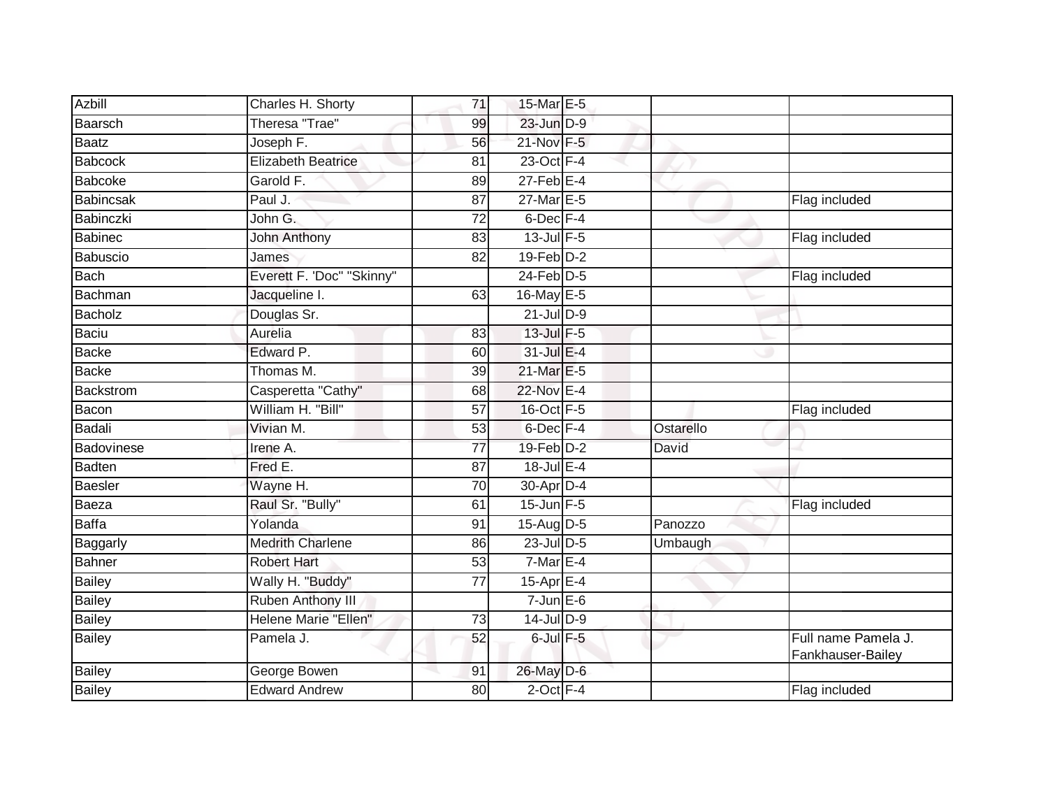| | | | | | | |
|---|---|---|---|---|---|---|
| Azbill | Charles H. Shorty | 71 | 15-Mar | E-5 | | |
| Baarsch | Theresa "Trae" | 99 | 23-Jun | D-9 | | |
| Baatz | Joseph F. | 56 | 21-Nov | F-5 | | |
| Babcock | Elizabeth Beatrice | 81 | 23-Oct | F-4 | | |
| Babcoke | Garold F. | 89 | 27-Feb | E-4 | | |
| Babincsak | Paul J. | 87 | 27-Mar | E-5 | | Flag included |
| Babinczki | John G. | 72 | 6-Dec | F-4 | | |
| Babinec | John Anthony | 83 | 13-Jul | F-5 | | Flag included |
| Babuscio | James | 82 | 19-Feb | D-2 | | |
| Bach | Everett F. 'Doc" "Skinny" | | 24-Feb | D-5 | | Flag included |
| Bachman | Jacqueline I. | 63 | 16-May | E-5 | | |
| Bacholz | Douglas Sr. | | 21-Jul | D-9 | | |
| Baciu | Aurelia | 83 | 13-Jul | F-5 | | |
| Backe | Edward P. | 60 | 31-Jul | E-4 | | |
| Backe | Thomas M. | 39 | 21-Mar | E-5 | | |
| Backstrom | Casperetta "Cathy" | 68 | 22-Nov | E-4 | | |
| Bacon | William H. "Bill" | 57 | 16-Oct | F-5 | | Flag included |
| Badali | Vivian M. | 53 | 6-Dec | F-4 | Ostarello | |
| Badovinese | Irene A. | 77 | 19-Feb | D-2 | David | |
| Badten | Fred E. | 87 | 18-Jul | E-4 | | |
| Baesler | Wayne H. | 70 | 30-Apr | D-4 | | |
| Baeza | Raul Sr. "Bully" | 61 | 15-Jun | F-5 | | Flag included |
| Baffa | Yolanda | 91 | 15-Aug | D-5 | Panozzo | |
| Baggarly | Medrith Charlene | 86 | 23-Jul | D-5 | Umbaugh | |
| Bahner | Robert Hart | 53 | 7-Mar | E-4 | | |
| Bailey | Wally H. "Buddy" | 77 | 15-Apr | E-4 | | |
| Bailey | Ruben Anthony III | | 7-Jun | E-6 | | |
| Bailey | Helene Marie "Ellen" | 73 | 14-Jul | D-9 | | |
| Bailey | Pamela J. | 52 | 6-Jul | F-5 | | Full name Pamela J. Fankhauser-Bailey |
| Bailey | George Bowen | 91 | 26-May | D-6 | | |
| Bailey | Edward Andrew | 80 | 2-Oct | F-4 | | Flag included |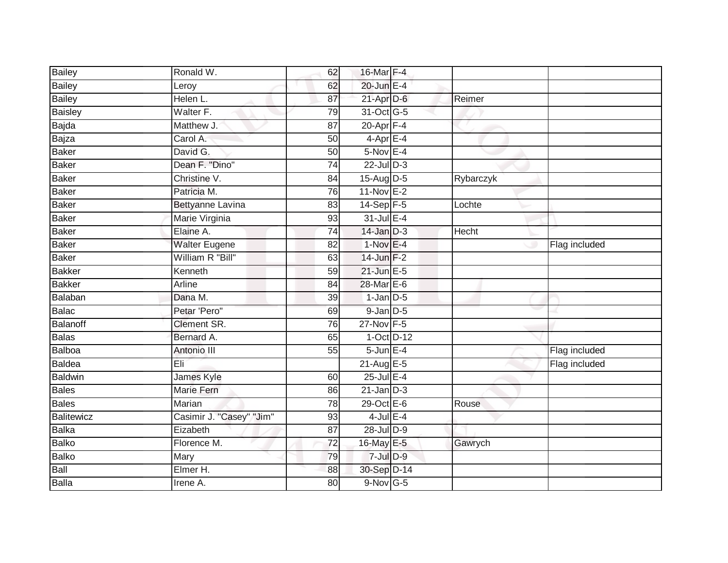| | | | | | | |
|---|---|---|---|---|---|---|
| Bailey | Ronald W. | 62 | 16-Mar | F-4 | | |
| Bailey | Leroy | 62 | 20-Jun | E-4 | | |
| Bailey | Helen L. | 87 | 21-Apr | D-6 | Reimer | |
| Baisley | Walter F. | 79 | 31-Oct | G-5 | | |
| Bajda | Matthew J. | 87 | 20-Apr | F-4 | | |
| Bajza | Carol A. | 50 | 4-Apr | E-4 | | |
| Baker | David G. | 50 | 5-Nov | E-4 | | |
| Baker | Dean F. "Dino" | 74 | 22-Jul | D-3 | | |
| Baker | Christine V. | 84 | 15-Aug | D-5 | Rybarczyk | |
| Baker | Patricia M. | 76 | 11-Nov | E-2 | | |
| Baker | Bettyanne Lavina | 83 | 14-Sep | F-5 | Lochte | |
| Baker | Marie Virginia | 93 | 31-Jul | E-4 | | |
| Baker | Elaine A. | 74 | 14-Jan | D-3 | Hecht | |
| Baker | Walter Eugene | 82 | 1-Nov | E-4 | | Flag included |
| Baker | William R "Bill" | 63 | 14-Jun | F-2 | | |
| Bakker | Kenneth | 59 | 21-Jun | E-5 | | |
| Bakker | Arline | 84 | 28-Mar | E-6 | | |
| Balaban | Dana M. | 39 | 1-Jan | D-5 | | |
| Balac | Petar 'Pero" | 69 | 9-Jan | D-5 | | |
| Balanoff | Clement SR. | 76 | 27-Nov | F-5 | | |
| Balas | Bernard A. | 65 | 1-Oct | D-12 | | |
| Balboa | Antonio III | 55 | 5-Jun | E-4 | | Flag included |
| Baldea | Eli | | 21-Aug | E-5 | | Flag included |
| Baldwin | James Kyle | 60 | 25-Jul | E-4 | | |
| Bales | Marie Fern | 86 | 21-Jan | D-3 | | |
| Bales | Marian | 78 | 29-Oct | E-6 | Rouse | |
| Balitewicz | Casimir J. "Casey" "Jim" | 93 | 4-Jul | E-4 | | |
| Balka | Eizabeth | 87 | 28-Jul | D-9 | | |
| Balko | Florence M. | 72 | 16-May | E-5 | Gawrych | |
| Balko | Mary | 79 | 7-Jul | D-9 | | |
| Ball | Elmer H. | 88 | 30-Sep | D-14 | | |
| Balla | Irene A. | 80 | 9-Nov | G-5 | | |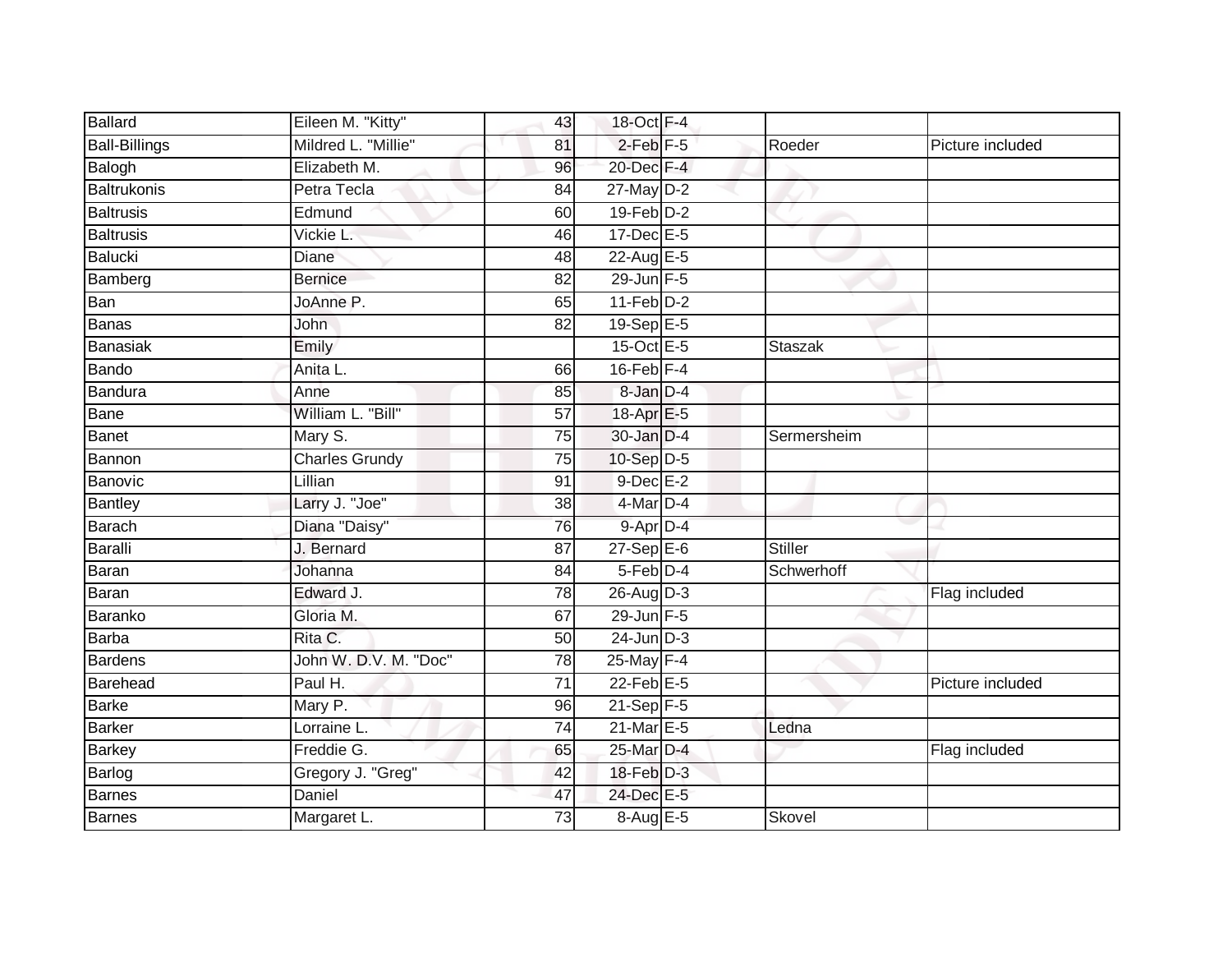| | | | | | | |
|---|---|---|---|---|---|---|
| Ballard | Eileen M. "Kitty" | 43 | 18-Oct | F-4 | | |
| Ball-Billings | Mildred L. "Millie" | 81 | 2-Feb | F-5 | Roeder | Picture included |
| Balogh | Elizabeth M. | 96 | 20-Dec | F-4 | | |
| Baltrukonis | Petra Tecla | 84 | 27-May | D-2 | | |
| Baltrusis | Edmund | 60 | 19-Feb | D-2 | | |
| Baltrusis | Vickie L. | 46 | 17-Dec | E-5 | | |
| Balucki | Diane | 48 | 22-Aug | E-5 | | |
| Bamberg | Bernice | 82 | 29-Jun | F-5 | | |
| Ban | JoAnne P. | 65 | 11-Feb | D-2 | | |
| Banas | John | 82 | 19-Sep | E-5 | | |
| Banasiak | Emily | | 15-Oct | E-5 | Staszak | |
| Bando | Anita L. | 66 | 16-Feb | F-4 | | |
| Bandura | Anne | 85 | 8-Jan | D-4 | | |
| Bane | William L. "Bill" | 57 | 18-Apr | E-5 | | |
| Banet | Mary S. | 75 | 30-Jan | D-4 | Sermersheim | |
| Bannon | Charles Grundy | 75 | 10-Sep | D-5 | | |
| Banovic | Lillian | 91 | 9-Dec | E-2 | | |
| Bantley | Larry J. "Joe" | 38 | 4-Mar | D-4 | | |
| Barach | Diana "Daisy" | 76 | 9-Apr | D-4 | | |
| Baralli | J. Bernard | 87 | 27-Sep | E-6 | Stiller | |
| Baran | Johanna | 84 | 5-Feb | D-4 | Schwerhoff | |
| Baran | Edward J. | 78 | 26-Aug | D-3 | | Flag included |
| Baranko | Gloria M. | 67 | 29-Jun | F-5 | | |
| Barba | Rita C. | 50 | 24-Jun | D-3 | | |
| Bardens | John W. D.V. M. "Doc" | 78 | 25-May | F-4 | | |
| Barehead | Paul H. | 71 | 22-Feb | E-5 | | Picture included |
| Barke | Mary P. | 96 | 21-Sep | F-5 | | |
| Barker | Lorraine L. | 74 | 21-Mar | E-5 | Ledna | |
| Barkey | Freddie G. | 65 | 25-Mar | D-4 | | Flag included |
| Barlog | Gregory J. "Greg" | 42 | 18-Feb | D-3 | | |
| Barnes | Daniel | 47 | 24-Dec | E-5 | | |
| Barnes | Margaret L. | 73 | 8-Aug | E-5 | Skovel | |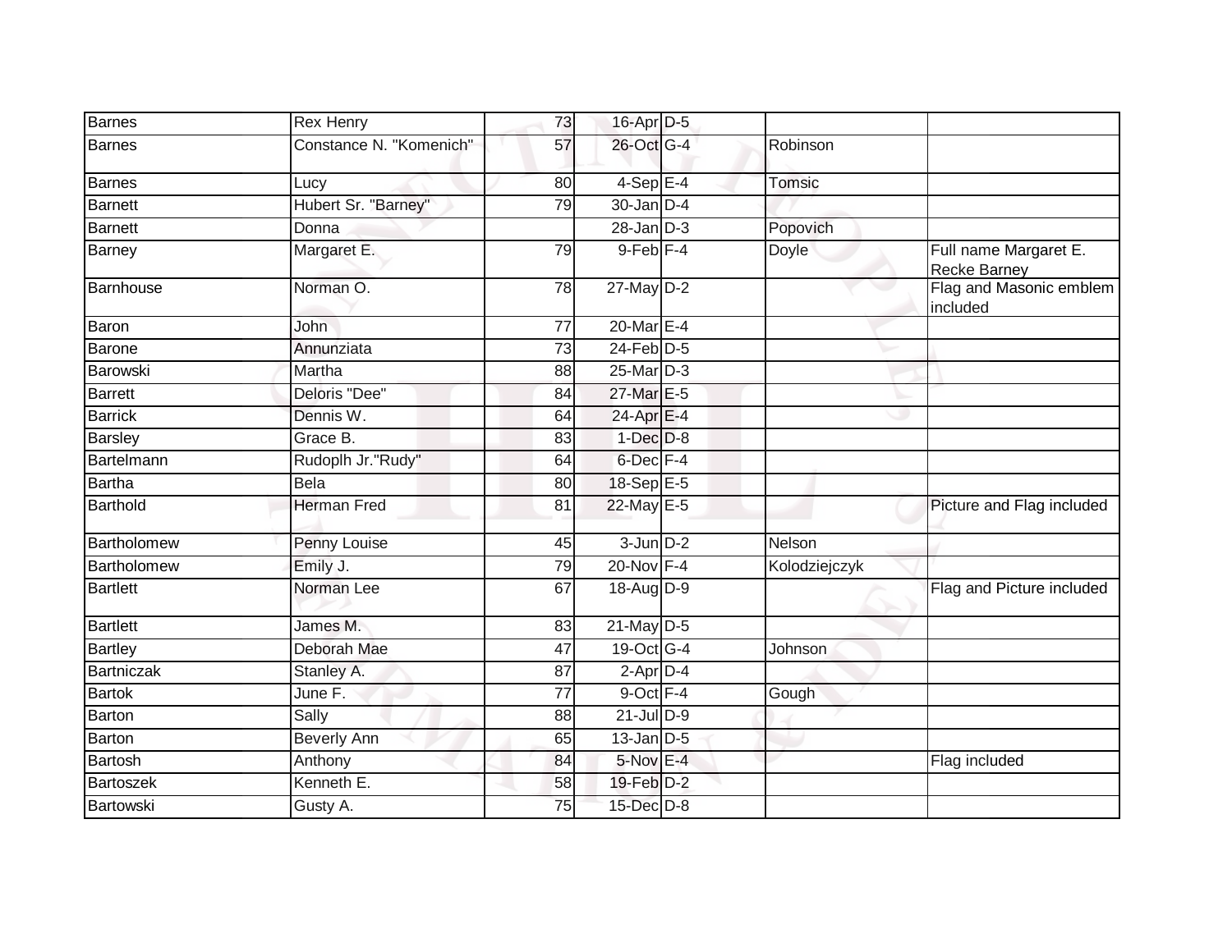| | | | | | | |
|---|---|---|---|---|---|---|
| Barnes | Rex Henry | 73 | 16-Apr | D-5 | | |
| Barnes | Constance N. "Komenich" | 57 | 26-Oct | G-4 | Robinson | |
| Barnes | Lucy | 80 | 4-Sep | E-4 | Tomsic | |
| Barnett | Hubert Sr. "Barney" | 79 | 30-Jan | D-4 | | |
| Barnett | Donna | | 28-Jan | D-3 | Popovich | |
| Barney | Margaret E. | 79 | 9-Feb | F-4 | Doyle | Full name Margaret E. Recke Barney |
| Barnhouse | Norman O. | 78 | 27-May | D-2 | | Flag and Masonic emblem included |
| Baron | John | 77 | 20-Mar | E-4 | | |
| Barone | Annunziata | 73 | 24-Feb | D-5 | | |
| Barowski | Martha | 88 | 25-Mar | D-3 | | |
| Barrett | Deloris "Dee" | 84 | 27-Mar | E-5 | | |
| Barrick | Dennis W. | 64 | 24-Apr | E-4 | | |
| Barsley | Grace B. | 83 | 1-Dec | D-8 | | |
| Bartelmann | Rudoplh Jr."Rudy" | 64 | 6-Dec | F-4 | | |
| Bartha | Bela | 80 | 18-Sep | E-5 | | |
| Barthold | Herman Fred | 81 | 22-May | E-5 | | Picture and Flag included |
| Bartholomew | Penny Louise | 45 | 3-Jun | D-2 | Nelson | |
| Bartholomew | Emily J. | 79 | 20-Nov | F-4 | Kolodziejczyk | |
| Bartlett | Norman Lee | 67 | 18-Aug | D-9 | | Flag and Picture included |
| Bartlett | James M. | 83 | 21-May | D-5 | | |
| Bartley | Deborah Mae | 47 | 19-Oct | G-4 | Johnson | |
| Bartniczak | Stanley A. | 87 | 2-Apr | D-4 | | |
| Bartok | June F. | 77 | 9-Oct | F-4 | Gough | |
| Barton | Sally | 88 | 21-Jul | D-9 | | |
| Barton | Beverly Ann | 65 | 13-Jan | D-5 | | |
| Bartosh | Anthony | 84 | 5-Nov | E-4 | | Flag included |
| Bartoszek | Kenneth E. | 58 | 19-Feb | D-2 | | |
| Bartowski | Gusty A. | 75 | 15-Dec | D-8 | | |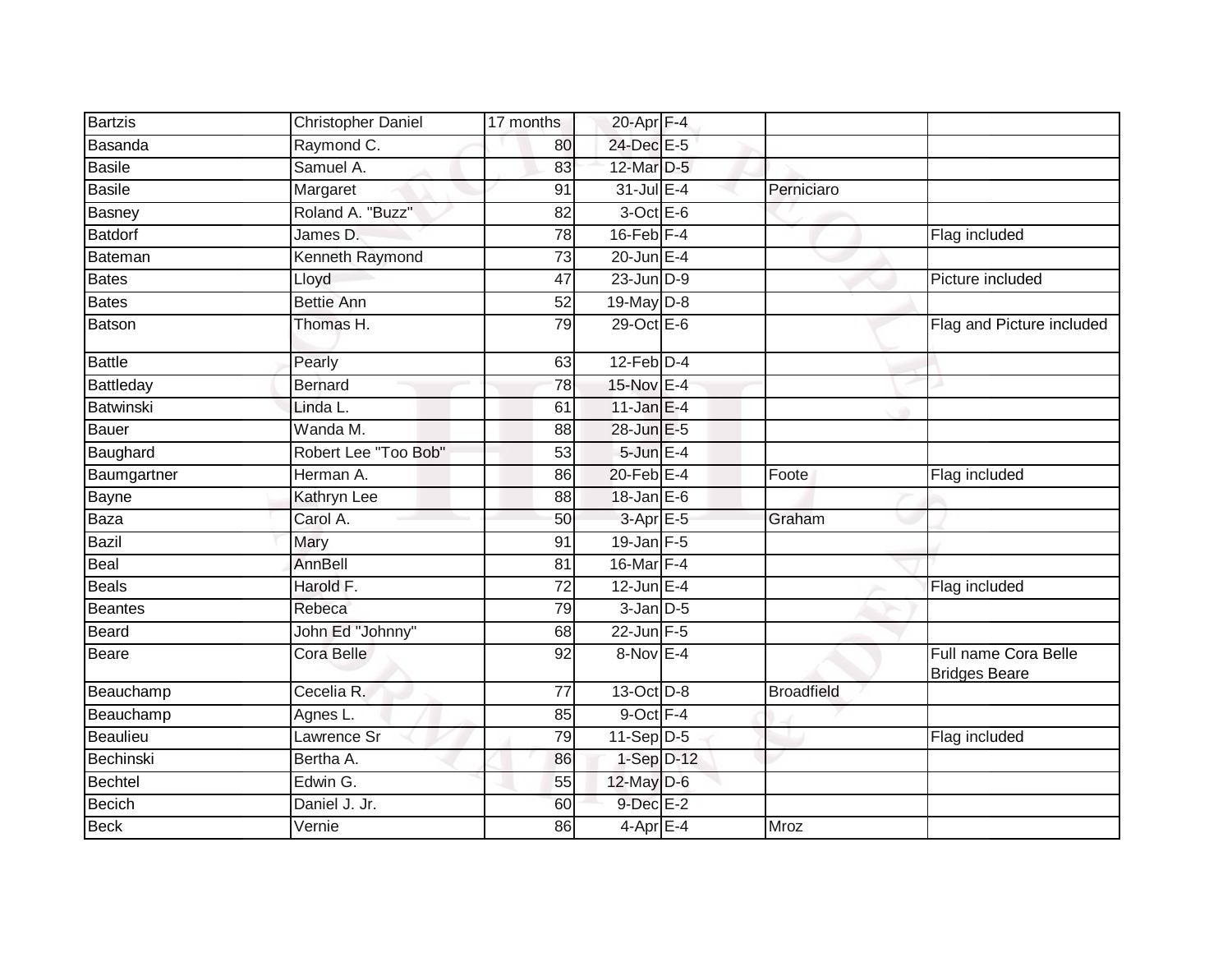| | | | | | | |
|---|---|---|---|---|---|---|
| Bartzis | Christopher Daniel | 17 months | 20-Apr | F-4 | | |
| Basanda | Raymond C. | 80 | 24-Dec | E-5 | | |
| Basile | Samuel A. | 83 | 12-Mar | D-5 | | |
| Basile | Margaret | 91 | 31-Jul | E-4 | Perniciaro | |
| Basney | Roland A. "Buzz" | 82 | 3-Oct | E-6 | | |
| Batdorf | James D. | 78 | 16-Feb | F-4 | | Flag included |
| Bateman | Kenneth Raymond | 73 | 20-Jun | E-4 | | |
| Bates | Lloyd | 47 | 23-Jun | D-9 | | Picture included |
| Bates | Bettie Ann | 52 | 19-May | D-8 | | |
| Batson | Thomas H. | 79 | 29-Oct | E-6 | | Flag and Picture included |
| Battle | Pearly | 63 | 12-Feb | D-4 | | |
| Battleday | Bernard | 78 | 15-Nov | E-4 | | |
| Batwinski | Linda L. | 61 | 11-Jan | E-4 | | |
| Bauer | Wanda M. | 88 | 28-Jun | E-5 | | |
| Baughard | Robert Lee "Too Bob" | 53 | 5-Jun | E-4 | | |
| Baumgartner | Herman A. | 86 | 20-Feb | E-4 | Foote | Flag included |
| Bayne | Kathryn Lee | 88 | 18-Jan | E-6 | | |
| Baza | Carol A. | 50 | 3-Apr | E-5 | Graham | |
| Bazil | Mary | 91 | 19-Jan | F-5 | | |
| Beal | AnnBell | 81 | 16-Mar | F-4 | | |
| Beals | Harold F. | 72 | 12-Jun | E-4 | | Flag included |
| Beantes | Rebeca | 79 | 3-Jan | D-5 | | |
| Beard | John Ed "Johnny" | 68 | 22-Jun | F-5 | | |
| Beare | Cora Belle | 92 | 8-Nov | E-4 | | Full name Cora Belle Bridges Beare |
| Beauchamp | Cecelia R. | 77 | 13-Oct | D-8 | Broadfield | |
| Beauchamp | Agnes L. | 85 | 9-Oct | F-4 | | |
| Beaulieu | Lawrence Sr | 79 | 11-Sep | D-5 | | Flag included |
| Bechinski | Bertha A. | 86 | 1-Sep | D-12 | | |
| Bechtel | Edwin G. | 55 | 12-May | D-6 | | |
| Becich | Daniel J. Jr. | 60 | 9-Dec | E-2 | | |
| Beck | Vernie | 86 | 4-Apr | E-4 | Mroz | |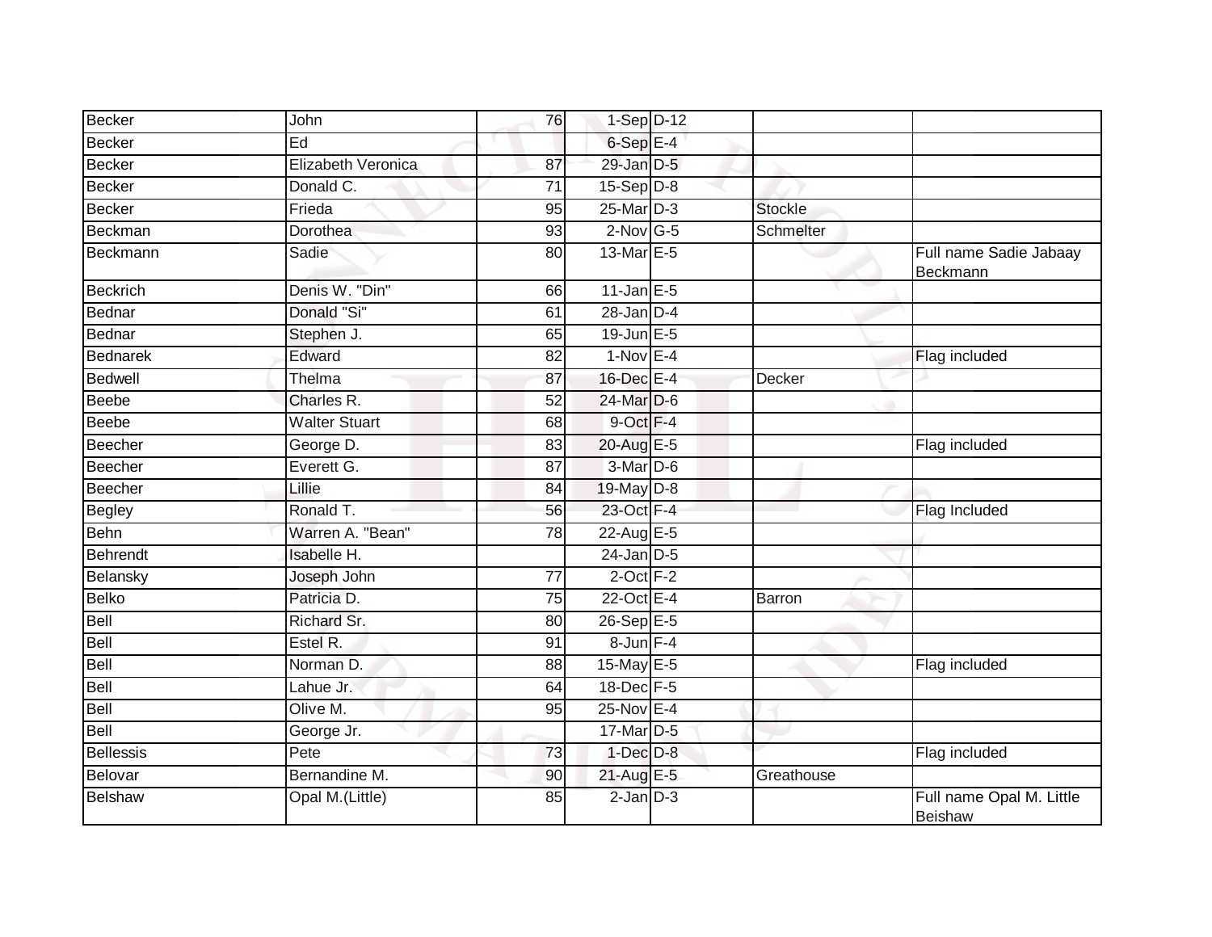| | | | | | | |
|---|---|---|---|---|---|---|
| Becker | John | 76 | 1-Sep | D-12 | | |
| Becker | Ed | | 6-Sep | E-4 | | |
| Becker | Elizabeth Veronica | 87 | 29-Jan | D-5 | | |
| Becker | Donald C. | 71 | 15-Sep | D-8 | | |
| Becker | Frieda | 95 | 25-Mar | D-3 | Stockle | |
| Beckman | Dorothea | 93 | 2-Nov | G-5 | Schmelter | |
| Beckmann | Sadie | 80 | 13-Mar | E-5 | | Full name Sadie Jabaay Beckmann |
| Beckrich | Denis W. "Din" | 66 | 11-Jan | E-5 | | |
| Bednar | Donald "Si" | 61 | 28-Jan | D-4 | | |
| Bednar | Stephen J. | 65 | 19-Jun | E-5 | | |
| Bednarek | Edward | 82 | 1-Nov | E-4 | | Flag included |
| Bedwell | Thelma | 87 | 16-Dec | E-4 | Decker | |
| Beebe | Charles R. | 52 | 24-Mar | D-6 | | |
| Beebe | Walter Stuart | 68 | 9-Oct | F-4 | | |
| Beecher | George D. | 83 | 20-Aug | E-5 | | Flag included |
| Beecher | Everett G. | 87 | 3-Mar | D-6 | | |
| Beecher | Lillie | 84 | 19-May | D-8 | | |
| Begley | Ronald T. | 56 | 23-Oct | F-4 | | Flag Included |
| Behn | Warren A. "Bean" | 78 | 22-Aug | E-5 | | |
| Behrendt | Isabelle H. | | 24-Jan | D-5 | | |
| Belansky | Joseph John | 77 | 2-Oct | F-2 | | |
| Belko | Patricia D. | 75 | 22-Oct | E-4 | Barron | |
| Bell | Richard Sr. | 80 | 26-Sep | E-5 | | |
| Bell | Estel R. | 91 | 8-Jun | F-4 | | |
| Bell | Norman D. | 88 | 15-May | E-5 | | Flag included |
| Bell | Lahue Jr. | 64 | 18-Dec | F-5 | | |
| Bell | Olive M. | 95 | 25-Nov | E-4 | | |
| Bell | George Jr. | | 17-Mar | D-5 | | |
| Bellessis | Pete | 73 | 1-Dec | D-8 | | Flag included |
| Belovar | Bernandine M. | 90 | 21-Aug | E-5 | Greathouse | |
| Belshaw | Opal M.(Little) | 85 | 2-Jan | D-3 | | Full name Opal M. Little Beishaw |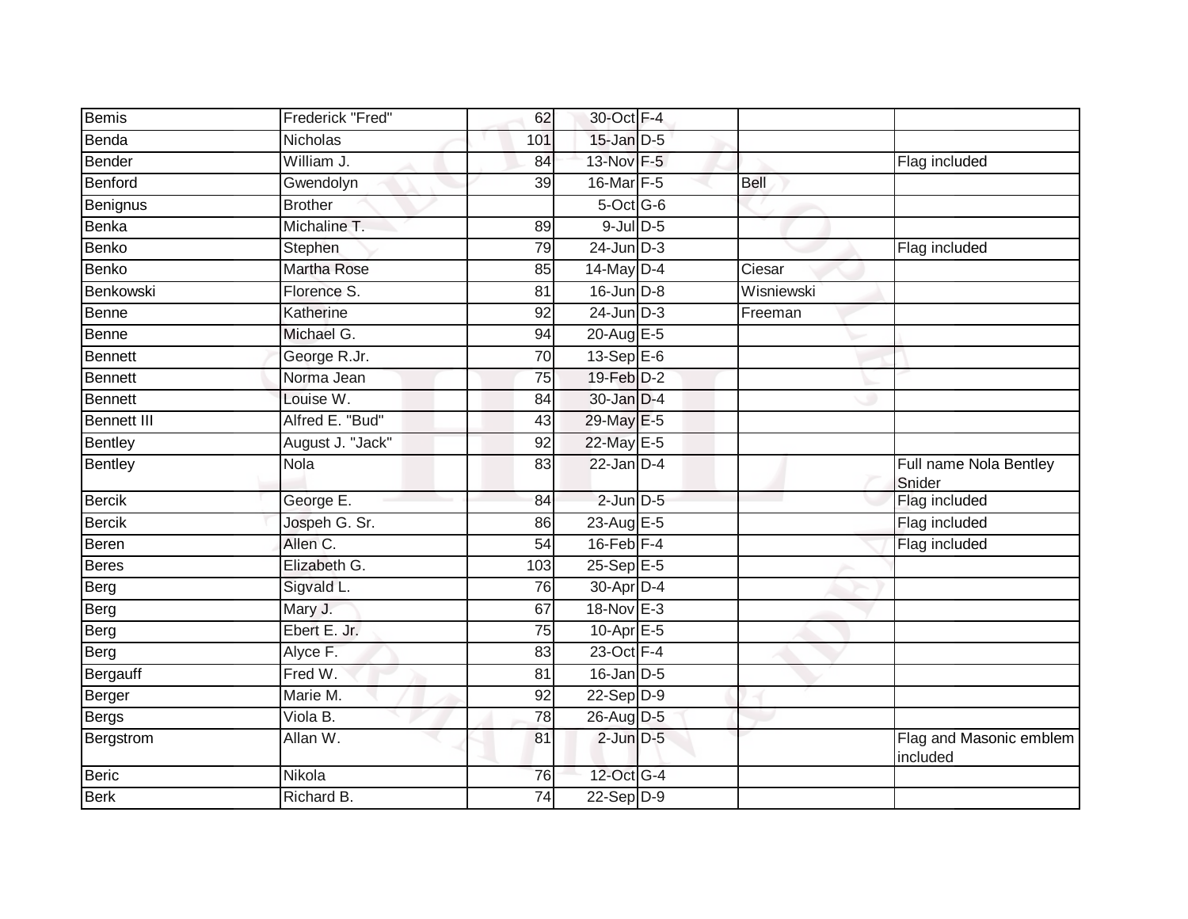| | | | | | | |
|---|---|---|---|---|---|---|
| Bemis | Frederick "Fred" | 62 | 30-Oct | F-4 | | |
| Benda | Nicholas | 101 | 15-Jan | D-5 | | |
| Bender | William J. | 84 | 13-Nov | F-5 | | Flag included |
| Benford | Gwendolyn | 39 | 16-Mar | F-5 | Bell | |
| Benignus | Brother | | 5-Oct | G-6 | | |
| Benka | Michaline T. | 89 | 9-Jul | D-5 | | |
| Benko | Stephen | 79 | 24-Jun | D-3 | | Flag included |
| Benko | Martha Rose | 85 | 14-May | D-4 | Ciesar | |
| Benkowski | Florence S. | 81 | 16-Jun | D-8 | Wisniewski | |
| Benne | Katherine | 92 | 24-Jun | D-3 | Freeman | |
| Benne | Michael G. | 94 | 20-Aug | E-5 | | |
| Bennett | George R.Jr. | 70 | 13-Sep | E-6 | | |
| Bennett | Norma Jean | 75 | 19-Feb | D-2 | | |
| Bennett | Louise W. | 84 | 30-Jan | D-4 | | |
| Bennett III | Alfred E. "Bud" | 43 | 29-May | E-5 | | |
| Bentley | August J. "Jack" | 92 | 22-May | E-5 | | |
| Bentley | Nola | 83 | 22-Jan | D-4 | | Full name Nola Bentley Snider |
| Bercik | George E. | 84 | 2-Jun | D-5 | | Flag included |
| Bercik | Jospeh G. Sr. | 86 | 23-Aug | E-5 | | Flag included |
| Beren | Allen C. | 54 | 16-Feb | F-4 | | Flag included |
| Beres | Elizabeth G. | 103 | 25-Sep | E-5 | | |
| Berg | Sigvald L. | 76 | 30-Apr | D-4 | | |
| Berg | Mary J. | 67 | 18-Nov | E-3 | | |
| Berg | Ebert E. Jr. | 75 | 10-Apr | E-5 | | |
| Berg | Alyce F. | 83 | 23-Oct | F-4 | | |
| Bergauff | Fred W. | 81 | 16-Jan | D-5 | | |
| Berger | Marie M. | 92 | 22-Sep | D-9 | | |
| Bergs | Viola B. | 78 | 26-Aug | D-5 | | |
| Bergstrom | Allan W. | 81 | 2-Jun | D-5 | | Flag and Masonic emblem included |
| Beric | Nikola | 76 | 12-Oct | G-4 | | |
| Berk | Richard B. | 74 | 22-Sep | D-9 | | |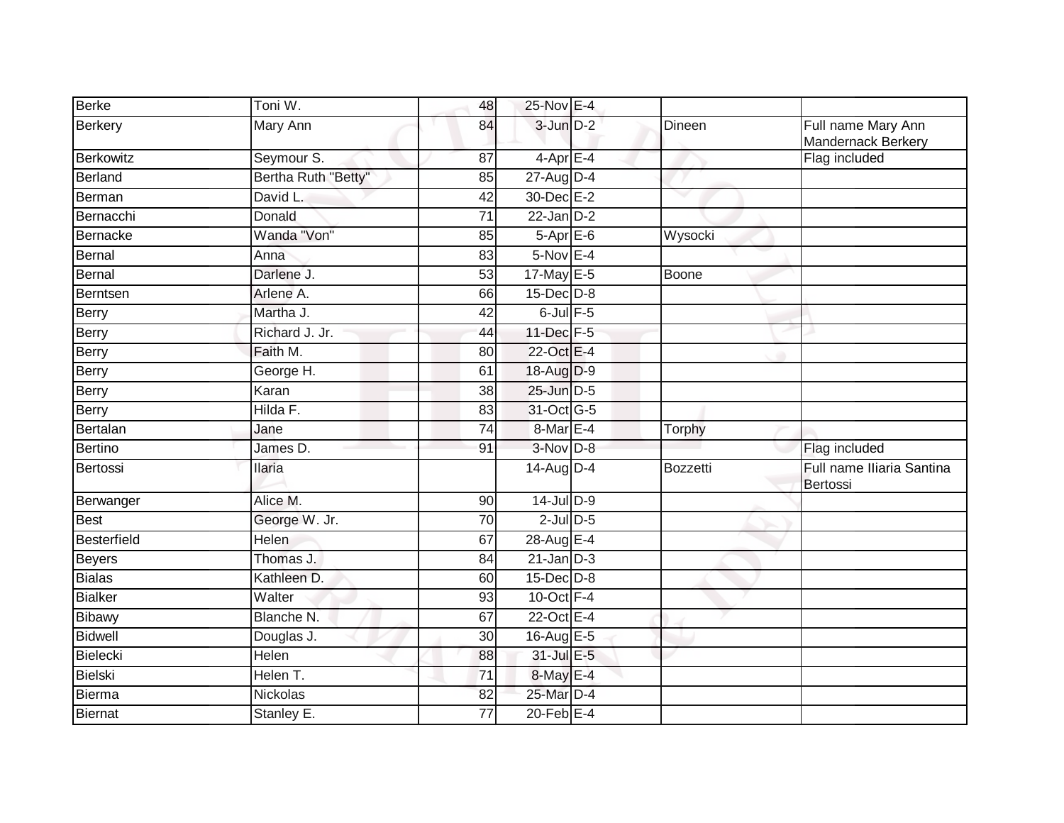| Berke | Toni W. | 48 | 25-Nov | E-4 | | |
|---|---|---|---|---|---|---|
| Berkery | Mary Ann | 84 | 3-Jun | D-2 | Dineen | Full name Mary Ann Mandernack Berkery |
| Berkowitz | Seymour S. | 87 | 4-Apr | E-4 | | Flag included |
| Berland | Bertha Ruth "Betty" | 85 | 27-Aug | D-4 | | |
| Berman | David L. | 42 | 30-Dec | E-2 | | |
| Bernacchi | Donald | 71 | 22-Jan | D-2 | | |
| Bernacke | Wanda "Von" | 85 | 5-Apr | E-6 | Wysocki | |
| Bernal | Anna | 83 | 5-Nov | E-4 | | |
| Bernal | Darlene J. | 53 | 17-May | E-5 | Boone | |
| Berntsen | Arlene A. | 66 | 15-Dec | D-8 | | |
| Berry | Martha J. | 42 | 6-Jul | F-5 | | |
| Berry | Richard J. Jr. | 44 | 11-Dec | F-5 | | |
| Berry | Faith M. | 80 | 22-Oct | E-4 | | |
| Berry | George H. | 61 | 18-Aug | D-9 | | |
| Berry | Karan | 38 | 25-Jun | D-5 | | |
| Berry | Hilda F. | 83 | 31-Oct | G-5 | | |
| Bertalan | Jane | 74 | 8-Mar | E-4 | Torphy | |
| Bertino | James D. | 91 | 3-Nov | D-8 | | Flag included |
| Bertossi | Ilaria | | 14-Aug | D-4 | Bozzetti | Full name Iliaria Santina Bertossi |
| Berwanger | Alice M. | 90 | 14-Jul | D-9 | | |
| Best | George W. Jr. | 70 | 2-Jul | D-5 | | |
| Besterfield | Helen | 67 | 28-Aug | E-4 | | |
| Beyers | Thomas J. | 84 | 21-Jan | D-3 | | |
| Bialas | Kathleen D. | 60 | 15-Dec | D-8 | | |
| Bialker | Walter | 93 | 10-Oct | F-4 | | |
| Bibawy | Blanche N. | 67 | 22-Oct | E-4 | | |
| Bidwell | Douglas J. | 30 | 16-Aug | E-5 | | |
| Bielecki | Helen | 88 | 31-Jul | E-5 | | |
| Bielski | Helen T. | 71 | 8-May | E-4 | | |
| Bierma | Nickolas | 82 | 25-Mar | D-4 | | |
| Biernat | Stanley E. | 77 | 20-Feb | E-4 | | |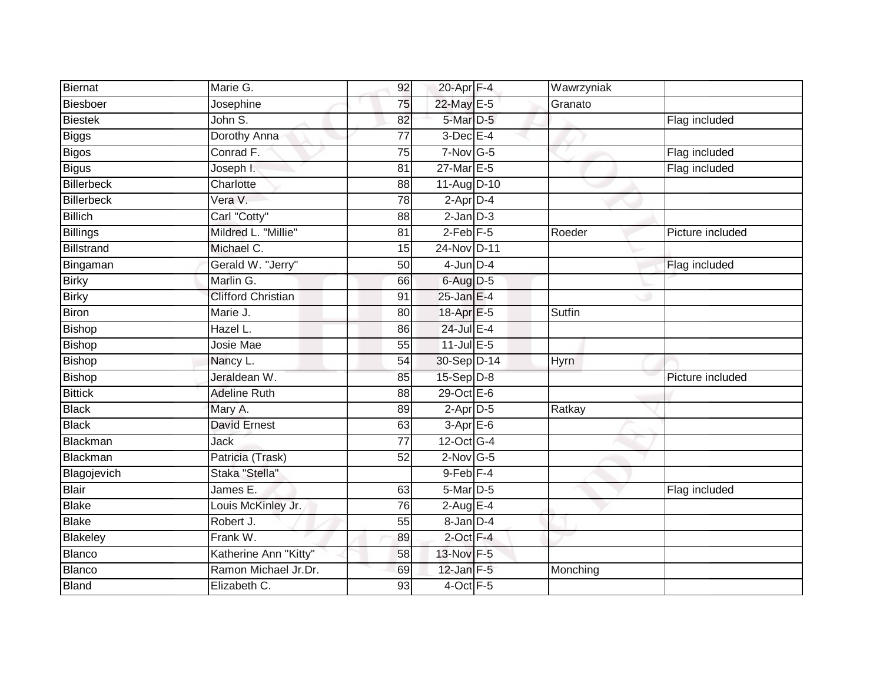| Biernat | Marie G. | 92 | 20-Apr | F-4 | Wawrzyniak | |
|---|---|---|---|---|---|---|
| Biesboer | Josephine | 75 | 22-May | E-5 | Granato | |
| Biestek | John S. | 82 | 5-Mar | D-5 | | Flag included |
| Biggs | Dorothy Anna | 77 | 3-Dec | E-4 | | |
| Bigos | Conrad F. | 75 | 7-Nov | G-5 | | Flag included |
| Bigus | Joseph I. | 81 | 27-Mar | E-5 | | Flag included |
| Billerbeck | Charlotte | 88 | 11-Aug | D-10 | | |
| Billerbeck | Vera V. | 78 | 2-Apr | D-4 | | |
| Billich | Carl "Cotty" | 88 | 2-Jan | D-3 | | |
| Billings | Mildred L. "Millie" | 81 | 2-Feb | F-5 | Roeder | Picture included |
| Billstrand | Michael C. | 15 | 24-Nov | D-11 | | |
| Bingaman | Gerald W. "Jerry" | 50 | 4-Jun | D-4 | | Flag included |
| Birky | Marlin G. | 66 | 6-Aug | D-5 | | |
| Birky | Clifford Christian | 91 | 25-Jan | E-4 | | |
| Biron | Marie J. | 80 | 18-Apr | E-5 | Sutfin | |
| Bishop | Hazel L. | 86 | 24-Jul | E-4 | | |
| Bishop | Josie Mae | 55 | 11-Jul | E-5 | | |
| Bishop | Nancy L. | 54 | 30-Sep | D-14 | Hyrn | |
| Bishop | Jeraldean W. | 85 | 15-Sep | D-8 | | Picture included |
| Bittick | Adeline Ruth | 88 | 29-Oct | E-6 | | |
| Black | Mary A. | 89 | 2-Apr | D-5 | Ratkay | |
| Black | David Ernest | 63 | 3-Apr | E-6 | | |
| Blackman | Jack | 77 | 12-Oct | G-4 | | |
| Blackman | Patricia (Trask) | 52 | 2-Nov | G-5 | | |
| Blagojevich | Staka "Stella" | | 9-Feb | F-4 | | |
| Blair | James E. | 63 | 5-Mar | D-5 | | Flag included |
| Blake | Louis McKinley Jr. | 76 | 2-Aug | E-4 | | |
| Blake | Robert J. | 55 | 8-Jan | D-4 | | |
| Blakeley | Frank W. | 89 | 2-Oct | F-4 | | |
| Blanco | Katherine Ann "Kitty" | 58 | 13-Nov | F-5 | | |
| Blanco | Ramon Michael Jr.Dr. | 69 | 12-Jan | F-5 | Monching | |
| Bland | Elizabeth C. | 93 | 4-Oct | F-5 | | |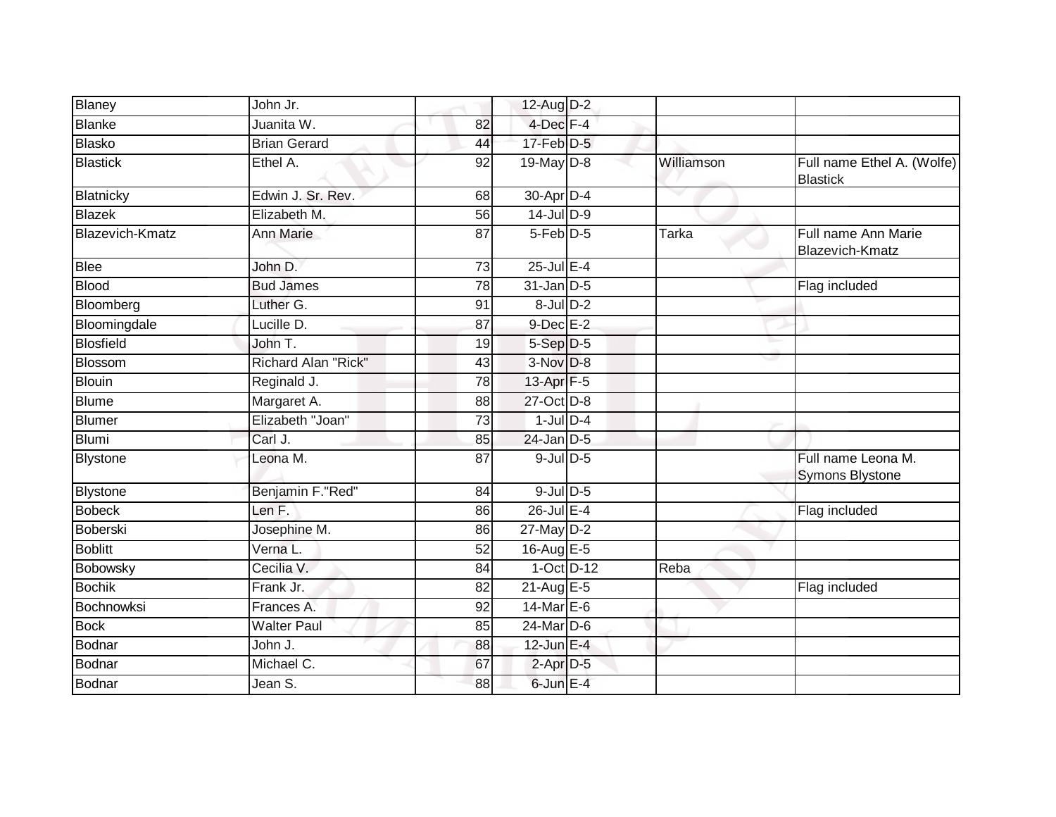| | | | | | | |
|---|---|---|---|---|---|---|
| Blaney | John Jr. | | 12-Aug | D-2 | | |
| Blanke | Juanita W. | 82 | 4-Dec | F-4 | | |
| Blasko | Brian Gerard | 44 | 17-Feb | D-5 | | |
| Blastick | Ethel A. | 92 | 19-May | D-8 | Williamson | Full name Ethel A. (Wolfe) Blastick |
| Blatnicky | Edwin J. Sr. Rev. | 68 | 30-Apr | D-4 | | |
| Blazek | Elizabeth M. | 56 | 14-Jul | D-9 | | |
| Blazevich-Kmatz | Ann Marie | 87 | 5-Feb | D-5 | Tarka | Full name Ann Marie Blazevich-Kmatz |
| Blee | John D. | 73 | 25-Jul | E-4 | | |
| Blood | Bud James | 78 | 31-Jan | D-5 | | Flag included |
| Bloomberg | Luther G. | 91 | 8-Jul | D-2 | | |
| Bloomingdale | Lucille D. | 87 | 9-Dec | E-2 | | |
| Blosfield | John T. | 19 | 5-Sep | D-5 | | |
| Blossom | Richard Alan "Rick" | 43 | 3-Nov | D-8 | | |
| Blouin | Reginald J. | 78 | 13-Apr | F-5 | | |
| Blume | Margaret A. | 88 | 27-Oct | D-8 | | |
| Blumer | Elizabeth "Joan" | 73 | 1-Jul | D-4 | | |
| Blumi | Carl J. | 85 | 24-Jan | D-5 | | |
| Blystone | Leona M. | 87 | 9-Jul | D-5 | | Full name Leona M. Symons Blystone |
| Blystone | Benjamin F."Red" | 84 | 9-Jul | D-5 | | |
| Bobeck | Len F. | 86 | 26-Jul | E-4 | | Flag included |
| Boberski | Josephine M. | 86 | 27-May | D-2 | | |
| Boblitt | Verna L. | 52 | 16-Aug | E-5 | | |
| Bobowsky | Cecilia V. | 84 | 1-Oct | D-12 | Reba | |
| Bochik | Frank Jr. | 82 | 21-Aug | E-5 | | Flag included |
| Bochnowksi | Frances A. | 92 | 14-Mar | E-6 | | |
| Bock | Walter Paul | 85 | 24-Mar | D-6 | | |
| Bodnar | John J. | 88 | 12-Jun | E-4 | | |
| Bodnar | Michael C. | 67 | 2-Apr | D-5 | | |
| Bodnar | Jean S. | 88 | 6-Jun | E-4 | | |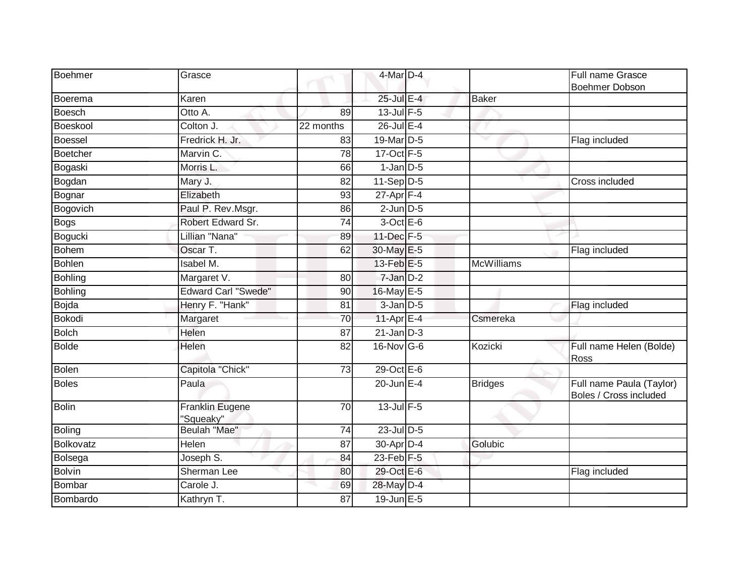| | | | | | | |
|---|---|---|---|---|---|---|
| Boehmer | Grasce | | 4-Mar | D-4 | | Full name Grasce Boehmer Dobson |
| Boerema | Karen | | 25-Jul | E-4 | Baker | |
| Boesch | Otto A. | 89 | 13-Jul | F-5 | | |
| Boeskool | Colton J. | 22 months | 26-Jul | E-4 | | |
| Boessel | Fredrick H. Jr. | 83 | 19-Mar | D-5 | | Flag included |
| Boetcher | Marvin C. | 78 | 17-Oct | F-5 | | |
| Bogaski | Morris L. | 66 | 1-Jan | D-5 | | |
| Bogdan | Mary J. | 82 | 11-Sep | D-5 | | Cross included |
| Bognar | Elizabeth | 93 | 27-Apr | F-4 | | |
| Bogovich | Paul P. Rev.Msgr. | 86 | 2-Jun | D-5 | | |
| Bogs | Robert Edward Sr. | 74 | 3-Oct | E-6 | | |
| Bogucki | Lillian "Nana" | 89 | 11-Dec | F-5 | | |
| Bohem | Oscar T. | 62 | 30-May | E-5 | | Flag included |
| Bohlen | Isabel M. | | 13-Feb | E-5 | McWilliams | |
| Bohling | Margaret V. | 80 | 7-Jan | D-2 | | |
| Bohling | Edward Carl "Swede" | 90 | 16-May | E-5 | | |
| Bojda | Henry F. "Hank" | 81 | 3-Jan | D-5 | | Flag included |
| Bokodi | Margaret | 70 | 11-Apr | E-4 | Csmereka | |
| Bolch | Helen | 87 | 21-Jan | D-3 | | |
| Bolde | Helen | 82 | 16-Nov | G-6 | Kozicki | Full name Helen (Bolde) Ross |
| Bolen | Capitola "Chick" | 73 | 29-Oct | E-6 | | |
| Boles | Paula | | 20-Jun | E-4 | Bridges | Full name Paula (Taylor) Boles / Cross included |
| Bolin | Franklin Eugene "Squeaky" | 70 | 13-Jul | F-5 | | |
| Boling | Beulah "Mae" | 74 | 23-Jul | D-5 | | |
| Bolkovatz | Helen | 87 | 30-Apr | D-4 | Golubic | |
| Bolsega | Joseph S. | 84 | 23-Feb | F-5 | | |
| Bolvin | Sherman Lee | 80 | 29-Oct | E-6 | | Flag included |
| Bombar | Carole J. | 69 | 28-May | D-4 | | |
| Bombardo | Kathryn T. | 87 | 19-Jun | E-5 | | |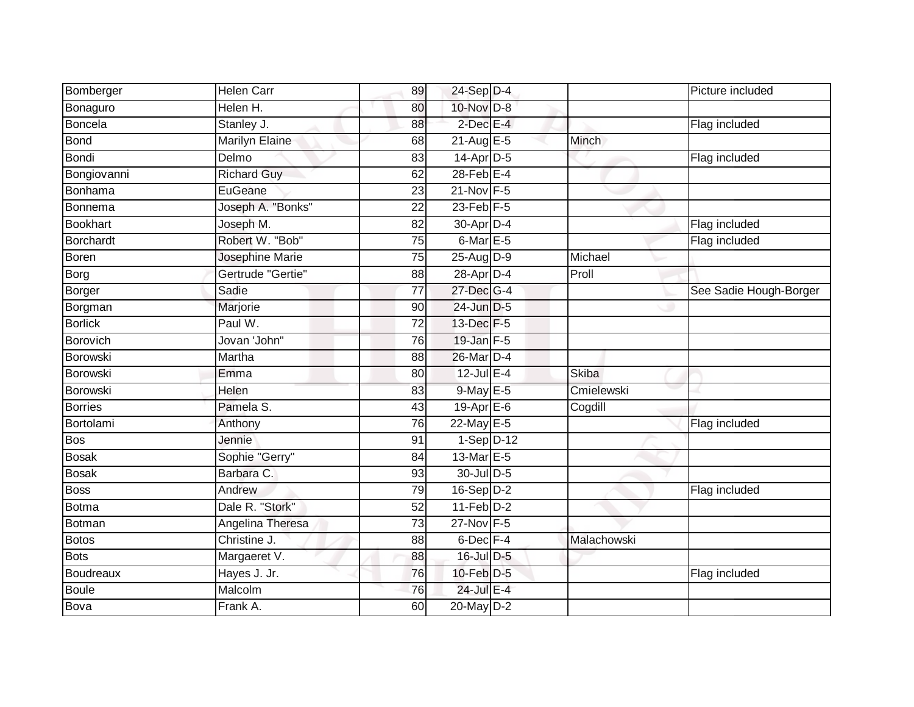| | | | | | | |
|---|---|---|---|---|---|---|
| Bomberger | Helen Carr | 89 | 24-Sep | D-4 | | Picture included |
| Bonaguro | Helen H. | 80 | 10-Nov | D-8 | | |
| Boncela | Stanley J. | 88 | 2-Dec | E-4 | | Flag included |
| Bond | Marilyn Elaine | 68 | 21-Aug | E-5 | Minch | |
| Bondi | Delmo | 83 | 14-Apr | D-5 | | Flag included |
| Bongiovanni | Richard Guy | 62 | 28-Feb | E-4 | | |
| Bonhama | EuGeane | 23 | 21-Nov | F-5 | | |
| Bonnema | Joseph A. "Bonks" | 22 | 23-Feb | F-5 | | |
| Bookhart | Joseph M. | 82 | 30-Apr | D-4 | | Flag included |
| Borchardt | Robert W. "Bob" | 75 | 6-Mar | E-5 | | Flag included |
| Boren | Josephine Marie | 75 | 25-Aug | D-9 | Michael | |
| Borg | Gertrude "Gertie" | 88 | 28-Apr | D-4 | Proll | |
| Borger | Sadie | 77 | 27-Dec | G-4 | | See Sadie Hough-Borger |
| Borgman | Marjorie | 90 | 24-Jun | D-5 | | |
| Borlick | Paul W. | 72 | 13-Dec | F-5 | | |
| Borovich | Jovan 'John" | 76 | 19-Jan | F-5 | | |
| Borowski | Martha | 88 | 26-Mar | D-4 | | |
| Borowski | Emma | 80 | 12-Jul | E-4 | Skiba | |
| Borowski | Helen | 83 | 9-May | E-5 | Cmielewski | |
| Borries | Pamela S. | 43 | 19-Apr | E-6 | Cogdill | |
| Bortolami | Anthony | 76 | 22-May | E-5 | | Flag included |
| Bos | Jennie | 91 | 1-Sep | D-12 | | |
| Bosak | Sophie "Gerry" | 84 | 13-Mar | E-5 | | |
| Bosak | Barbara C. | 93 | 30-Jul | D-5 | | |
| Boss | Andrew | 79 | 16-Sep | D-2 | | Flag included |
| Botma | Dale R. "Stork" | 52 | 11-Feb | D-2 | | |
| Botman | Angelina Theresa | 73 | 27-Nov | F-5 | | |
| Botos | Christine J. | 88 | 6-Dec | F-4 | Malachowski | |
| Bots | Margaeret V. | 88 | 16-Jul | D-5 | | |
| Boudreaux | Hayes J. Jr. | 76 | 10-Feb | D-5 | | Flag included |
| Boule | Malcolm | 76 | 24-Jul | E-4 | | |
| Bova | Frank A. | 60 | 20-May | D-2 | | |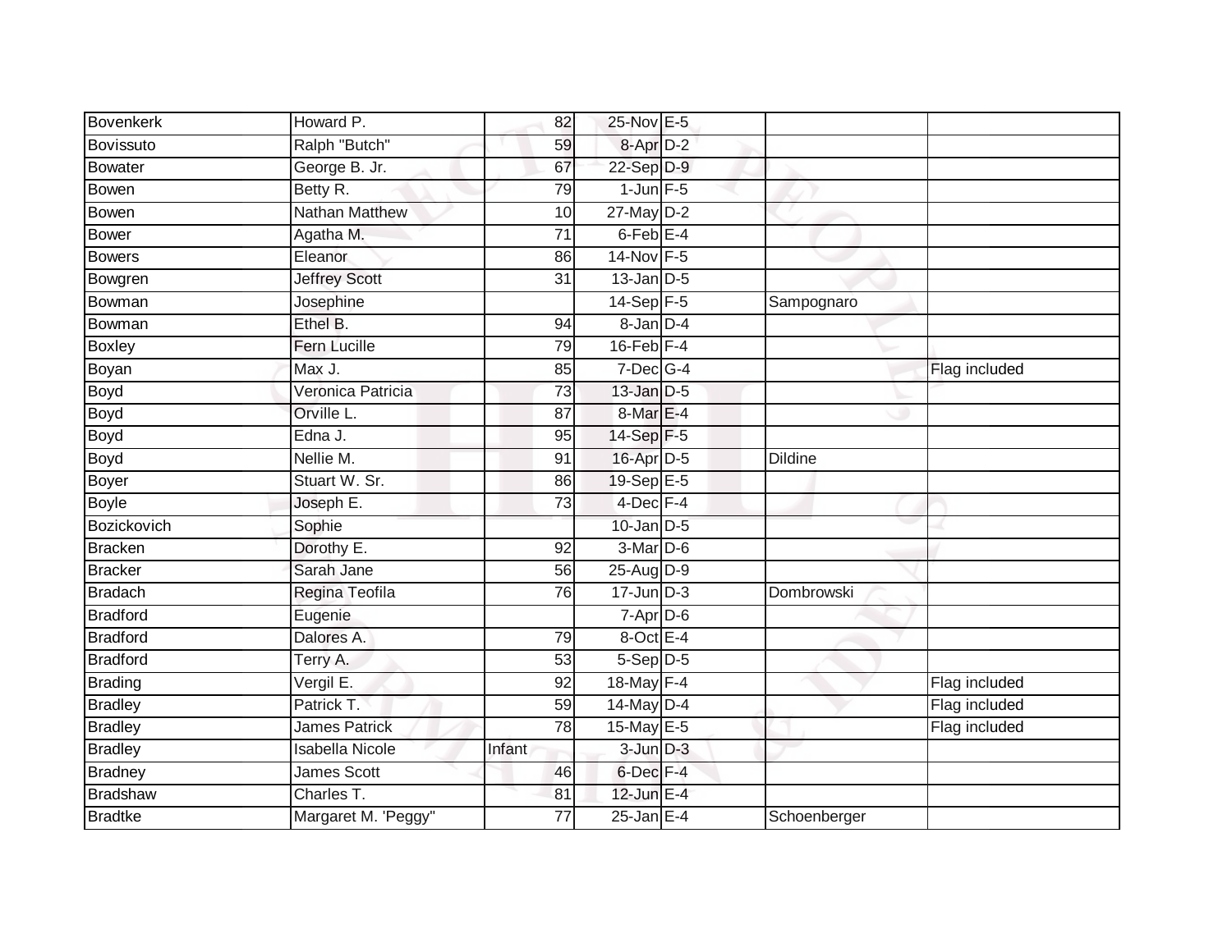| | | | | | | |
|---|---|---|---|---|---|---|
| Bovenkerk | Howard P. | 82 | 25-Nov | E-5 | | |
| Bovissuto | Ralph "Butch" | 59 | 8-Apr | D-2 | | |
| Bowater | George B. Jr. | 67 | 22-Sep | D-9 | | |
| Bowen | Betty R. | 79 | 1-Jun | F-5 | | |
| Bowen | Nathan Matthew | 10 | 27-May | D-2 | | |
| Bower | Agatha M. | 71 | 6-Feb | E-4 | | |
| Bowers | Eleanor | 86 | 14-Nov | F-5 | | |
| Bowgren | Jeffrey Scott | 31 | 13-Jan | D-5 | | |
| Bowman | Josephine | | 14-Sep | F-5 | Sampognaro | |
| Bowman | Ethel B. | 94 | 8-Jan | D-4 | | |
| Boxley | Fern Lucille | 79 | 16-Feb | F-4 | | |
| Boyan | Max J. | 85 | 7-Dec | G-4 | | Flag included |
| Boyd | Veronica Patricia | 73 | 13-Jan | D-5 | | |
| Boyd | Orville L. | 87 | 8-Mar | E-4 | | |
| Boyd | Edna J. | 95 | 14-Sep | F-5 | | |
| Boyd | Nellie M. | 91 | 16-Apr | D-5 | Dildine | |
| Boyer | Stuart W. Sr. | 86 | 19-Sep | E-5 | | |
| Boyle | Joseph E. | 73 | 4-Dec | F-4 | | |
| Bozickovich | Sophie | | 10-Jan | D-5 | | |
| Bracken | Dorothy E. | 92 | 3-Mar | D-6 | | |
| Bracker | Sarah Jane | 56 | 25-Aug | D-9 | | |
| Bradach | Regina Teofila | 76 | 17-Jun | D-3 | Dombrowski | |
| Bradford | Eugenie | | 7-Apr | D-6 | | |
| Bradford | Dalores A. | 79 | 8-Oct | E-4 | | |
| Bradford | Terry A. | 53 | 5-Sep | D-5 | | |
| Brading | Vergil E. | 92 | 18-May | F-4 | | Flag included |
| Bradley | Patrick T. | 59 | 14-May | D-4 | | Flag included |
| Bradley | James Patrick | 78 | 15-May | E-5 | | Flag included |
| Bradley | Isabella Nicole | Infant | 3-Jun | D-3 | | |
| Bradney | James Scott | 46 | 6-Dec | F-4 | | |
| Bradshaw | Charles T. | 81 | 12-Jun | E-4 | | |
| Bradtke | Margaret M. 'Peggy" | 77 | 25-Jan | E-4 | Schoenberger | |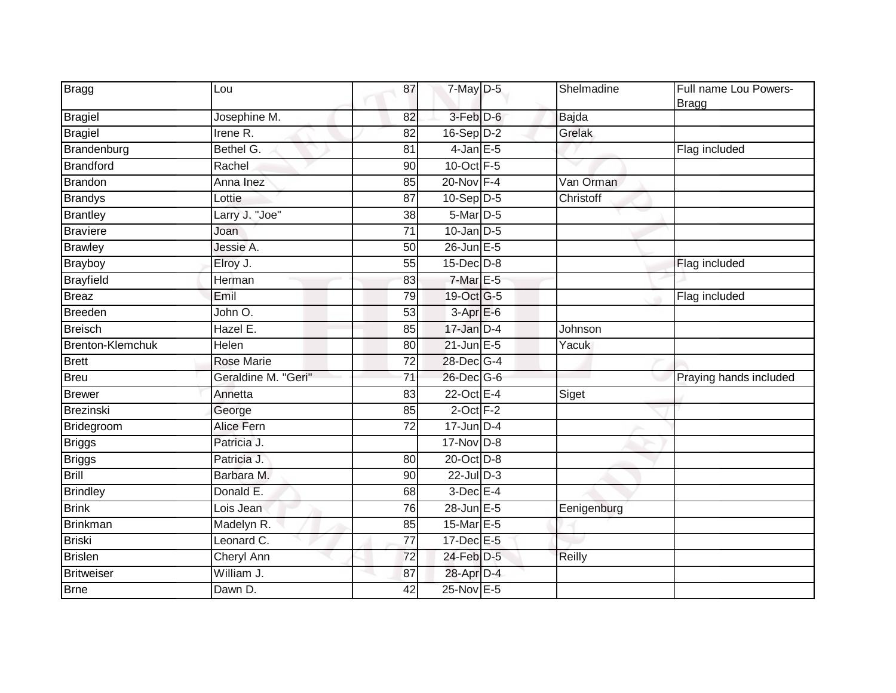| Bragg | Lou | 87 | 7-May | D-5 | Shelmadine | Full name Lou Powers-Bragg |
|---|---|---|---|---|---|---|
| Bragiel | Josephine M. | 82 | 3-Feb | D-6 | Bajda | |
| Bragiel | Irene R. | 82 | 16-Sep | D-2 | Grelak | |
| Brandenburg | Bethel G. | 81 | 4-Jan | E-5 | | Flag included |
| Brandford | Rachel | 90 | 10-Oct | F-5 | | |
| Brandon | Anna Inez | 85 | 20-Nov | F-4 | Van Orman | |
| Brandys | Lottie | 87 | 10-Sep | D-5 | Christoff | |
| Brantley | Larry J. "Joe" | 38 | 5-Mar | D-5 | | |
| Braviere | Joan | 71 | 10-Jan | D-5 | | |
| Brawley | Jessie A. | 50 | 26-Jun | E-5 | | |
| Brayboy | Elroy J. | 55 | 15-Dec | D-8 | | Flag included |
| Brayfield | Herman | 83 | 7-Mar | E-5 | | |
| Breaz | Emil | 79 | 19-Oct | G-5 | | Flag included |
| Breeden | John O. | 53 | 3-Apr | E-6 | | |
| Breisch | Hazel E. | 85 | 17-Jan | D-4 | Johnson | |
| Brenton-Klemchuk | Helen | 80 | 21-Jun | E-5 | Yacuk | |
| Brett | Rose Marie | 72 | 28-Dec | G-4 | | |
| Breu | Geraldine M. "Geri" | 71 | 26-Dec | G-6 | | Praying hands included |
| Brewer | Annetta | 83 | 22-Oct | E-4 | Siget | |
| Brezinski | George | 85 | 2-Oct | F-2 | | |
| Bridegroom | Alice Fern | 72 | 17-Jun | D-4 | | |
| Briggs | Patricia J. | | 17-Nov | D-8 | | |
| Briggs | Patricia J. | 80 | 20-Oct | D-8 | | |
| Brill | Barbara M. | 90 | 22-Jul | D-3 | | |
| Brindley | Donald E. | 68 | 3-Dec | E-4 | | |
| Brink | Lois Jean | 76 | 28-Jun | E-5 | Eenigenburg | |
| Brinkman | Madelyn R. | 85 | 15-Mar | E-5 | | |
| Briski | Leonard C. | 77 | 17-Dec | E-5 | | |
| Brislen | Cheryl Ann | 72 | 24-Feb | D-5 | Reilly | |
| Britweiser | William J. | 87 | 28-Apr | D-4 | | |
| Brne | Dawn D. | 42 | 25-Nov | E-5 | | |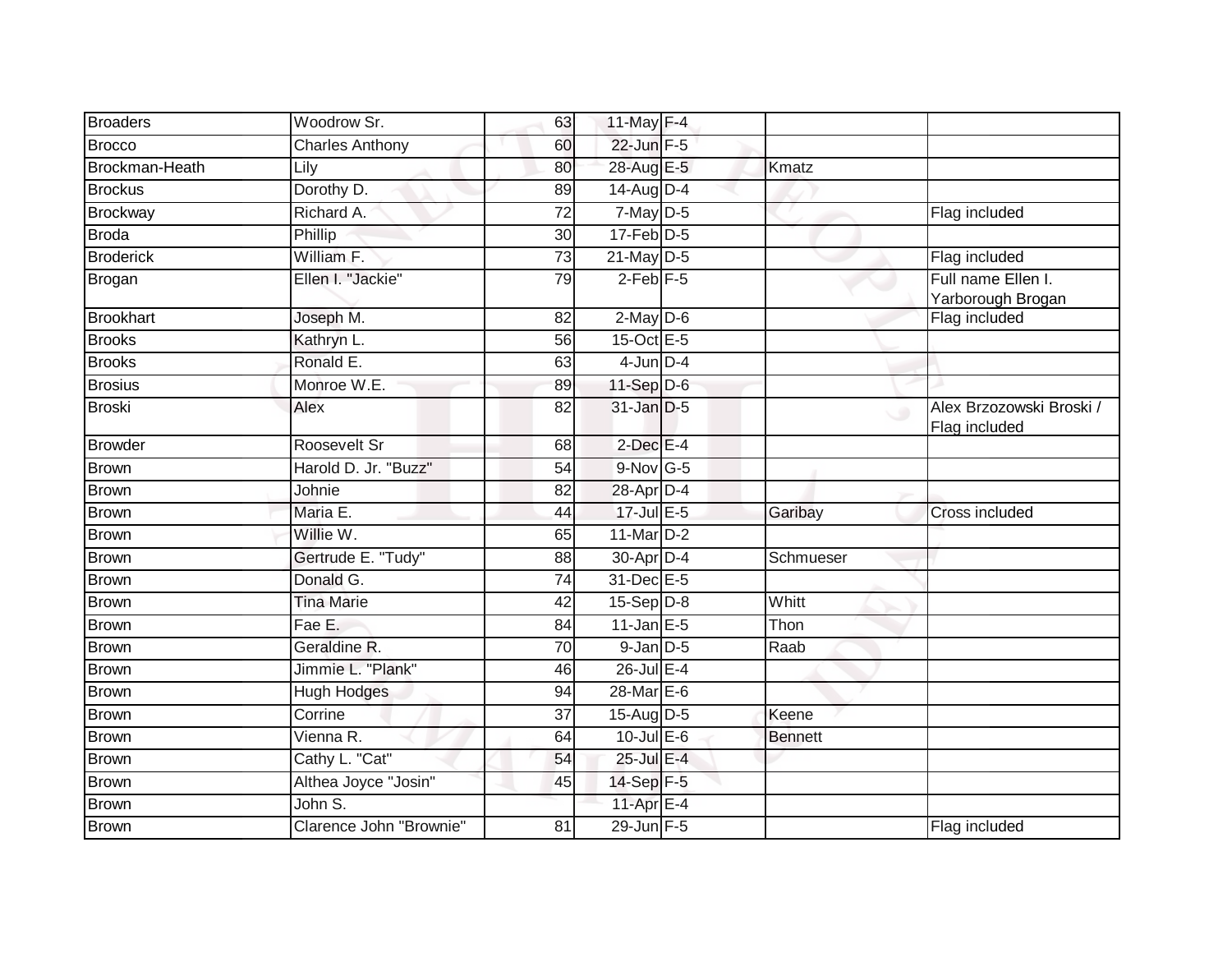| | | | | | | |
|---|---|---|---|---|---|---|
| Broaders | Woodrow Sr. | 63 | 11-May | F-4 | | |
| Brocco | Charles Anthony | 60 | 22-Jun | F-5 | | |
| Brockman-Heath | Lily | 80 | 28-Aug | E-5 | Kmatz | |
| Brockus | Dorothy D. | 89 | 14-Aug | D-4 | | |
| Brockway | Richard A. | 72 | 7-May | D-5 | | Flag included |
| Broda | Phillip | 30 | 17-Feb | D-5 | | |
| Broderick | William F. | 73 | 21-May | D-5 | | Flag included |
| Brogan | Ellen I. "Jackie" | 79 | 2-Feb | F-5 | | Full name Ellen I. Yarborough Brogan |
| Brookhart | Joseph M. | 82 | 2-May | D-6 | | Flag included |
| Brooks | Kathryn L. | 56 | 15-Oct | E-5 | | |
| Brooks | Ronald E. | 63 | 4-Jun | D-4 | | |
| Brosius | Monroe W.E. | 89 | 11-Sep | D-6 | | |
| Broski | Alex | 82 | 31-Jan | D-5 | | Alex Brzozowski Broski / Flag included |
| Browder | Roosevelt Sr | 68 | 2-Dec | E-4 | | |
| Brown | Harold D. Jr. "Buzz" | 54 | 9-Nov | G-5 | | |
| Brown | Johnie | 82 | 28-Apr | D-4 | | |
| Brown | Maria E. | 44 | 17-Jul | E-5 | Garibay | Cross included |
| Brown | Willie W. | 65 | 11-Mar | D-2 | | |
| Brown | Gertrude E. "Tudy" | 88 | 30-Apr | D-4 | Schmueser | |
| Brown | Donald G. | 74 | 31-Dec | E-5 | | |
| Brown | Tina Marie | 42 | 15-Sep | D-8 | Whitt | |
| Brown | Fae E. | 84 | 11-Jan | E-5 | Thon | |
| Brown | Geraldine R. | 70 | 9-Jan | D-5 | Raab | |
| Brown | Jimmie L. "Plank" | 46 | 26-Jul | E-4 | | |
| Brown | Hugh Hodges | 94 | 28-Mar | E-6 | | |
| Brown | Corrine | 37 | 15-Aug | D-5 | Keene | |
| Brown | Vienna R. | 64 | 10-Jul | E-6 | Bennett | |
| Brown | Cathy L. "Cat" | 54 | 25-Jul | E-4 | | |
| Brown | Althea Joyce "Josin" | 45 | 14-Sep | F-5 | | |
| Brown | John S. | | 11-Apr | E-4 | | |
| Brown | Clarence John "Brownie" | 81 | 29-Jun | F-5 | | Flag included |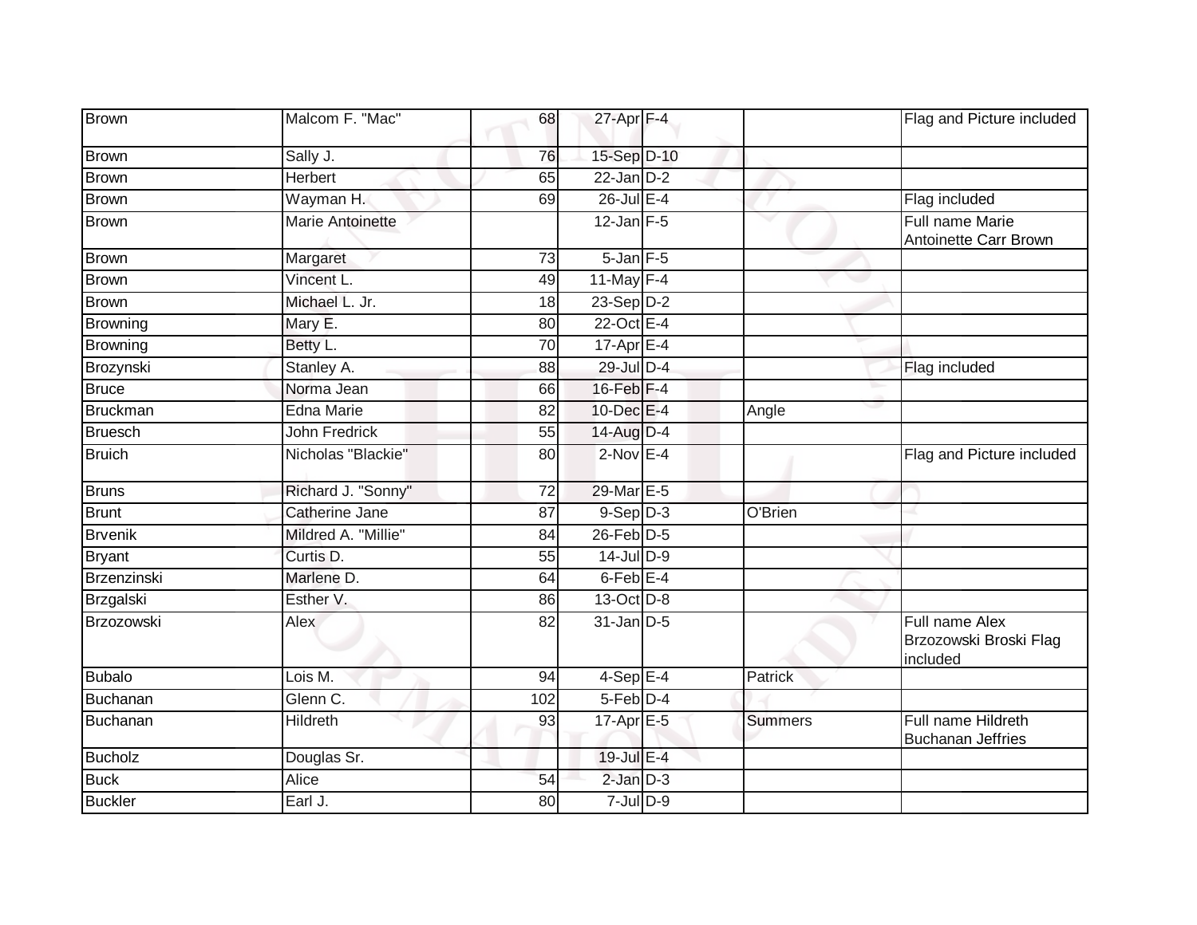| | | | | | | |
|---|---|---|---|---|---|---|
| Brown | Malcom F. "Mac" | 68 | 27-Apr | F-4 | | Flag and Picture included |
| Brown | Sally J. | 76 | 15-Sep | D-10 | | |
| Brown | Herbert | 65 | 22-Jan | D-2 | | |
| Brown | Wayman H. | 69 | 26-Jul | E-4 | | Flag included |
| Brown | Marie Antoinette | | 12-Jan | F-5 | | Full name Marie Antoinette Carr Brown |
| Brown | Margaret | 73 | 5-Jan | F-5 | | |
| Brown | Vincent L. | 49 | 11-May | F-4 | | |
| Brown | Michael L. Jr. | 18 | 23-Sep | D-2 | | |
| Browning | Mary E. | 80 | 22-Oct | E-4 | | |
| Browning | Betty L. | 70 | 17-Apr | E-4 | | |
| Brozynski | Stanley A. | 88 | 29-Jul | D-4 | | Flag included |
| Bruce | Norma Jean | 66 | 16-Feb | F-4 | | |
| Bruckman | Edna Marie | 82 | 10-Dec | E-4 | Angle | |
| Bruesch | John Fredrick | 55 | 14-Aug | D-4 | | |
| Bruich | Nicholas "Blackie" | 80 | 2-Nov | E-4 | | Flag and Picture included |
| Bruns | Richard J. "Sonny" | 72 | 29-Mar | E-5 | | |
| Brunt | Catherine Jane | 87 | 9-Sep | D-3 | O'Brien | |
| Brvenik | Mildred A. "Millie" | 84 | 26-Feb | D-5 | | |
| Bryant | Curtis D. | 55 | 14-Jul | D-9 | | |
| Brzenzinski | Marlene D. | 64 | 6-Feb | E-4 | | |
| Brzgalski | Esther V. | 86 | 13-Oct | D-8 | | |
| Brzozowski | Alex | 82 | 31-Jan | D-5 | | Full name Alex Brzozowski Broski Flag included |
| Bubalo | Lois M. | 94 | 4-Sep | E-4 | Patrick | |
| Buchanan | Glenn C. | 102 | 5-Feb | D-4 | | |
| Buchanan | Hildreth | 93 | 17-Apr | E-5 | Summers | Full name Hildreth Buchanan Jeffries |
| Bucholz | Douglas Sr. | | 19-Jul | E-4 | | |
| Buck | Alice | 54 | 2-Jan | D-3 | | |
| Buckler | Earl J. | 80 | 7-Jul | D-9 | | |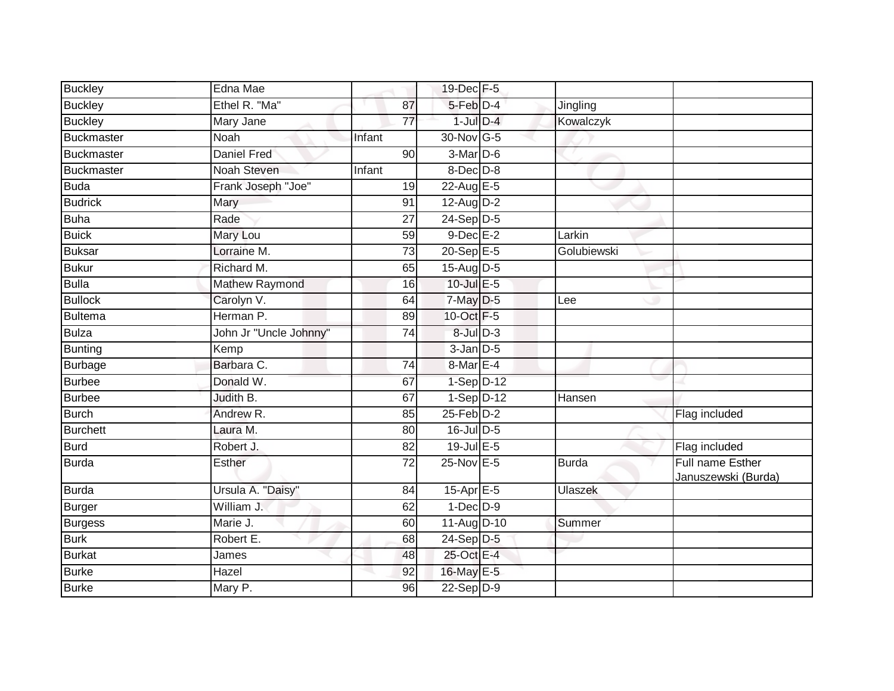| | | | | | | |
|---|---|---|---|---|---|---|
| Buckley | Edna Mae | | 19-Dec | F-5 | | |
| Buckley | Ethel R. "Ma" | 87 | 5-Feb | D-4 | Jingling | |
| Buckley | Mary Jane | 77 | 1-Jul | D-4 | Kowalczyk | |
| Buckmaster | Noah | Infant | 30-Nov | G-5 | | |
| Buckmaster | Daniel Fred | 90 | 3-Mar | D-6 | | |
| Buckmaster | Noah Steven | Infant | 8-Dec | D-8 | | |
| Buda | Frank Joseph "Joe" | 19 | 22-Aug | E-5 | | |
| Budrick | Mary | 91 | 12-Aug | D-2 | | |
| Buha | Rade | 27 | 24-Sep | D-5 | | |
| Buick | Mary Lou | 59 | 9-Dec | E-2 | Larkin | |
| Buksar | Lorraine M. | 73 | 20-Sep | E-5 | Golubiewski | |
| Bukur | Richard M. | 65 | 15-Aug | D-5 | | |
| Bulla | Mathew Raymond | 16 | 10-Jul | E-5 | | |
| Bullock | Carolyn V. | 64 | 7-May | D-5 | Lee | |
| Bultema | Herman P. | 89 | 10-Oct | F-5 | | |
| Bulza | John Jr "Uncle Johnny" | 74 | 8-Jul | D-3 | | |
| Bunting | Kemp | | 3-Jan | D-5 | | |
| Burbage | Barbara C. | 74 | 8-Mar | E-4 | | |
| Burbee | Donald W. | 67 | 1-Sep | D-12 | | |
| Burbee | Judith B. | 67 | 1-Sep | D-12 | Hansen | |
| Burch | Andrew R. | 85 | 25-Feb | D-2 | | Flag included |
| Burchett | Laura M. | 80 | 16-Jul | D-5 | | |
| Burd | Robert J. | 82 | 19-Jul | E-5 | | Flag included |
| Burda | Esther | 72 | 25-Nov | E-5 | Burda | Full name Esther Januszewski (Burda) |
| Burda | Ursula A. "Daisy" | 84 | 15-Apr | E-5 | Ulaszek | |
| Burger | William J. | 62 | 1-Dec | D-9 | | |
| Burgess | Marie J. | 60 | 11-Aug | D-10 | Summer | |
| Burk | Robert E. | 68 | 24-Sep | D-5 | | |
| Burkat | James | 48 | 25-Oct | E-4 | | |
| Burke | Hazel | 92 | 16-May | E-5 | | |
| Burke | Mary P. | 96 | 22-Sep | D-9 | | |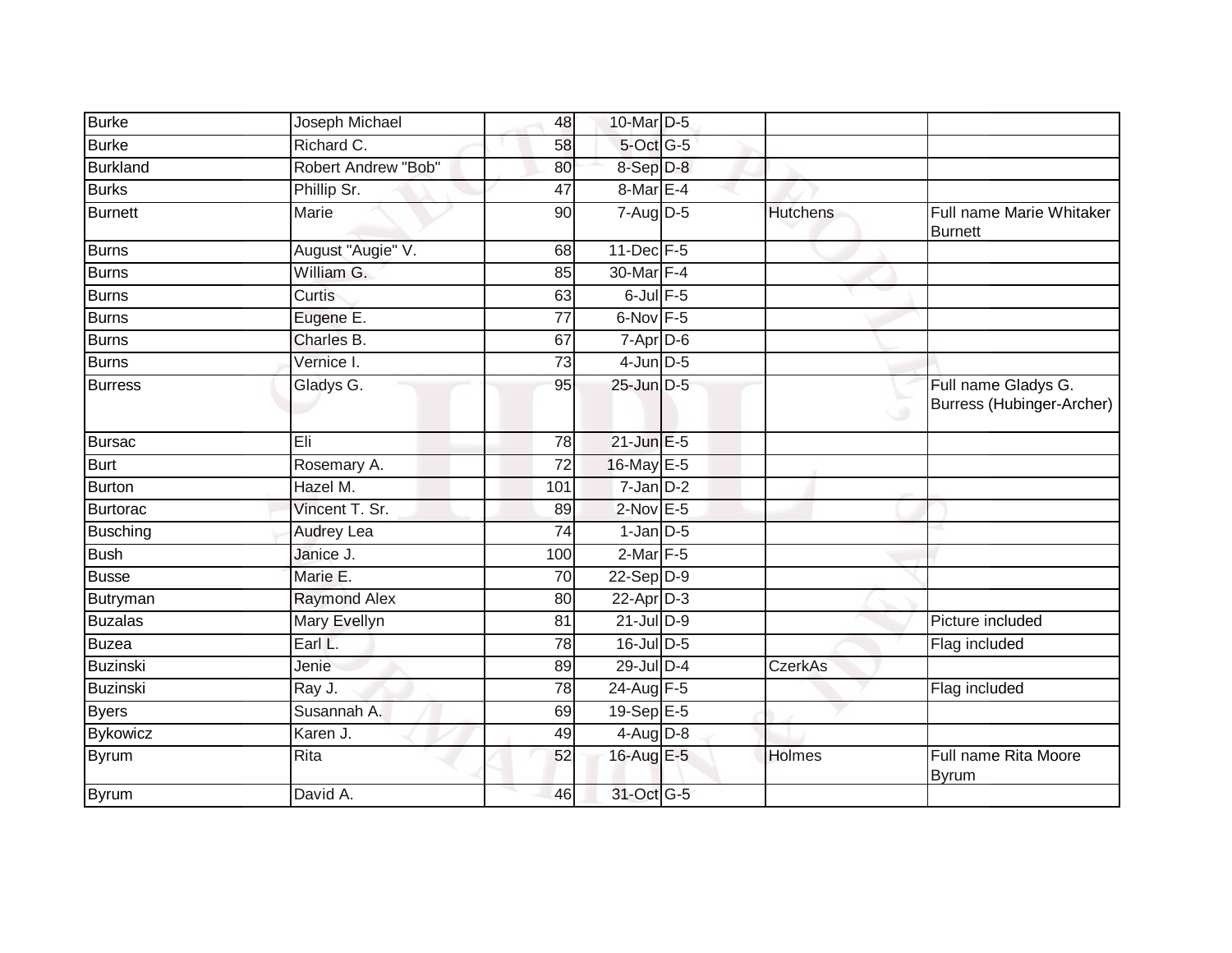| | | | | | | |
|---|---|---|---|---|---|---|
| Burke | Joseph Michael | 48 | 10-Mar | D-5 | | |
| Burke | Richard C. | 58 | 5-Oct | G-5 | | |
| Burkland | Robert Andrew "Bob" | 80 | 8-Sep | D-8 | | |
| Burks | Phillip Sr. | 47 | 8-Mar | E-4 | | |
| Burnett | Marie | 90 | 7-Aug | D-5 | Hutchens | Full name Marie Whitaker Burnett |
| Burns | August "Augie" V. | 68 | 11-Dec | F-5 | | |
| Burns | William G. | 85 | 30-Mar | F-4 | | |
| Burns | Curtis | 63 | 6-Jul | F-5 | | |
| Burns | Eugene E. | 77 | 6-Nov | F-5 | | |
| Burns | Charles B. | 67 | 7-Apr | D-6 | | |
| Burns | Vernice I. | 73 | 4-Jun | D-5 | | |
| Burress | Gladys G. | 95 | 25-Jun | D-5 | | Full name Gladys G. Burress (Hubinger-Archer) |
| Bursac | Eli | 78 | 21-Jun | E-5 | | |
| Burt | Rosemary A. | 72 | 16-May | E-5 | | |
| Burton | Hazel M. | 101 | 7-Jan | D-2 | | |
| Burtorac | Vincent T. Sr. | 89 | 2-Nov | E-5 | | |
| Busching | Audrey Lea | 74 | 1-Jan | D-5 | | |
| Bush | Janice J. | 100 | 2-Mar | F-5 | | |
| Busse | Marie E. | 70 | 22-Sep | D-9 | | |
| Butryman | Raymond Alex | 80 | 22-Apr | D-3 | | |
| Buzalas | Mary Evellyn | 81 | 21-Jul | D-9 | | Picture included |
| Buzea | Earl L. | 78 | 16-Jul | D-5 | | Flag included |
| Buzinski | Jenie | 89 | 29-Jul | D-4 | CzerkAs | |
| Buzinski | Ray J. | 78 | 24-Aug | F-5 | | Flag included |
| Byers | Susannah A. | 69 | 19-Sep | E-5 | | |
| Bykowicz | Karen J. | 49 | 4-Aug | D-8 | | |
| Byrum | Rita | 52 | 16-Aug | E-5 | Holmes | Full name Rita Moore Byrum |
| Byrum | David A. | 46 | 31-Oct | G-5 | | |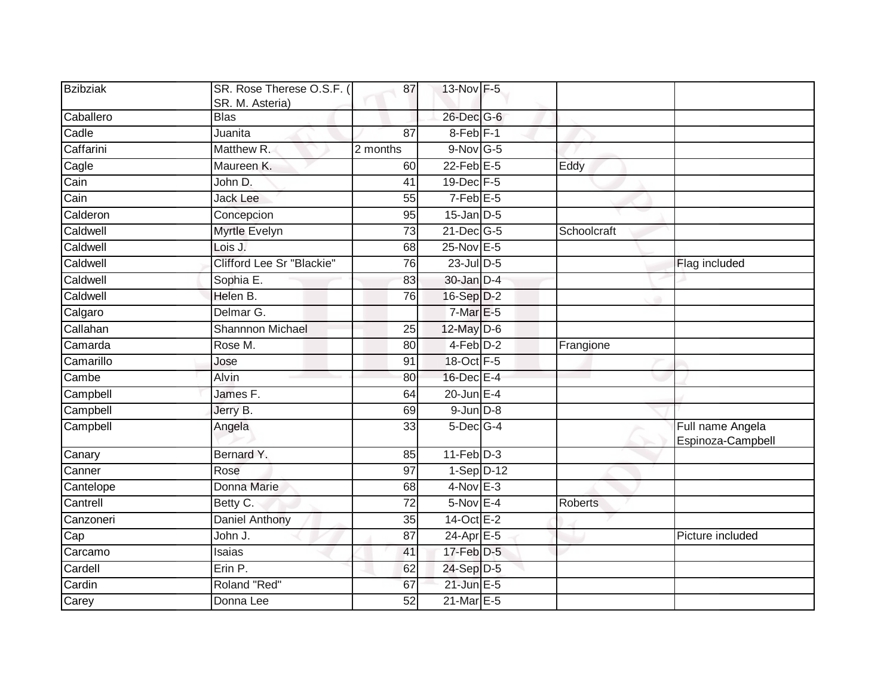| | | | | | | |
|---|---|---|---|---|---|---|
| Bzibziak | SR. Rose Therese O.S.F. ( SR. M. Asteria) | 87 | 13-Nov | F-5 | | |
| Caballero | Blas | | 26-Dec | G-6 | | |
| Cadle | Juanita | 87 | 8-Feb | F-1 | | |
| Caffarini | Matthew R. | 2 months | 9-Nov | G-5 | | |
| Cagle | Maureen K. | 60 | 22-Feb | E-5 | Eddy | |
| Cain | John D. | 41 | 19-Dec | F-5 | | |
| Cain | Jack Lee | 55 | 7-Feb | E-5 | | |
| Calderon | Concepcion | 95 | 15-Jan | D-5 | | |
| Caldwell | Myrtle Evelyn | 73 | 21-Dec | G-5 | Schoolcraft | |
| Caldwell | Lois J. | 68 | 25-Nov | E-5 | | |
| Caldwell | Clifford Lee Sr "Blackie" | 76 | 23-Jul | D-5 | | Flag included |
| Caldwell | Sophia E. | 83 | 30-Jan | D-4 | | |
| Caldwell | Helen B. | 76 | 16-Sep | D-2 | | |
| Calgaro | Delmar G. | | 7-Mar | E-5 | | |
| Callahan | Shannnon Michael | 25 | 12-May | D-6 | | |
| Camarda | Rose M. | 80 | 4-Feb | D-2 | Frangione | |
| Camarillo | Jose | 91 | 18-Oct | F-5 | | |
| Cambe | Alvin | 80 | 16-Dec | E-4 | | |
| Campbell | James F. | 64 | 20-Jun | E-4 | | |
| Campbell | Jerry B. | 69 | 9-Jun | D-8 | | |
| Campbell | Angela | 33 | 5-Dec | G-4 | | Full name Angela Espinoza-Campbell |
| Canary | Bernard Y. | 85 | 11-Feb | D-3 | | |
| Canner | Rose | 97 | 1-Sep | D-12 | | |
| Cantelope | Donna Marie | 68 | 4-Nov | E-3 | | |
| Cantrell | Betty C. | 72 | 5-Nov | E-4 | Roberts | |
| Canzoneri | Daniel Anthony | 35 | 14-Oct | E-2 | | |
| Cap | John J. | 87 | 24-Apr | E-5 | | Picture included |
| Carcamo | Isaias | 41 | 17-Feb | D-5 | | |
| Cardell | Erin P. | 62 | 24-Sep | D-5 | | |
| Cardin | Roland "Red" | 67 | 21-Jun | E-5 | | |
| Carey | Donna Lee | 52 | 21-Mar | E-5 | | |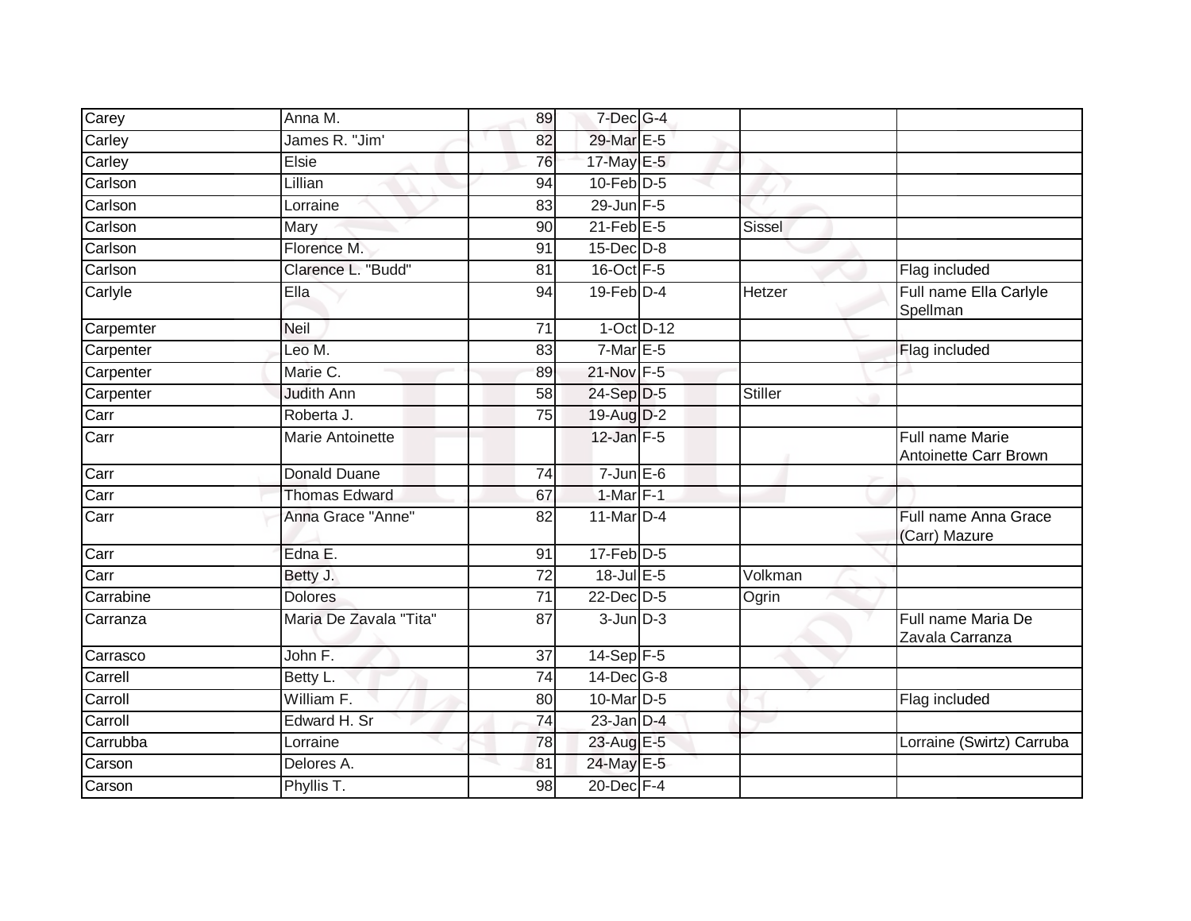| Carey | Anna M. | 89 | 7-Dec | G-4 | | |
|---|---|---|---|---|---|---|
| Carley | James R. "Jim' | 82 | 29-Mar | E-5 | | |
| Carley | Elsie | 76 | 17-May | E-5 | | |
| Carlson | Lillian | 94 | 10-Feb | D-5 | | |
| Carlson | Lorraine | 83 | 29-Jun | F-5 | | |
| Carlson | Mary | 90 | 21-Feb | E-5 | Sissel | |
| Carlson | Florence M. | 91 | 15-Dec | D-8 | | |
| Carlson | Clarence L. "Budd" | 81 | 16-Oct | F-5 | | Flag included |
| Carlyle | Ella | 94 | 19-Feb | D-4 | Hetzer | Full name Ella Carlyle Spellman |
| Carpemter | Neil | 71 | 1-Oct | D-12 | | |
| Carpenter | Leo M. | 83 | 7-Mar | E-5 | | Flag included |
| Carpenter | Marie C. | 89 | 21-Nov | F-5 | | |
| Carpenter | Judith Ann | 58 | 24-Sep | D-5 | Stiller | |
| Carr | Roberta J. | 75 | 19-Aug | D-2 | | |
| Carr | Marie Antoinette | | 12-Jan | F-5 | | Full name Marie Antoinette Carr Brown |
| Carr | Donald Duane | 74 | 7-Jun | E-6 | | |
| Carr | Thomas Edward | 67 | 1-Mar | F-1 | | |
| Carr | Anna Grace "Anne" | 82 | 11-Mar | D-4 | | Full name Anna Grace (Carr) Mazure |
| Carr | Edna E. | 91 | 17-Feb | D-5 | | |
| Carr | Betty J. | 72 | 18-Jul | E-5 | Volkman | |
| Carrabine | Dolores | 71 | 22-Dec | D-5 | Ogrin | |
| Carranza | Maria De Zavala "Tita" | 87 | 3-Jun | D-3 | | Full name Maria De Zavala Carranza |
| Carrasco | John F. | 37 | 14-Sep | F-5 | | |
| Carrell | Betty L. | 74 | 14-Dec | G-8 | | |
| Carroll | William F. | 80 | 10-Mar | D-5 | | Flag included |
| Carroll | Edward H. Sr | 74 | 23-Jan | D-4 | | |
| Carrubba | Lorraine | 78 | 23-Aug | E-5 | | Lorraine (Swirtz) Carruba |
| Carson | Delores A. | 81 | 24-May | E-5 | | |
| Carson | Phyllis T. | 98 | 20-Dec | F-4 | | |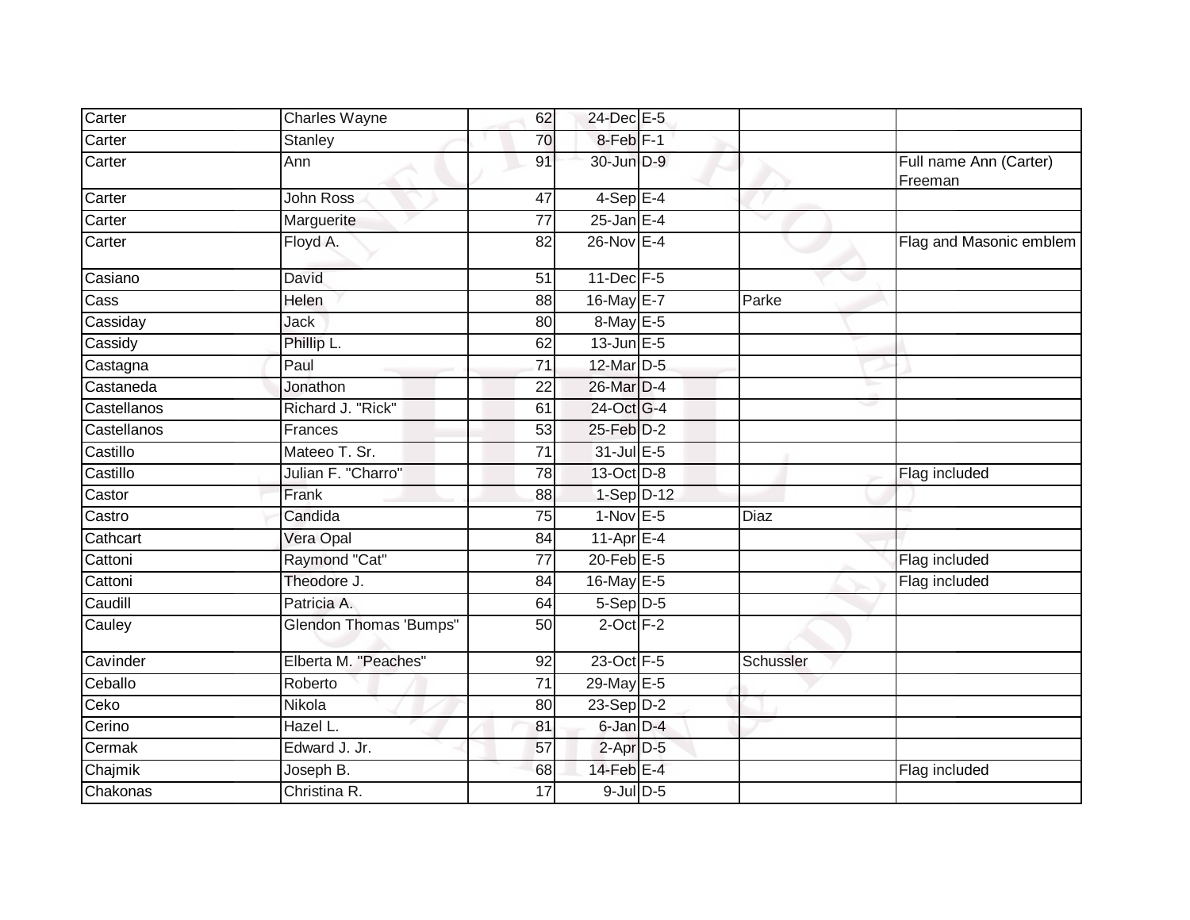| | | | | | | |
|---|---|---|---|---|---|---|
| Carter | Charles Wayne | 62 | 24-Dec | E-5 | | |
| Carter | Stanley | 70 | 8-Feb | F-1 | | |
| Carter | Ann | 91 | 30-Jun | D-9 | | Full name Ann (Carter) Freeman |
| Carter | John Ross | 47 | 4-Sep | E-4 | | |
| Carter | Marguerite | 77 | 25-Jan | E-4 | | |
| Carter | Floyd A. | 82 | 26-Nov | E-4 | | Flag and Masonic emblem |
| Casiano | David | 51 | 11-Dec | F-5 | | |
| Cass | Helen | 88 | 16-May | E-7 | Parke | |
| Cassiday | Jack | 80 | 8-May | E-5 | | |
| Cassidy | Phillip L. | 62 | 13-Jun | E-5 | | |
| Castagna | Paul | 71 | 12-Mar | D-5 | | |
| Castaneda | Jonathon | 22 | 26-Mar | D-4 | | |
| Castellanos | Richard J. "Rick" | 61 | 24-Oct | G-4 | | |
| Castellanos | Frances | 53 | 25-Feb | D-2 | | |
| Castillo | Mateeo T. Sr. | 71 | 31-Jul | E-5 | | |
| Castillo | Julian F. "Charro" | 78 | 13-Oct | D-8 | | Flag included |
| Castor | Frank | 88 | 1-Sep | D-12 | | |
| Castro | Candida | 75 | 1-Nov | E-5 | Diaz | |
| Cathcart | Vera Opal | 84 | 11-Apr | E-4 | | |
| Cattoni | Raymond "Cat" | 77 | 20-Feb | E-5 | | Flag included |
| Cattoni | Theodore J. | 84 | 16-May | E-5 | | Flag included |
| Caudill | Patricia A. | 64 | 5-Sep | D-5 | | |
| Cauley | Glendon Thomas 'Bumps" | 50 | 2-Oct | F-2 | | |
| Cavinder | Elberta M. "Peaches" | 92 | 23-Oct | F-5 | Schussler | |
| Ceballo | Roberto | 71 | 29-May | E-5 | | |
| Ceko | Nikola | 80 | 23-Sep | D-2 | | |
| Cerino | Hazel L. | 81 | 6-Jan | D-4 | | |
| Cermak | Edward J. Jr. | 57 | 2-Apr | D-5 | | |
| Chajmik | Joseph B. | 68 | 14-Feb | E-4 | | Flag included |
| Chakonas | Christina R. | 17 | 9-Jul | D-5 | | |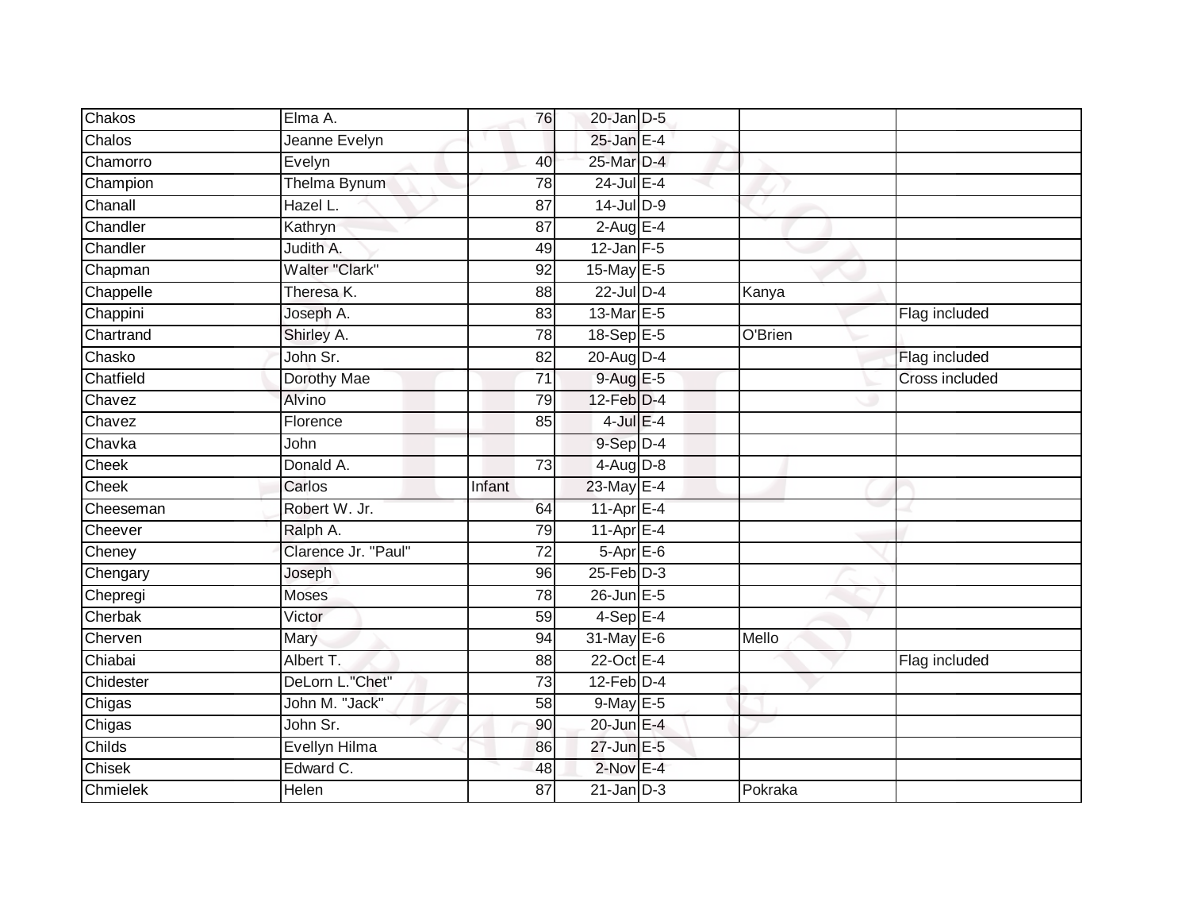| | | | | | | |
|---|---|---|---|---|---|---|
| Chakos | Elma A. | 76 | 20-Jan | D-5 | | |
| Chalos | Jeanne Evelyn | | 25-Jan | E-4 | | |
| Chamorro | Evelyn | 40 | 25-Mar | D-4 | | |
| Champion | Thelma Bynum | 78 | 24-Jul | E-4 | | |
| Chanall | Hazel L. | 87 | 14-Jul | D-9 | | |
| Chandler | Kathryn | 87 | 2-Aug | E-4 | | |
| Chandler | Judith A. | 49 | 12-Jan | F-5 | | |
| Chapman | Walter "Clark" | 92 | 15-May | E-5 | | |
| Chappelle | Theresa K. | 88 | 22-Jul | D-4 | Kanya | |
| Chappini | Joseph A. | 83 | 13-Mar | E-5 | | Flag included |
| Chartrand | Shirley A. | 78 | 18-Sep | E-5 | O'Brien | |
| Chasko | John Sr. | 82 | 20-Aug | D-4 | | Flag included |
| Chatfield | Dorothy Mae | 71 | 9-Aug | E-5 | | Cross included |
| Chavez | Alvino | 79 | 12-Feb | D-4 | | |
| Chavez | Florence | 85 | 4-Jul | E-4 | | |
| Chavka | John | | 9-Sep | D-4 | | |
| Cheek | Donald A. | 73 | 4-Aug | D-8 | | |
| Cheek | Carlos | Infant | 23-May | E-4 | | |
| Cheeseman | Robert W. Jr. | 64 | 11-Apr | E-4 | | |
| Cheever | Ralph A. | 79 | 11-Apr | E-4 | | |
| Cheney | Clarence Jr. "Paul" | 72 | 5-Apr | E-6 | | |
| Chengary | Joseph | 96 | 25-Feb | D-3 | | |
| Chepregi | Moses | 78 | 26-Jun | E-5 | | |
| Cherbak | Victor | 59 | 4-Sep | E-4 | | |
| Cherven | Mary | 94 | 31-May | E-6 | Mello | |
| Chiabai | Albert T. | 88 | 22-Oct | E-4 | | Flag included |
| Chidester | DeLorn L."Chet" | 73 | 12-Feb | D-4 | | |
| Chigas | John M. "Jack" | 58 | 9-May | E-5 | | |
| Chigas | John Sr. | 90 | 20-Jun | E-4 | | |
| Childs | Evellyn Hilma | 86 | 27-Jun | E-5 | | |
| Chisek | Edward C. | 48 | 2-Nov | E-4 | | |
| Chmielek | Helen | 87 | 21-Jan | D-3 | Pokraka | |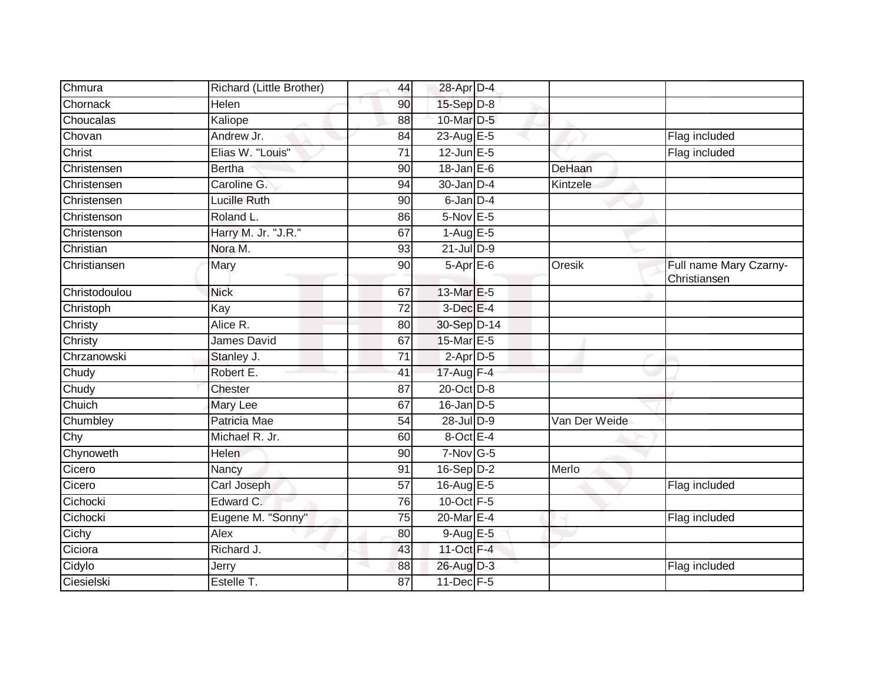| | | | | | | |
|---|---|---|---|---|---|---|
| Chmura | Richard (Little Brother) | 44 | 28-Apr | D-4 | | |
| Chornack | Helen | 90 | 15-Sep | D-8 | | |
| Choucalas | Kaliope | 88 | 10-Mar | D-5 | | |
| Chovan | Andrew Jr. | 84 | 23-Aug | E-5 | | Flag included |
| Christ | Elias W. "Louis" | 71 | 12-Jun | E-5 | | Flag included |
| Christensen | Bertha | 90 | 18-Jan | E-6 | DeHaan | |
| Christensen | Caroline G. | 94 | 30-Jan | D-4 | Kintzele | |
| Christensen | Lucille Ruth | 90 | 6-Jan | D-4 | | |
| Christenson | Roland L. | 86 | 5-Nov | E-5 | | |
| Christenson | Harry M. Jr. "J.R." | 67 | 1-Aug | E-5 | | |
| Christian | Nora M. | 93 | 21-Jul | D-9 | | |
| Christiansen | Mary | 90 | 5-Apr | E-6 | Oresik | Full name Mary Czarny-Christiansen |
| Christodoulou | Nick | 67 | 13-Mar | E-5 | | |
| Christoph | Kay | 72 | 3-Dec | E-4 | | |
| Christy | Alice R. | 80 | 30-Sep | D-14 | | |
| Christy | James David | 67 | 15-Mar | E-5 | | |
| Chrzanowski | Stanley J. | 71 | 2-Apr | D-5 | | |
| Chudy | Robert E. | 41 | 17-Aug | F-4 | | |
| Chudy | Chester | 87 | 20-Oct | D-8 | | |
| Chuich | Mary Lee | 67 | 16-Jan | D-5 | | |
| Chumbley | Patricia Mae | 54 | 28-Jul | D-9 | Van Der Weide | |
| Chy | Michael R. Jr. | 60 | 8-Oct | E-4 | | |
| Chynoweth | Helen | 90 | 7-Nov | G-5 | | |
| Cicero | Nancy | 91 | 16-Sep | D-2 | Merlo | |
| Cicero | Carl Joseph | 57 | 16-Aug | E-5 | | Flag included |
| Cichocki | Edward C. | 76 | 10-Oct | F-5 | | |
| Cichocki | Eugene M. "Sonny" | 75 | 20-Mar | E-4 | | Flag included |
| Cichy | Alex | 80 | 9-Aug | E-5 | | |
| Ciciora | Richard J. | 43 | 11-Oct | F-4 | | |
| Cidylo | Jerry | 88 | 26-Aug | D-3 | | Flag included |
| Ciesielski | Estelle T. | 87 | 11-Dec | F-5 | | |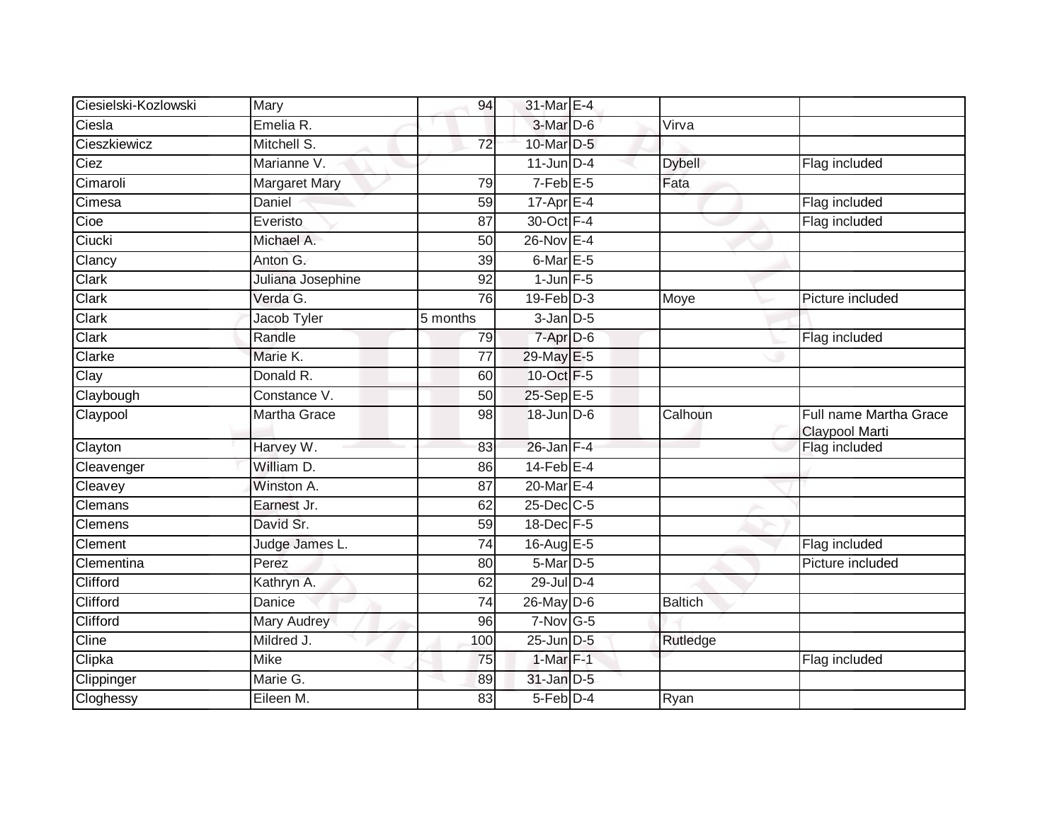| | | | | | | |
|---|---|---|---|---|---|---|
| Ciesielski-Kozlowski | Mary | 94 | 31-Mar | E-4 | | |
| Ciesla | Emelia R. | | 3-Mar | D-6 | Virva | |
| Cieszkiewicz | Mitchell S. | 72 | 10-Mar | D-5 | | |
| Ciez | Marianne V. | | 11-Jun | D-4 | Dybell | Flag included |
| Cimaroli | Margaret Mary | 79 | 7-Feb | E-5 | Fata | |
| Cimesa | Daniel | 59 | 17-Apr | E-4 | | Flag included |
| Cioe | Everisto | 87 | 30-Oct | F-4 | | Flag included |
| Ciucki | Michael A. | 50 | 26-Nov | E-4 | | |
| Clancy | Anton G. | 39 | 6-Mar | E-5 | | |
| Clark | Juliana Josephine | 92 | 1-Jun | F-5 | | |
| Clark | Verda G. | 76 | 19-Feb | D-3 | Moye | Picture included |
| Clark | Jacob Tyler | 5 months | 3-Jan | D-5 | | |
| Clark | Randle | 79 | 7-Apr | D-6 | | Flag included |
| Clarke | Marie K. | 77 | 29-May | E-5 | | |
| Clay | Donald R. | 60 | 10-Oct | F-5 | | |
| Claybough | Constance V. | 50 | 25-Sep | E-5 | | |
| Claypool | Martha Grace | 98 | 18-Jun | D-6 | Calhoun | Full name Martha Grace Claypool Marti |
| Clayton | Harvey W. | 83 | 26-Jan | F-4 | | Flag included |
| Cleavenger | William D. | 86 | 14-Feb | E-4 | | |
| Cleavey | Winston A. | 87 | 20-Mar | E-4 | | |
| Clemans | Earnest Jr. | 62 | 25-Dec | C-5 | | |
| Clemens | David Sr. | 59 | 18-Dec | F-5 | | |
| Clement | Judge James L. | 74 | 16-Aug | E-5 | | Flag included |
| Clementina | Perez | 80 | 5-Mar | D-5 | | Picture included |
| Clifford | Kathryn A. | 62 | 29-Jul | D-4 | | |
| Clifford | Danice | 74 | 26-May | D-6 | Baltich | |
| Clifford | Mary Audrey | 96 | 7-Nov | G-5 | | |
| Cline | Mildred J. | 100 | 25-Jun | D-5 | Rutledge | |
| Clipka | Mike | 75 | 1-Mar | F-1 | | Flag included |
| Clippinger | Marie G. | 89 | 31-Jan | D-5 | | |
| Cloghessy | Eileen M. | 83 | 5-Feb | D-4 | Ryan | |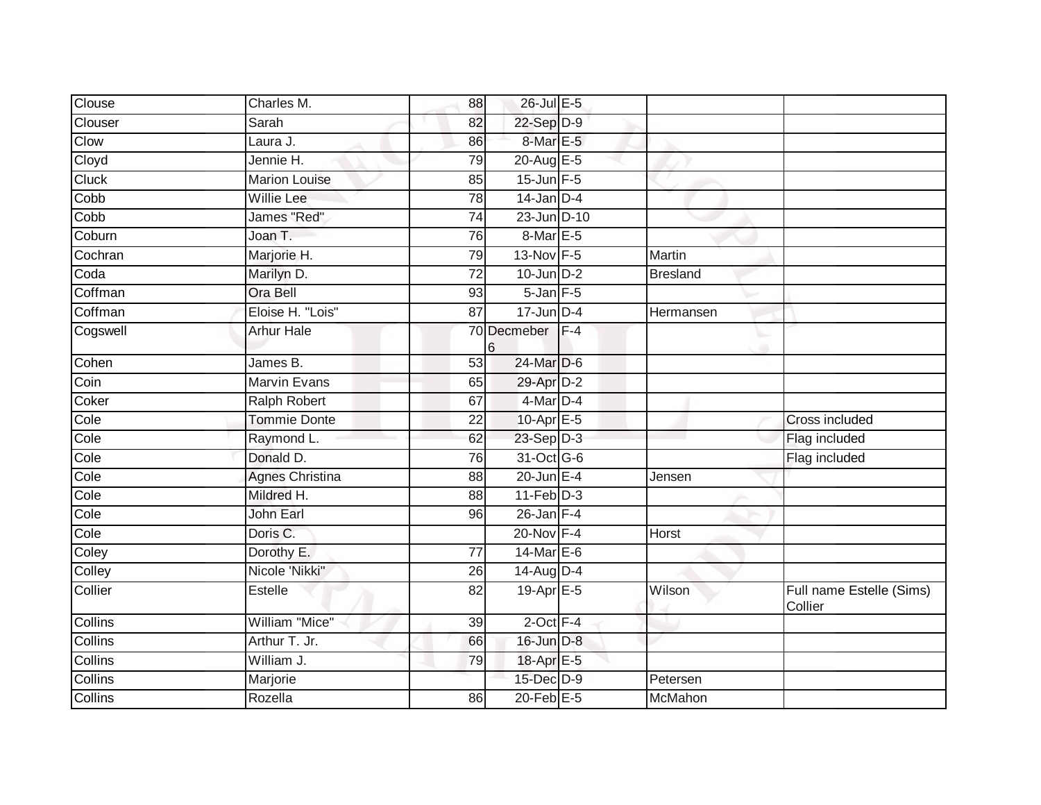| | | | | | | |
|---|---|---|---|---|---|---|
| Clouse | Charles M. | 88 | 26-Jul | E-5 | | |
| Clouser | Sarah | 82 | 22-Sep | D-9 | | |
| Clow | Laura J. | 86 | 8-Mar | E-5 | | |
| Cloyd | Jennie H. | 79 | 20-Aug | E-5 | | |
| Cluck | Marion Louise | 85 | 15-Jun | F-5 | | |
| Cobb | Willie Lee | 78 | 14-Jan | D-4 | | |
| Cobb | James "Red" | 74 | 23-Jun | D-10 | | |
| Coburn | Joan T. | 76 | 8-Mar | E-5 | | |
| Cochran | Marjorie H. | 79 | 13-Nov | F-5 | Martin | |
| Coda | Marilyn D. | 72 | 10-Jun | D-2 | Bresland | |
| Coffman | Ora Bell | 93 | 5-Jan | F-5 | | |
| Coffman | Eloise H. "Lois" | 87 | 17-Jun | D-4 | Hermansen | |
| Cogswell | Arhur Hale | 70 | Decmeber 6 | F-4 | | |
| Cohen | James B. | 53 | 24-Mar | D-6 | | |
| Coin | Marvin Evans | 65 | 29-Apr | D-2 | | |
| Coker | Ralph Robert | 67 | 4-Mar | D-4 | | |
| Cole | Tommie Donte | 22 | 10-Apr | E-5 | | Cross included |
| Cole | Raymond L. | 62 | 23-Sep | D-3 | | Flag included |
| Cole | Donald D. | 76 | 31-Oct | G-6 | | Flag included |
| Cole | Agnes Christina | 88 | 20-Jun | E-4 | Jensen | |
| Cole | Mildred H. | 88 | 11-Feb | D-3 | | |
| Cole | John Earl | 96 | 26-Jan | F-4 | | |
| Cole | Doris C. | | 20-Nov | F-4 | Horst | |
| Coley | Dorothy E. | 77 | 14-Mar | E-6 | | |
| Colley | Nicole 'Nikki" | 26 | 14-Aug | D-4 | | |
| Collier | Estelle | 82 | 19-Apr | E-5 | Wilson | Full name Estelle (Sims) Collier |
| Collins | William "Mice" | 39 | 2-Oct | F-4 | | |
| Collins | Arthur T. Jr. | 66 | 16-Jun | D-8 | | |
| Collins | William J. | 79 | 18-Apr | E-5 | | |
| Collins | Marjorie | | 15-Dec | D-9 | Petersen | |
| Collins | Rozella | 86 | 20-Feb | E-5 | McMahon | |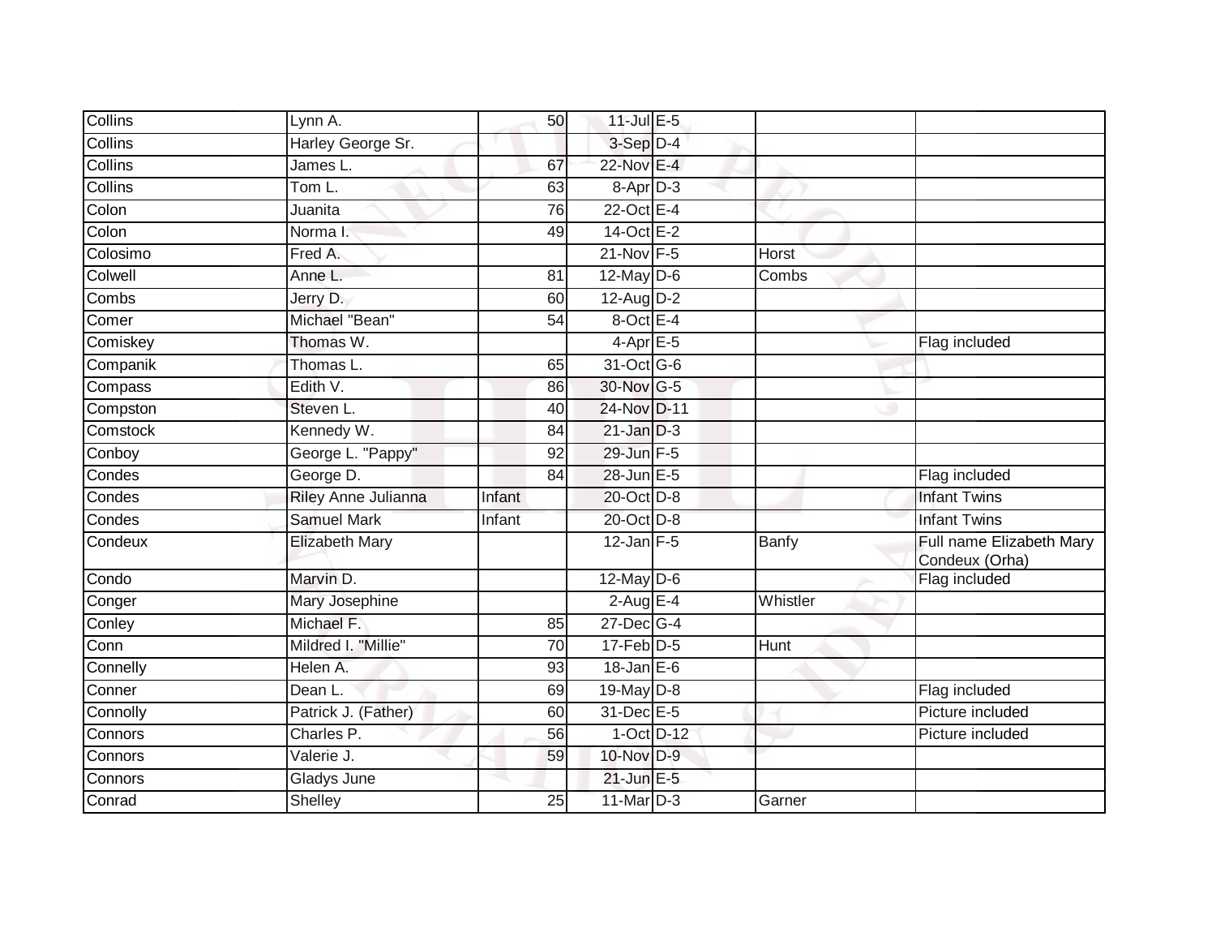| Collins | Lynn A. | 50 | 11-Jul | E-5 | | |
|---|---|---|---|---|---|---|
| Collins | Harley George Sr. | | 3-Sep | D-4 | | |
| Collins | James L. | 67 | 22-Nov | E-4 | | |
| Collins | Tom L. | 63 | 8-Apr | D-3 | | |
| Colon | Juanita | 76 | 22-Oct | E-4 | | |
| Colon | Norma I. | 49 | 14-Oct | E-2 | | |
| Colosimo | Fred A. | | 21-Nov | F-5 | Horst | |
| Colwell | Anne L. | 81 | 12-May | D-6 | Combs | |
| Combs | Jerry D. | 60 | 12-Aug | D-2 | | |
| Comer | Michael "Bean" | 54 | 8-Oct | E-4 | | |
| Comiskey | Thomas W. | | 4-Apr | E-5 | | Flag included |
| Companik | Thomas L. | 65 | 31-Oct | G-6 | | |
| Compass | Edith V. | 86 | 30-Nov | G-5 | | |
| Compston | Steven L. | 40 | 24-Nov | D-11 | | |
| Comstock | Kennedy W. | 84 | 21-Jan | D-3 | | |
| Conboy | George L. "Pappy" | 92 | 29-Jun | F-5 | | |
| Condes | George D. | 84 | 28-Jun | E-5 | | Flag included |
| Condes | Riley Anne Julianna | Infant | 20-Oct | D-8 | | Infant Twins |
| Condes | Samuel Mark | Infant | 20-Oct | D-8 | | Infant Twins |
| Condeux | Elizabeth Mary | | 12-Jan | F-5 | Banfy | Full name Elizabeth Mary Condeux (Orha) |
| Condo | Marvin D. | | 12-May | D-6 | | Flag included |
| Conger | Mary Josephine | | 2-Aug | E-4 | Whistler | |
| Conley | Michael F. | 85 | 27-Dec | G-4 | | |
| Conn | Mildred I. "Millie" | 70 | 17-Feb | D-5 | Hunt | |
| Connelly | Helen A. | 93 | 18-Jan | E-6 | | |
| Conner | Dean L. | 69 | 19-May | D-8 | | Flag included |
| Connolly | Patrick J. (Father) | 60 | 31-Dec | E-5 | | Picture included |
| Connors | Charles P. | 56 | 1-Oct | D-12 | | Picture included |
| Connors | Valerie J. | 59 | 10-Nov | D-9 | | |
| Connors | Gladys June | | 21-Jun | E-5 | | |
| Conrad | Shelley | 25 | 11-Mar | D-3 | Garner | |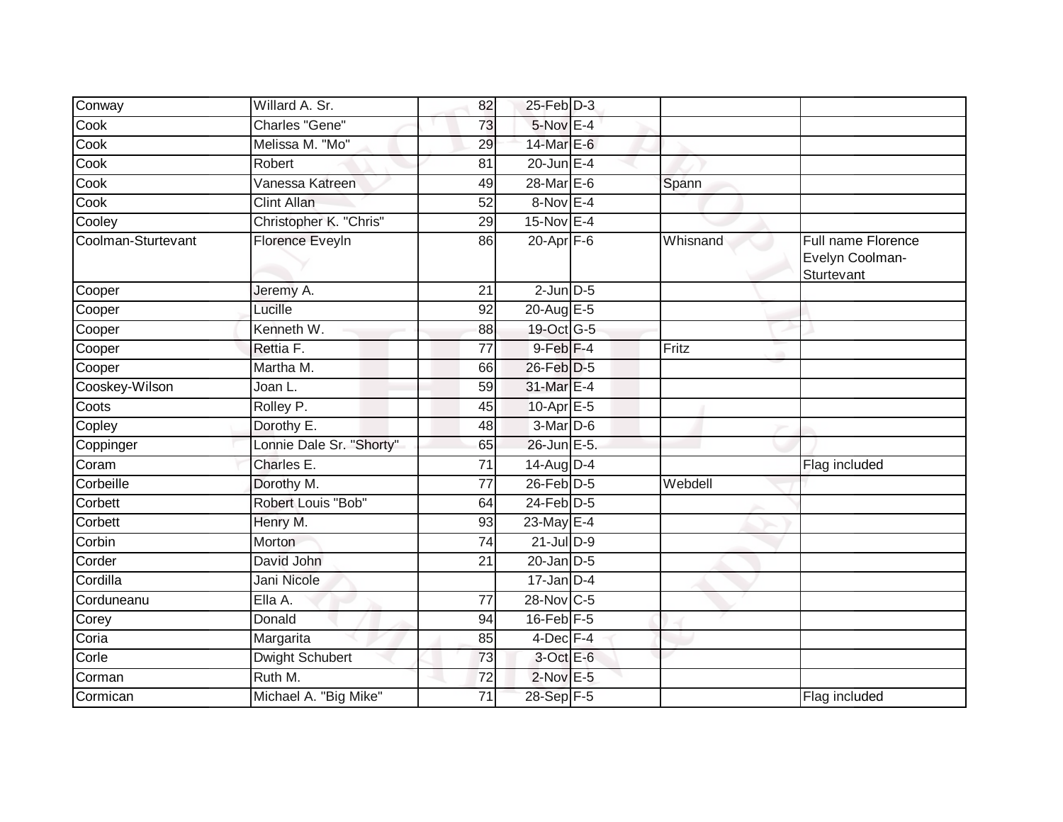| | | | | | | |
|---|---|---|---|---|---|---|
| Conway | Willard A. Sr. | 82 | 25-Feb | D-3 | | |
| Cook | Charles "Gene" | 73 | 5-Nov | E-4 | | |
| Cook | Melissa M. "Mo" | 29 | 14-Mar | E-6 | | |
| Cook | Robert | 81 | 20-Jun | E-4 | | |
| Cook | Vanessa Katreen | 49 | 28-Mar | E-6 | Spann | |
| Cook | Clint Allan | 52 | 8-Nov | E-4 | | |
| Cooley | Christopher K. "Chris" | 29 | 15-Nov | E-4 | | |
| Coolman-Sturtevant | Florence Eveyln | 86 | 20-Apr | F-6 | Whisnand | Full name Florence Evelyn Coolman-Sturtevant |
| Cooper | Jeremy A. | 21 | 2-Jun | D-5 | | |
| Cooper | Lucille | 92 | 20-Aug | E-5 | | |
| Cooper | Kenneth W. | 88 | 19-Oct | G-5 | | |
| Cooper | Rettia F. | 77 | 9-Feb | F-4 | Fritz | |
| Cooper | Martha M. | 66 | 26-Feb | D-5 | | |
| Cooskey-Wilson | Joan L. | 59 | 31-Mar | E-4 | | |
| Coots | Rolley P. | 45 | 10-Apr | E-5 | | |
| Copley | Dorothy E. | 48 | 3-Mar | D-6 | | |
| Coppinger | Lonnie Dale Sr. "Shorty" | 65 | 26-Jun | E-5. | | |
| Coram | Charles E. | 71 | 14-Aug | D-4 | | Flag included |
| Corbeille | Dorothy M. | 77 | 26-Feb | D-5 | Webdell | |
| Corbett | Robert Louis "Bob" | 64 | 24-Feb | D-5 | | |
| Corbett | Henry M. | 93 | 23-May | E-4 | | |
| Corbin | Morton | 74 | 21-Jul | D-9 | | |
| Corder | David John | 21 | 20-Jan | D-5 | | |
| Cordilla | Jani Nicole | | 17-Jan | D-4 | | |
| Corduneanu | Ella A. | 77 | 28-Nov | C-5 | | |
| Corey | Donald | 94 | 16-Feb | F-5 | | |
| Coria | Margarita | 85 | 4-Dec | F-4 | | |
| Corle | Dwight Schubert | 73 | 3-Oct | E-6 | | |
| Corman | Ruth M. | 72 | 2-Nov | E-5 | | |
| Cormican | Michael A. "Big Mike" | 71 | 28-Sep | F-5 | | Flag included |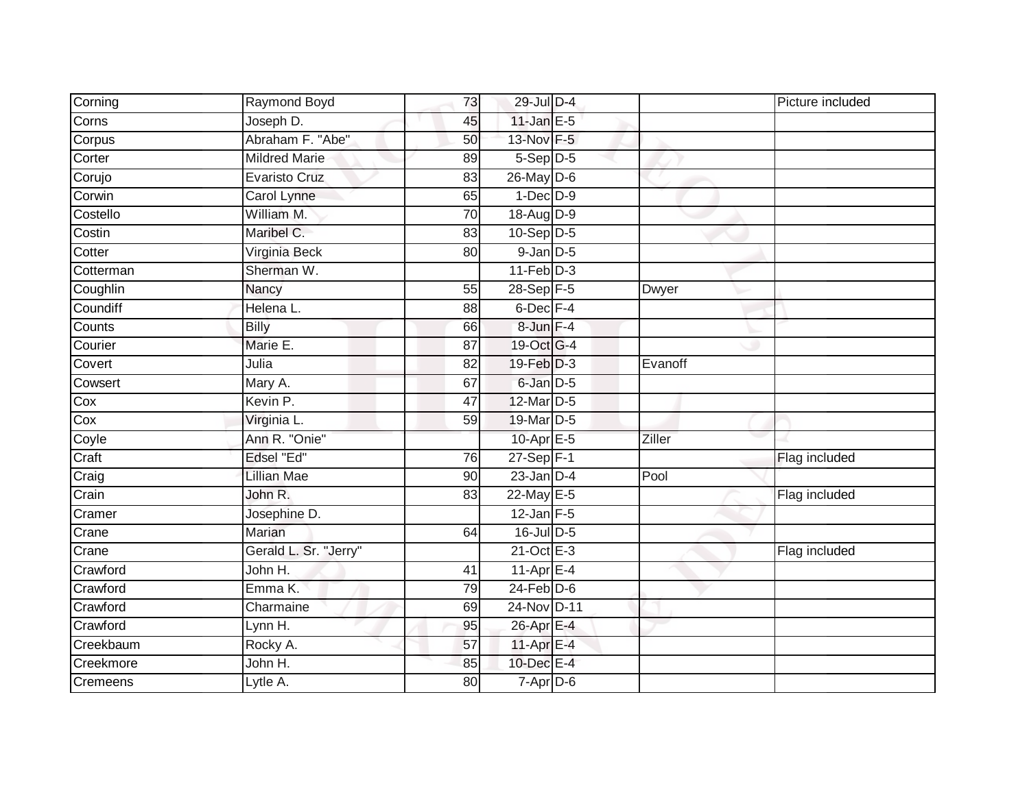| | | | | | | |
|---|---|---|---|---|---|---|
| Corning | Raymond Boyd | 73 | 29-Jul | D-4 | | Picture included |
| Corns | Joseph D. | 45 | 11-Jan | E-5 | | |
| Corpus | Abraham F. "Abe" | 50 | 13-Nov | F-5 | | |
| Corter | Mildred Marie | 89 | 5-Sep | D-5 | | |
| Corujo | Evaristo Cruz | 83 | 26-May | D-6 | | |
| Corwin | Carol Lynne | 65 | 1-Dec | D-9 | | |
| Costello | William M. | 70 | 18-Aug | D-9 | | |
| Costin | Maribel C. | 83 | 10-Sep | D-5 | | |
| Cotter | Virginia Beck | 80 | 9-Jan | D-5 | | |
| Cotterman | Sherman W. | | 11-Feb | D-3 | | |
| Coughlin | Nancy | 55 | 28-Sep | F-5 | Dwyer | |
| Coundiff | Helena L. | 88 | 6-Dec | F-4 | | |
| Counts | Billy | 66 | 8-Jun | F-4 | | |
| Courier | Marie E. | 87 | 19-Oct | G-4 | | |
| Covert | Julia | 82 | 19-Feb | D-3 | Evanoff | |
| Cowsert | Mary A. | 67 | 6-Jan | D-5 | | |
| Cox | Kevin P. | 47 | 12-Mar | D-5 | | |
| Cox | Virginia L. | 59 | 19-Mar | D-5 | | |
| Coyle | Ann R. "Onie" | | 10-Apr | E-5 | Ziller | |
| Craft | Edsel "Ed" | 76 | 27-Sep | F-1 | | Flag included |
| Craig | Lillian Mae | 90 | 23-Jan | D-4 | Pool | |
| Crain | John R. | 83 | 22-May | E-5 | | Flag included |
| Cramer | Josephine D. | | 12-Jan | F-5 | | |
| Crane | Marian | 64 | 16-Jul | D-5 | | |
| Crane | Gerald L. Sr. "Jerry" | | 21-Oct | E-3 | | Flag included |
| Crawford | John H. | 41 | 11-Apr | E-4 | | |
| Crawford | Emma K. | 79 | 24-Feb | D-6 | | |
| Crawford | Charmaine | 69 | 24-Nov | D-11 | | |
| Crawford | Lynn H. | 95 | 26-Apr | E-4 | | |
| Creekbaum | Rocky A. | 57 | 11-Apr | E-4 | | |
| Creekmore | John H. | 85 | 10-Dec | E-4 | | |
| Cremeens | Lytle A. | 80 | 7-Apr | D-6 | | |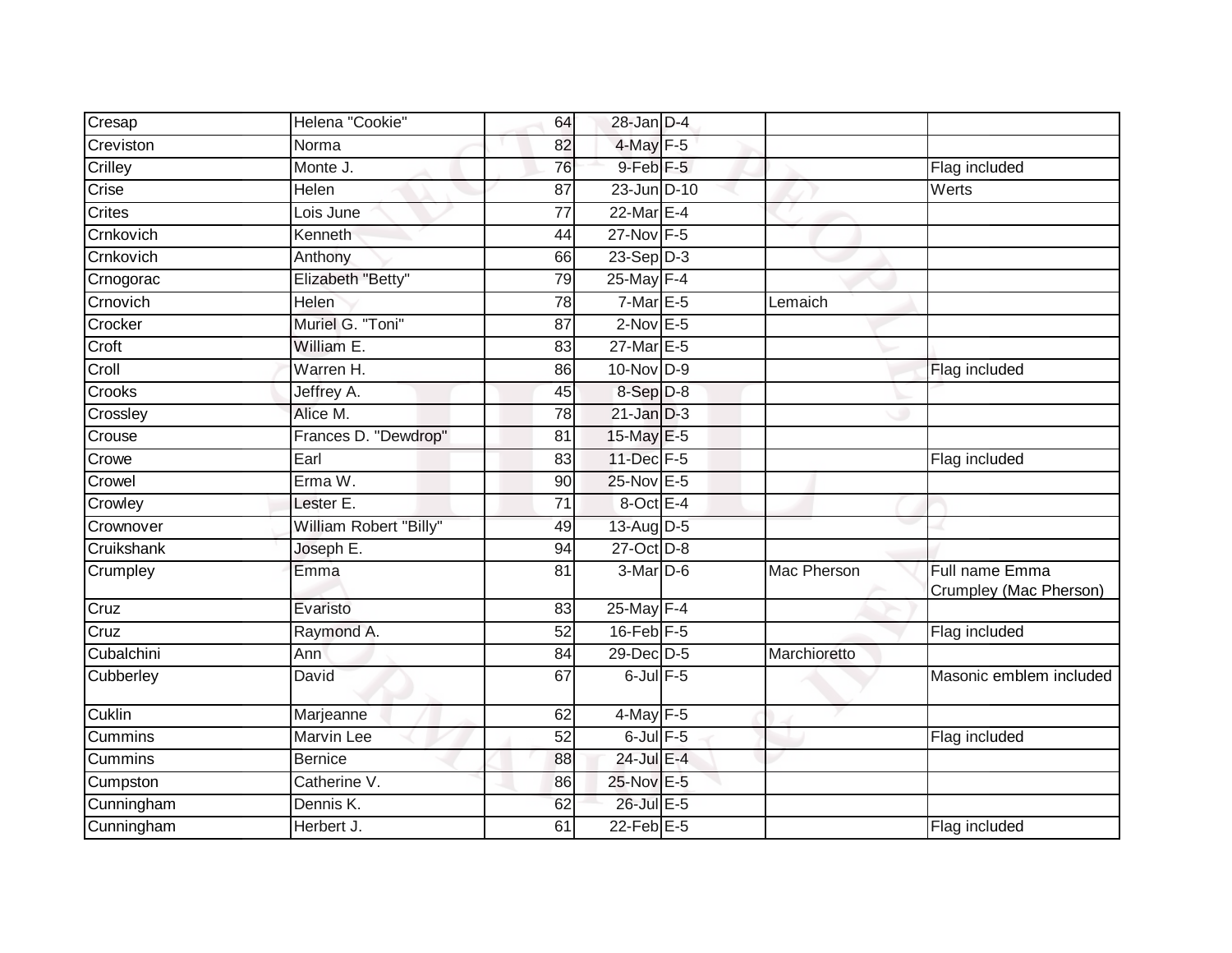| Cresap | Helena "Cookie" | 64 | 28-Jan | D-4 | | |
|---|---|---|---|---|---|---|
| Creviston | Norma | 82 | 4-May | F-5 | | |
| Crilley | Monte J. | 76 | 9-Feb | F-5 | | Flag included |
| Crise | Helen | 87 | 23-Jun | D-10 | | Werts |
| Crites | Lois June | 77 | 22-Mar | E-4 | | |
| Crnkovich | Kenneth | 44 | 27-Nov | F-5 | | |
| Crnkovich | Anthony | 66 | 23-Sep | D-3 | | |
| Crnogorac | Elizabeth "Betty" | 79 | 25-May | F-4 | | |
| Crnovich | Helen | 78 | 7-Mar | E-5 | Lemaich | |
| Crocker | Muriel G. "Toni" | 87 | 2-Nov | E-5 | | |
| Croft | William E. | 83 | 27-Mar | E-5 | | |
| Croll | Warren H. | 86 | 10-Nov | D-9 | | Flag included |
| Crooks | Jeffrey A. | 45 | 8-Sep | D-8 | | |
| Crossley | Alice M. | 78 | 21-Jan | D-3 | | |
| Crouse | Frances D. "Dewdrop" | 81 | 15-May | E-5 | | |
| Crowe | Earl | 83 | 11-Dec | F-5 | | Flag included |
| Crowel | Erma W. | 90 | 25-Nov | E-5 | | |
| Crowley | Lester E. | 71 | 8-Oct | E-4 | | |
| Crownover | William Robert "Billy" | 49 | 13-Aug | D-5 | | |
| Cruikshank | Joseph E. | 94 | 27-Oct | D-8 | | |
| Crumpley | Emma | 81 | 3-Mar | D-6 | Mac Pherson | Full name Emma Crumpley (Mac Pherson) |
| Cruz | Evaristo | 83 | 25-May | F-4 | | |
| Cruz | Raymond A. | 52 | 16-Feb | F-5 | | Flag included |
| Cubalchini | Ann | 84 | 29-Dec | D-5 | Marchioretto | |
| Cubberley | David | 67 | 6-Jul | F-5 | | Masonic emblem included |
| Cuklin | Marjeanne | 62 | 4-May | F-5 | | |
| Cummins | Marvin Lee | 52 | 6-Jul | F-5 | | Flag included |
| Cummins | Bernice | 88 | 24-Jul | E-4 | | |
| Cumpston | Catherine V. | 86 | 25-Nov | E-5 | | |
| Cunningham | Dennis K. | 62 | 26-Jul | E-5 | | |
| Cunningham | Herbert J. | 61 | 22-Feb | E-5 | | Flag included |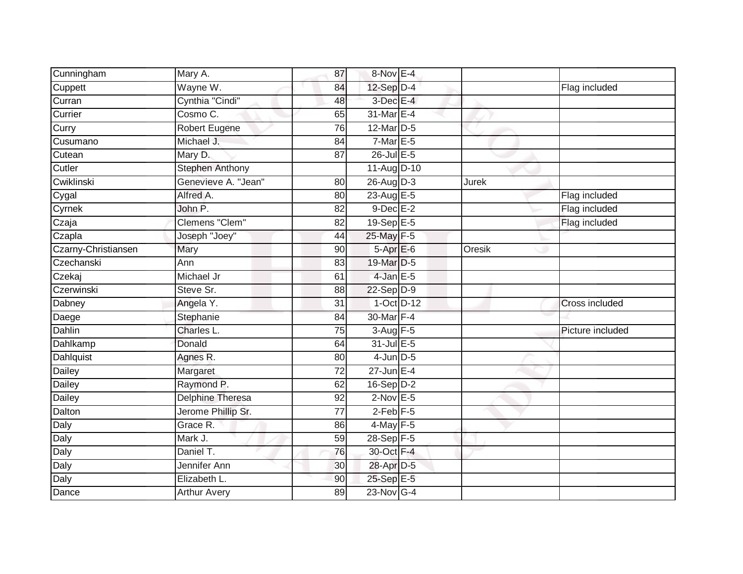| | | | | | | |
|---|---|---|---|---|---|---|
| Cunningham | Mary A. | 87 | 8-Nov | E-4 | | |
| Cuppett | Wayne W. | 84 | 12-Sep | D-4 | | Flag included |
| Curran | Cynthia "Cindi" | 48 | 3-Dec | E-4 | | |
| Currier | Cosmo C. | 65 | 31-Mar | E-4 | | |
| Curry | Robert Eugene | 76 | 12-Mar | D-5 | | |
| Cusumano | Michael J. | 84 | 7-Mar | E-5 | | |
| Cutean | Mary D. | 87 | 26-Jul | E-5 | | |
| Cutler | Stephen Anthony | | 11-Aug | D-10 | | |
| Cwiklinski | Genevieve A. "Jean" | 80 | 26-Aug | D-3 | Jurek | |
| Cygal | Alfred A. | 80 | 23-Aug | E-5 | | Flag included |
| Cyrnek | John P. | 82 | 9-Dec | E-2 | | Flag included |
| Czaja | Clemens "Clem" | 82 | 19-Sep | E-5 | | Flag included |
| Czapla | Joseph "Joey" | 44 | 25-May | F-5 | | |
| Czarny-Christiansen | Mary | 90 | 5-Apr | E-6 | Oresik | |
| Czechanski | Ann | 83 | 19-Mar | D-5 | | |
| Czekaj | Michael Jr | 61 | 4-Jan | E-5 | | |
| Czerwinski | Steve Sr. | 88 | 22-Sep | D-9 | | |
| Dabney | Angela Y. | 31 | 1-Oct | D-12 | | Cross included |
| Daege | Stephanie | 84 | 30-Mar | F-4 | | |
| Dahlin | Charles L. | 75 | 3-Aug | F-5 | | Picture included |
| Dahlkamp | Donald | 64 | 31-Jul | E-5 | | |
| Dahlquist | Agnes R. | 80 | 4-Jun | D-5 | | |
| Dailey | Margaret | 72 | 27-Jun | E-4 | | |
| Dailey | Raymond P. | 62 | 16-Sep | D-2 | | |
| Dailey | Delphine Theresa | 92 | 2-Nov | E-5 | | |
| Dalton | Jerome Phillip Sr. | 77 | 2-Feb | F-5 | | |
| Daly | Grace R. | 86 | 4-May | F-5 | | |
| Daly | Mark J. | 59 | 28-Sep | F-5 | | |
| Daly | Daniel T. | 76 | 30-Oct | F-4 | | |
| Daly | Jennifer Ann | 30 | 28-Apr | D-5 | | |
| Daly | Elizabeth L. | 90 | 25-Sep | E-5 | | |
| Dance | Arthur Avery | 89 | 23-Nov | G-4 | | |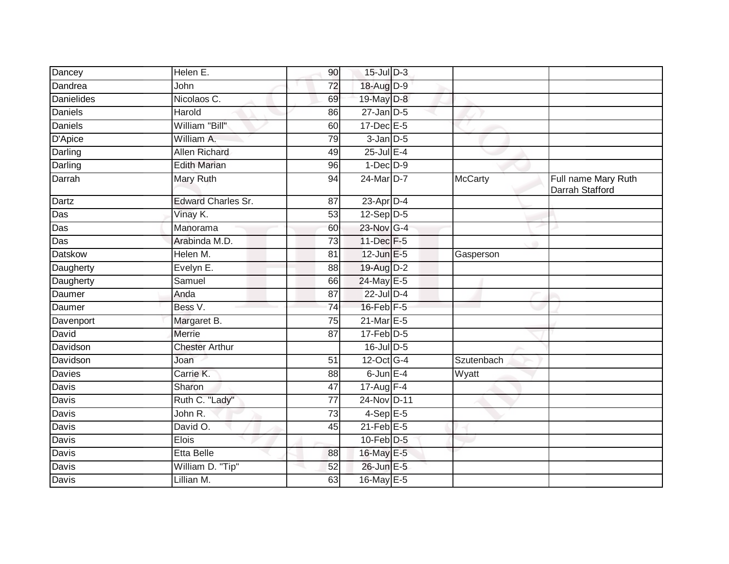| | | | | | | |
|---|---|---|---|---|---|---|
| Dancey | Helen E. | 90 | 15-Jul | D-3 | | |
| Dandrea | John | 72 | 18-Aug | D-9 | | |
| Danielides | Nicolaos C. | 69 | 19-May | D-8 | | |
| Daniels | Harold | 86 | 27-Jan | D-5 | | |
| Daniels | William "Bill" | 60 | 17-Dec | E-5 | | |
| D'Apice | William A. | 79 | 3-Jan | D-5 | | |
| Darling | Allen Richard | 49 | 25-Jul | E-4 | | |
| Darling | Edith Marian | 96 | 1-Dec | D-9 | | |
| Darrah | Mary Ruth | 94 | 24-Mar | D-7 | McCarty | Full name Mary Ruth Darrah Stafford |
| Dartz | Edward Charles Sr. | 87 | 23-Apr | D-4 | | |
| Das | Vinay K. | 53 | 12-Sep | D-5 | | |
| Das | Manorama | 60 | 23-Nov | G-4 | | |
| Das | Arabinda M.D. | 73 | 11-Dec | F-5 | | |
| Datskow | Helen M. | 81 | 12-Jun | E-5 | Gasperson | |
| Daugherty | Evelyn E. | 88 | 19-Aug | D-2 | | |
| Daugherty | Samuel | 66 | 24-May | E-5 | | |
| Daumer | Anda | 87 | 22-Jul | D-4 | | |
| Daumer | Bess V. | 74 | 16-Feb | F-5 | | |
| Davenport | Margaret B. | 75 | 21-Mar | E-5 | | |
| David | Merrie | 87 | 17-Feb | D-5 | | |
| Davidson | Chester Arthur | | 16-Jul | D-5 | | |
| Davidson | Joan | 51 | 12-Oct | G-4 | Szutenbach | |
| Davies | Carrie K. | 88 | 6-Jun | E-4 | Wyatt | |
| Davis | Sharon | 47 | 17-Aug | F-4 | | |
| Davis | Ruth C. "Lady" | 77 | 24-Nov | D-11 | | |
| Davis | John R. | 73 | 4-Sep | E-5 | | |
| Davis | David O. | 45 | 21-Feb | E-5 | | |
| Davis | Elois | | 10-Feb | D-5 | | |
| Davis | Etta Belle | 88 | 16-May | E-5 | | |
| Davis | William D. "Tip" | 52 | 26-Jun | E-5 | | |
| Davis | Lillian M. | 63 | 16-May | E-5 | | |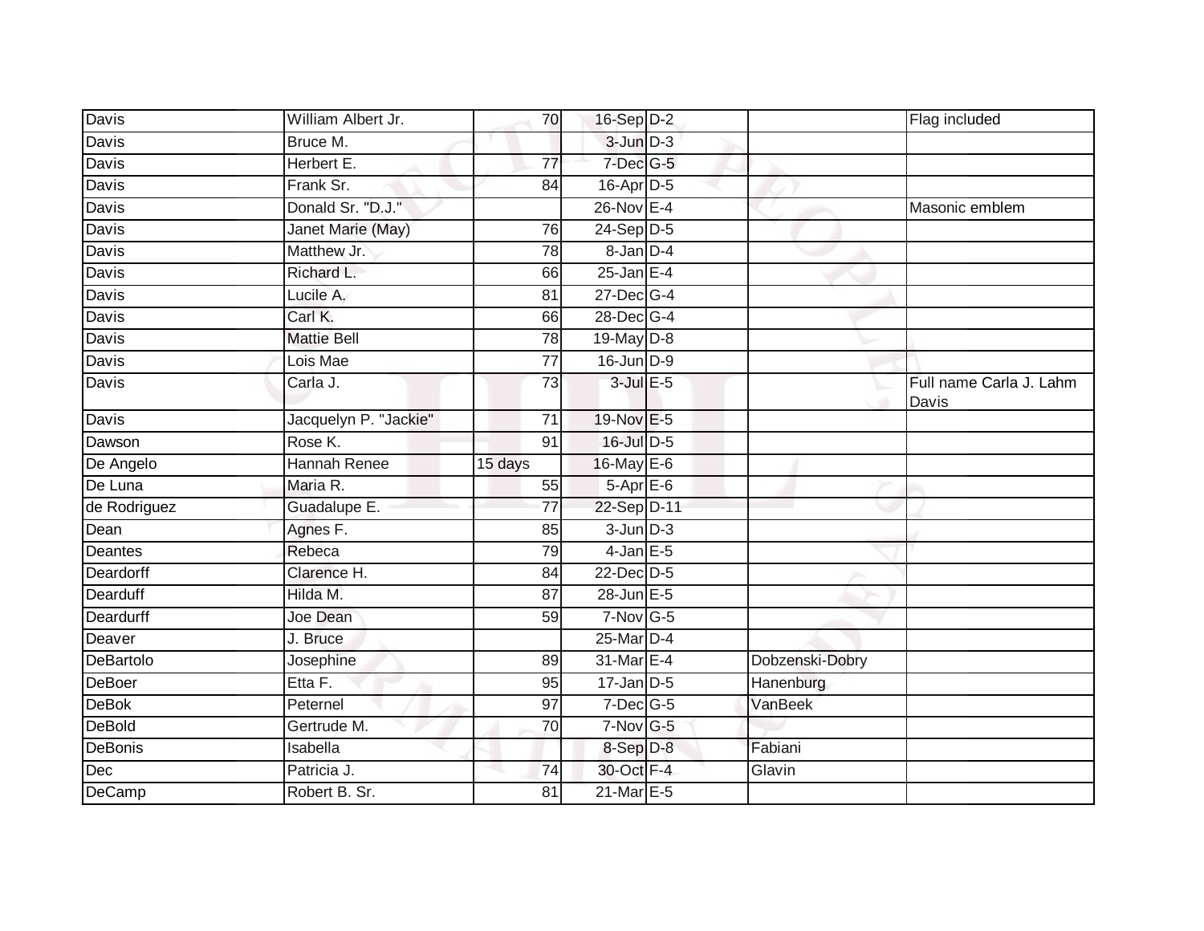| | | | | | | |
|---|---|---|---|---|---|---|
| Davis | William Albert Jr. | 70 | 16-Sep | D-2 | | Flag included |
| Davis | Bruce M. | | 3-Jun | D-3 | | |
| Davis | Herbert E. | 77 | 7-Dec | G-5 | | |
| Davis | Frank Sr. | 84 | 16-Apr | D-5 | | |
| Davis | Donald Sr. "D.J." | | 26-Nov | E-4 | | Masonic emblem |
| Davis | Janet Marie (May) | 76 | 24-Sep | D-5 | | |
| Davis | Matthew Jr. | 78 | 8-Jan | D-4 | | |
| Davis | Richard L. | 66 | 25-Jan | E-4 | | |
| Davis | Lucile A. | 81 | 27-Dec | G-4 | | |
| Davis | Carl K. | 66 | 28-Dec | G-4 | | |
| Davis | Mattie Bell | 78 | 19-May | D-8 | | |
| Davis | Lois Mae | 77 | 16-Jun | D-9 | | |
| Davis | Carla J. | 73 | 3-Jul | E-5 | | Full name Carla J. Lahm Davis |
| Davis | Jacquelyn P. "Jackie" | 71 | 19-Nov | E-5 | | |
| Dawson | Rose K. | 91 | 16-Jul | D-5 | | |
| De Angelo | Hannah Renee | 15 days | 16-May | E-6 | | |
| De Luna | Maria R. | 55 | 5-Apr | E-6 | | |
| de Rodriguez | Guadalupe E. | 77 | 22-Sep | D-11 | | |
| Dean | Agnes F. | 85 | 3-Jun | D-3 | | |
| Deantes | Rebeca | 79 | 4-Jan | E-5 | | |
| Deardorff | Clarence H. | 84 | 22-Dec | D-5 | | |
| Dearduff | Hilda M. | 87 | 28-Jun | E-5 | | |
| Deardurff | Joe Dean | 59 | 7-Nov | G-5 | | |
| Deaver | J. Bruce | | 25-Mar | D-4 | | |
| DeBartolo | Josephine | 89 | 31-Mar | E-4 | Dobzenski-Dobry | |
| DeBoer | Etta F. | 95 | 17-Jan | D-5 | Hanenburg | |
| DeBok | Peternel | 97 | 7-Dec | G-5 | VanBeek | |
| DeBold | Gertrude M. | 70 | 7-Nov | G-5 | | |
| DeBonis | Isabella | | 8-Sep | D-8 | Fabiani | |
| Dec | Patricia J. | 74 | 30-Oct | F-4 | Glavin | |
| DeCamp | Robert B. Sr. | 81 | 21-Mar | E-5 | | |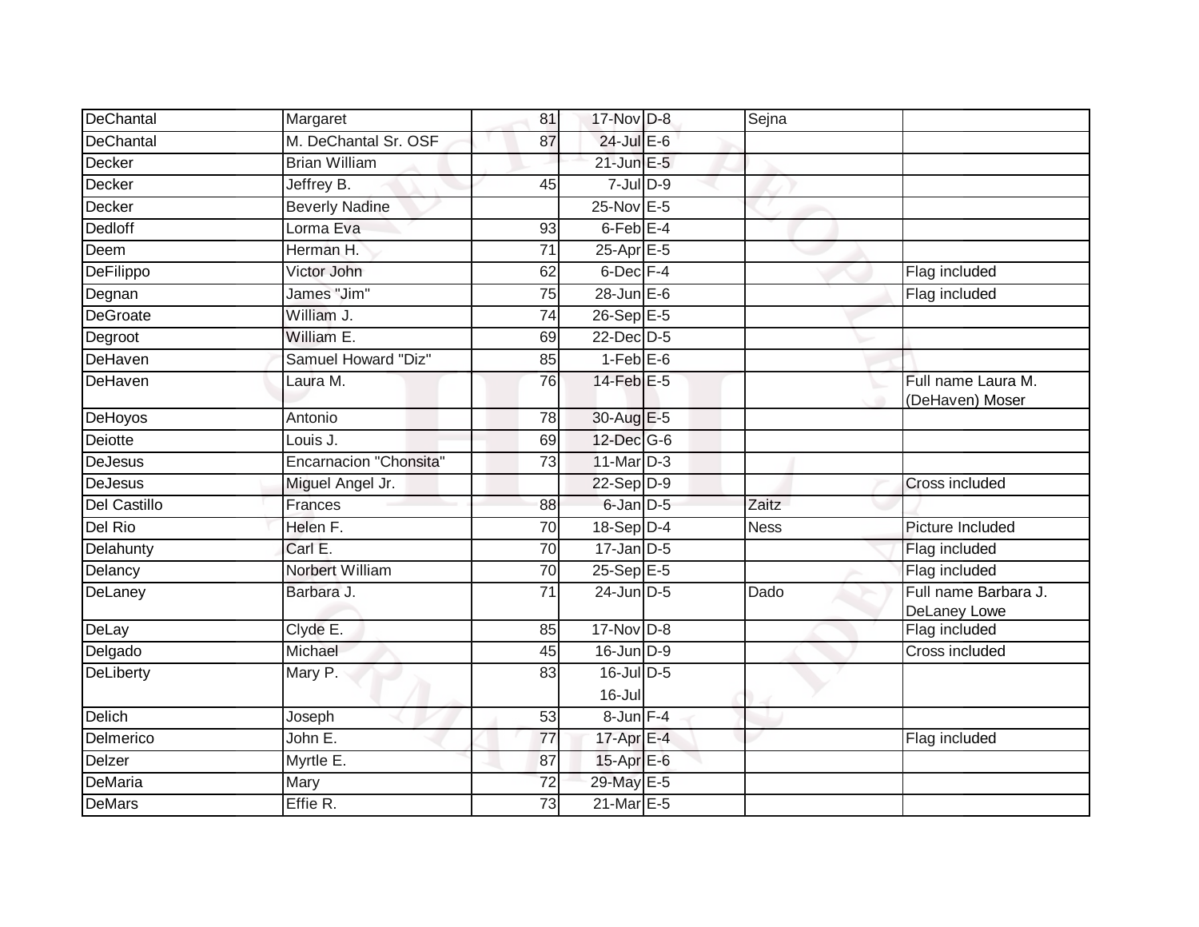| | | | | | | |
|---|---|---|---|---|---|---|
| DeChantal | Margaret | 81 | 17-Nov | D-8 | Sejna | |
| DeChantal | M. DeChantal Sr. OSF | 87 | 24-Jul | E-6 | | |
| Decker | Brian William | | 21-Jun | E-5 | | |
| Decker | Jeffrey B. | 45 | 7-Jul | D-9 | | |
| Decker | Beverly Nadine | | 25-Nov | E-5 | | |
| Dedloff | Lorma Eva | 93 | 6-Feb | E-4 | | |
| Deem | Herman H. | 71 | 25-Apr | E-5 | | |
| DeFilippo | Victor John | 62 | 6-Dec | F-4 | | Flag included |
| Degnan | James "Jim" | 75 | 28-Jun | E-6 | | Flag included |
| DeGroate | William J. | 74 | 26-Sep | E-5 | | |
| Degroot | William E. | 69 | 22-Dec | D-5 | | |
| DeHaven | Samuel Howard "Diz" | 85 | 1-Feb | E-6 | | |
| DeHaven | Laura M. | 76 | 14-Feb | E-5 | | Full name Laura M. (DeHaven) Moser |
| DeHoyos | Antonio | 78 | 30-Aug | E-5 | | |
| Deiotte | Louis J. | 69 | 12-Dec | G-6 | | |
| DeJesus | Encarnacion "Chonsita" | 73 | 11-Mar | D-3 | | |
| DeJesus | Miguel Angel Jr. | | 22-Sep | D-9 | | Cross included |
| Del Castillo | Frances | 88 | 6-Jan | D-5 | Zaitz | |
| Del Rio | Helen F. | 70 | 18-Sep | D-4 | Ness | Picture Included |
| Delahunty | Carl E. | 70 | 17-Jan | D-5 | | Flag included |
| Delancy | Norbert William | 70 | 25-Sep | E-5 | | Flag included |
| DeLaney | Barbara J. | 71 | 24-Jun | D-5 | Dado | Full name Barbara J. DeLaney Lowe |
| DeLay | Clyde E. | 85 | 17-Nov | D-8 | | Flag included |
| Delgado | Michael | 45 | 16-Jun | D-9 | | Cross included |
| DeLiberty | Mary P. | 83 | 16-Jul 16-Jul | D-5 | | |
| Delich | Joseph | 53 | 8-Jun | F-4 | | |
| Delmerico | John E. | 77 | 17-Apr | E-4 | | Flag included |
| Delzer | Myrtle E. | 87 | 15-Apr | E-6 | | |
| DeMaria | Mary | 72 | 29-May | E-5 | | |
| DeMars | Effie R. | 73 | 21-Mar | E-5 | | |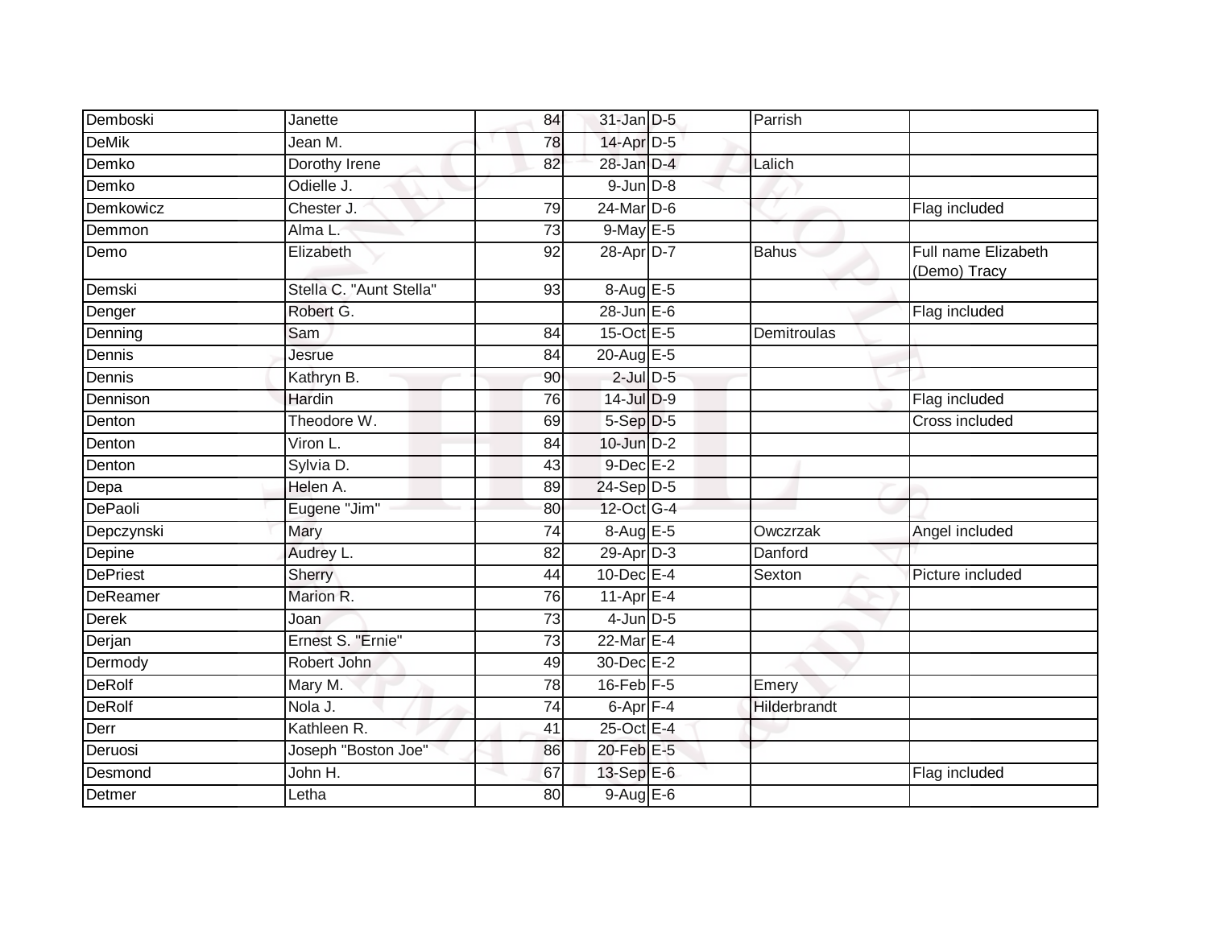| | | | | | | |
|---|---|---|---|---|---|---|
| Demboski | Janette | 84 | 31-Jan | D-5 | Parrish | |
| DeMik | Jean M. | 78 | 14-Apr | D-5 | | |
| Demko | Dorothy Irene | 82 | 28-Jan | D-4 | Lalich | |
| Demko | Odielle J. | | 9-Jun | D-8 | | |
| Demkowicz | Chester J. | 79 | 24-Mar | D-6 | | Flag included |
| Demmon | Alma L. | 73 | 9-May | E-5 | | |
| Demo | Elizabeth | 92 | 28-Apr | D-7 | Bahus | Full name Elizabeth (Demo) Tracy |
| Demski | Stella C. "Aunt Stella" | 93 | 8-Aug | E-5 | | |
| Denger | Robert G. | | 28-Jun | E-6 | | Flag included |
| Denning | Sam | 84 | 15-Oct | E-5 | Demitroulas | |
| Dennis | Jesrue | 84 | 20-Aug | E-5 | | |
| Dennis | Kathryn B. | 90 | 2-Jul | D-5 | | |
| Dennison | Hardin | 76 | 14-Jul | D-9 | | Flag included |
| Denton | Theodore W. | 69 | 5-Sep | D-5 | | Cross included |
| Denton | Viron L. | 84 | 10-Jun | D-2 | | |
| Denton | Sylvia D. | 43 | 9-Dec | E-2 | | |
| Depa | Helen A. | 89 | 24-Sep | D-5 | | |
| DePaoli | Eugene "Jim" | 80 | 12-Oct | G-4 | | |
| Depczynski | Mary | 74 | 8-Aug | E-5 | Owczrzak | Angel included |
| Depine | Audrey L. | 82 | 29-Apr | D-3 | Danford | |
| DePriest | Sherry | 44 | 10-Dec | E-4 | Sexton | Picture included |
| DeReamer | Marion R. | 76 | 11-Apr | E-4 | | |
| Derek | Joan | 73 | 4-Jun | D-5 | | |
| Derjan | Ernest S. "Ernie" | 73 | 22-Mar | E-4 | | |
| Dermody | Robert John | 49 | 30-Dec | E-2 | | |
| DeRolf | Mary M. | 78 | 16-Feb | F-5 | Emery | |
| DeRolf | Nola J. | 74 | 6-Apr | F-4 | Hilderbrandt | |
| Derr | Kathleen R. | 41 | 25-Oct | E-4 | | |
| Deruosi | Joseph "Boston Joe" | 86 | 20-Feb | E-5 | | |
| Desmond | John H. | 67 | 13-Sep | E-6 | | Flag included |
| Detmer | Letha | 80 | 9-Aug | E-6 | | |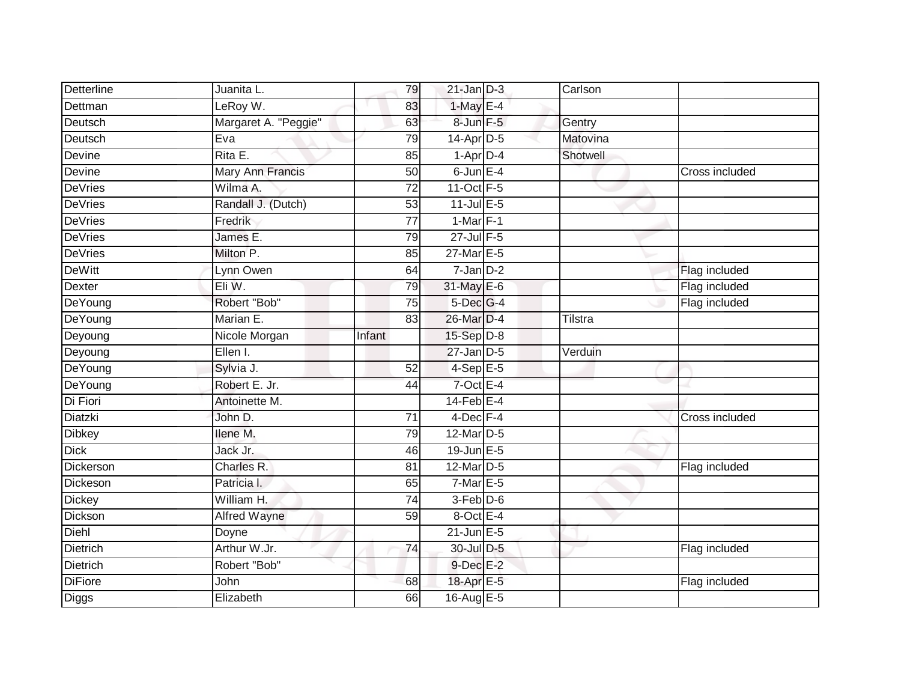| | | | | | | |
|---|---|---|---|---|---|---|
| Detterline | Juanita L. | 79 | 21-Jan | D-3 | Carlson | |
| Dettman | LeRoy W. | 83 | 1-May | E-4 | | |
| Deutsch | Margaret A. "Peggie" | 63 | 8-Jun | F-5 | Gentry | |
| Deutsch | Eva | 79 | 14-Apr | D-5 | Matovina | |
| Devine | Rita E. | 85 | 1-Apr | D-4 | Shotwell | |
| Devine | Mary Ann Francis | 50 | 6-Jun | E-4 | | Cross included |
| DeVries | Wilma A. | 72 | 11-Oct | F-5 | | |
| DeVries | Randall J. (Dutch) | 53 | 11-Jul | E-5 | | |
| DeVries | Fredrik | 77 | 1-Mar | F-1 | | |
| DeVries | James E. | 79 | 27-Jul | F-5 | | |
| DeVries | Milton P. | 85 | 27-Mar | E-5 | | |
| DeWitt | Lynn Owen | 64 | 7-Jan | D-2 | | Flag included |
| Dexter | Eli W. | 79 | 31-May | E-6 | | Flag included |
| DeYoung | Robert "Bob" | 75 | 5-Dec | G-4 | | Flag included |
| DeYoung | Marian E. | 83 | 26-Mar | D-4 | Tilstra | |
| Deyoung | Nicole Morgan | Infant | 15-Sep | D-8 | | |
| Deyoung | Ellen I. | | 27-Jan | D-5 | Verduin | |
| DeYoung | Sylvia J. | 52 | 4-Sep | E-5 | | |
| DeYoung | Robert E. Jr. | 44 | 7-Oct | E-4 | | |
| Di Fiori | Antoinette M. | | 14-Feb | E-4 | | |
| Diatzki | John D. | 71 | 4-Dec | F-4 | | Cross included |
| Dibkey | Ilene M. | 79 | 12-Mar | D-5 | | |
| Dick | Jack Jr. | 46 | 19-Jun | E-5 | | |
| Dickerson | Charles R. | 81 | 12-Mar | D-5 | | Flag included |
| Dickeson | Patricia I. | 65 | 7-Mar | E-5 | | |
| Dickey | William H. | 74 | 3-Feb | D-6 | | |
| Dickson | Alfred Wayne | 59 | 8-Oct | E-4 | | |
| Diehl | Doyne | | 21-Jun | E-5 | | |
| Dietrich | Arthur W.Jr. | 74 | 30-Jul | D-5 | | Flag included |
| Dietrich | Robert "Bob" | | 9-Dec | E-2 | | |
| DiFiore | John | 68 | 18-Apr | E-5 | | Flag included |
| Diggs | Elizabeth | 66 | 16-Aug | E-5 | | |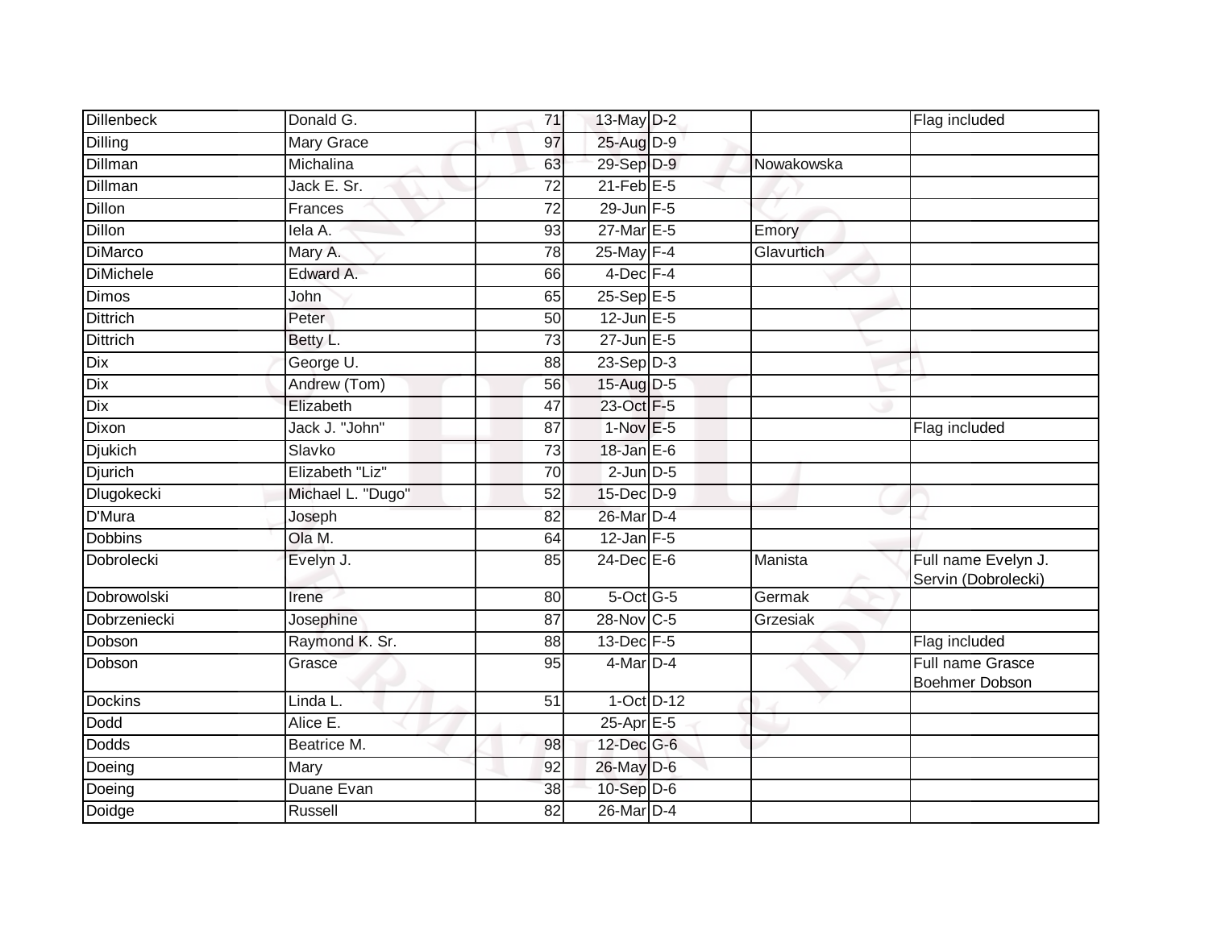| | | | | | | |
|---|---|---|---|---|---|---|
| Dillenbeck | Donald G. | 71 | 13-May | D-2 | | Flag included |
| Dilling | Mary Grace | 97 | 25-Aug | D-9 | | |
| Dillman | Michalina | 63 | 29-Sep | D-9 | Nowakowska | |
| Dillman | Jack E. Sr. | 72 | 21-Feb | E-5 | | |
| Dillon | Frances | 72 | 29-Jun | F-5 | | |
| Dillon | Iela A. | 93 | 27-Mar | E-5 | Emory | |
| DiMarco | Mary A. | 78 | 25-May | F-4 | Glavurtich | |
| DiMichele | Edward A. | 66 | 4-Dec | F-4 | | |
| Dimos | John | 65 | 25-Sep | E-5 | | |
| Dittrich | Peter | 50 | 12-Jun | E-5 | | |
| Dittrich | Betty L. | 73 | 27-Jun | E-5 | | |
| Dix | George U. | 88 | 23-Sep | D-3 | | |
| Dix | Andrew (Tom) | 56 | 15-Aug | D-5 | | |
| Dix | Elizabeth | 47 | 23-Oct | F-5 | | |
| Dixon | Jack J. "John" | 87 | 1-Nov | E-5 | | Flag included |
| Djukich | Slavko | 73 | 18-Jan | E-6 | | |
| Djurich | Elizabeth "Liz" | 70 | 2-Jun | D-5 | | |
| Dlugokecki | Michael L. "Dugo" | 52 | 15-Dec | D-9 | | |
| D'Mura | Joseph | 82 | 26-Mar | D-4 | | |
| Dobbins | Ola M. | 64 | 12-Jan | F-5 | | |
| Dobrolecki | Evelyn J. | 85 | 24-Dec | E-6 | Manista | Full name Evelyn J. Servin (Dobrolecki) |
| Dobrowolski | Irene | 80 | 5-Oct | G-5 | Germak | |
| Dobrzeniecki | Josephine | 87 | 28-Nov | C-5 | Grzesiak | |
| Dobson | Raymond K. Sr. | 88 | 13-Dec | F-5 | | Flag included |
| Dobson | Grasce | 95 | 4-Mar | D-4 | | Full name Grasce Boehmer Dobson |
| Dockins | Linda L. | 51 | 1-Oct | D-12 | | |
| Dodd | Alice E. | | 25-Apr | E-5 | | |
| Dodds | Beatrice M. | 98 | 12-Dec | G-6 | | |
| Doeing | Mary | 92 | 26-May | D-6 | | |
| Doeing | Duane Evan | 38 | 10-Sep | D-6 | | |
| Doidge | Russell | 82 | 26-Mar | D-4 | | |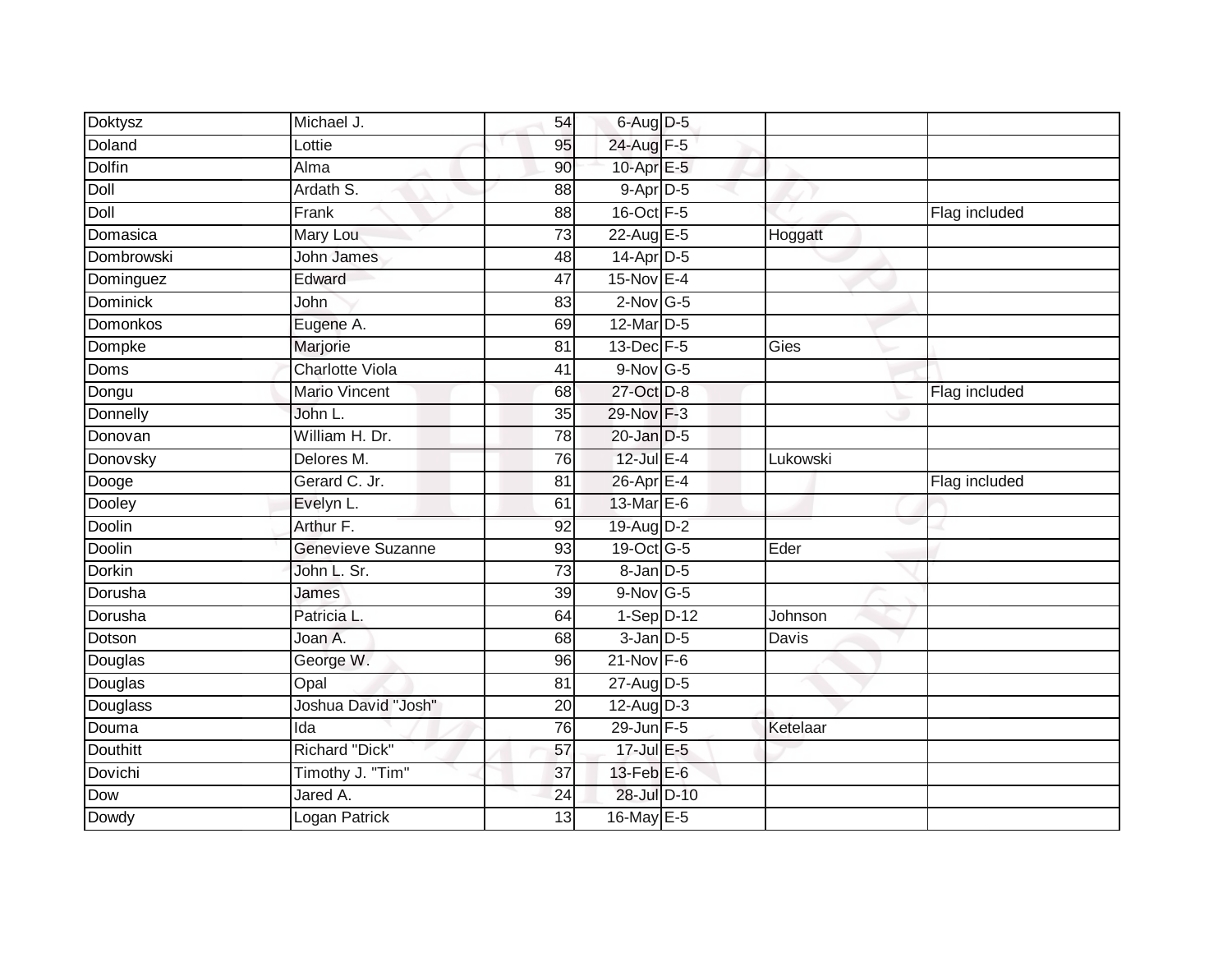| | | | | | | |
|---|---|---|---|---|---|---|
| Doktysz | Michael J. | 54 | 6-Aug | D-5 | | |
| Doland | Lottie | 95 | 24-Aug | F-5 | | |
| Dolfin | Alma | 90 | 10-Apr | E-5 | | |
| Doll | Ardath S. | 88 | 9-Apr | D-5 | | |
| Doll | Frank | 88 | 16-Oct | F-5 | | Flag included |
| Domasica | Mary Lou | 73 | 22-Aug | E-5 | Hoggatt | |
| Dombrowski | John James | 48 | 14-Apr | D-5 | | |
| Dominguez | Edward | 47 | 15-Nov | E-4 | | |
| Dominick | John | 83 | 2-Nov | G-5 | | |
| Domonkos | Eugene A. | 69 | 12-Mar | D-5 | | |
| Dompke | Marjorie | 81 | 13-Dec | F-5 | Gies | |
| Doms | Charlotte Viola | 41 | 9-Nov | G-5 | | |
| Dongu | Mario Vincent | 68 | 27-Oct | D-8 | | Flag included |
| Donnelly | John L. | 35 | 29-Nov | F-3 | | |
| Donovan | William H. Dr. | 78 | 20-Jan | D-5 | | |
| Donovsky | Delores M. | 76 | 12-Jul | E-4 | Lukowski | |
| Dooge | Gerard C. Jr. | 81 | 26-Apr | E-4 | | Flag included |
| Dooley | Evelyn L. | 61 | 13-Mar | E-6 | | |
| Doolin | Arthur F. | 92 | 19-Aug | D-2 | | |
| Doolin | Genevieve Suzanne | 93 | 19-Oct | G-5 | Eder | |
| Dorkin | John L. Sr. | 73 | 8-Jan | D-5 | | |
| Dorusha | James | 39 | 9-Nov | G-5 | | |
| Dorusha | Patricia L. | 64 | 1-Sep | D-12 | Johnson | |
| Dotson | Joan A. | 68 | 3-Jan | D-5 | Davis | |
| Douglas | George W. | 96 | 21-Nov | F-6 | | |
| Douglas | Opal | 81 | 27-Aug | D-5 | | |
| Douglass | Joshua David "Josh" | 20 | 12-Aug | D-3 | | |
| Douma | Ida | 76 | 29-Jun | F-5 | Ketelaar | |
| Douthitt | Richard "Dick" | 57 | 17-Jul | E-5 | | |
| Dovichi | Timothy J. "Tim" | 37 | 13-Feb | E-6 | | |
| Dow | Jared A. | 24 | 28-Jul | D-10 | | |
| Dowdy | Logan Patrick | 13 | 16-May | E-5 | | |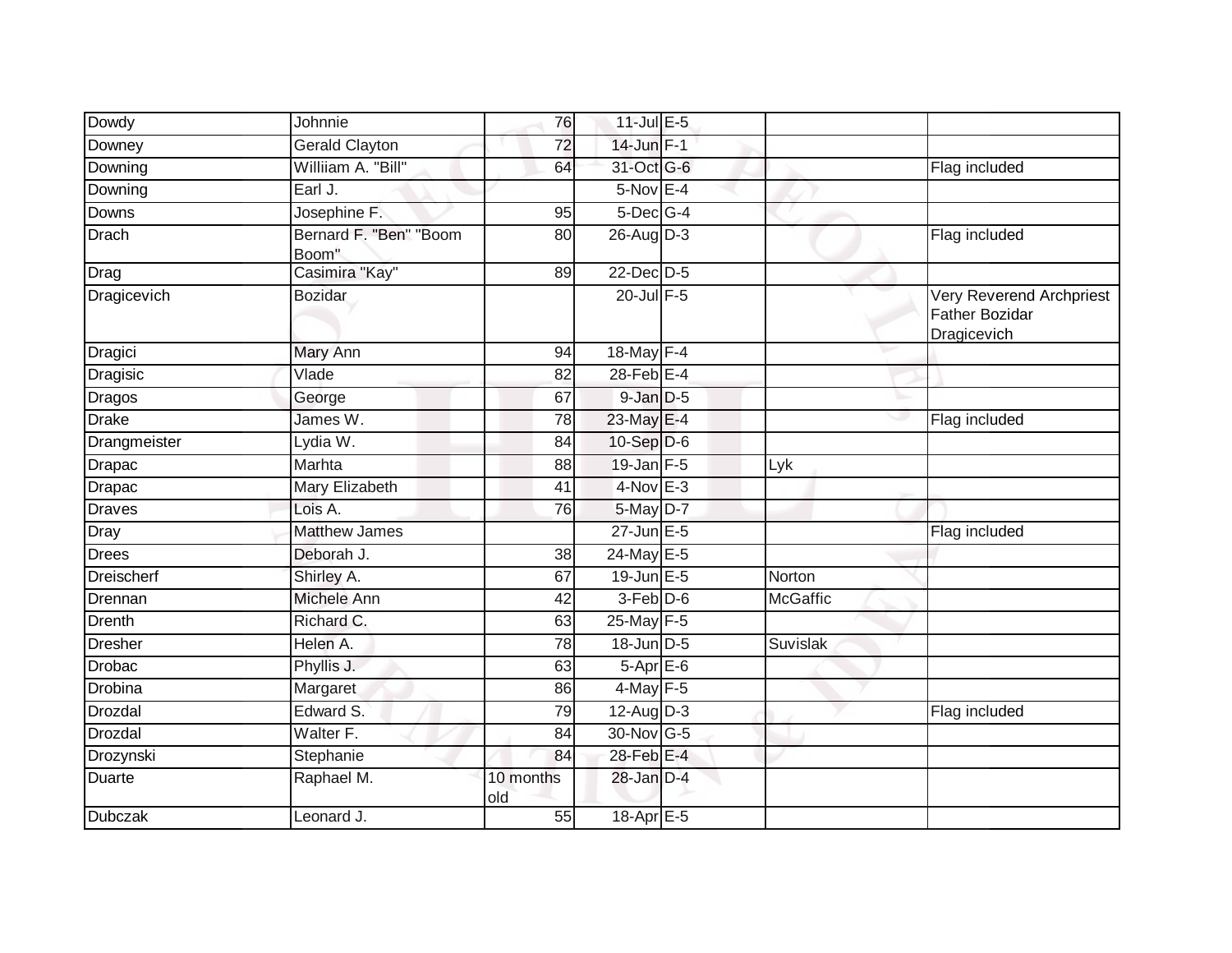| Dowdy | Johnnie | 76 | 11-Jul | E-5 | | |
|---|---|---|---|---|---|---|
| Downey | Gerald Clayton | 72 | 14-Jun | F-1 | | |
| Downing | Williiam A. "Bill" | 64 | 31-Oct | G-6 | | Flag included |
| Downing | Earl J. | | 5-Nov | E-4 | | |
| Downs | Josephine F. | 95 | 5-Dec | G-4 | | |
| Drach | Bernard F. "Ben" "Boom Boom" | 80 | 26-Aug | D-3 | | Flag included |
| Drag | Casimira "Kay" | 89 | 22-Dec | D-5 | | |
| Dragicevich | Bozidar | | 20-Jul | F-5 | | Very Reverend Archpriest Father Bozidar Dragicevich |
| Dragici | Mary Ann | 94 | 18-May | F-4 | | |
| Dragisic | Vlade | 82 | 28-Feb | E-4 | | |
| Dragos | George | 67 | 9-Jan | D-5 | | |
| Drake | James W. | 78 | 23-May | E-4 | | Flag included |
| Drangmeister | Lydia W. | 84 | 10-Sep | D-6 | | |
| Drapac | Marhta | 88 | 19-Jan | F-5 | Lyk | |
| Drapac | Mary Elizabeth | 41 | 4-Nov | E-3 | | |
| Draves | Lois A. | 76 | 5-May | D-7 | | |
| Dray | Matthew James | | 27-Jun | E-5 | | Flag included |
| Drees | Deborah J. | 38 | 24-May | E-5 | | |
| Dreischerf | Shirley A. | 67 | 19-Jun | E-5 | Norton | |
| Drennan | Michele Ann | 42 | 3-Feb | D-6 | McGaffic | |
| Drenth | Richard C. | 63 | 25-May | F-5 | | |
| Dresher | Helen A. | 78 | 18-Jun | D-5 | Suvislak | |
| Drobac | Phyllis J. | 63 | 5-Apr | E-6 | | |
| Drobina | Margaret | 86 | 4-May | F-5 | | |
| Drozdal | Edward S. | 79 | 12-Aug | D-3 | | Flag included |
| Drozdal | Walter F. | 84 | 30-Nov | G-5 | | |
| Drozynski | Stephanie | 84 | 28-Feb | E-4 | | |
| Duarte | Raphael M. | 10 months old | 28-Jan | D-4 | | |
| Dubczak | Leonard J. | 55 | 18-Apr | E-5 | | |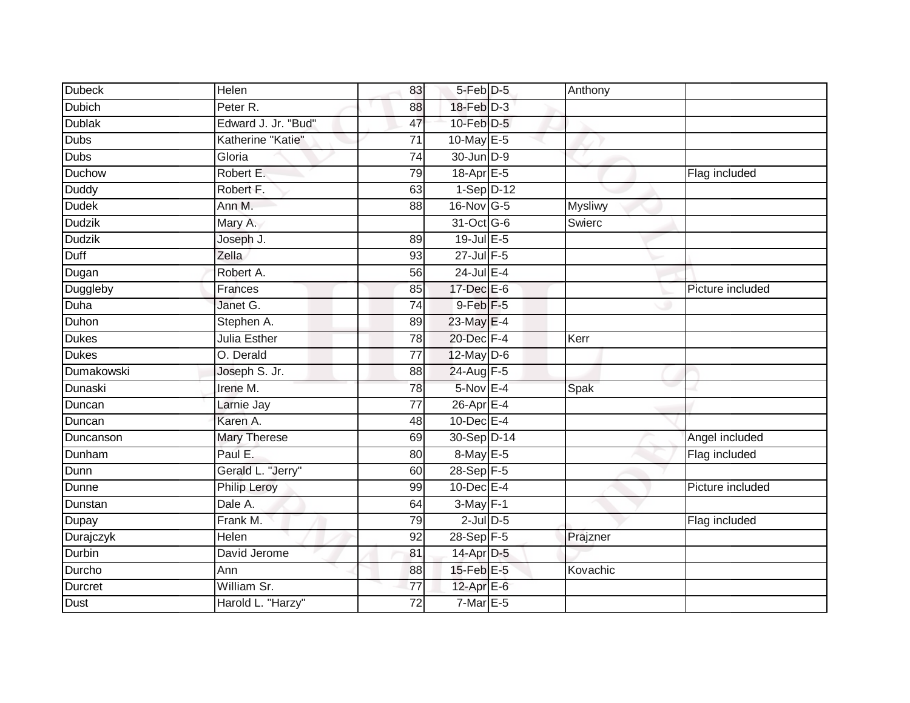| | | | | | | |
|---|---|---|---|---|---|---|
| Dubeck | Helen | 83 | 5-Feb | D-5 | Anthony | |
| Dubich | Peter R. | 88 | 18-Feb | D-3 | | |
| Dublak | Edward J. Jr. "Bud" | 47 | 10-Feb | D-5 | | |
| Dubs | Katherine "Katie" | 71 | 10-May | E-5 | | |
| Dubs | Gloria | 74 | 30-Jun | D-9 | | |
| Duchow | Robert E. | 79 | 18-Apr | E-5 | | Flag included |
| Duddy | Robert F. | 63 | 1-Sep | D-12 | | |
| Dudek | Ann M. | 88 | 16-Nov | G-5 | Mysliwy | |
| Dudzik | Mary A. | | 31-Oct | G-6 | Swierc | |
| Dudzik | Joseph J. | 89 | 19-Jul | E-5 | | |
| Duff | Zella | 93 | 27-Jul | F-5 | | |
| Dugan | Robert A. | 56 | 24-Jul | E-4 | | |
| Duggleby | Frances | 85 | 17-Dec | E-6 | | Picture included |
| Duha | Janet G. | 74 | 9-Feb | F-5 | | |
| Duhon | Stephen A. | 89 | 23-May | E-4 | | |
| Dukes | Julia Esther | 78 | 20-Dec | F-4 | Kerr | |
| Dukes | O. Derald | 77 | 12-May | D-6 | | |
| Dumakowski | Joseph S. Jr. | 88 | 24-Aug | F-5 | | |
| Dunaski | Irene M. | 78 | 5-Nov | E-4 | Spak | |
| Duncan | Larnie Jay | 77 | 26-Apr | E-4 | | |
| Duncan | Karen A. | 48 | 10-Dec | E-4 | | |
| Duncanson | Mary Therese | 69 | 30-Sep | D-14 | | Angel included |
| Dunham | Paul E. | 80 | 8-May | E-5 | | Flag included |
| Dunn | Gerald L. "Jerry" | 60 | 28-Sep | F-5 | | |
| Dunne | Philip Leroy | 99 | 10-Dec | E-4 | | Picture included |
| Dunstan | Dale A. | 64 | 3-May | F-1 | | |
| Dupay | Frank M. | 79 | 2-Jul | D-5 | | Flag included |
| Durajczyk | Helen | 92 | 28-Sep | F-5 | Prajzner | |
| Durbin | David Jerome | 81 | 14-Apr | D-5 | | |
| Durcho | Ann | 88 | 15-Feb | E-5 | Kovachic | |
| Durcret | William Sr. | 77 | 12-Apr | E-6 | | |
| Dust | Harold L. "Harzy" | 72 | 7-Mar | E-5 | | |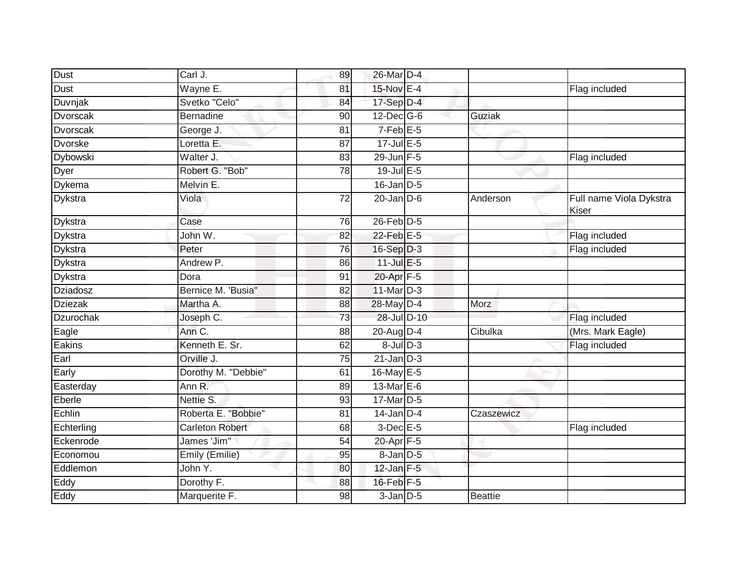| | | | | | | |
|---|---|---|---|---|---|---|
| Dust | Carl J. | 89 | 26-Mar | D-4 | | |
| Dust | Wayne E. | 81 | 15-Nov | E-4 | | Flag included |
| Duvnjak | Svetko "Celo" | 84 | 17-Sep | D-4 | | |
| Dvorscak | Bernadine | 90 | 12-Dec | G-6 | Guziak | |
| Dvorscak | George J. | 81 | 7-Feb | E-5 | | |
| Dvorske | Loretta E. | 87 | 17-Jul | E-5 | | |
| Dybowski | Walter J. | 83 | 29-Jun | F-5 | | Flag included |
| Dyer | Robert G. "Bob" | 78 | 19-Jul | E-5 | | |
| Dykema | Melvin E. | | 16-Jan | D-5 | | |
| Dykstra | Viola | 72 | 20-Jan | D-6 | Anderson | Full name Viola Dykstra Kiser |
| Dykstra | Case | 76 | 26-Feb | D-5 | | |
| Dykstra | John W. | 82 | 22-Feb | E-5 | | Flag included |
| Dykstra | Peter | 76 | 16-Sep | D-3 | | Flag included |
| Dykstra | Andrew P. | 86 | 11-Jul | E-5 | | |
| Dykstra | Dora | 91 | 20-Apr | F-5 | | |
| Dziadosz | Bernice M. 'Busia" | 82 | 11-Mar | D-3 | | |
| Dziezak | Martha A. | 88 | 28-May | D-4 | Morz | |
| Dzurochak | Joseph C. | 73 | 28-Jul | D-10 | | Flag included |
| Eagle | Ann C. | 88 | 20-Aug | D-4 | Cibulka | (Mrs. Mark Eagle) |
| Eakins | Kenneth E. Sr. | 62 | 8-Jul | D-3 | | Flag included |
| Earl | Orville J. | 75 | 21-Jan | D-3 | | |
| Early | Dorothy M. "Debbie" | 61 | 16-May | E-5 | | |
| Easterday | Ann R. | 89 | 13-Mar | E-6 | | |
| Eberle | Nettie S. | 93 | 17-Mar | D-5 | | |
| Echlin | Roberta E. "Bobbie" | 81 | 14-Jan | D-4 | Czaszewicz | |
| Echterling | Carleton Robert | 68 | 3-Dec | E-5 | | Flag included |
| Eckenrode | James 'Jim" | 54 | 20-Apr | F-5 | | |
| Economou | Emily (Emilie) | 95 | 8-Jan | D-5 | | |
| Eddlemon | John Y. | 80 | 12-Jan | F-5 | | |
| Eddy | Dorothy F. | 88 | 16-Feb | F-5 | | |
| Eddy | Marquerite F. | 98 | 3-Jan | D-5 | Beattie | |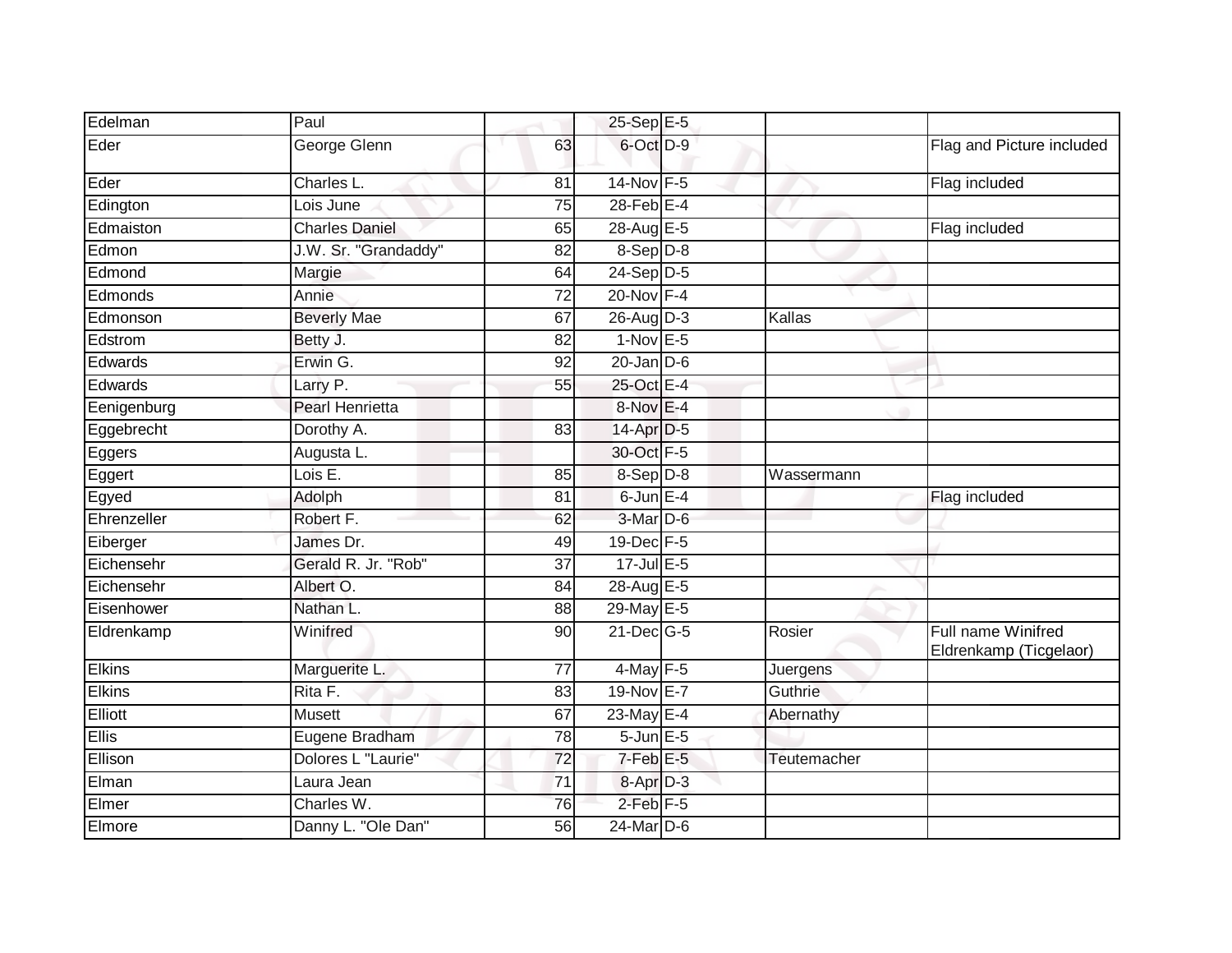| | | | | | | |
|---|---|---|---|---|---|---|
| Edelman | Paul | | 25-Sep | E-5 | | |
| Eder | George Glenn | 63 | 6-Oct | D-9 | | Flag and Picture included |
| Eder | Charles L. | 81 | 14-Nov | F-5 | | Flag included |
| Edington | Lois June | 75 | 28-Feb | E-4 | | |
| Edmaiston | Charles Daniel | 65 | 28-Aug | E-5 | | Flag included |
| Edmon | J.W. Sr. "Grandaddy" | 82 | 8-Sep | D-8 | | |
| Edmond | Margie | 64 | 24-Sep | D-5 | | |
| Edmonds | Annie | 72 | 20-Nov | F-4 | | |
| Edmonson | Beverly Mae | 67 | 26-Aug | D-3 | Kallas | |
| Edstrom | Betty J. | 82 | 1-Nov | E-5 | | |
| Edwards | Erwin G. | 92 | 20-Jan | D-6 | | |
| Edwards | Larry P. | 55 | 25-Oct | E-4 | | |
| Eenigenburg | Pearl Henrietta | | 8-Nov | E-4 | | |
| Eggebrecht | Dorothy A. | 83 | 14-Apr | D-5 | | |
| Eggers | Augusta L. | | 30-Oct | F-5 | | |
| Eggert | Lois E. | 85 | 8-Sep | D-8 | Wassermann | |
| Egyed | Adolph | 81 | 6-Jun | E-4 | | Flag included |
| Ehrenzeller | Robert F. | 62 | 3-Mar | D-6 | | |
| Eiberger | James Dr. | 49 | 19-Dec | F-5 | | |
| Eichensehr | Gerald R. Jr. "Rob" | 37 | 17-Jul | E-5 | | |
| Eichensehr | Albert O. | 84 | 28-Aug | E-5 | | |
| Eisenhower | Nathan L. | 88 | 29-May | E-5 | | |
| Eldrenkamp | Winifred | 90 | 21-Dec | G-5 | Rosier | Full name Winifred Eldrenkamp (Ticgelaor) |
| Elkins | Marguerite L. | 77 | 4-May | F-5 | Juergens | |
| Elkins | Rita F. | 83 | 19-Nov | E-7 | Guthrie | |
| Elliott | Musett | 67 | 23-May | E-4 | Abernathy | |
| Ellis | Eugene Bradham | 78 | 5-Jun | E-5 | | |
| Ellison | Dolores L "Laurie" | 72 | 7-Feb | E-5 | Teutemacher | |
| Elman | Laura Jean | 71 | 8-Apr | D-3 | | |
| Elmer | Charles W. | 76 | 2-Feb | F-5 | | |
| Elmore | Danny L. "Ole Dan" | 56 | 24-Mar | D-6 | | |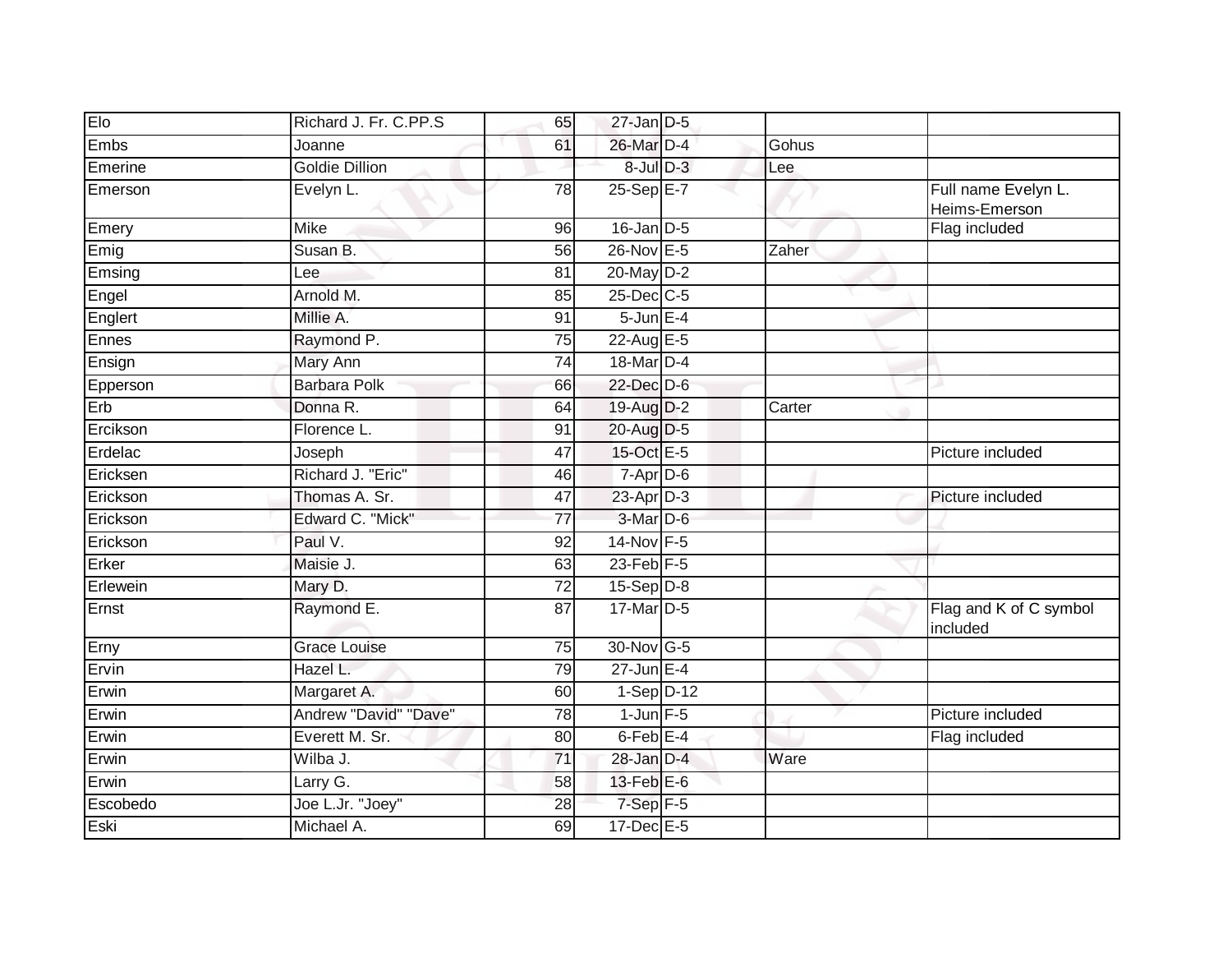| | | | | | | |
|---|---|---|---|---|---|---|
| Elo | Richard J. Fr. C.PP.S | 65 | 27-Jan | D-5 | | |
| Embs | Joanne | 61 | 26-Mar | D-4 | Gohus | |
| Emerine | Goldie Dillion | | 8-Jul | D-3 | Lee | |
| Emerson | Evelyn L. | 78 | 25-Sep | E-7 | | Full name Evelyn L. Heims-Emerson |
| Emery | Mike | 96 | 16-Jan | D-5 | | Flag included |
| Emig | Susan B. | 56 | 26-Nov | E-5 | Zaher | |
| Emsing | Lee | 81 | 20-May | D-2 | | |
| Engel | Arnold M. | 85 | 25-Dec | C-5 | | |
| Englert | Millie A. | 91 | 5-Jun | E-4 | | |
| Ennes | Raymond P. | 75 | 22-Aug | E-5 | | |
| Ensign | Mary Ann | 74 | 18-Mar | D-4 | | |
| Epperson | Barbara Polk | 66 | 22-Dec | D-6 | | |
| Erb | Donna R. | 64 | 19-Aug | D-2 | Carter | |
| Ercikson | Florence L. | 91 | 20-Aug | D-5 | | |
| Erdelac | Joseph | 47 | 15-Oct | E-5 | | Picture included |
| Ericksen | Richard J. "Eric" | 46 | 7-Apr | D-6 | | |
| Erickson | Thomas A. Sr. | 47 | 23-Apr | D-3 | | Picture included |
| Erickson | Edward C. "Mick" | 77 | 3-Mar | D-6 | | |
| Erickson | Paul V. | 92 | 14-Nov | F-5 | | |
| Erker | Maisie J. | 63 | 23-Feb | F-5 | | |
| Erlewein | Mary D. | 72 | 15-Sep | D-8 | | |
| Ernst | Raymond E. | 87 | 17-Mar | D-5 | | Flag and K of C symbol included |
| Erny | Grace Louise | 75 | 30-Nov | G-5 | | |
| Ervin | Hazel L. | 79 | 27-Jun | E-4 | | |
| Erwin | Margaret A. | 60 | 1-Sep | D-12 | | |
| Erwin | Andrew "David" "Dave" | 78 | 1-Jun | F-5 | | Picture included |
| Erwin | Everett M. Sr. | 80 | 6-Feb | E-4 | | Flag included |
| Erwin | Wilba J. | 71 | 28-Jan | D-4 | Ware | |
| Erwin | Larry G. | 58 | 13-Feb | E-6 | | |
| Escobedo | Joe L.Jr. "Joey" | 28 | 7-Sep | F-5 | | |
| Eski | Michael A. | 69 | 17-Dec | E-5 | | |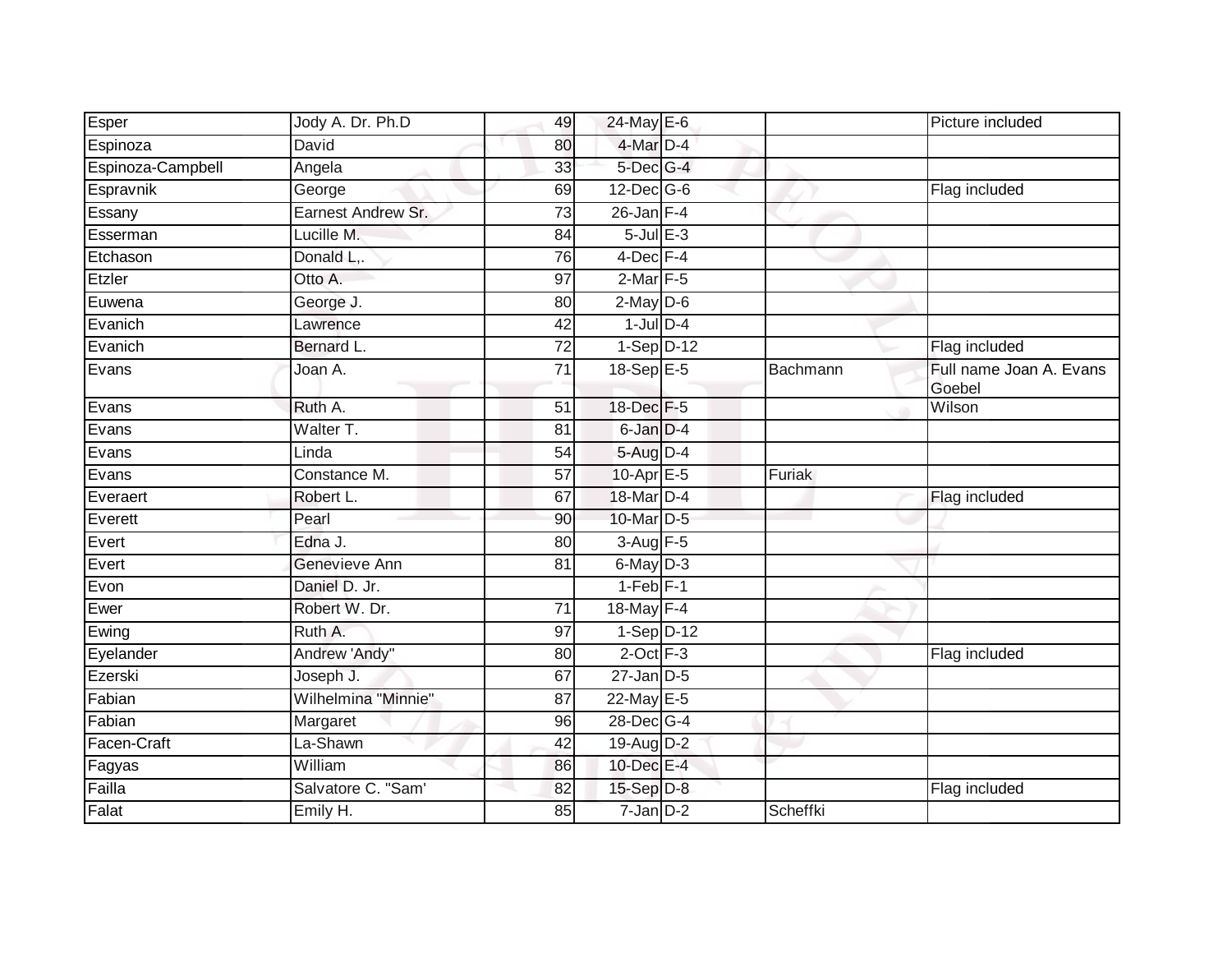| | | | | | | |
|---|---|---|---|---|---|---|
| Esper | Jody A. Dr. Ph.D | 49 | 24-May | E-6 | | Picture included |
| Espinoza | David | 80 | 4-Mar | D-4 | | |
| Espinoza-Campbell | Angela | 33 | 5-Dec | G-4 | | |
| Espravnik | George | 69 | 12-Dec | G-6 | | Flag included |
| Essany | Earnest Andrew Sr. | 73 | 26-Jan | F-4 | | |
| Esserman | Lucille M. | 84 | 5-Jul | E-3 | | |
| Etchason | Donald L,. | 76 | 4-Dec | F-4 | | |
| Etzler | Otto A. | 97 | 2-Mar | F-5 | | |
| Euwena | George J. | 80 | 2-May | D-6 | | |
| Evanich | Lawrence | 42 | 1-Jul | D-4 | | |
| Evanich | Bernard L. | 72 | 1-Sep | D-12 | | Flag included |
| Evans | Joan A. | 71 | 18-Sep | E-5 | Bachmann | Full name Joan A. Evans Goebel |
| Evans | Ruth A. | 51 | 18-Dec | F-5 | | Wilson |
| Evans | Walter T. | 81 | 6-Jan | D-4 | | |
| Evans | Linda | 54 | 5-Aug | D-4 | | |
| Evans | Constance M. | 57 | 10-Apr | E-5 | Furiak | |
| Everaert | Robert L. | 67 | 18-Mar | D-4 | | Flag included |
| Everett | Pearl | 90 | 10-Mar | D-5 | | |
| Evert | Edna J. | 80 | 3-Aug | F-5 | | |
| Evert | Genevieve Ann | 81 | 6-May | D-3 | | |
| Evon | Daniel D. Jr. | | 1-Feb | F-1 | | |
| Ewer | Robert W. Dr. | 71 | 18-May | F-4 | | |
| Ewing | Ruth A. | 97 | 1-Sep | D-12 | | |
| Eyelander | Andrew 'Andy" | 80 | 2-Oct | F-3 | | Flag included |
| Ezerski | Joseph J. | 67 | 27-Jan | D-5 | | |
| Fabian | Wilhelmina "Minnie" | 87 | 22-May | E-5 | | |
| Fabian | Margaret | 96 | 28-Dec | G-4 | | |
| Facen-Craft | La-Shawn | 42 | 19-Aug | D-2 | | |
| Fagyas | William | 86 | 10-Dec | E-4 | | |
| Failla | Salvatore C. "Sam' | 82 | 15-Sep | D-8 | | Flag included |
| Falat | Emily H. | 85 | 7-Jan | D-2 | Scheffki | |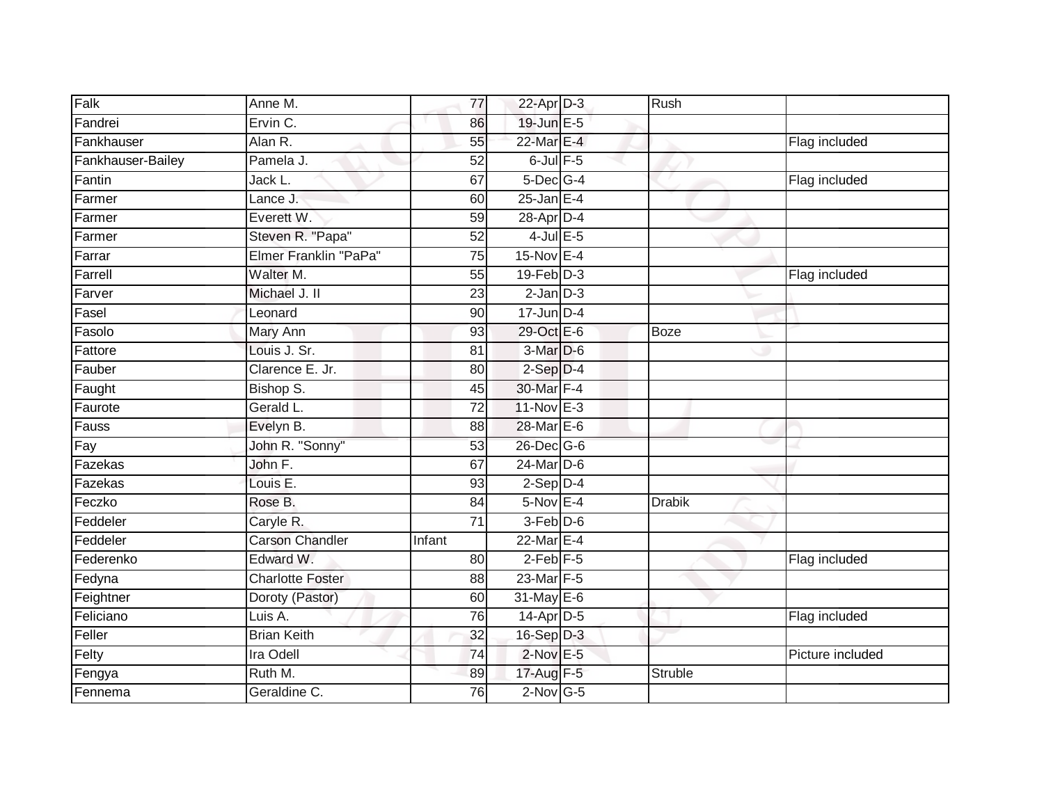| | | | | | | |
|---|---|---|---|---|---|---|
| Falk | Anne M. | 77 | 22-Apr | D-3 | Rush | |
| Fandrei | Ervin C. | 86 | 19-Jun | E-5 | | |
| Fankhauser | Alan R. | 55 | 22-Mar | E-4 | | Flag included |
| Fankhauser-Bailey | Pamela J. | 52 | 6-Jul | F-5 | | |
| Fantin | Jack L. | 67 | 5-Dec | G-4 | | Flag included |
| Farmer | Lance J. | 60 | 25-Jan | E-4 | | |
| Farmer | Everett W. | 59 | 28-Apr | D-4 | | |
| Farmer | Steven R. "Papa" | 52 | 4-Jul | E-5 | | |
| Farrar | Elmer Franklin "PaPa" | 75 | 15-Nov | E-4 | | |
| Farrell | Walter M. | 55 | 19-Feb | D-3 | | Flag included |
| Farver | Michael J. II | 23 | 2-Jan | D-3 | | |
| Fasel | Leonard | 90 | 17-Jun | D-4 | | |
| Fasolo | Mary Ann | 93 | 29-Oct | E-6 | Boze | |
| Fattore | Louis J. Sr. | 81 | 3-Mar | D-6 | | |
| Fauber | Clarence E. Jr. | 80 | 2-Sep | D-4 | | |
| Faught | Bishop S. | 45 | 30-Mar | F-4 | | |
| Faurote | Gerald L. | 72 | 11-Nov | E-3 | | |
| Fauss | Evelyn B. | 88 | 28-Mar | E-6 | | |
| Fay | John R. "Sonny" | 53 | 26-Dec | G-6 | | |
| Fazekas | John F. | 67 | 24-Mar | D-6 | | |
| Fazekas | Louis E. | 93 | 2-Sep | D-4 | | |
| Feczko | Rose B. | 84 | 5-Nov | E-4 | Drabik | |
| Feddeler | Caryle R. | 71 | 3-Feb | D-6 | | |
| Feddeler | Carson Chandler | Infant | 22-Mar | E-4 | | |
| Federenko | Edward W. | 80 | 2-Feb | F-5 | | Flag included |
| Fedyna | Charlotte Foster | 88 | 23-Mar | F-5 | | |
| Feightner | Doroty (Pastor) | 60 | 31-May | E-6 | | |
| Feliciano | Luis A. | 76 | 14-Apr | D-5 | | Flag included |
| Feller | Brian Keith | 32 | 16-Sep | D-3 | | |
| Felty | Ira Odell | 74 | 2-Nov | E-5 | | Picture included |
| Fengya | Ruth M. | 89 | 17-Aug | F-5 | Struble | |
| Fennema | Geraldine C. | 76 | 2-Nov | G-5 | | |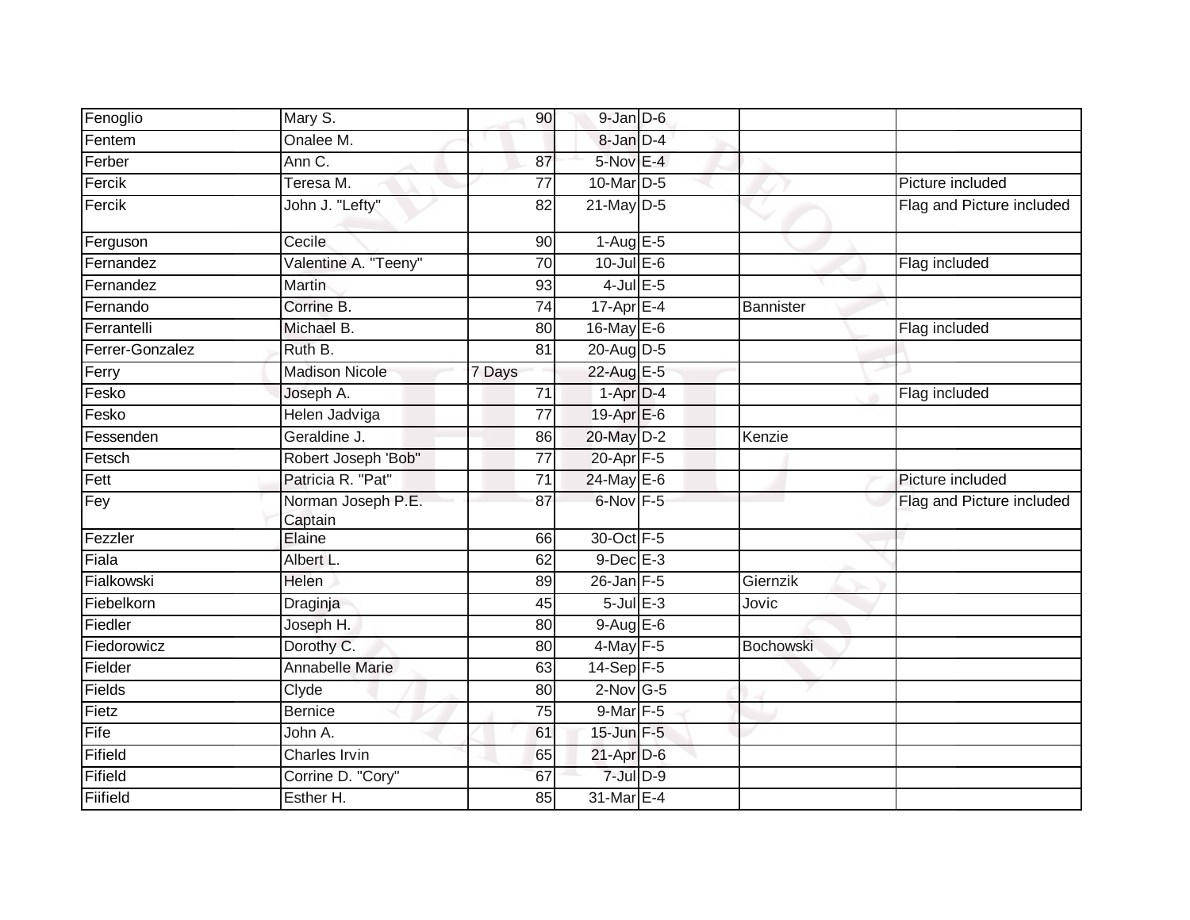| | | | | | | |
|---|---|---|---|---|---|---|
| Fenoglio | Mary S. | 90 | 9-Jan | D-6 | | |
| Fentem | Onalee M. | | 8-Jan | D-4 | | |
| Ferber | Ann C. | 87 | 5-Nov | E-4 | | |
| Fercik | Teresa M. | 77 | 10-Mar | D-5 | | Picture included |
| Fercik | John J. "Lefty" | 82 | 21-May | D-5 | | Flag and Picture included |
| Ferguson | Cecile | 90 | 1-Aug | E-5 | | |
| Fernandez | Valentine A. "Teeny" | 70 | 10-Jul | E-6 | | Flag included |
| Fernandez | Martin | 93 | 4-Jul | E-5 | | |
| Fernando | Corrine B. | 74 | 17-Apr | E-4 | Bannister | |
| Ferrantelli | Michael B. | 80 | 16-May | E-6 | | Flag included |
| Ferrer-Gonzalez | Ruth B. | 81 | 20-Aug | D-5 | | |
| Ferry | Madison Nicole | 7 Days | 22-Aug | E-5 | | |
| Fesko | Joseph A. | 71 | 1-Apr | D-4 | | Flag included |
| Fesko | Helen Jadviga | 77 | 19-Apr | E-6 | | |
| Fessenden | Geraldine J. | 86 | 20-May | D-2 | Kenzie | |
| Fetsch | Robert Joseph 'Bob" | 77 | 20-Apr | F-5 | | |
| Fett | Patricia R. "Pat" | 71 | 24-May | E-6 | | Picture included |
| Fey | Norman Joseph P.E. Captain | 87 | 6-Nov | F-5 | | Flag and Picture included |
| Fezzler | Elaine | 66 | 30-Oct | F-5 | | |
| Fiala | Albert L. | 62 | 9-Dec | E-3 | | |
| Fialkowski | Helen | 89 | 26-Jan | F-5 | Giernzik | |
| Fiebelkorn | Draginja | 45 | 5-Jul | E-3 | Jovic | |
| Fiedler | Joseph H. | 80 | 9-Aug | E-6 | | |
| Fiedorowicz | Dorothy C. | 80 | 4-May | F-5 | Bochowski | |
| Fielder | Annabelle Marie | 63 | 14-Sep | F-5 | | |
| Fields | Clyde | 80 | 2-Nov | G-5 | | |
| Fietz | Bernice | 75 | 9-Mar | F-5 | | |
| Fife | John A. | 61 | 15-Jun | F-5 | | |
| Fifield | Charles Irvin | 65 | 21-Apr | D-6 | | |
| Fifield | Corrine D. "Cory" | 67 | 7-Jul | D-9 | | |
| Fiifield | Esther H. | 85 | 31-Mar | E-4 | | |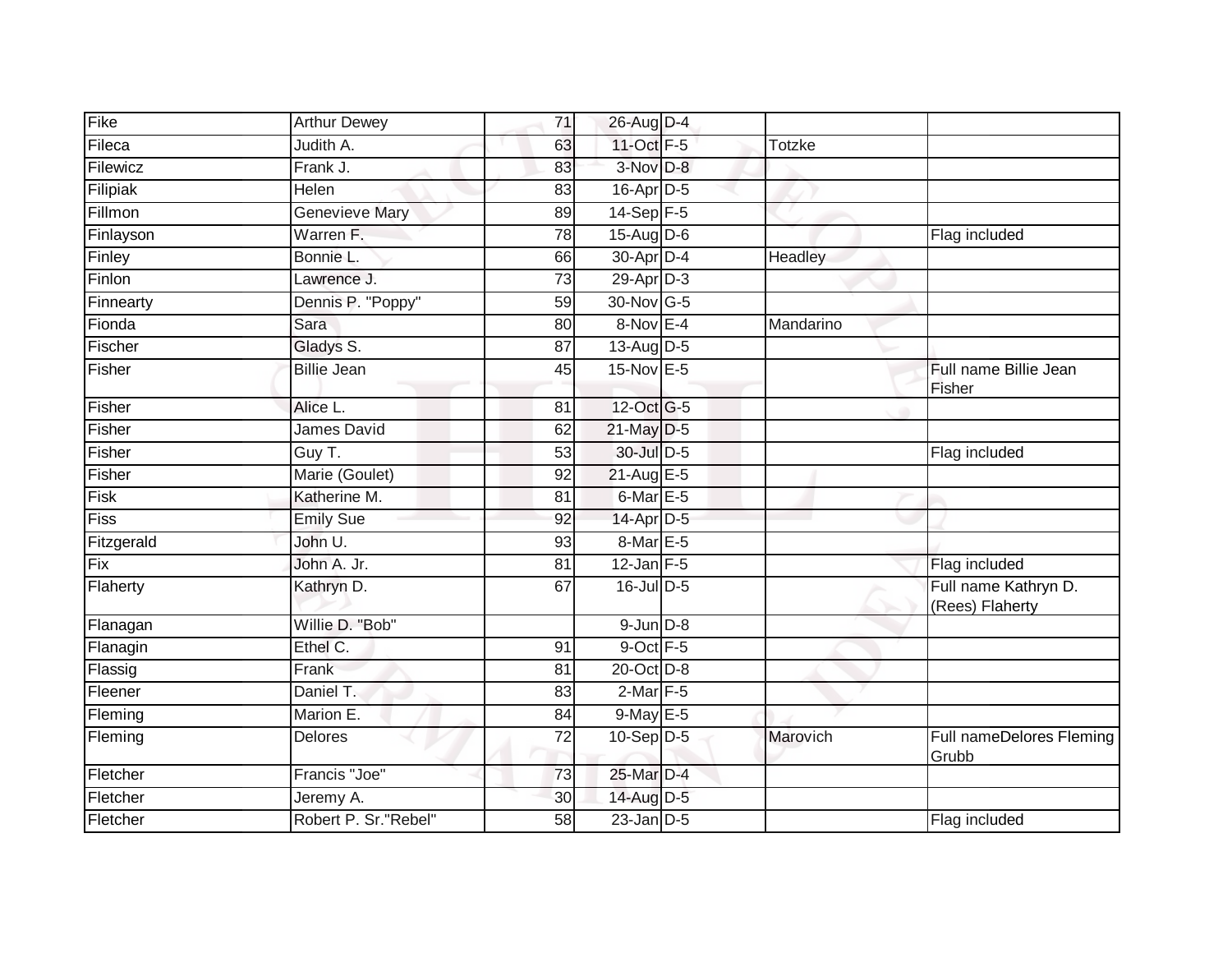| | | | | | | |
|---|---|---|---|---|---|---|
| Fike | Arthur Dewey | 71 | 26-Aug | D-4 | | |
| Fileca | Judith A. | 63 | 11-Oct | F-5 | Totzke | |
| Filewicz | Frank J. | 83 | 3-Nov | D-8 | | |
| Filipiak | Helen | 83 | 16-Apr | D-5 | | |
| Fillmon | Genevieve Mary | 89 | 14-Sep | F-5 | | |
| Finlayson | Warren F. | 78 | 15-Aug | D-6 | | Flag included |
| Finley | Bonnie L. | 66 | 30-Apr | D-4 | Headley | |
| Finlon | Lawrence J. | 73 | 29-Apr | D-3 | | |
| Finnearty | Dennis P. "Poppy" | 59 | 30-Nov | G-5 | | |
| Fionda | Sara | 80 | 8-Nov | E-4 | Mandarino | |
| Fischer | Gladys S. | 87 | 13-Aug | D-5 | | |
| Fisher | Billie Jean | 45 | 15-Nov | E-5 | | Full name Billie Jean Fisher |
| Fisher | Alice L. | 81 | 12-Oct | G-5 | | |
| Fisher | James David | 62 | 21-May | D-5 | | |
| Fisher | Guy T. | 53 | 30-Jul | D-5 | | Flag included |
| Fisher | Marie (Goulet) | 92 | 21-Aug | E-5 | | |
| Fisk | Katherine M. | 81 | 6-Mar | E-5 | | |
| Fiss | Emily Sue | 92 | 14-Apr | D-5 | | |
| Fitzgerald | John U. | 93 | 8-Mar | E-5 | | |
| Fix | John A. Jr. | 81 | 12-Jan | F-5 | | Flag included |
| Flaherty | Kathryn D. | 67 | 16-Jul | D-5 | | Full name Kathryn D. (Rees) Flaherty |
| Flanagan | Willie D. "Bob" | | 9-Jun | D-8 | | |
| Flanagin | Ethel C. | 91 | 9-Oct | F-5 | | |
| Flassig | Frank | 81 | 20-Oct | D-8 | | |
| Fleener | Daniel T. | 83 | 2-Mar | F-5 | | |
| Fleming | Marion E. | 84 | 9-May | E-5 | | |
| Fleming | Delores | 72 | 10-Sep | D-5 | Marovich | Full nameDelores Fleming Grubb |
| Fletcher | Francis "Joe" | 73 | 25-Mar | D-4 | | |
| Fletcher | Jeremy A. | 30 | 14-Aug | D-5 | | |
| Fletcher | Robert P. Sr."Rebel" | 58 | 23-Jan | D-5 | | Flag included |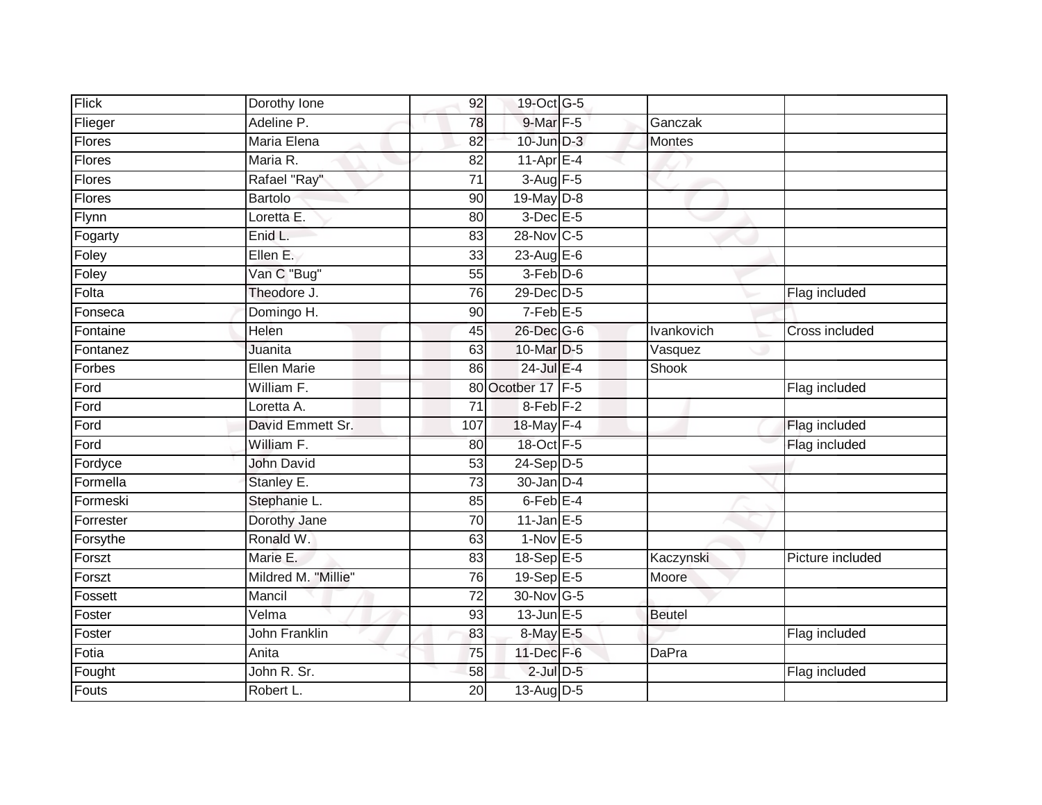| | | | | | | |
|---|---|---|---|---|---|---|
| Flick | Dorothy Ione | 92 | 19-Oct | G-5 | | |
| Flieger | Adeline P. | 78 | 9-Mar | F-5 | Ganczak | |
| Flores | Maria Elena | 82 | 10-Jun | D-3 | Montes | |
| Flores | Maria R. | 82 | 11-Apr | E-4 | | |
| Flores | Rafael "Ray" | 71 | 3-Aug | F-5 | | |
| Flores | Bartolo | 90 | 19-May | D-8 | | |
| Flynn | Loretta E. | 80 | 3-Dec | E-5 | | |
| Fogarty | Enid L. | 83 | 28-Nov | C-5 | | |
| Foley | Ellen E. | 33 | 23-Aug | E-6 | | |
| Foley | Van C "Bug" | 55 | 3-Feb | D-6 | | |
| Folta | Theodore J. | 76 | 29-Dec | D-5 | | Flag included |
| Fonseca | Domingo H. | 90 | 7-Feb | E-5 | | |
| Fontaine | Helen | 45 | 26-Dec | G-6 | Ivankovich | Cross included |
| Fontanez | Juanita | 63 | 10-Mar | D-5 | Vasquez | |
| Forbes | Ellen Marie | 86 | 24-Jul | E-4 | Shook | |
| Ford | William F. | 80 | Ocotber 17 | F-5 | | Flag included |
| Ford | Loretta A. | 71 | 8-Feb | F-2 | | |
| Ford | David Emmett Sr. | 107 | 18-May | F-4 | | Flag included |
| Ford | William F. | 80 | 18-Oct | F-5 | | Flag included |
| Fordyce | John David | 53 | 24-Sep | D-5 | | |
| Formella | Stanley E. | 73 | 30-Jan | D-4 | | |
| Formeski | Stephanie L. | 85 | 6-Feb | E-4 | | |
| Forrester | Dorothy Jane | 70 | 11-Jan | E-5 | | |
| Forsythe | Ronald W. | 63 | 1-Nov | E-5 | | |
| Forszt | Marie E. | 83 | 18-Sep | E-5 | Kaczynski | Picture included |
| Forszt | Mildred M. "Millie" | 76 | 19-Sep | E-5 | Moore | |
| Fossett | Mancil | 72 | 30-Nov | G-5 | | |
| Foster | Velma | 93 | 13-Jun | E-5 | Beutel | |
| Foster | John Franklin | 83 | 8-May | E-5 | | Flag included |
| Fotia | Anita | 75 | 11-Dec | F-6 | DaPra | |
| Fought | John R. Sr. | 58 | 2-Jul | D-5 | | Flag included |
| Fouts | Robert L. | 20 | 13-Aug | D-5 | | |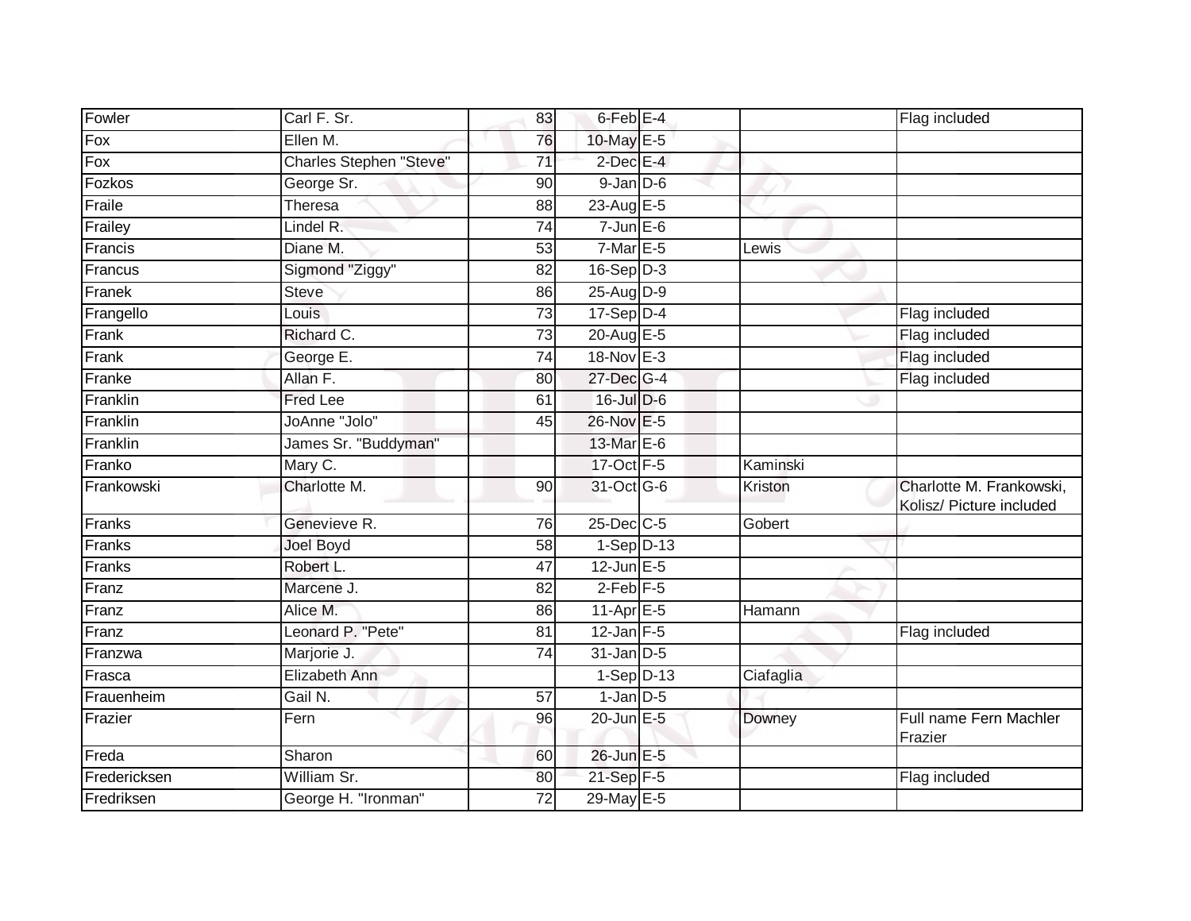| | | | | | | |
|---|---|---|---|---|---|---|
| Fowler | Carl F. Sr. | 83 | 6-Feb | E-4 | | Flag included |
| Fox | Ellen M. | 76 | 10-May | E-5 | | |
| Fox | Charles Stephen "Steve" | 71 | 2-Dec | E-4 | | |
| Fozkos | George Sr. | 90 | 9-Jan | D-6 | | |
| Fraile | Theresa | 88 | 23-Aug | E-5 | | |
| Frailey | Lindel R. | 74 | 7-Jun | E-6 | | |
| Francis | Diane M. | 53 | 7-Mar | E-5 | Lewis | |
| Francus | Sigmond "Ziggy" | 82 | 16-Sep | D-3 | | |
| Franek | Steve | 86 | 25-Aug | D-9 | | |
| Frangello | Louis | 73 | 17-Sep | D-4 | | Flag included |
| Frank | Richard C. | 73 | 20-Aug | E-5 | | Flag included |
| Frank | George E. | 74 | 18-Nov | E-3 | | Flag included |
| Franke | Allan F. | 80 | 27-Dec | G-4 | | Flag included |
| Franklin | Fred Lee | 61 | 16-Jul | D-6 | | |
| Franklin | JoAnne "Jolo" | 45 | 26-Nov | E-5 | | |
| Franklin | James Sr. "Buddyman" | | 13-Mar | E-6 | | |
| Franko | Mary C. | | 17-Oct | F-5 | Kaminski | |
| Frankowski | Charlotte M. | 90 | 31-Oct | G-6 | Kriston | Charlotte M. Frankowski, Kolisz/ Picture included |
| Franks | Genevieve R. | 76 | 25-Dec | C-5 | Gobert | |
| Franks | Joel Boyd | 58 | 1-Sep | D-13 | | |
| Franks | Robert L. | 47 | 12-Jun | E-5 | | |
| Franz | Marcene J. | 82 | 2-Feb | F-5 | | |
| Franz | Alice M. | 86 | 11-Apr | E-5 | Hamann | |
| Franz | Leonard P. "Pete" | 81 | 12-Jan | F-5 | | Flag included |
| Franzwa | Marjorie J. | 74 | 31-Jan | D-5 | | |
| Frasca | Elizabeth Ann | | 1-Sep | D-13 | Ciafaglia | |
| Frauenheim | Gail N. | 57 | 1-Jan | D-5 | | |
| Frazier | Fern | 96 | 20-Jun | E-5 | Downey | Full name Fern Machler Frazier |
| Freda | Sharon | 60 | 26-Jun | E-5 | | |
| Fredericksen | William Sr. | 80 | 21-Sep | F-5 | | Flag included |
| Fredriksen | George H. "Ironman" | 72 | 29-May | E-5 | | |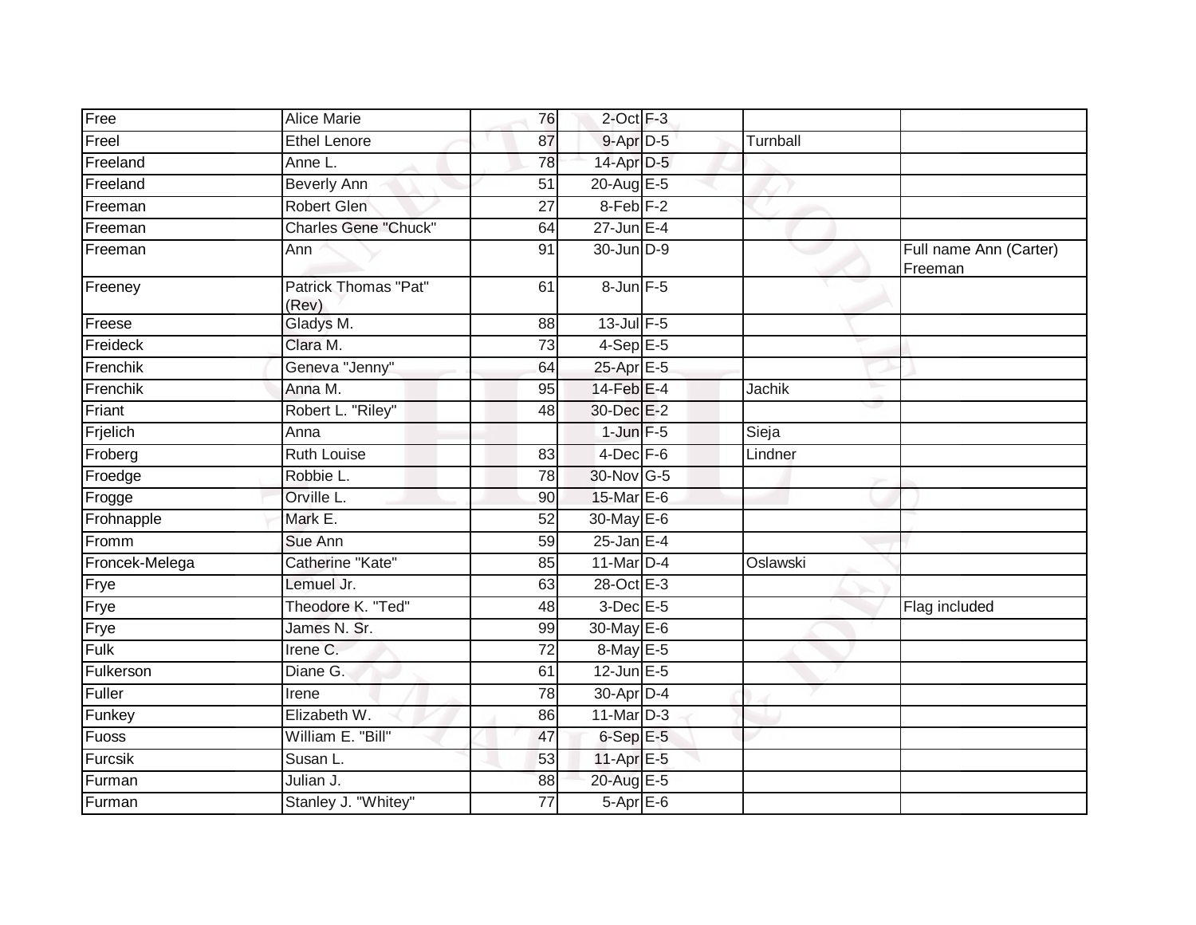| Free | Alice Marie | 76 | 2-Oct | F-3 | | |
|---|---|---|---|---|---|---|
| Freel | Ethel Lenore | 87 | 9-Apr | D-5 | Turnball | |
| Freeland | Anne L. | 78 | 14-Apr | D-5 | | |
| Freeland | Beverly Ann | 51 | 20-Aug | E-5 | | |
| Freeman | Robert Glen | 27 | 8-Feb | F-2 | | |
| Freeman | Charles Gene "Chuck" | 64 | 27-Jun | E-4 | | |
| Freeman | Ann | 91 | 30-Jun | D-9 | | Full name Ann (Carter) Freeman |
| Freeney | Patrick Thomas "Pat" (Rev) | 61 | 8-Jun | F-5 | | |
| Freese | Gladys M. | 88 | 13-Jul | F-5 | | |
| Freideck | Clara M. | 73 | 4-Sep | E-5 | | |
| Frenchik | Geneva "Jenny" | 64 | 25-Apr | E-5 | | |
| Frenchik | Anna M. | 95 | 14-Feb | E-4 | Jachik | |
| Friant | Robert L. "Riley" | 48 | 30-Dec | E-2 | | |
| Frjelich | Anna | | 1-Jun | F-5 | Sieja | |
| Froberg | Ruth Louise | 83 | 4-Dec | F-6 | Lindner | |
| Froedge | Robbie L. | 78 | 30-Nov | G-5 | | |
| Frogge | Orville L. | 90 | 15-Mar | E-6 | | |
| Frohnapple | Mark E. | 52 | 30-May | E-6 | | |
| Fromm | Sue Ann | 59 | 25-Jan | E-4 | | |
| Froncek-Melega | Catherine "Kate" | 85 | 11-Mar | D-4 | Oslawski | |
| Frye | Lemuel Jr. | 63 | 28-Oct | E-3 | | |
| Frye | Theodore K. "Ted" | 48 | 3-Dec | E-5 | | Flag included |
| Frye | James N. Sr. | 99 | 30-May | E-6 | | |
| Fulk | Irene C. | 72 | 8-May | E-5 | | |
| Fulkerson | Diane G. | 61 | 12-Jun | E-5 | | |
| Fuller | Irene | 78 | 30-Apr | D-4 | | |
| Funkey | Elizabeth W. | 86 | 11-Mar | D-3 | | |
| Fuoss | William E. "Bill" | 47 | 6-Sep | E-5 | | |
| Furcsik | Susan L. | 53 | 11-Apr | E-5 | | |
| Furman | Julian J. | 88 | 20-Aug | E-5 | | |
| Furman | Stanley J. "Whitey" | 77 | 5-Apr | E-6 | | |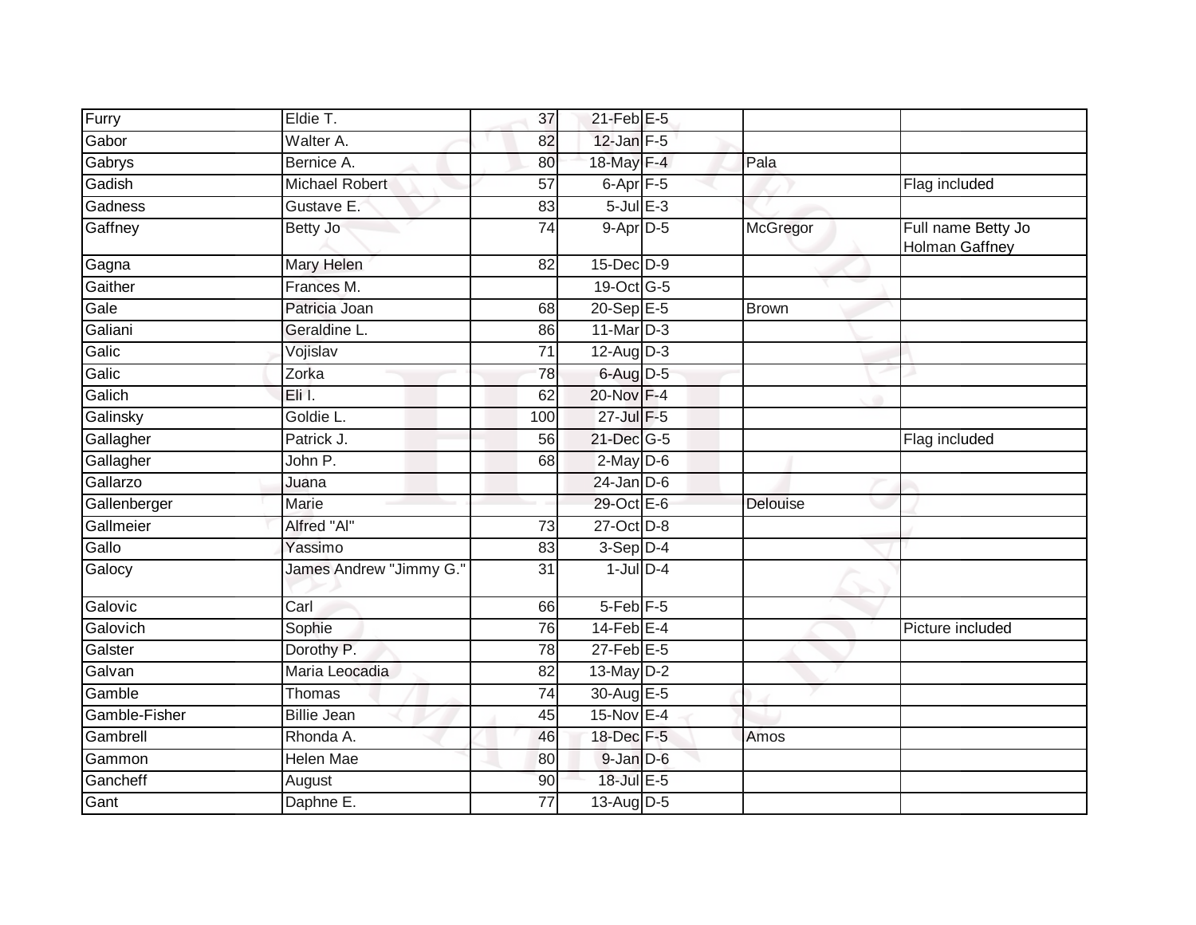| | | | | | | |
|---|---|---|---|---|---|---|
| Furry | Eldie T. | 37 | 21-Feb | E-5 | | |
| Gabor | Walter A. | 82 | 12-Jan | F-5 | | |
| Gabrys | Bernice A. | 80 | 18-May | F-4 | Pala | |
| Gadish | Michael Robert | 57 | 6-Apr | F-5 | | Flag included |
| Gadness | Gustave E. | 83 | 5-Jul | E-3 | | |
| Gaffney | Betty Jo | 74 | 9-Apr | D-5 | McGregor | Full name Betty Jo Holman Gaffney |
| Gagna | Mary Helen | 82 | 15-Dec | D-9 | | |
| Gaither | Frances M. | | 19-Oct | G-5 | | |
| Gale | Patricia Joan | 68 | 20-Sep | E-5 | Brown | |
| Galiani | Geraldine L. | 86 | 11-Mar | D-3 | | |
| Galic | Vojislav | 71 | 12-Aug | D-3 | | |
| Galic | Zorka | 78 | 6-Aug | D-5 | | |
| Galich | Eli I. | 62 | 20-Nov | F-4 | | |
| Galinsky | Goldie L. | 100 | 27-Jul | F-5 | | |
| Gallagher | Patrick J. | 56 | 21-Dec | G-5 | | Flag included |
| Gallagher | John P. | 68 | 2-May | D-6 | | |
| Gallarzo | Juana | | 24-Jan | D-6 | | |
| Gallenberger | Marie | | 29-Oct | E-6 | Delouise | |
| Gallmeier | Alfred "Al" | 73 | 27-Oct | D-8 | | |
| Gallo | Yassimo | 83 | 3-Sep | D-4 | | |
| Galocy | James Andrew "Jimmy G." | 31 | 1-Jul | D-4 | | |
| Galovic | Carl | 66 | 5-Feb | F-5 | | |
| Galovich | Sophie | 76 | 14-Feb | E-4 | | Picture included |
| Galster | Dorothy P. | 78 | 27-Feb | E-5 | | |
| Galvan | Maria Leocadia | 82 | 13-May | D-2 | | |
| Gamble | Thomas | 74 | 30-Aug | E-5 | | |
| Gamble-Fisher | Billie Jean | 45 | 15-Nov | E-4 | | |
| Gambrell | Rhonda A. | 46 | 18-Dec | F-5 | Amos | |
| Gammon | Helen Mae | 80 | 9-Jan | D-6 | | |
| Gancheff | August | 90 | 18-Jul | E-5 | | |
| Gant | Daphne E. | 77 | 13-Aug | D-5 | | |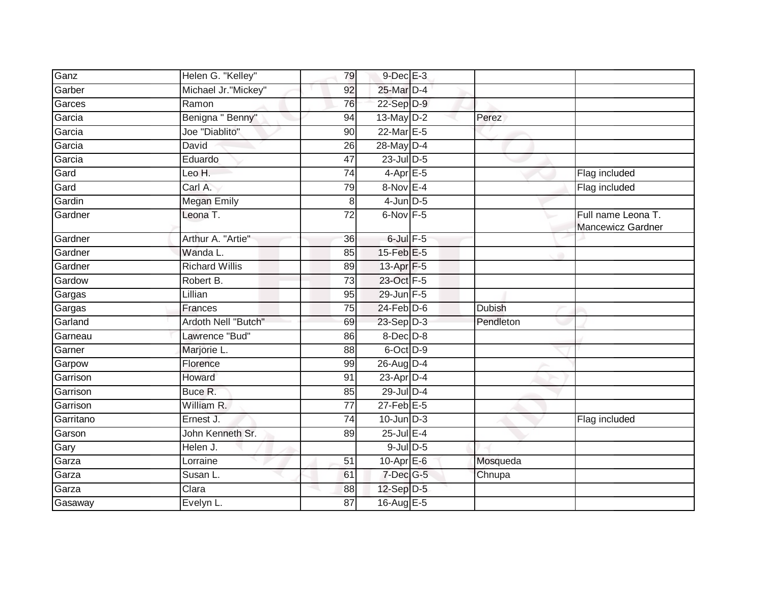| | | | | | | |
|---|---|---|---|---|---|---|
| Ganz | Helen G. "Kelley" | 79 | 9-Dec | E-3 | | |
| Garber | Michael Jr."Mickey" | 92 | 25-Mar | D-4 | | |
| Garces | Ramon | 76 | 22-Sep | D-9 | | |
| Garcia | Benigna " Benny" | 94 | 13-May | D-2 | Perez | |
| Garcia | Joe "Diablito" | 90 | 22-Mar | E-5 | | |
| Garcia | David | 26 | 28-May | D-4 | | |
| Garcia | Eduardo | 47 | 23-Jul | D-5 | | |
| Gard | Leo H. | 74 | 4-Apr | E-5 | | Flag included |
| Gard | Carl A. | 79 | 8-Nov | E-4 | | Flag included |
| Gardin | Megan Emily | 8 | 4-Jun | D-5 | | |
| Gardner | Leona T. | 72 | 6-Nov | F-5 | | Full name Leona T. Mancewicz Gardner |
| Gardner | Arthur A. "Artie" | 36 | 6-Jul | F-5 | | |
| Gardner | Wanda L. | 85 | 15-Feb | E-5 | | |
| Gardner | Richard Willis | 89 | 13-Apr | F-5 | | |
| Gardow | Robert B. | 73 | 23-Oct | F-5 | | |
| Gargas | Lillian | 95 | 29-Jun | F-5 | | |
| Gargas | Frances | 75 | 24-Feb | D-6 | Dubish | |
| Garland | Ardoth Nell "Butch" | 69 | 23-Sep | D-3 | Pendleton | |
| Garneau | Lawrence "Bud" | 86 | 8-Dec | D-8 | | |
| Garner | Marjorie L. | 88 | 6-Oct | D-9 | | |
| Garpow | Florence | 99 | 26-Aug | D-4 | | |
| Garrison | Howard | 91 | 23-Apr | D-4 | | |
| Garrison | Buce R. | 85 | 29-Jul | D-4 | | |
| Garrison | William R. | 77 | 27-Feb | E-5 | | |
| Garritano | Ernest J. | 74 | 10-Jun | D-3 | | Flag included |
| Garson | John Kenneth Sr. | 89 | 25-Jul | E-4 | | |
| Gary | Helen J. | | 9-Jul | D-5 | | |
| Garza | Lorraine | 51 | 10-Apr | E-6 | Mosqueda | |
| Garza | Susan L. | 61 | 7-Dec | G-5 | Chnupa | |
| Garza | Clara | 88 | 12-Sep | D-5 | | |
| Gasaway | Evelyn L. | 87 | 16-Aug | E-5 | | |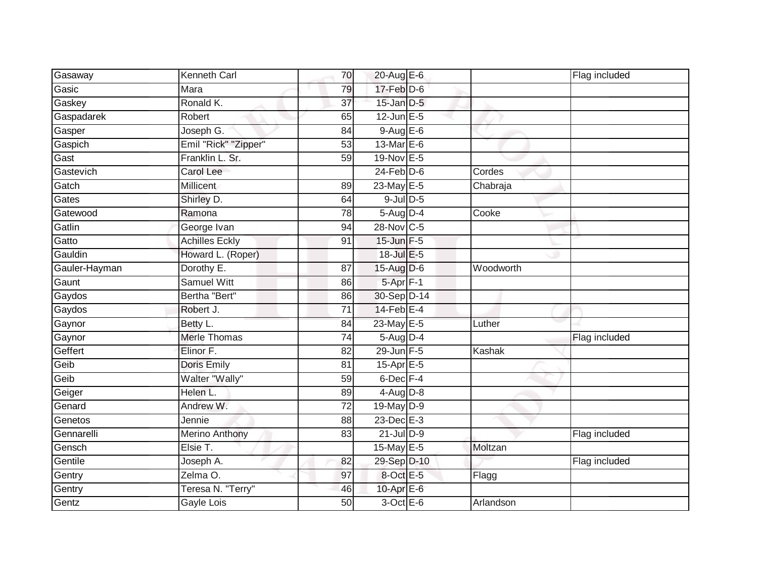| | | | | | | |
|---|---|---|---|---|---|---|
| Gasaway | Kenneth Carl | 70 | 20-Aug | E-6 | | Flag included |
| Gasic | Mara | 79 | 17-Feb | D-6 | | |
| Gaskey | Ronald K. | 37 | 15-Jan | D-5 | | |
| Gaspadarek | Robert | 65 | 12-Jun | E-5 | | |
| Gasper | Joseph G. | 84 | 9-Aug | E-6 | | |
| Gaspich | Emil "Rick" "Zipper" | 53 | 13-Mar | E-6 | | |
| Gast | Franklin L. Sr. | 59 | 19-Nov | E-5 | | |
| Gastevich | Carol Lee | | 24-Feb | D-6 | Cordes | |
| Gatch | Millicent | 89 | 23-May | E-5 | Chabraja | |
| Gates | Shirley D. | 64 | 9-Jul | D-5 | | |
| Gatewood | Ramona | 78 | 5-Aug | D-4 | Cooke | |
| Gatlin | George Ivan | 94 | 28-Nov | C-5 | | |
| Gatto | Achilles Eckly | 91 | 15-Jun | F-5 | | |
| Gauldin | Howard L. (Roper) | | 18-Jul | E-5 | | |
| Gauler-Hayman | Dorothy E. | 87 | 15-Aug | D-6 | Woodworth | |
| Gaunt | Samuel Witt | 86 | 5-Apr | F-1 | | |
| Gaydos | Bertha "Bert" | 86 | 30-Sep | D-14 | | |
| Gaydos | Robert J. | 71 | 14-Feb | E-4 | | |
| Gaynor | Betty L. | 84 | 23-May | E-5 | Luther | |
| Gaynor | Merle Thomas | 74 | 5-Aug | D-4 | | Flag included |
| Geffert | Elinor F. | 82 | 29-Jun | F-5 | Kashak | |
| Geib | Doris Emily | 81 | 15-Apr | E-5 | | |
| Geib | Walter "Wally" | 59 | 6-Dec | F-4 | | |
| Geiger | Helen L. | 89 | 4-Aug | D-8 | | |
| Genard | Andrew W. | 72 | 19-May | D-9 | | |
| Genetos | Jennie | 88 | 23-Dec | E-3 | | |
| Gennarelli | Merino Anthony | 83 | 21-Jul | D-9 | | Flag included |
| Gensch | Elsie T. | | 15-May | E-5 | Moltzan | |
| Gentile | Joseph A. | 82 | 29-Sep | D-10 | | Flag included |
| Gentry | Zelma O. | 97 | 8-Oct | E-5 | Flagg | |
| Gentry | Teresa N. "Terry" | 46 | 10-Apr | E-6 | | |
| Gentz | Gayle Lois | 50 | 3-Oct | E-6 | Arlandson | |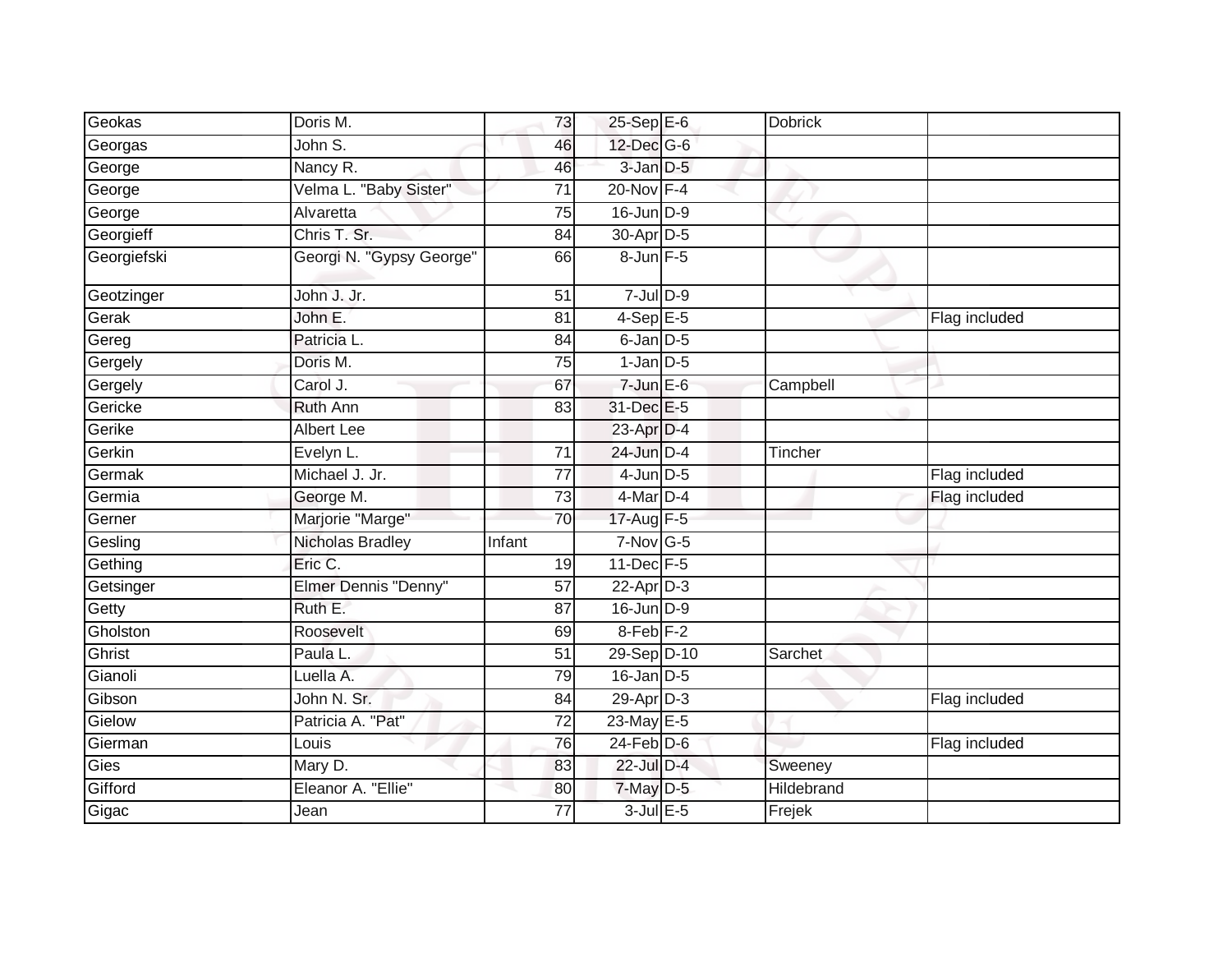| Geokas | Doris M. | 73 | 25-Sep | E-6 | Dobrick | |
|---|---|---|---|---|---|---|
| Georgas | John S. | 46 | 12-Dec | G-6 | | |
| George | Nancy R. | 46 | 3-Jan | D-5 | | |
| George | Velma L. "Baby Sister" | 71 | 20-Nov | F-4 | | |
| George | Alvaretta | 75 | 16-Jun | D-9 | | |
| Georgieff | Chris T. Sr. | 84 | 30-Apr | D-5 | | |
| Georgiefski | Georgi N. "Gypsy George" | 66 | 8-Jun | F-5 | | |
| Geotzinger | John J. Jr. | 51 | 7-Jul | D-9 | | |
| Gerak | John E. | 81 | 4-Sep | E-5 | | Flag included |
| Gereg | Patricia L. | 84 | 6-Jan | D-5 | | |
| Gergely | Doris M. | 75 | 1-Jan | D-5 | | |
| Gergely | Carol J. | 67 | 7-Jun | E-6 | Campbell | |
| Gericke | Ruth Ann | 83 | 31-Dec | E-5 | | |
| Gerike | Albert Lee | | 23-Apr | D-4 | | |
| Gerkin | Evelyn L. | 71 | 24-Jun | D-4 | Tincher | |
| Germak | Michael J. Jr. | 77 | 4-Jun | D-5 | | Flag included |
| Germia | George M. | 73 | 4-Mar | D-4 | | Flag included |
| Gerner | Marjorie "Marge" | 70 | 17-Aug | F-5 | | |
| Gesling | Nicholas Bradley | Infant | 7-Nov | G-5 | | |
| Gething | Eric C. | 19 | 11-Dec | F-5 | | |
| Getsinger | Elmer Dennis "Denny" | 57 | 22-Apr | D-3 | | |
| Getty | Ruth E. | 87 | 16-Jun | D-9 | | |
| Gholston | Roosevelt | 69 | 8-Feb | F-2 | | |
| Ghrist | Paula L. | 51 | 29-Sep | D-10 | Sarchet | |
| Gianoli | Luella A. | 79 | 16-Jan | D-5 | | |
| Gibson | John N. Sr. | 84 | 29-Apr | D-3 | | Flag included |
| Gielow | Patricia A. "Pat" | 72 | 23-May | E-5 | | |
| Gierman | Louis | 76 | 24-Feb | D-6 | | Flag included |
| Gies | Mary D. | 83 | 22-Jul | D-4 | Sweeney | |
| Gifford | Eleanor A. "Ellie" | 80 | 7-May | D-5 | Hildebrand | |
| Gigac | Jean | 77 | 3-Jul | E-5 | Frejek | |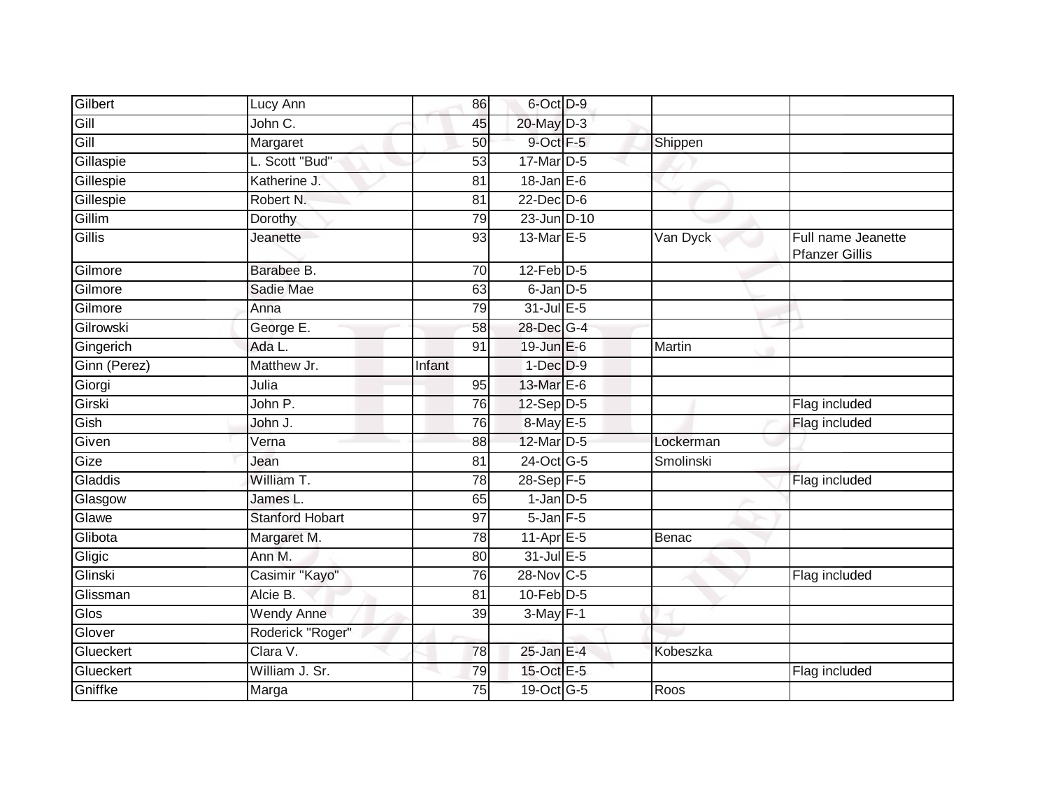| | | | | | | |
|---|---|---|---|---|---|---|
| Gilbert | Lucy Ann | 86 | 6-Oct | D-9 | | |
| Gill | John C. | 45 | 20-May | D-3 | | |
| Gill | Margaret | 50 | 9-Oct | F-5 | Shippen | |
| Gillaspie | L. Scott "Bud" | 53 | 17-Mar | D-5 | | |
| Gillespie | Katherine J. | 81 | 18-Jan | E-6 | | |
| Gillespie | Robert N. | 81 | 22-Dec | D-6 | | |
| Gillim | Dorothy | 79 | 23-Jun | D-10 | | |
| Gillis | Jeanette | 93 | 13-Mar | E-5 | Van Dyck | Full name Jeanette Pfanzer Gillis |
| Gilmore | Barabee B. | 70 | 12-Feb | D-5 | | |
| Gilmore | Sadie Mae | 63 | 6-Jan | D-5 | | |
| Gilmore | Anna | 79 | 31-Jul | E-5 | | |
| Gilrowski | George E. | 58 | 28-Dec | G-4 | | |
| Gingerich | Ada L. | 91 | 19-Jun | E-6 | Martin | |
| Ginn (Perez) | Matthew Jr. | Infant | 1-Dec | D-9 | | |
| Giorgi | Julia | 95 | 13-Mar | E-6 | | |
| Girski | John P. | 76 | 12-Sep | D-5 | | Flag included |
| Gish | John J. | 76 | 8-May | E-5 | | Flag included |
| Given | Verna | 88 | 12-Mar | D-5 | Lockerman | |
| Gize | Jean | 81 | 24-Oct | G-5 | Smolinski | |
| Gladdis | William T. | 78 | 28-Sep | F-5 | | Flag included |
| Glasgow | James L. | 65 | 1-Jan | D-5 | | |
| Glawe | Stanford Hobart | 97 | 5-Jan | F-5 | | |
| Glibota | Margaret M. | 78 | 11-Apr | E-5 | Benac | |
| Gligic | Ann M. | 80 | 31-Jul | E-5 | | |
| Glinski | Casimir "Kayo" | 76 | 28-Nov | C-5 | | Flag included |
| Glissman | Alcie B. | 81 | 10-Feb | D-5 | | |
| Glos | Wendy Anne | 39 | 3-May | F-1 | | |
| Glover | Roderick "Roger" | | | | | |
| Glueckert | Clara V. | 78 | 25-Jan | E-4 | Kobeszka | |
| Glueckert | William J. Sr. | 79 | 15-Oct | E-5 | | Flag included |
| Gniffke | Marga | 75 | 19-Oct | G-5 | Roos | |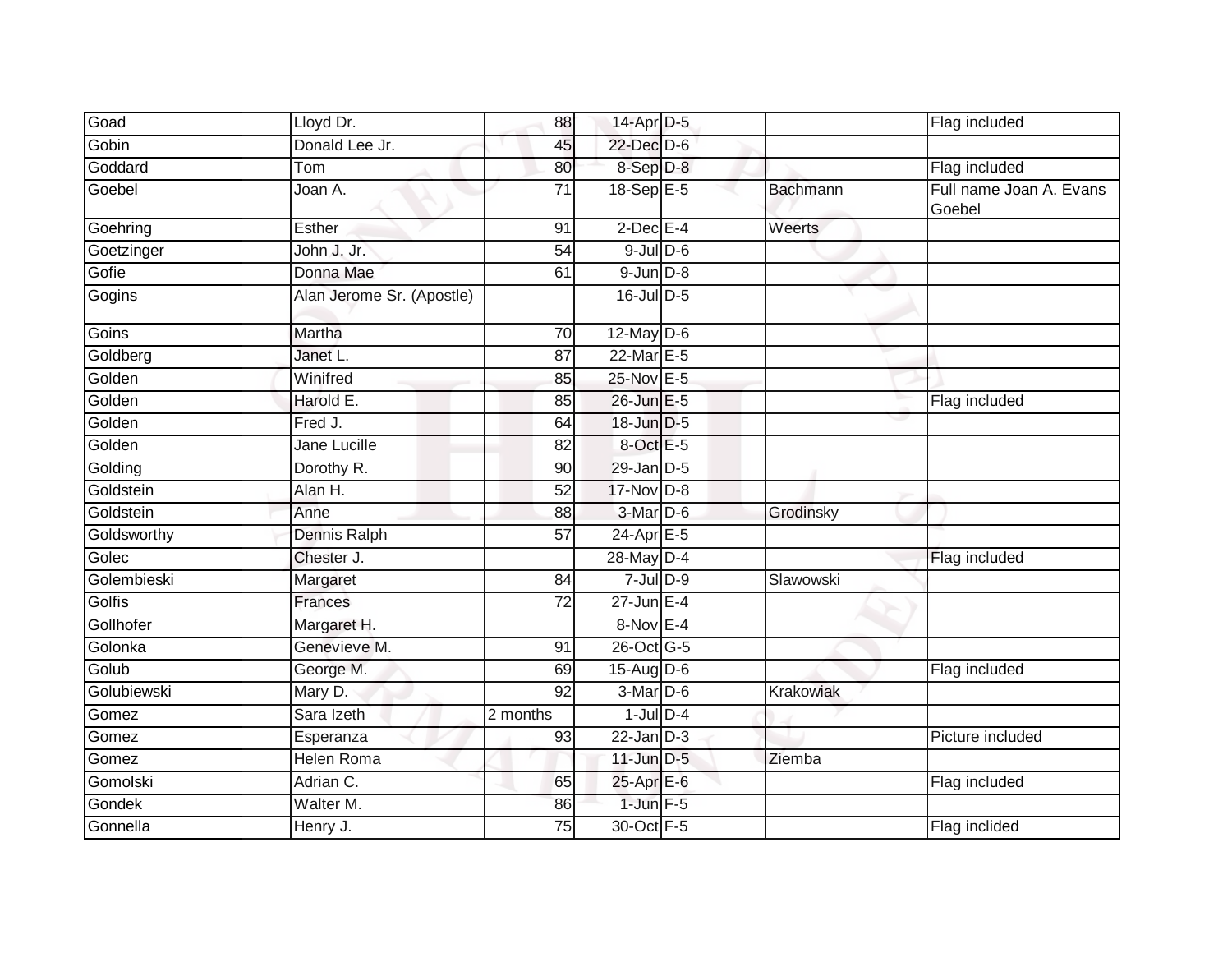| Goad | Lloyd Dr. | 88 | 14-Apr | D-5 | | Flag included |
|---|---|---|---|---|---|---|
| Gobin | Donald Lee Jr. | 45 | 22-Dec | D-6 | | |
| Goddard | Tom | 80 | 8-Sep | D-8 | | Flag included |
| Goebel | Joan A. | 71 | 18-Sep | E-5 | Bachmann | Full name Joan A. Evans Goebel |
| Goehring | Esther | 91 | 2-Dec | E-4 | Weerts | |
| Goetzinger | John J. Jr. | 54 | 9-Jul | D-6 | | |
| Gofie | Donna Mae | 61 | 9-Jun | D-8 | | |
| Gogins | Alan Jerome Sr. (Apostle) | | 16-Jul | D-5 | | |
| Goins | Martha | 70 | 12-May | D-6 | | |
| Goldberg | Janet L. | 87 | 22-Mar | E-5 | | |
| Golden | Winifred | 85 | 25-Nov | E-5 | | |
| Golden | Harold E. | 85 | 26-Jun | E-5 | | Flag included |
| Golden | Fred J. | 64 | 18-Jun | D-5 | | |
| Golden | Jane Lucille | 82 | 8-Oct | E-5 | | |
| Golding | Dorothy R. | 90 | 29-Jan | D-5 | | |
| Goldstein | Alan H. | 52 | 17-Nov | D-8 | | |
| Goldstein | Anne | 88 | 3-Mar | D-6 | Grodinsky | |
| Goldsworthy | Dennis Ralph | 57 | 24-Apr | E-5 | | |
| Golec | Chester J. | | 28-May | D-4 | | Flag included |
| Golembieski | Margaret | 84 | 7-Jul | D-9 | Slawowski | |
| Golfis | Frances | 72 | 27-Jun | E-4 | | |
| Gollhofer | Margaret H. | | 8-Nov | E-4 | | |
| Golonka | Genevieve M. | 91 | 26-Oct | G-5 | | |
| Golub | George M. | 69 | 15-Aug | D-6 | | Flag included |
| Golubiewski | Mary D. | 92 | 3-Mar | D-6 | Krakowiak | |
| Gomez | Sara Izeth | 2 months | 1-Jul | D-4 | | |
| Gomez | Esperanza | 93 | 22-Jan | D-3 | | Picture included |
| Gomez | Helen Roma | | 11-Jun | D-5 | Ziemba | |
| Gomolski | Adrian C. | 65 | 25-Apr | E-6 | | Flag included |
| Gondek | Walter M. | 86 | 1-Jun | F-5 | | |
| Gonnella | Henry J. | 75 | 30-Oct | F-5 | | Flag inclided |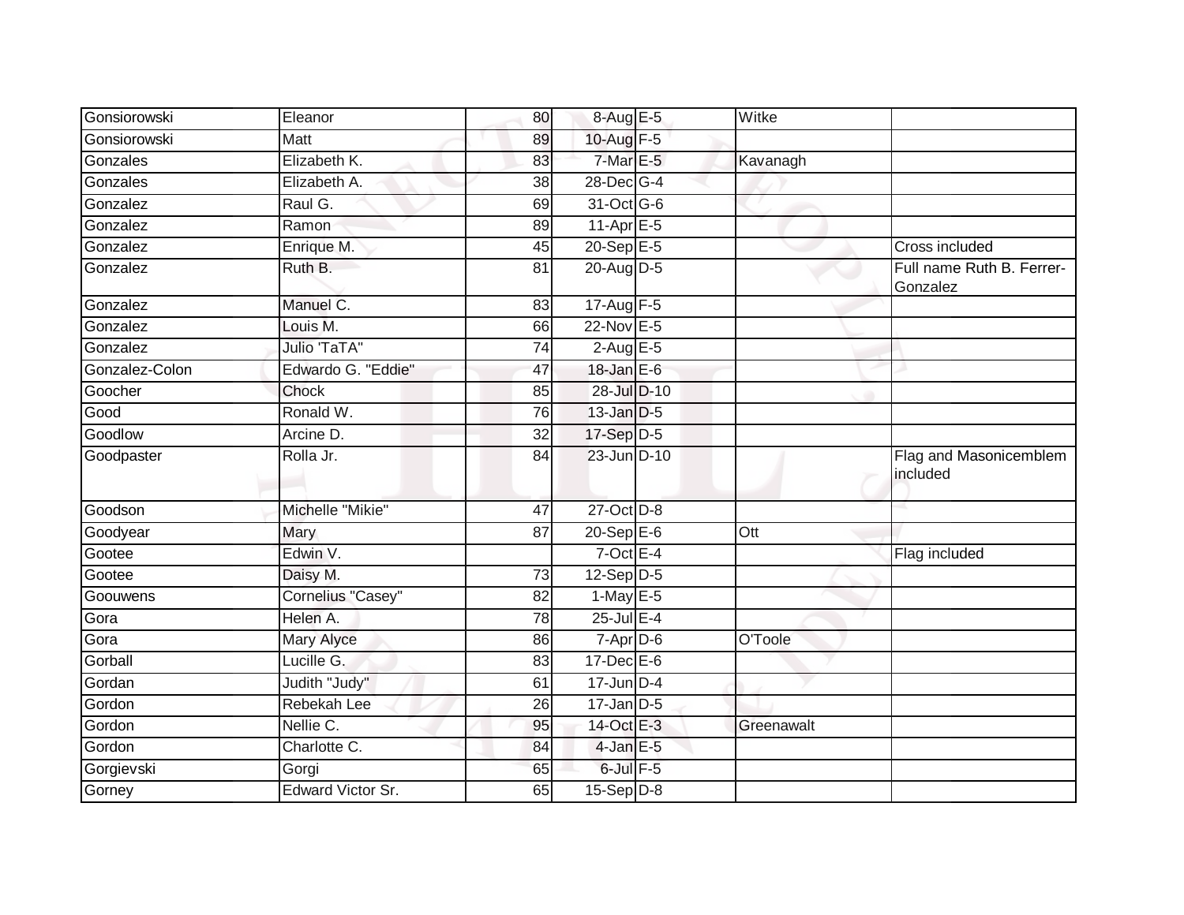| Gonsiorowski | Eleanor | 80 | 8-Aug | E-5 | Witke | |
|---|---|---|---|---|---|---|
| Gonsiorowski | Matt | 89 | 10-Aug | F-5 | | |
| Gonzales | Elizabeth K. | 83 | 7-Mar | E-5 | Kavanagh | |
| Gonzales | Elizabeth A. | 38 | 28-Dec | G-4 | | |
| Gonzalez | Raul G. | 69 | 31-Oct | G-6 | | |
| Gonzalez | Ramon | 89 | 11-Apr | E-5 | | |
| Gonzalez | Enrique M. | 45 | 20-Sep | E-5 | | Cross included |
| Gonzalez | Ruth B. | 81 | 20-Aug | D-5 | | Full name Ruth B. Ferrer-Gonzalez |
| Gonzalez | Manuel C. | 83 | 17-Aug | F-5 | | |
| Gonzalez | Louis M. | 66 | 22-Nov | E-5 | | |
| Gonzalez | Julio 'TaTA" | 74 | 2-Aug | E-5 | | |
| Gonzalez-Colon | Edwardo G. "Eddie" | 47 | 18-Jan | E-6 | | |
| Goocher | Chock | 85 | 28-Jul | D-10 | | |
| Good | Ronald W. | 76 | 13-Jan | D-5 | | |
| Goodlow | Arcine D. | 32 | 17-Sep | D-5 | | |
| Goodpaster | Rolla Jr. | 84 | 23-Jun | D-10 | | Flag and Masonicemblem included |
| Goodson | Michelle "Mikie" | 47 | 27-Oct | D-8 | | |
| Goodyear | Mary | 87 | 20-Sep | E-6 | Ott | |
| Gootee | Edwin V. | | 7-Oct | E-4 | | Flag included |
| Gootee | Daisy M. | 73 | 12-Sep | D-5 | | |
| Goouwens | Cornelius "Casey" | 82 | 1-May | E-5 | | |
| Gora | Helen A. | 78 | 25-Jul | E-4 | | |
| Gora | Mary Alyce | 86 | 7-Apr | D-6 | O'Toole | |
| Gorball | Lucille G. | 83 | 17-Dec | E-6 | | |
| Gordan | Judith "Judy" | 61 | 17-Jun | D-4 | | |
| Gordon | Rebekah Lee | 26 | 17-Jan | D-5 | | |
| Gordon | Nellie C. | 95 | 14-Oct | E-3 | Greenawalt | |
| Gordon | Charlotte C. | 84 | 4-Jan | E-5 | | |
| Gorgievski | Gorgi | 65 | 6-Jul | F-5 | | |
| Gorney | Edward Victor Sr. | 65 | 15-Sep | D-8 | | |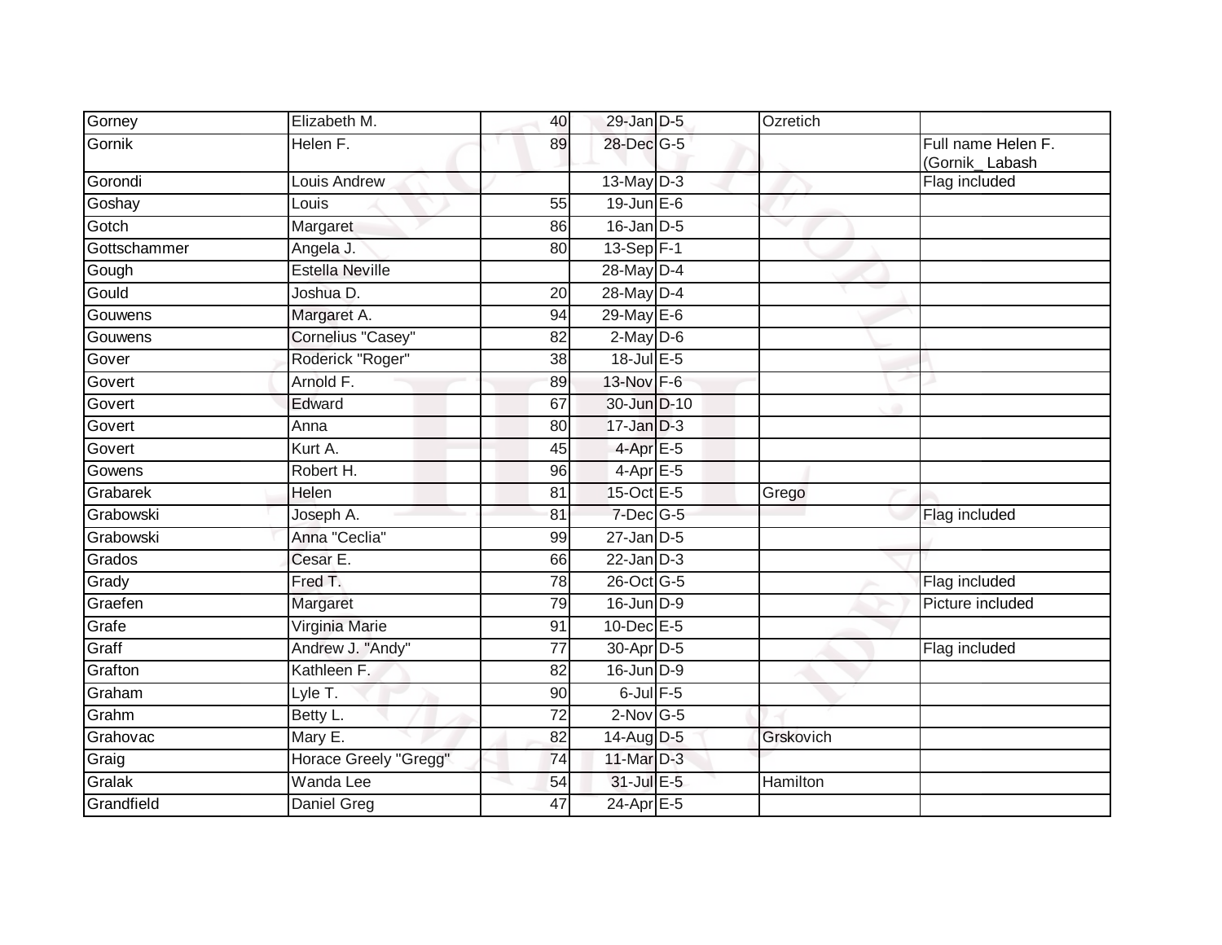| | | | | | | |
|---|---|---|---|---|---|---|
| Gorney | Elizabeth M. | 40 | 29-Jan | D-5 | Ozretich | |
| Gornik | Helen F. | 89 | 28-Dec | G-5 | | Full name Helen F. (Gornik_ Labash |
| Gorondi | Louis Andrew | | 13-May | D-3 | | Flag included |
| Goshay | Louis | 55 | 19-Jun | E-6 | | |
| Gotch | Margaret | 86 | 16-Jan | D-5 | | |
| Gottschammer | Angela J. | 80 | 13-Sep | F-1 | | |
| Gough | Estella Neville | | 28-May | D-4 | | |
| Gould | Joshua D. | 20 | 28-May | D-4 | | |
| Gouwens | Margaret A. | 94 | 29-May | E-6 | | |
| Gouwens | Cornelius "Casey" | 82 | 2-May | D-6 | | |
| Gover | Roderick "Roger" | 38 | 18-Jul | E-5 | | |
| Govert | Arnold F. | 89 | 13-Nov | F-6 | | |
| Govert | Edward | 67 | 30-Jun | D-10 | | |
| Govert | Anna | 80 | 17-Jan | D-3 | | |
| Govert | Kurt A. | 45 | 4-Apr | E-5 | | |
| Gowens | Robert H. | 96 | 4-Apr | E-5 | | |
| Grabarek | Helen | 81 | 15-Oct | E-5 | Grego | |
| Grabowski | Joseph A. | 81 | 7-Dec | G-5 | | Flag included |
| Grabowski | Anna "Ceclia" | 99 | 27-Jan | D-5 | | |
| Grados | Cesar E. | 66 | 22-Jan | D-3 | | |
| Grady | Fred T. | 78 | 26-Oct | G-5 | | Flag included |
| Graefen | Margaret | 79 | 16-Jun | D-9 | | Picture included |
| Grafe | Virginia Marie | 91 | 10-Dec | E-5 | | |
| Graff | Andrew J. "Andy" | 77 | 30-Apr | D-5 | | Flag included |
| Grafton | Kathleen F. | 82 | 16-Jun | D-9 | | |
| Graham | Lyle T. | 90 | 6-Jul | F-5 | | |
| Grahm | Betty L. | 72 | 2-Nov | G-5 | | |
| Grahovac | Mary E. | 82 | 14-Aug | D-5 | Grskovich | |
| Graig | Horace Greely "Gregg" | 74 | 11-Mar | D-3 | | |
| Gralak | Wanda Lee | 54 | 31-Jul | E-5 | Hamilton | |
| Grandfield | Daniel Greg | 47 | 24-Apr | E-5 | | |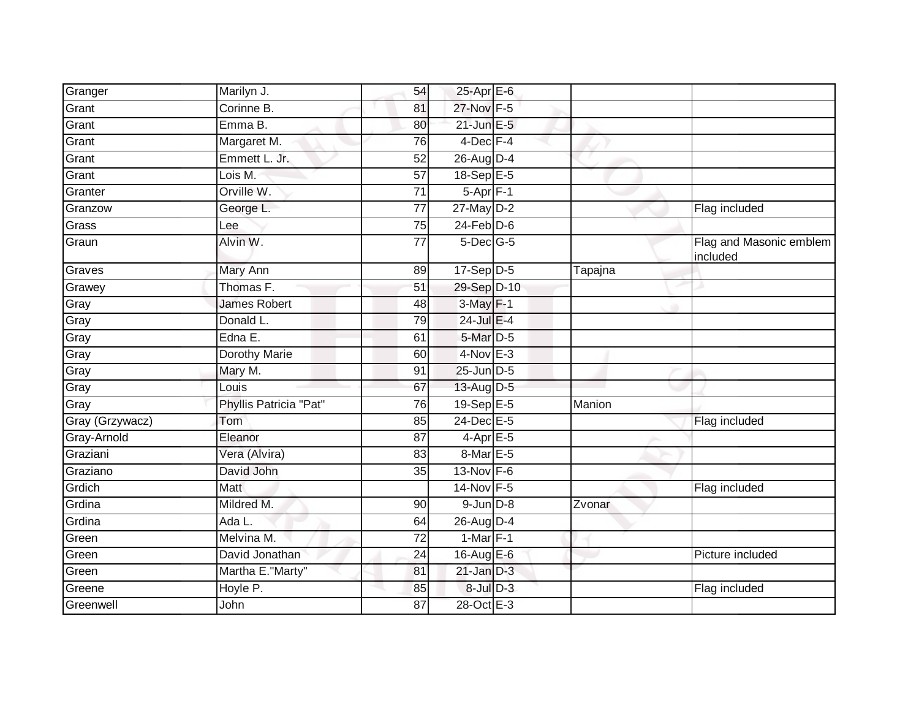| | | | | | | |
|---|---|---|---|---|---|---|
| Granger | Marilyn J. | 54 | 25-Apr | E-6 | | |
| Grant | Corinne B. | 81 | 27-Nov | F-5 | | |
| Grant | Emma B. | 80 | 21-Jun | E-5 | | |
| Grant | Margaret M. | 76 | 4-Dec | F-4 | | |
| Grant | Emmett L. Jr. | 52 | 26-Aug | D-4 | | |
| Grant | Lois M. | 57 | 18-Sep | E-5 | | |
| Granter | Orville W. | 71 | 5-Apr | F-1 | | |
| Granzow | George L. | 77 | 27-May | D-2 | | Flag included |
| Grass | Lee | 75 | 24-Feb | D-6 | | |
| Graun | Alvin W. | 77 | 5-Dec | G-5 | | Flag and Masonic emblem included |
| Graves | Mary Ann | 89 | 17-Sep | D-5 | Tapajna | |
| Grawey | Thomas F. | 51 | 29-Sep | D-10 | | |
| Gray | James Robert | 48 | 3-May | F-1 | | |
| Gray | Donald L. | 79 | 24-Jul | E-4 | | |
| Gray | Edna E. | 61 | 5-Mar | D-5 | | |
| Gray | Dorothy Marie | 60 | 4-Nov | E-3 | | |
| Gray | Mary M. | 91 | 25-Jun | D-5 | | |
| Gray | Louis | 67 | 13-Aug | D-5 | | |
| Gray | Phyllis Patricia "Pat" | 76 | 19-Sep | E-5 | Manion | |
| Gray (Grzywacz) | Tom | 85 | 24-Dec | E-5 | | Flag included |
| Gray-Arnold | Eleanor | 87 | 4-Apr | E-5 | | |
| Graziani | Vera (Alvira) | 83 | 8-Mar | E-5 | | |
| Graziano | David John | 35 | 13-Nov | F-6 | | |
| Grdich | Matt | | 14-Nov | F-5 | | Flag included |
| Grdina | Mildred M. | 90 | 9-Jun | D-8 | Zvonar | |
| Grdina | Ada L. | 64 | 26-Aug | D-4 | | |
| Green | Melvina M. | 72 | 1-Mar | F-1 | | |
| Green | David Jonathan | 24 | 16-Aug | E-6 | | Picture included |
| Green | Martha E."Marty" | 81 | 21-Jan | D-3 | | |
| Greene | Hoyle P. | 85 | 8-Jul | D-3 | | Flag included |
| Greenwell | John | 87 | 28-Oct | E-3 | | |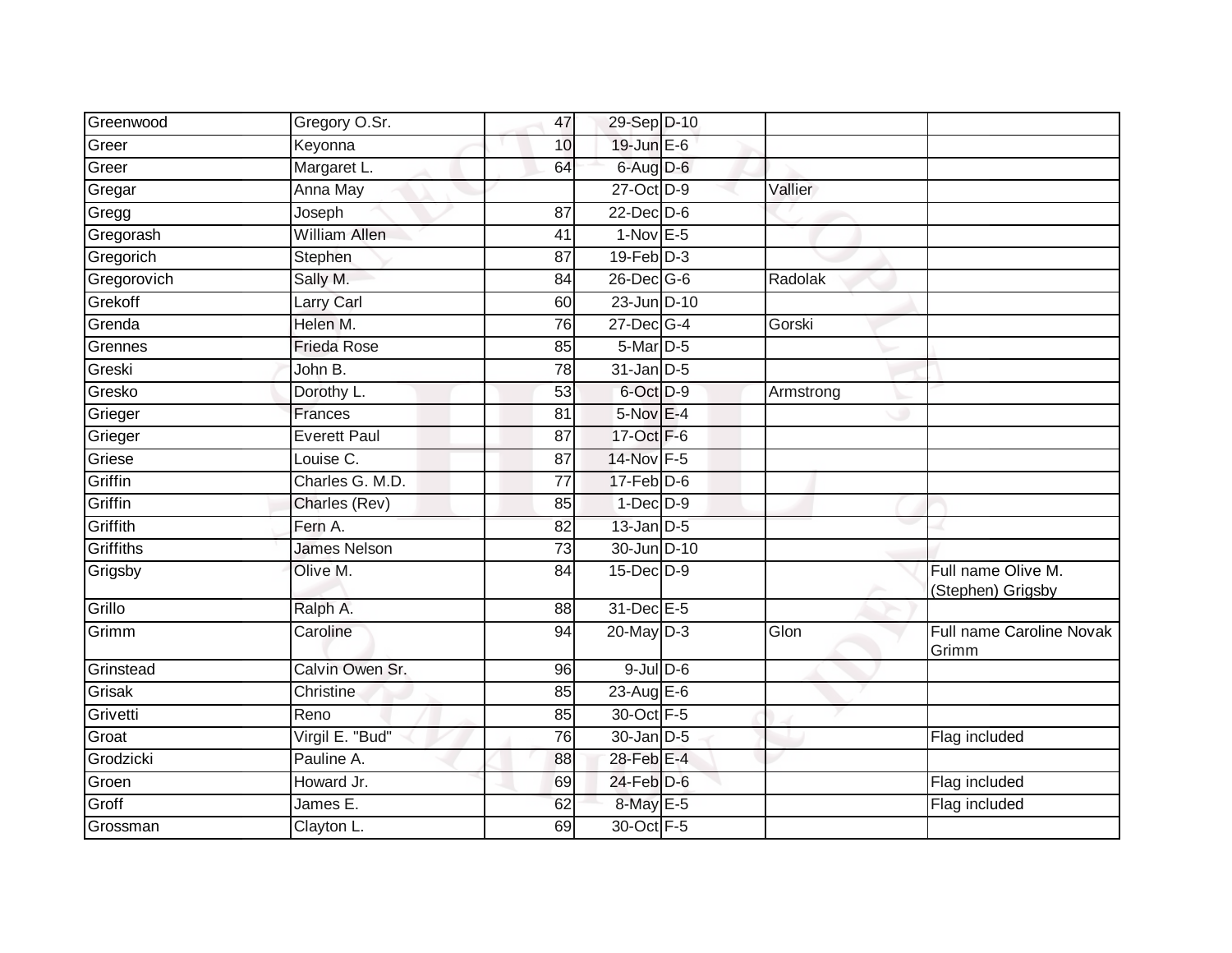| | | | | | | |
|---|---|---|---|---|---|---|
| Greenwood | Gregory O.Sr. | 47 | 29-Sep | D-10 | | |
| Greer | Keyonna | 10 | 19-Jun | E-6 | | |
| Greer | Margaret L. | 64 | 6-Aug | D-6 | | |
| Gregar | Anna May | | 27-Oct | D-9 | Vallier | |
| Gregg | Joseph | 87 | 22-Dec | D-6 | | |
| Gregorash | William Allen | 41 | 1-Nov | E-5 | | |
| Gregorich | Stephen | 87 | 19-Feb | D-3 | | |
| Gregorovich | Sally M. | 84 | 26-Dec | G-6 | Radolak | |
| Grekoff | Larry Carl | 60 | 23-Jun | D-10 | | |
| Grenda | Helen M. | 76 | 27-Dec | G-4 | Gorski | |
| Grennes | Frieda Rose | 85 | 5-Mar | D-5 | | |
| Greski | John B. | 78 | 31-Jan | D-5 | | |
| Gresko | Dorothy L. | 53 | 6-Oct | D-9 | Armstrong | |
| Grieger | Frances | 81 | 5-Nov | E-4 | | |
| Grieger | Everett Paul | 87 | 17-Oct | F-6 | | |
| Griese | Louise C. | 87 | 14-Nov | F-5 | | |
| Griffin | Charles G. M.D. | 77 | 17-Feb | D-6 | | |
| Griffin | Charles (Rev) | 85 | 1-Dec | D-9 | | |
| Griffith | Fern A. | 82 | 13-Jan | D-5 | | |
| Griffiths | James Nelson | 73 | 30-Jun | D-10 | | |
| Grigsby | Olive M. | 84 | 15-Dec | D-9 | | Full name Olive M. (Stephen) Grigsby |
| Grillo | Ralph A. | 88 | 31-Dec | E-5 | | |
| Grimm | Caroline | 94 | 20-May | D-3 | Glon | Full name Caroline Novak Grimm |
| Grinstead | Calvin Owen Sr. | 96 | 9-Jul | D-6 | | |
| Grisak | Christine | 85 | 23-Aug | E-6 | | |
| Grivetti | Reno | 85 | 30-Oct | F-5 | | |
| Groat | Virgil E. "Bud" | 76 | 30-Jan | D-5 | | Flag included |
| Grodzicki | Pauline A. | 88 | 28-Feb | E-4 | | |
| Groen | Howard Jr. | 69 | 24-Feb | D-6 | | Flag included |
| Groff | James E. | 62 | 8-May | E-5 | | Flag included |
| Grossman | Clayton L. | 69 | 30-Oct | F-5 | | |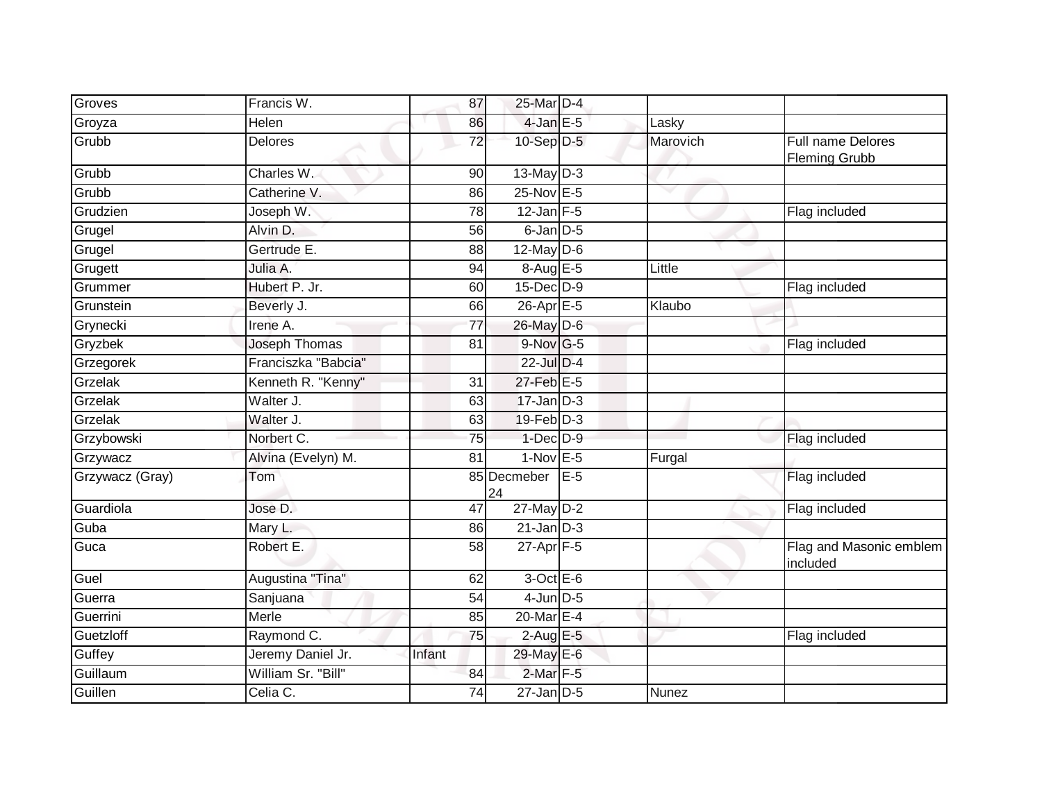| | | | | | | |
|---|---|---|---|---|---|---|
| Groves | Francis W. | 87 | 25-Mar | D-4 | | |
| Groyza | Helen | 86 | 4-Jan | E-5 | Lasky | |
| Grubb | Delores | 72 | 10-Sep | D-5 | Marovich | Full name Delores Fleming Grubb |
| Grubb | Charles W. | 90 | 13-May | D-3 | | |
| Grubb | Catherine V. | 86 | 25-Nov | E-5 | | |
| Grudzien | Joseph W. | 78 | 12-Jan | F-5 | | Flag included |
| Grugel | Alvin D. | 56 | 6-Jan | D-5 | | |
| Grugel | Gertrude E. | 88 | 12-May | D-6 | | |
| Grugett | Julia A. | 94 | 8-Aug | E-5 | Little | |
| Grummer | Hubert P. Jr. | 60 | 15-Dec | D-9 | | Flag included |
| Grunstein | Beverly J. | 66 | 26-Apr | E-5 | Klaubo | |
| Grynecki | Irene A. | 77 | 26-May | D-6 | | |
| Gryzbek | Joseph Thomas | 81 | 9-Nov | G-5 | | Flag included |
| Grzegorek | Franciszka "Babcia" | | 22-Jul | D-4 | | |
| Grzelak | Kenneth R. "Kenny" | 31 | 27-Feb | E-5 | | |
| Grzelak | Walter J. | 63 | 17-Jan | D-3 | | |
| Grzelak | Walter J. | 63 | 19-Feb | D-3 | | |
| Grzybowski | Norbert C. | 75 | 1-Dec | D-9 | | Flag included |
| Grzywacz | Alvina (Evelyn) M. | 81 | 1-Nov | E-5 | Furgal | |
| Grzywacz (Gray) | Tom | 85 | Decmeber 24 | E-5 | | Flag included |
| Guardiola | Jose D. | 47 | 27-May | D-2 | | Flag included |
| Guba | Mary L. | 86 | 21-Jan | D-3 | | |
| Guca | Robert E. | 58 | 27-Apr | F-5 | | Flag and Masonic emblem included |
| Guel | Augustina "Tina" | 62 | 3-Oct | E-6 | | |
| Guerra | Sanjuana | 54 | 4-Jun | D-5 | | |
| Guerrini | Merle | 85 | 20-Mar | E-4 | | |
| Guetzloff | Raymond C. | 75 | 2-Aug | E-5 | | Flag included |
| Guffey | Jeremy Daniel Jr. | Infant | 29-May | E-6 | | |
| Guillaum | William Sr. "Bill" | 84 | 2-Mar | F-5 | | |
| Guillen | Celia C. | 74 | 27-Jan | D-5 | Nunez | |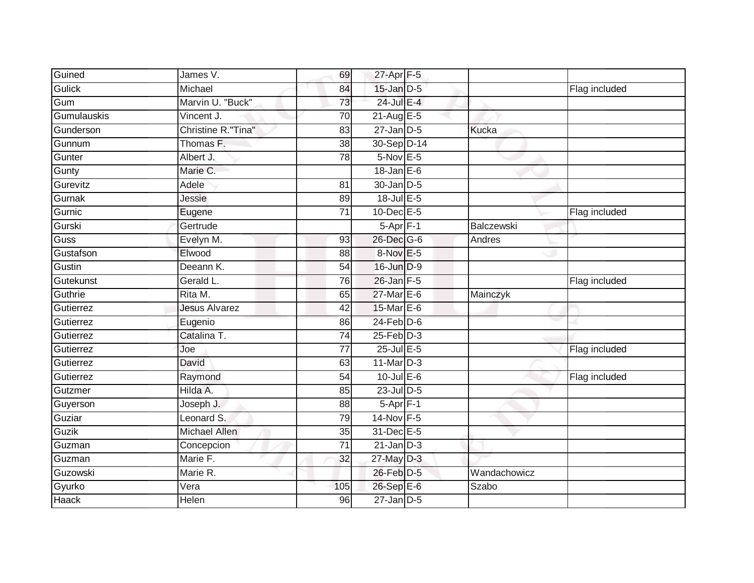| | | | | | | |
|---|---|---|---|---|---|---|
| Guined | James V. | 69 | 27-Apr | F-5 | | |
| Gulick | Michael | 84 | 15-Jan | D-5 | | Flag included |
| Gum | Marvin U. "Buck" | 73 | 24-Jul | E-4 | | |
| Gumulauskis | Vincent J. | 70 | 21-Aug | E-5 | | |
| Gunderson | Christine R."Tina" | 83 | 27-Jan | D-5 | Kucka | |
| Gunnum | Thomas F. | 38 | 30-Sep | D-14 | | |
| Gunter | Albert J. | 78 | 5-Nov | E-5 | | |
| Gunty | Marie C. | | 18-Jan | E-6 | | |
| Gurevitz | Adele | 81 | 30-Jan | D-5 | | |
| Gurnak | Jessie | 89 | 18-Jul | E-5 | | |
| Gurnic | Eugene | 71 | 10-Dec | E-5 | | Flag included |
| Gurski | Gertrude | | 5-Apr | F-1 | Balczewski | |
| Guss | Evelyn M. | 93 | 26-Dec | G-6 | Andres | |
| Gustafson | Elwood | 88 | 8-Nov | E-5 | | |
| Gustin | Deeann K. | 54 | 16-Jun | D-9 | | |
| Gutekunst | Gerald L. | 76 | 26-Jan | F-5 | | Flag included |
| Guthrie | Rita M. | 65 | 27-Mar | E-6 | Mainczyk | |
| Gutierrez | Jesus Alvarez | 42 | 15-Mar | E-6 | | |
| Gutierrez | Eugenio | 86 | 24-Feb | D-6 | | |
| Gutierrez | Catalina T. | 74 | 25-Feb | D-3 | | |
| Gutierrez | Joe | 77 | 25-Jul | E-5 | | Flag included |
| Gutierrez | David | 63 | 11-Mar | D-3 | | |
| Gutierrez | Raymond | 54 | 10-Jul | E-6 | | Flag included |
| Gutzmer | Hilda A. | 85 | 23-Jul | D-5 | | |
| Guyerson | Joseph J. | 88 | 5-Apr | F-1 | | |
| Guziar | Leonard S. | 79 | 14-Nov | F-5 | | |
| Guzik | Michael Allen | 35 | 31-Dec | E-5 | | |
| Guzman | Concepcion | 71 | 21-Jan | D-3 | | |
| Guzman | Marie F. | 32 | 27-May | D-3 | | |
| Guzowski | Marie R. | | 26-Feb | D-5 | Wandachowicz | |
| Gyurko | Vera | 105 | 26-Sep | E-6 | Szabo | |
| Haack | Helen | 96 | 27-Jan | D-5 | | |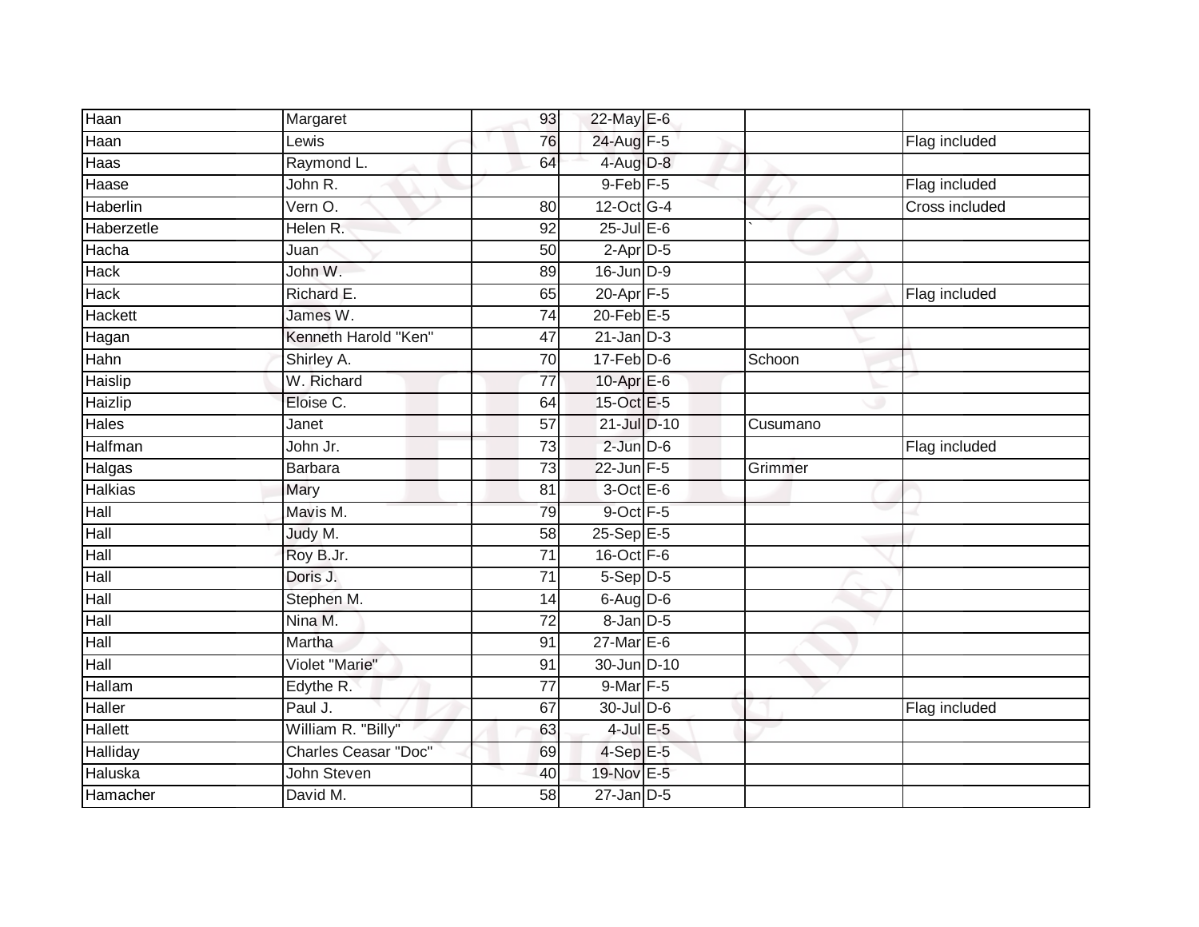| | | | | | | |
|---|---|---|---|---|---|---|
| Haan | Margaret | 93 | 22-May | E-6 | | |
| Haan | Lewis | 76 | 24-Aug | F-5 | | Flag included |
| Haas | Raymond L. | 64 | 4-Aug | D-8 | | |
| Haase | John R. | | 9-Feb | F-5 | | Flag included |
| Haberlin | Vern O. | 80 | 12-Oct | G-4 | | Cross included |
| Haberzetle | Helen R. | 92 | 25-Jul | E-6 | ` | |
| Hacha | Juan | 50 | 2-Apr | D-5 | | |
| Hack | John W. | 89 | 16-Jun | D-9 | | |
| Hack | Richard E. | 65 | 20-Apr | F-5 | | Flag included |
| Hackett | James W. | 74 | 20-Feb | E-5 | | |
| Hagan | Kenneth Harold "Ken" | 47 | 21-Jan | D-3 | | |
| Hahn | Shirley A. | 70 | 17-Feb | D-6 | Schoon | |
| Haislip | W. Richard | 77 | 10-Apr | E-6 | | |
| Haizlip | Eloise C. | 64 | 15-Oct | E-5 | | |
| Hales | Janet | 57 | 21-Jul | D-10 | Cusumano | |
| Halfman | John Jr. | 73 | 2-Jun | D-6 | | Flag included |
| Halgas | Barbara | 73 | 22-Jun | F-5 | Grimmer | |
| Halkias | Mary | 81 | 3-Oct | E-6 | | |
| Hall | Mavis M. | 79 | 9-Oct | F-5 | | |
| Hall | Judy M. | 58 | 25-Sep | E-5 | | |
| Hall | Roy B.Jr. | 71 | 16-Oct | F-6 | | |
| Hall | Doris J. | 71 | 5-Sep | D-5 | | |
| Hall | Stephen M. | 14 | 6-Aug | D-6 | | |
| Hall | Nina M. | 72 | 8-Jan | D-5 | | |
| Hall | Martha | 91 | 27-Mar | E-6 | | |
| Hall | Violet "Marie" | 91 | 30-Jun | D-10 | | |
| Hallam | Edythe R. | 77 | 9-Mar | F-5 | | |
| Haller | Paul J. | 67 | 30-Jul | D-6 | | Flag included |
| Hallett | William R. "Billy" | 63 | 4-Jul | E-5 | | |
| Halliday | Charles Ceasar "Doc" | 69 | 4-Sep | E-5 | | |
| Haluska | John Steven | 40 | 19-Nov | E-5 | | |
| Hamacher | David M. | 58 | 27-Jan | D-5 | | |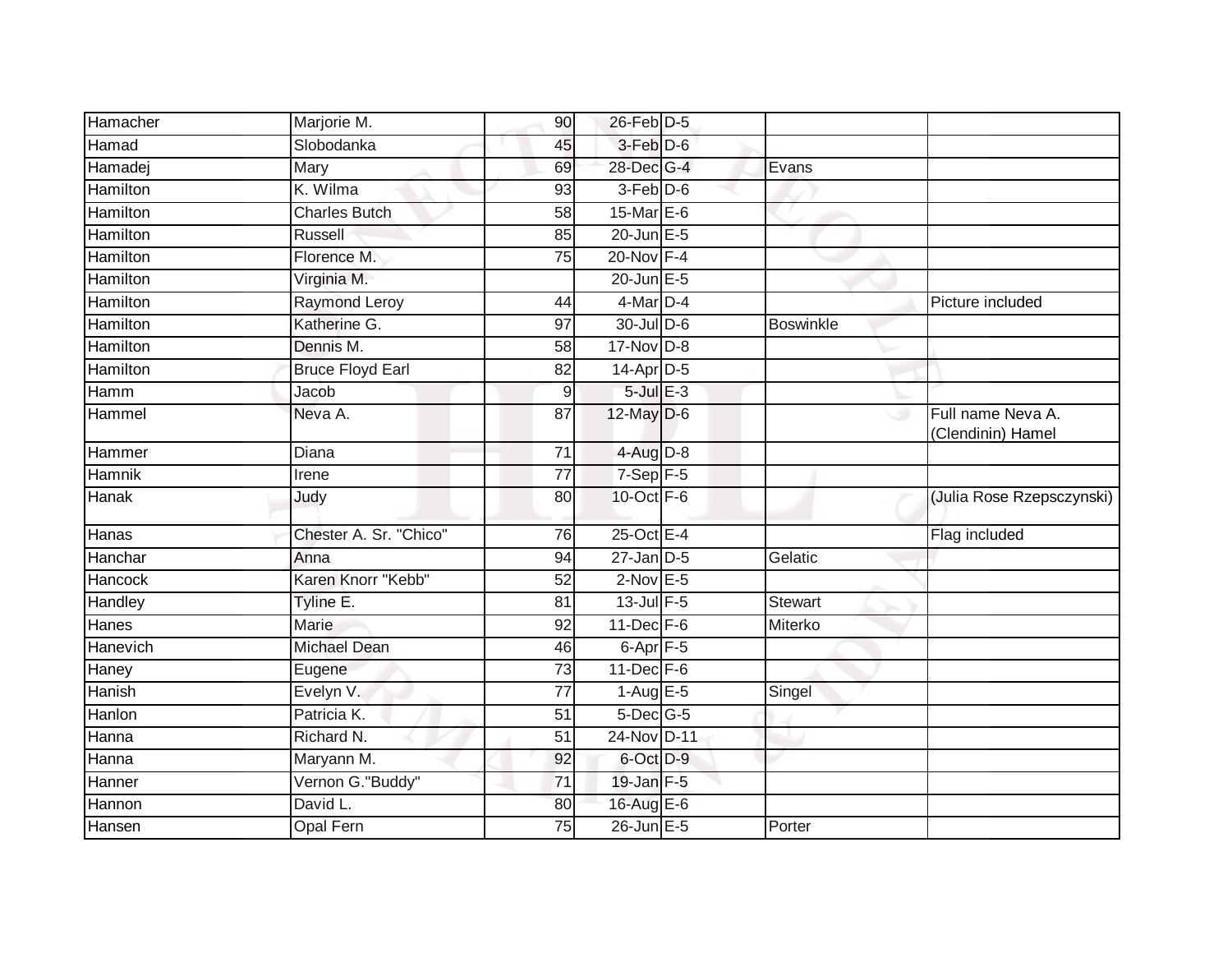| | | | | | | |
|---|---|---|---|---|---|---|
| Hamacher | Marjorie M. | 90 | 26-Feb | D-5 | | |
| Hamad | Slobodanka | 45 | 3-Feb | D-6 | | |
| Hamadej | Mary | 69 | 28-Dec | G-4 | Evans | |
| Hamilton | K. Wilma | 93 | 3-Feb | D-6 | | |
| Hamilton | Charles Butch | 58 | 15-Mar | E-6 | | |
| Hamilton | Russell | 85 | 20-Jun | E-5 | | |
| Hamilton | Florence M. | 75 | 20-Nov | F-4 | | |
| Hamilton | Virginia M. | | 20-Jun | E-5 | | |
| Hamilton | Raymond Leroy | 44 | 4-Mar | D-4 | | Picture included |
| Hamilton | Katherine G. | 97 | 30-Jul | D-6 | Boswinkle | |
| Hamilton | Dennis M. | 58 | 17-Nov | D-8 | | |
| Hamilton | Bruce Floyd Earl | 82 | 14-Apr | D-5 | | |
| Hamm | Jacob | 9 | 5-Jul | E-3 | | |
| Hammel | Neva A. | 87 | 12-May | D-6 | | Full name Neva A. (Clendinin) Hamel |
| Hammer | Diana | 71 | 4-Aug | D-8 | | |
| Hamnik | Irene | 77 | 7-Sep | F-5 | | |
| Hanak | Judy | 80 | 10-Oct | F-6 | | (Julia Rose Rzepsczynski) |
| Hanas | Chester A. Sr. "Chico" | 76 | 25-Oct | E-4 | | Flag included |
| Hanchar | Anna | 94 | 27-Jan | D-5 | Gelatic | |
| Hancock | Karen Knorr "Kebb" | 52 | 2-Nov | E-5 | | |
| Handley | Tyline E. | 81 | 13-Jul | F-5 | Stewart | |
| Hanes | Marie | 92 | 11-Dec | F-6 | Miterko | |
| Hanevich | Michael Dean | 46 | 6-Apr | F-5 | | |
| Haney | Eugene | 73 | 11-Dec | F-6 | | |
| Hanish | Evelyn V. | 77 | 1-Aug | E-5 | Singel | |
| Hanlon | Patricia K. | 51 | 5-Dec | G-5 | | |
| Hanna | Richard N. | 51 | 24-Nov | D-11 | | |
| Hanna | Maryann M. | 92 | 6-Oct | D-9 | | |
| Hanner | Vernon G."Buddy" | 71 | 19-Jan | F-5 | | |
| Hannon | David L. | 80 | 16-Aug | E-6 | | |
| Hansen | Opal Fern | 75 | 26-Jun | E-5 | Porter | |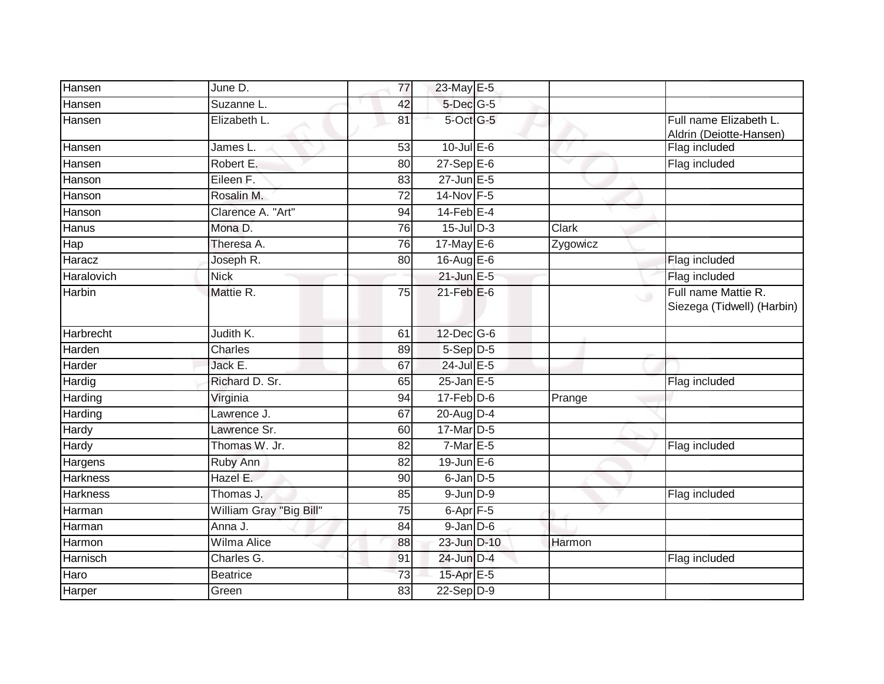| | | | | | | |
|---|---|---|---|---|---|---|
| Hansen | June D. | 77 | 23-May | E-5 | | |
| Hansen | Suzanne L. | 42 | 5-Dec | G-5 | | |
| Hansen | Elizabeth L. | 81 | 5-Oct | G-5 | | Full name Elizabeth L. Aldrin (Deiotte-Hansen) |
| Hansen | James L. | 53 | 10-Jul | E-6 | | Flag included |
| Hansen | Robert E. | 80 | 27-Sep | E-6 | | Flag included |
| Hanson | Eileen F. | 83 | 27-Jun | E-5 | | |
| Hanson | Rosalin M. | 72 | 14-Nov | F-5 | | |
| Hanson | Clarence A. "Art" | 94 | 14-Feb | E-4 | | |
| Hanus | Mona D. | 76 | 15-Jul | D-3 | Clark | |
| Hap | Theresa A. | 76 | 17-May | E-6 | Zygowicz | |
| Haracz | Joseph R. | 80 | 16-Aug | E-6 | | Flag included |
| Haralovich | Nick | | 21-Jun | E-5 | | Flag included |
| Harbin | Mattie R. | 75 | 21-Feb | E-6 | | Full name Mattie R. Siezega (Tidwell) (Harbin) |
| Harbrecht | Judith K. | 61 | 12-Dec | G-6 | | |
| Harden | Charles | 89 | 5-Sep | D-5 | | |
| Harder | Jack E. | 67 | 24-Jul | E-5 | | |
| Hardig | Richard D. Sr. | 65 | 25-Jan | E-5 | | Flag included |
| Harding | Virginia | 94 | 17-Feb | D-6 | Prange | |
| Harding | Lawrence J. | 67 | 20-Aug | D-4 | | |
| Hardy | Lawrence Sr. | 60 | 17-Mar | D-5 | | |
| Hardy | Thomas W. Jr. | 82 | 7-Mar | E-5 | | Flag included |
| Hargens | Ruby Ann | 82 | 19-Jun | E-6 | | |
| Harkness | Hazel E. | 90 | 6-Jan | D-5 | | |
| Harkness | Thomas J. | 85 | 9-Jun | D-9 | | Flag included |
| Harman | William Gray "Big Bill" | 75 | 6-Apr | F-5 | | |
| Harman | Anna J. | 84 | 9-Jan | D-6 | | |
| Harmon | Wilma Alice | 88 | 23-Jun | D-10 | Harmon | |
| Harnisch | Charles G. | 91 | 24-Jun | D-4 | | Flag included |
| Haro | Beatrice | 73 | 15-Apr | E-5 | | |
| Harper | Green | 83 | 22-Sep | D-9 | | |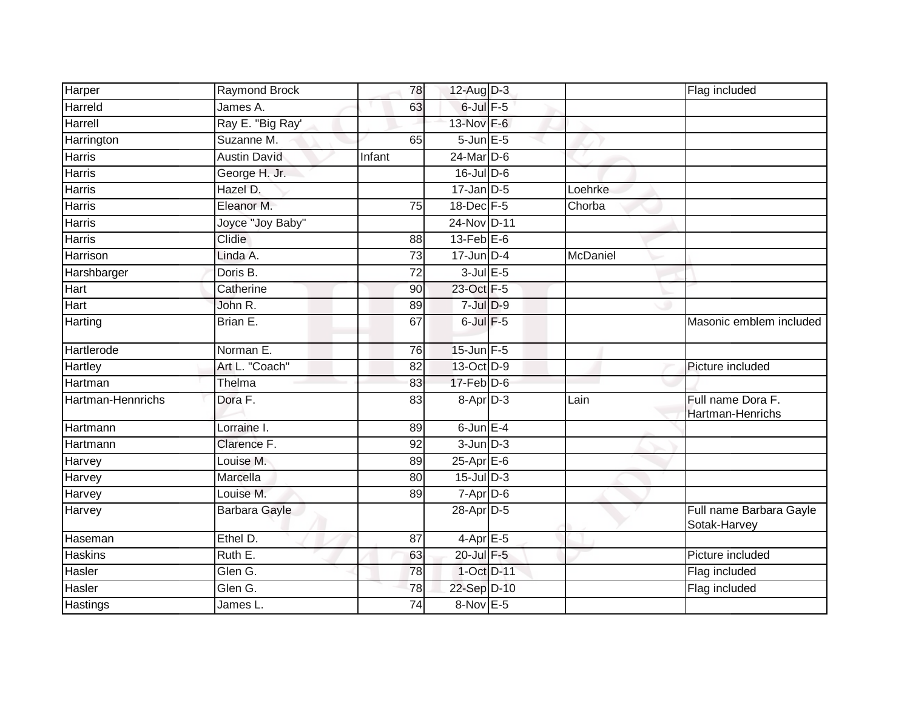| | | | | | | |
|---|---|---|---|---|---|---|
| Harper | Raymond Brock | 78 | 12-Aug | D-3 | | Flag included |
| Harreld | James A. | 63 | 6-Jul | F-5 | | |
| Harrell | Ray E. "Big Ray' | | 13-Nov | F-6 | | |
| Harrington | Suzanne M. | 65 | 5-Jun | E-5 | | |
| Harris | Austin David | Infant | 24-Mar | D-6 | | |
| Harris | George H. Jr. | | 16-Jul | D-6 | | |
| Harris | Hazel D. | | 17-Jan | D-5 | Loehrke | |
| Harris | Eleanor M. | 75 | 18-Dec | F-5 | Chorba | |
| Harris | Joyce "Joy Baby" | | 24-Nov | D-11 | | |
| Harris | Clidie | 88 | 13-Feb | E-6 | | |
| Harrison | Linda A. | 73 | 17-Jun | D-4 | McDaniel | |
| Harshbarger | Doris B. | 72 | 3-Jul | E-5 | | |
| Hart | Catherine | 90 | 23-Oct | F-5 | | |
| Hart | John R. | 89 | 7-Jul | D-9 | | |
| Harting | Brian E. | 67 | 6-Jul | F-5 | | Masonic emblem included |
| Hartlerode | Norman E. | 76 | 15-Jun | F-5 | | |
| Hartley | Art L. "Coach" | 82 | 13-Oct | D-9 | | Picture included |
| Hartman | Thelma | 83 | 17-Feb | D-6 | | |
| Hartman-Hennrichs | Dora F. | 83 | 8-Apr | D-3 | Lain | Full name Dora F. Hartman-Henrichs |
| Hartmann | Lorraine I. | 89 | 6-Jun | E-4 | | |
| Hartmann | Clarence F. | 92 | 3-Jun | D-3 | | |
| Harvey | Louise M. | 89 | 25-Apr | E-6 | | |
| Harvey | Marcella | 80 | 15-Jul | D-3 | | |
| Harvey | Louise M. | 89 | 7-Apr | D-6 | | |
| Harvey | Barbara Gayle | | 28-Apr | D-5 | | Full name Barbara Gayle Sotak-Harvey |
| Haseman | Ethel D. | 87 | 4-Apr | E-5 | | |
| Haskins | Ruth E. | 63 | 20-Jul | F-5 | | Picture included |
| Hasler | Glen G. | 78 | 1-Oct | D-11 | | Flag included |
| Hasler | Glen G. | 78 | 22-Sep | D-10 | | Flag included |
| Hastings | James L. | 74 | 8-Nov | E-5 | | |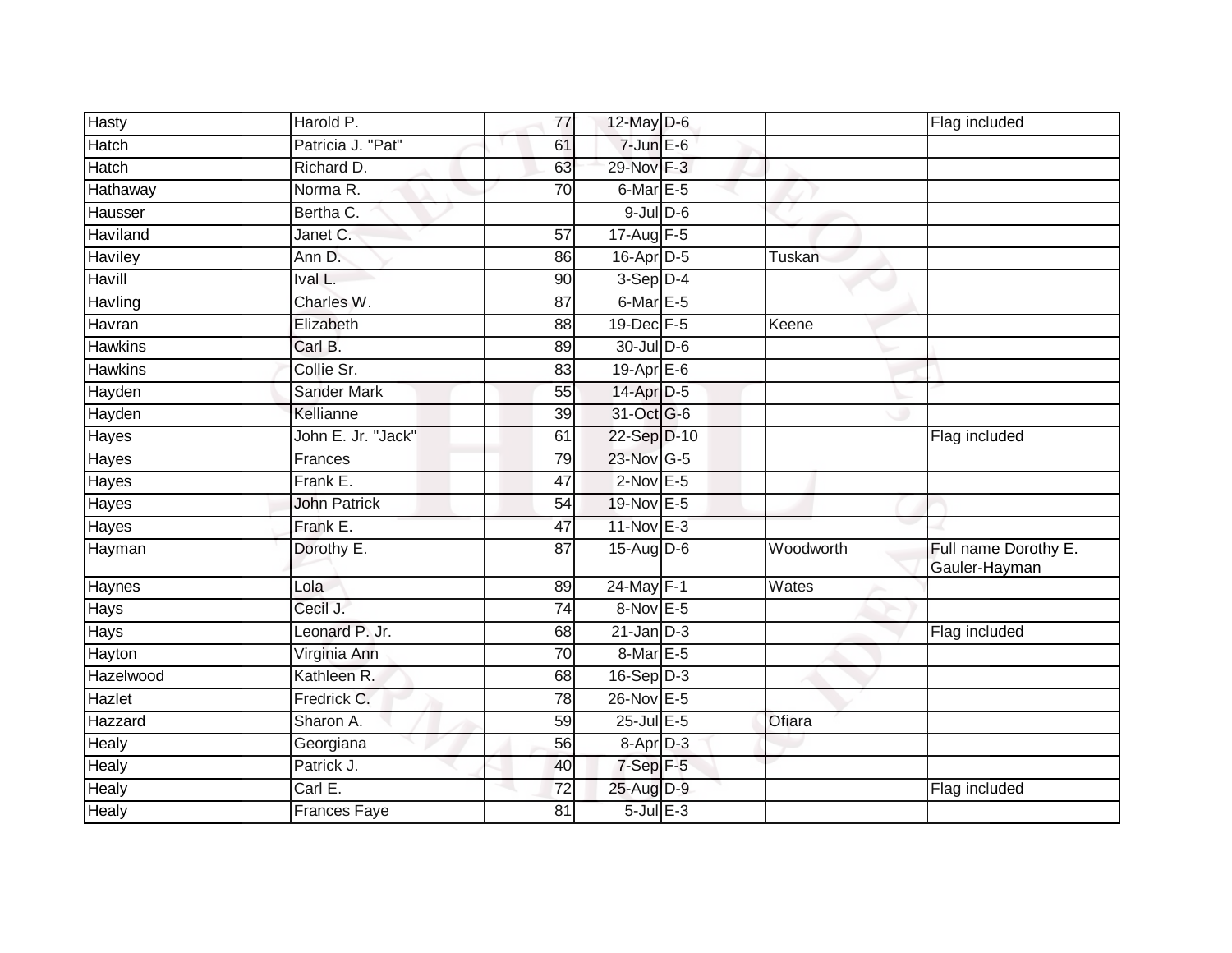| | | | | | | |
|---|---|---|---|---|---|---|
| Hasty | Harold P. | 77 | 12-May | D-6 | | Flag included |
| Hatch | Patricia J. "Pat" | 61 | 7-Jun | E-6 | | |
| Hatch | Richard D. | 63 | 29-Nov | F-3 | | |
| Hathaway | Norma R. | 70 | 6-Mar | E-5 | | |
| Hausser | Bertha C. | | 9-Jul | D-6 | | |
| Haviland | Janet C. | 57 | 17-Aug | F-5 | | |
| Haviley | Ann D. | 86 | 16-Apr | D-5 | Tuskan | |
| Havill | Ival L. | 90 | 3-Sep | D-4 | | |
| Havling | Charles W. | 87 | 6-Mar | E-5 | | |
| Havran | Elizabeth | 88 | 19-Dec | F-5 | Keene | |
| Hawkins | Carl B. | 89 | 30-Jul | D-6 | | |
| Hawkins | Collie Sr. | 83 | 19-Apr | E-6 | | |
| Hayden | Sander Mark | 55 | 14-Apr | D-5 | | |
| Hayden | Kellianne | 39 | 31-Oct | G-6 | | |
| Hayes | John E. Jr. "Jack" | 61 | 22-Sep | D-10 | | Flag included |
| Hayes | Frances | 79 | 23-Nov | G-5 | | |
| Hayes | Frank E. | 47 | 2-Nov | E-5 | | |
| Hayes | John Patrick | 54 | 19-Nov | E-5 | | |
| Hayes | Frank E. | 47 | 11-Nov | E-3 | | |
| Hayman | Dorothy E. | 87 | 15-Aug | D-6 | Woodworth | Full name Dorothy E. Gauler-Hayman |
| Haynes | Lola | 89 | 24-May | F-1 | Wates | |
| Hays | Cecil J. | 74 | 8-Nov | E-5 | | |
| Hays | Leonard P. Jr. | 68 | 21-Jan | D-3 | | Flag included |
| Hayton | Virginia Ann | 70 | 8-Mar | E-5 | | |
| Hazelwood | Kathleen R. | 68 | 16-Sep | D-3 | | |
| Hazlet | Fredrick C. | 78 | 26-Nov | E-5 | | |
| Hazzard | Sharon A. | 59 | 25-Jul | E-5 | Ofiara | |
| Healy | Georgiana | 56 | 8-Apr | D-3 | | |
| Healy | Patrick J. | 40 | 7-Sep | F-5 | | |
| Healy | Carl E. | 72 | 25-Aug | D-9 | | Flag included |
| Healy | Frances Faye | 81 | 5-Jul | E-3 | | |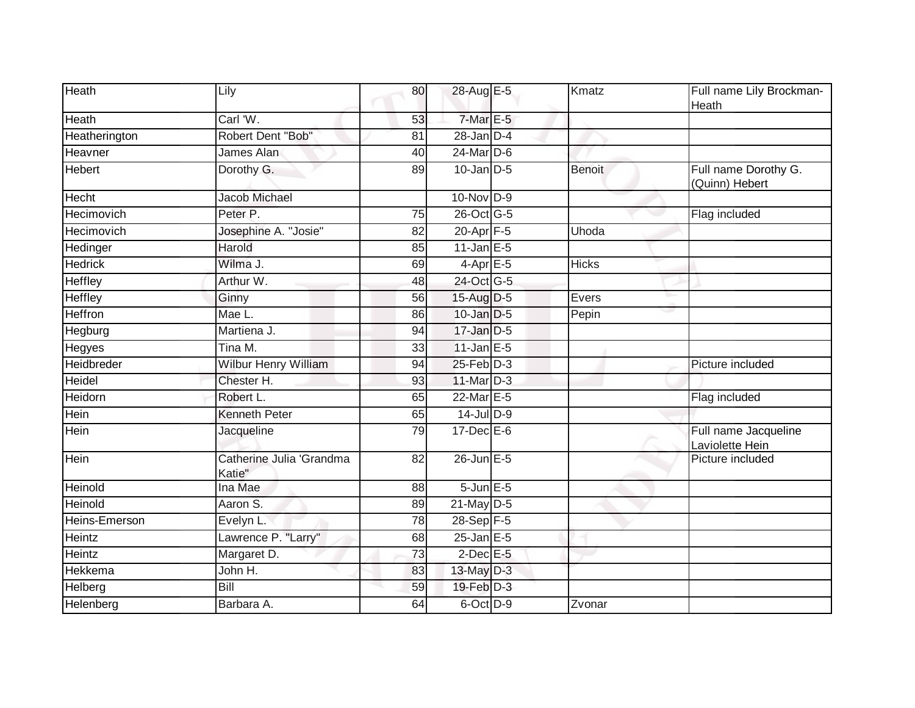| | | | | | | |
|---|---|---|---|---|---|---|
| Heath | Lily | 80 | 28-Aug | E-5 | Kmatz | Full name Lily Brockman-Heath |
| Heath | Carl 'W. | 53 | 7-Mar | E-5 | | |
| Heatherington | Robert Dent "Bob" | 81 | 28-Jan | D-4 | | |
| Heavner | James Alan | 40 | 24-Mar | D-6 | | |
| Hebert | Dorothy G. | 89 | 10-Jan | D-5 | Benoit | Full name Dorothy G. (Quinn) Hebert |
| Hecht | Jacob Michael | | 10-Nov | D-9 | | |
| Hecimovich | Peter P. | 75 | 26-Oct | G-5 | | Flag included |
| Hecimovich | Josephine A. "Josie" | 82 | 20-Apr | F-5 | Uhoda | |
| Hedinger | Harold | 85 | 11-Jan | E-5 | | |
| Hedrick | Wilma J. | 69 | 4-Apr | E-5 | Hicks | |
| Heffley | Arthur W. | 48 | 24-Oct | G-5 | | |
| Heffley | Ginny | 56 | 15-Aug | D-5 | Evers | |
| Heffron | Mae L. | 86 | 10-Jan | D-5 | Pepin | |
| Hegburg | Martiena J. | 94 | 17-Jan | D-5 | | |
| Hegyes | Tina M. | 33 | 11-Jan | E-5 | | |
| Heidbreder | Wilbur Henry William | 94 | 25-Feb | D-3 | | Picture included |
| Heidel | Chester H. | 93 | 11-Mar | D-3 | | |
| Heidorn | Robert L. | 65 | 22-Mar | E-5 | | Flag included |
| Hein | Kenneth Peter | 65 | 14-Jul | D-9 | | |
| Hein | Jacqueline | 79 | 17-Dec | E-6 | | Full name Jacqueline Laviolette Hein |
| Hein | Catherine Julia 'Grandma Katie" | 82 | 26-Jun | E-5 | | Picture included |
| Heinold | Ina Mae | 88 | 5-Jun | E-5 | | |
| Heinold | Aaron S. | 89 | 21-May | D-5 | | |
| Heins-Emerson | Evelyn L. | 78 | 28-Sep | F-5 | | |
| Heintz | Lawrence P. "Larry" | 68 | 25-Jan | E-5 | | |
| Heintz | Margaret D. | 73 | 2-Dec | E-5 | | |
| Hekkema | John H. | 83 | 13-May | D-3 | | |
| Helberg | Bill | 59 | 19-Feb | D-3 | | |
| Helenberg | Barbara A. | 64 | 6-Oct | D-9 | Zvonar | |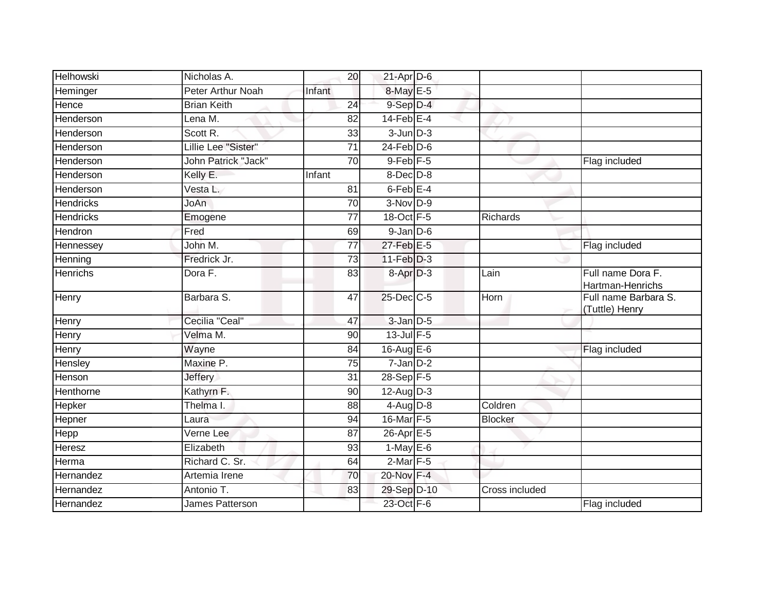| | | | | | | |
|---|---|---|---|---|---|---|
| Helhowski | Nicholas A. | 20 | 21-Apr | D-6 | | |
| Heminger | Peter Arthur Noah | Infant | 8-May | E-5 | | |
| Hence | Brian Keith | 24 | 9-Sep | D-4 | | |
| Henderson | Lena M. | 82 | 14-Feb | E-4 | | |
| Henderson | Scott R. | 33 | 3-Jun | D-3 | | |
| Henderson | Lillie Lee "Sister" | 71 | 24-Feb | D-6 | | |
| Henderson | John Patrick "Jack" | 70 | 9-Feb | F-5 | | Flag included |
| Henderson | Kelly E. | Infant | 8-Dec | D-8 | | |
| Henderson | Vesta L. | 81 | 6-Feb | E-4 | | |
| Hendricks | JoAn | 70 | 3-Nov | D-9 | | |
| Hendricks | Emogene | 77 | 18-Oct | F-5 | Richards | |
| Hendron | Fred | 69 | 9-Jan | D-6 | | |
| Hennessey | John M. | 77 | 27-Feb | E-5 | | Flag included |
| Henning | Fredrick Jr. | 73 | 11-Feb | D-3 | | |
| Henrichs | Dora F. | 83 | 8-Apr | D-3 | Lain | Full name Dora F. Hartman-Henrichs |
| Henry | Barbara S. | 47 | 25-Dec | C-5 | Horn | Full name Barbara S. (Tuttle) Henry |
| Henry | Cecilia "Ceal" | 47 | 3-Jan | D-5 | | |
| Henry | Velma M. | 90 | 13-Jul | F-5 | | |
| Henry | Wayne | 84 | 16-Aug | E-6 | | Flag included |
| Hensley | Maxine P. | 75 | 7-Jan | D-2 | | |
| Henson | Jeffery | 31 | 28-Sep | F-5 | | |
| Henthorne | Kathyrn F. | 90 | 12-Aug | D-3 | | |
| Hepker | Thelma I. | 88 | 4-Aug | D-8 | Coldren | |
| Hepner | Laura | 94 | 16-Mar | F-5 | Blocker | |
| Hepp | Verne Lee | 87 | 26-Apr | E-5 | | |
| Heresz | Elizabeth | 93 | 1-May | E-6 | | |
| Herma | Richard C. Sr. | 64 | 2-Mar | F-5 | | |
| Hernandez | Artemia Irene | 70 | 20-Nov | F-4 | | |
| Hernandez | Antonio T. | 83 | 29-Sep | D-10 | Cross included | |
| Hernandez | James Patterson | | 23-Oct | F-6 | | Flag included |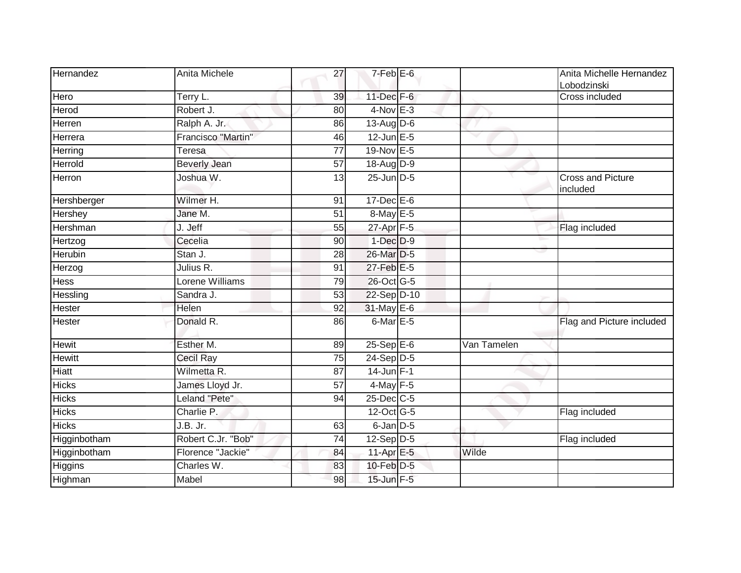| | | | | | | |
|---|---|---|---|---|---|---|
| Hernandez | Anita Michele | 27 | 7-Feb | E-6 | | Anita Michelle Hernandez Lobodzinski |
| Hero | Terry L. | 39 | 11-Dec | F-6 | | Cross included |
| Herod | Robert J. | 80 | 4-Nov | E-3 | | |
| Herren | Ralph A. Jr. | 86 | 13-Aug | D-6 | | |
| Herrera | Francisco "Martin" | 46 | 12-Jun | E-5 | | |
| Herring | Teresa | 77 | 19-Nov | E-5 | | |
| Herrold | Beverly Jean | 57 | 18-Aug | D-9 | | |
| Herron | Joshua W. | 13 | 25-Jun | D-5 | | Cross and Picture included |
| Hershberger | Wilmer H. | 91 | 17-Dec | E-6 | | |
| Hershey | Jane M. | 51 | 8-May | E-5 | | |
| Hershman | J. Jeff | 55 | 27-Apr | F-5 | | Flag included |
| Hertzog | Cecelia | 90 | 1-Dec | D-9 | | |
| Herubin | Stan J. | 28 | 26-Mar | D-5 | | |
| Herzog | Julius R. | 91 | 27-Feb | E-5 | | |
| Hess | Lorene Williams | 79 | 26-Oct | G-5 | | |
| Hessling | Sandra J. | 53 | 22-Sep | D-10 | | |
| Hester | Helen | 92 | 31-May | E-6 | | |
| Hester | Donald R. | 86 | 6-Mar | E-5 | | Flag and Picture included |
| Hewit | Esther M. | 89 | 25-Sep | E-6 | Van Tamelen | |
| Hewitt | Cecil Ray | 75 | 24-Sep | D-5 | | |
| Hiatt | Wilmetta R. | 87 | 14-Jun | F-1 | | |
| Hicks | James Lloyd Jr. | 57 | 4-May | F-5 | | |
| Hicks | Leland "Pete" | 94 | 25-Dec | C-5 | | |
| Hicks | Charlie P. | | 12-Oct | G-5 | | Flag included |
| Hicks | J.B. Jr. | 63 | 6-Jan | D-5 | | |
| Higginbotham | Robert C.Jr. "Bob" | 74 | 12-Sep | D-5 | | Flag included |
| Higginbotham | Florence "Jackie" | 84 | 11-Apr | E-5 | Wilde | |
| Higgins | Charles W. | 83 | 10-Feb | D-5 | | |
| Highman | Mabel | 98 | 15-Jun | F-5 | | |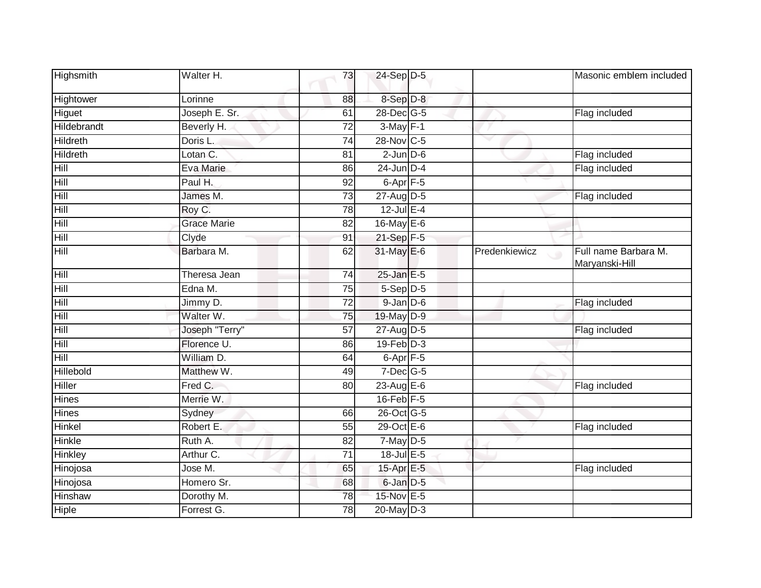| Highsmith | Walter H. | 73 | 24-Sep | D-5 | | Masonic emblem included |
|---|---|---|---|---|---|---|
| Hightower | Lorinne | 88 | 8-Sep | D-8 | | |
| Higuet | Joseph E. Sr. | 61 | 28-Dec | G-5 | | Flag included |
| Hildebrandt | Beverly H. | 72 | 3-May | F-1 | | |
| Hildreth | Doris L. | 74 | 28-Nov | C-5 | | |
| Hildreth | Lotan C. | 81 | 2-Jun | D-6 | | Flag included |
| Hill | Eva Marie | 86 | 24-Jun | D-4 | | Flag included |
| Hill | Paul H. | 92 | 6-Apr | F-5 | | |
| Hill | James M. | 73 | 27-Aug | D-5 | | Flag included |
| Hill | Roy C. | 78 | 12-Jul | E-4 | | |
| Hill | Grace Marie | 82 | 16-May | E-6 | | |
| Hill | Clyde | 91 | 21-Sep | F-5 | | |
| Hill | Barbara M. | 62 | 31-May | E-6 | Predenkiewicz | Full name Barbara M. Maryanski-Hill |
| Hill | Theresa Jean | 74 | 25-Jan | E-5 | | |
| Hill | Edna M. | 75 | 5-Sep | D-5 | | |
| Hill | Jimmy D. | 72 | 9-Jan | D-6 | | Flag included |
| Hill | Walter W. | 75 | 19-May | D-9 | | |
| Hill | Joseph "Terry" | 57 | 27-Aug | D-5 | | Flag included |
| Hill | Florence U. | 86 | 19-Feb | D-3 | | |
| Hill | William D. | 64 | 6-Apr | F-5 | | |
| Hillebold | Matthew W. | 49 | 7-Dec | G-5 | | |
| Hiller | Fred C. | 80 | 23-Aug | E-6 | | Flag included |
| Hines | Merrie W. | | 16-Feb | F-5 | | |
| Hines | Sydney | 66 | 26-Oct | G-5 | | |
| Hinkel | Robert E. | 55 | 29-Oct | E-6 | | Flag included |
| Hinkle | Ruth A. | 82 | 7-May | D-5 | | |
| Hinkley | Arthur C. | 71 | 18-Jul | E-5 | | |
| Hinojosa | Jose M. | 65 | 15-Apr | E-5 | | Flag included |
| Hinojosa | Homero Sr. | 68 | 6-Jan | D-5 | | |
| Hinshaw | Dorothy M. | 78 | 15-Nov | E-5 | | |
| Hiple | Forrest G. | 78 | 20-May | D-3 | | |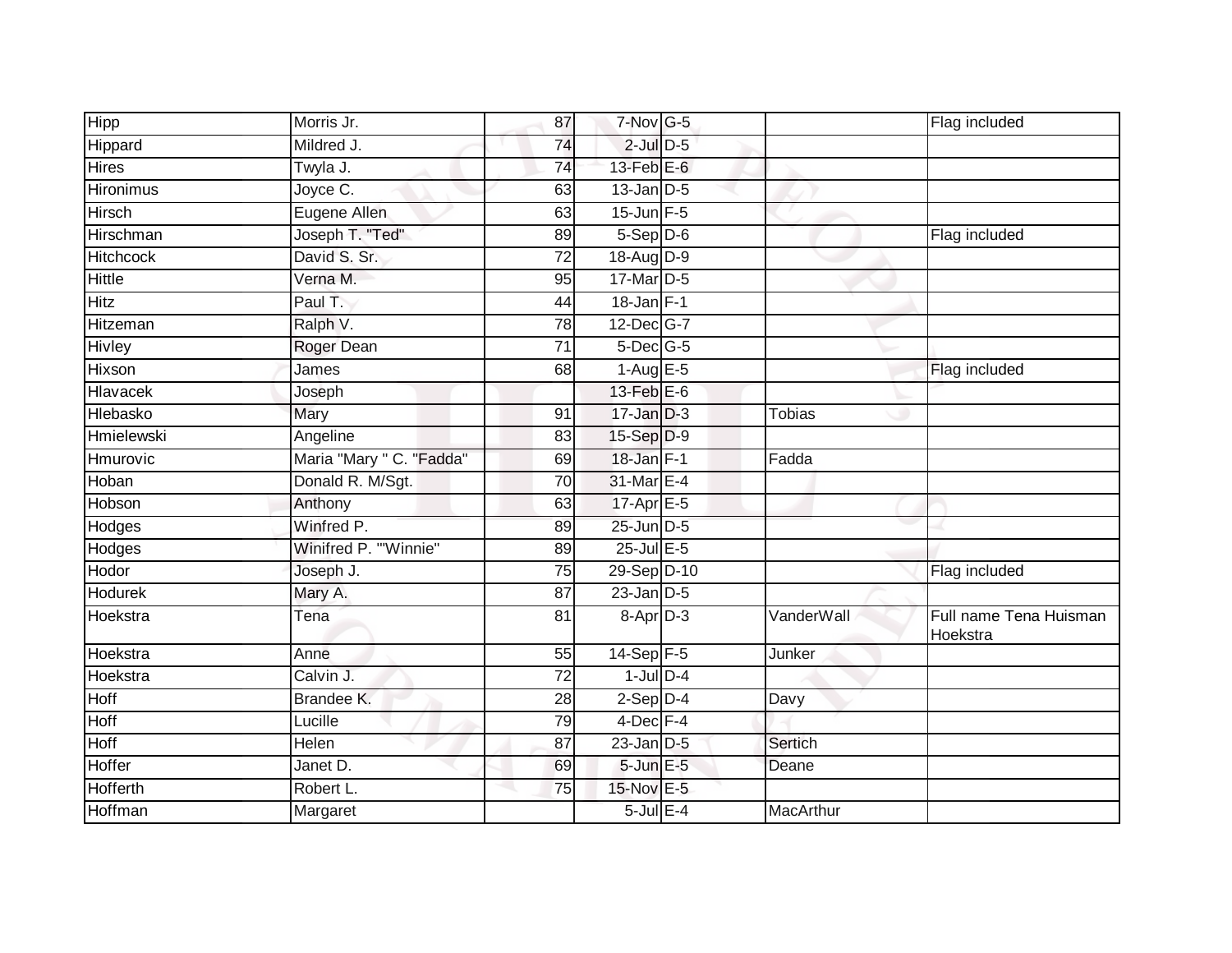| | | | | | | |
|---|---|---|---|---|---|---|
| Hipp | Morris Jr. | 87 | 7-Nov | G-5 | | Flag included |
| Hippard | Mildred J. | 74 | 2-Jul | D-5 | | |
| Hires | Twyla J. | 74 | 13-Feb | E-6 | | |
| Hironimus | Joyce C. | 63 | 13-Jan | D-5 | | |
| Hirsch | Eugene Allen | 63 | 15-Jun | F-5 | | |
| Hirschman | Joseph T. "Ted" | 89 | 5-Sep | D-6 | | Flag included |
| Hitchcock | David S. Sr. | 72 | 18-Aug | D-9 | | |
| Hittle | Verna M. | 95 | 17-Mar | D-5 | | |
| Hitz | Paul T. | 44 | 18-Jan | F-1 | | |
| Hitzeman | Ralph V. | 78 | 12-Dec | G-7 | | |
| Hivley | Roger Dean | 71 | 5-Dec | G-5 | | |
| Hixson | James | 68 | 1-Aug | E-5 | | Flag included |
| Hlavacek | Joseph | | 13-Feb | E-6 | | |
| Hlebasko | Mary | 91 | 17-Jan | D-3 | Tobias | |
| Hmielewski | Angeline | 83 | 15-Sep | D-9 | | |
| Hmurovic | Maria "Mary " C. "Fadda" | 69 | 18-Jan | F-1 | Fadda | |
| Hoban | Donald R. M/Sgt. | 70 | 31-Mar | E-4 | | |
| Hobson | Anthony | 63 | 17-Apr | E-5 | | |
| Hodges | Winfred P. | 89 | 25-Jun | D-5 | | |
| Hodges | Winifred P. '"Winnie" | 89 | 25-Jul | E-5 | | |
| Hodor | Joseph J. | 75 | 29-Sep | D-10 | | Flag included |
| Hodurek | Mary A. | 87 | 23-Jan | D-5 | | |
| Hoekstra | Tena | 81 | 8-Apr | D-3 | VanderWall | Full name Tena Huisman Hoekstra |
| Hoekstra | Anne | 55 | 14-Sep | F-5 | Junker | |
| Hoekstra | Calvin J. | 72 | 1-Jul | D-4 | | |
| Hoff | Brandee K. | 28 | 2-Sep | D-4 | Davy | |
| Hoff | Lucille | 79 | 4-Dec | F-4 | | |
| Hoff | Helen | 87 | 23-Jan | D-5 | Sertich | |
| Hoffer | Janet D. | 69 | 5-Jun | E-5 | Deane | |
| Hofferth | Robert L. | 75 | 15-Nov | E-5 | | |
| Hoffman | Margaret | | 5-Jul | E-4 | MacArthur | |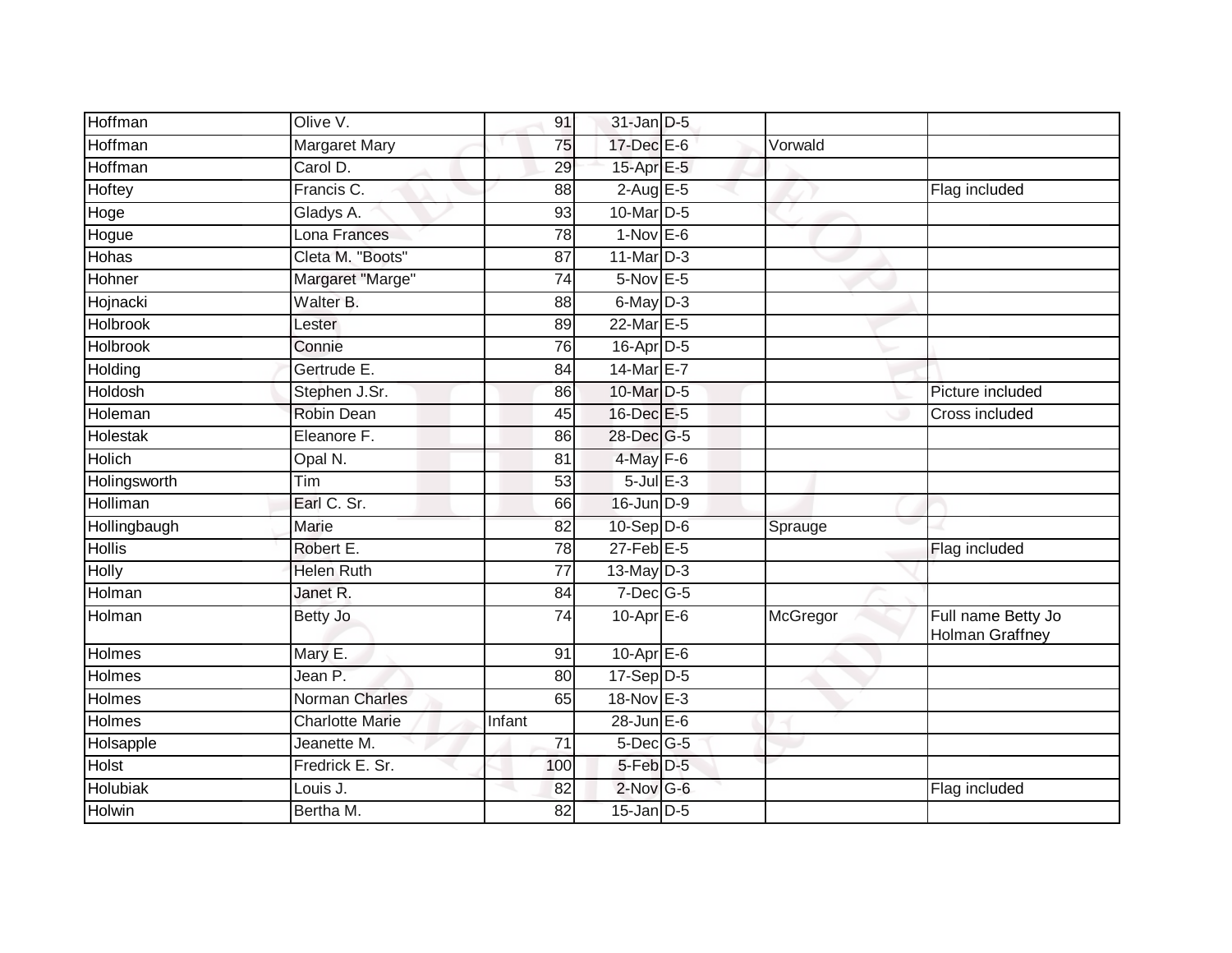| | | | | | | |
|---|---|---|---|---|---|---|
| Hoffman | Olive V. | 91 | 31-Jan | D-5 | | |
| Hoffman | Margaret Mary | 75 | 17-Dec | E-6 | Vorwald | |
| Hoffman | Carol D. | 29 | 15-Apr | E-5 | | |
| Hoftey | Francis C. | 88 | 2-Aug | E-5 | | Flag included |
| Hoge | Gladys A. | 93 | 10-Mar | D-5 | | |
| Hogue | Lona Frances | 78 | 1-Nov | E-6 | | |
| Hohas | Cleta M. "Boots" | 87 | 11-Mar | D-3 | | |
| Hohner | Margaret "Marge" | 74 | 5-Nov | E-5 | | |
| Hojnacki | Walter B. | 88 | 6-May | D-3 | | |
| Holbrook | Lester | 89 | 22-Mar | E-5 | | |
| Holbrook | Connie | 76 | 16-Apr | D-5 | | |
| Holding | Gertrude E. | 84 | 14-Mar | E-7 | | |
| Holdosh | Stephen J.Sr. | 86 | 10-Mar | D-5 | | Picture included |
| Holeman | Robin Dean | 45 | 16-Dec | E-5 | | Cross included |
| Holestak | Eleanore F. | 86 | 28-Dec | G-5 | | |
| Holich | Opal N. | 81 | 4-May | F-6 | | |
| Holingsworth | Tim | 53 | 5-Jul | E-3 | | |
| Holliman | Earl C. Sr. | 66 | 16-Jun | D-9 | | |
| Hollingbaugh | Marie | 82 | 10-Sep | D-6 | Sprauge | |
| Hollis | Robert E. | 78 | 27-Feb | E-5 | | Flag included |
| Holly | Helen Ruth | 77 | 13-May | D-3 | | |
| Holman | Janet R. | 84 | 7-Dec | G-5 | | |
| Holman | Betty Jo | 74 | 10-Apr | E-6 | McGregor | Full name Betty Jo Holman Graffney |
| Holmes | Mary E. | 91 | 10-Apr | E-6 | | |
| Holmes | Jean P. | 80 | 17-Sep | D-5 | | |
| Holmes | Norman Charles | 65 | 18-Nov | E-3 | | |
| Holmes | Charlotte Marie | Infant | 28-Jun | E-6 | | |
| Holsapple | Jeanette M. | 71 | 5-Dec | G-5 | | |
| Holst | Fredrick E. Sr. | 100 | 5-Feb | D-5 | | |
| Holubiak | Louis J. | 82 | 2-Nov | G-6 | | Flag included |
| Holwin | Bertha M. | 82 | 15-Jan | D-5 | | |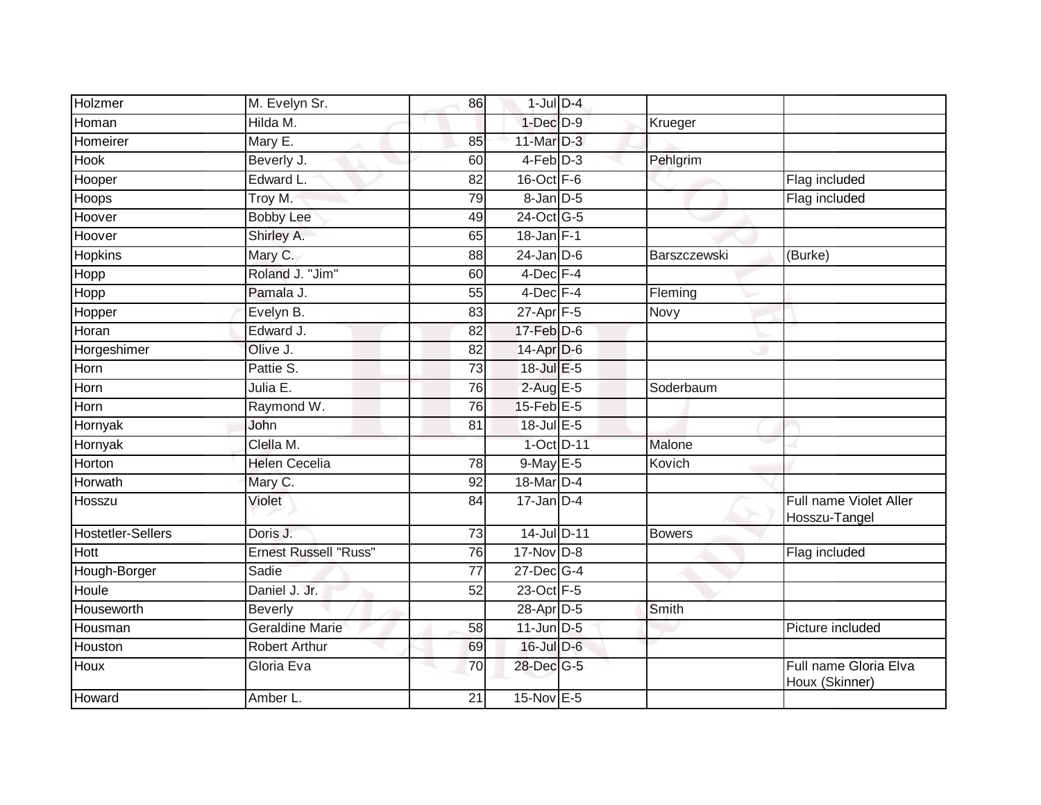| Holzmer | M. Evelyn Sr. | 86 | 1-Jul | D-4 | | |
|---|---|---|---|---|---|---|
| Homan | Hilda M. | | 1-Dec | D-9 | Krueger | |
| Homeirer | Mary E. | 85 | 11-Mar | D-3 | | |
| Hook | Beverly J. | 60 | 4-Feb | D-3 | Pehlgrim | |
| Hooper | Edward L. | 82 | 16-Oct | F-6 | | Flag included |
| Hoops | Troy M. | 79 | 8-Jan | D-5 | | Flag included |
| Hoover | Bobby Lee | 49 | 24-Oct | G-5 | | |
| Hoover | Shirley A. | 65 | 18-Jan | F-1 | | |
| Hopkins | Mary C. | 88 | 24-Jan | D-6 | Barszczewski | (Burke) |
| Hopp | Roland J. "Jim" | 60 | 4-Dec | F-4 | | |
| Hopp | Pamala J. | 55 | 4-Dec | F-4 | Fleming | |
| Hopper | Evelyn B. | 83 | 27-Apr | F-5 | Novy | |
| Horan | Edward J. | 82 | 17-Feb | D-6 | | |
| Horgeshimer | Olive J. | 82 | 14-Apr | D-6 | | |
| Horn | Pattie S. | 73 | 18-Jul | E-5 | | |
| Horn | Julia E. | 76 | 2-Aug | E-5 | Soderbaum | |
| Horn | Raymond W. | 76 | 15-Feb | E-5 | | |
| Hornyak | John | 81 | 18-Jul | E-5 | | |
| Hornyak | Clella M. | | 1-Oct | D-11 | Malone | |
| Horton | Helen Cecelia | 78 | 9-May | E-5 | Kovich | |
| Horwath | Mary C. | 92 | 18-Mar | D-4 | | |
| Hosszu | Violet | 84 | 17-Jan | D-4 | | Full name Violet Aller Hosszu-Tangel |
| Hostetler-Sellers | Doris J. | 73 | 14-Jul | D-11 | Bowers | |
| Hott | Ernest Russell "Russ" | 76 | 17-Nov | D-8 | | Flag included |
| Hough-Borger | Sadie | 77 | 27-Dec | G-4 | | |
| Houle | Daniel J. Jr. | 52 | 23-Oct | F-5 | | |
| Houseworth | Beverly | | 28-Apr | D-5 | Smith | |
| Housman | Geraldine Marie | 58 | 11-Jun | D-5 | | Picture included |
| Houston | Robert Arthur | 69 | 16-Jul | D-6 | | |
| Houx | Gloria Eva | 70 | 28-Dec | G-5 | | Full name Gloria Elva Houx (Skinner) |
| Howard | Amber L. | 21 | 15-Nov | E-5 | | |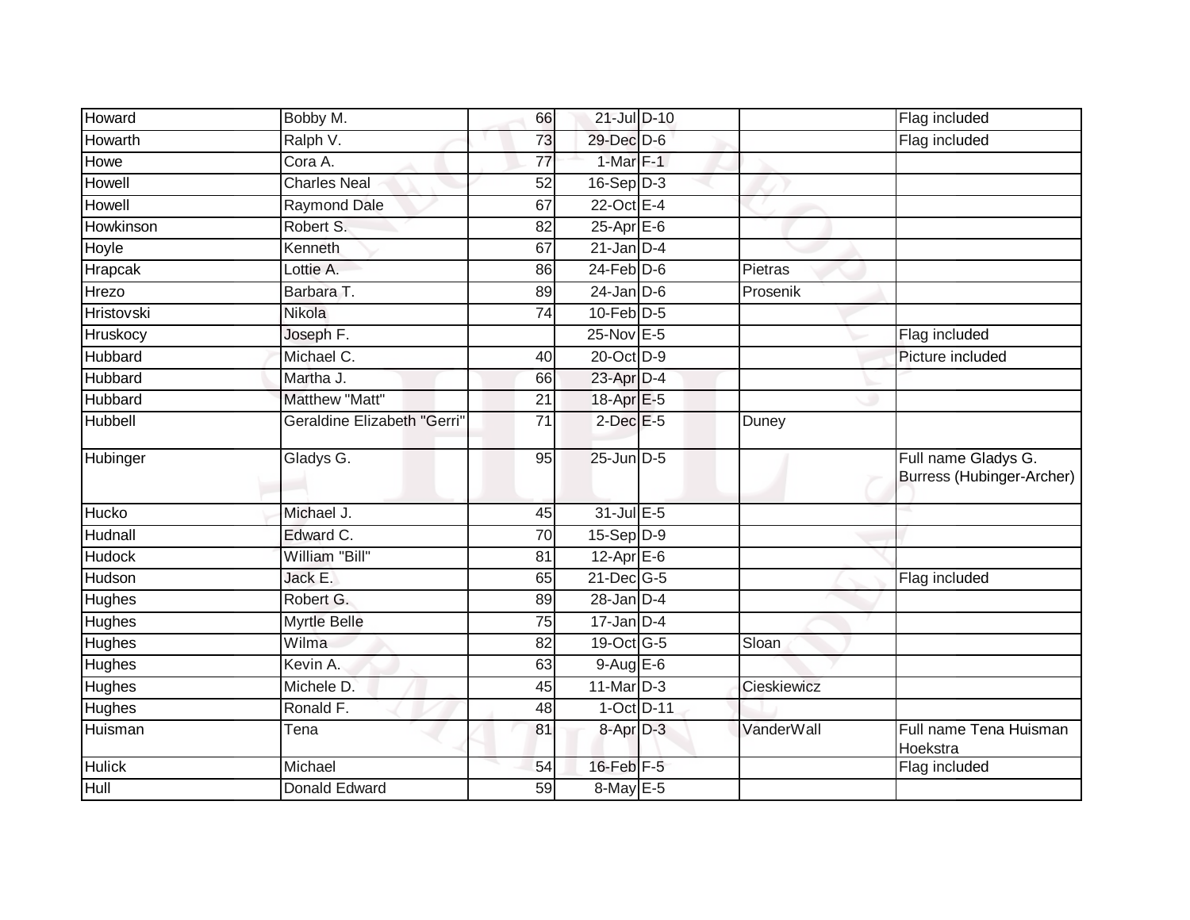| | | | | | | |
|---|---|---|---|---|---|---|
| Howard | Bobby M. | 66 | 21-Jul | D-10 | | Flag included |
| Howarth | Ralph V. | 73 | 29-Dec | D-6 | | Flag included |
| Howe | Cora A. | 77 | 1-Mar | F-1 | | |
| Howell | Charles Neal | 52 | 16-Sep | D-3 | | |
| Howell | Raymond Dale | 67 | 22-Oct | E-4 | | |
| Howkinson | Robert S. | 82 | 25-Apr | E-6 | | |
| Hoyle | Kenneth | 67 | 21-Jan | D-4 | | |
| Hrapcak | Lottie A. | 86 | 24-Feb | D-6 | Pietras | |
| Hrezo | Barbara T. | 89 | 24-Jan | D-6 | Prosenik | |
| Hristovski | Nikola | 74 | 10-Feb | D-5 | | |
| Hruskocy | Joseph F. | | 25-Nov | E-5 | | Flag included |
| Hubbard | Michael C. | 40 | 20-Oct | D-9 | | Picture included |
| Hubbard | Martha J. | 66 | 23-Apr | D-4 | | |
| Hubbard | Matthew "Matt" | 21 | 18-Apr | E-5 | | |
| Hubbell | Geraldine Elizabeth "Gerri" | 71 | 2-Dec | E-5 | Duney | |
| Hubinger | Gladys G. | 95 | 25-Jun | D-5 | | Full name Gladys G. Burress (Hubinger-Archer) |
| Hucko | Michael J. | 45 | 31-Jul | E-5 | | |
| Hudnall | Edward C. | 70 | 15-Sep | D-9 | | |
| Hudock | William "Bill" | 81 | 12-Apr | E-6 | | |
| Hudson | Jack E. | 65 | 21-Dec | G-5 | | Flag included |
| Hughes | Robert G. | 89 | 28-Jan | D-4 | | |
| Hughes | Myrtle Belle | 75 | 17-Jan | D-4 | | |
| Hughes | Wilma | 82 | 19-Oct | G-5 | Sloan | |
| Hughes | Kevin A. | 63 | 9-Aug | E-6 | | |
| Hughes | Michele D. | 45 | 11-Mar | D-3 | Cieskiewicz | |
| Hughes | Ronald F. | 48 | 1-Oct | D-11 | | |
| Huisman | Tena | 81 | 8-Apr | D-3 | VanderWall | Full name Tena Huisman Hoekstra |
| Hulick | Michael | 54 | 16-Feb | F-5 | | Flag included |
| Hull | Donald Edward | 59 | 8-May | E-5 | | |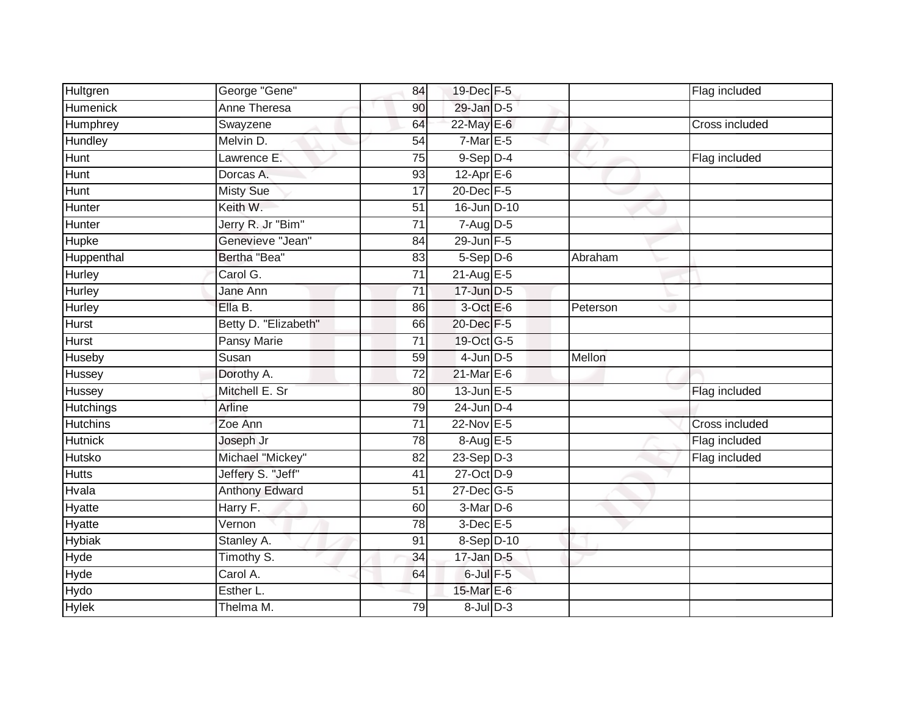| | | | | | | |
|---|---|---|---|---|---|---|
| Hultgren | George "Gene" | 84 | 19-Dec | F-5 | | Flag included |
| Humenick | Anne Theresa | 90 | 29-Jan | D-5 | | |
| Humphrey | Swayzene | 64 | 22-May | E-6 | | Cross included |
| Hundley | Melvin D. | 54 | 7-Mar | E-5 | | |
| Hunt | Lawrence E. | 75 | 9-Sep | D-4 | | Flag included |
| Hunt | Dorcas A. | 93 | 12-Apr | E-6 | | |
| Hunt | Misty Sue | 17 | 20-Dec | F-5 | | |
| Hunter | Keith W. | 51 | 16-Jun | D-10 | | |
| Hunter | Jerry R. Jr "Bim" | 71 | 7-Aug | D-5 | | |
| Hupke | Genevieve "Jean" | 84 | 29-Jun | F-5 | | |
| Huppenthal | Bertha "Bea" | 83 | 5-Sep | D-6 | Abraham | |
| Hurley | Carol G. | 71 | 21-Aug | E-5 | | |
| Hurley | Jane Ann | 71 | 17-Jun | D-5 | | |
| Hurley | Ella B. | 86 | 3-Oct | E-6 | Peterson | |
| Hurst | Betty D. "Elizabeth" | 66 | 20-Dec | F-5 | | |
| Hurst | Pansy Marie | 71 | 19-Oct | G-5 | | |
| Huseby | Susan | 59 | 4-Jun | D-5 | Mellon | |
| Hussey | Dorothy A. | 72 | 21-Mar | E-6 | | |
| Hussey | Mitchell E. Sr | 80 | 13-Jun | E-5 | | Flag included |
| Hutchings | Arline | 79 | 24-Jun | D-4 | | |
| Hutchins | Zoe Ann | 71 | 22-Nov | E-5 | | Cross included |
| Hutnick | Joseph Jr | 78 | 8-Aug | E-5 | | Flag included |
| Hutsko | Michael "Mickey" | 82 | 23-Sep | D-3 | | Flag included |
| Hutts | Jeffery S. "Jeff" | 41 | 27-Oct | D-9 | | |
| Hvala | Anthony Edward | 51 | 27-Dec | G-5 | | |
| Hyatte | Harry F. | 60 | 3-Mar | D-6 | | |
| Hyatte | Vernon | 78 | 3-Dec | E-5 | | |
| Hybiak | Stanley A. | 91 | 8-Sep | D-10 | | |
| Hyde | Timothy S. | 34 | 17-Jan | D-5 | | |
| Hyde | Carol A. | 64 | 6-Jul | F-5 | | |
| Hydo | Esther L. | | 15-Mar | E-6 | | |
| Hylek | Thelma M. | 79 | 8-Jul | D-3 | | |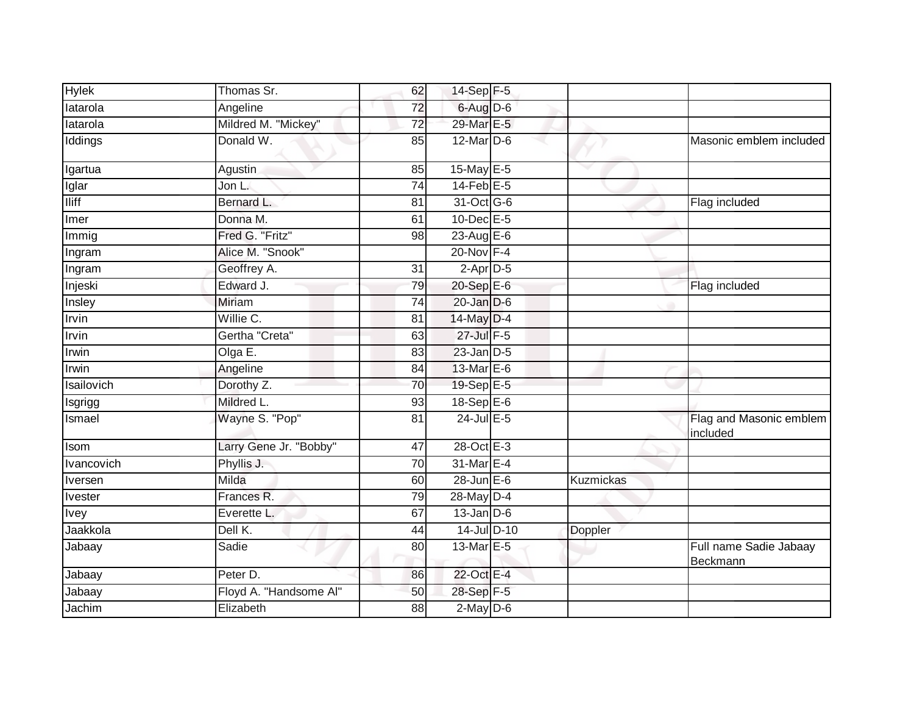| | | | | | | |
|---|---|---|---|---|---|---|
| Hylek | Thomas Sr. | 62 | 14-Sep | F-5 | | |
| Iatarola | Angeline | 72 | 6-Aug | D-6 | | |
| Iatarola | Mildred M. "Mickey" | 72 | 29-Mar | E-5 | | |
| Iddings | Donald W. | 85 | 12-Mar | D-6 | | Masonic emblem included |
| Igartua | Agustin | 85 | 15-May | E-5 | | |
| Iglar | Jon L. | 74 | 14-Feb | E-5 | | |
| Iliff | Bernard L. | 81 | 31-Oct | G-6 | | Flag included |
| Imer | Donna M. | 61 | 10-Dec | E-5 | | |
| Immig | Fred G. "Fritz" | 98 | 23-Aug | E-6 | | |
| Ingram | Alice M. "Snook" | | 20-Nov | F-4 | | |
| Ingram | Geoffrey A. | 31 | 2-Apr | D-5 | | |
| Injeski | Edward J. | 79 | 20-Sep | E-6 | | Flag included |
| Insley | Miriam | 74 | 20-Jan | D-6 | | |
| Irvin | Willie C. | 81 | 14-May | D-4 | | |
| Irvin | Gertha "Creta" | 63 | 27-Jul | F-5 | | |
| Irwin | Olga E. | 83 | 23-Jan | D-5 | | |
| Irwin | Angeline | 84 | 13-Mar | E-6 | | |
| Isailovich | Dorothy Z. | 70 | 19-Sep | E-5 | | |
| Isgrigg | Mildred L. | 93 | 18-Sep | E-6 | | |
| Ismael | Wayne S. "Pop" | 81 | 24-Jul | E-5 | | Flag and Masonic emblem included |
| Isom | Larry Gene Jr. "Bobby" | 47 | 28-Oct | E-3 | | |
| Ivancovich | Phyllis J. | 70 | 31-Mar | E-4 | | |
| Iversen | Milda | 60 | 28-Jun | E-6 | Kuzmickas | |
| Ivester | Frances R. | 79 | 28-May | D-4 | | |
| Ivey | Everette L. | 67 | 13-Jan | D-6 | | |
| Jaakkola | Dell K. | 44 | 14-Jul | D-10 | Doppler | |
| Jabaay | Sadie | 80 | 13-Mar | E-5 | | Full name Sadie Jabaay Beckmann |
| Jabaay | Peter D. | 86 | 22-Oct | E-4 | | |
| Jabaay | Floyd A. "Handsome Al" | 50 | 28-Sep | F-5 | | |
| Jachim | Elizabeth | 88 | 2-May | D-6 | | |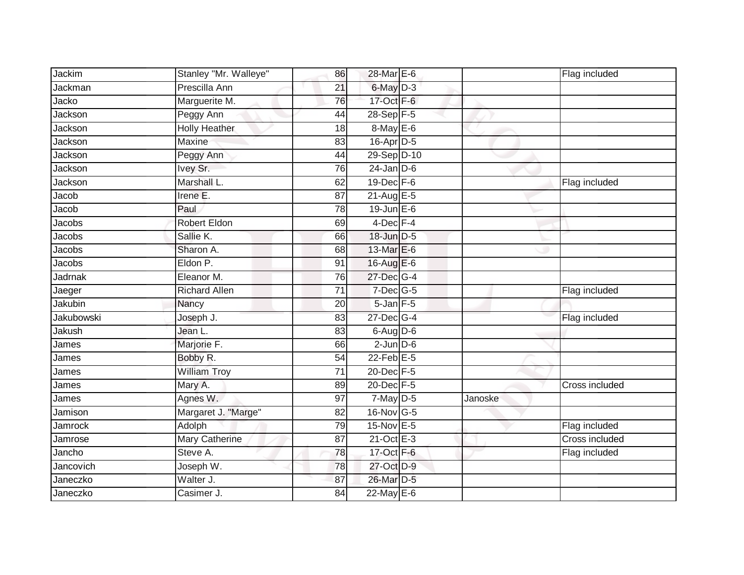| | | | | | | |
|---|---|---|---|---|---|---|
| Jackim | Stanley "Mr. Walleye" | 86 | 28-Mar | E-6 | | Flag included |
| Jackman | Prescilla Ann | 21 | 6-May | D-3 | | |
| Jacko | Marguerite M. | 76 | 17-Oct | F-6 | | |
| Jackson | Peggy Ann | 44 | 28-Sep | F-5 | | |
| Jackson | Holly Heather | 18 | 8-May | E-6 | | |
| Jackson | Maxine | 83 | 16-Apr | D-5 | | |
| Jackson | Peggy Ann | 44 | 29-Sep | D-10 | | |
| Jackson | Ivey Sr. | 76 | 24-Jan | D-6 | | |
| Jackson | Marshall L. | 62 | 19-Dec | F-6 | | Flag included |
| Jacob | Irene E. | 87 | 21-Aug | E-5 | | |
| Jacob | Paul | 78 | 19-Jun | E-6 | | |
| Jacobs | Robert Eldon | 69 | 4-Dec | F-4 | | |
| Jacobs | Sallie K. | 66 | 18-Jun | D-5 | | |
| Jacobs | Sharon A. | 68 | 13-Mar | E-6 | | |
| Jacobs | Eldon P. | 91 | 16-Aug | E-6 | | |
| Jadrnak | Eleanor M. | 76 | 27-Dec | G-4 | | |
| Jaeger | Richard Allen | 71 | 7-Dec | G-5 | | Flag included |
| Jakubin | Nancy | 20 | 5-Jan | F-5 | | |
| Jakubowski | Joseph J. | 83 | 27-Dec | G-4 | | Flag included |
| Jakush | Jean L. | 83 | 6-Aug | D-6 | | |
| James | Marjorie F. | 66 | 2-Jun | D-6 | | |
| James | Bobby R. | 54 | 22-Feb | E-5 | | |
| James | William Troy | 71 | 20-Dec | F-5 | | |
| James | Mary A. | 89 | 20-Dec | F-5 | | Cross included |
| James | Agnes W. | 97 | 7-May | D-5 | Janoske | |
| Jamison | Margaret J. "Marge" | 82 | 16-Nov | G-5 | | |
| Jamrock | Adolph | 79 | 15-Nov | E-5 | | Flag included |
| Jamrose | Mary Catherine | 87 | 21-Oct | E-3 | | Cross included |
| Jancho | Steve A. | 78 | 17-Oct | F-6 | | Flag included |
| Jancovich | Joseph W. | 78 | 27-Oct | D-9 | | |
| Janeczko | Walter J. | 87 | 26-Mar | D-5 | | |
| Janeczko | Casimer J. | 84 | 22-May | E-6 | | |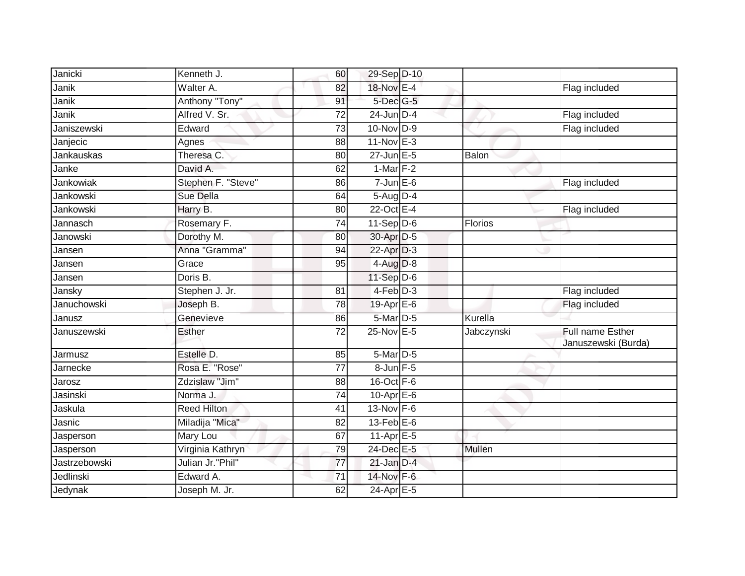| | | | | | | |
|---|---|---|---|---|---|---|
| Janicki | Kenneth J. | 60 | 29-Sep | D-10 | | |
| Janik | Walter A. | 82 | 18-Nov | E-4 | | Flag included |
| Janik | Anthony "Tony" | 91 | 5-Dec | G-5 | | |
| Janik | Alfred V. Sr. | 72 | 24-Jun | D-4 | | Flag included |
| Janiszewski | Edward | 73 | 10-Nov | D-9 | | Flag included |
| Janjecic | Agnes | 88 | 11-Nov | E-3 | | |
| Jankauskas | Theresa C. | 80 | 27-Jun | E-5 | Balon | |
| Janke | David A. | 62 | 1-Mar | F-2 | | |
| Jankowiak | Stephen F. "Steve" | 86 | 7-Jun | E-6 | | Flag included |
| Jankowski | Sue Della | 64 | 5-Aug | D-4 | | |
| Jankowski | Harry B. | 80 | 22-Oct | E-4 | | Flag included |
| Jannasch | Rosemary F. | 74 | 11-Sep | D-6 | Florios | |
| Janowski | Dorothy M. | 80 | 30-Apr | D-5 | | |
| Jansen | Anna "Gramma" | 94 | 22-Apr | D-3 | | |
| Jansen | Grace | 95 | 4-Aug | D-8 | | |
| Jansen | Doris B. | | 11-Sep | D-6 | | |
| Jansky | Stephen J. Jr. | 81 | 4-Feb | D-3 | | Flag included |
| Januchowski | Joseph B. | 78 | 19-Apr | E-6 | | Flag included |
| Janusz | Genevieve | 86 | 5-Mar | D-5 | Kurella | |
| Januszewski | Esther | 72 | 25-Nov | E-5 | Jabczynski | Full name Esther Januszewski (Burda) |
| Jarmusz | Estelle D. | 85 | 5-Mar | D-5 | | |
| Jarnecke | Rosa E. "Rose" | 77 | 8-Jun | F-5 | | |
| Jarosz | Zdzislaw "Jim" | 88 | 16-Oct | F-6 | | |
| Jasinski | Norma J. | 74 | 10-Apr | E-6 | | |
| Jaskula | Reed Hilton | 41 | 13-Nov | F-6 | | |
| Jasnic | Miladija "Mica" | 82 | 13-Feb | E-6 | | |
| Jasperson | Mary Lou | 67 | 11-Apr | E-5 | | |
| Jasperson | Virginia Kathryn | 79 | 24-Dec | E-5 | Mullen | |
| Jastrzebowski | Julian Jr."Phil" | 77 | 21-Jan | D-4 | | |
| Jedlinski | Edward A. | 71 | 14-Nov | F-6 | | |
| Jedynak | Joseph M. Jr. | 62 | 24-Apr | E-5 | | |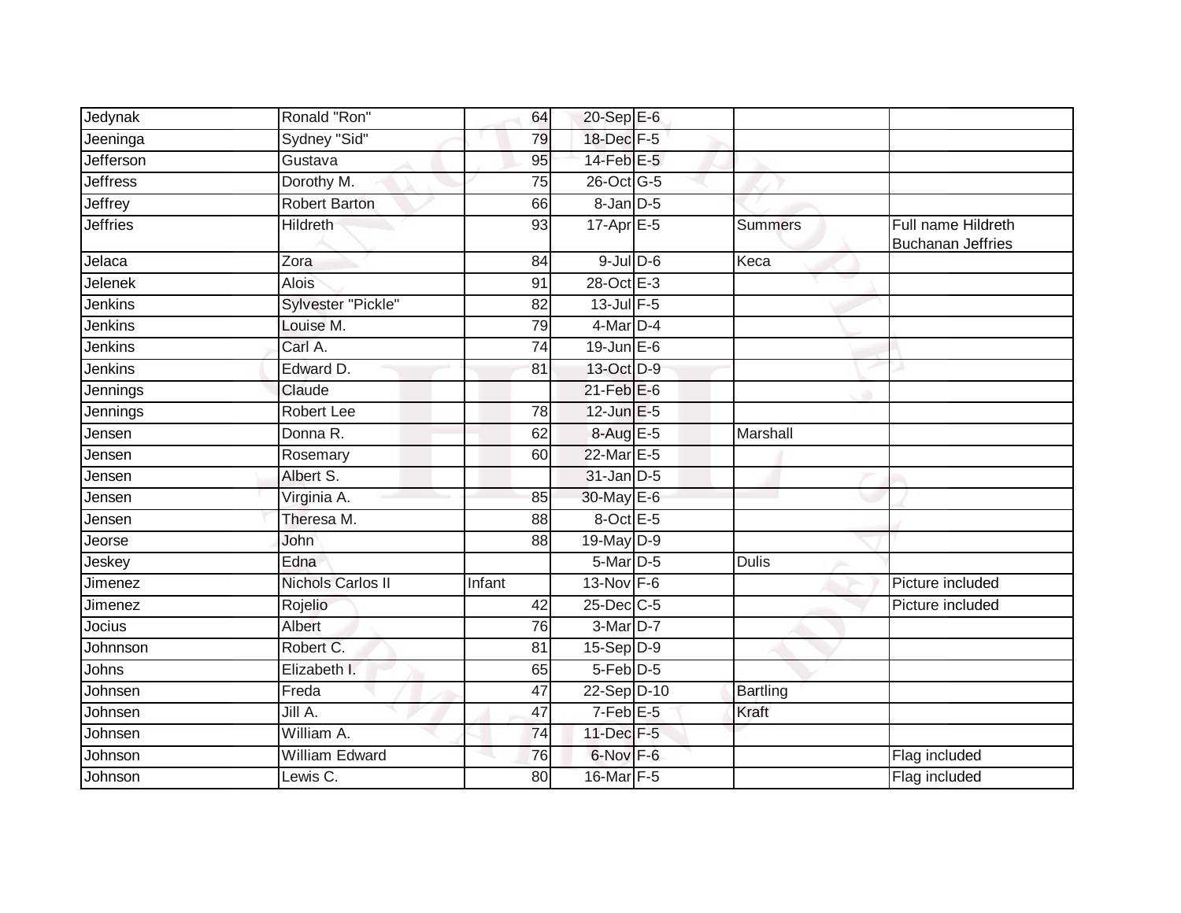| | | | | | | |
|---|---|---|---|---|---|---|
| Jedynak | Ronald "Ron" | 64 | 20-Sep | E-6 | | |
| Jeeninga | Sydney "Sid" | 79 | 18-Dec | F-5 | | |
| Jefferson | Gustava | 95 | 14-Feb | E-5 | | |
| Jeffress | Dorothy M. | 75 | 26-Oct | G-5 | | |
| Jeffrey | Robert Barton | 66 | 8-Jan | D-5 | | |
| Jeffries | Hildreth | 93 | 17-Apr | E-5 | Summers | Full name Hildreth Buchanan Jeffries |
| Jelaca | Zora | 84 | 9-Jul | D-6 | Keca | |
| Jelenek | Alois | 91 | 28-Oct | E-3 | | |
| Jenkins | Sylvester "Pickle" | 82 | 13-Jul | F-5 | | |
| Jenkins | Louise M. | 79 | 4-Mar | D-4 | | |
| Jenkins | Carl A. | 74 | 19-Jun | E-6 | | |
| Jenkins | Edward D. | 81 | 13-Oct | D-9 | | |
| Jennings | Claude | | 21-Feb | E-6 | | |
| Jennings | Robert Lee | 78 | 12-Jun | E-5 | | |
| Jensen | Donna R. | 62 | 8-Aug | E-5 | Marshall | |
| Jensen | Rosemary | 60 | 22-Mar | E-5 | | |
| Jensen | Albert S. | | 31-Jan | D-5 | | |
| Jensen | Virginia A. | 85 | 30-May | E-6 | | |
| Jensen | Theresa M. | 88 | 8-Oct | E-5 | | |
| Jeorse | John | 88 | 19-May | D-9 | | |
| Jeskey | Edna | | 5-Mar | D-5 | Dulis | |
| Jimenez | Nichols Carlos II | Infant | 13-Nov | F-6 | | Picture included |
| Jimenez | Rojelio | 42 | 25-Dec | C-5 | | Picture included |
| Jocius | Albert | 76 | 3-Mar | D-7 | | |
| Johnnson | Robert C. | 81 | 15-Sep | D-9 | | |
| Johns | Elizabeth I. | 65 | 5-Feb | D-5 | | |
| Johnsen | Freda | 47 | 22-Sep | D-10 | Bartling | |
| Johnsen | Jill A. | 47 | 7-Feb | E-5 | Kraft | |
| Johnsen | William A. | 74 | 11-Dec | F-5 | | |
| Johnson | William Edward | 76 | 6-Nov | F-6 | | Flag included |
| Johnson | Lewis C. | 80 | 16-Mar | F-5 | | Flag included |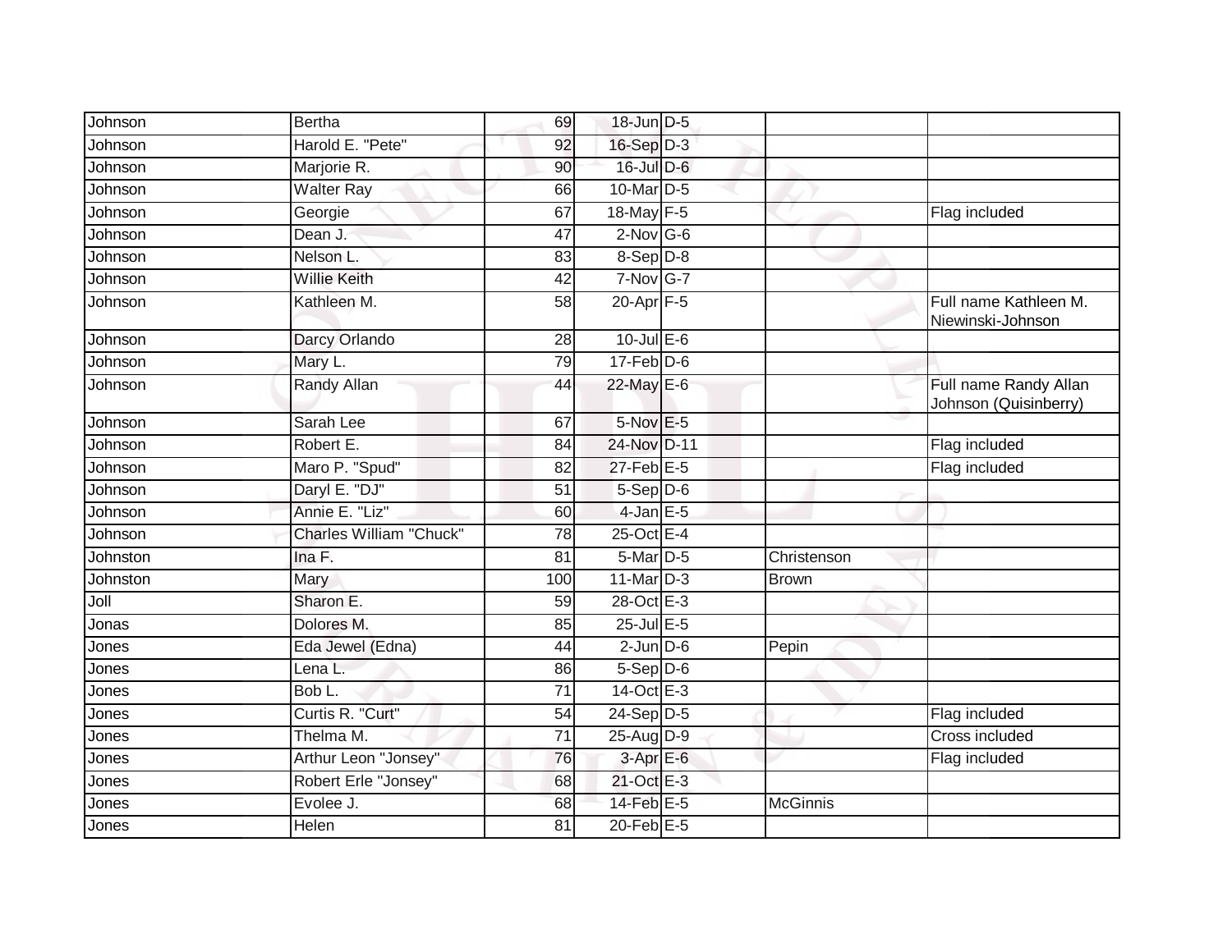| | | | | | | |
|---|---|---|---|---|---|---|
| Johnson | Bertha | 69 | 18-Jun | D-5 | | |
| Johnson | Harold E. "Pete" | 92 | 16-Sep | D-3 | | |
| Johnson | Marjorie R. | 90 | 16-Jul | D-6 | | |
| Johnson | Walter Ray | 66 | 10-Mar | D-5 | | |
| Johnson | Georgie | 67 | 18-May | F-5 | | Flag included |
| Johnson | Dean J. | 47 | 2-Nov | G-6 | | |
| Johnson | Nelson L. | 83 | 8-Sep | D-8 | | |
| Johnson | Willie Keith | 42 | 7-Nov | G-7 | | |
| Johnson | Kathleen M. | 58 | 20-Apr | F-5 | | Full name Kathleen M. Niewinski-Johnson |
| Johnson | Darcy Orlando | 28 | 10-Jul | E-6 | | |
| Johnson | Mary L. | 79 | 17-Feb | D-6 | | |
| Johnson | Randy Allan | 44 | 22-May | E-6 | | Full name Randy Allan Johnson (Quisinberry) |
| Johnson | Sarah Lee | 67 | 5-Nov | E-5 | | |
| Johnson | Robert E. | 84 | 24-Nov | D-11 | | Flag included |
| Johnson | Maro P. "Spud" | 82 | 27-Feb | E-5 | | Flag included |
| Johnson | Daryl E. "DJ" | 51 | 5-Sep | D-6 | | |
| Johnson | Annie E. "Liz" | 60 | 4-Jan | E-5 | | |
| Johnson | Charles William "Chuck" | 78 | 25-Oct | E-4 | | |
| Johnston | Ina F. | 81 | 5-Mar | D-5 | Christenson | |
| Johnston | Mary | 100 | 11-Mar | D-3 | Brown | |
| Joll | Sharon E. | 59 | 28-Oct | E-3 | | |
| Jonas | Dolores M. | 85 | 25-Jul | E-5 | | |
| Jones | Eda Jewel (Edna) | 44 | 2-Jun | D-6 | Pepin | |
| Jones | Lena L. | 86 | 5-Sep | D-6 | | |
| Jones | Bob L. | 71 | 14-Oct | E-3 | | |
| Jones | Curtis R. "Curt" | 54 | 24-Sep | D-5 | | Flag included |
| Jones | Thelma M. | 71 | 25-Aug | D-9 | | Cross included |
| Jones | Arthur Leon "Jonsey" | 76 | 3-Apr | E-6 | | Flag included |
| Jones | Robert Erle "Jonsey" | 68 | 21-Oct | E-3 | | |
| Jones | Evolee J. | 68 | 14-Feb | E-5 | McGinnis | |
| Jones | Helen | 81 | 20-Feb | E-5 | | |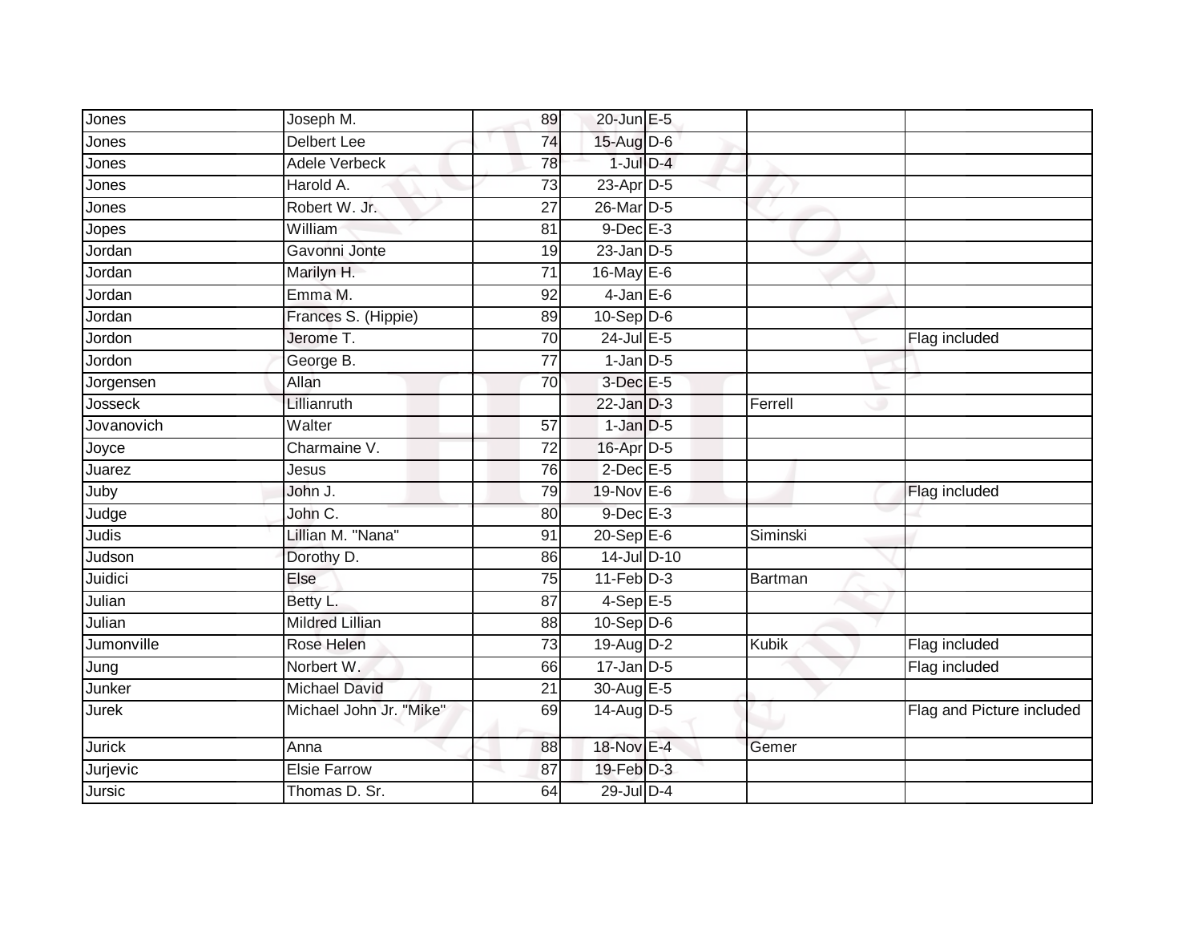| | | | | | | |
|---|---|---|---|---|---|---|
| Jones | Joseph M. | 89 | 20-Jun | E-5 | | |
| Jones | Delbert Lee | 74 | 15-Aug | D-6 | | |
| Jones | Adele Verbeck | 78 | 1-Jul | D-4 | | |
| Jones | Harold A. | 73 | 23-Apr | D-5 | | |
| Jones | Robert W. Jr. | 27 | 26-Mar | D-5 | | |
| Jopes | William | 81 | 9-Dec | E-3 | | |
| Jordan | Gavonni Jonte | 19 | 23-Jan | D-5 | | |
| Jordan | Marilyn H. | 71 | 16-May | E-6 | | |
| Jordan | Emma M. | 92 | 4-Jan | E-6 | | |
| Jordan | Frances S. (Hippie) | 89 | 10-Sep | D-6 | | |
| Jordon | Jerome T. | 70 | 24-Jul | E-5 | | Flag included |
| Jordon | George B. | 77 | 1-Jan | D-5 | | |
| Jorgensen | Allan | 70 | 3-Dec | E-5 | | |
| Josseck | Lillianruth | | 22-Jan | D-3 | Ferrell | |
| Jovanovich | Walter | 57 | 1-Jan | D-5 | | |
| Joyce | Charmaine V. | 72 | 16-Apr | D-5 | | |
| Juarez | Jesus | 76 | 2-Dec | E-5 | | |
| Juby | John J. | 79 | 19-Nov | E-6 | | Flag included |
| Judge | John C. | 80 | 9-Dec | E-3 | | |
| Judis | Lillian M. "Nana" | 91 | 20-Sep | E-6 | Siminski | |
| Judson | Dorothy D. | 86 | 14-Jul | D-10 | | |
| Juidici | Else | 75 | 11-Feb | D-3 | Bartman | |
| Julian | Betty L. | 87 | 4-Sep | E-5 | | |
| Julian | Mildred Lillian | 88 | 10-Sep | D-6 | | |
| Jumonville | Rose Helen | 73 | 19-Aug | D-2 | Kubik | Flag included |
| Jung | Norbert W. | 66 | 17-Jan | D-5 | | Flag included |
| Junker | Michael David | 21 | 30-Aug | E-5 | | |
| Jurek | Michael John Jr. "Mike" | 69 | 14-Aug | D-5 | | Flag and Picture included |
| Jurick | Anna | 88 | 18-Nov | E-4 | Gemer | |
| Jurjevic | Elsie Farrow | 87 | 19-Feb | D-3 | | |
| Jursic | Thomas D. Sr. | 64 | 29-Jul | D-4 | | |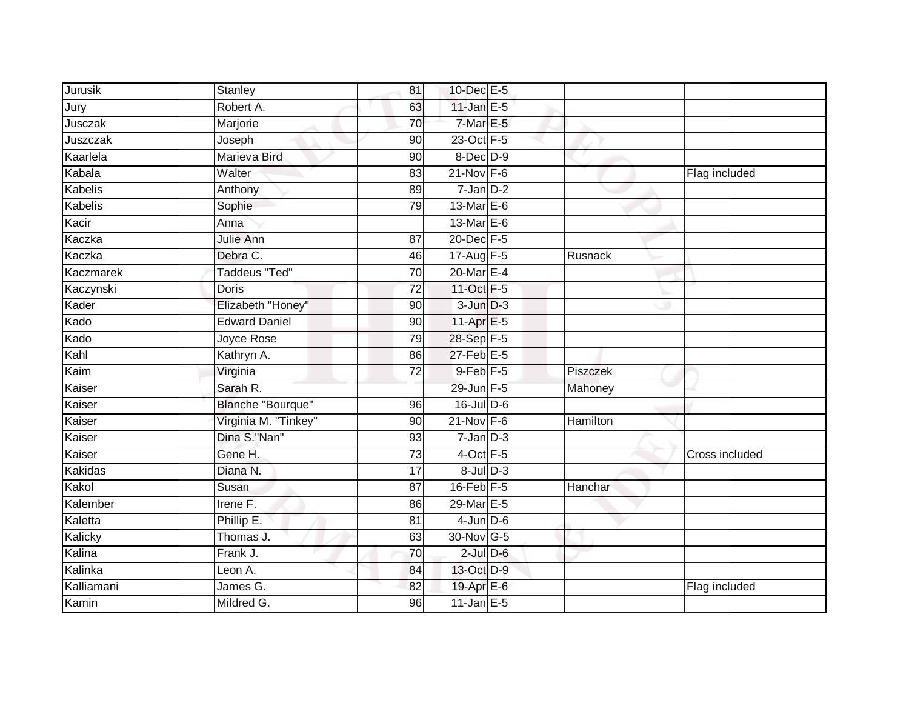| | | | | | | |
|---|---|---|---|---|---|---|
| Jurusik | Stanley | 81 | 10-Dec | E-5 | | |
| Jury | Robert A. | 63 | 11-Jan | E-5 | | |
| Jusczak | Marjorie | 70 | 7-Mar | E-5 | | |
| Juszczak | Joseph | 90 | 23-Oct | F-5 | | |
| Kaarlela | Marieva Bird | 90 | 8-Dec | D-9 | | |
| Kabala | Walter | 83 | 21-Nov | F-6 | | Flag included |
| Kabelis | Anthony | 89 | 7-Jan | D-2 | | |
| Kabelis | Sophie | 79 | 13-Mar | E-6 | | |
| Kacir | Anna | | 13-Mar | E-6 | | |
| Kaczka | Julie Ann | 87 | 20-Dec | F-5 | | |
| Kaczka | Debra C. | 46 | 17-Aug | F-5 | Rusnack | |
| Kaczmarek | Taddeus "Ted" | 70 | 20-Mar | E-4 | | |
| Kaczynski | Doris | 72 | 11-Oct | F-5 | | |
| Kader | Elizabeth "Honey" | 90 | 3-Jun | D-3 | | |
| Kado | Edward Daniel | 90 | 11-Apr | E-5 | | |
| Kado | Joyce Rose | 79 | 28-Sep | F-5 | | |
| Kahl | Kathryn A. | 86 | 27-Feb | E-5 | | |
| Kaim | Virginia | 72 | 9-Feb | F-5 | Piszczek | |
| Kaiser | Sarah R. | | 29-Jun | F-5 | Mahoney | |
| Kaiser | Blanche "Bourque" | 96 | 16-Jul | D-6 | | |
| Kaiser | Virginia M. "Tinkey" | 90 | 21-Nov | F-6 | Hamilton | |
| Kaiser | Dina S."Nan" | 93 | 7-Jan | D-3 | | |
| Kaiser | Gene H. | 73 | 4-Oct | F-5 | | Cross included |
| Kakidas | Diana N. | 17 | 8-Jul | D-3 | | |
| Kakol | Susan | 87 | 16-Feb | F-5 | Hanchar | |
| Kalember | Irene F. | 86 | 29-Mar | E-5 | | |
| Kaletta | Phillip E. | 81 | 4-Jun | D-6 | | |
| Kalicky | Thomas J. | 63 | 30-Nov | G-5 | | |
| Kalina | Frank J. | 70 | 2-Jul | D-6 | | |
| Kalinka | Leon A. | 84 | 13-Oct | D-9 | | |
| Kalliamani | James G. | 82 | 19-Apr | E-6 | | Flag included |
| Kamin | Mildred G. | 96 | 11-Jan | E-5 | | |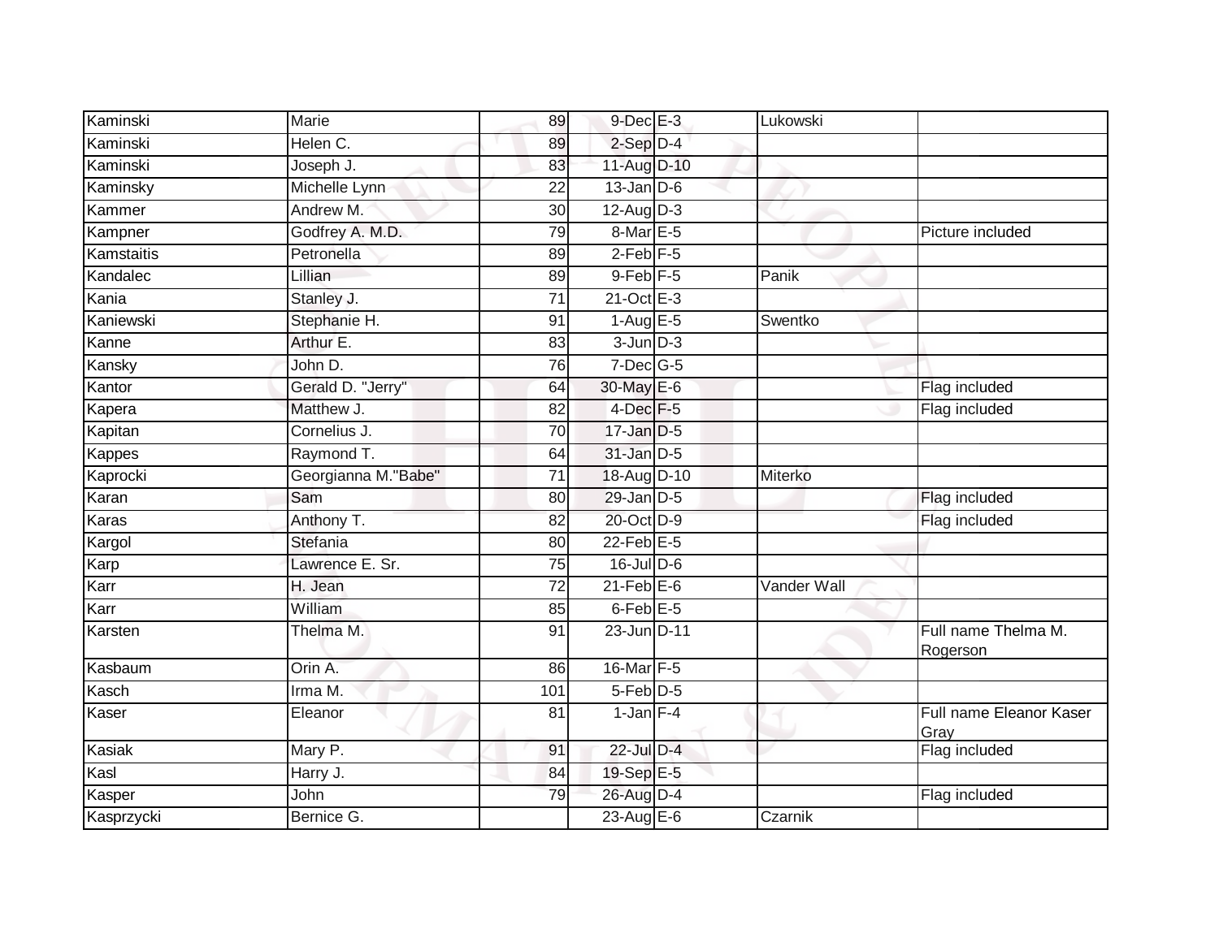| | | | | | | |
|---|---|---|---|---|---|---|
| Kaminski | Marie | 89 | 9-Dec | E-3 | Lukowski | |
| Kaminski | Helen C. | 89 | 2-Sep | D-4 | | |
| Kaminski | Joseph J. | 83 | 11-Aug | D-10 | | |
| Kaminsky | Michelle Lynn | 22 | 13-Jan | D-6 | | |
| Kammer | Andrew M. | 30 | 12-Aug | D-3 | | |
| Kampner | Godfrey A. M.D. | 79 | 8-Mar | E-5 | | Picture included |
| Kamstaitis | Petronella | 89 | 2-Feb | F-5 | | |
| Kandalec | Lillian | 89 | 9-Feb | F-5 | Panik | |
| Kania | Stanley J. | 71 | 21-Oct | E-3 | | |
| Kaniewski | Stephanie H. | 91 | 1-Aug | E-5 | Swentko | |
| Kanne | Arthur E. | 83 | 3-Jun | D-3 | | |
| Kansky | John D. | 76 | 7-Dec | G-5 | | |
| Kantor | Gerald D. "Jerry" | 64 | 30-May | E-6 | | Flag included |
| Kapera | Matthew J. | 82 | 4-Dec | F-5 | | Flag included |
| Kapitan | Cornelius J. | 70 | 17-Jan | D-5 | | |
| Kappes | Raymond T. | 64 | 31-Jan | D-5 | | |
| Kaprocki | Georgianna M."Babe" | 71 | 18-Aug | D-10 | Miterko | |
| Karan | Sam | 80 | 29-Jan | D-5 | | Flag included |
| Karas | Anthony T. | 82 | 20-Oct | D-9 | | Flag included |
| Kargol | Stefania | 80 | 22-Feb | E-5 | | |
| Karp | Lawrence E. Sr. | 75 | 16-Jul | D-6 | | |
| Karr | H. Jean | 72 | 21-Feb | E-6 | Vander Wall | |
| Karr | William | 85 | 6-Feb | E-5 | | |
| Karsten | Thelma M. | 91 | 23-Jun | D-11 | | Full name Thelma M. Rogerson |
| Kasbaum | Orin A. | 86 | 16-Mar | F-5 | | |
| Kasch | Irma M. | 101 | 5-Feb | D-5 | | |
| Kaser | Eleanor | 81 | 1-Jan | F-4 | | Full name Eleanor Kaser Gray |
| Kasiak | Mary P. | 91 | 22-Jul | D-4 | | Flag included |
| Kasl | Harry J. | 84 | 19-Sep | E-5 | | |
| Kasper | John | 79 | 26-Aug | D-4 | | Flag included |
| Kasprzycki | Bernice G. | | 23-Aug | E-6 | Czarnik | |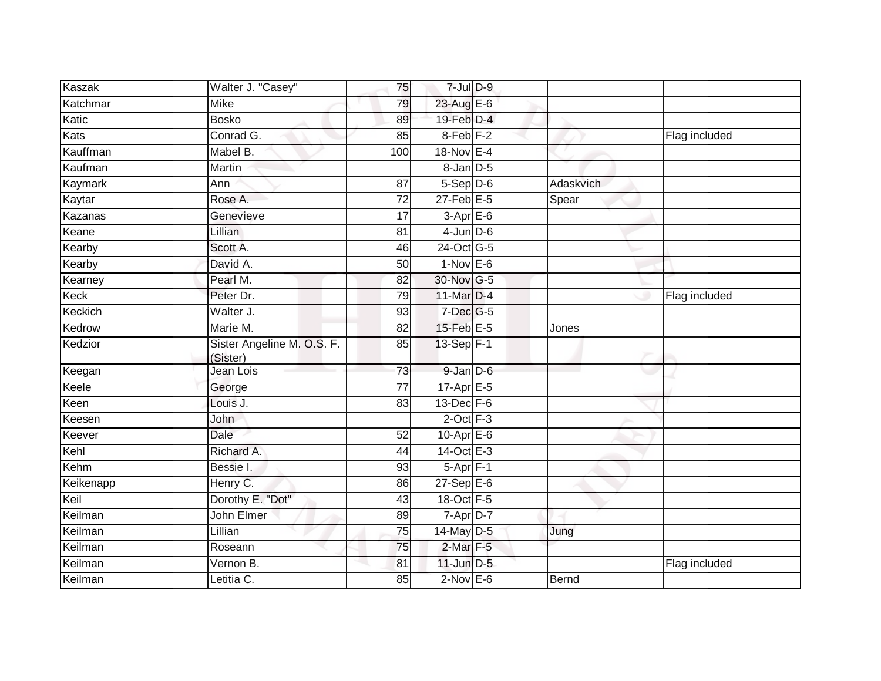| | | | | | | |
|---|---|---|---|---|---|---|
| Kaszak | Walter J. "Casey" | 75 | 7-Jul | D-9 | | |
| Katchmar | Mike | 79 | 23-Aug | E-6 | | |
| Katic | Bosko | 89 | 19-Feb | D-4 | | |
| Kats | Conrad G. | 85 | 8-Feb | F-2 | | Flag included |
| Kauffman | Mabel B. | 100 | 18-Nov | E-4 | | |
| Kaufman | Martin | | 8-Jan | D-5 | | |
| Kaymark | Ann | 87 | 5-Sep | D-6 | Adaskvich | |
| Kaytar | Rose A. | 72 | 27-Feb | E-5 | Spear | |
| Kazanas | Genevieve | 17 | 3-Apr | E-6 | | |
| Keane | Lillian | 81 | 4-Jun | D-6 | | |
| Kearby | Scott A. | 46 | 24-Oct | G-5 | | |
| Kearby | David A. | 50 | 1-Nov | E-6 | | |
| Kearney | Pearl M. | 82 | 30-Nov | G-5 | | |
| Keck | Peter Dr. | 79 | 11-Mar | D-4 | | Flag included |
| Keckich | Walter J. | 93 | 7-Dec | G-5 | | |
| Kedrow | Marie M. | 82 | 15-Feb | E-5 | Jones | |
| Kedzior | Sister Angeline M. O.S. F. (Sister) | 85 | 13-Sep | F-1 | | |
| Keegan | Jean Lois | 73 | 9-Jan | D-6 | | |
| Keele | George | 77 | 17-Apr | E-5 | | |
| Keen | Louis J. | 83 | 13-Dec | F-6 | | |
| Keesen | John | | 2-Oct | F-3 | | |
| Keever | Dale | 52 | 10-Apr | E-6 | | |
| Kehl | Richard A. | 44 | 14-Oct | E-3 | | |
| Kehm | Bessie I. | 93 | 5-Apr | F-1 | | |
| Keikenapp | Henry C. | 86 | 27-Sep | E-6 | | |
| Keil | Dorothy E. "Dot" | 43 | 18-Oct | F-5 | | |
| Keilman | John Elmer | 89 | 7-Apr | D-7 | | |
| Keilman | Lillian | 75 | 14-May | D-5 | Jung | |
| Keilman | Roseann | 75 | 2-Mar | F-5 | | |
| Keilman | Vernon B. | 81 | 11-Jun | D-5 | | Flag included |
| Keilman | Letitia C. | 85 | 2-Nov | E-6 | Bernd | |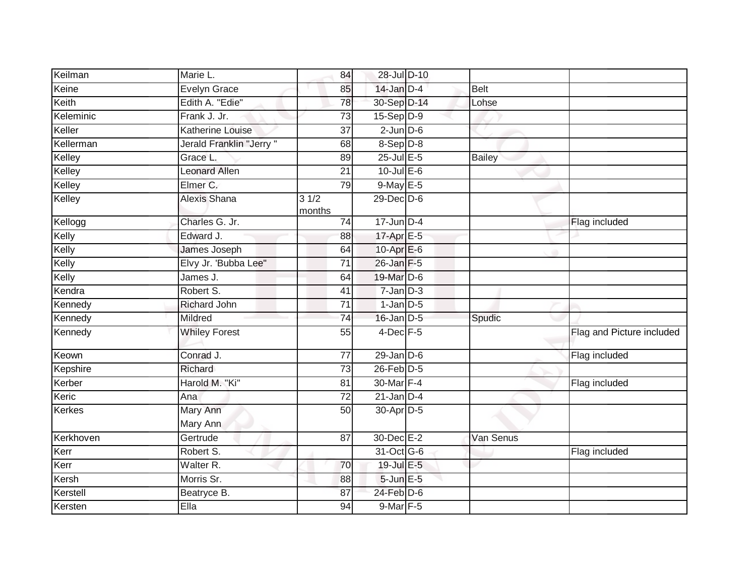| | | | | | | |
|---|---|---|---|---|---|---|
| Keilman | Marie L. | 84 | 28-Jul | D-10 | | |
| Keine | Evelyn Grace | 85 | 14-Jan | D-4 | Belt | |
| Keith | Edith A. "Edie" | 78 | 30-Sep | D-14 | Lohse | |
| Keleminic | Frank J. Jr. | 73 | 15-Sep | D-9 | | |
| Keller | Katherine Louise | 37 | 2-Jun | D-6 | | |
| Kellerman | Jerald Franklin "Jerry " | 68 | 8-Sep | D-8 | | |
| Kelley | Grace L. | 89 | 25-Jul | E-5 | Bailey | |
| Kelley | Leonard Allen | 21 | 10-Jul | E-6 | | |
| Kelley | Elmer C. | 79 | 9-May | E-5 | | |
| Kelley | Alexis Shana | 3 1/2 months | 29-Dec | D-6 | | |
| Kellogg | Charles G. Jr. | 74 | 17-Jun | D-4 | | Flag included |
| Kelly | Edward J. | 88 | 17-Apr | E-5 | | |
| Kelly | James Joseph | 64 | 10-Apr | E-6 | | |
| Kelly | Elvy Jr. 'Bubba Lee" | 71 | 26-Jan | F-5 | | |
| Kelly | James J. | 64 | 19-Mar | D-6 | | |
| Kendra | Robert S. | 41 | 7-Jan | D-3 | | |
| Kennedy | Richard John | 71 | 1-Jan | D-5 | | |
| Kennedy | Mildred | 74 | 16-Jan | D-5 | Spudic | |
| Kennedy | Whiley Forest | 55 | 4-Dec | F-5 | | Flag and Picture included |
| Keown | Conrad J. | 77 | 29-Jan | D-6 | | Flag included |
| Kepshire | Richard | 73 | 26-Feb | D-5 | | |
| Kerber | Harold M. "Ki" | 81 | 30-Mar | F-4 | | Flag included |
| Keric | Ana | 72 | 21-Jan | D-4 | | |
| Kerkes | Mary Ann Mary Ann | 50 | 30-Apr | D-5 | | |
| Kerkhoven | Gertrude | 87 | 30-Dec | E-2 | Van Senus | |
| Kerr | Robert S. | | 31-Oct | G-6 | | Flag included |
| Kerr | Walter R. | 70 | 19-Jul | E-5 | | |
| Kersh | Morris Sr. | 88 | 5-Jun | E-5 | | |
| Kerstell | Beatryce B. | 87 | 24-Feb | D-6 | | |
| Kersten | Ella | 94 | 9-Mar | F-5 | | |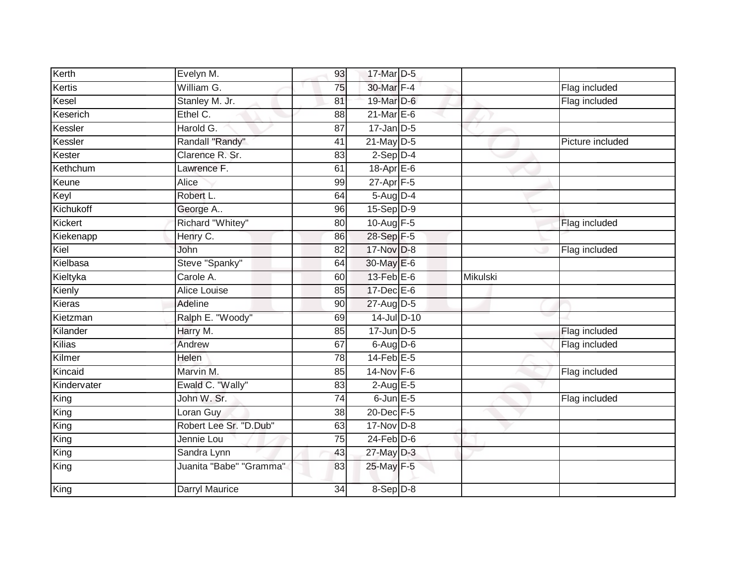| Kerth | Evelyn M. | 93 | 17-Mar | D-5 | | |
|---|---|---|---|---|---|---|
| Kertis | William G. | 75 | 30-Mar | F-4 | | Flag included |
| Kesel | Stanley M. Jr. | 81 | 19-Mar | D-6 | | Flag included |
| Keserich | Ethel C. | 88 | 21-Mar | E-6 | | |
| Kessler | Harold G. | 87 | 17-Jan | D-5 | | |
| Kessler | Randall "Randy" | 41 | 21-May | D-5 | | Picture included |
| Kester | Clarence R. Sr. | 83 | 2-Sep | D-4 | | |
| Kethchum | Lawrence F. | 61 | 18-Apr | E-6 | | |
| Keune | Alice | 99 | 27-Apr | F-5 | | |
| Keyl | Robert L. | 64 | 5-Aug | D-4 | | |
| Kichukoff | George A.. | 96 | 15-Sep | D-9 | | |
| Kickert | Richard "Whitey" | 80 | 10-Aug | F-5 | | Flag included |
| Kiekenapp | Henry C. | 86 | 28-Sep | F-5 | | |
| Kiel | John | 82 | 17-Nov | D-8 | | Flag included |
| Kielbasa | Steve "Spanky" | 64 | 30-May | E-6 | | |
| Kieltyka | Carole A. | 60 | 13-Feb | E-6 | Mikulski | |
| Kienly | Alice Louise | 85 | 17-Dec | E-6 | | |
| Kieras | Adeline | 90 | 27-Aug | D-5 | | |
| Kietzman | Ralph E. "Woody" | 69 | 14-Jul | D-10 | | |
| Kilander | Harry M. | 85 | 17-Jun | D-5 | | Flag included |
| Kilias | Andrew | 67 | 6-Aug | D-6 | | Flag included |
| Kilmer | Helen | 78 | 14-Feb | E-5 | | |
| Kincaid | Marvin M. | 85 | 14-Nov | F-6 | | Flag included |
| Kindervater | Ewald C. "Wally" | 83 | 2-Aug | E-5 | | |
| King | John W. Sr. | 74 | 6-Jun | E-5 | | Flag included |
| King | Loran Guy | 38 | 20-Dec | F-5 | | |
| King | Robert Lee Sr. "D.Dub" | 63 | 17-Nov | D-8 | | |
| King | Jennie Lou | 75 | 24-Feb | D-6 | | |
| King | Sandra Lynn | 43 | 27-May | D-3 | | |
| King | Juanita "Babe" "Gramma" | 83 | 25-May | F-5 | | |
| King | Darryl Maurice | 34 | 8-Sep | D-8 | | |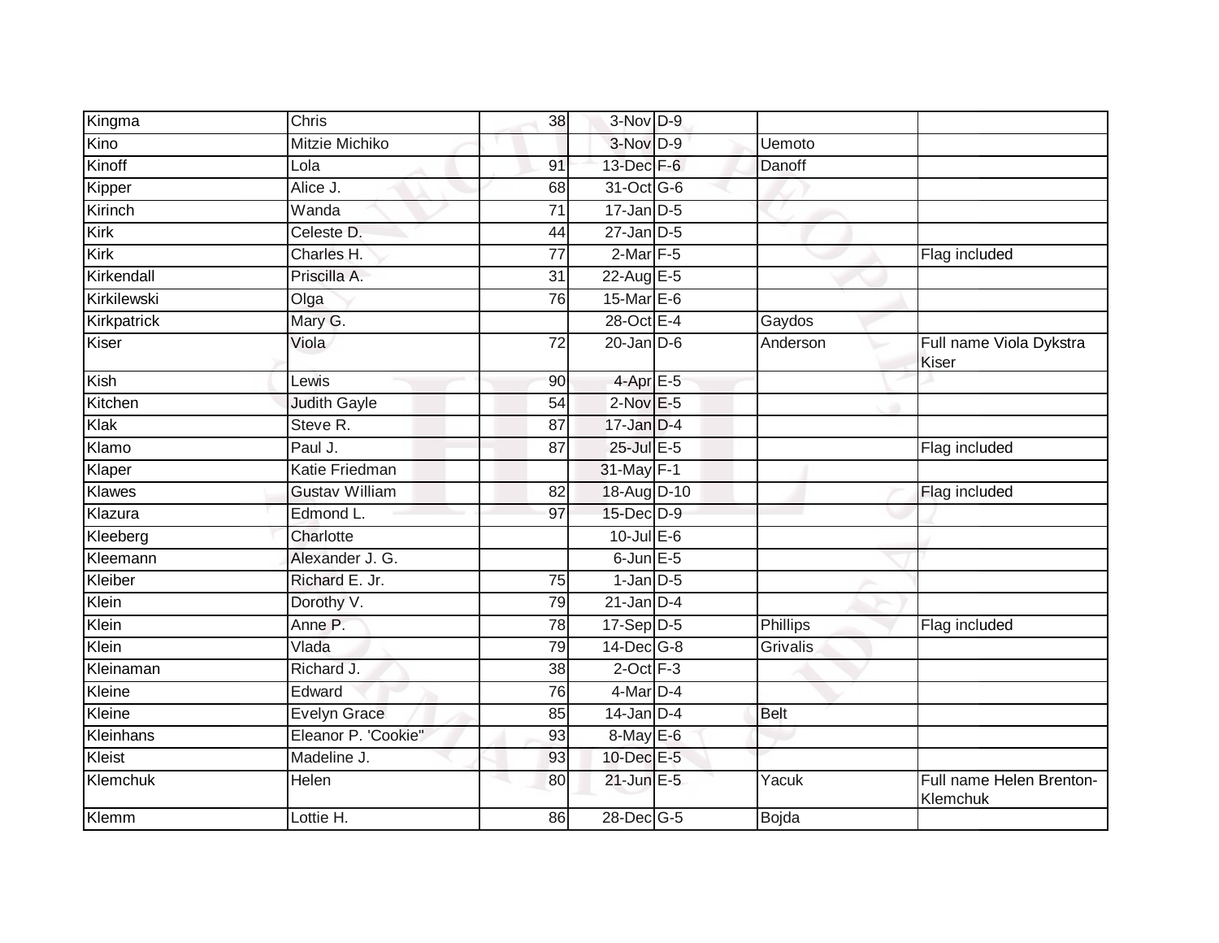| | | | | | | |
|---|---|---|---|---|---|---|
| Kingma | Chris | 38 | 3-Nov | D-9 | | |
| Kino | Mitzie Michiko | | 3-Nov | D-9 | Uemoto | |
| Kinoff | Lola | 91 | 13-Dec | F-6 | Danoff | |
| Kipper | Alice J. | 68 | 31-Oct | G-6 | | |
| Kirinch | Wanda | 71 | 17-Jan | D-5 | | |
| Kirk | Celeste D. | 44 | 27-Jan | D-5 | | |
| Kirk | Charles H. | 77 | 2-Mar | F-5 | | Flag included |
| Kirkendall | Priscilla A. | 31 | 22-Aug | E-5 | | |
| Kirkilewski | Olga | 76 | 15-Mar | E-6 | | |
| Kirkpatrick | Mary G. | | 28-Oct | E-4 | Gaydos | |
| Kiser | Viola | 72 | 20-Jan | D-6 | Anderson | Full name Viola Dykstra Kiser |
| Kish | Lewis | 90 | 4-Apr | E-5 | | |
| Kitchen | Judith Gayle | 54 | 2-Nov | E-5 | | |
| Klak | Steve R. | 87 | 17-Jan | D-4 | | |
| Klamo | Paul J. | 87 | 25-Jul | E-5 | | Flag included |
| Klaper | Katie Friedman | | 31-May | F-1 | | |
| Klawes | Gustav William | 82 | 18-Aug | D-10 | | Flag included |
| Klazura | Edmond L. | 97 | 15-Dec | D-9 | | |
| Kleeberg | Charlotte | | 10-Jul | E-6 | | |
| Kleemann | Alexander J. G. | | 6-Jun | E-5 | | |
| Kleiber | Richard E. Jr. | 75 | 1-Jan | D-5 | | |
| Klein | Dorothy V. | 79 | 21-Jan | D-4 | | |
| Klein | Anne P. | 78 | 17-Sep | D-5 | Phillips | Flag included |
| Klein | Vlada | 79 | 14-Dec | G-8 | Grivalis | |
| Kleinaman | Richard J. | 38 | 2-Oct | F-3 | | |
| Kleine | Edward | 76 | 4-Mar | D-4 | | |
| Kleine | Evelyn Grace | 85 | 14-Jan | D-4 | Belt | |
| Kleinhans | Eleanor P. 'Cookie" | 93 | 8-May | E-6 | | |
| Kleist | Madeline J. | 93 | 10-Dec | E-5 | | |
| Klemchuk | Helen | 80 | 21-Jun | E-5 | Yacuk | Full name Helen Brenton-Klemchuk |
| Klemm | Lottie H. | 86 | 28-Dec | G-5 | Bojda | |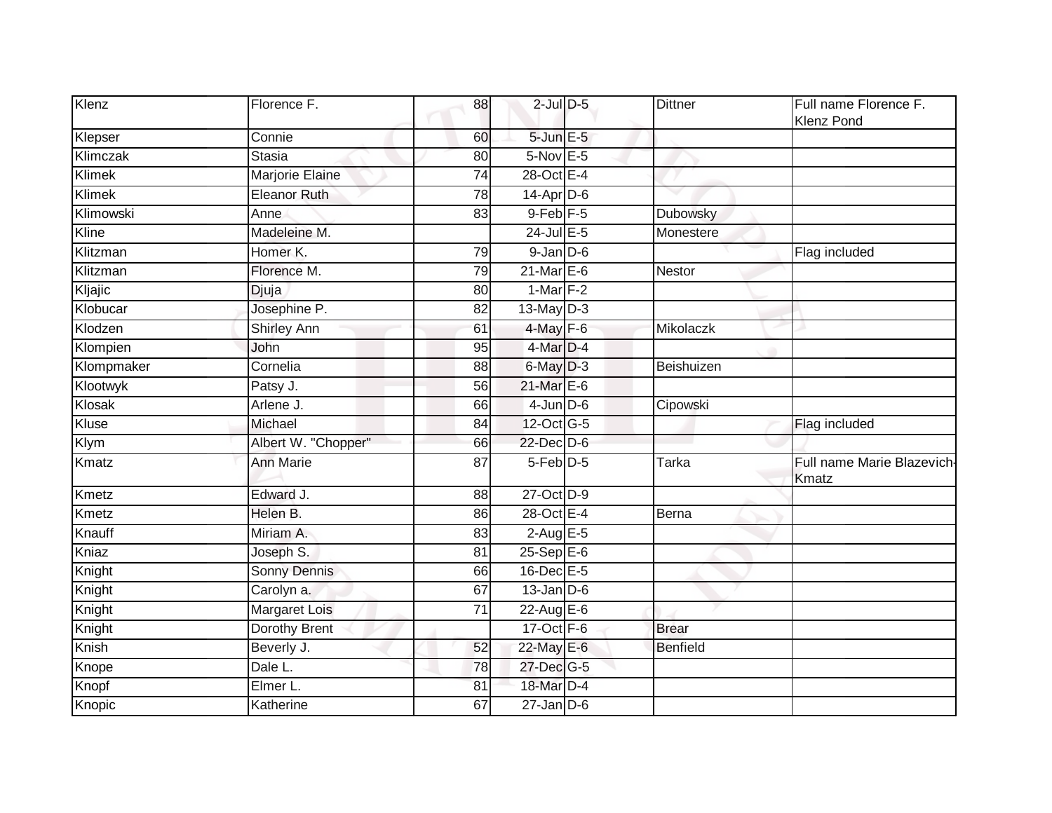| Klenz | Florence F. | 88 | 2-Jul | D-5 | Dittner | Full name Florence F. Klenz Pond |
|---|---|---|---|---|---|---|
| Klepser | Connie | 60 | 5-Jun | E-5 | | |
| Klimczak | Stasia | 80 | 5-Nov | E-5 | | |
| Klimek | Marjorie Elaine | 74 | 28-Oct | E-4 | | |
| Klimek | Eleanor Ruth | 78 | 14-Apr | D-6 | | |
| Klimowski | Anne | 83 | 9-Feb | F-5 | Dubowsky | |
| Kline | Madeleine M. | | 24-Jul | E-5 | Monestere | |
| Klitzman | Homer K. | 79 | 9-Jan | D-6 | | Flag included |
| Klitzman | Florence M. | 79 | 21-Mar | E-6 | Nestor | |
| Kljajic | Djuja | 80 | 1-Mar | F-2 | | |
| Klobucar | Josephine P. | 82 | 13-May | D-3 | | |
| Klodzen | Shirley Ann | 61 | 4-May | F-6 | Mikolaczk | |
| Klompien | John | 95 | 4-Mar | D-4 | | |
| Klompmaker | Cornelia | 88 | 6-May | D-3 | Beishuizen | |
| Klootwyk | Patsy J. | 56 | 21-Mar | E-6 | | |
| Klosak | Arlene J. | 66 | 4-Jun | D-6 | Cipowski | |
| Kluse | Michael | 84 | 12-Oct | G-5 | | Flag included |
| Klym | Albert W. "Chopper" | 66 | 22-Dec | D-6 | | |
| Kmatz | Ann Marie | 87 | 5-Feb | D-5 | Tarka | Full name Marie Blazevich-Kmatz |
| Kmetz | Edward J. | 88 | 27-Oct | D-9 | | |
| Kmetz | Helen B. | 86 | 28-Oct | E-4 | Berna | |
| Knauff | Miriam A. | 83 | 2-Aug | E-5 | | |
| Kniaz | Joseph S. | 81 | 25-Sep | E-6 | | |
| Knight | Sonny Dennis | 66 | 16-Dec | E-5 | | |
| Knight | Carolyn a. | 67 | 13-Jan | D-6 | | |
| Knight | Margaret Lois | 71 | 22-Aug | E-6 | | |
| Knight | Dorothy Brent | | 17-Oct | F-6 | Brear | |
| Knish | Beverly J. | 52 | 22-May | E-6 | Benfield | |
| Knope | Dale L. | 78 | 27-Dec | G-5 | | |
| Knopf | Elmer L. | 81 | 18-Mar | D-4 | | |
| Knopic | Katherine | 67 | 27-Jan | D-6 | | |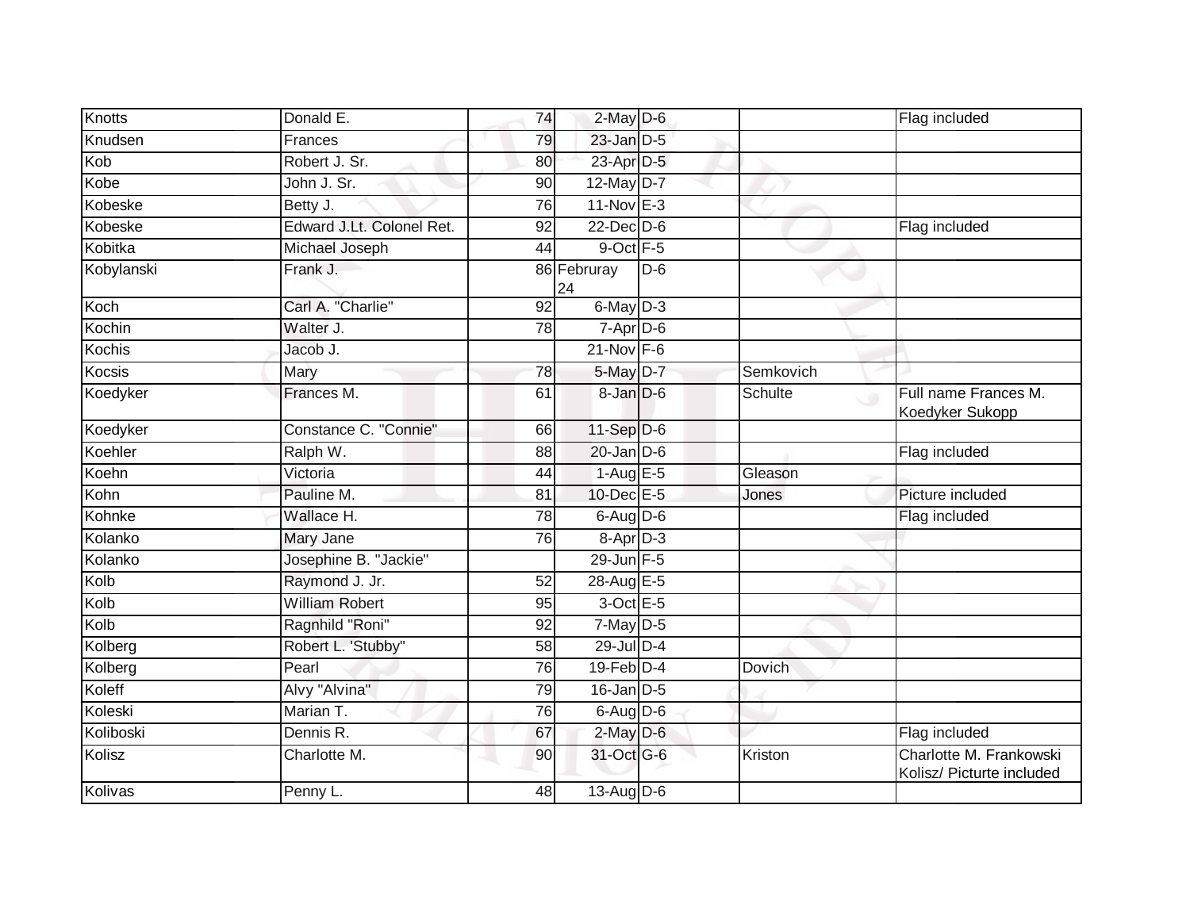| | | | | | | |
|---|---|---|---|---|---|---|
| Knotts | Donald E. | 74 | 2-May | D-6 | | Flag included |
| Knudsen | Frances | 79 | 23-Jan | D-5 | | |
| Kob | Robert J. Sr. | 80 | 23-Apr | D-5 | | |
| Kobe | John J. Sr. | 90 | 12-May | D-7 | | |
| Kobeske | Betty J. | 76 | 11-Nov | E-3 | | |
| Kobeske | Edward J.Lt. Colonel Ret. | 92 | 22-Dec | D-6 | | Flag included |
| Kobitka | Michael Joseph | 44 | 9-Oct | F-5 | | |
| Kobylanski | Frank J. | 86 | Februray 24 | D-6 | | |
| Koch | Carl A. "Charlie" | 92 | 6-May | D-3 | | |
| Kochin | Walter J. | 78 | 7-Apr | D-6 | | |
| Kochis | Jacob J. | | 21-Nov | F-6 | | |
| Kocsis | Mary | 78 | 5-May | D-7 | Semkovich | |
| Koedyker | Frances M. | 61 | 8-Jan | D-6 | Schulte | Full name Frances M. Koedyker Sukopp |
| Koedyker | Constance C. "Connie" | 66 | 11-Sep | D-6 | | |
| Koehler | Ralph W. | 88 | 20-Jan | D-6 | | Flag included |
| Koehn | Victoria | 44 | 1-Aug | E-5 | Gleason | |
| Kohn | Pauline M. | 81 | 10-Dec | E-5 | Jones | Picture included |
| Kohnke | Wallace H. | 78 | 6-Aug | D-6 | | Flag included |
| Kolanko | Mary Jane | 76 | 8-Apr | D-3 | | |
| Kolanko | Josephine B. "Jackie" | | 29-Jun | F-5 | | |
| Kolb | Raymond J. Jr. | 52 | 28-Aug | E-5 | | |
| Kolb | William Robert | 95 | 3-Oct | E-5 | | |
| Kolb | Ragnhild "Roni" | 92 | 7-May | D-5 | | |
| Kolberg | Robert L. 'Stubby" | 58 | 29-Jul | D-4 | | |
| Kolberg | Pearl | 76 | 19-Feb | D-4 | Dovich | |
| Koleff | Alvy "Alvina" | 79 | 16-Jan | D-5 | | |
| Koleski | Marian T. | 76 | 6-Aug | D-6 | | |
| Koliboski | Dennis R. | 67 | 2-May | D-6 | | Flag included |
| Kolisz | Charlotte M. | 90 | 31-Oct | G-6 | Kriston | Charlotte M. Frankowski Kolisz/ Picturte included |
| Kolivas | Penny L. | 48 | 13-Aug | D-6 | | |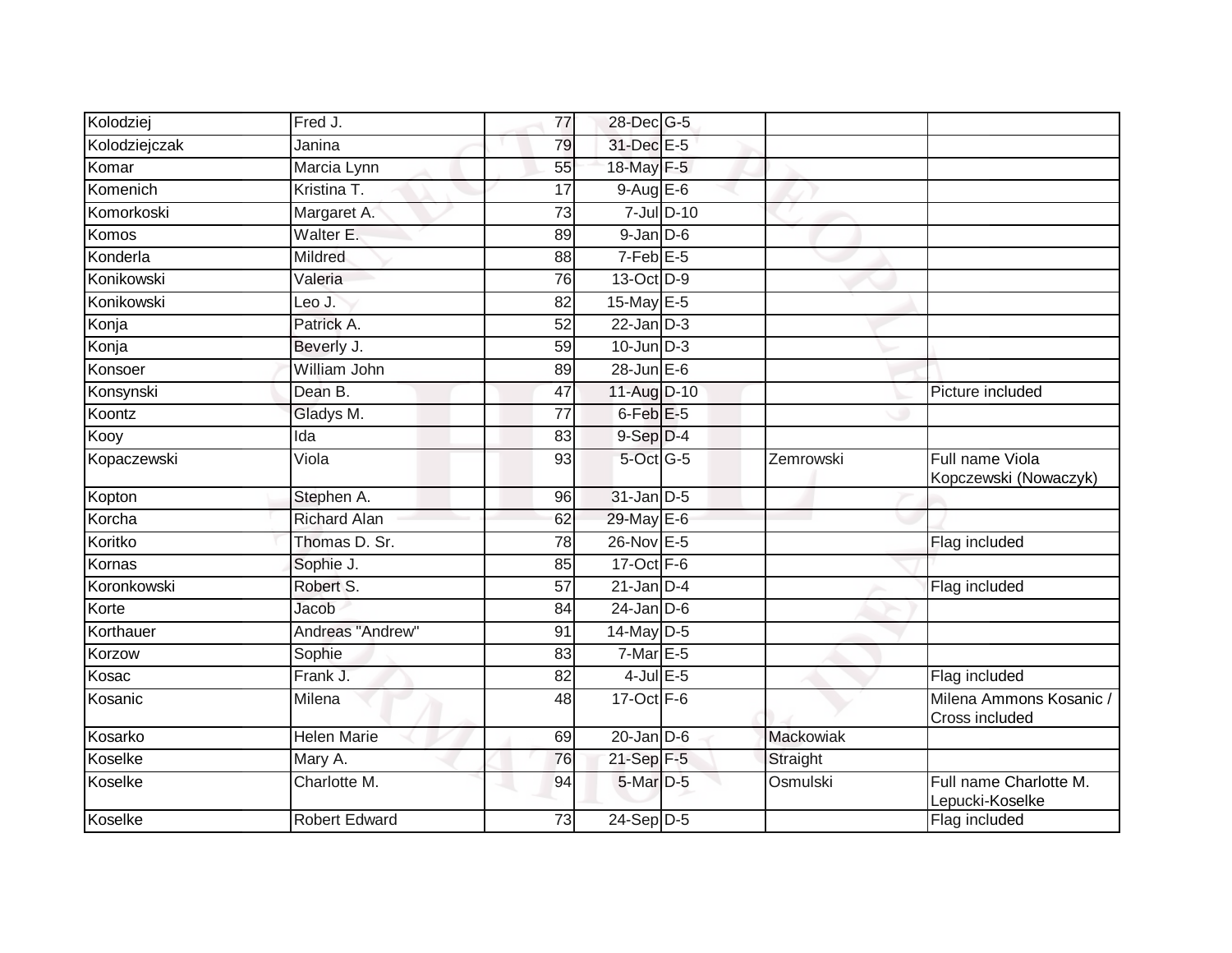| | | | | | | |
|---|---|---|---|---|---|---|
| Kolodziej | Fred J. | 77 | 28-Dec | G-5 | | |
| Kolodziejczak | Janina | 79 | 31-Dec | E-5 | | |
| Komar | Marcia Lynn | 55 | 18-May | F-5 | | |
| Komenich | Kristina T. | 17 | 9-Aug | E-6 | | |
| Komorkoski | Margaret A. | 73 | 7-Jul | D-10 | | |
| Komos | Walter E. | 89 | 9-Jan | D-6 | | |
| Konderla | Mildred | 88 | 7-Feb | E-5 | | |
| Konikowski | Valeria | 76 | 13-Oct | D-9 | | |
| Konikowski | Leo J. | 82 | 15-May | E-5 | | |
| Konja | Patrick A. | 52 | 22-Jan | D-3 | | |
| Konja | Beverly J. | 59 | 10-Jun | D-3 | | |
| Konsoer | William John | 89 | 28-Jun | E-6 | | |
| Konsynski | Dean B. | 47 | 11-Aug | D-10 | | Picture included |
| Koontz | Gladys M. | 77 | 6-Feb | E-5 | | |
| Kooy | Ida | 83 | 9-Sep | D-4 | | |
| Kopaczewski | Viola | 93 | 5-Oct | G-5 | Zemrowski | Full name Viola Kopczewski (Nowaczyk) |
| Kopton | Stephen A. | 96 | 31-Jan | D-5 | | |
| Korcha | Richard Alan | 62 | 29-May | E-6 | | |
| Koritko | Thomas D. Sr. | 78 | 26-Nov | E-5 | | Flag included |
| Kornas | Sophie J. | 85 | 17-Oct | F-6 | | |
| Koronkowski | Robert S. | 57 | 21-Jan | D-4 | | Flag included |
| Korte | Jacob | 84 | 24-Jan | D-6 | | |
| Korthauer | Andreas "Andrew" | 91 | 14-May | D-5 | | |
| Korzow | Sophie | 83 | 7-Mar | E-5 | | |
| Kosac | Frank J. | 82 | 4-Jul | E-5 | | Flag included |
| Kosanic | Milena | 48 | 17-Oct | F-6 | | Milena Ammons Kosanic / Cross included |
| Kosarko | Helen Marie | 69 | 20-Jan | D-6 | Mackowiak | |
| Koselke | Mary A. | 76 | 21-Sep | F-5 | Straight | |
| Koselke | Charlotte M. | 94 | 5-Mar | D-5 | Osmulski | Full name Charlotte M. Lepucki-Koselke |
| Koselke | Robert Edward | 73 | 24-Sep | D-5 | | Flag included |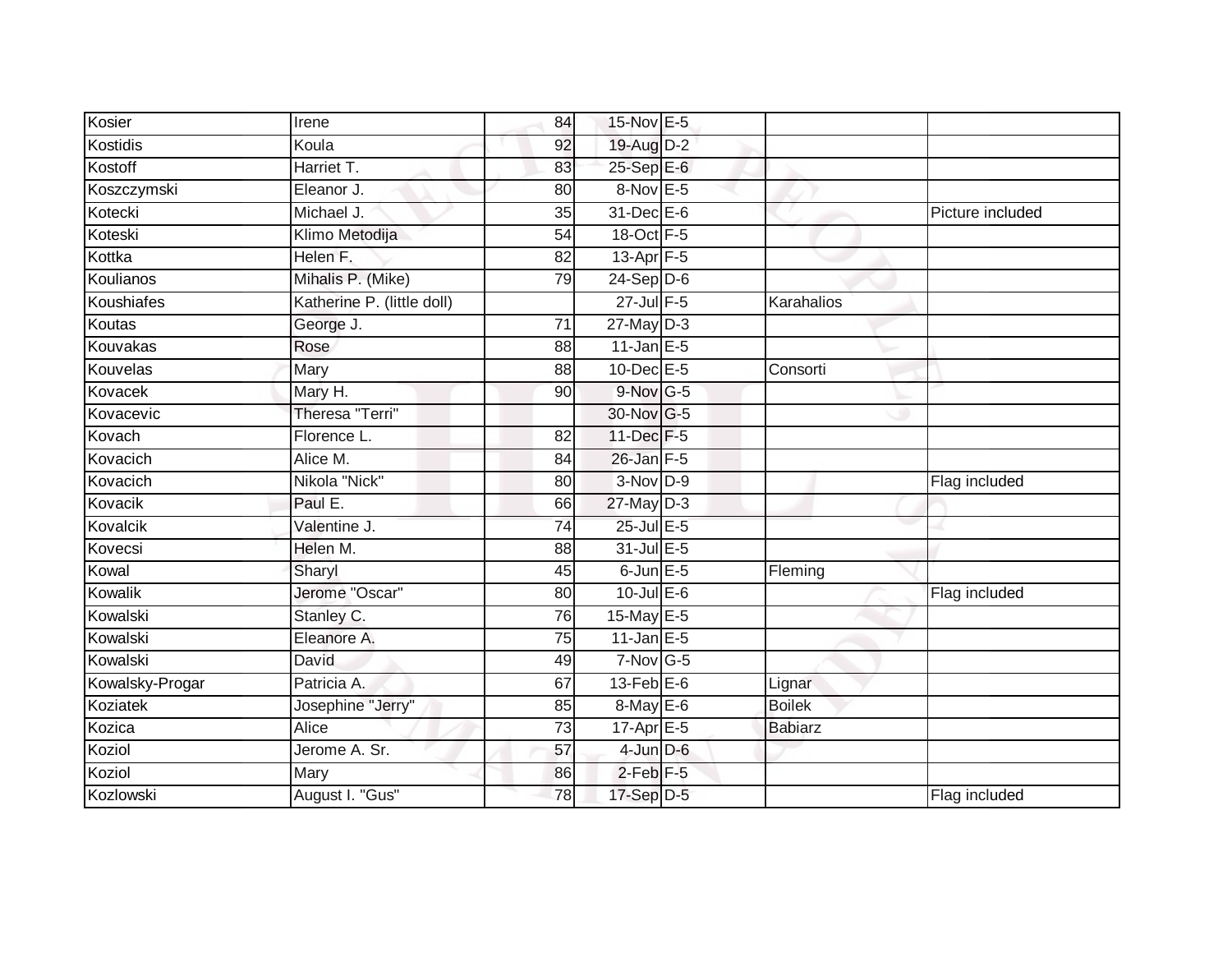| Kosier | Irene | 84 | 15-Nov | E-5 | | |
|---|---|---|---|---|---|---|
| Kostidis | Koula | 92 | 19-Aug | D-2 | | |
| Kostoff | Harriet T. | 83 | 25-Sep | E-6 | | |
| Koszczymski | Eleanor J. | 80 | 8-Nov | E-5 | | |
| Kotecki | Michael J. | 35 | 31-Dec | E-6 | | Picture included |
| Koteski | Klimo Metodija | 54 | 18-Oct | F-5 | | |
| Kottka | Helen F. | 82 | 13-Apr | F-5 | | |
| Koulianos | Mihalis P. (Mike) | 79 | 24-Sep | D-6 | | |
| Koushiafes | Katherine P. (little doll) | | 27-Jul | F-5 | Karahalios | |
| Koutas | George J. | 71 | 27-May | D-3 | | |
| Kouvakas | Rose | 88 | 11-Jan | E-5 | | |
| Kouvelas | Mary | 88 | 10-Dec | E-5 | Consorti | |
| Kovacek | Mary H. | 90 | 9-Nov | G-5 | | |
| Kovacevic | Theresa "Terri" | | 30-Nov | G-5 | | |
| Kovach | Florence L. | 82 | 11-Dec | F-5 | | |
| Kovacich | Alice M. | 84 | 26-Jan | F-5 | | |
| Kovacich | Nikola "Nick" | 80 | 3-Nov | D-9 | | Flag included |
| Kovacik | Paul E. | 66 | 27-May | D-3 | | |
| Kovalcik | Valentine J. | 74 | 25-Jul | E-5 | | |
| Kovecsi | Helen M. | 88 | 31-Jul | E-5 | | |
| Kowal | Sharyl | 45 | 6-Jun | E-5 | Fleming | |
| Kowalik | Jerome "Oscar" | 80 | 10-Jul | E-6 | | Flag included |
| Kowalski | Stanley C. | 76 | 15-May | E-5 | | |
| Kowalski | Eleanore A. | 75 | 11-Jan | E-5 | | |
| Kowalski | David | 49 | 7-Nov | G-5 | | |
| Kowalsky-Progar | Patricia A. | 67 | 13-Feb | E-6 | Lignar | |
| Koziatek | Josephine "Jerry" | 85 | 8-May | E-6 | Boilek | |
| Kozica | Alice | 73 | 17-Apr | E-5 | Babiarz | |
| Koziol | Jerome A. Sr. | 57 | 4-Jun | D-6 | | |
| Koziol | Mary | 86 | 2-Feb | F-5 | | |
| Kozlowski | August I. "Gus" | 78 | 17-Sep | D-5 | | Flag included |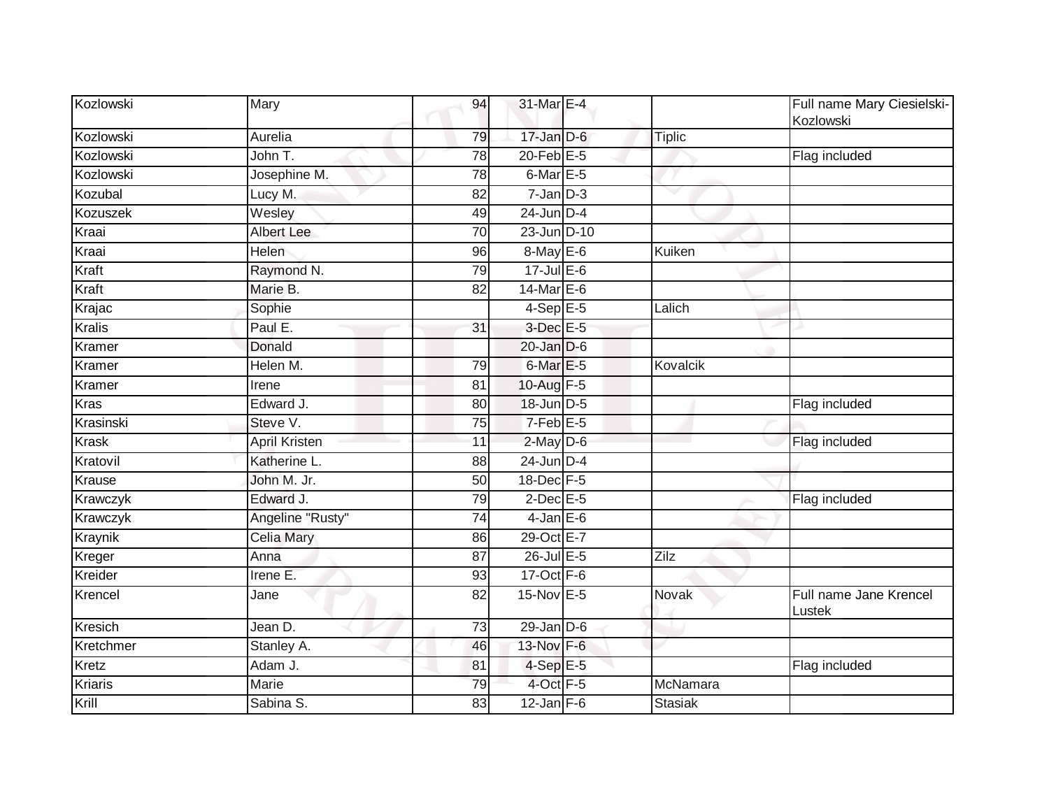| Kozlowski | Mary | 94 | 31-Mar | E-4 | | Full name Mary Ciesielski-Kozlowski |
|---|---|---|---|---|---|---|
| Kozlowski | Aurelia | 79 | 17-Jan | D-6 | Tiplic | |
| Kozlowski | John T. | 78 | 20-Feb | E-5 | | Flag included |
| Kozlowski | Josephine M. | 78 | 6-Mar | E-5 | | |
| Kozubal | Lucy M. | 82 | 7-Jan | D-3 | | |
| Kozuszek | Wesley | 49 | 24-Jun | D-4 | | |
| Kraai | Albert Lee | 70 | 23-Jun | D-10 | | |
| Kraai | Helen | 96 | 8-May | E-6 | Kuiken | |
| Kraft | Raymond N. | 79 | 17-Jul | E-6 | | |
| Kraft | Marie B. | 82 | 14-Mar | E-6 | | |
| Krajac | Sophie | | 4-Sep | E-5 | Lalich | |
| Kralis | Paul E. | 31 | 3-Dec | E-5 | | |
| Kramer | Donald | | 20-Jan | D-6 | | |
| Kramer | Helen M. | 79 | 6-Mar | E-5 | Kovalcik | |
| Kramer | Irene | 81 | 10-Aug | F-5 | | |
| Kras | Edward J. | 80 | 18-Jun | D-5 | | Flag included |
| Krasinski | Steve V. | 75 | 7-Feb | E-5 | | |
| Krask | April Kristen | 11 | 2-May | D-6 | | Flag included |
| Kratovil | Katherine L. | 88 | 24-Jun | D-4 | | |
| Krause | John M. Jr. | 50 | 18-Dec | F-5 | | |
| Krawczyk | Edward J. | 79 | 2-Dec | E-5 | | Flag included |
| Krawczyk | Angeline "Rusty" | 74 | 4-Jan | E-6 | | |
| Kraynik | Celia Mary | 86 | 29-Oct | E-7 | | |
| Kreger | Anna | 87 | 26-Jul | E-5 | Zilz | |
| Kreider | Irene E. | 93 | 17-Oct | F-6 | | |
| Krencel | Jane | 82 | 15-Nov | E-5 | Novak | Full name Jane Krencel Lustek |
| Kresich | Jean D. | 73 | 29-Jan | D-6 | | |
| Kretchmer | Stanley A. | 46 | 13-Nov | F-6 | | |
| Kretz | Adam J. | 81 | 4-Sep | E-5 | | Flag included |
| Kriaris | Marie | 79 | 4-Oct | F-5 | McNamara | |
| Krill | Sabina S. | 83 | 12-Jan | F-6 | Stasiak | |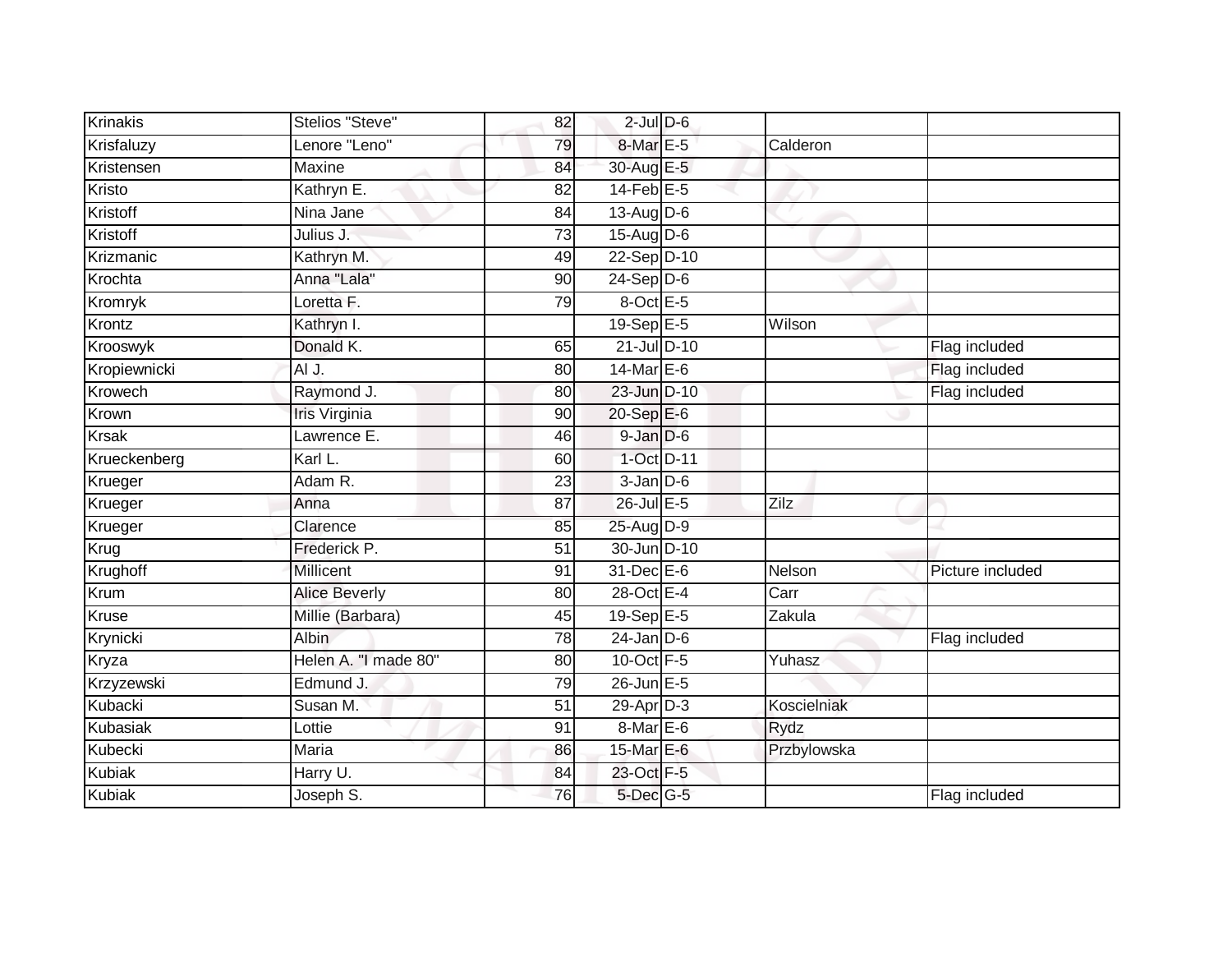| Krinakis | Stelios "Steve" | 82 | 2-Jul | D-6 | | |
|---|---|---|---|---|---|---|
| Krisfaluzy | Lenore "Leno" | 79 | 8-Mar | E-5 | Calderon | |
| Kristensen | Maxine | 84 | 30-Aug | E-5 | | |
| Kristo | Kathryn E. | 82 | 14-Feb | E-5 | | |
| Kristoff | Nina Jane | 84 | 13-Aug | D-6 | | |
| Kristoff | Julius J. | 73 | 15-Aug | D-6 | | |
| Krizmanic | Kathryn M. | 49 | 22-Sep | D-10 | | |
| Krochta | Anna "Lala" | 90 | 24-Sep | D-6 | | |
| Kromryk | Loretta F. | 79 | 8-Oct | E-5 | | |
| Krontz | Kathryn I. | | 19-Sep | E-5 | Wilson | |
| Krooswyk | Donald K. | 65 | 21-Jul | D-10 | | Flag included |
| Kropiewnicki | Al J. | 80 | 14-Mar | E-6 | | Flag included |
| Krowech | Raymond J. | 80 | 23-Jun | D-10 | | Flag included |
| Krown | Iris Virginia | 90 | 20-Sep | E-6 | | |
| Krsak | Lawrence E. | 46 | 9-Jan | D-6 | | |
| Krueckenberg | Karl L. | 60 | 1-Oct | D-11 | | |
| Krueger | Adam R. | 23 | 3-Jan | D-6 | | |
| Krueger | Anna | 87 | 26-Jul | E-5 | Zilz | |
| Krueger | Clarence | 85 | 25-Aug | D-9 | | |
| Krug | Frederick P. | 51 | 30-Jun | D-10 | | |
| Krughoff | Millicent | 91 | 31-Dec | E-6 | Nelson | Picture included |
| Krum | Alice Beverly | 80 | 28-Oct | E-4 | Carr | |
| Kruse | Millie (Barbara) | 45 | 19-Sep | E-5 | Zakula | |
| Krynicki | Albin | 78 | 24-Jan | D-6 | | Flag included |
| Kryza | Helen A. "I made 80" | 80 | 10-Oct | F-5 | Yuhasz | |
| Krzyzewski | Edmund J. | 79 | 26-Jun | E-5 | | |
| Kubacki | Susan M. | 51 | 29-Apr | D-3 | Koscielniak | |
| Kubasiak | Lottie | 91 | 8-Mar | E-6 | Rydz | |
| Kubecki | Maria | 86 | 15-Mar | E-6 | Przbylowska | |
| Kubiak | Harry U. | 84 | 23-Oct | F-5 | | |
| Kubiak | Joseph S. | 76 | 5-Dec | G-5 | | Flag included |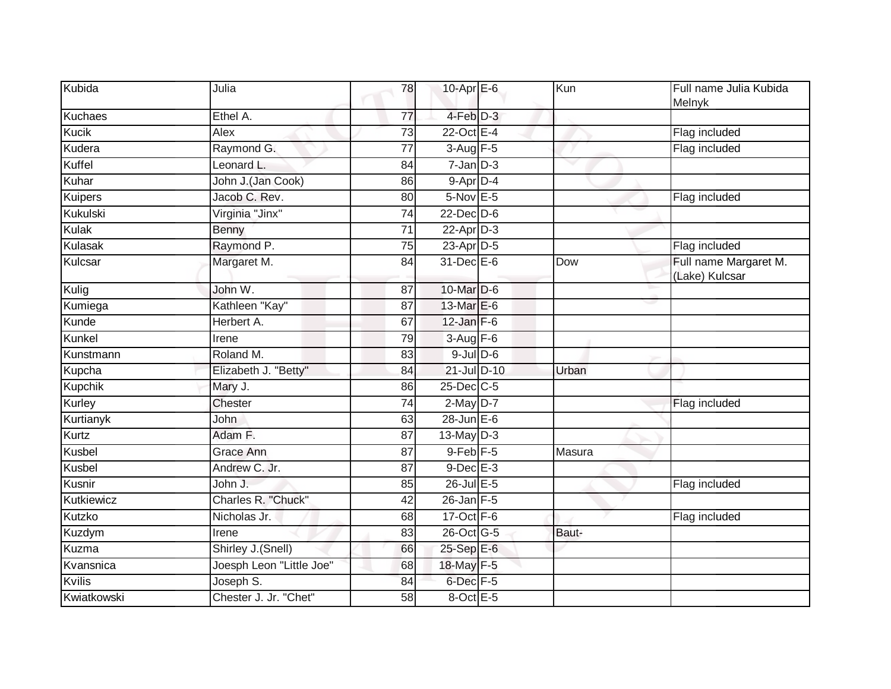| Kubida | Julia | 78 | 10-Apr | E-6 | Kun | Full name Julia Kubida Melnyk |
|---|---|---|---|---|---|---|
| Kuchaes | Ethel A. | 77 | 4-Feb | D-3 | | |
| Kucik | Alex | 73 | 22-Oct | E-4 | | Flag included |
| Kudera | Raymond G. | 77 | 3-Aug | F-5 | | Flag included |
| Kuffel | Leonard L. | 84 | 7-Jan | D-3 | | |
| Kuhar | John J.(Jan Cook) | 86 | 9-Apr | D-4 | | |
| Kuipers | Jacob C. Rev. | 80 | 5-Nov | E-5 | | Flag included |
| Kukulski | Virginia "Jinx" | 74 | 22-Dec | D-6 | | |
| Kulak | Benny | 71 | 22-Apr | D-3 | | |
| Kulasak | Raymond P. | 75 | 23-Apr | D-5 | | Flag included |
| Kulcsar | Margaret M. | 84 | 31-Dec | E-6 | Dow | Full name Margaret M. (Lake) Kulcsar |
| Kulig | John W. | 87 | 10-Mar | D-6 | | |
| Kumiega | Kathleen "Kay" | 87 | 13-Mar | E-6 | | |
| Kunde | Herbert A. | 67 | 12-Jan | F-6 | | |
| Kunkel | Irene | 79 | 3-Aug | F-6 | | |
| Kunstmann | Roland M. | 83 | 9-Jul | D-6 | | |
| Kupcha | Elizabeth J. "Betty" | 84 | 21-Jul | D-10 | Urban | |
| Kupchik | Mary J. | 86 | 25-Dec | C-5 | | |
| Kurley | Chester | 74 | 2-May | D-7 | | Flag included |
| Kurtianyk | John | 63 | 28-Jun | E-6 | | |
| Kurtz | Adam F. | 87 | 13-May | D-3 | | |
| Kusbel | Grace Ann | 87 | 9-Feb | F-5 | Masura | |
| Kusbel | Andrew C. Jr. | 87 | 9-Dec | E-3 | | |
| Kusnir | John J. | 85 | 26-Jul | E-5 | | Flag included |
| Kutkiewicz | Charles R. "Chuck" | 42 | 26-Jan | F-5 | | |
| Kutzko | Nicholas Jr. | 68 | 17-Oct | F-6 | | Flag included |
| Kuzdym | Irene | 83 | 26-Oct | G-5 | Baut- | |
| Kuzma | Shirley J.(Snell) | 66 | 25-Sep | E-6 | | |
| Kvansnica | Joesph Leon "Little Joe" | 68 | 18-May | F-5 | | |
| Kvilis | Joseph S. | 84 | 6-Dec | F-5 | | |
| Kwiatkowski | Chester J. Jr. "Chet" | 58 | 8-Oct | E-5 | | |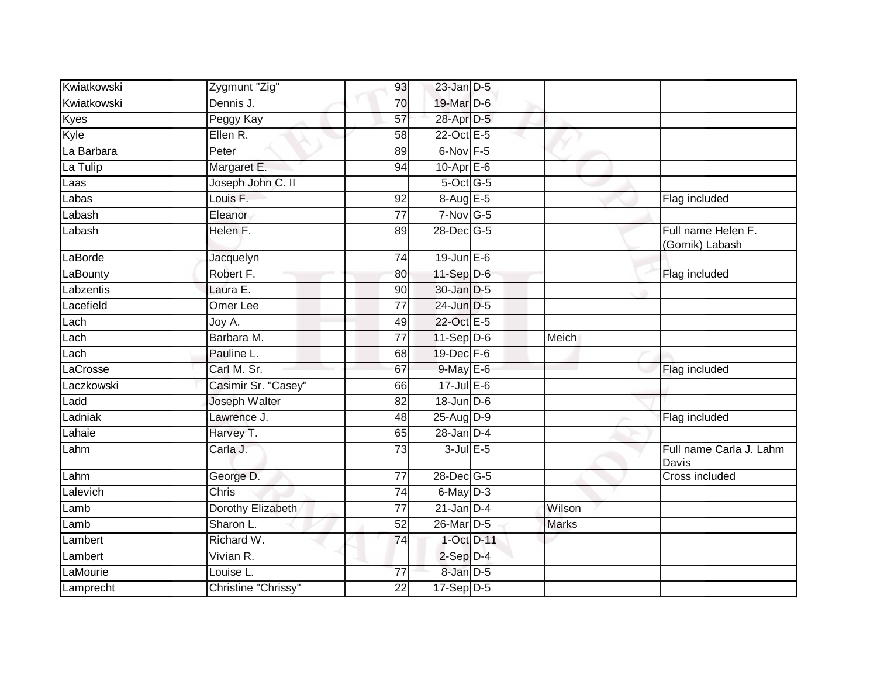| Kwiatkowski | Zygmunt "Zig" | 93 | 23-Jan | D-5 | | |
|---|---|---|---|---|---|---|
| Kwiatkowski | Dennis J. | 70 | 19-Mar | D-6 | | |
| Kyes | Peggy Kay | 57 | 28-Apr | D-5 | | |
| Kyle | Ellen R. | 58 | 22-Oct | E-5 | | |
| La Barbara | Peter | 89 | 6-Nov | F-5 | | |
| La Tulip | Margaret E. | 94 | 10-Apr | E-6 | | |
| Laas | Joseph John C. II | | 5-Oct | G-5 | | |
| Labas | Louis F. | 92 | 8-Aug | E-5 | | Flag included |
| Labash | Eleanor | 77 | 7-Nov | G-5 | | |
| Labash | Helen F. | 89 | 28-Dec | G-5 | | Full name Helen F. (Gornik) Labash |
| LaBorde | Jacquelyn | 74 | 19-Jun | E-6 | | |
| LaBounty | Robert F. | 80 | 11-Sep | D-6 | | Flag included |
| Labzentis | Laura E. | 90 | 30-Jan | D-5 | | |
| Lacefield | Omer Lee | 77 | 24-Jun | D-5 | | |
| Lach | Joy A. | 49 | 22-Oct | E-5 | | |
| Lach | Barbara M. | 77 | 11-Sep | D-6 | Meich | |
| Lach | Pauline L. | 68 | 19-Dec | F-6 | | |
| LaCrosse | Carl M. Sr. | 67 | 9-May | E-6 | | Flag included |
| Laczkowski | Casimir Sr. "Casey" | 66 | 17-Jul | E-6 | | |
| Ladd | Joseph Walter | 82 | 18-Jun | D-6 | | |
| Ladniak | Lawrence J. | 48 | 25-Aug | D-9 | | Flag included |
| Lahaie | Harvey T. | 65 | 28-Jan | D-4 | | |
| Lahm | Carla J. | 73 | 3-Jul | E-5 | | Full name Carla J. Lahm Davis |
| Lahm | George D. | 77 | 28-Dec | G-5 | | Cross included |
| Lalevich | Chris | 74 | 6-May | D-3 | | |
| Lamb | Dorothy Elizabeth | 77 | 21-Jan | D-4 | Wilson | |
| Lamb | Sharon L. | 52 | 26-Mar | D-5 | Marks | |
| Lambert | Richard W. | 74 | 1-Oct | D-11 | | |
| Lambert | Vivian R. | | 2-Sep | D-4 | | |
| LaMourie | Louise L. | 77 | 8-Jan | D-5 | | |
| Lamprecht | Christine "Chrissy" | 22 | 17-Sep | D-5 | | |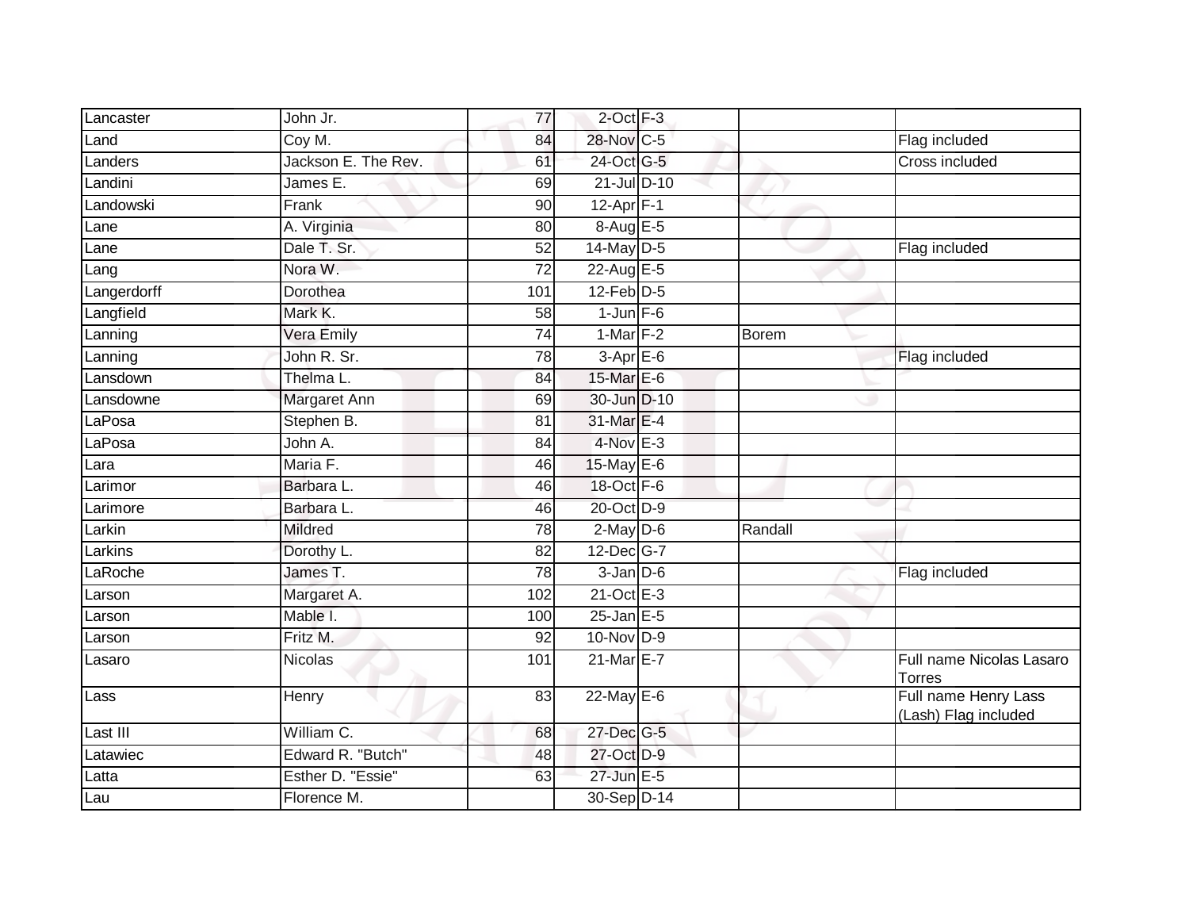| | | | | | | |
|---|---|---|---|---|---|---|
| Lancaster | John Jr. | 77 | 2-Oct | F-3 | | |
| Land | Coy M. | 84 | 28-Nov | C-5 | | Flag included |
| Landers | Jackson E. The Rev. | 61 | 24-Oct | G-5 | | Cross included |
| Landini | James E. | 69 | 21-Jul | D-10 | | |
| Landowski | Frank | 90 | 12-Apr | F-1 | | |
| Lane | A. Virginia | 80 | 8-Aug | E-5 | | |
| Lane | Dale T. Sr. | 52 | 14-May | D-5 | | Flag included |
| Lang | Nora W. | 72 | 22-Aug | E-5 | | |
| Langerdorff | Dorothea | 101 | 12-Feb | D-5 | | |
| Langfield | Mark K. | 58 | 1-Jun | F-6 | | |
| Lanning | Vera Emily | 74 | 1-Mar | F-2 | Borem | |
| Lanning | John R. Sr. | 78 | 3-Apr | E-6 | | Flag included |
| Lansdown | Thelma L. | 84 | 15-Mar | E-6 | | |
| Lansdowne | Margaret Ann | 69 | 30-Jun | D-10 | | |
| LaPosa | Stephen B. | 81 | 31-Mar | E-4 | | |
| LaPosa | John A. | 84 | 4-Nov | E-3 | | |
| Lara | Maria F. | 46 | 15-May | E-6 | | |
| Larimor | Barbara L. | 46 | 18-Oct | F-6 | | |
| Larimore | Barbara L. | 46 | 20-Oct | D-9 | | |
| Larkin | Mildred | 78 | 2-May | D-6 | Randall | |
| Larkins | Dorothy L. | 82 | 12-Dec | G-7 | | |
| LaRoche | James T. | 78 | 3-Jan | D-6 | | Flag included |
| Larson | Margaret A. | 102 | 21-Oct | E-3 | | |
| Larson | Mable I. | 100 | 25-Jan | E-5 | | |
| Larson | Fritz M. | 92 | 10-Nov | D-9 | | |
| Lasaro | Nicolas | 101 | 21-Mar | E-7 | | Full name Nicolas Lasaro Torres |
| Lass | Henry | 83 | 22-May | E-6 | | Full name Henry Lass (Lash) Flag included |
| Last III | William C. | 68 | 27-Dec | G-5 | | |
| Latawiec | Edward R. "Butch" | 48 | 27-Oct | D-9 | | |
| Latta | Esther D. "Essie" | 63 | 27-Jun | E-5 | | |
| Lau | Florence M. | | 30-Sep | D-14 | | |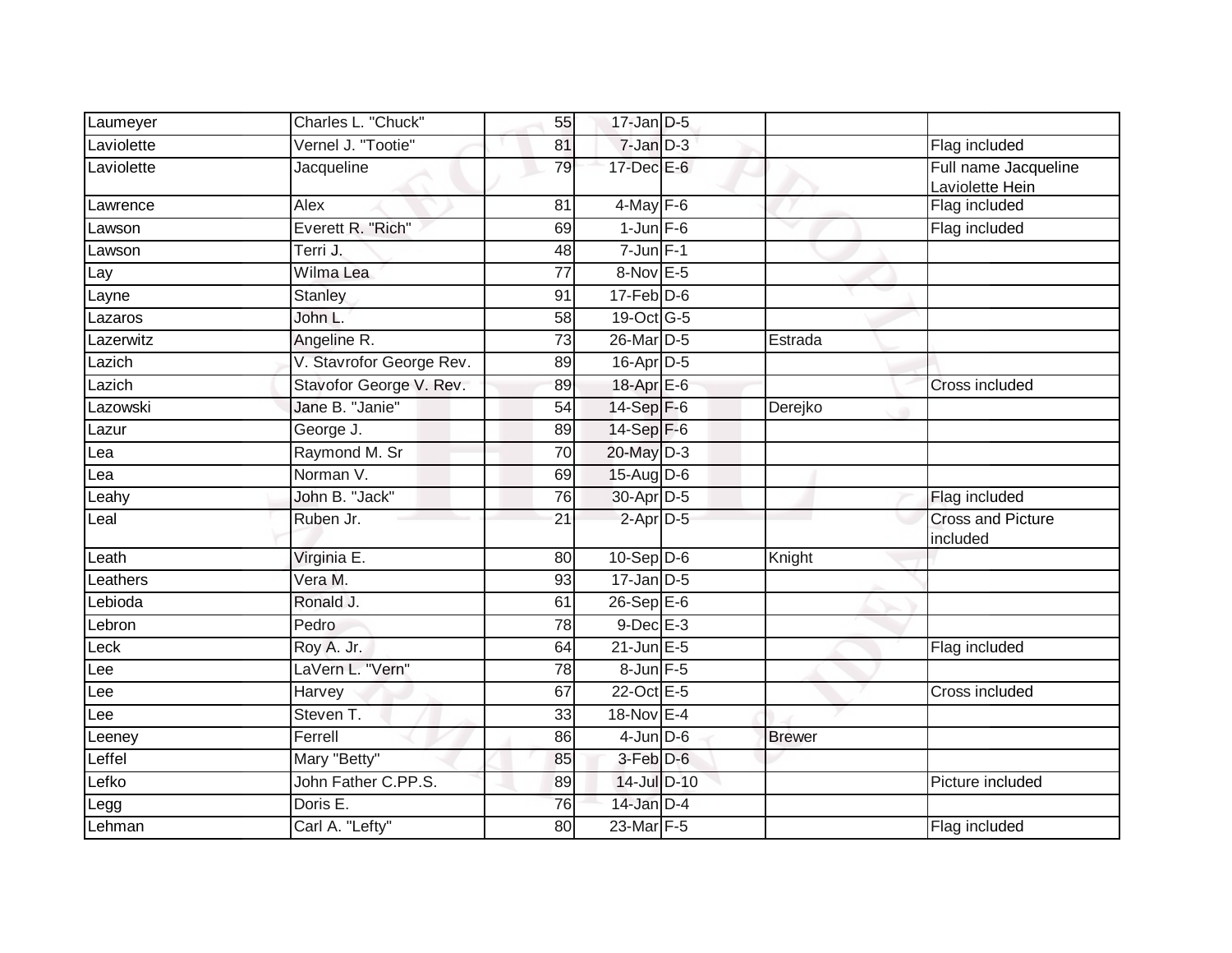| | | | | | | |
|---|---|---|---|---|---|---|
| Laumeyer | Charles L. "Chuck" | 55 | 17-Jan | D-5 | | |
| Laviolette | Vernel J. "Tootie" | 81 | 7-Jan | D-3 | | Flag included |
| Laviolette | Jacqueline | 79 | 17-Dec | E-6 | | Full name Jacqueline Laviolette Hein |
| Lawrence | Alex | 81 | 4-May | F-6 | | Flag included |
| Lawson | Everett R. "Rich" | 69 | 1-Jun | F-6 | | Flag included |
| Lawson | Terri J. | 48 | 7-Jun | F-1 | | |
| Lay | Wilma Lea | 77 | 8-Nov | E-5 | | |
| Layne | Stanley | 91 | 17-Feb | D-6 | | |
| Lazaros | John L. | 58 | 19-Oct | G-5 | | |
| Lazerwitz | Angeline R. | 73 | 26-Mar | D-5 | Estrada | |
| Lazich | V. Stavrofor George Rev. | 89 | 16-Apr | D-5 | | |
| Lazich | Stavofor George V. Rev. | 89 | 18-Apr | E-6 | | Cross included |
| Lazowski | Jane B. "Janie" | 54 | 14-Sep | F-6 | Derejko | |
| Lazur | George J. | 89 | 14-Sep | F-6 | | |
| Lea | Raymond M. Sr | 70 | 20-May | D-3 | | |
| Lea | Norman V. | 69 | 15-Aug | D-6 | | |
| Leahy | John B. "Jack" | 76 | 30-Apr | D-5 | | Flag included |
| Leal | Ruben Jr. | 21 | 2-Apr | D-5 | | Cross and Picture included |
| Leath | Virginia E. | 80 | 10-Sep | D-6 | Knight | |
| Leathers | Vera M. | 93 | 17-Jan | D-5 | | |
| Lebioda | Ronald J. | 61 | 26-Sep | E-6 | | |
| Lebron | Pedro | 78 | 9-Dec | E-3 | | |
| Leck | Roy A. Jr. | 64 | 21-Jun | E-5 | | Flag included |
| Lee | LaVern L. "Vern" | 78 | 8-Jun | F-5 | | |
| Lee | Harvey | 67 | 22-Oct | E-5 | | Cross included |
| Lee | Steven T. | 33 | 18-Nov | E-4 | | |
| Leeney | Ferrell | 86 | 4-Jun | D-6 | Brewer | |
| Leffel | Mary "Betty" | 85 | 3-Feb | D-6 | | |
| Lefko | John Father C.PP.S. | 89 | 14-Jul | D-10 | | Picture included |
| Legg | Doris E. | 76 | 14-Jan | D-4 | | |
| Lehman | Carl A. "Lefty" | 80 | 23-Mar | F-5 | | Flag included |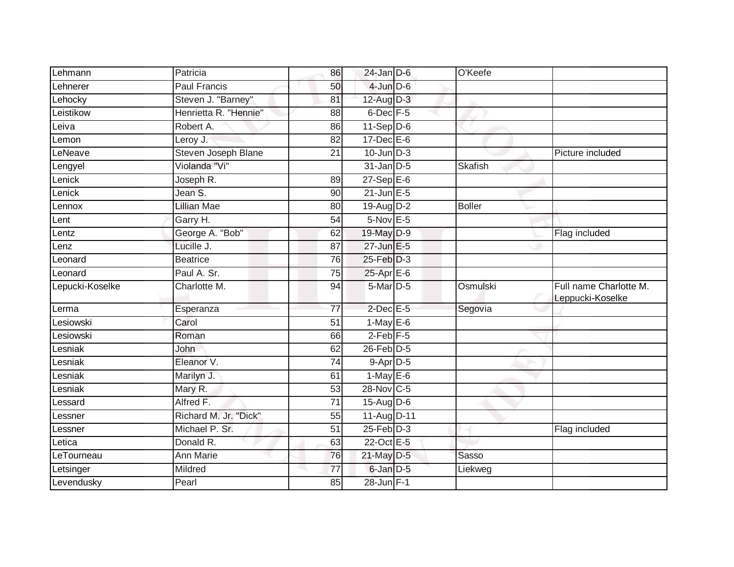| | | | | | | |
|---|---|---|---|---|---|---|
| Lehmann | Patricia | 86 | 24-Jan | D-6 | O'Keefe | |
| Lehnerer | Paul Francis | 50 | 4-Jun | D-6 | | |
| Lehocky | Steven J. "Barney" | 81 | 12-Aug | D-3 | | |
| Leistikow | Henrietta R. "Hennie" | 88 | 6-Dec | F-5 | | |
| Leiva | Robert A. | 86 | 11-Sep | D-6 | | |
| Lemon | Leroy J. | 82 | 17-Dec | E-6 | | |
| LeNeave | Steven Joseph Blane | 21 | 10-Jun | D-3 | | Picture included |
| Lengyel | Violanda "Vi" | | 31-Jan | D-5 | Skafish | |
| Lenick | Joseph R. | 89 | 27-Sep | E-6 | | |
| Lenick | Jean S. | 90 | 21-Jun | E-5 | | |
| Lennox | Lillian Mae | 80 | 19-Aug | D-2 | Boller | |
| Lent | Garry H. | 54 | 5-Nov | E-5 | | |
| Lentz | George A. "Bob" | 62 | 19-May | D-9 | | Flag included |
| Lenz | Lucille J. | 87 | 27-Jun | E-5 | | |
| Leonard | Beatrice | 76 | 25-Feb | D-3 | | |
| Leonard | Paul A. Sr. | 75 | 25-Apr | E-6 | | |
| Lepucki-Koselke | Charlotte M. | 94 | 5-Mar | D-5 | Osmulski | Full name Charlotte M. Leppucki-Koselke |
| Lerma | Esperanza | 77 | 2-Dec | E-5 | Segovia | |
| Lesiowski | Carol | 51 | 1-May | E-6 | | |
| Lesiowski | Roman | 66 | 2-Feb | F-5 | | |
| Lesniak | John | 62 | 26-Feb | D-5 | | |
| Lesniak | Eleanor V. | 74 | 9-Apr | D-5 | | |
| Lesniak | Marilyn J. | 61 | 1-May | E-6 | | |
| Lesniak | Mary R. | 53 | 28-Nov | C-5 | | |
| Lessard | Alfred F. | 71 | 15-Aug | D-6 | | |
| Lessner | Richard M. Jr. "Dick" | 55 | 11-Aug | D-11 | | |
| Lessner | Michael P. Sr. | 51 | 25-Feb | D-3 | | Flag included |
| Letica | Donald R. | 63 | 22-Oct | E-5 | | |
| LeTourneau | Ann Marie | 76 | 21-May | D-5 | Sasso | |
| Letsinger | Mildred | 77 | 6-Jan | D-5 | Liekweg | |
| Levendusky | Pearl | 85 | 28-Jun | F-1 | | |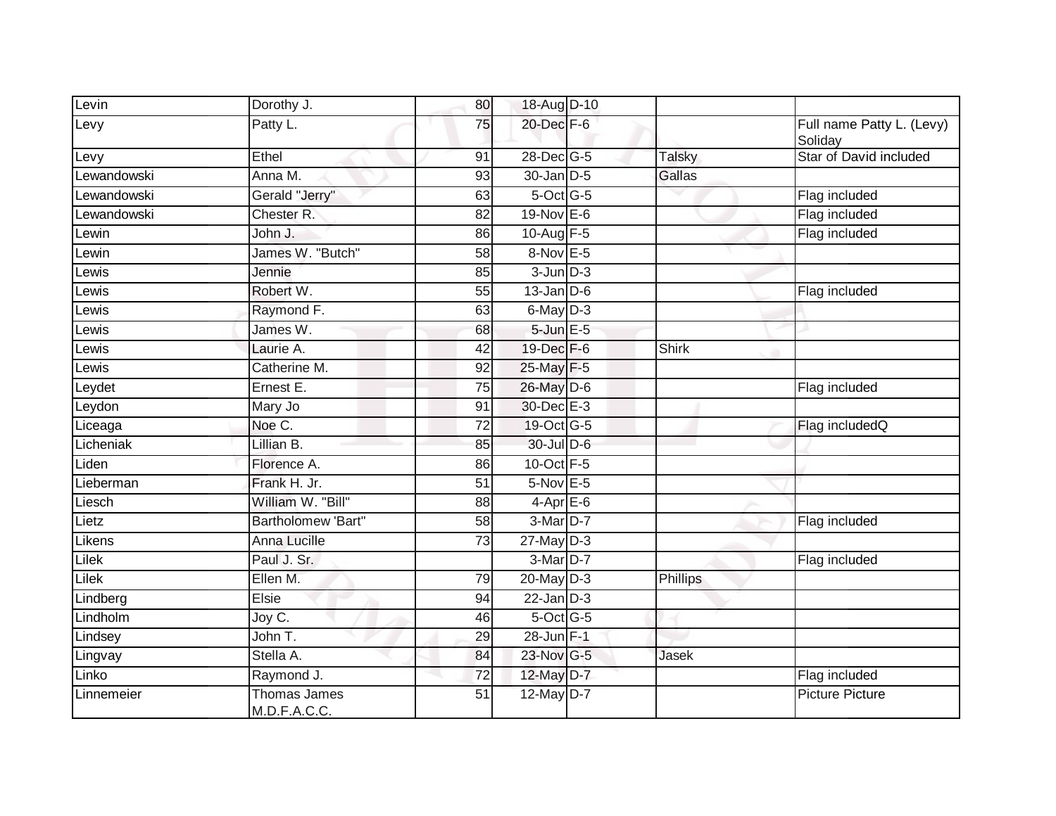| Levin | Dorothy J. | 80 | 18-Aug | D-10 | | |
|---|---|---|---|---|---|---|
| Levy | Patty L. | 75 | 20-Dec | F-6 | | Full name Patty L. (Levy) Soliday |
| Levy | Ethel | 91 | 28-Dec | G-5 | Talsky | Star of David included |
| Lewandowski | Anna M. | 93 | 30-Jan | D-5 | Gallas | |
| Lewandowski | Gerald "Jerry" | 63 | 5-Oct | G-5 | | Flag included |
| Lewandowski | Chester R. | 82 | 19-Nov | E-6 | | Flag included |
| Lewin | John J. | 86 | 10-Aug | F-5 | | Flag included |
| Lewin | James W. "Butch" | 58 | 8-Nov | E-5 | | |
| Lewis | Jennie | 85 | 3-Jun | D-3 | | |
| Lewis | Robert W. | 55 | 13-Jan | D-6 | | Flag included |
| Lewis | Raymond F. | 63 | 6-May | D-3 | | |
| Lewis | James W. | 68 | 5-Jun | E-5 | | |
| Lewis | Laurie A. | 42 | 19-Dec | F-6 | Shirk | |
| Lewis | Catherine M. | 92 | 25-May | F-5 | | |
| Leydet | Ernest E. | 75 | 26-May | D-6 | | Flag included |
| Leydon | Mary Jo | 91 | 30-Dec | E-3 | | |
| Liceaga | Noe C. | 72 | 19-Oct | G-5 | | Flag includedQ |
| Licheniak | Lillian B. | 85 | 30-Jul | D-6 | | |
| Liden | Florence A. | 86 | 10-Oct | F-5 | | |
| Lieberman | Frank H. Jr. | 51 | 5-Nov | E-5 | | |
| Liesch | William W. "Bill" | 88 | 4-Apr | E-6 | | |
| Lietz | Bartholomew 'Bart" | 58 | 3-Mar | D-7 | | Flag included |
| Likens | Anna Lucille | 73 | 27-May | D-3 | | |
| Lilek | Paul J. Sr. | | 3-Mar | D-7 | | Flag included |
| Lilek | Ellen M. | 79 | 20-May | D-3 | Phillips | |
| Lindberg | Elsie | 94 | 22-Jan | D-3 | | |
| Lindholm | Joy C. | 46 | 5-Oct | G-5 | | |
| Lindsey | John T. | 29 | 28-Jun | F-1 | | |
| Lingvay | Stella A. | 84 | 23-Nov | G-5 | Jasek | |
| Linko | Raymond J. | 72 | 12-May | D-7 | | Flag included |
| Linnemeier | Thomas James M.D.F.A.C.C. | 51 | 12-May | D-7 | | Picture Picture |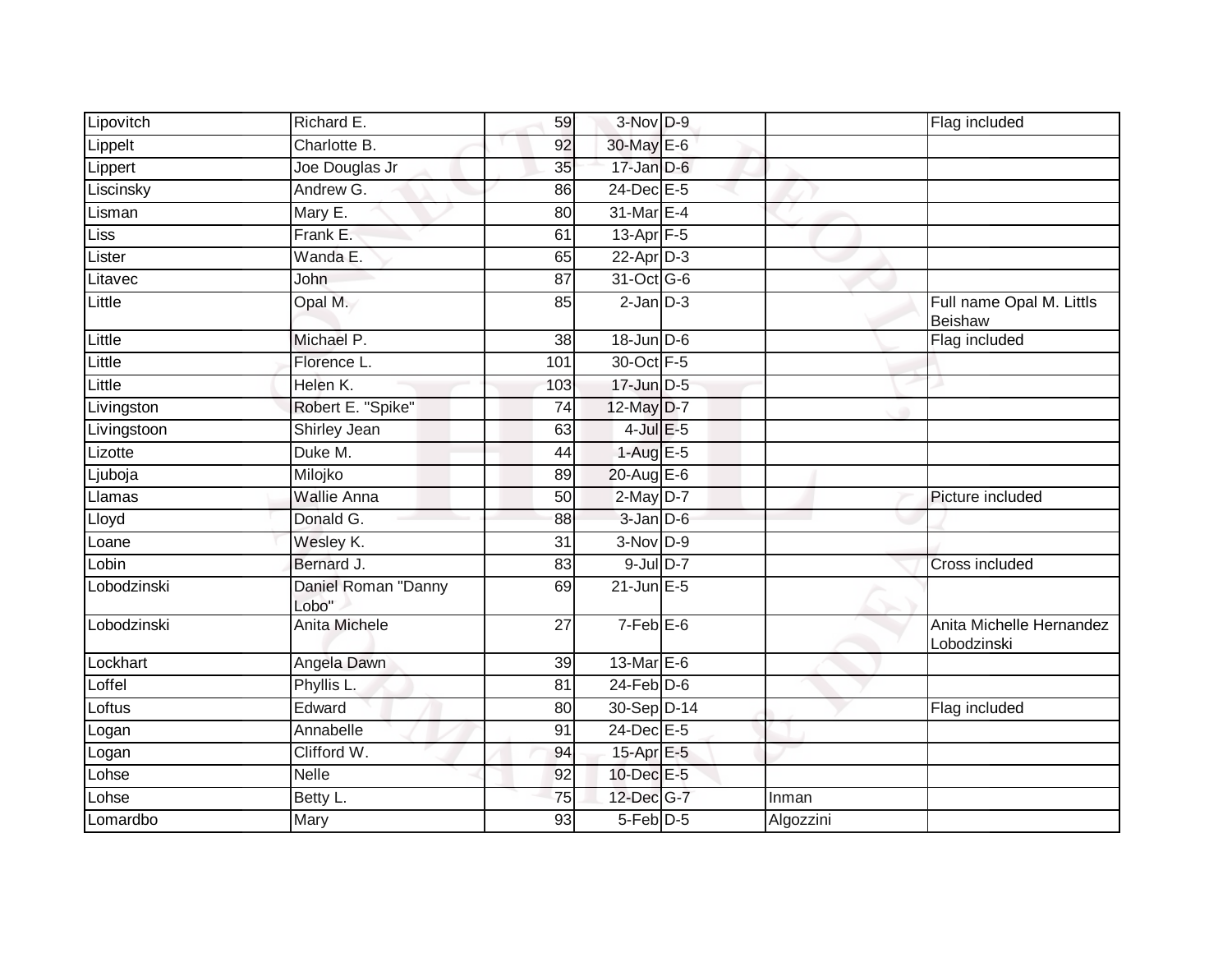| | | | | | | |
|---|---|---|---|---|---|---|
| Lipovitch | Richard E. | 59 | 3-Nov | D-9 | | Flag included |
| Lippelt | Charlotte B. | 92 | 30-May | E-6 | | |
| Lippert | Joe Douglas Jr | 35 | 17-Jan | D-6 | | |
| Liscinsky | Andrew G. | 86 | 24-Dec | E-5 | | |
| Lisman | Mary E. | 80 | 31-Mar | E-4 | | |
| Liss | Frank E. | 61 | 13-Apr | F-5 | | |
| Lister | Wanda E. | 65 | 22-Apr | D-3 | | |
| Litavec | John | 87 | 31-Oct | G-6 | | |
| Little | Opal M. | 85 | 2-Jan | D-3 | | Full name Opal M. Littls Beishaw |
| Little | Michael P. | 38 | 18-Jun | D-6 | | Flag included |
| Little | Florence L. | 101 | 30-Oct | F-5 | | |
| Little | Helen K. | 103 | 17-Jun | D-5 | | |
| Livingston | Robert E. "Spike" | 74 | 12-May | D-7 | | |
| Livingstoon | Shirley Jean | 63 | 4-Jul | E-5 | | |
| Lizotte | Duke M. | 44 | 1-Aug | E-5 | | |
| Ljuboja | Milojko | 89 | 20-Aug | E-6 | | |
| Llamas | Wallie Anna | 50 | 2-May | D-7 | | Picture included |
| Lloyd | Donald G. | 88 | 3-Jan | D-6 | | |
| Loane | Wesley K. | 31 | 3-Nov | D-9 | | |
| Lobin | Bernard J. | 83 | 9-Jul | D-7 | | Cross included |
| Lobodzinski | Daniel Roman "Danny Lobo" | 69 | 21-Jun | E-5 | | |
| Lobodzinski | Anita Michele | 27 | 7-Feb | E-6 | | Anita Michelle Hernandez Lobodzinski |
| Lockhart | Angela Dawn | 39 | 13-Mar | E-6 | | |
| Loffel | Phyllis L. | 81 | 24-Feb | D-6 | | |
| Loftus | Edward | 80 | 30-Sep | D-14 | | Flag included |
| Logan | Annabelle | 91 | 24-Dec | E-5 | | |
| Logan | Clifford W. | 94 | 15-Apr | E-5 | | |
| Lohse | Nelle | 92 | 10-Dec | E-5 | | |
| Lohse | Betty L. | 75 | 12-Dec | G-7 | Inman | |
| Lomardbo | Mary | 93 | 5-Feb | D-5 | Algozzini | |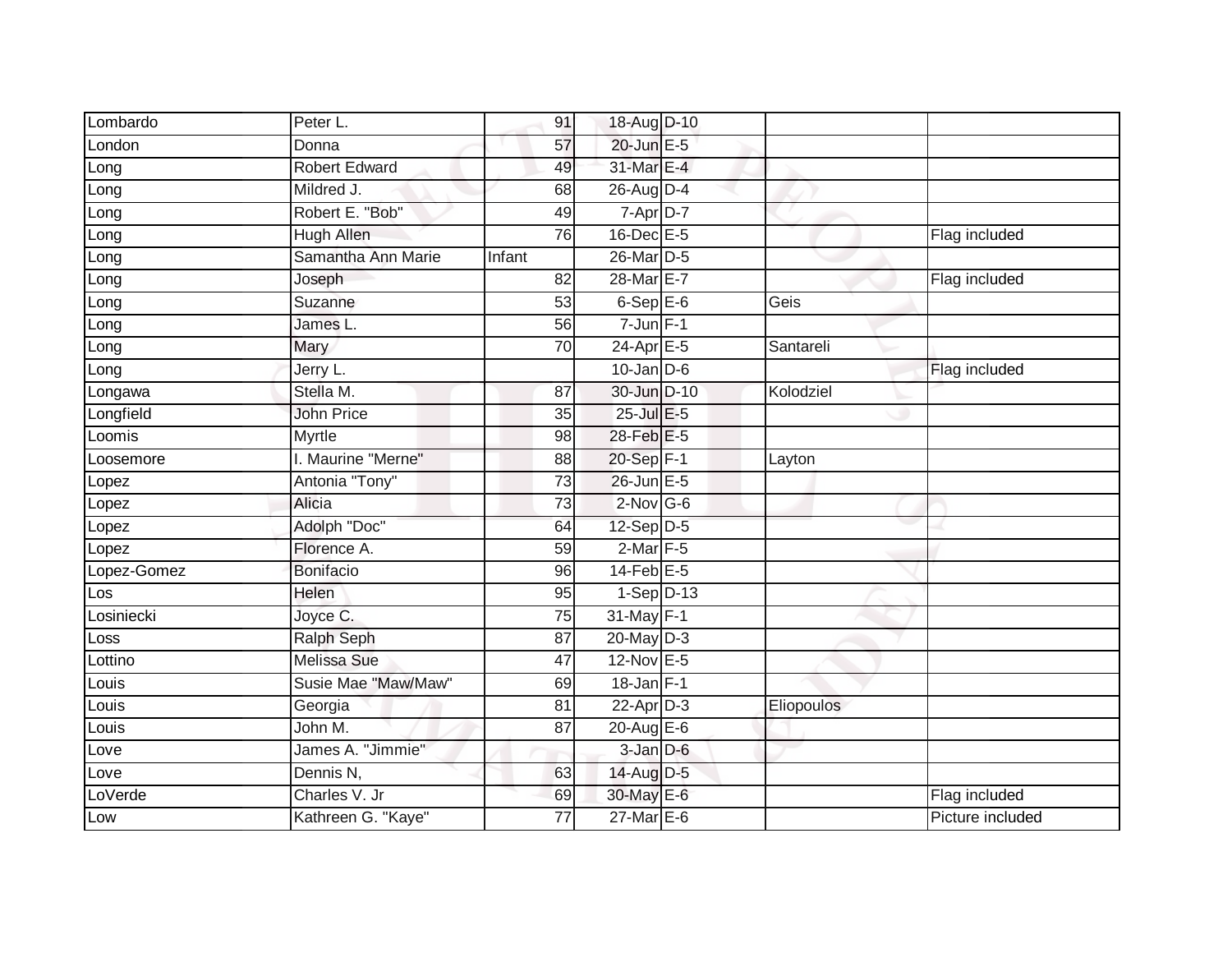| | | | | | | |
|---|---|---|---|---|---|---|
| Lombardo | Peter L. | 91 | 18-Aug | D-10 | | |
| London | Donna | 57 | 20-Jun | E-5 | | |
| Long | Robert Edward | 49 | 31-Mar | E-4 | | |
| Long | Mildred J. | 68 | 26-Aug | D-4 | | |
| Long | Robert E. "Bob" | 49 | 7-Apr | D-7 | | |
| Long | Hugh Allen | 76 | 16-Dec | E-5 | | Flag included |
| Long | Samantha Ann Marie | Infant | 26-Mar | D-5 | | |
| Long | Joseph | 82 | 28-Mar | E-7 | | Flag included |
| Long | Suzanne | 53 | 6-Sep | E-6 | Geis | |
| Long | James L. | 56 | 7-Jun | F-1 | | |
| Long | Mary | 70 | 24-Apr | E-5 | Santareli | |
| Long | Jerry L. | | 10-Jan | D-6 | | Flag included |
| Longawa | Stella M. | 87 | 30-Jun | D-10 | Kolodziel | |
| Longfield | John Price | 35 | 25-Jul | E-5 | | |
| Loomis | Myrtle | 98 | 28-Feb | E-5 | | |
| Loosemore | I. Maurine "Merne" | 88 | 20-Sep | F-1 | Layton | |
| Lopez | Antonia "Tony" | 73 | 26-Jun | E-5 | | |
| Lopez | Alicia | 73 | 2-Nov | G-6 | | |
| Lopez | Adolph "Doc" | 64 | 12-Sep | D-5 | | |
| Lopez | Florence A. | 59 | 2-Mar | F-5 | | |
| Lopez-Gomez | Bonifacio | 96 | 14-Feb | E-5 | | |
| Los | Helen | 95 | 1-Sep | D-13 | | |
| Losiniecki | Joyce C. | 75 | 31-May | F-1 | | |
| Loss | Ralph Seph | 87 | 20-May | D-3 | | |
| Lottino | Melissa Sue | 47 | 12-Nov | E-5 | | |
| Louis | Susie Mae "Maw/Maw" | 69 | 18-Jan | F-1 | | |
| Louis | Georgia | 81 | 22-Apr | D-3 | Eliopoulos | |
| Louis | John M. | 87 | 20-Aug | E-6 | | |
| Love | James A. "Jimmie" | | 3-Jan | D-6 | | |
| Love | Dennis N, | 63 | 14-Aug | D-5 | | |
| LoVerde | Charles V. Jr | 69 | 30-May | E-6 | | Flag included |
| Low | Kathreen G. "Kaye" | 77 | 27-Mar | E-6 | | Picture included |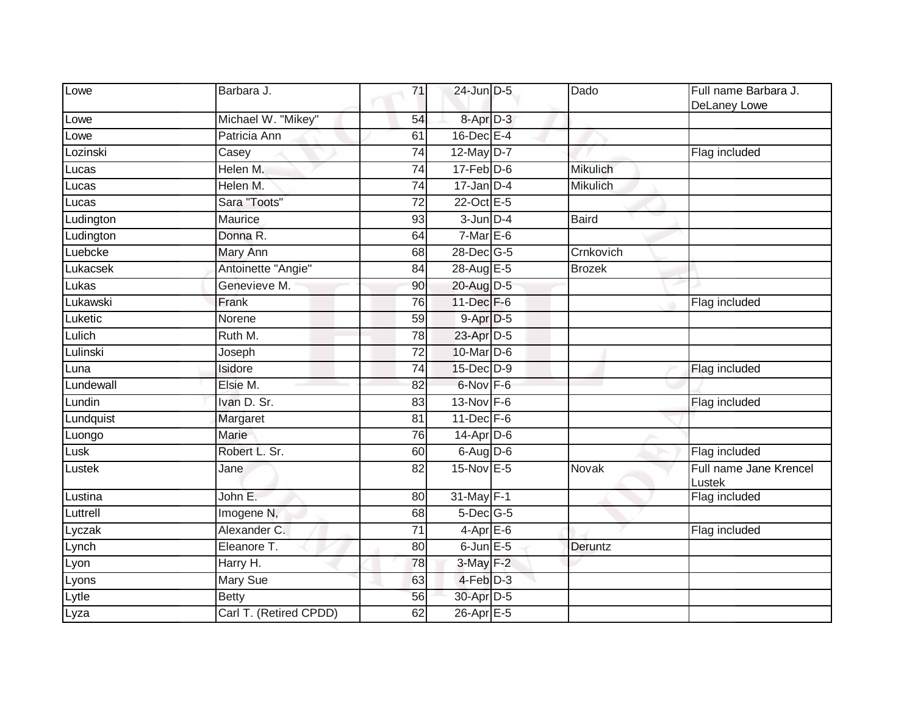| | | | | | | |
|---|---|---|---|---|---|---|
| Lowe | Barbara J. | 71 | 24-Jun | D-5 | Dado | Full name Barbara J. DeLaney Lowe |
| Lowe | Michael W. "Mikey" | 54 | 8-Apr | D-3 | | |
| Lowe | Patricia Ann | 61 | 16-Dec | E-4 | | |
| Lozinski | Casey | 74 | 12-May | D-7 | | Flag included |
| Lucas | Helen M. | 74 | 17-Feb | D-6 | Mikulich | |
| Lucas | Helen M. | 74 | 17-Jan | D-4 | Mikulich | |
| Lucas | Sara "Toots" | 72 | 22-Oct | E-5 | | |
| Ludington | Maurice | 93 | 3-Jun | D-4 | Baird | |
| Ludington | Donna R. | 64 | 7-Mar | E-6 | | |
| Luebcke | Mary Ann | 68 | 28-Dec | G-5 | Crnkovich | |
| Lukacsek | Antoinette "Angie" | 84 | 28-Aug | E-5 | Brozek | |
| Lukas | Genevieve M. | 90 | 20-Aug | D-5 | | |
| Lukawski | Frank | 76 | 11-Dec | F-6 | | Flag included |
| Luketic | Norene | 59 | 9-Apr | D-5 | | |
| Lulich | Ruth M. | 78 | 23-Apr | D-5 | | |
| Lulinski | Joseph | 72 | 10-Mar | D-6 | | |
| Luna | Isidore | 74 | 15-Dec | D-9 | | Flag included |
| Lundewall | Elsie M. | 82 | 6-Nov | F-6 | | |
| Lundin | Ivan D. Sr. | 83 | 13-Nov | F-6 | | Flag included |
| Lundquist | Margaret | 81 | 11-Dec | F-6 | | |
| Luongo | Marie | 76 | 14-Apr | D-6 | | |
| Lusk | Robert L. Sr. | 60 | 6-Aug | D-6 | | Flag included |
| Lustek | Jane | 82 | 15-Nov | E-5 | Novak | Full name Jane Krencel Lustek |
| Lustina | John E. | 80 | 31-May | F-1 | | Flag included |
| Luttrell | Imogene N, | 68 | 5-Dec | G-5 | | |
| Lyczak | Alexander C. | 71 | 4-Apr | E-6 | | Flag included |
| Lynch | Eleanore T. | 80 | 6-Jun | E-5 | Deruntz | |
| Lyon | Harry H. | 78 | 3-May | F-2 | | |
| Lyons | Mary Sue | 63 | 4-Feb | D-3 | | |
| Lytle | Betty | 56 | 30-Apr | D-5 | | |
| Lyza | Carl T. (Retired CPDD) | 62 | 26-Apr | E-5 | | |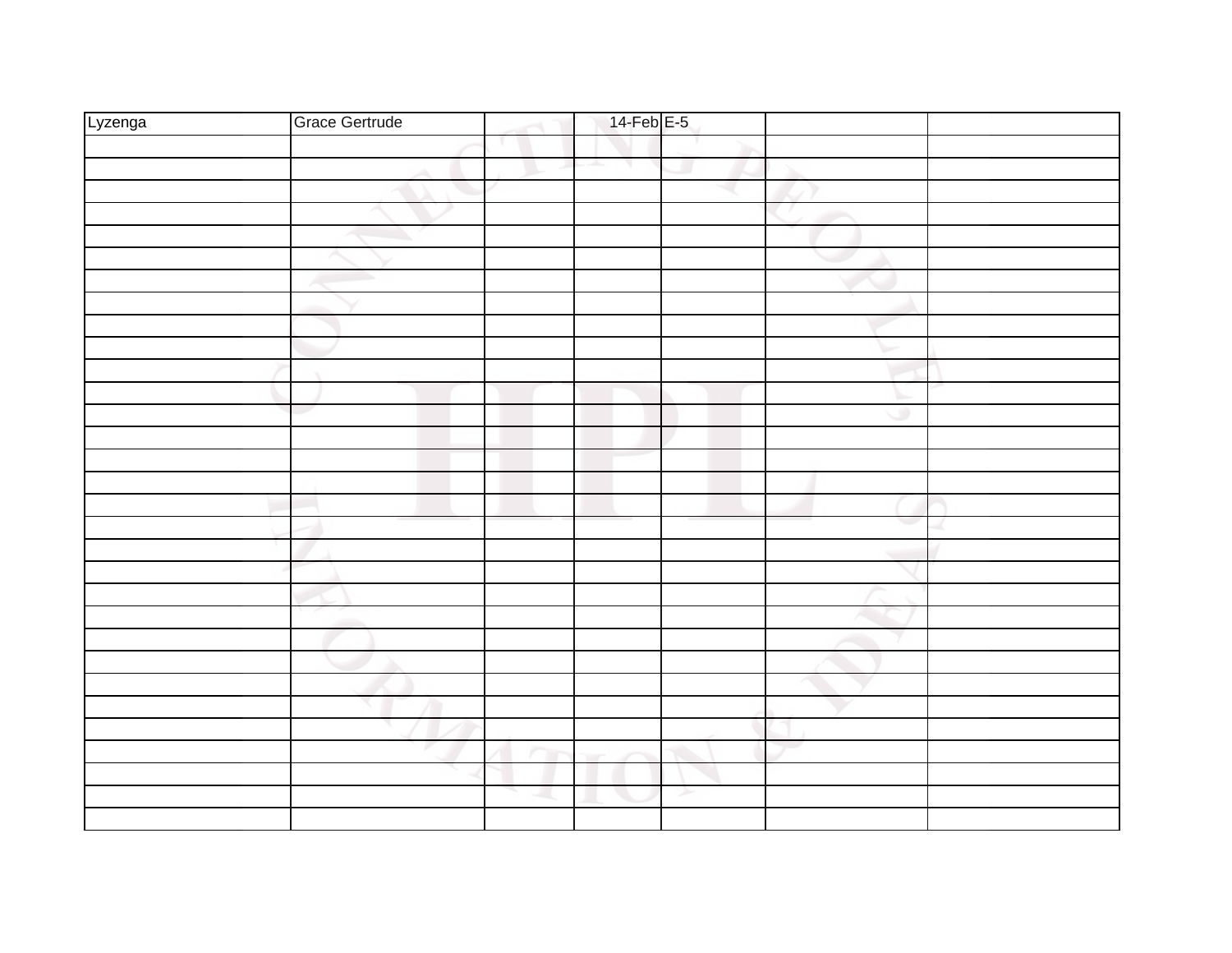| Lyzenga | Grace Gertrude | | 14-Feb | E-5 | | |
|---|---|---|---|---|---|---|
| | | | | | | |
| | | | | | | |
| | | | | | | |
| | | | | | | |
| | | | | | | |
| | | | | | | |
| | | | | | | |
| | | | | | | |
| | | | | | | |
| | | | | | | |
| | | | | | | |
| | | | | | | |
| | | | | | | |
| | | | | | | |
| | | | | | | |
| | | | | | | |
| | | | | | | |
| | | | | | | |
| | | | | | | |
| | | | | | | |
| | | | | | | |
| | | | | | | |
| | | | | | | |
| | | | | | | |
| | | | | | | |
| | | | | | | |
| | | | | | | |
| | | | | | | |
| | | | | | | |
| | | | | | | |
| | | | | | | |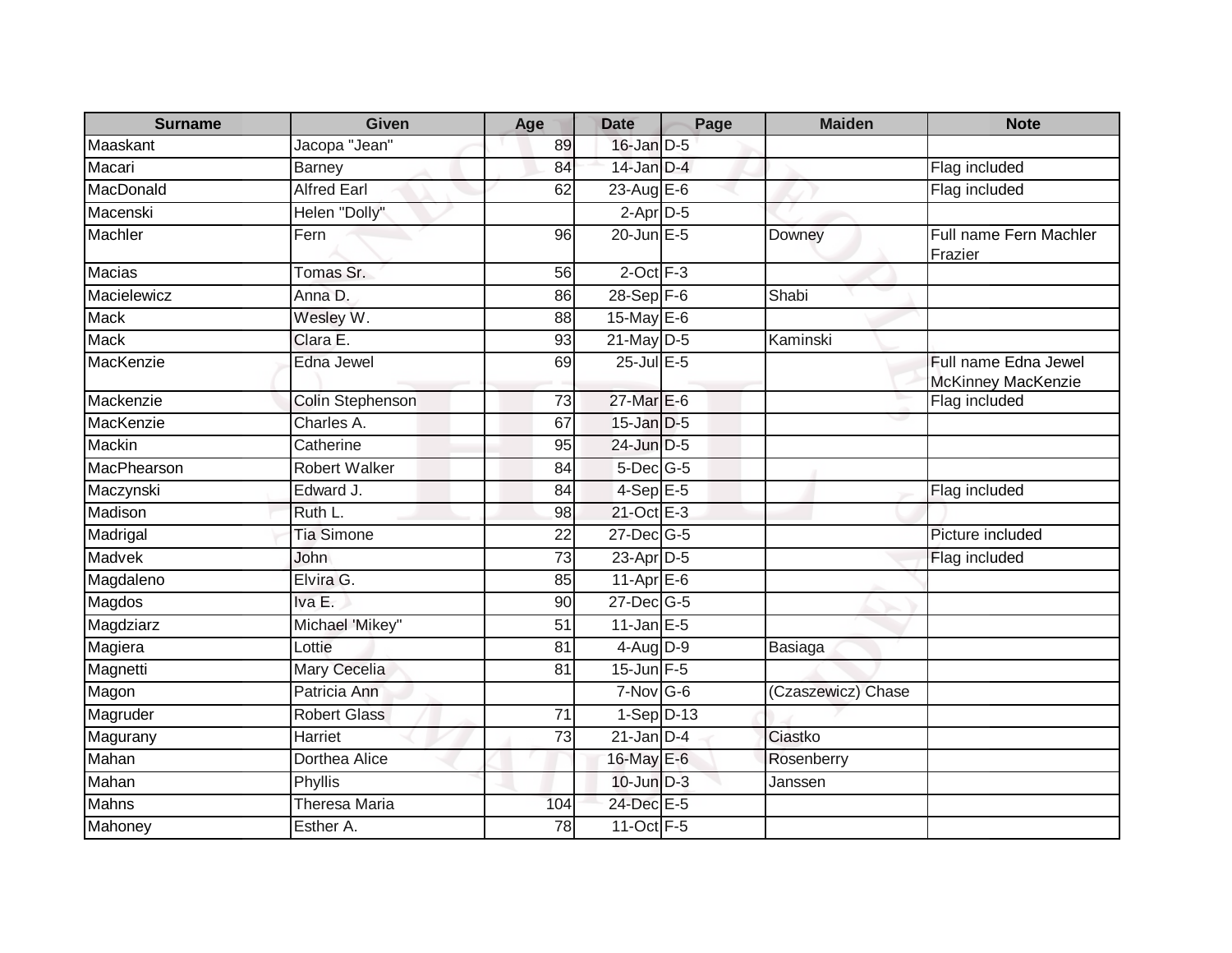| Surname | Given | Age | Date | Page | Maiden | Note |
| --- | --- | --- | --- | --- | --- | --- |
| Maaskant | Jacopa "Jean" | 89 | 16-Jan | D-5 | | |
| Macari | Barney | 84 | 14-Jan | D-4 | | Flag included |
| MacDonald | Alfred Earl | 62 | 23-Aug | E-6 | | Flag included |
| Macenski | Helen "Dolly" | | 2-Apr | D-5 | | |
| Machler | Fern | 96 | 20-Jun | E-5 | Downey | Full name Fern Machler Frazier |
| Macias | Tomas Sr. | 56 | 2-Oct | F-3 | | |
| Macielewicz | Anna D. | 86 | 28-Sep | F-6 | Shabi | |
| Mack | Wesley W. | 88 | 15-May | E-6 | | |
| Mack | Clara E. | 93 | 21-May | D-5 | Kaminski | |
| MacKenzie | Edna Jewel | 69 | 25-Jul | E-5 | | Full name Edna Jewel McKinney MacKenzie |
| Mackenzie | Colin Stephenson | 73 | 27-Mar | E-6 | | Flag included |
| MacKenzie | Charles A. | 67 | 15-Jan | D-5 | | |
| Mackin | Catherine | 95 | 24-Jun | D-5 | | |
| MacPhearson | Robert Walker | 84 | 5-Dec | G-5 | | |
| Maczynski | Edward J. | 84 | 4-Sep | E-5 | | Flag included |
| Madison | Ruth L. | 98 | 21-Oct | E-3 | | |
| Madrigal | Tia Simone | 22 | 27-Dec | G-5 | | Picture included |
| Madvek | John | 73 | 23-Apr | D-5 | | Flag included |
| Magdaleno | Elvira G. | 85 | 11-Apr | E-6 | | |
| Magdos | Iva E. | 90 | 27-Dec | G-5 | | |
| Magdziarz | Michael 'Mikey" | 51 | 11-Jan | E-5 | | |
| Magiera | Lottie | 81 | 4-Aug | D-9 | Basiaga | |
| Magnetti | Mary Cecelia | 81 | 15-Jun | F-5 | | |
| Magon | Patricia Ann | | 7-Nov | G-6 | (Czaszewicz) Chase | |
| Magruder | Robert Glass | 71 | 1-Sep | D-13 | | |
| Magurany | Harriet | 73 | 21-Jan | D-4 | Ciastko | |
| Mahan | Dorthea Alice | | 16-May | E-6 | Rosenberry | |
| Mahan | Phyllis | | 10-Jun | D-3 | Janssen | |
| Mahns | Theresa Maria | 104 | 24-Dec | E-5 | | |
| Mahoney | Esther A. | 78 | 11-Oct | F-5 | | |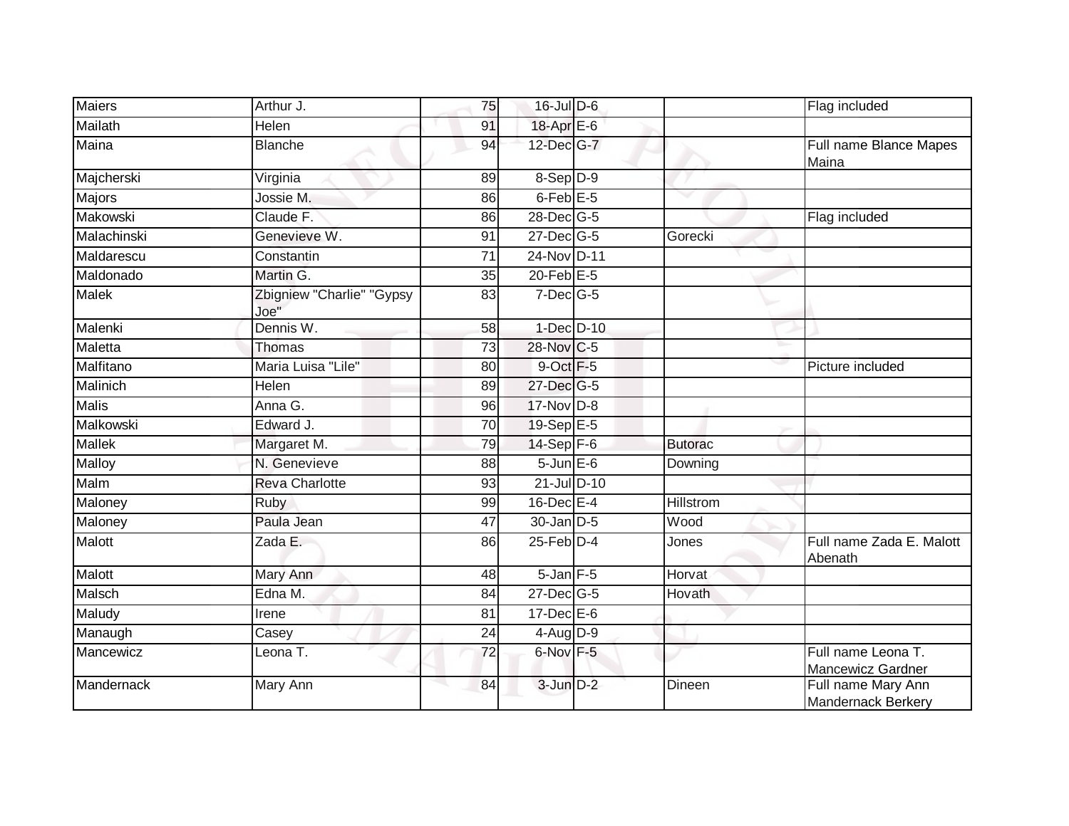| | | | | | | |
|---|---|---|---|---|---|---|
| Maiers | Arthur J. | 75 | 16-Jul | D-6 | | Flag included |
| Mailath | Helen | 91 | 18-Apr | E-6 | | |
| Maina | Blanche | 94 | 12-Dec | G-7 | | Full name Blance Mapes Maina |
| Majcherski | Virginia | 89 | 8-Sep | D-9 | | |
| Majors | Jossie M. | 86 | 6-Feb | E-5 | | |
| Makowski | Claude F. | 86 | 28-Dec | G-5 | | Flag included |
| Malachinski | Genevieve W. | 91 | 27-Dec | G-5 | Gorecki | |
| Maldarescu | Constantin | 71 | 24-Nov | D-11 | | |
| Maldonado | Martin G. | 35 | 20-Feb | E-5 | | |
| Malek | Zbigniew "Charlie" "Gypsy Joe" | 83 | 7-Dec | G-5 | | |
| Malenki | Dennis W. | 58 | 1-Dec | D-10 | | |
| Maletta | Thomas | 73 | 28-Nov | C-5 | | |
| Malfitano | Maria Luisa "Lile" | 80 | 9-Oct | F-5 | | Picture included |
| Malinich | Helen | 89 | 27-Dec | G-5 | | |
| Malis | Anna G. | 96 | 17-Nov | D-8 | | |
| Malkowski | Edward J. | 70 | 19-Sep | E-5 | | |
| Mallek | Margaret M. | 79 | 14-Sep | F-6 | Butorac | |
| Malloy | N. Genevieve | 88 | 5-Jun | E-6 | Downing | |
| Malm | Reva Charlotte | 93 | 21-Jul | D-10 | | |
| Maloney | Ruby | 99 | 16-Dec | E-4 | Hillstrom | |
| Maloney | Paula Jean | 47 | 30-Jan | D-5 | Wood | |
| Malott | Zada E. | 86 | 25-Feb | D-4 | Jones | Full name Zada E. Malott Abenath |
| Malott | Mary Ann | 48 | 5-Jan | F-5 | Horvat | |
| Malsch | Edna M. | 84 | 27-Dec | G-5 | Hovath | |
| Maludy | Irene | 81 | 17-Dec | E-6 | | |
| Manaugh | Casey | 24 | 4-Aug | D-9 | | |
| Mancewicz | Leona T. | 72 | 6-Nov | F-5 | | Full name Leona T. Mancewicz Gardner |
| Mandernack | Mary Ann | 84 | 3-Jun | D-2 | Dineen | Full name Mary Ann Mandernack Berkery |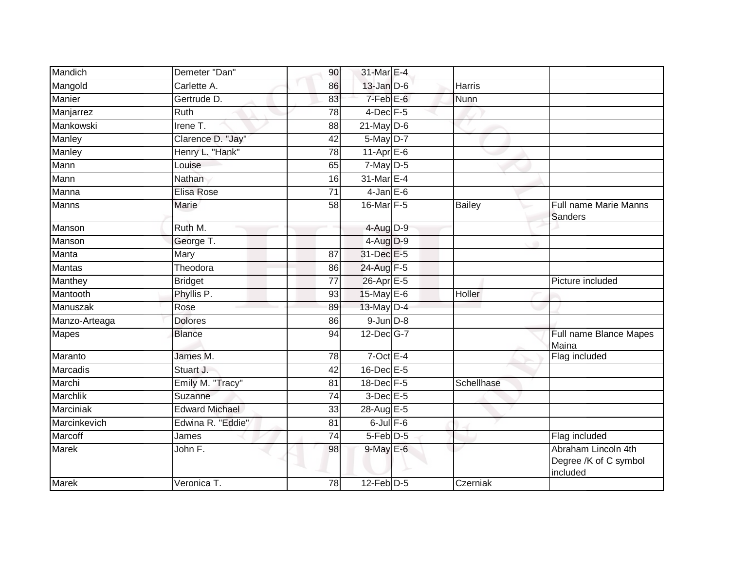| | | | | | | |
|---|---|---|---|---|---|---|
| Mandich | Demeter "Dan" | 90 | 31-Mar | E-4 | | |
| Mangold | Carlette A. | 86 | 13-Jan | D-6 | Harris | |
| Manier | Gertrude D. | 83 | 7-Feb | E-6 | Nunn | |
| Manjarrez | Ruth | 78 | 4-Dec | F-5 | | |
| Mankowski | Irene T. | 88 | 21-May | D-6 | | |
| Manley | Clarence D. "Jay" | 42 | 5-May | D-7 | | |
| Manley | Henry L. "Hank" | 78 | 11-Apr | E-6 | | |
| Mann | Louise | 65 | 7-May | D-5 | | |
| Mann | Nathan | 16 | 31-Mar | E-4 | | |
| Manna | Elisa Rose | 71 | 4-Jan | E-6 | | |
| Manns | Marie | 58 | 16-Mar | F-5 | Bailey | Full name Marie Manns Sanders |
| Manson | Ruth M. | | 4-Aug | D-9 | | |
| Manson | George T. | | 4-Aug | D-9 | | |
| Manta | Mary | 87 | 31-Dec | E-5 | | |
| Mantas | Theodora | 86 | 24-Aug | F-5 | | |
| Manthey | Bridget | 77 | 26-Apr | E-5 | | Picture included |
| Mantooth | Phyllis P. | 93 | 15-May | E-6 | Holler | |
| Manuszak | Rose | 89 | 13-May | D-4 | | |
| Manzo-Arteaga | Dolores | 86 | 9-Jun | D-8 | | |
| Mapes | Blance | 94 | 12-Dec | G-7 | | Full name Blance Mapes Maina |
| Maranto | James M. | 78 | 7-Oct | E-4 | | Flag included |
| Marcadis | Stuart J. | 42 | 16-Dec | E-5 | | |
| Marchi | Emily M. "Tracy" | 81 | 18-Dec | F-5 | Schellhase | |
| Marchlik | Suzanne | 74 | 3-Dec | E-5 | | |
| Marciniak | Edward Michael | 33 | 28-Aug | E-5 | | |
| Marcinkevich | Edwina R. "Eddie" | 81 | 6-Jul | F-6 | | |
| Marcoff | James | 74 | 5-Feb | D-5 | | Flag included |
| Marek | John F. | 98 | 9-May | E-6 | | Abraham Lincoln 4th Degree /K of C symbol included |
| Marek | Veronica T. | 78 | 12-Feb | D-5 | Czerniak | |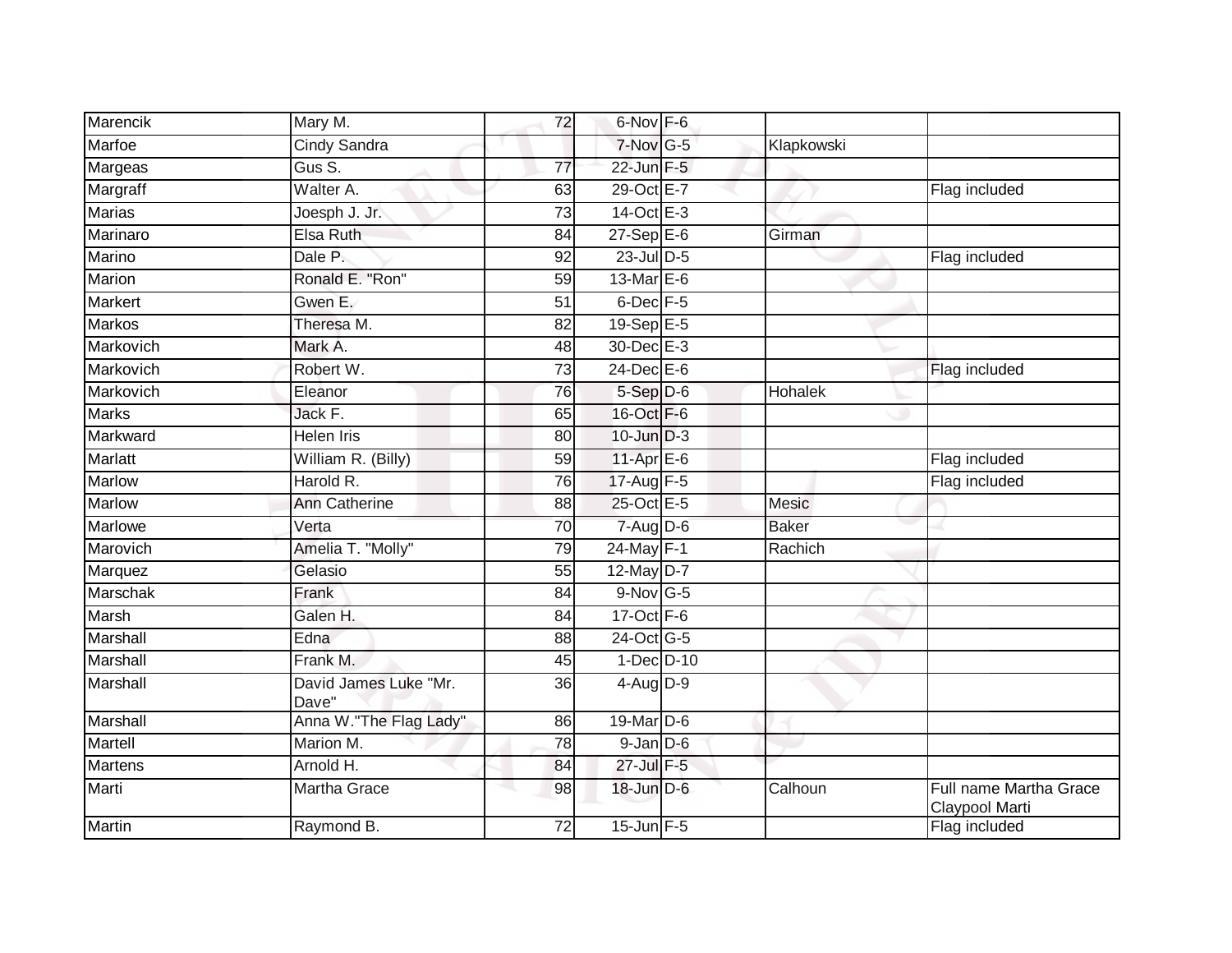| | | | | | | |
|---|---|---|---|---|---|---|
| Marencik | Mary M. | 72 | 6-Nov | F-6 | | |
| Marfoe | Cindy Sandra | | 7-Nov | G-5 | Klapkowski | |
| Margeas | Gus S. | 77 | 22-Jun | F-5 | | |
| Margraff | Walter A. | 63 | 29-Oct | E-7 | | Flag included |
| Marias | Joesph J. Jr. | 73 | 14-Oct | E-3 | | |
| Marinaro | Elsa Ruth | 84 | 27-Sep | E-6 | Girman | |
| Marino | Dale P. | 92 | 23-Jul | D-5 | | Flag included |
| Marion | Ronald E. "Ron" | 59 | 13-Mar | E-6 | | |
| Markert | Gwen E. | 51 | 6-Dec | F-5 | | |
| Markos | Theresa M. | 82 | 19-Sep | E-5 | | |
| Markovich | Mark A. | 48 | 30-Dec | E-3 | | |
| Markovich | Robert W. | 73 | 24-Dec | E-6 | | Flag included |
| Markovich | Eleanor | 76 | 5-Sep | D-6 | Hohalek | |
| Marks | Jack F. | 65 | 16-Oct | F-6 | | |
| Markward | Helen Iris | 80 | 10-Jun | D-3 | | |
| Marlatt | William R. (Billy) | 59 | 11-Apr | E-6 | | Flag included |
| Marlow | Harold R. | 76 | 17-Aug | F-5 | | Flag included |
| Marlow | Ann Catherine | 88 | 25-Oct | E-5 | Mesic | |
| Marlowe | Verta | 70 | 7-Aug | D-6 | Baker | |
| Marovich | Amelia T. "Molly" | 79 | 24-May | F-1 | Rachich | |
| Marquez | Gelasio | 55 | 12-May | D-7 | | |
| Marschak | Frank | 84 | 9-Nov | G-5 | | |
| Marsh | Galen H. | 84 | 17-Oct | F-6 | | |
| Marshall | Edna | 88 | 24-Oct | G-5 | | |
| Marshall | Frank M. | 45 | 1-Dec | D-10 | | |
| Marshall | David James Luke "Mr. Dave" | 36 | 4-Aug | D-9 | | |
| Marshall | Anna W."The Flag Lady" | 86 | 19-Mar | D-6 | | |
| Martell | Marion M. | 78 | 9-Jan | D-6 | | |
| Martens | Arnold H. | 84 | 27-Jul | F-5 | | |
| Marti | Martha Grace | 98 | 18-Jun | D-6 | Calhoun | Full name Martha Grace Claypool Marti |
| Martin | Raymond B. | 72 | 15-Jun | F-5 | | Flag included |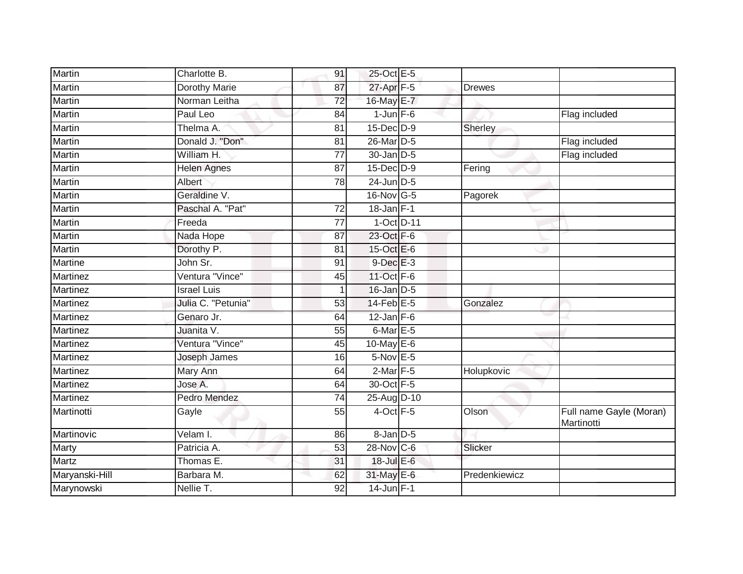| | | | | | | |
|---|---|---|---|---|---|---|
| Martin | Charlotte B. | 91 | 25-Oct | E-5 | | |
| Martin | Dorothy Marie | 87 | 27-Apr | F-5 | Drewes | |
| Martin | Norman Leitha | 72 | 16-May | E-7 | | |
| Martin | Paul Leo | 84 | 1-Jun | F-6 | | Flag included |
| Martin | Thelma A. | 81 | 15-Dec | D-9 | Sherley | |
| Martin | Donald J. "Don" | 81 | 26-Mar | D-5 | | Flag included |
| Martin | William H. | 77 | 30-Jan | D-5 | | Flag included |
| Martin | Helen Agnes | 87 | 15-Dec | D-9 | Fering | |
| Martin | Albert | 78 | 24-Jun | D-5 | | |
| Martin | Geraldine V. | | 16-Nov | G-5 | Pagorek | |
| Martin | Paschal A. "Pat" | 72 | 18-Jan | F-1 | | |
| Martin | Freeda | 77 | 1-Oct | D-11 | | |
| Martin | Nada Hope | 87 | 23-Oct | F-6 | | |
| Martin | Dorothy P. | 81 | 15-Oct | E-6 | | |
| Martine | John Sr. | 91 | 9-Dec | E-3 | | |
| Martinez | Ventura "Vince" | 45 | 11-Oct | F-6 | | |
| Martinez | Israel Luis | 1 | 16-Jan | D-5 | | |
| Martinez | Julia C. "Petunia" | 53 | 14-Feb | E-5 | Gonzalez | |
| Martinez | Genaro Jr. | 64 | 12-Jan | F-6 | | |
| Martinez | Juanita V. | 55 | 6-Mar | E-5 | | |
| Martinez | Ventura "Vince" | 45 | 10-May | E-6 | | |
| Martinez | Joseph James | 16 | 5-Nov | E-5 | | |
| Martinez | Mary Ann | 64 | 2-Mar | F-5 | Holupkovic | |
| Martinez | Jose A. | 64 | 30-Oct | F-5 | | |
| Martinez | Pedro Mendez | 74 | 25-Aug | D-10 | | |
| Martinotti | Gayle | 55 | 4-Oct | F-5 | Olson | Full name Gayle (Moran) Martinotti |
| Martinovic | Velam I. | 86 | 8-Jan | D-5 | | |
| Marty | Patricia A. | 53 | 28-Nov | C-6 | Slicker | |
| Martz | Thomas E. | 31 | 18-Jul | E-6 | | |
| Maryanski-Hill | Barbara M. | 62 | 31-May | E-6 | Predenkiewicz | |
| Marynowski | Nellie T. | 92 | 14-Jun | F-1 | | |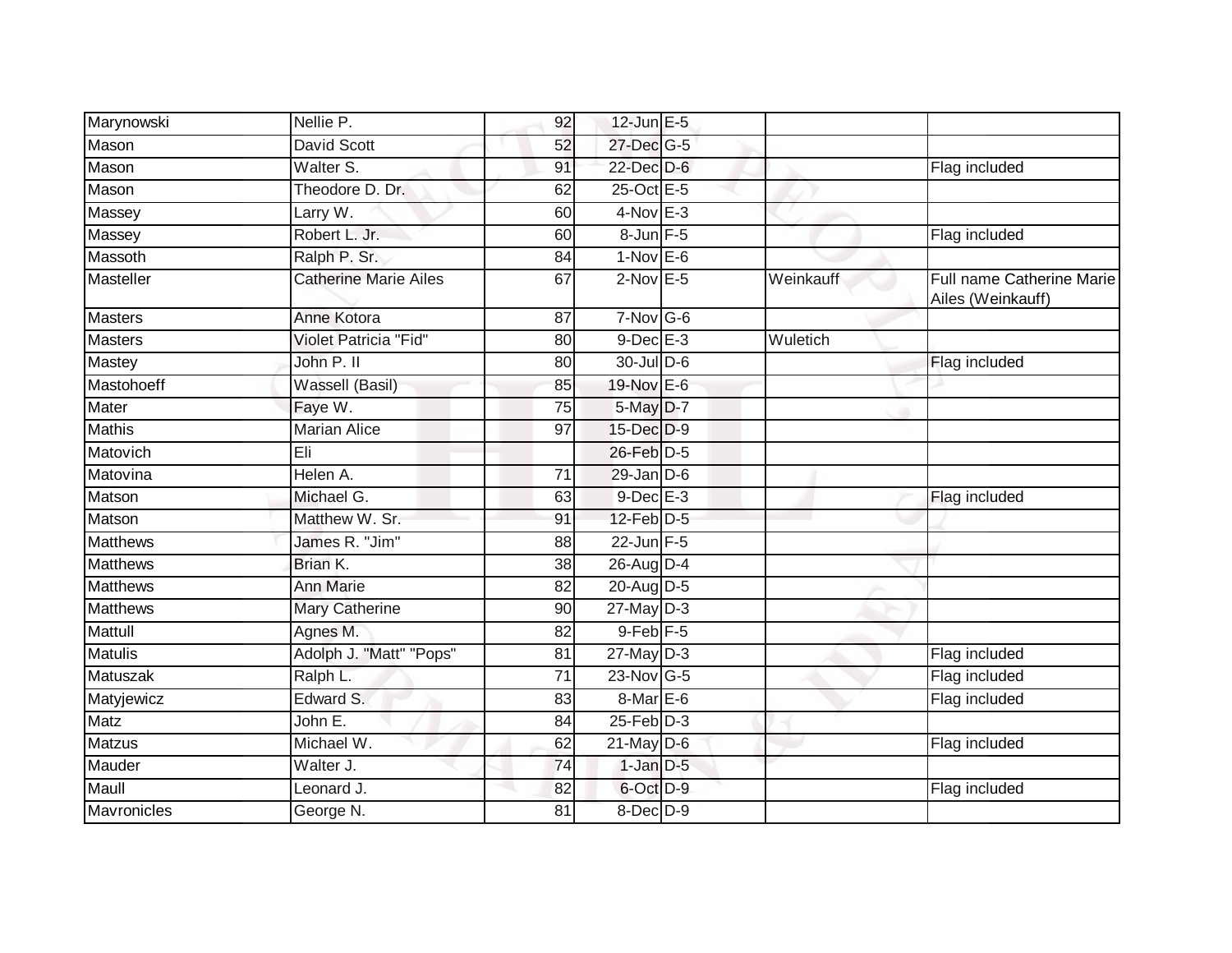| | | | | | | |
|---|---|---|---|---|---|---|
| Marynowski | Nellie P. | 92 | 12-Jun | E-5 | | |
| Mason | David Scott | 52 | 27-Dec | G-5 | | |
| Mason | Walter S. | 91 | 22-Dec | D-6 | | Flag included |
| Mason | Theodore D. Dr. | 62 | 25-Oct | E-5 | | |
| Massey | Larry W. | 60 | 4-Nov | E-3 | | |
| Massey | Robert L. Jr. | 60 | 8-Jun | F-5 | | Flag included |
| Massoth | Ralph P. Sr. | 84 | 1-Nov | E-6 | | |
| Masteller | Catherine Marie Ailes | 67 | 2-Nov | E-5 | Weinkauff | Full name Catherine Marie Ailes (Weinkauff) |
| Masters | Anne Kotora | 87 | 7-Nov | G-6 | | |
| Masters | Violet Patricia "Fid" | 80 | 9-Dec | E-3 | Wuletich | |
| Mastey | John P. II | 80 | 30-Jul | D-6 | | Flag included |
| Mastohoeff | Wassell (Basil) | 85 | 19-Nov | E-6 | | |
| Mater | Faye W. | 75 | 5-May | D-7 | | |
| Mathis | Marian Alice | 97 | 15-Dec | D-9 | | |
| Matovich | Eli | | 26-Feb | D-5 | | |
| Matovina | Helen A. | 71 | 29-Jan | D-6 | | |
| Matson | Michael G. | 63 | 9-Dec | E-3 | | Flag included |
| Matson | Matthew W. Sr. | 91 | 12-Feb | D-5 | | |
| Matthews | James R. "Jim" | 88 | 22-Jun | F-5 | | |
| Matthews | Brian K. | 38 | 26-Aug | D-4 | | |
| Matthews | Ann Marie | 82 | 20-Aug | D-5 | | |
| Matthews | Mary Catherine | 90 | 27-May | D-3 | | |
| Mattull | Agnes M. | 82 | 9-Feb | F-5 | | |
| Matulis | Adolph J. "Matt" "Pops" | 81 | 27-May | D-3 | | Flag included |
| Matuszak | Ralph L. | 71 | 23-Nov | G-5 | | Flag included |
| Matyjewicz | Edward S. | 83 | 8-Mar | E-6 | | Flag included |
| Matz | John E. | 84 | 25-Feb | D-3 | | |
| Matzus | Michael W. | 62 | 21-May | D-6 | | Flag included |
| Mauder | Walter J. | 74 | 1-Jan | D-5 | | |
| Maull | Leonard J. | 82 | 6-Oct | D-9 | | Flag included |
| Mavronicles | George N. | 81 | 8-Dec | D-9 | | |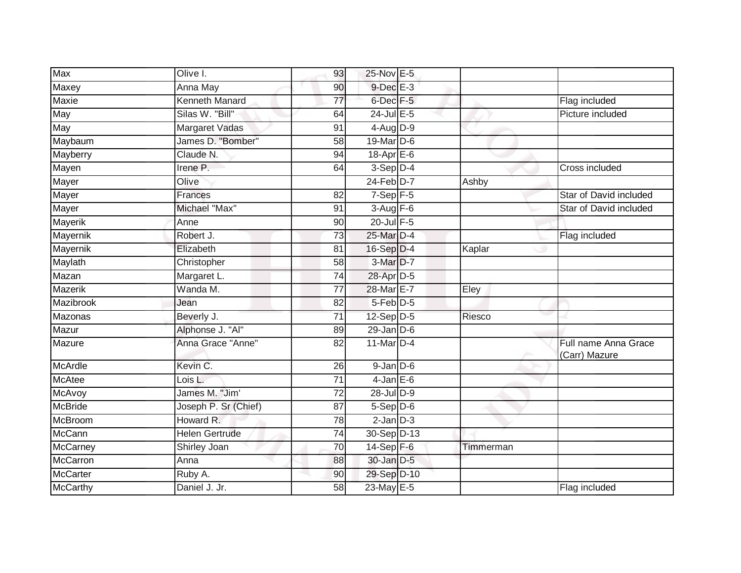| | | | | | | |
|---|---|---|---|---|---|---|
| Max | Olive I. | 93 | 25-Nov | E-5 | | |
| Maxey | Anna May | 90 | 9-Dec | E-3 | | |
| Maxie | Kenneth Manard | 77 | 6-Dec | F-5 | | Flag included |
| May | Silas W. "Bill" | 64 | 24-Jul | E-5 | | Picture included |
| May | Margaret Vadas | 91 | 4-Aug | D-9 | | |
| Maybaum | James D. "Bomber" | 58 | 19-Mar | D-6 | | |
| Mayberry | Claude N. | 94 | 18-Apr | E-6 | | |
| Mayen | Irene P. | 64 | 3-Sep | D-4 | | Cross included |
| Mayer | Olive | | 24-Feb | D-7 | Ashby | |
| Mayer | Frances | 82 | 7-Sep | F-5 | | Star of David included |
| Mayer | Michael "Max" | 91 | 3-Aug | F-6 | | Star of David included |
| Mayerik | Anne | 90 | 20-Jul | F-5 | | |
| Mayernik | Robert J. | 73 | 25-Mar | D-4 | | Flag included |
| Mayernik | Elizabeth | 81 | 16-Sep | D-4 | Kaplar | |
| Maylath | Christopher | 58 | 3-Mar | D-7 | | |
| Mazan | Margaret L. | 74 | 28-Apr | D-5 | | |
| Mazerik | Wanda M. | 77 | 28-Mar | E-7 | Eley | |
| Mazibrook | Jean | 82 | 5-Feb | D-5 | | |
| Mazonas | Beverly J. | 71 | 12-Sep | D-5 | Riesco | |
| Mazur | Alphonse J. "Al" | 89 | 29-Jan | D-6 | | |
| Mazure | Anna Grace "Anne" | 82 | 11-Mar | D-4 | | Full name Anna Grace (Carr) Mazure |
| McArdle | Kevin C. | 26 | 9-Jan | D-6 | | |
| McAtee | Lois L. | 71 | 4-Jan | E-6 | | |
| McAvoy | James M. "Jim' | 72 | 28-Jul | D-9 | | |
| McBride | Joseph P. Sr (Chief) | 87 | 5-Sep | D-6 | | |
| McBroom | Howard R. | 78 | 2-Jan | D-3 | | |
| McCann | Helen Gertrude | 74 | 30-Sep | D-13 | | |
| McCarney | Shirley Joan | 70 | 14-Sep | F-6 | Timmerman | |
| McCarron | Anna | 88 | 30-Jan | D-5 | | |
| McCarter | Ruby A. | 90 | 29-Sep | D-10 | | |
| McCarthy | Daniel J. Jr. | 58 | 23-May | E-5 | | Flag included |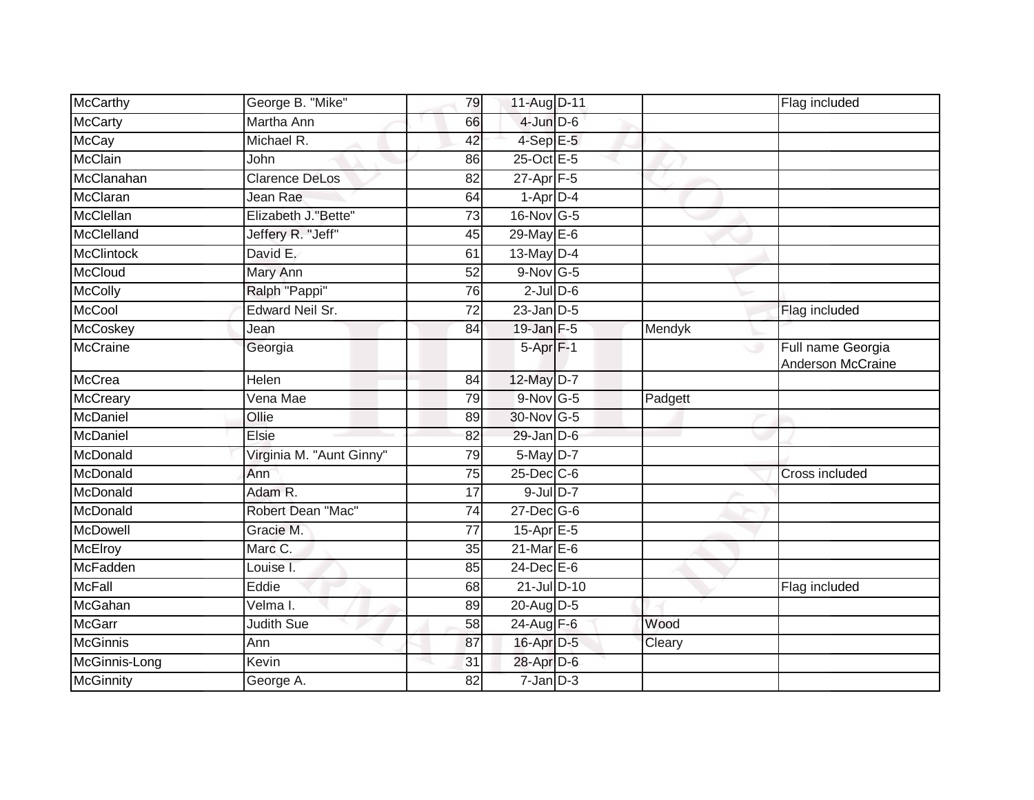| | | | | | | |
|---|---|---|---|---|---|---|
| McCarthy | George B. "Mike" | 79 | 11-Aug | D-11 | | Flag included |
| McCarty | Martha Ann | 66 | 4-Jun | D-6 | | |
| McCay | Michael R. | 42 | 4-Sep | E-5 | | |
| McClain | John | 86 | 25-Oct | E-5 | | |
| McClanahan | Clarence DeLos | 82 | 27-Apr | F-5 | | |
| McClaran | Jean Rae | 64 | 1-Apr | D-4 | | |
| McClellan | Elizabeth J."Bette" | 73 | 16-Nov | G-5 | | |
| McClelland | Jeffery R. "Jeff" | 45 | 29-May | E-6 | | |
| McClintock | David E. | 61 | 13-May | D-4 | | |
| McCloud | Mary Ann | 52 | 9-Nov | G-5 | | |
| McColly | Ralph "Pappi" | 76 | 2-Jul | D-6 | | |
| McCool | Edward Neil Sr. | 72 | 23-Jan | D-5 | | Flag included |
| McCoskey | Jean | 84 | 19-Jan | F-5 | Mendyk | |
| McCraine | Georgia | | 5-Apr | F-1 | | Full name Georgia Anderson McCraine |
| McCrea | Helen | 84 | 12-May | D-7 | | |
| McCreary | Vena Mae | 79 | 9-Nov | G-5 | Padgett | |
| McDaniel | Ollie | 89 | 30-Nov | G-5 | | |
| McDaniel | Elsie | 82 | 29-Jan | D-6 | | |
| McDonald | Virginia M. "Aunt Ginny" | 79 | 5-May | D-7 | | |
| McDonald | Ann | 75 | 25-Dec | C-6 | | Cross included |
| McDonald | Adam R. | 17 | 9-Jul | D-7 | | |
| McDonald | Robert Dean "Mac" | 74 | 27-Dec | G-6 | | |
| McDowell | Gracie M. | 77 | 15-Apr | E-5 | | |
| McElroy | Marc C. | 35 | 21-Mar | E-6 | | |
| McFadden | Louise I. | 85 | 24-Dec | E-6 | | |
| McFall | Eddie | 68 | 21-Jul | D-10 | | Flag included |
| McGahan | Velma I. | 89 | 20-Aug | D-5 | | |
| McGarr | Judith Sue | 58 | 24-Aug | F-6 | Wood | |
| McGinnis | Ann | 87 | 16-Apr | D-5 | Cleary | |
| McGinnis-Long | Kevin | 31 | 28-Apr | D-6 | | |
| McGinnity | George A. | 82 | 7-Jan | D-3 | | |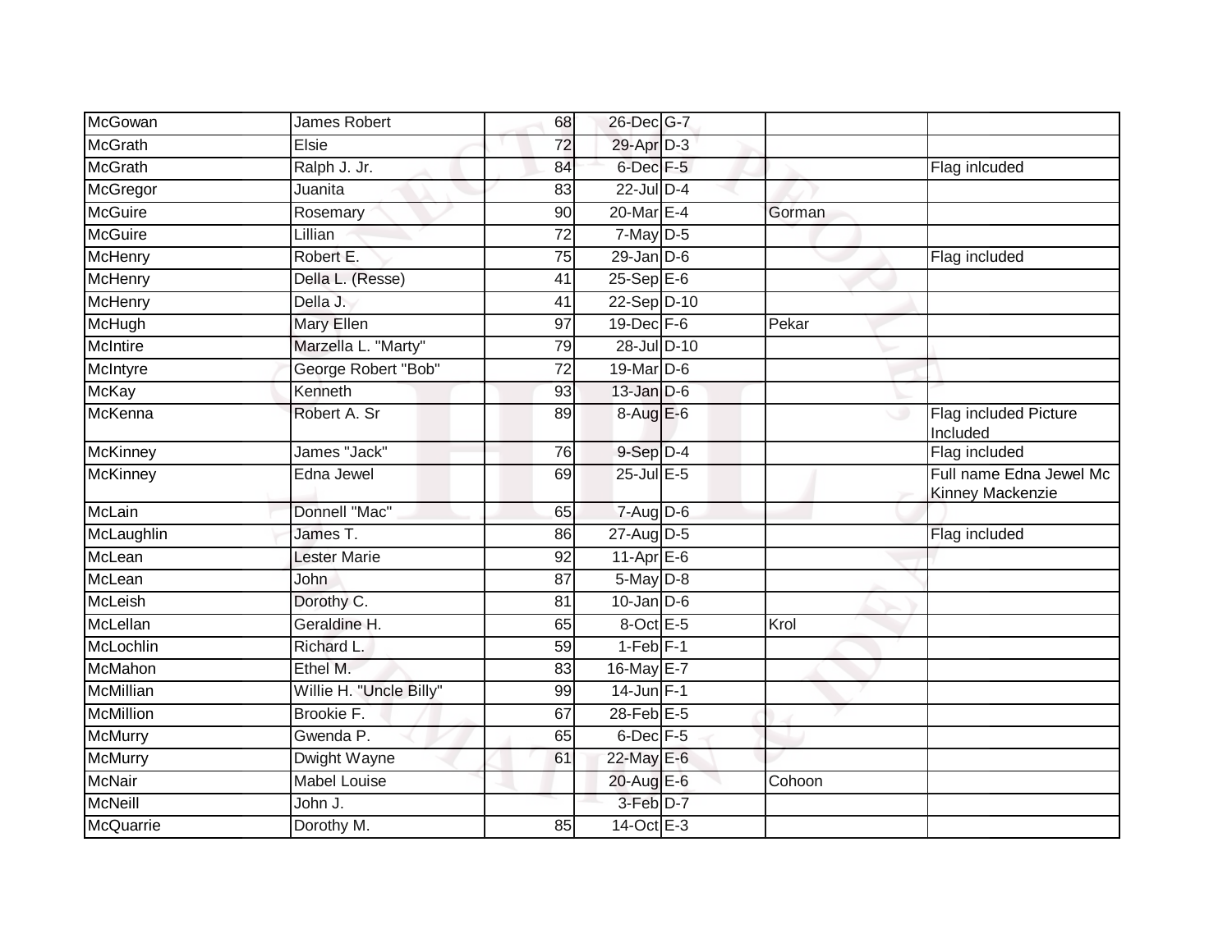| | | | | | | |
|---|---|---|---|---|---|---|
| McGowan | James Robert | 68 | 26-Dec | G-7 | | |
| McGrath | Elsie | 72 | 29-Apr | D-3 | | |
| McGrath | Ralph J. Jr. | 84 | 6-Dec | F-5 | | Flag inlcuded |
| McGregor | Juanita | 83 | 22-Jul | D-4 | | |
| McGuire | Rosemary | 90 | 20-Mar | E-4 | Gorman | |
| McGuire | Lillian | 72 | 7-May | D-5 | | |
| McHenry | Robert E. | 75 | 29-Jan | D-6 | | Flag included |
| McHenry | Della L. (Resse) | 41 | 25-Sep | E-6 | | |
| McHenry | Della J. | 41 | 22-Sep | D-10 | | |
| McHugh | Mary Ellen | 97 | 19-Dec | F-6 | Pekar | |
| McIntire | Marzella L. "Marty" | 79 | 28-Jul | D-10 | | |
| McIntyre | George Robert "Bob" | 72 | 19-Mar | D-6 | | |
| McKay | Kenneth | 93 | 13-Jan | D-6 | | |
| McKenna | Robert A. Sr | 89 | 8-Aug | E-6 | | Flag included Picture Included |
| McKinney | James "Jack" | 76 | 9-Sep | D-4 | | Flag included |
| McKinney | Edna Jewel | 69 | 25-Jul | E-5 | | Full name Edna Jewel Mc Kinney Mackenzie |
| McLain | Donnell "Mac" | 65 | 7-Aug | D-6 | | |
| McLaughlin | James T. | 86 | 27-Aug | D-5 | | Flag included |
| McLean | Lester Marie | 92 | 11-Apr | E-6 | | |
| McLean | John | 87 | 5-May | D-8 | | |
| McLeish | Dorothy C. | 81 | 10-Jan | D-6 | | |
| McLellan | Geraldine H. | 65 | 8-Oct | E-5 | Krol | |
| McLochlin | Richard L. | 59 | 1-Feb | F-1 | | |
| McMahon | Ethel M. | 83 | 16-May | E-7 | | |
| McMillian | Willie H. "Uncle Billy" | 99 | 14-Jun | F-1 | | |
| McMillion | Brookie F. | 67 | 28-Feb | E-5 | | |
| McMurry | Gwenda P. | 65 | 6-Dec | F-5 | | |
| McMurry | Dwight Wayne | 61 | 22-May | E-6 | | |
| McNair | Mabel Louise | | 20-Aug | E-6 | Cohoon | |
| McNeill | John J. | | 3-Feb | D-7 | | |
| McQuarrie | Dorothy M. | 85 | 14-Oct | E-3 | | |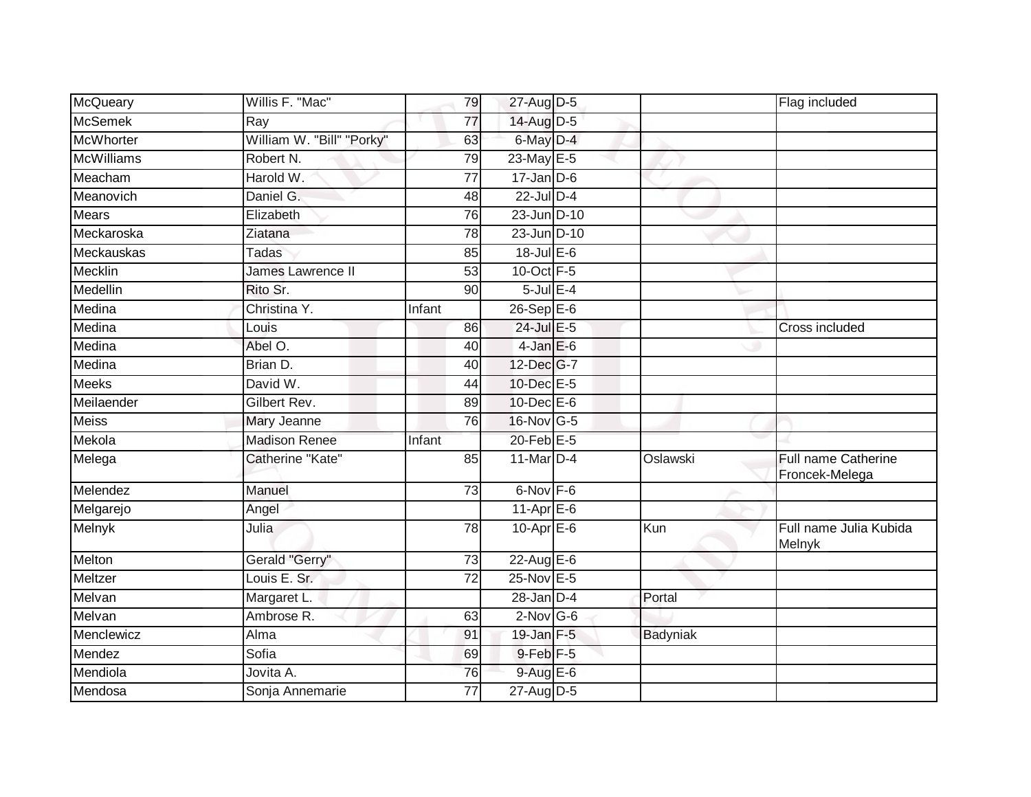| | | | | | | |
|---|---|---|---|---|---|---|
| McQueary | Willis F. "Mac" | 79 | 27-Aug | D-5 | | Flag included |
| McSemek | Ray | 77 | 14-Aug | D-5 | | |
| McWhorter | William W. "Bill" "Porky" | 63 | 6-May | D-4 | | |
| McWilliams | Robert N. | 79 | 23-May | E-5 | | |
| Meacham | Harold W. | 77 | 17-Jan | D-6 | | |
| Meanovich | Daniel G. | 48 | 22-Jul | D-4 | | |
| Mears | Elizabeth | 76 | 23-Jun | D-10 | | |
| Meckaroska | Ziatana | 78 | 23-Jun | D-10 | | |
| Meckauskas | Tadas | 85 | 18-Jul | E-6 | | |
| Mecklin | James Lawrence II | 53 | 10-Oct | F-5 | | |
| Medellin | Rito Sr. | 90 | 5-Jul | E-4 | | |
| Medina | Christina Y. | Infant | 26-Sep | E-6 | | |
| Medina | Louis | 86 | 24-Jul | E-5 | | Cross included |
| Medina | Abel O. | 40 | 4-Jan | E-6 | | |
| Medina | Brian D. | 40 | 12-Dec | G-7 | | |
| Meeks | David W. | 44 | 10-Dec | E-5 | | |
| Meilaender | Gilbert Rev. | 89 | 10-Dec | E-6 | | |
| Meiss | Mary Jeanne | 76 | 16-Nov | G-5 | | |
| Mekola | Madison Renee | Infant | 20-Feb | E-5 | | |
| Melega | Catherine "Kate" | 85 | 11-Mar | D-4 | Oslawski | Full name Catherine Froncek-Melega |
| Melendez | Manuel | 73 | 6-Nov | F-6 | | |
| Melgarejo | Angel | | 11-Apr | E-6 | | |
| Melnyk | Julia | 78 | 10-Apr | E-6 | Kun | Full name Julia Kubida Melnyk |
| Melton | Gerald "Gerry" | 73 | 22-Aug | E-6 | | |
| Meltzer | Louis E. Sr. | 72 | 25-Nov | E-5 | | |
| Melvan | Margaret L. | | 28-Jan | D-4 | Portal | |
| Melvan | Ambrose R. | 63 | 2-Nov | G-6 | | |
| Menclewicz | Alma | 91 | 19-Jan | F-5 | Badyniak | |
| Mendez | Sofia | 69 | 9-Feb | F-5 | | |
| Mendiola | Jovita A. | 76 | 9-Aug | E-6 | | |
| Mendosa | Sonja Annemarie | 77 | 27-Aug | D-5 | | |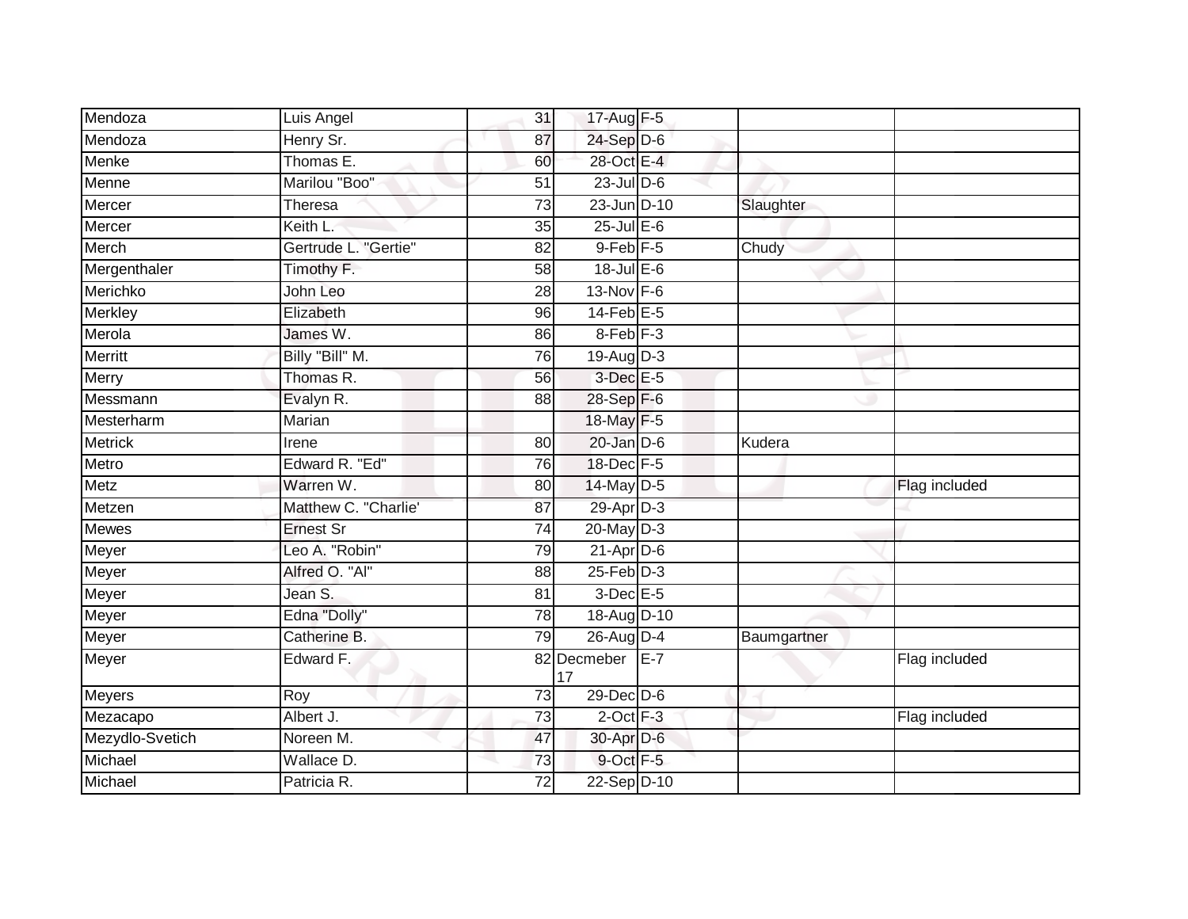| | | | | | | |
|---|---|---|---|---|---|---|
| Mendoza | Luis Angel | 31 | 17-Aug | F-5 | | |
| Mendoza | Henry Sr. | 87 | 24-Sep | D-6 | | |
| Menke | Thomas E. | 60 | 28-Oct | E-4 | | |
| Menne | Marilou "Boo" | 51 | 23-Jul | D-6 | | |
| Mercer | Theresa | 73 | 23-Jun | D-10 | Slaughter | |
| Mercer | Keith L. | 35 | 25-Jul | E-6 | | |
| Merch | Gertrude L. "Gertie" | 82 | 9-Feb | F-5 | Chudy | |
| Mergenthaler | Timothy F. | 58 | 18-Jul | E-6 | | |
| Merichko | John Leo | 28 | 13-Nov | F-6 | | |
| Merkley | Elizabeth | 96 | 14-Feb | E-5 | | |
| Merola | James W. | 86 | 8-Feb | F-3 | | |
| Merritt | Billy "Bill" M. | 76 | 19-Aug | D-3 | | |
| Merry | Thomas R. | 56 | 3-Dec | E-5 | | |
| Messmann | Evalyn R. | 88 | 28-Sep | F-6 | | |
| Mesterharm | Marian | | 18-May | F-5 | | |
| Metrick | Irene | 80 | 20-Jan | D-6 | Kudera | |
| Metro | Edward R. "Ed" | 76 | 18-Dec | F-5 | | |
| Metz | Warren W. | 80 | 14-May | D-5 | | Flag included |
| Metzen | Matthew C. "Charlie' | 87 | 29-Apr | D-3 | | |
| Mewes | Ernest Sr | 74 | 20-May | D-3 | | |
| Meyer | Leo A. "Robin" | 79 | 21-Apr | D-6 | | |
| Meyer | Alfred O. "Al" | 88 | 25-Feb | D-3 | | |
| Meyer | Jean S. | 81 | 3-Dec | E-5 | | |
| Meyer | Edna "Dolly" | 78 | 18-Aug | D-10 | | |
| Meyer | Catherine B. | 79 | 26-Aug | D-4 | Baumgartner | |
| Meyer | Edward F. | 82 | Decmeber 17 | E-7 | | Flag included |
| Meyers | Roy | 73 | 29-Dec | D-6 | | |
| Mezacapo | Albert J. | 73 | 2-Oct | F-3 | | Flag included |
| Mezydlo-Svetich | Noreen M. | 47 | 30-Apr | D-6 | | |
| Michael | Wallace D. | 73 | 9-Oct | F-5 | | |
| Michael | Patricia R. | 72 | 22-Sep | D-10 | | |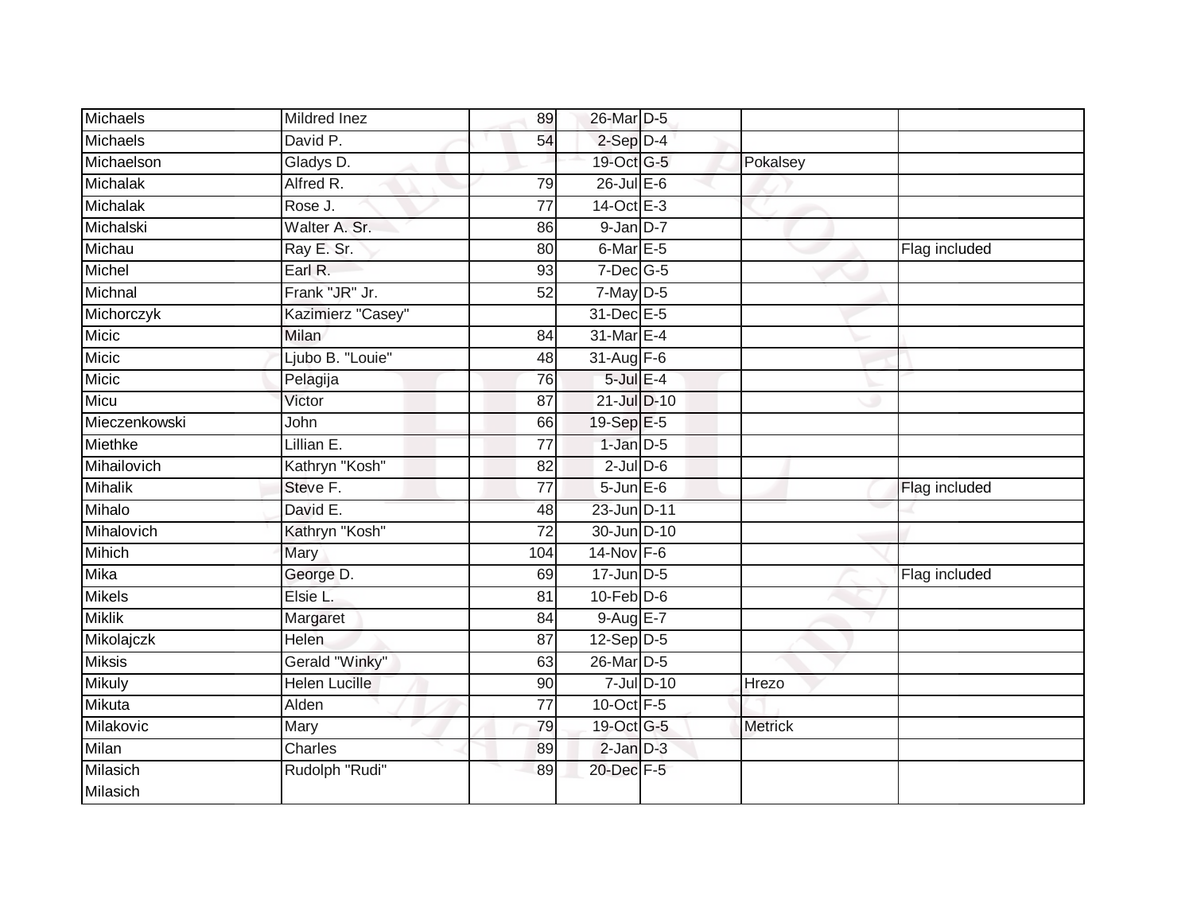| | | | | | | |
|---|---|---|---|---|---|---|
| Michaels | Mildred Inez | 89 | 26-Mar | D-5 | | |
| Michaels | David P. | 54 | 2-Sep | D-4 | | |
| Michaelson | Gladys D. | | 19-Oct | G-5 | Pokalsey | |
| Michalak | Alfred R. | 79 | 26-Jul | E-6 | | |
| Michalak | Rose J. | 77 | 14-Oct | E-3 | | |
| Michalski | Walter A. Sr. | 86 | 9-Jan | D-7 | | |
| Michau | Ray E. Sr. | 80 | 6-Mar | E-5 | | Flag included |
| Michel | Earl R. | 93 | 7-Dec | G-5 | | |
| Michnal | Frank "JR" Jr. | 52 | 7-May | D-5 | | |
| Michorczyk | Kazimierz "Casey" | | 31-Dec | E-5 | | |
| Micic | Milan | 84 | 31-Mar | E-4 | | |
| Micic | Ljubo B. "Louie" | 48 | 31-Aug | F-6 | | |
| Micic | Pelagija | 76 | 5-Jul | E-4 | | |
| Micu | Victor | 87 | 21-Jul | D-10 | | |
| Mieczenkowski | John | 66 | 19-Sep | E-5 | | |
| Miethke | Lillian E. | 77 | 1-Jan | D-5 | | |
| Mihailovich | Kathryn "Kosh" | 82 | 2-Jul | D-6 | | |
| Mihalik | Steve F. | 77 | 5-Jun | E-6 | | Flag included |
| Mihalo | David E. | 48 | 23-Jun | D-11 | | |
| Mihalovich | Kathryn "Kosh" | 72 | 30-Jun | D-10 | | |
| Mihich | Mary | 104 | 14-Nov | F-6 | | |
| Mika | George D. | 69 | 17-Jun | D-5 | | Flag included |
| Mikels | Elsie L. | 81 | 10-Feb | D-6 | | |
| Miklik | Margaret | 84 | 9-Aug | E-7 | | |
| Mikolajczk | Helen | 87 | 12-Sep | D-5 | | |
| Miksis | Gerald "Winky" | 63 | 26-Mar | D-5 | | |
| Mikuly | Helen Lucille | 90 | 7-Jul | D-10 | Hrezo | |
| Mikuta | Alden | 77 | 10-Oct | F-5 | | |
| Milakovic | Mary | 79 | 19-Oct | G-5 | Metrick | |
| Milan | Charles | 89 | 2-Jan | D-3 | | |
| Milasich Milasich | Rudolph "Rudi" | 89 | 20-Dec | F-5 | | |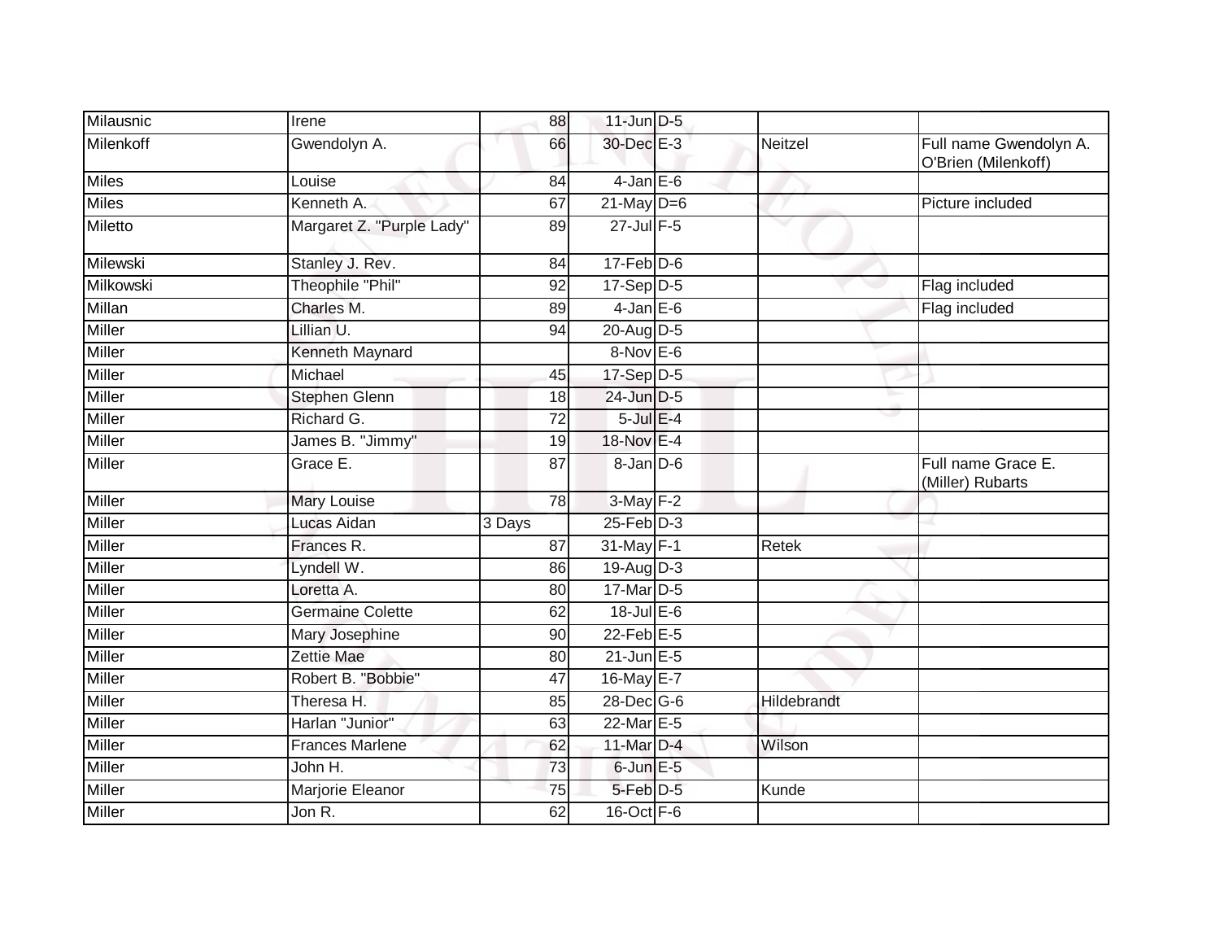| | | | | | | |
|---|---|---|---|---|---|---|
| Milausnic | Irene | 88 | 11-Jun | D-5 | | |
| Milenkoff | Gwendolyn A. | 66 | 30-Dec | E-3 | Neitzel | Full name Gwendolyn A. O'Brien (Milenkoff) |
| Miles | Louise | 84 | 4-Jan | E-6 | | |
| Miles | Kenneth A. | 67 | 21-May | D=6 | | Picture included |
| Miletto | Margaret Z. "Purple Lady" | 89 | 27-Jul | F-5 | | |
| Milewski | Stanley J. Rev. | 84 | 17-Feb | D-6 | | |
| Milkowski | Theophile "Phil" | 92 | 17-Sep | D-5 | | Flag included |
| Millan | Charles M. | 89 | 4-Jan | E-6 | | Flag included |
| Miller | Lillian U. | 94 | 20-Aug | D-5 | | |
| Miller | Kenneth Maynard | | 8-Nov | E-6 | | |
| Miller | Michael | 45 | 17-Sep | D-5 | | |
| Miller | Stephen Glenn | 18 | 24-Jun | D-5 | | |
| Miller | Richard G. | 72 | 5-Jul | E-4 | | |
| Miller | James B. "Jimmy" | 19 | 18-Nov | E-4 | | |
| Miller | Grace E. | 87 | 8-Jan | D-6 | | Full name Grace E. (Miller) Rubarts |
| Miller | Mary Louise | 78 | 3-May | F-2 | | |
| Miller | Lucas Aidan | 3 Days | 25-Feb | D-3 | | |
| Miller | Frances R. | 87 | 31-May | F-1 | Retek | |
| Miller | Lyndell W. | 86 | 19-Aug | D-3 | | |
| Miller | Loretta A. | 80 | 17-Mar | D-5 | | |
| Miller | Germaine Colette | 62 | 18-Jul | E-6 | | |
| Miller | Mary Josephine | 90 | 22-Feb | E-5 | | |
| Miller | Zettie Mae | 80 | 21-Jun | E-5 | | |
| Miller | Robert B. "Bobbie" | 47 | 16-May | E-7 | | |
| Miller | Theresa H. | 85 | 28-Dec | G-6 | Hildebrandt | |
| Miller | Harlan "Junior" | 63 | 22-Mar | E-5 | | |
| Miller | Frances Marlene | 62 | 11-Mar | D-4 | Wilson | |
| Miller | John H. | 73 | 6-Jun | E-5 | | |
| Miller | Marjorie Eleanor | 75 | 5-Feb | D-5 | Kunde | |
| Miller | Jon R. | 62 | 16-Oct | F-6 | | |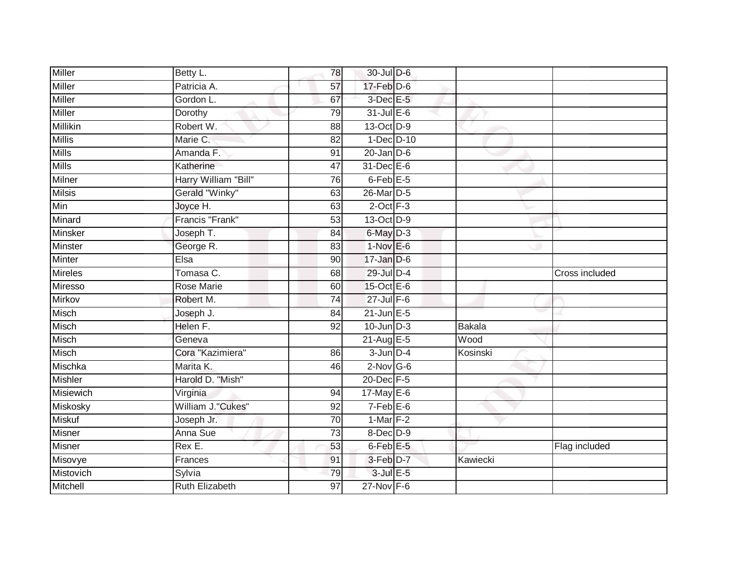| | | | | | | |
|---|---|---|---|---|---|---|
| Miller | Betty L. | 78 | 30-Jul | D-6 | | |
| Miller | Patricia A. | 57 | 17-Feb | D-6 | | |
| Miller | Gordon L. | 67 | 3-Dec | E-5 | | |
| Miller | Dorothy | 79 | 31-Jul | E-6 | | |
| Millikin | Robert W. | 88 | 13-Oct | D-9 | | |
| Millis | Marie C. | 82 | 1-Dec | D-10 | | |
| Mills | Amanda F. | 91 | 20-Jan | D-6 | | |
| Mills | Katherine | 47 | 31-Dec | E-6 | | |
| Milner | Harry William "Bill" | 76 | 6-Feb | E-5 | | |
| Milsis | Gerald "Winky" | 63 | 26-Mar | D-5 | | |
| Min | Joyce H. | 63 | 2-Oct | F-3 | | |
| Minard | Francis "Frank" | 53 | 13-Oct | D-9 | | |
| Minsker | Joseph T. | 84 | 6-May | D-3 | | |
| Minster | George R. | 83 | 1-Nov | E-6 | | |
| Minter | Elsa | 90 | 17-Jan | D-6 | | |
| Mireles | Tomasa C. | 68 | 29-Jul | D-4 | | Cross included |
| Miresso | Rose Marie | 60 | 15-Oct | E-6 | | |
| Mirkov | Robert M. | 74 | 27-Jul | F-6 | | |
| Misch | Joseph J. | 84 | 21-Jun | E-5 | | |
| Misch | Helen F. | 92 | 10-Jun | D-3 | Bakala | |
| Misch | Geneva | | 21-Aug | E-5 | Wood | |
| Misch | Cora "Kazimiera" | 86 | 3-Jun | D-4 | Kosinski | |
| Mischka | Marita K. | 46 | 2-Nov | G-6 | | |
| Mishler | Harold D. "Mish" | | 20-Dec | F-5 | | |
| Misiewich | Virginia | 94 | 17-May | E-6 | | |
| Miskosky | William J."Cukes" | 92 | 7-Feb | E-6 | | |
| Miskuf | Joseph Jr. | 70 | 1-Mar | F-2 | | |
| Misner | Anna Sue | 73 | 8-Dec | D-9 | | |
| Misner | Rex E. | 53 | 6-Feb | E-5 | | Flag included |
| Misovye | Frances | 91 | 3-Feb | D-7 | Kawiecki | |
| Mistovich | Sylvia | 79 | 3-Jul | E-5 | | |
| Mitchell | Ruth Elizabeth | 97 | 27-Nov | F-6 | | |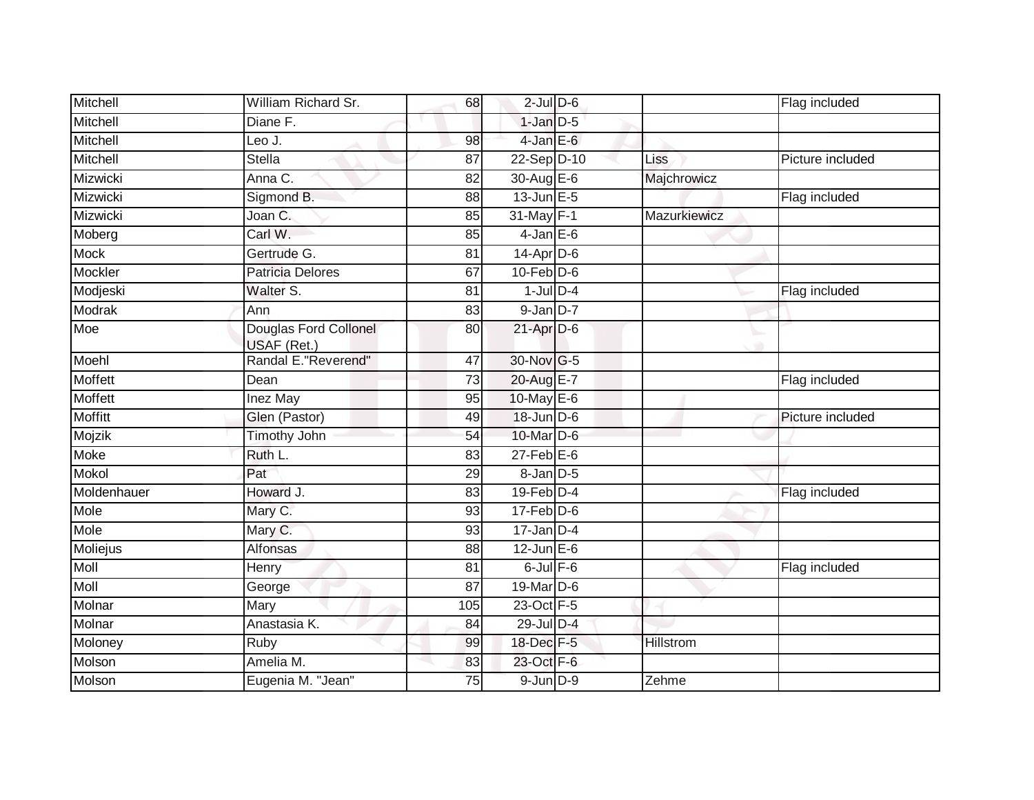| | | | | | | |
|---|---|---|---|---|---|---|
| Mitchell | William Richard Sr. | 68 | 2-Jul | D-6 | | Flag included |
| Mitchell | Diane F. | | 1-Jan | D-5 | | |
| Mitchell | Leo J. | 98 | 4-Jan | E-6 | | |
| Mitchell | Stella | 87 | 22-Sep | D-10 | Liss | Picture included |
| Mizwicki | Anna C. | 82 | 30-Aug | E-6 | Majchrowicz | |
| Mizwicki | Sigmond B. | 88 | 13-Jun | E-5 | | Flag included |
| Mizwicki | Joan C. | 85 | 31-May | F-1 | Mazurkiewicz | |
| Moberg | Carl W. | 85 | 4-Jan | E-6 | | |
| Mock | Gertrude G. | 81 | 14-Apr | D-6 | | |
| Mockler | Patricia Delores | 67 | 10-Feb | D-6 | | |
| Modjeski | Walter S. | 81 | 1-Jul | D-4 | | Flag included |
| Modrak | Ann | 83 | 9-Jan | D-7 | | |
| Moe | Douglas Ford Collonel USAF (Ret.) | 80 | 21-Apr | D-6 | | |
| Moehl | Randal E."Reverend" | 47 | 30-Nov | G-5 | | |
| Moffett | Dean | 73 | 20-Aug | E-7 | | Flag included |
| Moffett | Inez May | 95 | 10-May | E-6 | | |
| Moffitt | Glen (Pastor) | 49 | 18-Jun | D-6 | | Picture included |
| Mojzik | Timothy John | 54 | 10-Mar | D-6 | | |
| Moke | Ruth L. | 83 | 27-Feb | E-6 | | |
| Mokol | Pat | 29 | 8-Jan | D-5 | | |
| Moldenhauer | Howard J. | 83 | 19-Feb | D-4 | | Flag included |
| Mole | Mary C. | 93 | 17-Feb | D-6 | | |
| Mole | Mary C. | 93 | 17-Jan | D-4 | | |
| Moliejus | Alfonsas | 88 | 12-Jun | E-6 | | |
| Moll | Henry | 81 | 6-Jul | F-6 | | Flag included |
| Moll | George | 87 | 19-Mar | D-6 | | |
| Molnar | Mary | 105 | 23-Oct | F-5 | | |
| Molnar | Anastasia K. | 84 | 29-Jul | D-4 | | |
| Moloney | Ruby | 99 | 18-Dec | F-5 | Hillstrom | |
| Molson | Amelia M. | 83 | 23-Oct | F-6 | | |
| Molson | Eugenia M. "Jean" | 75 | 9-Jun | D-9 | Zehme | |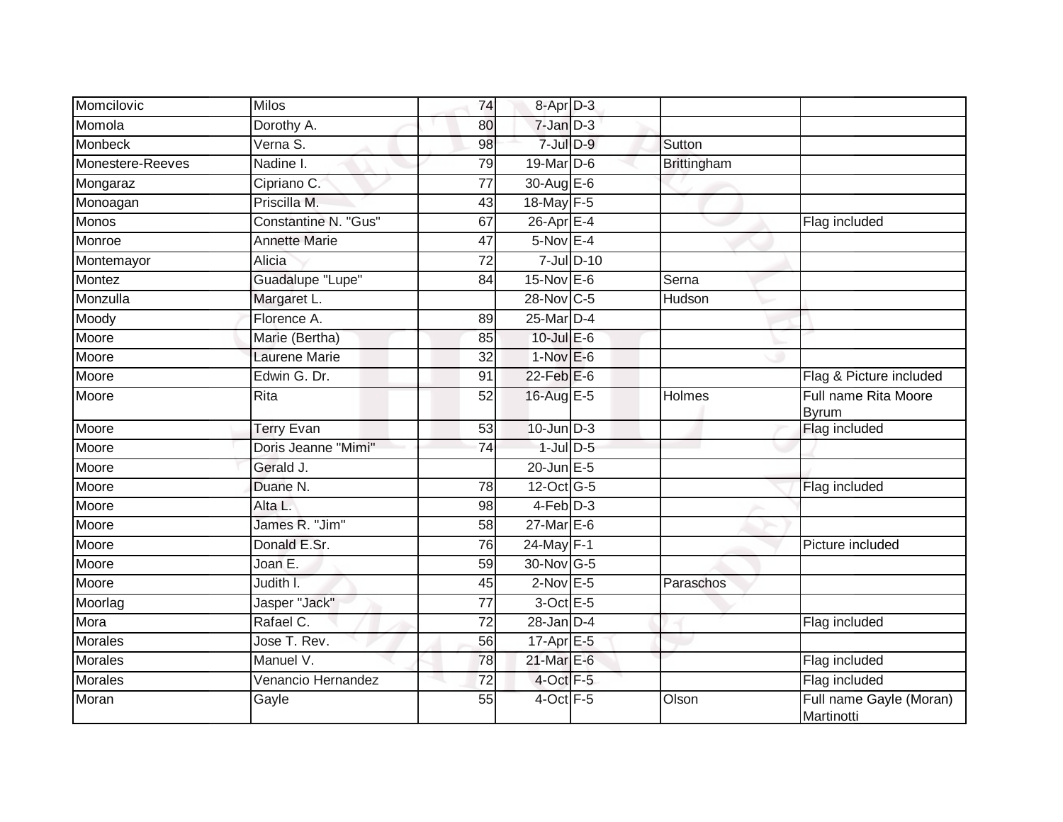| | | | | | | |
|---|---|---|---|---|---|---|
| Momcilovic | Milos | 74 | 8-Apr | D-3 | | |
| Momola | Dorothy A. | 80 | 7-Jan | D-3 | | |
| Monbeck | Verna S. | 98 | 7-Jul | D-9 | Sutton | |
| Monestere-Reeves | Nadine I. | 79 | 19-Mar | D-6 | Brittingham | |
| Mongaraz | Cipriano C. | 77 | 30-Aug | E-6 | | |
| Monoagan | Priscilla M. | 43 | 18-May | F-5 | | |
| Monos | Constantine N. "Gus" | 67 | 26-Apr | E-4 | | Flag included |
| Monroe | Annette Marie | 47 | 5-Nov | E-4 | | |
| Montemayor | Alicia | 72 | 7-Jul | D-10 | | |
| Montez | Guadalupe "Lupe" | 84 | 15-Nov | E-6 | Serna | |
| Monzulla | Margaret L. | | 28-Nov | C-5 | Hudson | |
| Moody | Florence A. | 89 | 25-Mar | D-4 | | |
| Moore | Marie (Bertha) | 85 | 10-Jul | E-6 | | |
| Moore | Laurene Marie | 32 | 1-Nov | E-6 | | |
| Moore | Edwin G. Dr. | 91 | 22-Feb | E-6 | | Flag & Picture included |
| Moore | Rita | 52 | 16-Aug | E-5 | Holmes | Full name Rita Moore Byrum |
| Moore | Terry Evan | 53 | 10-Jun | D-3 | | Flag included |
| Moore | Doris Jeanne "Mimi" | 74 | 1-Jul | D-5 | | |
| Moore | Gerald J. | | 20-Jun | E-5 | | |
| Moore | Duane N. | 78 | 12-Oct | G-5 | | Flag included |
| Moore | Alta L. | 98 | 4-Feb | D-3 | | |
| Moore | James R. "Jim" | 58 | 27-Mar | E-6 | | |
| Moore | Donald E.Sr. | 76 | 24-May | F-1 | | Picture included |
| Moore | Joan E. | 59 | 30-Nov | G-5 | | |
| Moore | Judith l. | 45 | 2-Nov | E-5 | Paraschos | |
| Moorlag | Jasper "Jack" | 77 | 3-Oct | E-5 | | |
| Mora | Rafael C. | 72 | 28-Jan | D-4 | | Flag included |
| Morales | Jose T. Rev. | 56 | 17-Apr | E-5 | | |
| Morales | Manuel V. | 78 | 21-Mar | E-6 | | Flag included |
| Morales | Venancio Hernandez | 72 | 4-Oct | F-5 | | Flag included |
| Moran | Gayle | 55 | 4-Oct | F-5 | Olson | Full name Gayle (Moran) Martinotti |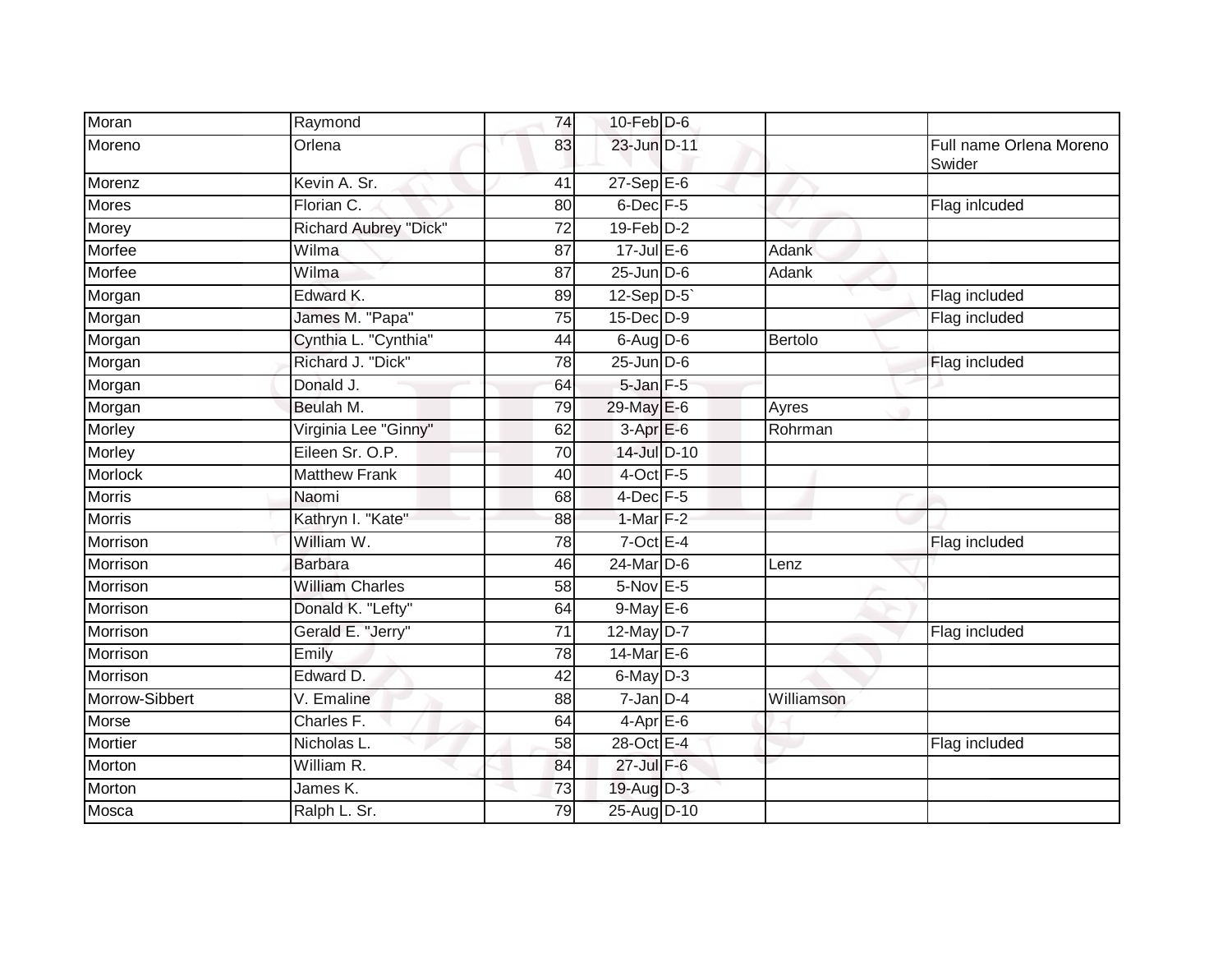| | | | | | | |
|---|---|---|---|---|---|---|
| Moran | Raymond | 74 | 10-Feb | D-6 | | |
| Moreno | Orlena | 83 | 23-Jun | D-11 | | Full name Orlena Moreno Swider |
| Morenz | Kevin A. Sr. | 41 | 27-Sep | E-6 | | |
| Mores | Florian C. | 80 | 6-Dec | F-5 | | Flag inlcuded |
| Morey | Richard Aubrey "Dick" | 72 | 19-Feb | D-2 | | |
| Morfee | Wilma | 87 | 17-Jul | E-6 | Adank | |
| Morfee | Wilma | 87 | 25-Jun | D-6 | Adank | |
| Morgan | Edward K. | 89 | 12-Sep | D-5` | | Flag included |
| Morgan | James M. "Papa" | 75 | 15-Dec | D-9 | | Flag included |
| Morgan | Cynthia L. "Cynthia" | 44 | 6-Aug | D-6 | Bertolo | |
| Morgan | Richard J. "Dick" | 78 | 25-Jun | D-6 | | Flag included |
| Morgan | Donald J. | 64 | 5-Jan | F-5 | | |
| Morgan | Beulah M. | 79 | 29-May | E-6 | Ayres | |
| Morley | Virginia Lee "Ginny" | 62 | 3-Apr | E-6 | Rohrman | |
| Morley | Eileen Sr. O.P. | 70 | 14-Jul | D-10 | | |
| Morlock | Matthew Frank | 40 | 4-Oct | F-5 | | |
| Morris | Naomi | 68 | 4-Dec | F-5 | | |
| Morris | Kathryn I. "Kate" | 88 | 1-Mar | F-2 | | |
| Morrison | William W. | 78 | 7-Oct | E-4 | | Flag included |
| Morrison | Barbara | 46 | 24-Mar | D-6 | Lenz | |
| Morrison | William Charles | 58 | 5-Nov | E-5 | | |
| Morrison | Donald K. "Lefty" | 64 | 9-May | E-6 | | |
| Morrison | Gerald E. "Jerry" | 71 | 12-May | D-7 | | Flag included |
| Morrison | Emily | 78 | 14-Mar | E-6 | | |
| Morrison | Edward D. | 42 | 6-May | D-3 | | |
| Morrow-Sibbert | V. Emaline | 88 | 7-Jan | D-4 | Williamson | |
| Morse | Charles F. | 64 | 4-Apr | E-6 | | |
| Mortier | Nicholas L. | 58 | 28-Oct | E-4 | | Flag included |
| Morton | William R. | 84 | 27-Jul | F-6 | | |
| Morton | James K. | 73 | 19-Aug | D-3 | | |
| Mosca | Ralph L. Sr. | 79 | 25-Aug | D-10 | | |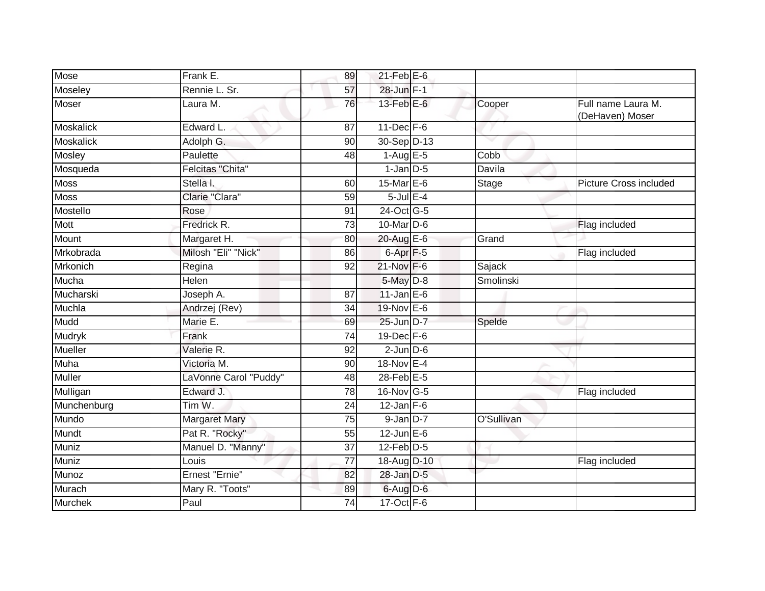| Mose | Frank E. | 89 | 21-Feb | E-6 | | |
|---|---|---|---|---|---|---|
| Moseley | Rennie L. Sr. | 57 | 28-Jun | F-1 | | |
| Moser | Laura M. | 76 | 13-Feb | E-6 | Cooper | Full name Laura M. (DeHaven) Moser |
| Moskalick | Edward L. | 87 | 11-Dec | F-6 | | |
| Moskalick | Adolph G. | 90 | 30-Sep | D-13 | | |
| Mosley | Paulette | 48 | 1-Aug | E-5 | Cobb | |
| Mosqueda | Felcitas "Chita" | | 1-Jan | D-5 | Davila | |
| Moss | Stella I. | 60 | 15-Mar | E-6 | Stage | Picture Cross included |
| Moss | Clarie "Clara" | 59 | 5-Jul | E-4 | | |
| Mostello | Rose | 91 | 24-Oct | G-5 | | |
| Mott | Fredrick R. | 73 | 10-Mar | D-6 | | Flag included |
| Mount | Margaret H. | 80 | 20-Aug | E-6 | Grand | |
| Mrkobrada | Milosh "Eli" "Nick" | 86 | 6-Apr | F-5 | | Flag included |
| Mrkonich | Regina | 92 | 21-Nov | F-6 | Sajack | |
| Mucha | Helen | | 5-May | D-8 | Smolinski | |
| Mucharski | Joseph A. | 87 | 11-Jan | E-6 | | |
| Muchla | Andrzej (Rev) | 34 | 19-Nov | E-6 | | |
| Mudd | Marie E. | 69 | 25-Jun | D-7 | Spelde | |
| Mudryk | Frank | 74 | 19-Dec | F-6 | | |
| Mueller | Valerie R. | 92 | 2-Jun | D-6 | | |
| Muha | Victoria M. | 90 | 18-Nov | E-4 | | |
| Muller | LaVonne Carol "Puddy" | 48 | 28-Feb | E-5 | | |
| Mulligan | Edward J. | 78 | 16-Nov | G-5 | | Flag included |
| Munchenburg | Tim W. | 24 | 12-Jan | F-6 | | |
| Mundo | Margaret Mary | 75 | 9-Jan | D-7 | O'Sullivan | |
| Mundt | Pat R. "Rocky" | 55 | 12-Jun | E-6 | | |
| Muniz | Manuel D. "Manny" | 37 | 12-Feb | D-5 | | |
| Muniz | Louis | 77 | 18-Aug | D-10 | | Flag included |
| Munoz | Ernest "Ernie" | 82 | 28-Jan | D-5 | | |
| Murach | Mary R. "Toots" | 89 | 6-Aug | D-6 | | |
| Murchek | Paul | 74 | 17-Oct | F-6 | | |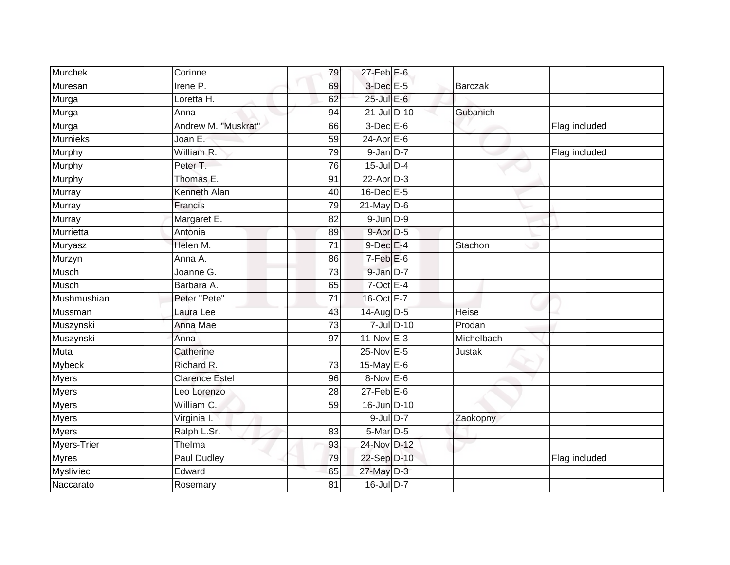| Murchek | Corinne | 79 | 27-Feb | E-6 | | |
|---|---|---|---|---|---|---|
| Muresan | Irene P. | 69 | 3-Dec | E-5 | Barczak | |
| Murga | Loretta H. | 62 | 25-Jul | E-6 | | |
| Murga | Anna | 94 | 21-Jul | D-10 | Gubanich | |
| Murga | Andrew M. "Muskrat" | 66 | 3-Dec | E-6 | | Flag included |
| Murnieks | Joan E. | 59 | 24-Apr | E-6 | | |
| Murphy | William R. | 79 | 9-Jan | D-7 | | Flag included |
| Murphy | Peter T. | 76 | 15-Jul | D-4 | | |
| Murphy | Thomas E. | 91 | 22-Apr | D-3 | | |
| Murray | Kenneth Alan | 40 | 16-Dec | E-5 | | |
| Murray | Francis | 79 | 21-May | D-6 | | |
| Murray | Margaret E. | 82 | 9-Jun | D-9 | | |
| Murrietta | Antonia | 89 | 9-Apr | D-5 | | |
| Muryasz | Helen M. | 71 | 9-Dec | E-4 | Stachon | |
| Murzyn | Anna A. | 86 | 7-Feb | E-6 | | |
| Musch | Joanne G. | 73 | 9-Jan | D-7 | | |
| Musch | Barbara A. | 65 | 7-Oct | E-4 | | |
| Mushmushian | Peter "Pete" | 71 | 16-Oct | F-7 | | |
| Mussman | Laura Lee | 43 | 14-Aug | D-5 | Heise | |
| Muszynski | Anna Mae | 73 | 7-Jul | D-10 | Prodan | |
| Muszynski | Anna | 97 | 11-Nov | E-3 | Michelbach | |
| Muta | Catherine | | 25-Nov | E-5 | Justak | |
| Mybeck | Richard R. | 73 | 15-May | E-6 | | |
| Myers | Clarence Estel | 96 | 8-Nov | E-6 | | |
| Myers | Leo Lorenzo | 28 | 27-Feb | E-6 | | |
| Myers | William C. | 59 | 16-Jun | D-10 | | |
| Myers | Virginia I. | | 9-Jul | D-7 | Zaokopny | |
| Myers | Ralph L.Sr. | 83 | 5-Mar | D-5 | | |
| Myers-Trier | Thelma | 93 | 24-Nov | D-12 | | |
| Myres | Paul Dudley | 79 | 22-Sep | D-10 | | Flag included |
| Mysliviec | Edward | 65 | 27-May | D-3 | | |
| Naccarato | Rosemary | 81 | 16-Jul | D-7 | | |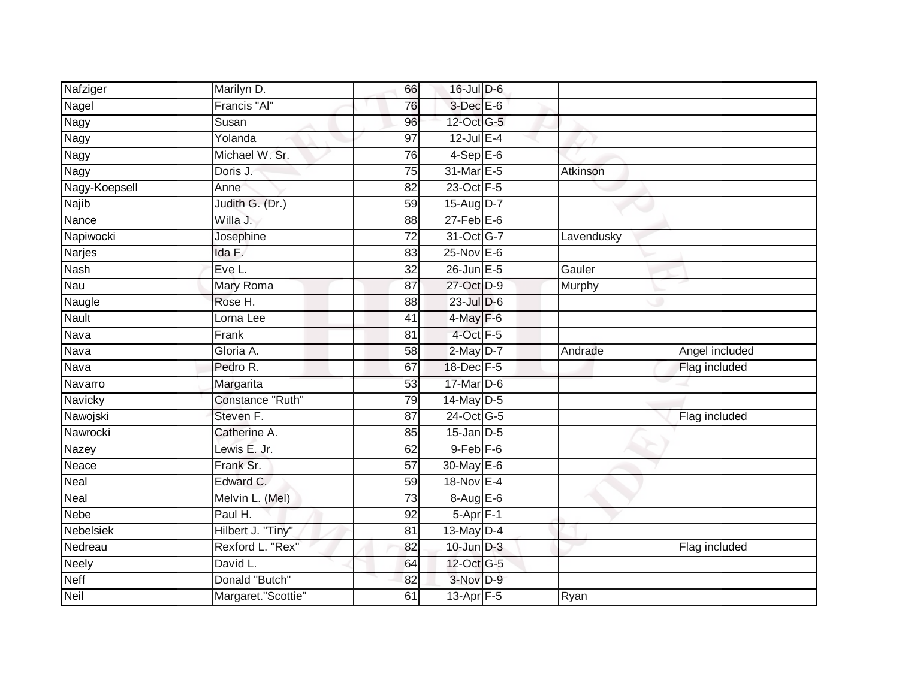| | | | | | | |
|---|---|---|---|---|---|---|
| Nafziger | Marilyn D. | 66 | 16-Jul | D-6 | | |
| Nagel | Francis "Al" | 76 | 3-Dec | E-6 | | |
| Nagy | Susan | 96 | 12-Oct | G-5 | | |
| Nagy | Yolanda | 97 | 12-Jul | E-4 | | |
| Nagy | Michael W. Sr. | 76 | 4-Sep | E-6 | | |
| Nagy | Doris J. | 75 | 31-Mar | E-5 | Atkinson | |
| Nagy-Koepsell | Anne | 82 | 23-Oct | F-5 | | |
| Najib | Judith G. (Dr.) | 59 | 15-Aug | D-7 | | |
| Nance | Willa J. | 88 | 27-Feb | E-6 | | |
| Napiwocki | Josephine | 72 | 31-Oct | G-7 | Lavendusky | |
| Narjes | Ida F. | 83 | 25-Nov | E-6 | | |
| Nash | Eve L. | 32 | 26-Jun | E-5 | Gauler | |
| Nau | Mary Roma | 87 | 27-Oct | D-9 | Murphy | |
| Naugle | Rose H. | 88 | 23-Jul | D-6 | | |
| Nault | Lorna Lee | 41 | 4-May | F-6 | | |
| Nava | Frank | 81 | 4-Oct | F-5 | | |
| Nava | Gloria A. | 58 | 2-May | D-7 | Andrade | Angel included |
| Nava | Pedro R. | 67 | 18-Dec | F-5 | | Flag included |
| Navarro | Margarita | 53 | 17-Mar | D-6 | | |
| Navicky | Constance "Ruth" | 79 | 14-May | D-5 | | |
| Nawojski | Steven F. | 87 | 24-Oct | G-5 | | Flag included |
| Nawrocki | Catherine A. | 85 | 15-Jan | D-5 | | |
| Nazey | Lewis E. Jr. | 62 | 9-Feb | F-6 | | |
| Neace | Frank Sr. | 57 | 30-May | E-6 | | |
| Neal | Edward C. | 59 | 18-Nov | E-4 | | |
| Neal | Melvin L. (Mel) | 73 | 8-Aug | E-6 | | |
| Nebe | Paul H. | 92 | 5-Apr | F-1 | | |
| Nebelsiek | Hilbert J. "Tiny" | 81 | 13-May | D-4 | | |
| Nedreau | Rexford L. "Rex" | 82 | 10-Jun | D-3 | | Flag included |
| Neely | David L. | 64 | 12-Oct | G-5 | | |
| Neff | Donald "Butch" | 82 | 3-Nov | D-9 | | |
| Neil | Margaret."Scottie" | 61 | 13-Apr | F-5 | Ryan | |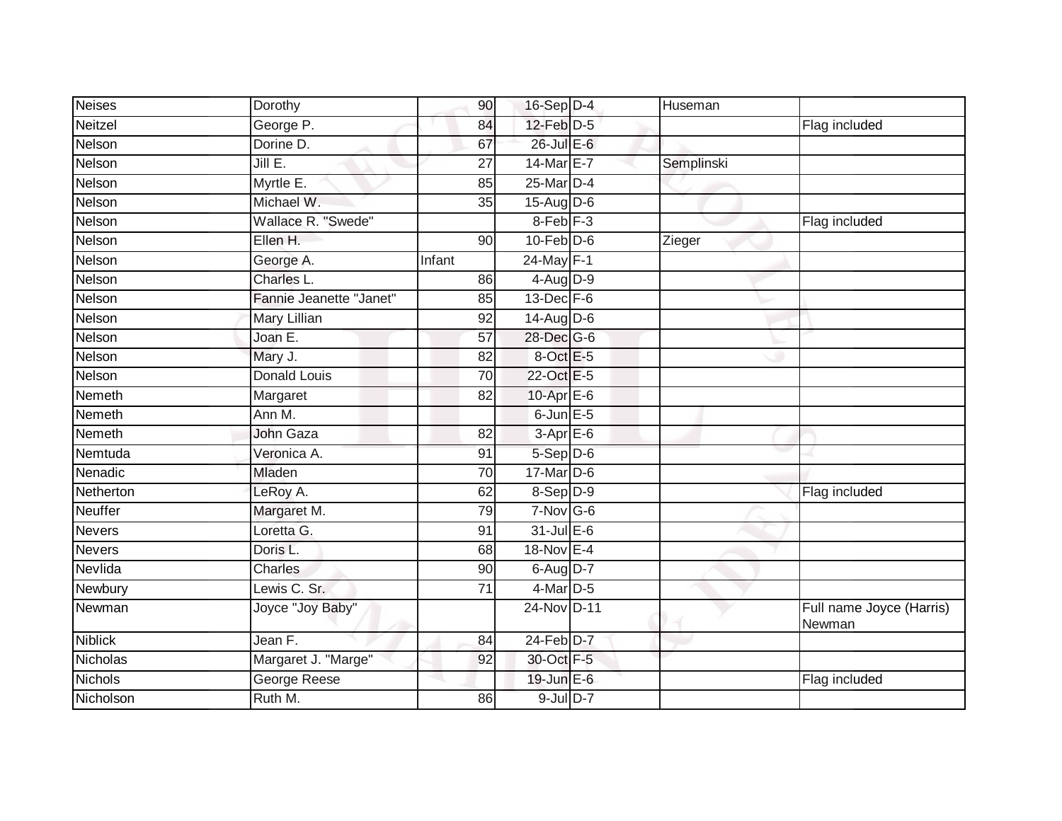| | | | | | | |
|---|---|---|---|---|---|---|
| Neises | Dorothy | 90 | 16-Sep | D-4 | Huseman | |
| Neitzel | George P. | 84 | 12-Feb | D-5 | | Flag included |
| Nelson | Dorine D. | 67 | 26-Jul | E-6 | | |
| Nelson | Jill E. | 27 | 14-Mar | E-7 | Semplinski | |
| Nelson | Myrtle E. | 85 | 25-Mar | D-4 | | |
| Nelson | Michael W. | 35 | 15-Aug | D-6 | | |
| Nelson | Wallace R. "Swede" | | 8-Feb | F-3 | | Flag included |
| Nelson | Ellen H. | 90 | 10-Feb | D-6 | Zieger | |
| Nelson | George A. | Infant | 24-May | F-1 | | |
| Nelson | Charles L. | 86 | 4-Aug | D-9 | | |
| Nelson | Fannie Jeanette "Janet" | 85 | 13-Dec | F-6 | | |
| Nelson | Mary Lillian | 92 | 14-Aug | D-6 | | |
| Nelson | Joan E. | 57 | 28-Dec | G-6 | | |
| Nelson | Mary J. | 82 | 8-Oct | E-5 | | |
| Nelson | Donald Louis | 70 | 22-Oct | E-5 | | |
| Nemeth | Margaret | 82 | 10-Apr | E-6 | | |
| Nemeth | Ann M. | | 6-Jun | E-5 | | |
| Nemeth | John Gaza | 82 | 3-Apr | E-6 | | |
| Nemtuda | Veronica A. | 91 | 5-Sep | D-6 | | |
| Nenadic | Mladen | 70 | 17-Mar | D-6 | | |
| Netherton | LeRoy A. | 62 | 8-Sep | D-9 | | Flag included |
| Neuffer | Margaret M. | 79 | 7-Nov | G-6 | | |
| Nevers | Loretta G. | 91 | 31-Jul | E-6 | | |
| Nevers | Doris L. | 68 | 18-Nov | E-4 | | |
| Nevlida | Charles | 90 | 6-Aug | D-7 | | |
| Newbury | Lewis C. Sr. | 71 | 4-Mar | D-5 | | |
| Newman | Joyce "Joy Baby" | | 24-Nov | D-11 | | Full name Joyce (Harris) Newman |
| Niblick | Jean F. | 84 | 24-Feb | D-7 | | |
| Nicholas | Margaret J. "Marge" | 92 | 30-Oct | F-5 | | |
| Nichols | George Reese | | 19-Jun | E-6 | | Flag included |
| Nicholson | Ruth M. | 86 | 9-Jul | D-7 | | |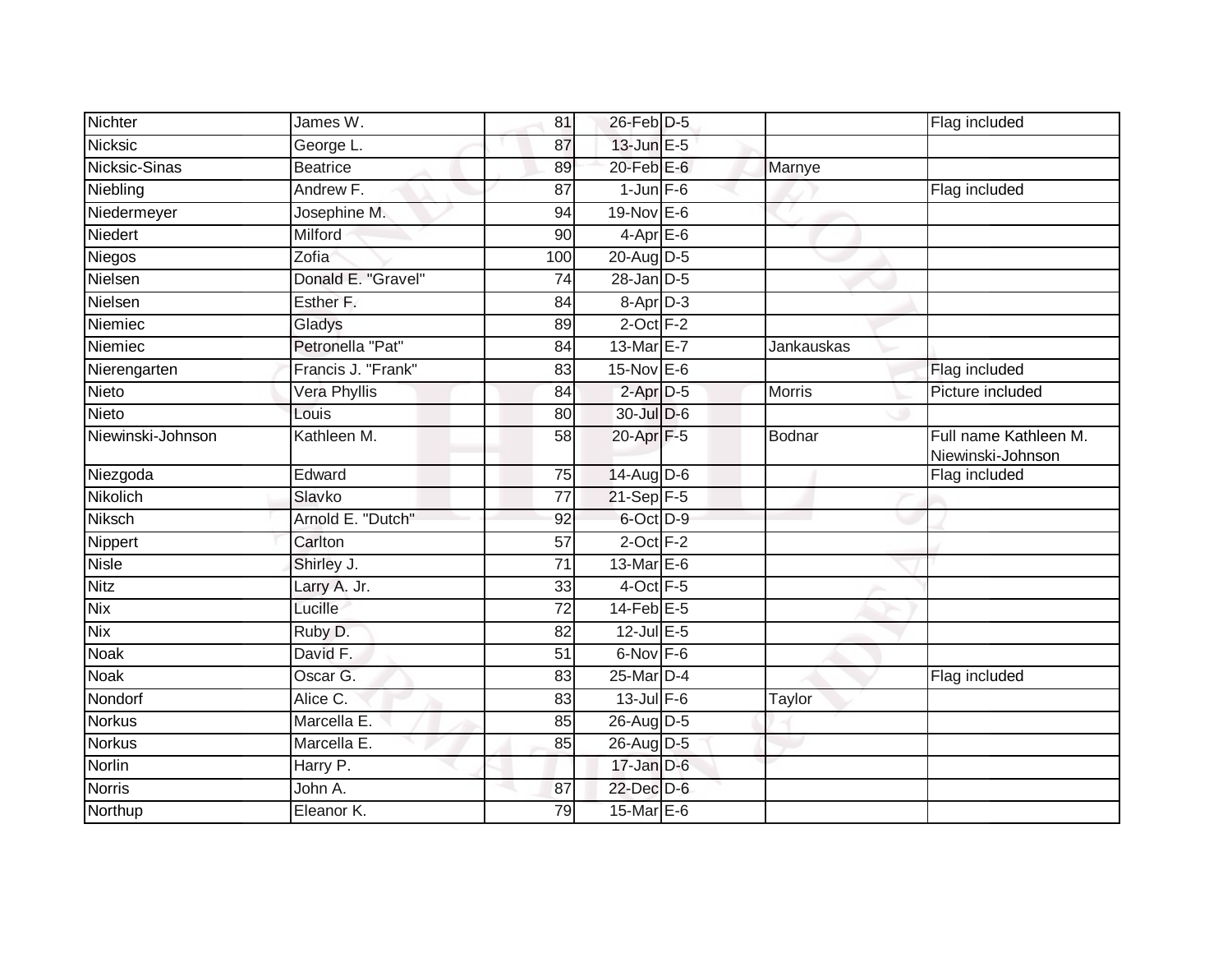| | | | | | | |
|---|---|---|---|---|---|---|
| Nichter | James W. | 81 | 26-Feb | D-5 | | Flag included |
| Nicksic | George L. | 87 | 13-Jun | E-5 | | |
| Nicksic-Sinas | Beatrice | 89 | 20-Feb | E-6 | Marnye | |
| Niebling | Andrew F. | 87 | 1-Jun | F-6 | | Flag included |
| Niedermeyer | Josephine M. | 94 | 19-Nov | E-6 | | |
| Niedert | Milford | 90 | 4-Apr | E-6 | | |
| Niegos | Zofia | 100 | 20-Aug | D-5 | | |
| Nielsen | Donald E. "Gravel" | 74 | 28-Jan | D-5 | | |
| Nielsen | Esther F. | 84 | 8-Apr | D-3 | | |
| Niemiec | Gladys | 89 | 2-Oct | F-2 | | |
| Niemiec | Petronella "Pat" | 84 | 13-Mar | E-7 | Jankauskas | |
| Nierengarten | Francis J. "Frank" | 83 | 15-Nov | E-6 | | Flag included |
| Nieto | Vera Phyllis | 84 | 2-Apr | D-5 | Morris | Picture included |
| Nieto | Louis | 80 | 30-Jul | D-6 | | |
| Niewinski-Johnson | Kathleen M. | 58 | 20-Apr | F-5 | Bodnar | Full name Kathleen M. Niewinski-Johnson |
| Niezgoda | Edward | 75 | 14-Aug | D-6 | | Flag included |
| Nikolich | Slavko | 77 | 21-Sep | F-5 | | |
| Niksch | Arnold E. "Dutch" | 92 | 6-Oct | D-9 | | |
| Nippert | Carlton | 57 | 2-Oct | F-2 | | |
| Nisle | Shirley J. | 71 | 13-Mar | E-6 | | |
| Nitz | Larry A. Jr. | 33 | 4-Oct | F-5 | | |
| Nix | Lucille | 72 | 14-Feb | E-5 | | |
| Nix | Ruby D. | 82 | 12-Jul | E-5 | | |
| Noak | David F. | 51 | 6-Nov | F-6 | | |
| Noak | Oscar G. | 83 | 25-Mar | D-4 | | Flag included |
| Nondorf | Alice C. | 83 | 13-Jul | F-6 | Taylor | |
| Norkus | Marcella E. | 85 | 26-Aug | D-5 | | |
| Norkus | Marcella E. | 85 | 26-Aug | D-5 | | |
| Norlin | Harry P. | | 17-Jan | D-6 | | |
| Norris | John A. | 87 | 22-Dec | D-6 | | |
| Northup | Eleanor K. | 79 | 15-Mar | E-6 | | |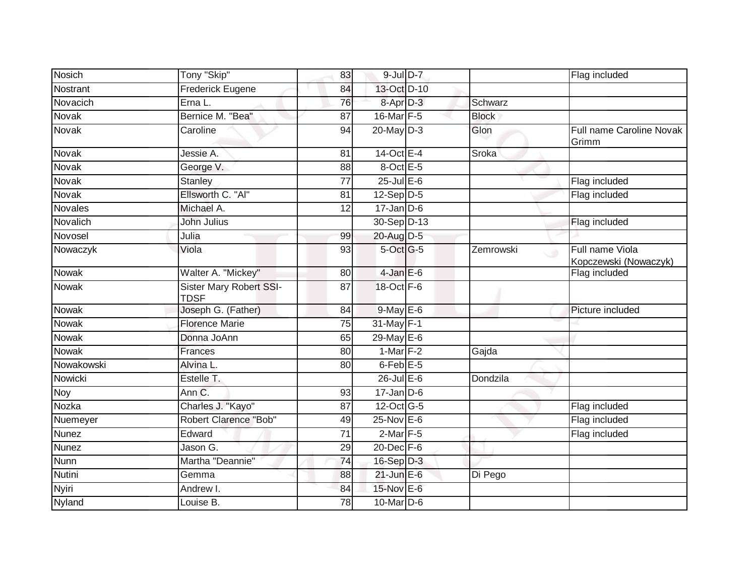| | | | | | | |
|---|---|---|---|---|---|---|
| Nosich | Tony "Skip" | 83 | 9-Jul | D-7 | | Flag included |
| Nostrant | Frederick Eugene | 84 | 13-Oct | D-10 | | |
| Novacich | Erna L. | 76 | 8-Apr | D-3 | Schwarz | |
| Novak | Bernice M. "Bea" | 87 | 16-Mar | F-5 | Block | |
| Novak | Caroline | 94 | 20-May | D-3 | Glon | Full name Caroline Novak Grimm |
| Novak | Jessie A. | 81 | 14-Oct | E-4 | Sroka | |
| Novak | George V. | 88 | 8-Oct | E-5 | | |
| Novak | Stanley | 77 | 25-Jul | E-6 | | Flag included |
| Novak | Ellsworth C. "Al" | 81 | 12-Sep | D-5 | | Flag included |
| Novales | Michael A. | 12 | 17-Jan | D-6 | | |
| Novalich | John Julius | | 30-Sep | D-13 | | Flag included |
| Novosel | Julia | 99 | 20-Aug | D-5 | | |
| Nowaczyk | Viola | 93 | 5-Oct | G-5 | Zemrowski | Full name Viola Kopczewski (Nowaczyk) |
| Nowak | Walter A. "Mickey" | 80 | 4-Jan | E-6 | | Flag included |
| Nowak | Sister Mary Robert SSI-TDSF | 87 | 18-Oct | F-6 | | |
| Nowak | Joseph G. (Father) | 84 | 9-May | E-6 | | Picture included |
| Nowak | Florence Marie | 75 | 31-May | F-1 | | |
| Nowak | Donna JoAnn | 65 | 29-May | E-6 | | |
| Nowak | Frances | 80 | 1-Mar | F-2 | Gajda | |
| Nowakowski | Alvina L. | 80 | 6-Feb | E-5 | | |
| Nowicki | Estelle T. | | 26-Jul | E-6 | Dondzila | |
| Noy | Ann C. | 93 | 17-Jan | D-6 | | |
| Nozka | Charles J. "Kayo" | 87 | 12-Oct | G-5 | | Flag included |
| Nuemeyer | Robert Clarence "Bob" | 49 | 25-Nov | E-6 | | Flag included |
| Nunez | Edward | 71 | 2-Mar | F-5 | | Flag included |
| Nunez | Jason G. | 29 | 20-Dec | F-6 | | |
| Nunn | Martha "Deannie" | 74 | 16-Sep | D-3 | | |
| Nutini | Gemma | 88 | 21-Jun | E-6 | Di Pego | |
| Nyiri | Andrew I. | 84 | 15-Nov | E-6 | | |
| Nyland | Louise B. | 78 | 10-Mar | D-6 | | |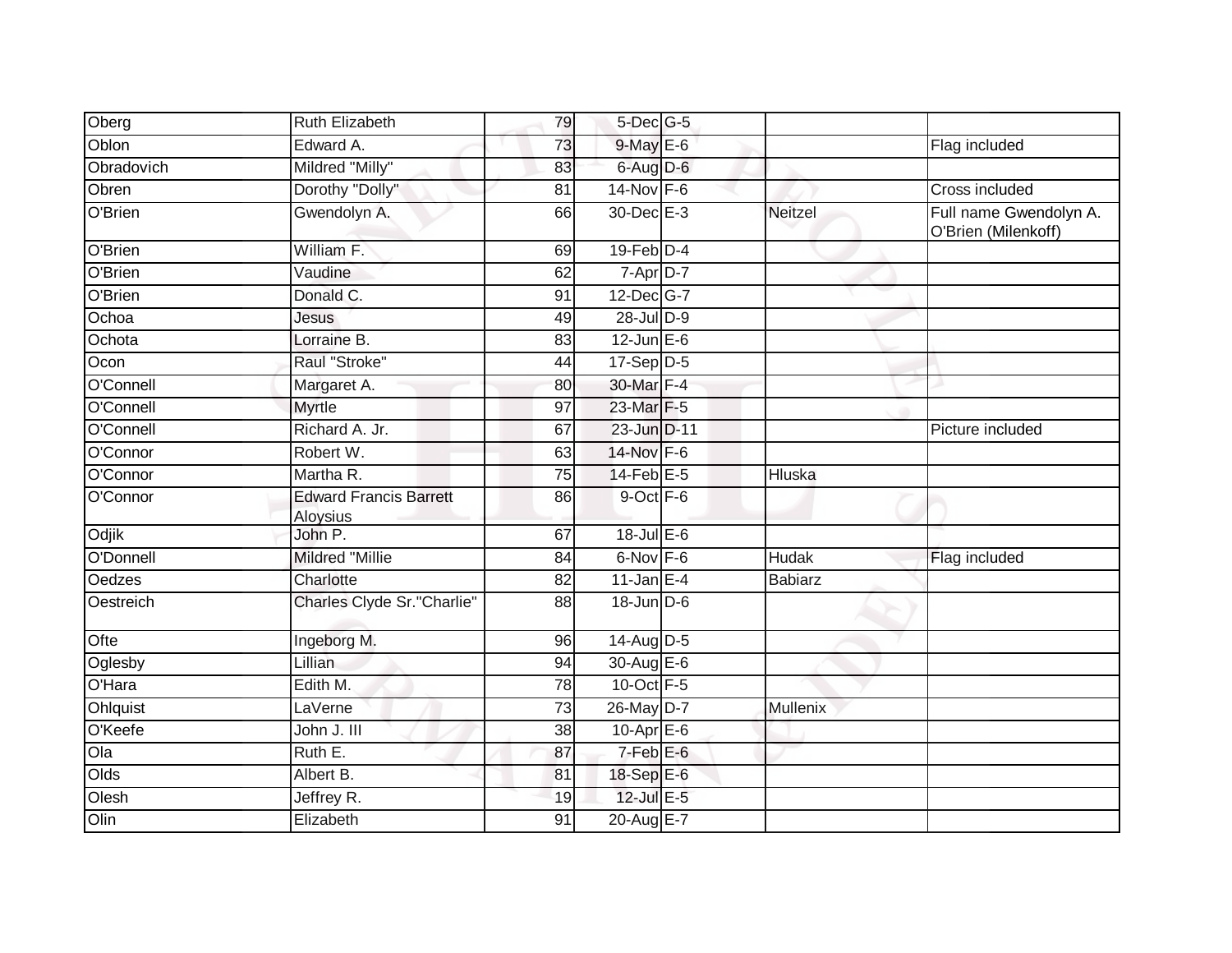| Oberg | Ruth Elizabeth | 79 | 5-Dec | G-5 | | |
|---|---|---|---|---|---|---|
| Oblon | Edward A. | 73 | 9-May | E-6 | | Flag included |
| Obradovich | Mildred "Milly" | 83 | 6-Aug | D-6 | | |
| Obren | Dorothy "Dolly" | 81 | 14-Nov | F-6 | | Cross included |
| O'Brien | Gwendolyn A. | 66 | 30-Dec | E-3 | Neitzel | Full name Gwendolyn A. O'Brien (Milenkoff) |
| O'Brien | William F. | 69 | 19-Feb | D-4 | | |
| O'Brien | Vaudine | 62 | 7-Apr | D-7 | | |
| O'Brien | Donald C. | 91 | 12-Dec | G-7 | | |
| Ochoa | Jesus | 49 | 28-Jul | D-9 | | |
| Ochota | Lorraine B. | 83 | 12-Jun | E-6 | | |
| Ocon | Raul "Stroke" | 44 | 17-Sep | D-5 | | |
| O'Connell | Margaret A. | 80 | 30-Mar | F-4 | | |
| O'Connell | Myrtle | 97 | 23-Mar | F-5 | | |
| O'Connell | Richard A. Jr. | 67 | 23-Jun | D-11 | | Picture included |
| O'Connor | Robert W. | 63 | 14-Nov | F-6 | | |
| O'Connor | Martha R. | 75 | 14-Feb | E-5 | Hluska | |
| O'Connor | Edward Francis Barrett Aloysius | 86 | 9-Oct | F-6 | | |
| Odjik | John P. | 67 | 18-Jul | E-6 | | |
| O'Donnell | Mildred "Millie | 84 | 6-Nov | F-6 | Hudak | Flag included |
| Oedzes | Charlotte | 82 | 11-Jan | E-4 | Babiarz | |
| Oestreich | Charles Clyde Sr."Charlie" | 88 | 18-Jun | D-6 | | |
| Ofte | Ingeborg M. | 96 | 14-Aug | D-5 | | |
| Oglesby | Lillian | 94 | 30-Aug | E-6 | | |
| O'Hara | Edith M. | 78 | 10-Oct | F-5 | | |
| Ohlquist | LaVerne | 73 | 26-May | D-7 | Mullenix | |
| O'Keefe | John J. III | 38 | 10-Apr | E-6 | | |
| Ola | Ruth E. | 87 | 7-Feb | E-6 | | |
| Olds | Albert B. | 81 | 18-Sep | E-6 | | |
| Olesh | Jeffrey R. | 19 | 12-Jul | E-5 | | |
| Olin | Elizabeth | 91 | 20-Aug | E-7 | | |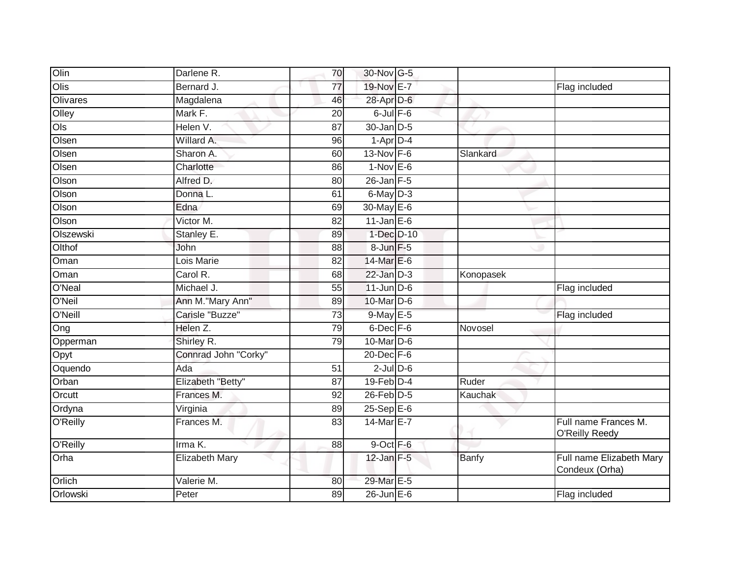| Olin | Darlene R. | 70 | 30-Nov | G-5 | | |
|---|---|---|---|---|---|---|
| Olis | Bernard J. | 77 | 19-Nov | E-7 | | Flag included |
| Olivares | Magdalena | 46 | 28-Apr | D-6 | | |
| Olley | Mark F. | 20 | 6-Jul | F-6 | | |
| Ols | Helen V. | 87 | 30-Jan | D-5 | | |
| Olsen | Willard A. | 96 | 1-Apr | D-4 | | |
| Olsen | Sharon A. | 60 | 13-Nov | F-6 | Slankard | |
| Olsen | Charlotte | 86 | 1-Nov | E-6 | | |
| Olson | Alfred D. | 80 | 26-Jan | F-5 | | |
| Olson | Donna L. | 61 | 6-May | D-3 | | |
| Olson | Edna | 69 | 30-May | E-6 | | |
| Olson | Victor M. | 82 | 11-Jan | E-6 | | |
| Olszewski | Stanley E. | 89 | 1-Dec | D-10 | | |
| Olthof | John | 88 | 8-Jun | F-5 | | |
| Oman | Lois Marie | 82 | 14-Mar | E-6 | | |
| Oman | Carol R. | 68 | 22-Jan | D-3 | Konopasek | |
| O'Neal | Michael J. | 55 | 11-Jun | D-6 | | Flag included |
| O'Neil | Ann M."Mary Ann" | 89 | 10-Mar | D-6 | | |
| O'Neill | Carisle "Buzze" | 73 | 9-May | E-5 | | Flag included |
| Ong | Helen Z. | 79 | 6-Dec | F-6 | Novosel | |
| Opperman | Shirley R. | 79 | 10-Mar | D-6 | | |
| Opyt | Connrad John "Corky" | | 20-Dec | F-6 | | |
| Oquendo | Ada | 51 | 2-Jul | D-6 | | |
| Orban | Elizabeth "Betty" | 87 | 19-Feb | D-4 | Ruder | |
| Orcutt | Frances M. | 92 | 26-Feb | D-5 | Kauchak | |
| Ordyna | Virginia | 89 | 25-Sep | E-6 | | |
| O'Reilly | Frances M. | 83 | 14-Mar | E-7 | | Full name Frances M. O'Reilly Reedy |
| O'Reilly | Irma K. | 88 | 9-Oct | F-6 | | |
| Orha | Elizabeth Mary | | 12-Jan | F-5 | Banfy | Full name Elizabeth Mary Condeux (Orha) |
| Orlich | Valerie M. | 80 | 29-Mar | E-5 | | |
| Orlowski | Peter | 89 | 26-Jun | E-6 | | Flag included |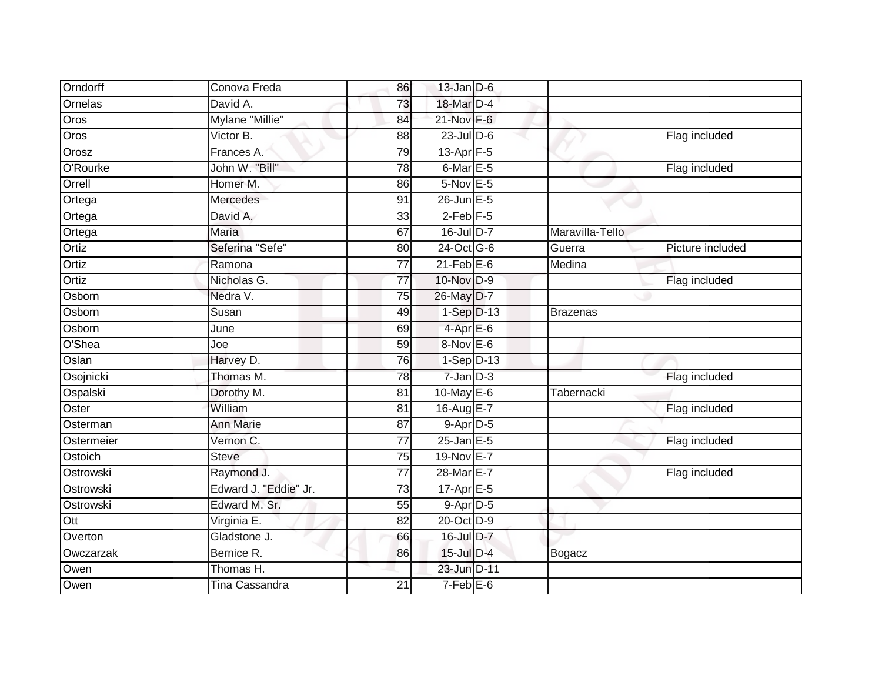| | | | | | | |
|---|---|---|---|---|---|---|
| Orndorff | Conova Freda | 86 | 13-Jan | D-6 | | |
| Ornelas | David A. | 73 | 18-Mar | D-4 | | |
| Oros | Mylane "Millie" | 84 | 21-Nov | F-6 | | |
| Oros | Victor B. | 88 | 23-Jul | D-6 | | Flag included |
| Orosz | Frances A. | 79 | 13-Apr | F-5 | | |
| O'Rourke | John W. "Bill" | 78 | 6-Mar | E-5 | | Flag included |
| Orrell | Homer M. | 86 | 5-Nov | E-5 | | |
| Ortega | Mercedes | 91 | 26-Jun | E-5 | | |
| Ortega | David A. | 33 | 2-Feb | F-5 | | |
| Ortega | Maria | 67 | 16-Jul | D-7 | Maravilla-Tello | |
| Ortiz | Seferina "Sefe" | 80 | 24-Oct | G-6 | Guerra | Picture included |
| Ortiz | Ramona | 77 | 21-Feb | E-6 | Medina | |
| Ortiz | Nicholas G. | 77 | 10-Nov | D-9 | | Flag included |
| Osborn | Nedra V. | 75 | 26-May | D-7 | | |
| Osborn | Susan | 49 | 1-Sep | D-13 | Brazenas | |
| Osborn | June | 69 | 4-Apr | E-6 | | |
| O'Shea | Joe | 59 | 8-Nov | E-6 | | |
| Oslan | Harvey D. | 76 | 1-Sep | D-13 | | |
| Osojnicki | Thomas M. | 78 | 7-Jan | D-3 | | Flag included |
| Ospalski | Dorothy M. | 81 | 10-May | E-6 | Tabernacki | |
| Oster | William | 81 | 16-Aug | E-7 | | Flag included |
| Osterman | Ann Marie | 87 | 9-Apr | D-5 | | |
| Ostermeier | Vernon C. | 77 | 25-Jan | E-5 | | Flag included |
| Ostoich | Steve | 75 | 19-Nov | E-7 | | |
| Ostrowski | Raymond J. | 77 | 28-Mar | E-7 | | Flag included |
| Ostrowski | Edward J. "Eddie" Jr. | 73 | 17-Apr | E-5 | | |
| Ostrowski | Edward M. Sr. | 55 | 9-Apr | D-5 | | |
| Ott | Virginia E. | 82 | 20-Oct | D-9 | | |
| Overton | Gladstone J. | 66 | 16-Jul | D-7 | | |
| Owczarzak | Bernice R. | 86 | 15-Jul | D-4 | Bogacz | |
| Owen | Thomas H. | | 23-Jun | D-11 | | |
| Owen | Tina Cassandra | 21 | 7-Feb | E-6 | | |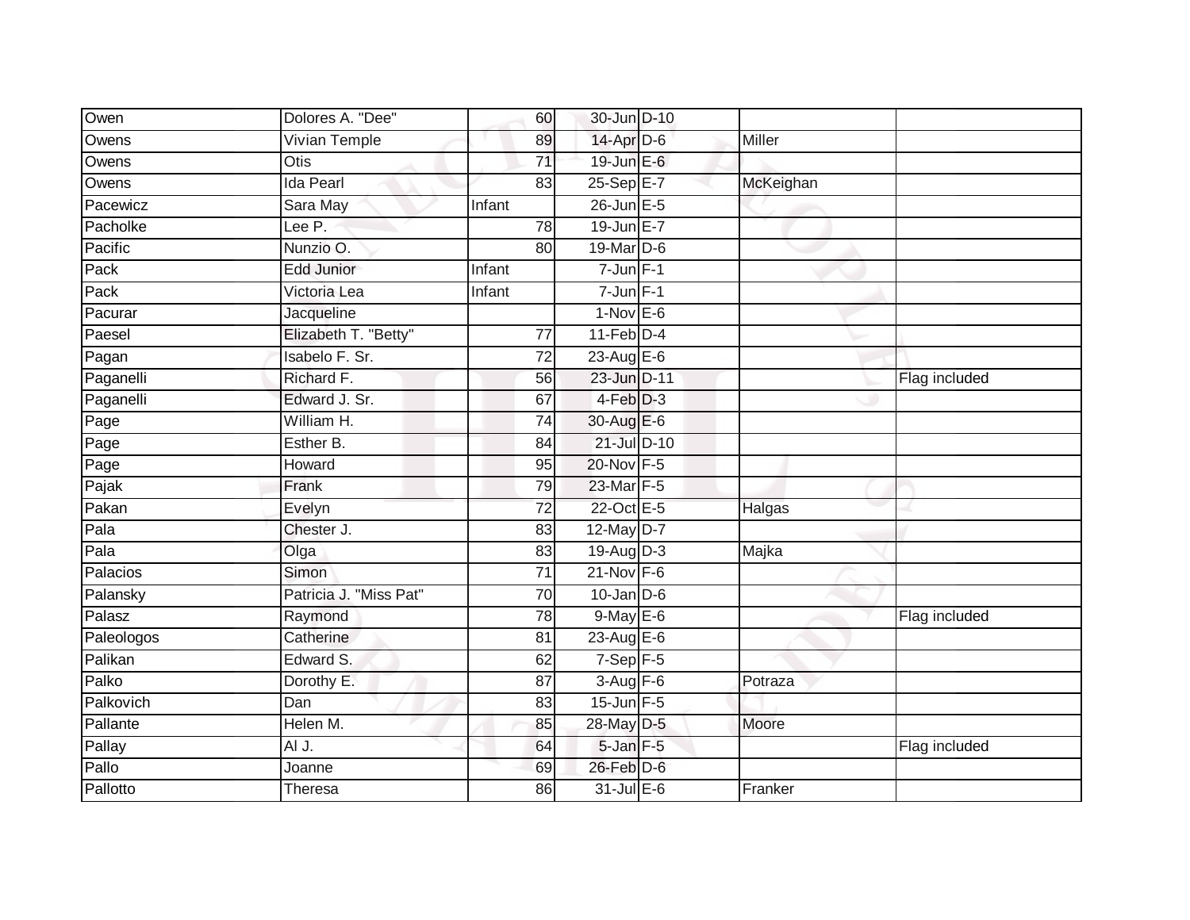| | | | | | | |
|---|---|---|---|---|---|---|
| Owen | Dolores A. "Dee" | 60 | 30-Jun | D-10 | | |
| Owens | Vivian Temple | 89 | 14-Apr | D-6 | Miller | |
| Owens | Otis | 71 | 19-Jun | E-6 | | |
| Owens | Ida Pearl | 83 | 25-Sep | E-7 | McKeighan | |
| Pacewicz | Sara May | Infant | 26-Jun | E-5 | | |
| Pacholke | Lee P. | 78 | 19-Jun | E-7 | | |
| Pacific | Nunzio O. | 80 | 19-Mar | D-6 | | |
| Pack | Edd Junior | Infant | 7-Jun | F-1 | | |
| Pack | Victoria Lea | Infant | 7-Jun | F-1 | | |
| Pacurar | Jacqueline | | 1-Nov | E-6 | | |
| Paesel | Elizabeth T. "Betty" | 77 | 11-Feb | D-4 | | |
| Pagan | Isabelo F. Sr. | 72 | 23-Aug | E-6 | | |
| Paganelli | Richard F. | 56 | 23-Jun | D-11 | | Flag included |
| Paganelli | Edward J. Sr. | 67 | 4-Feb | D-3 | | |
| Page | William H. | 74 | 30-Aug | E-6 | | |
| Page | Esther B. | 84 | 21-Jul | D-10 | | |
| Page | Howard | 95 | 20-Nov | F-5 | | |
| Pajak | Frank | 79 | 23-Mar | F-5 | | |
| Pakan | Evelyn | 72 | 22-Oct | E-5 | Halgas | |
| Pala | Chester J. | 83 | 12-May | D-7 | | |
| Pala | Olga | 83 | 19-Aug | D-3 | Majka | |
| Palacios | Simon | 71 | 21-Nov | F-6 | | |
| Palansky | Patricia J. "Miss Pat" | 70 | 10-Jan | D-6 | | |
| Palasz | Raymond | 78 | 9-May | E-6 | | Flag included |
| Paleologos | Catherine | 81 | 23-Aug | E-6 | | |
| Palikan | Edward S. | 62 | 7-Sep | F-5 | | |
| Palko | Dorothy E. | 87 | 3-Aug | F-6 | Potraza | |
| Palkovich | Dan | 83 | 15-Jun | F-5 | | |
| Pallante | Helen M. | 85 | 28-May | D-5 | Moore | |
| Pallay | Al J. | 64 | 5-Jan | F-5 | | Flag included |
| Pallo | Joanne | 69 | 26-Feb | D-6 | | |
| Pallotto | Theresa | 86 | 31-Jul | E-6 | Franker | |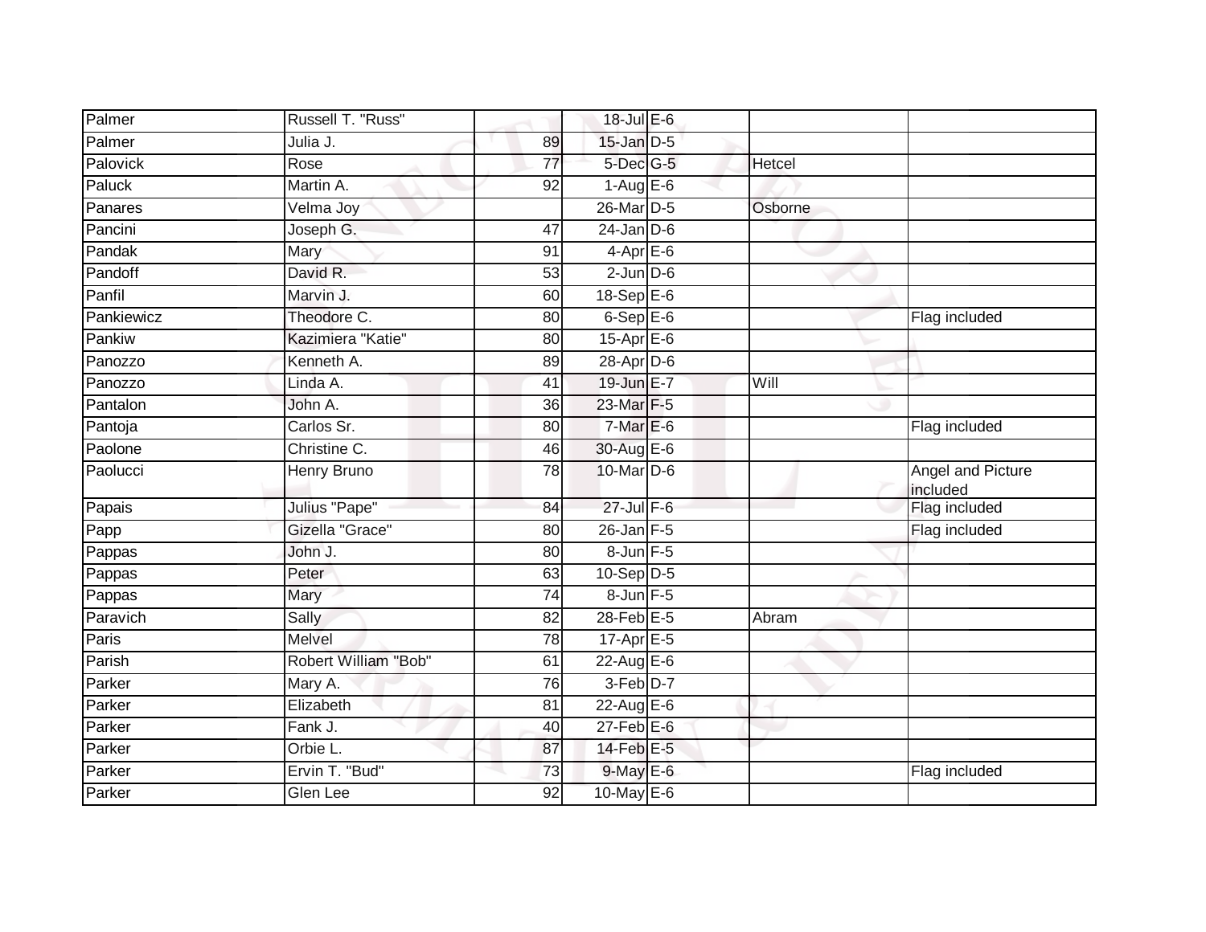| | | | | | | |
|---|---|---|---|---|---|---|
| Palmer | Russell T. "Russ" | | 18-Jul | E-6 | | |
| Palmer | Julia J. | 89 | 15-Jan | D-5 | | |
| Palovick | Rose | 77 | 5-Dec | G-5 | Hetcel | |
| Paluck | Martin A. | 92 | 1-Aug | E-6 | | |
| Panares | Velma Joy | | 26-Mar | D-5 | Osborne | |
| Pancini | Joseph G. | 47 | 24-Jan | D-6 | | |
| Pandak | Mary | 91 | 4-Apr | E-6 | | |
| Pandoff | David R. | 53 | 2-Jun | D-6 | | |
| Panfil | Marvin J. | 60 | 18-Sep | E-6 | | |
| Pankiewicz | Theodore C. | 80 | 6-Sep | E-6 | | Flag included |
| Pankiw | Kazimiera "Katie" | 80 | 15-Apr | E-6 | | |
| Panozzo | Kenneth A. | 89 | 28-Apr | D-6 | | |
| Panozzo | Linda A. | 41 | 19-Jun | E-7 | Will | |
| Pantalon | John A. | 36 | 23-Mar | F-5 | | |
| Pantoja | Carlos Sr. | 80 | 7-Mar | E-6 | | Flag included |
| Paolone | Christine C. | 46 | 30-Aug | E-6 | | |
| Paolucci | Henry Bruno | 78 | 10-Mar | D-6 | | Angel and Picture included |
| Papais | Julius "Pape" | 84 | 27-Jul | F-6 | | Flag included |
| Papp | Gizella "Grace" | 80 | 26-Jan | F-5 | | Flag included |
| Pappas | John J. | 80 | 8-Jun | F-5 | | |
| Pappas | Peter | 63 | 10-Sep | D-5 | | |
| Pappas | Mary | 74 | 8-Jun | F-5 | | |
| Paravich | Sally | 82 | 28-Feb | E-5 | Abram | |
| Paris | Melvel | 78 | 17-Apr | E-5 | | |
| Parish | Robert William "Bob" | 61 | 22-Aug | E-6 | | |
| Parker | Mary A. | 76 | 3-Feb | D-7 | | |
| Parker | Elizabeth | 81 | 22-Aug | E-6 | | |
| Parker | Fank J. | 40 | 27-Feb | E-6 | | |
| Parker | Orbie L. | 87 | 14-Feb | E-5 | | |
| Parker | Ervin T. "Bud" | 73 | 9-May | E-6 | | Flag included |
| Parker | Glen Lee | 92 | 10-May | E-6 | | |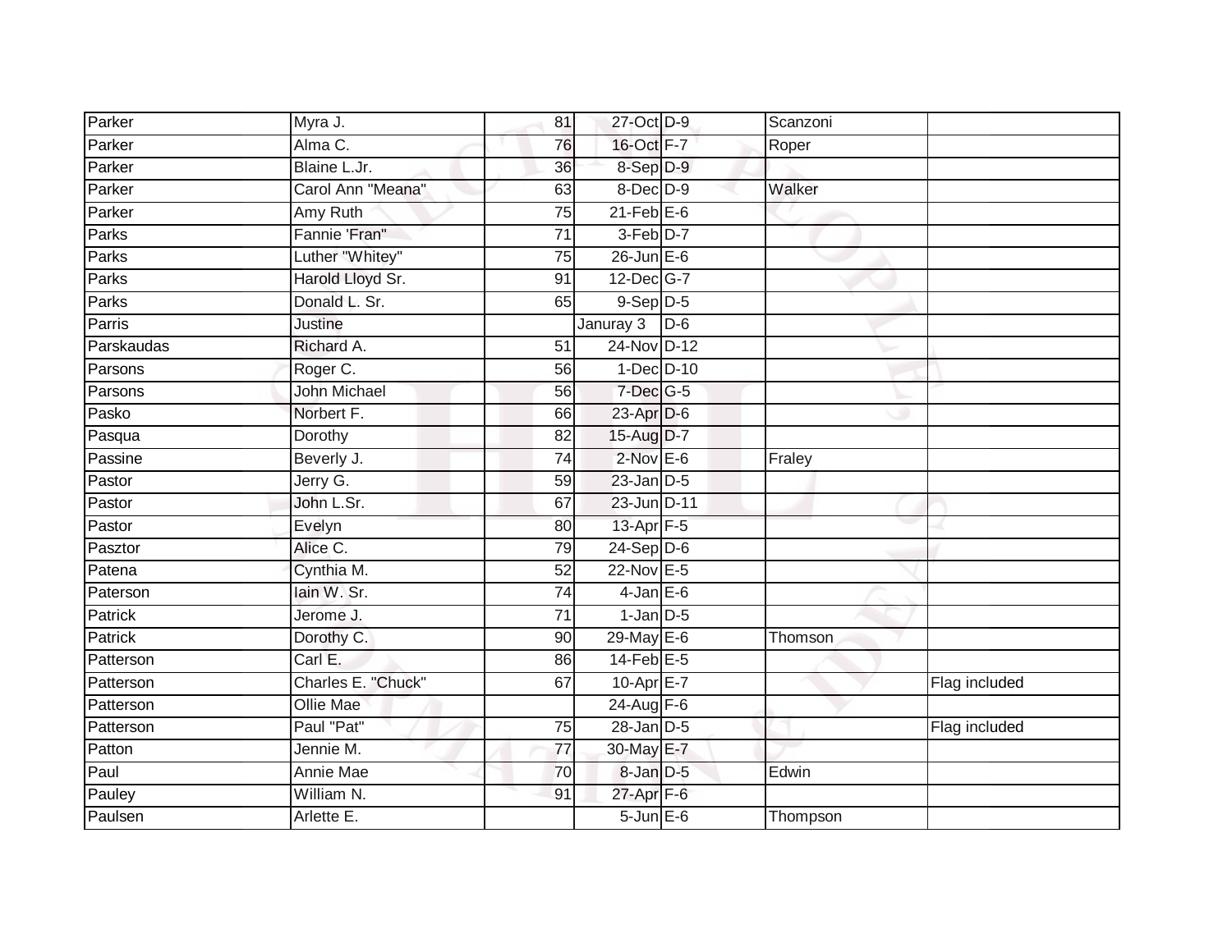| | | | | | | |
|---|---|---|---|---|---|---|
| Parker | Myra J. | 81 | 27-Oct | D-9 | Scanzoni | |
| Parker | Alma C. | 76 | 16-Oct | F-7 | Roper | |
| Parker | Blaine L.Jr. | 36 | 8-Sep | D-9 | | |
| Parker | Carol Ann "Meana" | 63 | 8-Dec | D-9 | Walker | |
| Parker | Amy Ruth | 75 | 21-Feb | E-6 | | |
| Parks | Fannie 'Fran" | 71 | 3-Feb | D-7 | | |
| Parks | Luther "Whitey" | 75 | 26-Jun | E-6 | | |
| Parks | Harold Lloyd Sr. | 91 | 12-Dec | G-7 | | |
| Parks | Donald L. Sr. | 65 | 9-Sep | D-5 | | |
| Parris | Justine | | Januray 3 | D-6 | | |
| Parskaudas | Richard A. | 51 | 24-Nov | D-12 | | |
| Parsons | Roger C. | 56 | 1-Dec | D-10 | | |
| Parsons | John Michael | 56 | 7-Dec | G-5 | | |
| Pasko | Norbert F. | 66 | 23-Apr | D-6 | | |
| Pasqua | Dorothy | 82 | 15-Aug | D-7 | | |
| Passine | Beverly J. | 74 | 2-Nov | E-6 | Fraley | |
| Pastor | Jerry G. | 59 | 23-Jan | D-5 | | |
| Pastor | John L.Sr. | 67 | 23-Jun | D-11 | | |
| Pastor | Evelyn | 80 | 13-Apr | F-5 | | |
| Pasztor | Alice C. | 79 | 24-Sep | D-6 | | |
| Patena | Cynthia M. | 52 | 22-Nov | E-5 | | |
| Paterson | Iain W. Sr. | 74 | 4-Jan | E-6 | | |
| Patrick | Jerome J. | 71 | 1-Jan | D-5 | | |
| Patrick | Dorothy C. | 90 | 29-May | E-6 | Thomson | |
| Patterson | Carl E. | 86 | 14-Feb | E-5 | | |
| Patterson | Charles E. "Chuck" | 67 | 10-Apr | E-7 | | Flag included |
| Patterson | Ollie Mae | | 24-Aug | F-6 | | |
| Patterson | Paul "Pat" | 75 | 28-Jan | D-5 | | Flag included |
| Patton | Jennie M. | 77 | 30-May | E-7 | | |
| Paul | Annie Mae | 70 | 8-Jan | D-5 | Edwin | |
| Pauley | William N. | 91 | 27-Apr | F-6 | | |
| Paulsen | Arlette E. | | 5-Jun | E-6 | Thompson | |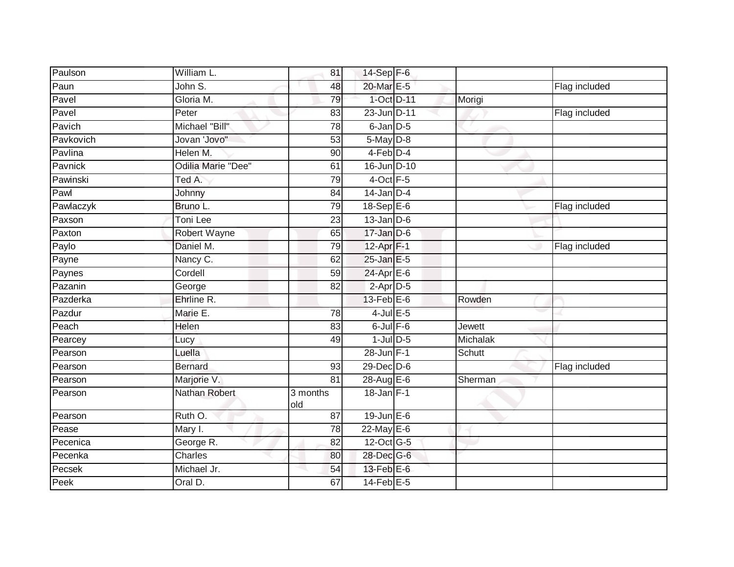| Paulson | William L. | 81 | 14-Sep | F-6 | | |
|---|---|---|---|---|---|---|
| Paun | John S. | 48 | 20-Mar | E-5 | | Flag included |
| Pavel | Gloria M. | 79 | 1-Oct | D-11 | Morigi | |
| Pavel | Peter | 83 | 23-Jun | D-11 | | Flag included |
| Pavich | Michael "Bill" | 78 | 6-Jan | D-5 | | |
| Pavkovich | Jovan 'Jovo" | 53 | 5-May | D-8 | | |
| Pavlina | Helen M. | 90 | 4-Feb | D-4 | | |
| Pavnick | Odilia Marie "Dee" | 61 | 16-Jun | D-10 | | |
| Pawinski | Ted A. | 79 | 4-Oct | F-5 | | |
| Pawl | Johnny | 84 | 14-Jan | D-4 | | |
| Pawlaczyk | Bruno L. | 79 | 18-Sep | E-6 | | Flag included |
| Paxson | Toni Lee | 23 | 13-Jan | D-6 | | |
| Paxton | Robert Wayne | 65 | 17-Jan | D-6 | | |
| Paylo | Daniel M. | 79 | 12-Apr | F-1 | | Flag included |
| Payne | Nancy C. | 62 | 25-Jan | E-5 | | |
| Paynes | Cordell | 59 | 24-Apr | E-6 | | |
| Pazanin | George | 82 | 2-Apr | D-5 | | |
| Pazderka | Ehrline R. | | 13-Feb | E-6 | Rowden | |
| Pazdur | Marie E. | 78 | 4-Jul | E-5 | | |
| Peach | Helen | 83 | 6-Jul | F-6 | Jewett | |
| Pearcey | Lucy | 49 | 1-Jul | D-5 | Michalak | |
| Pearson | Luella | | 28-Jun | F-1 | Schutt | |
| Pearson | Bernard | 93 | 29-Dec | D-6 | | Flag included |
| Pearson | Marjorie V. | 81 | 28-Aug | E-6 | Sherman | |
| Pearson | Nathan Robert | 3 months old | 18-Jan | F-1 | | |
| Pearson | Ruth O. | 87 | 19-Jun | E-6 | | |
| Pease | Mary I. | 78 | 22-May | E-6 | | |
| Pecenica | George R. | 82 | 12-Oct | G-5 | | |
| Pecenka | Charles | 80 | 28-Dec | G-6 | | |
| Pecsek | Michael Jr. | 54 | 13-Feb | E-6 | | |
| Peek | Oral D. | 67 | 14-Feb | E-5 | | |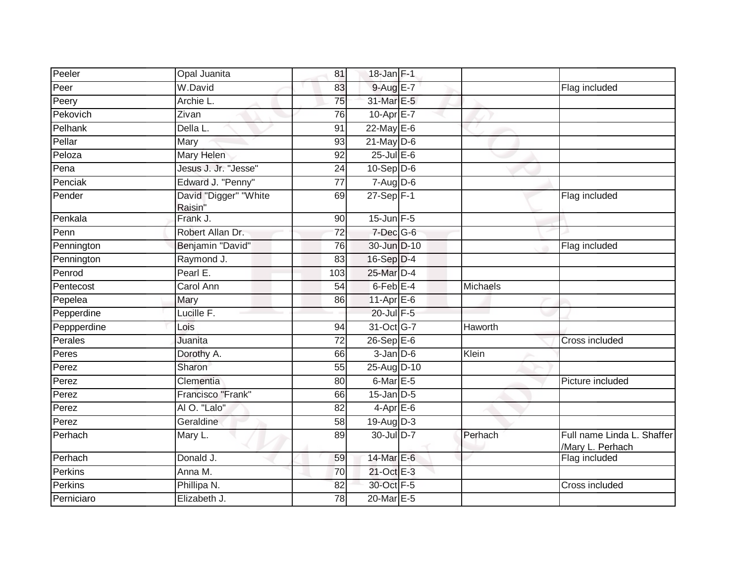| | | | | | | |
|---|---|---|---|---|---|---|
| Peeler | Opal Juanita | 81 | 18-Jan | F-1 | | |
| Peer | W.David | 83 | 9-Aug | E-7 | | Flag included |
| Peery | Archie L. | 75 | 31-Mar | E-5 | | |
| Pekovich | Zivan | 76 | 10-Apr | E-7 | | |
| Pelhank | Della L. | 91 | 22-May | E-6 | | |
| Pellar | Mary | 93 | 21-May | D-6 | | |
| Peloza | Mary Helen | 92 | 25-Jul | E-6 | | |
| Pena | Jesus J. Jr. "Jesse" | 24 | 10-Sep | D-6 | | |
| Penciak | Edward J. "Penny" | 77 | 7-Aug | D-6 | | |
| Pender | David "Digger" "White Raisin" | 69 | 27-Sep | F-1 | | Flag included |
| Penkala | Frank J. | 90 | 15-Jun | F-5 | | |
| Penn | Robert Allan Dr. | 72 | 7-Dec | G-6 | | |
| Pennington | Benjamin "David" | 76 | 30-Jun | D-10 | | Flag included |
| Pennington | Raymond J. | 83 | 16-Sep | D-4 | | |
| Penrod | Pearl E. | 103 | 25-Mar | D-4 | | |
| Pentecost | Carol Ann | 54 | 6-Feb | E-4 | Michaels | |
| Pepelea | Mary | 86 | 11-Apr | E-6 | | |
| Pepperdine | Lucille F. | | 20-Jul | F-5 | | |
| Peppperdine | Lois | 94 | 31-Oct | G-7 | Haworth | |
| Perales | Juanita | 72 | 26-Sep | E-6 | | Cross included |
| Peres | Dorothy A. | 66 | 3-Jan | D-6 | Klein | |
| Perez | Sharon | 55 | 25-Aug | D-10 | | |
| Perez | Clementia | 80 | 6-Mar | E-5 | | Picture included |
| Perez | Francisco "Frank" | 66 | 15-Jan | D-5 | | |
| Perez | Al O. "Lalo" | 82 | 4-Apr | E-6 | | |
| Perez | Geraldine | 58 | 19-Aug | D-3 | | |
| Perhach | Mary L. | 89 | 30-Jul | D-7 | Perhach | Full name Linda L. Shaffer /Mary L. Perhach |
| Perhach | Donald J. | 59 | 14-Mar | E-6 | | Flag included |
| Perkins | Anna M. | 70 | 21-Oct | E-3 | | |
| Perkins | Phillipa N. | 82 | 30-Oct | F-5 | | Cross included |
| Perniciaro | Elizabeth J. | 78 | 20-Mar | E-5 | | |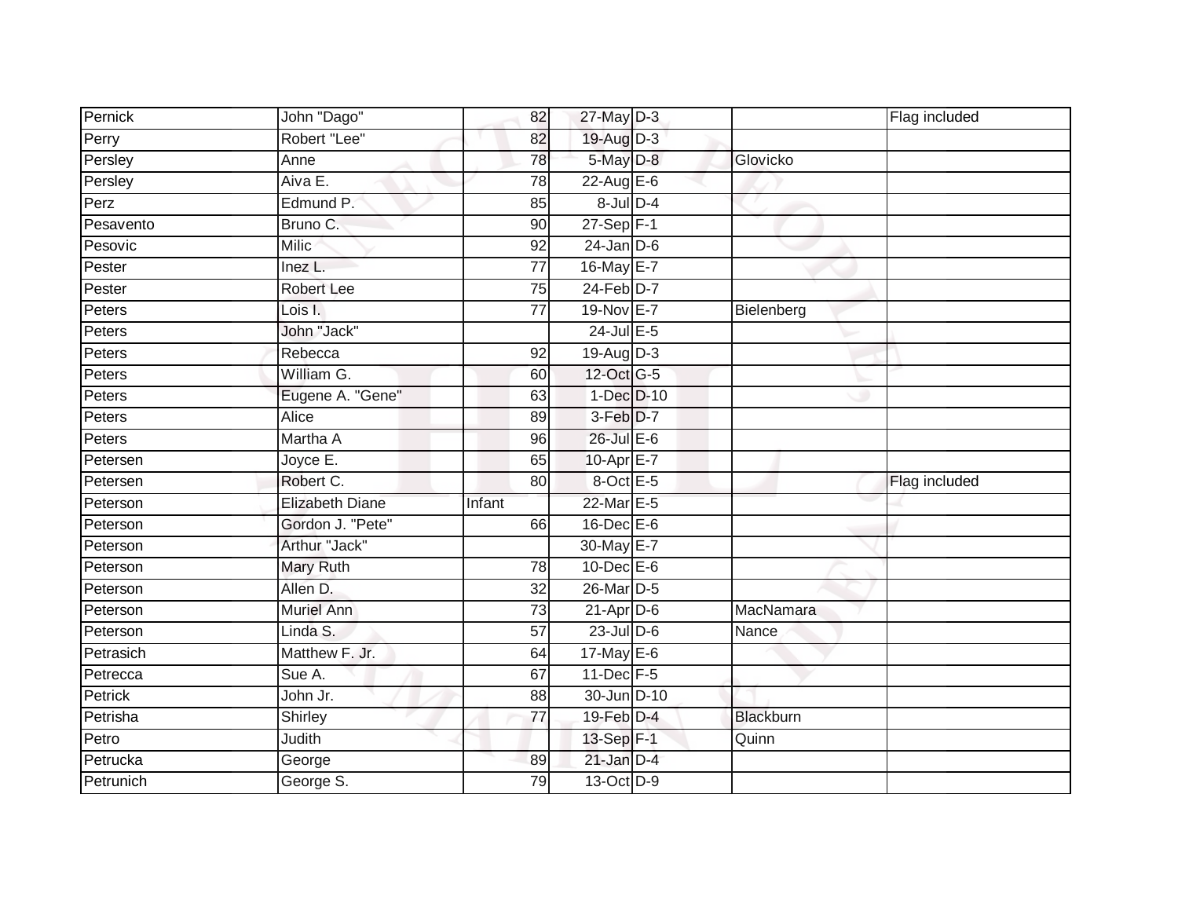| | | | | | | |
|---|---|---|---|---|---|---|
| Pernick | John "Dago" | 82 | 27-May | D-3 | | Flag included |
| Perry | Robert "Lee" | 82 | 19-Aug | D-3 | | |
| Persley | Anne | 78 | 5-May | D-8 | Glovicko | |
| Persley | Aiva E. | 78 | 22-Aug | E-6 | | |
| Perz | Edmund P. | 85 | 8-Jul | D-4 | | |
| Pesavento | Bruno C. | 90 | 27-Sep | F-1 | | |
| Pesovic | Milic | 92 | 24-Jan | D-6 | | |
| Pester | Inez L. | 77 | 16-May | E-7 | | |
| Pester | Robert Lee | 75 | 24-Feb | D-7 | | |
| Peters | Lois I. | 77 | 19-Nov | E-7 | Bielenberg | |
| Peters | John "Jack" | | 24-Jul | E-5 | | |
| Peters | Rebecca | 92 | 19-Aug | D-3 | | |
| Peters | William G. | 60 | 12-Oct | G-5 | | |
| Peters | Eugene A. "Gene" | 63 | 1-Dec | D-10 | | |
| Peters | Alice | 89 | 3-Feb | D-7 | | |
| Peters | Martha A | 96 | 26-Jul | E-6 | | |
| Petersen | Joyce E. | 65 | 10-Apr | E-7 | | |
| Petersen | Robert C. | 80 | 8-Oct | E-5 | | Flag included |
| Peterson | Elizabeth Diane | Infant | 22-Mar | E-5 | | |
| Peterson | Gordon J. "Pete" | 66 | 16-Dec | E-6 | | |
| Peterson | Arthur "Jack" | | 30-May | E-7 | | |
| Peterson | Mary Ruth | 78 | 10-Dec | E-6 | | |
| Peterson | Allen D. | 32 | 26-Mar | D-5 | | |
| Peterson | Muriel Ann | 73 | 21-Apr | D-6 | MacNamara | |
| Peterson | Linda S. | 57 | 23-Jul | D-6 | Nance | |
| Petrasich | Matthew F. Jr. | 64 | 17-May | E-6 | | |
| Petrecca | Sue A. | 67 | 11-Dec | F-5 | | |
| Petrick | John Jr. | 88 | 30-Jun | D-10 | | |
| Petrisha | Shirley | 77 | 19-Feb | D-4 | Blackburn | |
| Petro | Judith | | 13-Sep | F-1 | Quinn | |
| Petrucka | George | 89 | 21-Jan | D-4 | | |
| Petrunich | George S. | 79 | 13-Oct | D-9 | | |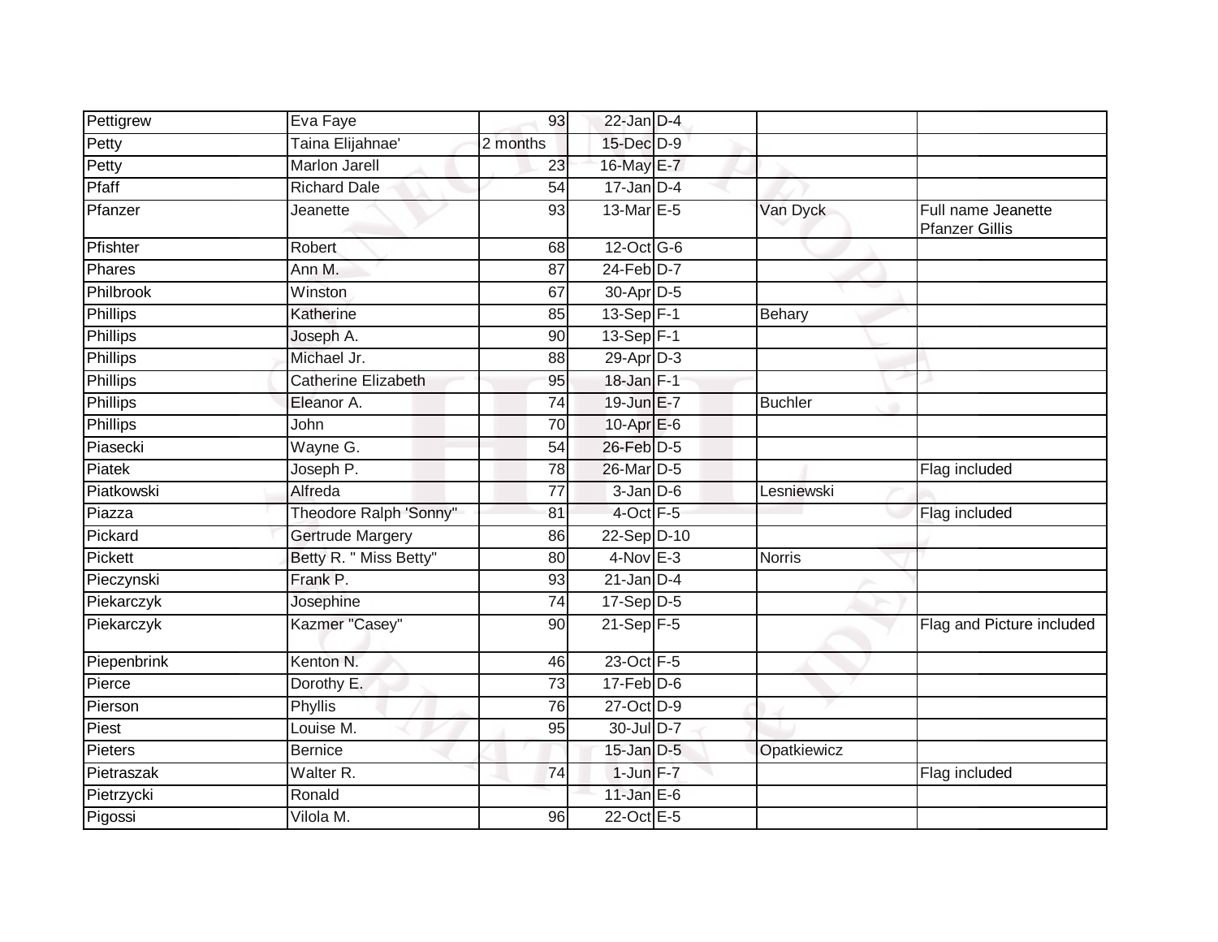| Pettigrew | Eva Faye | 93 | 22-Jan | D-4 | | |
|---|---|---|---|---|---|---|
| Petty | Taina Elijahnae' | 2 months | 15-Dec | D-9 | | |
| Petty | Marlon Jarell | 23 | 16-May | E-7 | | |
| Pfaff | Richard Dale | 54 | 17-Jan | D-4 | | |
| Pfanzer | Jeanette | 93 | 13-Mar | E-5 | Van Dyck | Full name Jeanette Pfanzer Gillis |
| Pfishter | Robert | 68 | 12-Oct | G-6 | | |
| Phares | Ann M. | 87 | 24-Feb | D-7 | | |
| Philbrook | Winston | 67 | 30-Apr | D-5 | | |
| Phillips | Katherine | 85 | 13-Sep | F-1 | Behary | |
| Phillips | Joseph A. | 90 | 13-Sep | F-1 | | |
| Phillips | Michael Jr. | 88 | 29-Apr | D-3 | | |
| Phillips | Catherine Elizabeth | 95 | 18-Jan | F-1 | | |
| Phillips | Eleanor A. | 74 | 19-Jun | E-7 | Buchler | |
| Phillips | John | 70 | 10-Apr | E-6 | | |
| Piasecki | Wayne G. | 54 | 26-Feb | D-5 | | |
| Piatek | Joseph P. | 78 | 26-Mar | D-5 | | Flag included |
| Piatkowski | Alfreda | 77 | 3-Jan | D-6 | Lesniewski | |
| Piazza | Theodore Ralph 'Sonny" | 81 | 4-Oct | F-5 | | Flag included |
| Pickard | Gertrude Margery | 86 | 22-Sep | D-10 | | |
| Pickett | Betty R. " Miss Betty" | 80 | 4-Nov | E-3 | Norris | |
| Pieczynski | Frank P. | 93 | 21-Jan | D-4 | | |
| Piekarczyk | Josephine | 74 | 17-Sep | D-5 | | |
| Piekarczyk | Kazmer "Casey" | 90 | 21-Sep | F-5 | | Flag and Picture included |
| Piepenbrink | Kenton N. | 46 | 23-Oct | F-5 | | |
| Pierce | Dorothy E. | 73 | 17-Feb | D-6 | | |
| Pierson | Phyllis | 76 | 27-Oct | D-9 | | |
| Piest | Louise M. | 95 | 30-Jul | D-7 | | |
| Pieters | Bernice | | 15-Jan | D-5 | Opatkiewicz | |
| Pietraszak | Walter R. | 74 | 1-Jun | F-7 | | Flag included |
| Pietrzycki | Ronald | | 11-Jan | E-6 | | |
| Pigossi | Vilola M. | 96 | 22-Oct | E-5 | | |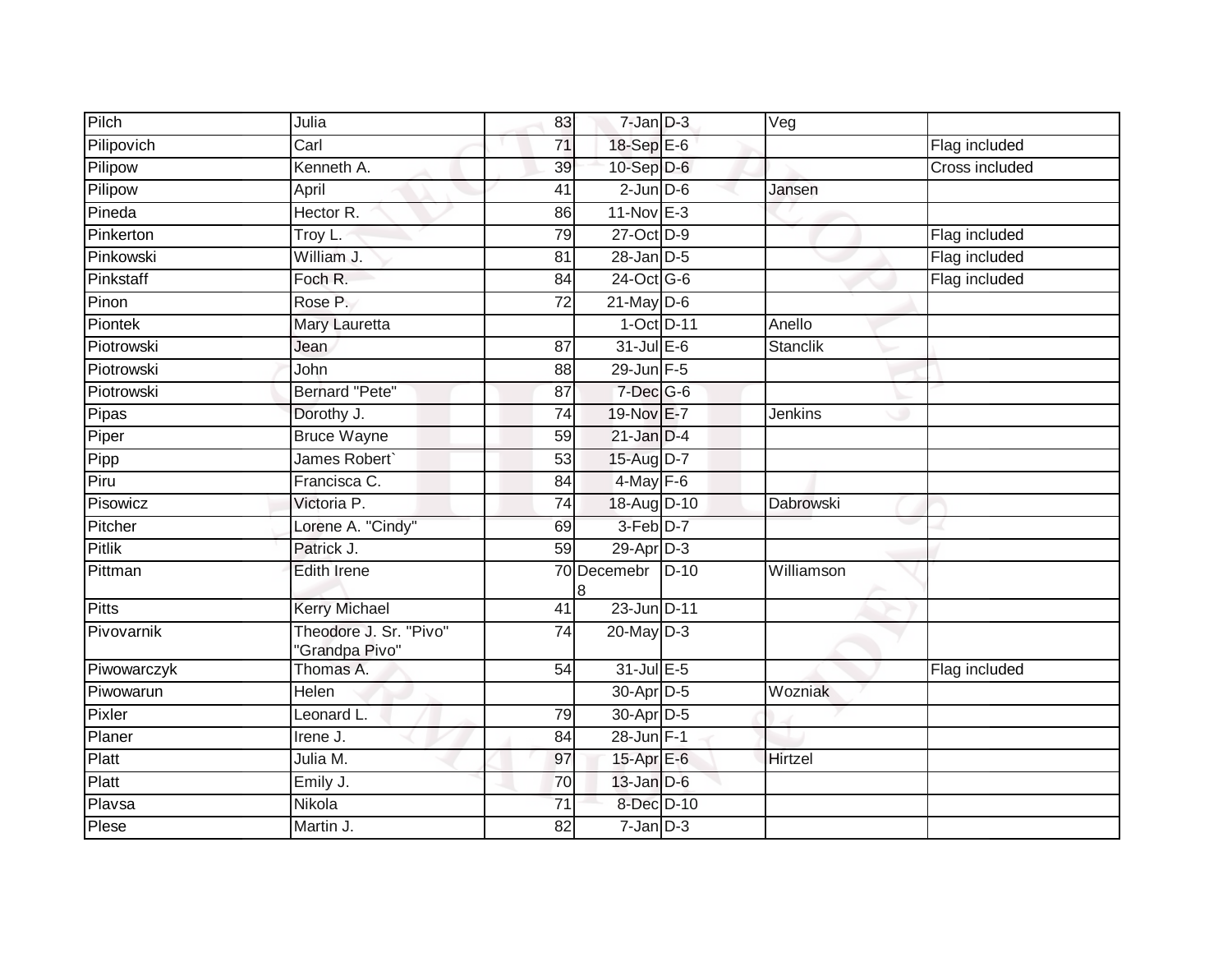| Pilch | Julia | 83 | 7-Jan | D-3 | Veg | |
|---|---|---|---|---|---|---|
| Pilipovich | Carl | 71 | 18-Sep | E-6 | | Flag included |
| Pilipow | Kenneth A. | 39 | 10-Sep | D-6 | | Cross included |
| Pilipow | April | 41 | 2-Jun | D-6 | Jansen | |
| Pineda | Hector R. | 86 | 11-Nov | E-3 | | |
| Pinkerton | Troy L. | 79 | 27-Oct | D-9 | | Flag included |
| Pinkowski | William J. | 81 | 28-Jan | D-5 | | Flag included |
| Pinkstaff | Foch R. | 84 | 24-Oct | G-6 | | Flag included |
| Pinon | Rose P. | 72 | 21-May | D-6 | | |
| Piontek | Mary Lauretta | | 1-Oct | D-11 | Anello | |
| Piotrowski | Jean | 87 | 31-Jul | E-6 | Stanclik | |
| Piotrowski | John | 88 | 29-Jun | F-5 | | |
| Piotrowski | Bernard "Pete" | 87 | 7-Dec | G-6 | | |
| Pipas | Dorothy J. | 74 | 19-Nov | E-7 | Jenkins | |
| Piper | Bruce Wayne | 59 | 21-Jan | D-4 | | |
| Pipp | James Robert` | 53 | 15-Aug | D-7 | | |
| Piru | Francisca C. | 84 | 4-May | F-6 | | |
| Pisowicz | Victoria P. | 74 | 18-Aug | D-10 | Dabrowski | |
| Pitcher | Lorene A. "Cindy" | 69 | 3-Feb | D-7 | | |
| Pitlik | Patrick J. | 59 | 29-Apr | D-3 | | |
| Pittman | Edith Irene | 70 | Decemebr 8 | D-10 | Williamson | |
| Pitts | Kerry Michael | 41 | 23-Jun | D-11 | | |
| Pivovarnik | Theodore J. Sr. "Pivo" "Grandpa Pivo" | 74 | 20-May | D-3 | | |
| Piwowarczyk | Thomas A. | 54 | 31-Jul | E-5 | | Flag included |
| Piwowarun | Helen | | 30-Apr | D-5 | Wozniak | |
| Pixler | Leonard L. | 79 | 30-Apr | D-5 | | |
| Planer | Irene J. | 84 | 28-Jun | F-1 | | |
| Platt | Julia M. | 97 | 15-Apr | E-6 | Hirtzel | |
| Platt | Emily J. | 70 | 13-Jan | D-6 | | |
| Plavsa | Nikola | 71 | 8-Dec | D-10 | | |
| Plese | Martin J. | 82 | 7-Jan | D-3 | | |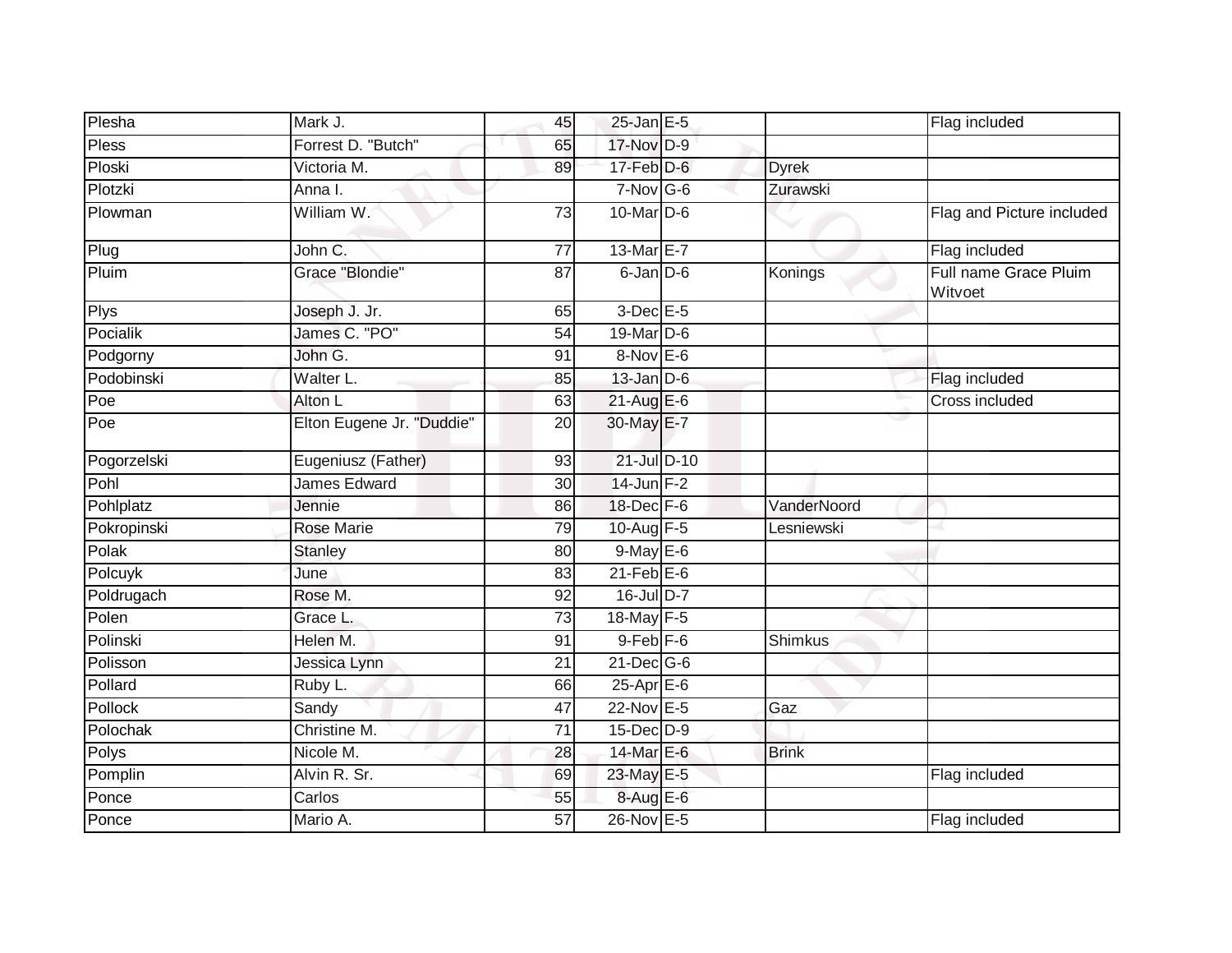| | | | | | | |
|---|---|---|---|---|---|---|
| Plesha | Mark J. | 45 | 25-Jan | E-5 | | Flag included |
| Pless | Forrest D. "Butch" | 65 | 17-Nov | D-9 | | |
| Ploski | Victoria M. | 89 | 17-Feb | D-6 | Dyrek | |
| Plotzki | Anna I. | | 7-Nov | G-6 | Zurawski | |
| Plowman | William W. | 73 | 10-Mar | D-6 | | Flag and Picture included |
| Plug | John C. | 77 | 13-Mar | E-7 | | Flag included |
| Pluim | Grace "Blondie" | 87 | 6-Jan | D-6 | Konings | Full name Grace Pluim Witvoet |
| Plys | Joseph J. Jr. | 65 | 3-Dec | E-5 | | |
| Pocialik | James C. "PO" | 54 | 19-Mar | D-6 | | |
| Podgorny | John G. | 91 | 8-Nov | E-6 | | |
| Podobinski | Walter L. | 85 | 13-Jan | D-6 | | Flag included |
| Poe | Alton L | 63 | 21-Aug | E-6 | | Cross included |
| Poe | Elton Eugene Jr. "Duddie" | 20 | 30-May | E-7 | | |
| Pogorzelski | Eugeniusz (Father) | 93 | 21-Jul | D-10 | | |
| Pohl | James Edward | 30 | 14-Jun | F-2 | | |
| Pohlplatz | Jennie | 86 | 18-Dec | F-6 | VanderNoord | |
| Pokropinski | Rose Marie | 79 | 10-Aug | F-5 | Lesniewski | |
| Polak | Stanley | 80 | 9-May | E-6 | | |
| Polcuyk | June | 83 | 21-Feb | E-6 | | |
| Poldrugach | Rose M. | 92 | 16-Jul | D-7 | | |
| Polen | Grace L. | 73 | 18-May | F-5 | | |
| Polinski | Helen M. | 91 | 9-Feb | F-6 | Shimkus | |
| Polisson | Jessica Lynn | 21 | 21-Dec | G-6 | | |
| Pollard | Ruby L. | 66 | 25-Apr | E-6 | | |
| Pollock | Sandy | 47 | 22-Nov | E-5 | Gaz | |
| Polochak | Christine M. | 71 | 15-Dec | D-9 | | |
| Polys | Nicole M. | 28 | 14-Mar | E-6 | Brink | |
| Pomplin | Alvin R. Sr. | 69 | 23-May | E-5 | | Flag included |
| Ponce | Carlos | 55 | 8-Aug | E-6 | | |
| Ponce | Mario A. | 57 | 26-Nov | E-5 | | Flag included |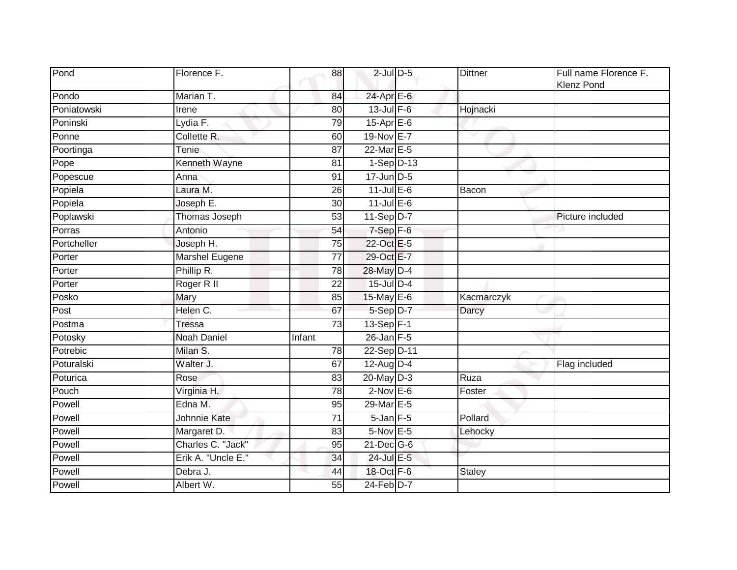| | | | | | | |
|---|---|---|---|---|---|---|
| Pond | Florence F. | 88 | 2-Jul | D-5 | Dittner | Full name Florence F. Klenz Pond |
| Pondo | Marian T. | 84 | 24-Apr | E-6 | | |
| Poniatowski | Irene | 80 | 13-Jul | F-6 | Hojnacki | |
| Poninski | Lydia F. | 79 | 15-Apr | E-6 | | |
| Ponne | Collette R. | 60 | 19-Nov | E-7 | | |
| Poortinga | Tenie | 87 | 22-Mar | E-5 | | |
| Pope | Kenneth Wayne | 81 | 1-Sep | D-13 | | |
| Popescue | Anna | 91 | 17-Jun | D-5 | | |
| Popiela | Laura M. | 26 | 11-Jul | E-6 | Bacon | |
| Popiela | Joseph E. | 30 | 11-Jul | E-6 | | |
| Poplawski | Thomas Joseph | 53 | 11-Sep | D-7 | | Picture included |
| Porras | Antonio | 54 | 7-Sep | F-6 | | |
| Portcheller | Joseph H. | 75 | 22-Oct | E-5 | | |
| Porter | Marshel Eugene | 77 | 29-Oct | E-7 | | |
| Porter | Phillip R. | 78 | 28-May | D-4 | | |
| Porter | Roger R II | 22 | 15-Jul | D-4 | | |
| Posko | Mary | 85 | 15-May | E-6 | Kacmarczyk | |
| Post | Helen C. | 67 | 5-Sep | D-7 | Darcy | |
| Postma | Tressa | 73 | 13-Sep | F-1 | | |
| Potosky | Noah Daniel | Infant | 26-Jan | F-5 | | |
| Potrebic | Milan S. | 78 | 22-Sep | D-11 | | |
| Poturalski | Walter J. | 67 | 12-Aug | D-4 | | Flag included |
| Poturica | Rose | 83 | 20-May | D-3 | Ruza | |
| Pouch | Virginia H. | 78 | 2-Nov | E-6 | Foster | |
| Powell | Edna M. | 95 | 29-Mar | E-5 | | |
| Powell | Johnnie Kate | 71 | 5-Jan | F-5 | Pollard | |
| Powell | Margaret D. | 83 | 5-Nov | E-5 | Lehocky | |
| Powell | Charles C. "Jack" | 95 | 21-Dec | G-6 | | |
| Powell | Erik A. "Uncle E." | 34 | 24-Jul | E-5 | | |
| Powell | Debra J. | 44 | 18-Oct | F-6 | Staley | |
| Powell | Albert W. | 55 | 24-Feb | D-7 | | |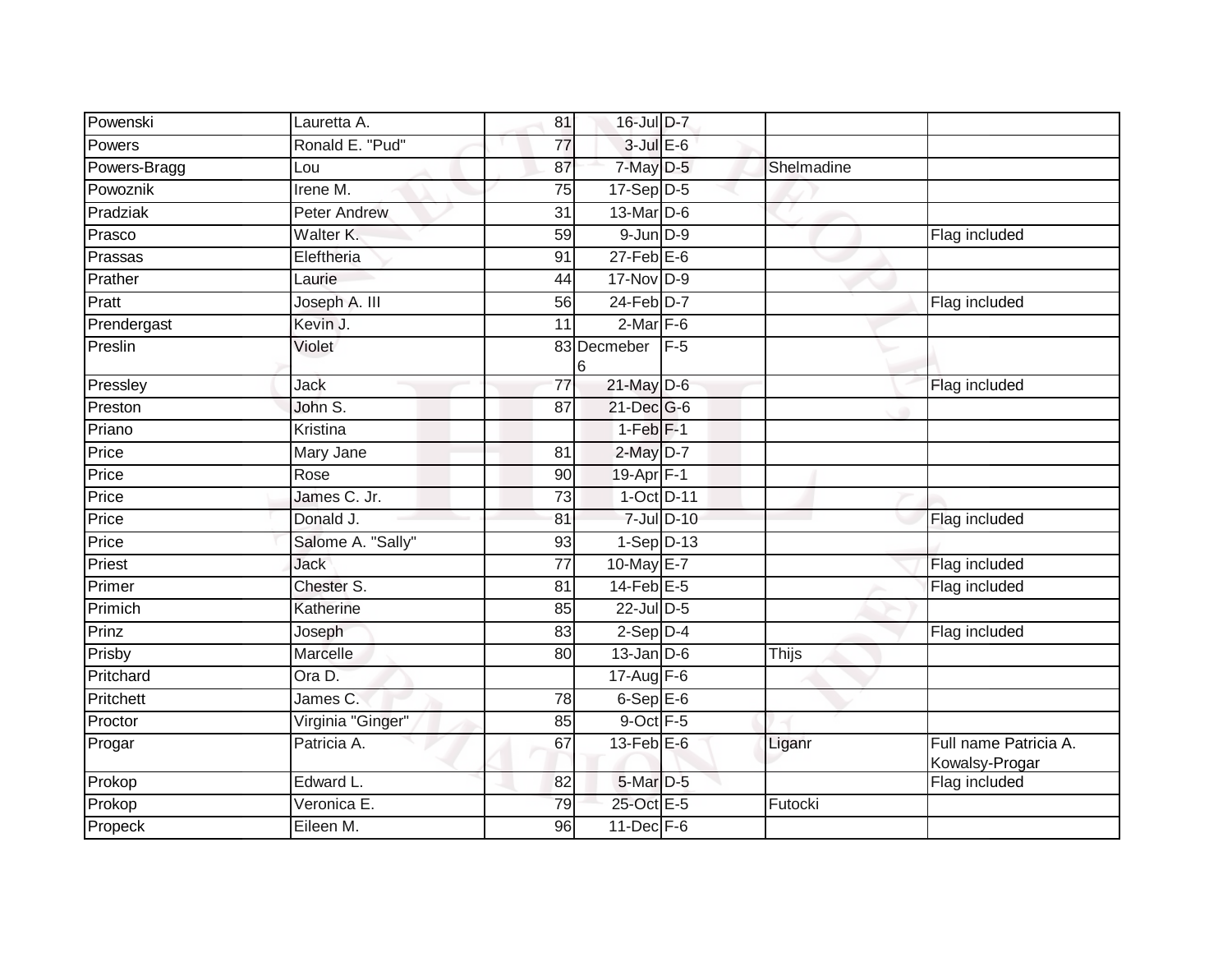| Powenski | Lauretta A. | 81 | 16-Jul | D-7 | | |
|---|---|---|---|---|---|---|
| Powers | Ronald E. "Pud" | 77 | 3-Jul | E-6 | | |
| Powers-Bragg | Lou | 87 | 7-May | D-5 | Shelmadine | |
| Powoznik | Irene M. | 75 | 17-Sep | D-5 | | |
| Pradziak | Peter Andrew | 31 | 13-Mar | D-6 | | |
| Prasco | Walter K. | 59 | 9-Jun | D-9 | | Flag included |
| Prassas | Eleftheria | 91 | 27-Feb | E-6 | | |
| Prather | Laurie | 44 | 17-Nov | D-9 | | |
| Pratt | Joseph A. III | 56 | 24-Feb | D-7 | | Flag included |
| Prendergast | Kevin J. | 11 | 2-Mar | F-6 | | |
| Preslin | Violet | 83 | Decmeber 6 | F-5 | | |
| Pressley | Jack | 77 | 21-May | D-6 | | Flag included |
| Preston | John S. | 87 | 21-Dec | G-6 | | |
| Priano | Kristina | | 1-Feb | F-1 | | |
| Price | Mary Jane | 81 | 2-May | D-7 | | |
| Price | Rose | 90 | 19-Apr | F-1 | | |
| Price | James C. Jr. | 73 | 1-Oct | D-11 | | |
| Price | Donald J. | 81 | 7-Jul | D-10 | | Flag included |
| Price | Salome A. "Sally" | 93 | 1-Sep | D-13 | | |
| Priest | Jack | 77 | 10-May | E-7 | | Flag included |
| Primer | Chester S. | 81 | 14-Feb | E-5 | | Flag included |
| Primich | Katherine | 85 | 22-Jul | D-5 | | |
| Prinz | Joseph | 83 | 2-Sep | D-4 | | Flag included |
| Prisby | Marcelle | 80 | 13-Jan | D-6 | Thijs | |
| Pritchard | Ora D. | | 17-Aug | F-6 | | |
| Pritchett | James C. | 78 | 6-Sep | E-6 | | |
| Proctor | Virginia "Ginger" | 85 | 9-Oct | F-5 | | |
| Progar | Patricia A. | 67 | 13-Feb | E-6 | Liganr | Full name Patricia A. Kowalsy-Progar |
| Prokop | Edward L. | 82 | 5-Mar | D-5 | | Flag included |
| Prokop | Veronica E. | 79 | 25-Oct | E-5 | Futocki | |
| Propeck | Eileen M. | 96 | 11-Dec | F-6 | | |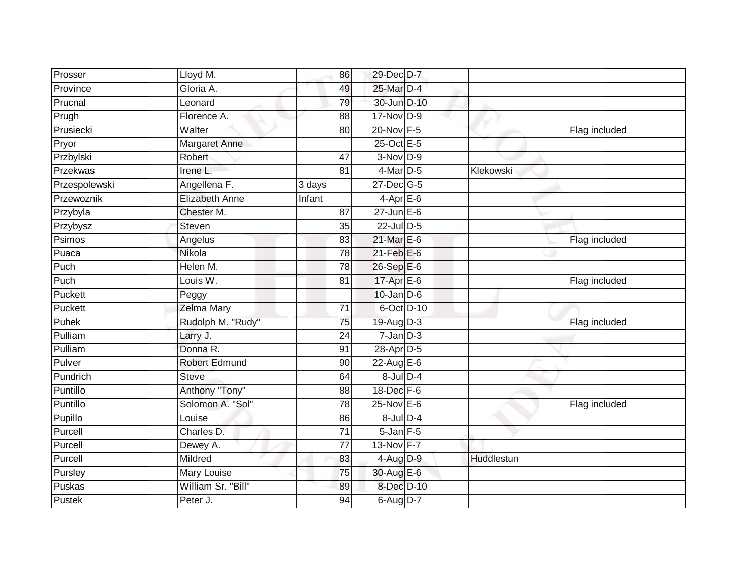| | | | | | | |
|---|---|---|---|---|---|---|
| Prosser | Lloyd M. | 86 | 29-Dec | D-7 | | |
| Province | Gloria A. | 49 | 25-Mar | D-4 | | |
| Prucnal | Leonard | 79 | 30-Jun | D-10 | | |
| Prugh | Florence A. | 88 | 17-Nov | D-9 | | |
| Prusiecki | Walter | 80 | 20-Nov | F-5 | | Flag included |
| Pryor | Margaret Anne | | 25-Oct | E-5 | | |
| Przbylski | Robert | 47 | 3-Nov | D-9 | | |
| Przekwas | Irene L. | 81 | 4-Mar | D-5 | Klekowski | |
| Przespolewski | Angellena F. | 3 days | 27-Dec | G-5 | | |
| Przewoznik | Elizabeth Anne | Infant | 4-Apr | E-6 | | |
| Przybyla | Chester M. | 87 | 27-Jun | E-6 | | |
| Przybysz | Steven | 35 | 22-Jul | D-5 | | |
| Psimos | Angelus | 83 | 21-Mar | E-6 | | Flag included |
| Puaca | Nikola | 78 | 21-Feb | E-6 | | |
| Puch | Helen M. | 78 | 26-Sep | E-6 | | |
| Puch | Louis W. | 81 | 17-Apr | E-6 | | Flag included |
| Puckett | Peggy | | 10-Jan | D-6 | | |
| Puckett | Zelma Mary | 71 | 6-Oct | D-10 | | |
| Puhek | Rudolph M. "Rudy" | 75 | 19-Aug | D-3 | | Flag included |
| Pulliam | Larry J. | 24 | 7-Jan | D-3 | | |
| Pulliam | Donna R. | 91 | 28-Apr | D-5 | | |
| Pulver | Robert Edmund | 90 | 22-Aug | E-6 | | |
| Pundrich | Steve | 64 | 8-Jul | D-4 | | |
| Puntillo | Anthony "Tony" | 88 | 18-Dec | F-6 | | |
| Puntillo | Solomon A. "Sol" | 78 | 25-Nov | E-6 | | Flag included |
| Pupillo | Louise | 86 | 8-Jul | D-4 | | |
| Purcell | Charles D. | 71 | 5-Jan | F-5 | | |
| Purcell | Dewey A. | 77 | 13-Nov | F-7 | | |
| Purcell | Mildred | 83 | 4-Aug | D-9 | Huddlestun | |
| Pursley | Mary Louise | 75 | 30-Aug | E-6 | | |
| Puskas | William Sr. "Bill" | 89 | 8-Dec | D-10 | | |
| Pustek | Peter J. | 94 | 6-Aug | D-7 | | |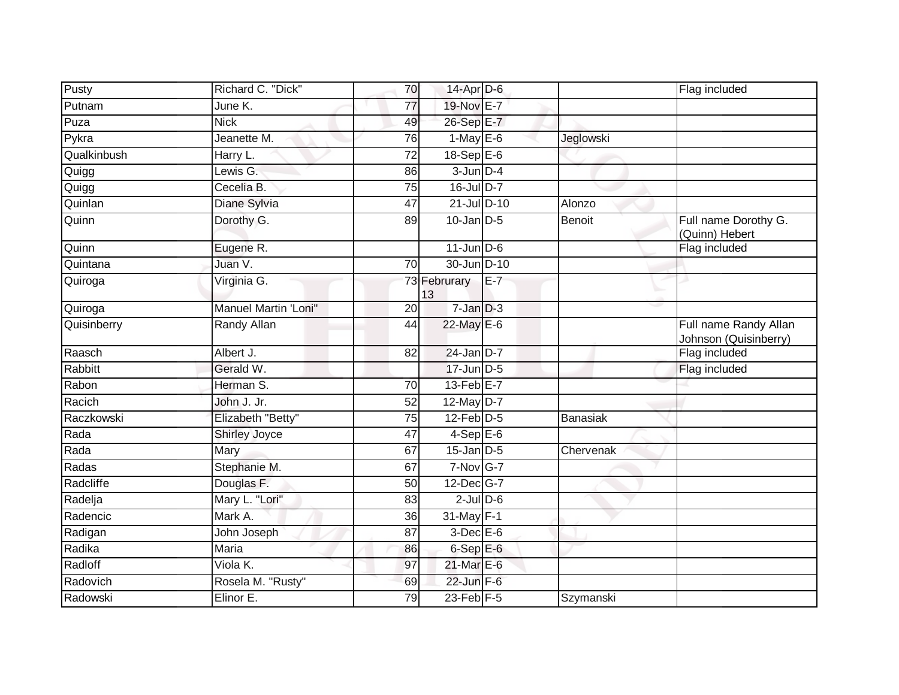| | | | | | | |
|---|---|---|---|---|---|---|
| Pusty | Richard C. "Dick" | 70 | 14-Apr | D-6 | | Flag included |
| Putnam | June K. | 77 | 19-Nov | E-7 | | |
| Puza | Nick | 49 | 26-Sep | E-7 | | |
| Pykra | Jeanette M. | 76 | 1-May | E-6 | Jeglowski | |
| Qualkinbush | Harry L. | 72 | 18-Sep | E-6 | | |
| Quigg | Lewis G. | 86 | 3-Jun | D-4 | | |
| Quigg | Cecelia B. | 75 | 16-Jul | D-7 | | |
| Quinlan | Diane Sylvia | 47 | 21-Jul | D-10 | Alonzo | |
| Quinn | Dorothy G. | 89 | 10-Jan | D-5 | Benoit | Full name Dorothy G. (Quinn) Hebert |
| Quinn | Eugene R. | | 11-Jun | D-6 | | Flag included |
| Quintana | Juan V. | 70 | 30-Jun | D-10 | | |
| Quiroga | Virginia G. | 73 | Februrary 13 | E-7 | | |
| Quiroga | Manuel Martin 'Loni" | 20 | 7-Jan | D-3 | | |
| Quisinberry | Randy Allan | 44 | 22-May | E-6 | | Full name Randy Allan Johnson (Quisinberry) |
| Raasch | Albert J. | 82 | 24-Jan | D-7 | | Flag included |
| Rabbitt | Gerald W. | | 17-Jun | D-5 | | Flag included |
| Rabon | Herman S. | 70 | 13-Feb | E-7 | | |
| Racich | John J. Jr. | 52 | 12-May | D-7 | | |
| Raczkowski | Elizabeth "Betty" | 75 | 12-Feb | D-5 | Banasiak | |
| Rada | Shirley Joyce | 47 | 4-Sep | E-6 | | |
| Rada | Mary | 67 | 15-Jan | D-5 | Chervenak | |
| Radas | Stephanie M. | 67 | 7-Nov | G-7 | | |
| Radcliffe | Douglas F. | 50 | 12-Dec | G-7 | | |
| Radelja | Mary L. "Lori" | 83 | 2-Jul | D-6 | | |
| Radencic | Mark A. | 36 | 31-May | F-1 | | |
| Radigan | John Joseph | 87 | 3-Dec | E-6 | | |
| Radika | Maria | 86 | 6-Sep | E-6 | | |
| Radloff | Viola K. | 97 | 21-Mar | E-6 | | |
| Radovich | Rosela M. "Rusty" | 69 | 22-Jun | F-6 | | |
| Radowski | Elinor E. | 79 | 23-Feb | F-5 | Szymanski | |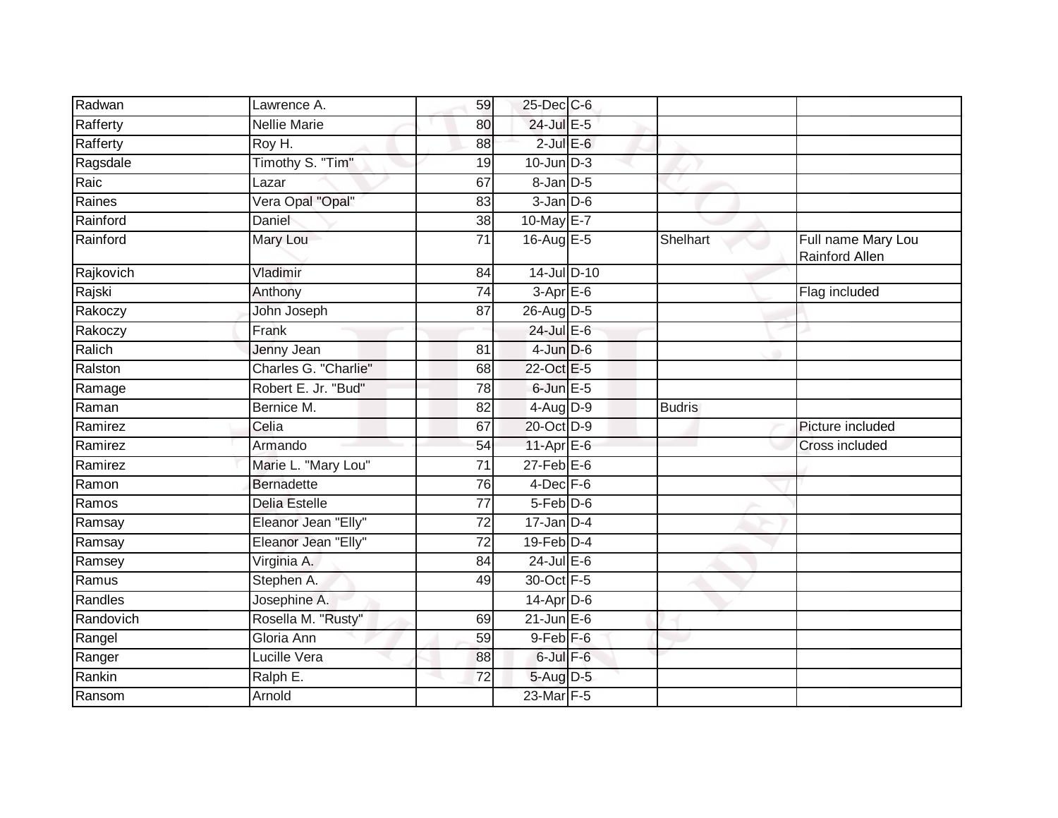| | | | | | | |
|---|---|---|---|---|---|---|
| Radwan | Lawrence A. | 59 | 25-Dec | C-6 | | |
| Rafferty | Nellie Marie | 80 | 24-Jul | E-5 | | |
| Rafferty | Roy H. | 88 | 2-Jul | E-6 | | |
| Ragsdale | Timothy S. "Tim" | 19 | 10-Jun | D-3 | | |
| Raic | Lazar | 67 | 8-Jan | D-5 | | |
| Raines | Vera Opal "Opal" | 83 | 3-Jan | D-6 | | |
| Rainford | Daniel | 38 | 10-May | E-7 | | |
| Rainford | Mary Lou | 71 | 16-Aug | E-5 | Shelhart | Full name Mary Lou Rainford Allen |
| Rajkovich | Vladimir | 84 | 14-Jul | D-10 | | |
| Rajski | Anthony | 74 | 3-Apr | E-6 | | Flag included |
| Rakoczy | John Joseph | 87 | 26-Aug | D-5 | | |
| Rakoczy | Frank | | 24-Jul | E-6 | | |
| Ralich | Jenny Jean | 81 | 4-Jun | D-6 | | |
| Ralston | Charles G. "Charlie" | 68 | 22-Oct | E-5 | | |
| Ramage | Robert E. Jr. "Bud" | 78 | 6-Jun | E-5 | | |
| Raman | Bernice M. | 82 | 4-Aug | D-9 | Budris | |
| Ramirez | Celia | 67 | 20-Oct | D-9 | | Picture included |
| Ramirez | Armando | 54 | 11-Apr | E-6 | | Cross included |
| Ramirez | Marie L. "Mary Lou" | 71 | 27-Feb | E-6 | | |
| Ramon | Bernadette | 76 | 4-Dec | F-6 | | |
| Ramos | Delia Estelle | 77 | 5-Feb | D-6 | | |
| Ramsay | Eleanor Jean "Elly" | 72 | 17-Jan | D-4 | | |
| Ramsay | Eleanor Jean "Elly" | 72 | 19-Feb | D-4 | | |
| Ramsey | Virginia A. | 84 | 24-Jul | E-6 | | |
| Ramus | Stephen A. | 49 | 30-Oct | F-5 | | |
| Randles | Josephine A. | | 14-Apr | D-6 | | |
| Randovich | Rosella M. "Rusty" | 69 | 21-Jun | E-6 | | |
| Rangel | Gloria Ann | 59 | 9-Feb | F-6 | | |
| Ranger | Lucille Vera | 88 | 6-Jul | F-6 | | |
| Rankin | Ralph E. | 72 | 5-Aug | D-5 | | |
| Ransom | Arnold | | 23-Mar | F-5 | | |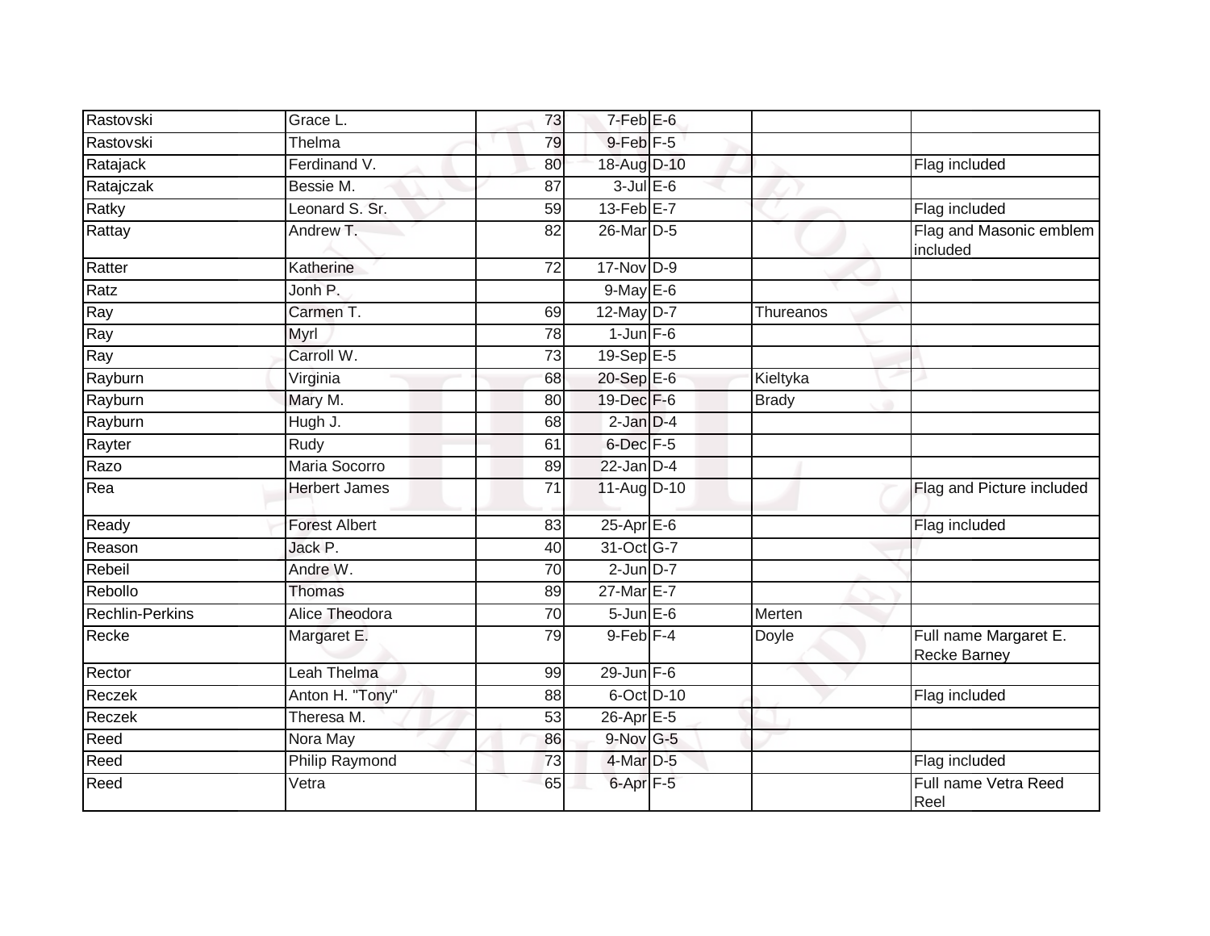| | | | | | | |
|---|---|---|---|---|---|---|
| Rastovski | Grace L. | 73 | 7-Feb | E-6 | | |
| Rastovski | Thelma | 79 | 9-Feb | F-5 | | |
| Ratajack | Ferdinand V. | 80 | 18-Aug | D-10 | | Flag included |
| Ratajczak | Bessie M. | 87 | 3-Jul | E-6 | | |
| Ratky | Leonard S. Sr. | 59 | 13-Feb | E-7 | | Flag included |
| Rattay | Andrew T. | 82 | 26-Mar | D-5 | | Flag and Masonic emblem included |
| Ratter | Katherine | 72 | 17-Nov | D-9 | | |
| Ratz | Jonh P. | | 9-May | E-6 | | |
| Ray | Carmen T. | 69 | 12-May | D-7 | Thureanos | |
| Ray | Myrl | 78 | 1-Jun | F-6 | | |
| Ray | Carroll W. | 73 | 19-Sep | E-5 | | |
| Rayburn | Virginia | 68 | 20-Sep | E-6 | Kieltyka | |
| Rayburn | Mary M. | 80 | 19-Dec | F-6 | Brady | |
| Rayburn | Hugh J. | 68 | 2-Jan | D-4 | | |
| Rayter | Rudy | 61 | 6-Dec | F-5 | | |
| Razo | Maria Socorro | 89 | 22-Jan | D-4 | | |
| Rea | Herbert James | 71 | 11-Aug | D-10 | | Flag and Picture included |
| Ready | Forest Albert | 83 | 25-Apr | E-6 | | Flag included |
| Reason | Jack P. | 40 | 31-Oct | G-7 | | |
| Rebeil | Andre W. | 70 | 2-Jun | D-7 | | |
| Rebollo | Thomas | 89 | 27-Mar | E-7 | | |
| Rechlin-Perkins | Alice Theodora | 70 | 5-Jun | E-6 | Merten | |
| Recke | Margaret E. | 79 | 9-Feb | F-4 | Doyle | Full name Margaret E. Recke Barney |
| Rector | Leah Thelma | 99 | 29-Jun | F-6 | | |
| Reczek | Anton H. "Tony" | 88 | 6-Oct | D-10 | | Flag included |
| Reczek | Theresa M. | 53 | 26-Apr | E-5 | | |
| Reed | Nora May | 86 | 9-Nov | G-5 | | |
| Reed | Philip Raymond | 73 | 4-Mar | D-5 | | Flag included |
| Reed | Vetra | 65 | 6-Apr | F-5 | | Full name Vetra Reed Reel |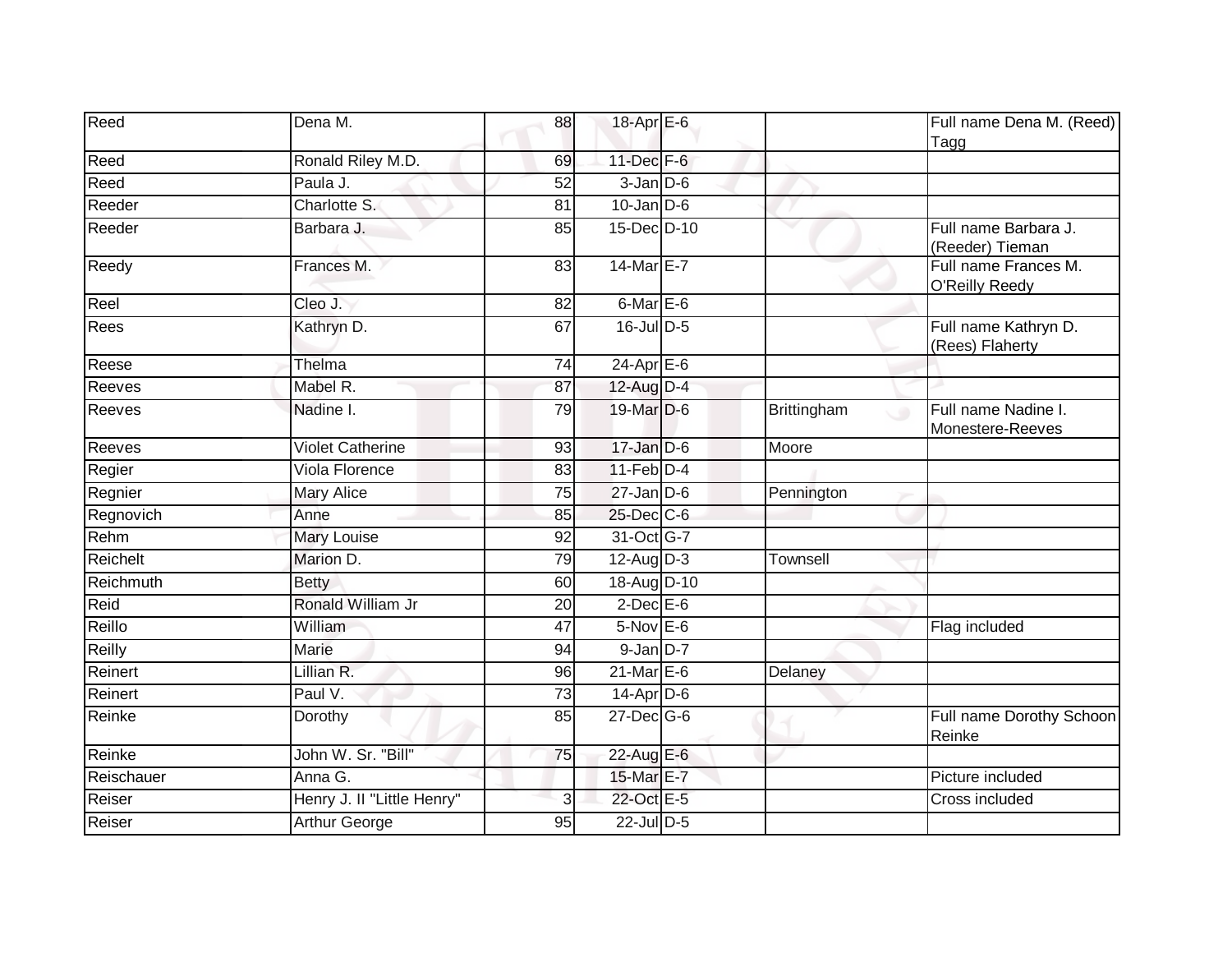| Reed | Dena M. | 88 | 18-Apr | E-6 | | Full name Dena M. (Reed) Tagg |
|---|---|---|---|---|---|---|
| Reed | Ronald Riley M.D. | 69 | 11-Dec | F-6 | | |
| Reed | Paula J. | 52 | 3-Jan | D-6 | | |
| Reeder | Charlotte S. | 81 | 10-Jan | D-6 | | |
| Reeder | Barbara J. | 85 | 15-Dec | D-10 | | Full name Barbara J. (Reeder) Tieman |
| Reedy | Frances M. | 83 | 14-Mar | E-7 | | Full name Frances M. O'Reilly Reedy |
| Reel | Cleo J. | 82 | 6-Mar | E-6 | | |
| Rees | Kathryn D. | 67 | 16-Jul | D-5 | | Full name Kathryn D. (Rees) Flaherty |
| Reese | Thelma | 74 | 24-Apr | E-6 | | |
| Reeves | Mabel R. | 87 | 12-Aug | D-4 | | |
| Reeves | Nadine I. | 79 | 19-Mar | D-6 | Brittingham | Full name Nadine I. Monestere-Reeves |
| Reeves | Violet Catherine | 93 | 17-Jan | D-6 | Moore | |
| Regier | Viola Florence | 83 | 11-Feb | D-4 | | |
| Regnier | Mary Alice | 75 | 27-Jan | D-6 | Pennington | |
| Regnovich | Anne | 85 | 25-Dec | C-6 | | |
| Rehm | Mary Louise | 92 | 31-Oct | G-7 | | |
| Reichelt | Marion D. | 79 | 12-Aug | D-3 | Townsell | |
| Reichmuth | Betty | 60 | 18-Aug | D-10 | | |
| Reid | Ronald William Jr | 20 | 2-Dec | E-6 | | |
| Reillo | William | 47 | 5-Nov | E-6 | | Flag included |
| Reilly | Marie | 94 | 9-Jan | D-7 | | |
| Reinert | Lillian R. | 96 | 21-Mar | E-6 | Delaney | |
| Reinert | Paul V. | 73 | 14-Apr | D-6 | | |
| Reinke | Dorothy | 85 | 27-Dec | G-6 | | Full name Dorothy Schoon Reinke |
| Reinke | John W. Sr. "Bill" | 75 | 22-Aug | E-6 | | |
| Reischauer | Anna G. | | 15-Mar | E-7 | | Picture included |
| Reiser | Henry J. II "Little Henry" | 3 | 22-Oct | E-5 | | Cross included |
| Reiser | Arthur George | 95 | 22-Jul | D-5 | | |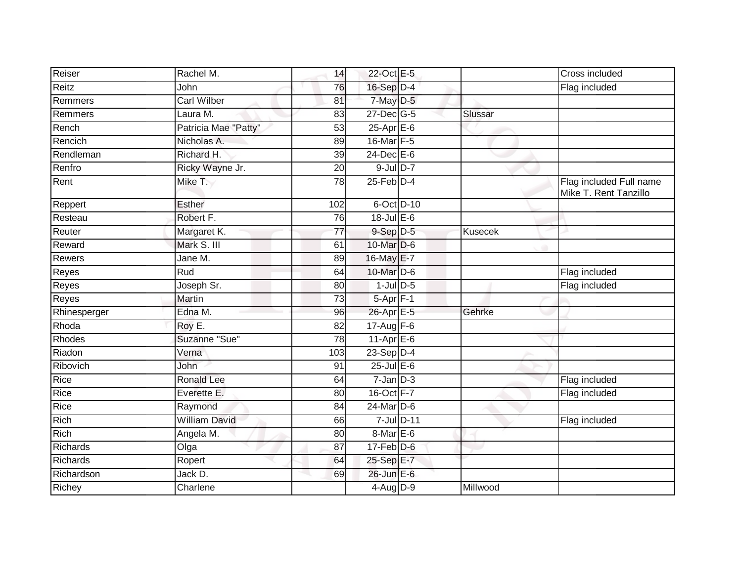| | | | | | | |
|---|---|---|---|---|---|---|
| Reiser | Rachel M. | 14 | 22-Oct | E-5 | | Cross included |
| Reitz | John | 76 | 16-Sep | D-4 | | Flag included |
| Remmers | Carl Wilber | 81 | 7-May | D-5 | | |
| Remmers | Laura M. | 83 | 27-Dec | G-5 | Slussar | |
| Rench | Patricia Mae "Patty" | 53 | 25-Apr | E-6 | | |
| Rencich | Nicholas A. | 89 | 16-Mar | F-5 | | |
| Rendleman | Richard H. | 39 | 24-Dec | E-6 | | |
| Renfro | Ricky Wayne Jr. | 20 | 9-Jul | D-7 | | |
| Rent | Mike T. | 78 | 25-Feb | D-4 | | Flag included Full name Mike T. Rent Tanzillo |
| Reppert | Esther | 102 | 6-Oct | D-10 | | |
| Resteau | Robert F. | 76 | 18-Jul | E-6 | | |
| Reuter | Margaret K. | 77 | 9-Sep | D-5 | Kusecek | |
| Reward | Mark S. III | 61 | 10-Mar | D-6 | | |
| Rewers | Jane M. | 89 | 16-May | E-7 | | |
| Reyes | Rud | 64 | 10-Mar | D-6 | | Flag included |
| Reyes | Joseph Sr. | 80 | 1-Jul | D-5 | | Flag included |
| Reyes | Martin | 73 | 5-Apr | F-1 | | |
| Rhinesperger | Edna M. | 96 | 26-Apr | E-5 | Gehrke | |
| Rhoda | Roy E. | 82 | 17-Aug | F-6 | | |
| Rhodes | Suzanne "Sue" | 78 | 11-Apr | E-6 | | |
| Riadon | Verna | 103 | 23-Sep | D-4 | | |
| Ribovich | John | 91 | 25-Jul | E-6 | | |
| Rice | Ronald Lee | 64 | 7-Jan | D-3 | | Flag included |
| Rice | Everette E. | 80 | 16-Oct | F-7 | | Flag included |
| Rice | Raymond | 84 | 24-Mar | D-6 | | |
| Rich | William David | 66 | 7-Jul | D-11 | | Flag included |
| Rich | Angela M. | 80 | 8-Mar | E-6 | | |
| Richards | Olga | 87 | 17-Feb | D-6 | | |
| Richards | Ropert | 64 | 25-Sep | E-7 | | |
| Richardson | Jack D. | 69 | 26-Jun | E-6 | | |
| Richey | Charlene | | 4-Aug | D-9 | Millwood | |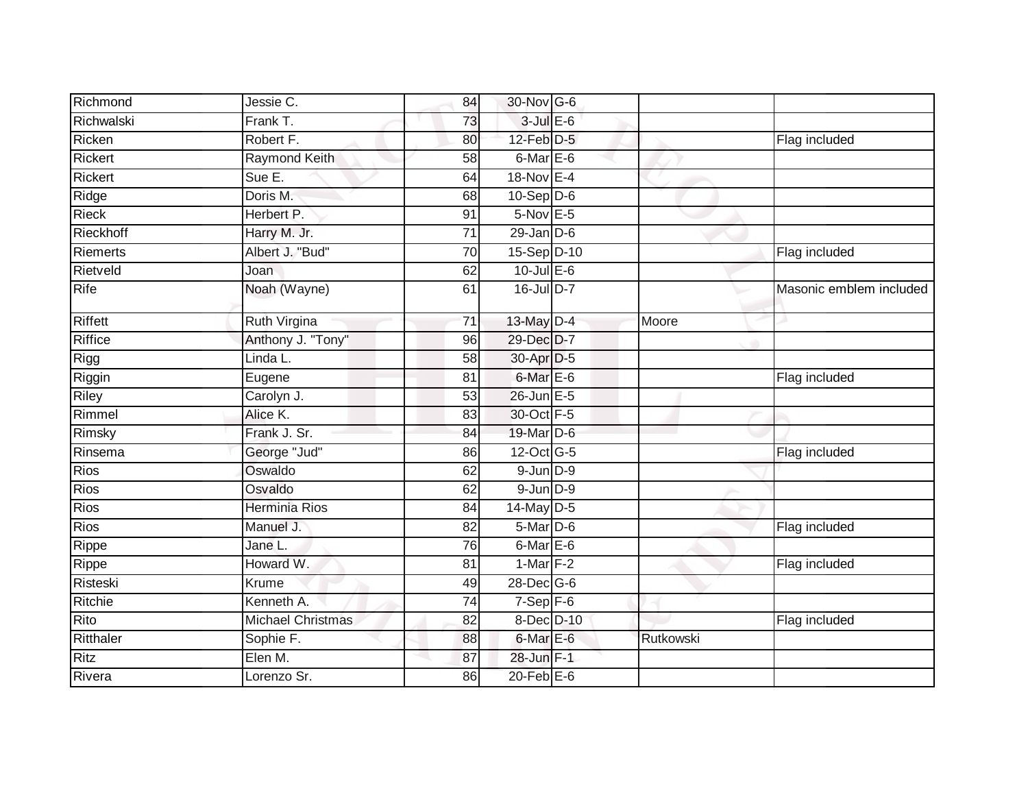| | | | | | | |
|---|---|---|---|---|---|---|
| Richmond | Jessie C. | 84 | 30-Nov | G-6 | | |
| Richwalski | Frank T. | 73 | 3-Jul | E-6 | | |
| Ricken | Robert F. | 80 | 12-Feb | D-5 | | Flag included |
| Rickert | Raymond Keith | 58 | 6-Mar | E-6 | | |
| Rickert | Sue E. | 64 | 18-Nov | E-4 | | |
| Ridge | Doris M. | 68 | 10-Sep | D-6 | | |
| Rieck | Herbert P. | 91 | 5-Nov | E-5 | | |
| Rieckhoff | Harry M. Jr. | 71 | 29-Jan | D-6 | | |
| Riemerts | Albert J. "Bud" | 70 | 15-Sep | D-10 | | Flag included |
| Rietveld | Joan | 62 | 10-Jul | E-6 | | |
| Rife | Noah (Wayne) | 61 | 16-Jul | D-7 | | Masonic emblem included |
| Riffett | Ruth Virgina | 71 | 13-May | D-4 | Moore | |
| Riffice | Anthony J. "Tony" | 96 | 29-Dec | D-7 | | |
| Rigg | Linda L. | 58 | 30-Apr | D-5 | | |
| Riggin | Eugene | 81 | 6-Mar | E-6 | | Flag included |
| Riley | Carolyn J. | 53 | 26-Jun | E-5 | | |
| Rimmel | Alice K. | 83 | 30-Oct | F-5 | | |
| Rimsky | Frank J. Sr. | 84 | 19-Mar | D-6 | | |
| Rinsema | George "Jud" | 86 | 12-Oct | G-5 | | Flag included |
| Rios | Oswaldo | 62 | 9-Jun | D-9 | | |
| Rios | Osvaldo | 62 | 9-Jun | D-9 | | |
| Rios | Herminia Rios | 84 | 14-May | D-5 | | |
| Rios | Manuel J. | 82 | 5-Mar | D-6 | | Flag included |
| Rippe | Jane L. | 76 | 6-Mar | E-6 | | |
| Rippe | Howard W. | 81 | 1-Mar | F-2 | | Flag included |
| Risteski | Krume | 49 | 28-Dec | G-6 | | |
| Ritchie | Kenneth A. | 74 | 7-Sep | F-6 | | |
| Rito | Michael Christmas | 82 | 8-Dec | D-10 | | Flag included |
| Ritthaler | Sophie F. | 88 | 6-Mar | E-6 | Rutkowski | |
| Ritz | Elen M. | 87 | 28-Jun | F-1 | | |
| Rivera | Lorenzo Sr. | 86 | 20-Feb | E-6 | | |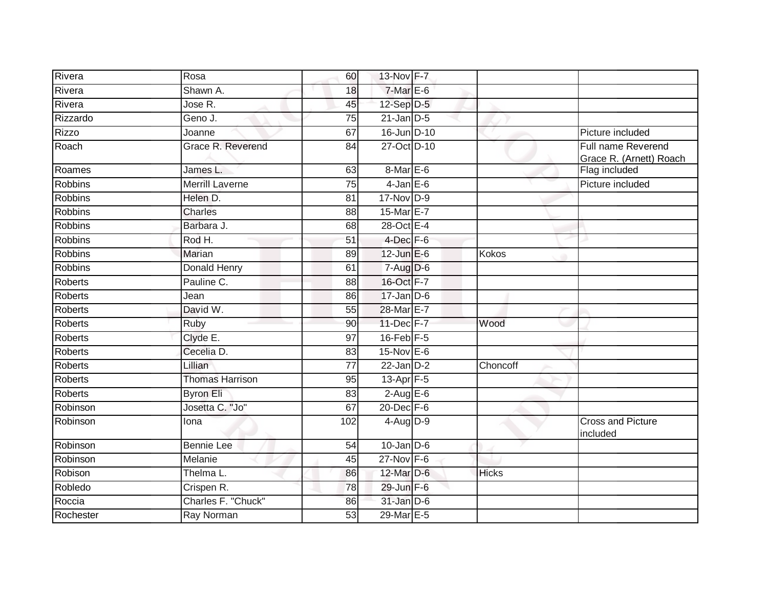| | | | | | | |
|---|---|---|---|---|---|---|
| Rivera | Rosa | 60 | 13-Nov | F-7 | | |
| Rivera | Shawn A. | 18 | 7-Mar | E-6 | | |
| Rivera | Jose R. | 45 | 12-Sep | D-5 | | |
| Rizzardo | Geno J. | 75 | 21-Jan | D-5 | | |
| Rizzo | Joanne | 67 | 16-Jun | D-10 | | Picture included |
| Roach | Grace R. Reverend | 84 | 27-Oct | D-10 | | Full name Reverend Grace R. (Arnett) Roach |
| Roames | James L. | 63 | 8-Mar | E-6 | | Flag included |
| Robbins | Merrill Laverne | 75 | 4-Jan | E-6 | | Picture included |
| Robbins | Helen D. | 81 | 17-Nov | D-9 | | |
| Robbins | Charles | 88 | 15-Mar | E-7 | | |
| Robbins | Barbara J. | 68 | 28-Oct | E-4 | | |
| Robbins | Rod H. | 51 | 4-Dec | F-6 | | |
| Robbins | Marian | 89 | 12-Jun | E-6 | Kokos | |
| Robbins | Donald Henry | 61 | 7-Aug | D-6 | | |
| Roberts | Pauline C. | 88 | 16-Oct | F-7 | | |
| Roberts | Jean | 86 | 17-Jan | D-6 | | |
| Roberts | David W. | 55 | 28-Mar | E-7 | | |
| Roberts | Ruby | 90 | 11-Dec | F-7 | Wood | |
| Roberts | Clyde E. | 97 | 16-Feb | F-5 | | |
| Roberts | Cecelia D. | 83 | 15-Nov | E-6 | | |
| Roberts | Lillian | 77 | 22-Jan | D-2 | Choncoff | |
| Roberts | Thomas Harrison | 95 | 13-Apr | F-5 | | |
| Roberts | Byron Eli | 83 | 2-Aug | E-6 | | |
| Robinson | Josetta C. "Jo" | 67 | 20-Dec | F-6 | | |
| Robinson | Iona | 102 | 4-Aug | D-9 | | Cross and Picture included |
| Robinson | Bennie Lee | 54 | 10-Jan | D-6 | | |
| Robinson | Melanie | 45 | 27-Nov | F-6 | | |
| Robison | Thelma L. | 86 | 12-Mar | D-6 | Hicks | |
| Robledo | Crispen R. | 78 | 29-Jun | F-6 | | |
| Roccia | Charles F. "Chuck" | 86 | 31-Jan | D-6 | | |
| Rochester | Ray Norman | 53 | 29-Mar | E-5 | | |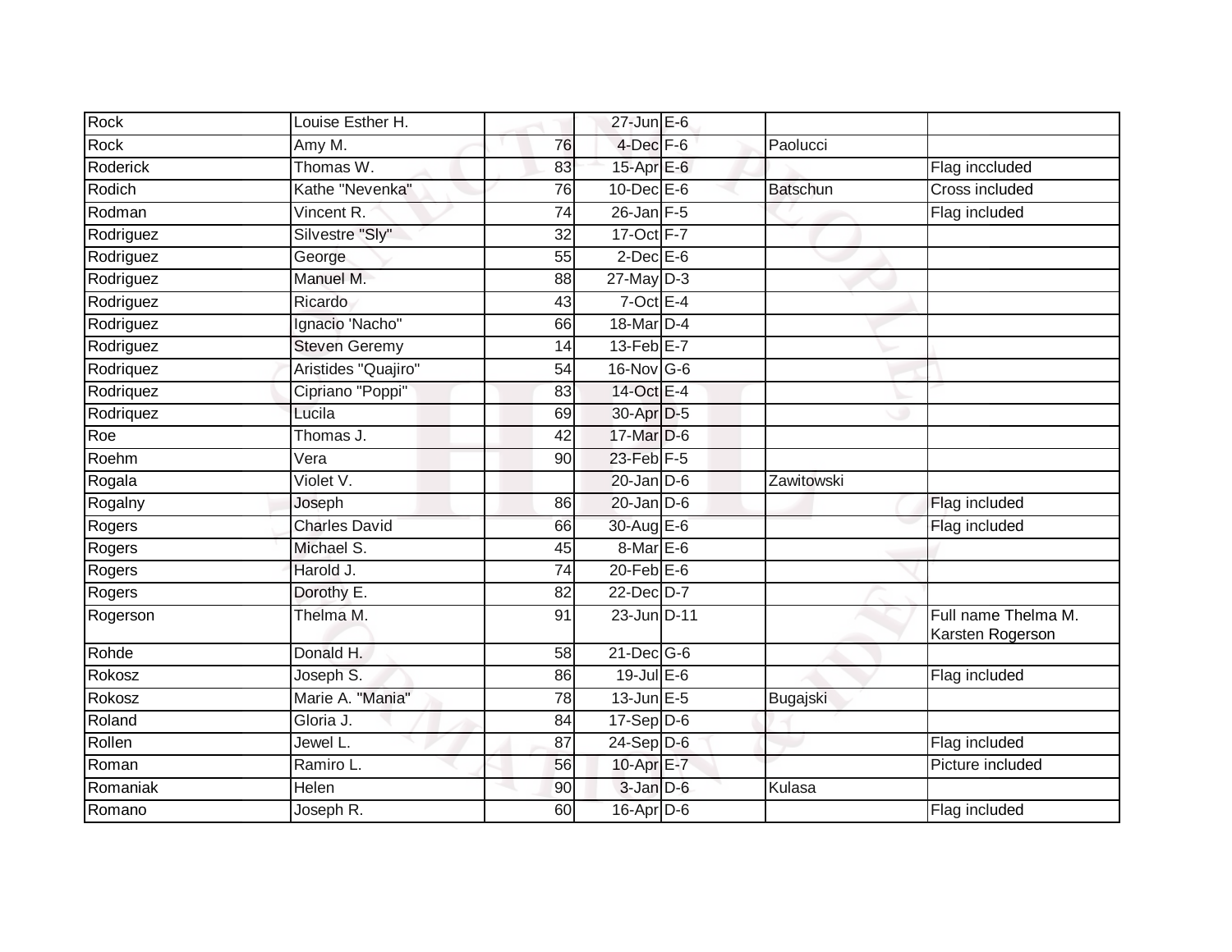| Rock | Louise Esther H. | | 27-Jun | E-6 | | |
|---|---|---|---|---|---|---|
| Rock | Amy M. | 76 | 4-Dec | F-6 | Paolucci | |
| Roderick | Thomas W. | 83 | 15-Apr | E-6 | | Flag inccluded |
| Rodich | Kathe "Nevenka" | 76 | 10-Dec | E-6 | Batschun | Cross included |
| Rodman | Vincent R. | 74 | 26-Jan | F-5 | | Flag included |
| Rodriguez | Silvestre "Sly" | 32 | 17-Oct | F-7 | | |
| Rodriguez | George | 55 | 2-Dec | E-6 | | |
| Rodriguez | Manuel M. | 88 | 27-May | D-3 | | |
| Rodriguez | Ricardo | 43 | 7-Oct | E-4 | | |
| Rodriguez | Ignacio 'Nacho" | 66 | 18-Mar | D-4 | | |
| Rodriguez | Steven Geremy | 14 | 13-Feb | E-7 | | |
| Rodriquez | Aristides "Quajiro" | 54 | 16-Nov | G-6 | | |
| Rodriquez | Cipriano "Poppi" | 83 | 14-Oct | E-4 | | |
| Rodriquez | Lucila | 69 | 30-Apr | D-5 | | |
| Roe | Thomas J. | 42 | 17-Mar | D-6 | | |
| Roehm | Vera | 90 | 23-Feb | F-5 | | |
| Rogala | Violet V. | | 20-Jan | D-6 | Zawitowski | |
| Rogalny | Joseph | 86 | 20-Jan | D-6 | | Flag included |
| Rogers | Charles David | 66 | 30-Aug | E-6 | | Flag included |
| Rogers | Michael S. | 45 | 8-Mar | E-6 | | |
| Rogers | Harold J. | 74 | 20-Feb | E-6 | | |
| Rogers | Dorothy E. | 82 | 22-Dec | D-7 | | |
| Rogerson | Thelma M. | 91 | 23-Jun | D-11 | | Full name Thelma M. Karsten Rogerson |
| Rohde | Donald H. | 58 | 21-Dec | G-6 | | |
| Rokosz | Joseph S. | 86 | 19-Jul | E-6 | | Flag included |
| Rokosz | Marie A. "Mania" | 78 | 13-Jun | E-5 | Bugajski | |
| Roland | Gloria J. | 84 | 17-Sep | D-6 | | |
| Rollen | Jewel L. | 87 | 24-Sep | D-6 | | Flag included |
| Roman | Ramiro L. | 56 | 10-Apr | E-7 | | Picture included |
| Romaniak | Helen | 90 | 3-Jan | D-6 | Kulasa | |
| Romano | Joseph R. | 60 | 16-Apr | D-6 | | Flag included |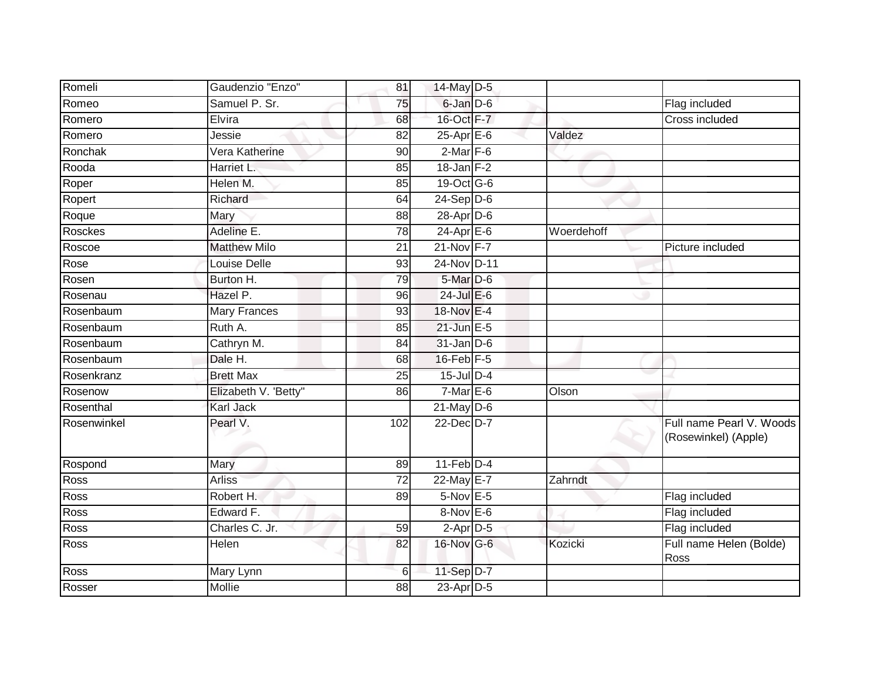| | | | | | | |
|---|---|---|---|---|---|---|
| Romeli | Gaudenzio "Enzo" | 81 | 14-May | D-5 | | |
| Romeo | Samuel P. Sr. | 75 | 6-Jan | D-6 | | Flag included |
| Romero | Elvira | 68 | 16-Oct | F-7 | | Cross included |
| Romero | Jessie | 82 | 25-Apr | E-6 | Valdez | |
| Ronchak | Vera Katherine | 90 | 2-Mar | F-6 | | |
| Rooda | Harriet L. | 85 | 18-Jan | F-2 | | |
| Roper | Helen M. | 85 | 19-Oct | G-6 | | |
| Ropert | Richard | 64 | 24-Sep | D-6 | | |
| Roque | Mary | 88 | 28-Apr | D-6 | | |
| Rosckes | Adeline E. | 78 | 24-Apr | E-6 | Woerdehoff | |
| Roscoe | Matthew Milo | 21 | 21-Nov | F-7 | | Picture included |
| Rose | Louise Delle | 93 | 24-Nov | D-11 | | |
| Rosen | Burton H. | 79 | 5-Mar | D-6 | | |
| Rosenau | Hazel P. | 96 | 24-Jul | E-6 | | |
| Rosenbaum | Mary Frances | 93 | 18-Nov | E-4 | | |
| Rosenbaum | Ruth A. | 85 | 21-Jun | E-5 | | |
| Rosenbaum | Cathryn M. | 84 | 31-Jan | D-6 | | |
| Rosenbaum | Dale H. | 68 | 16-Feb | F-5 | | |
| Rosenkranz | Brett Max | 25 | 15-Jul | D-4 | | |
| Rosenow | Elizabeth V. 'Betty" | 86 | 7-Mar | E-6 | Olson | |
| Rosenthal | Karl Jack | | 21-May | D-6 | | |
| Rosenwinkel | Pearl V. | 102 | 22-Dec | D-7 | | Full name Pearl V. Woods (Rosewinkel) (Apple) |
| Rospond | Mary | 89 | 11-Feb | D-4 | | |
| Ross | Arliss | 72 | 22-May | E-7 | Zahrndt | |
| Ross | Robert H. | 89 | 5-Nov | E-5 | | Flag included |
| Ross | Edward F. | | 8-Nov | E-6 | | Flag included |
| Ross | Charles C. Jr. | 59 | 2-Apr | D-5 | | Flag included |
| Ross | Helen | 82 | 16-Nov | G-6 | Kozicki | Full name Helen (Bolde) Ross |
| Ross | Mary Lynn | 6 | 11-Sep | D-7 | | |
| Rosser | Mollie | 88 | 23-Apr | D-5 | | |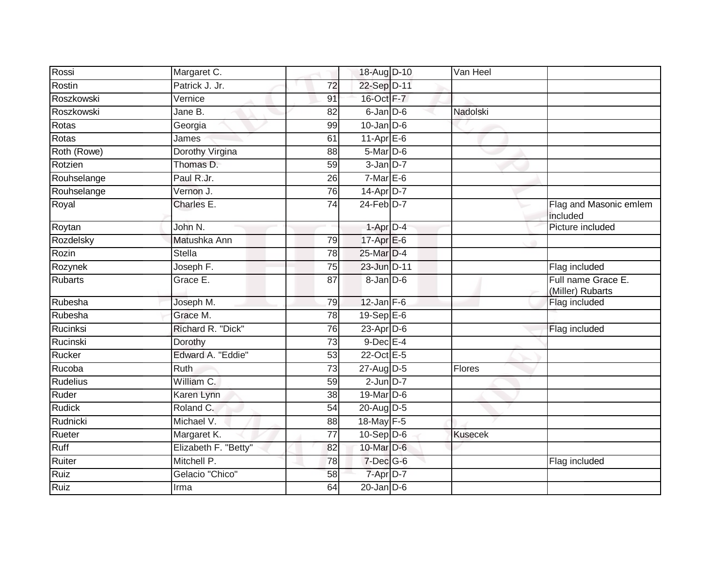| Rossi | Margaret C. | | 18-Aug | D-10 | Van Heel | |
|---|---|---|---|---|---|---|
| Rostin | Patrick J. Jr. | 72 | 22-Sep | D-11 | | |
| Roszkowski | Vernice | 91 | 16-Oct | F-7 | | |
| Roszkowski | Jane B. | 82 | 6-Jan | D-6 | Nadolski | |
| Rotas | Georgia | 99 | 10-Jan | D-6 | | |
| Rotas | James | 61 | 11-Apr | E-6 | | |
| Roth (Rowe) | Dorothy Virgina | 88 | 5-Mar | D-6 | | |
| Rotzien | Thomas D. | 59 | 3-Jan | D-7 | | |
| Rouhselange | Paul R.Jr. | 26 | 7-Mar | E-6 | | |
| Rouhselange | Vernon J. | 76 | 14-Apr | D-7 | | |
| Royal | Charles E. | 74 | 24-Feb | D-7 | | Flag and Masonic emlem included |
| Roytan | John N. | | 1-Apr | D-4 | | Picture included |
| Rozdelsky | Matushka Ann | 79 | 17-Apr | E-6 | | |
| Rozin | Stella | 78 | 25-Mar | D-4 | | |
| Rozynek | Joseph F. | 75 | 23-Jun | D-11 | | Flag included |
| Rubarts | Grace E. | 87 | 8-Jan | D-6 | | Full name Grace E. (Miller) Rubarts |
| Rubesha | Joseph M. | 79 | 12-Jan | F-6 | | Flag included |
| Rubesha | Grace M. | 78 | 19-Sep | E-6 | | |
| Rucinksi | Richard R. "Dick" | 76 | 23-Apr | D-6 | | Flag included |
| Rucinski | Dorothy | 73 | 9-Dec | E-4 | | |
| Rucker | Edward A. "Eddie" | 53 | 22-Oct | E-5 | | |
| Rucoba | Ruth | 73 | 27-Aug | D-5 | Flores | |
| Rudelius | William C. | 59 | 2-Jun | D-7 | | |
| Ruder | Karen Lynn | 38 | 19-Mar | D-6 | | |
| Rudick | Roland C. | 54 | 20-Aug | D-5 | | |
| Rudnicki | Michael V. | 88 | 18-May | F-5 | | |
| Rueter | Margaret K. | 77 | 10-Sep | D-6 | Kusecek | |
| Ruff | Elizabeth F. "Betty" | 82 | 10-Mar | D-6 | | |
| Ruiter | Mitchell P. | 78 | 7-Dec | G-6 | | Flag included |
| Ruiz | Gelacio "Chico" | 58 | 7-Apr | D-7 | | |
| Ruiz | Irma | 64 | 20-Jan | D-6 | | |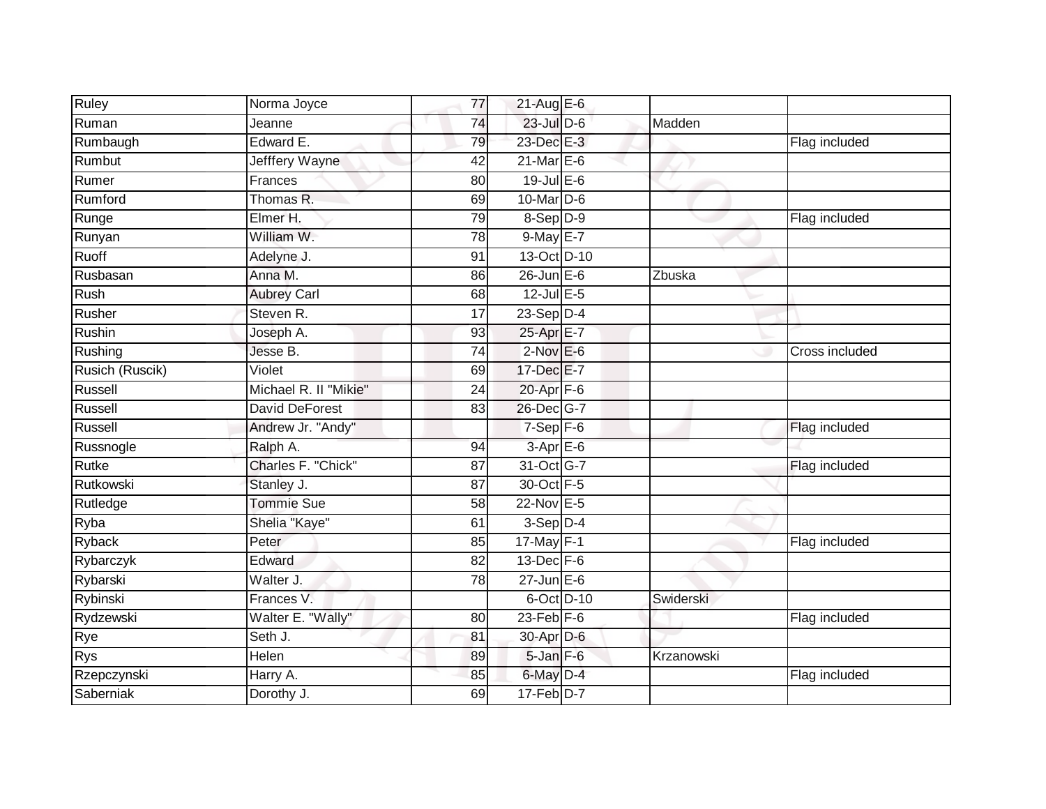| | | | | | | |
|---|---|---|---|---|---|---|
| Ruley | Norma Joyce | 77 | 21-Aug | E-6 | | |
| Ruman | Jeanne | 74 | 23-Jul | D-6 | Madden | |
| Rumbaugh | Edward E. | 79 | 23-Dec | E-3 | | Flag included |
| Rumbut | Jefffery Wayne | 42 | 21-Mar | E-6 | | |
| Rumer | Frances | 80 | 19-Jul | E-6 | | |
| Rumford | Thomas R. | 69 | 10-Mar | D-6 | | |
| Runge | Elmer H. | 79 | 8-Sep | D-9 | | Flag included |
| Runyan | William W. | 78 | 9-May | E-7 | | |
| Ruoff | Adelyne J. | 91 | 13-Oct | D-10 | | |
| Rusbasan | Anna M. | 86 | 26-Jun | E-6 | Zbuska | |
| Rush | Aubrey Carl | 68 | 12-Jul | E-5 | | |
| Rusher | Steven R. | 17 | 23-Sep | D-4 | | |
| Rushin | Joseph A. | 93 | 25-Apr | E-7 | | |
| Rushing | Jesse B. | 74 | 2-Nov | E-6 | | Cross included |
| Rusich (Ruscik) | Violet | 69 | 17-Dec | E-7 | | |
| Russell | Michael R. II "Mikie" | 24 | 20-Apr | F-6 | | |
| Russell | David DeForest | 83 | 26-Dec | G-7 | | |
| Russell | Andrew Jr. "Andy" | | 7-Sep | F-6 | | Flag included |
| Russnogle | Ralph A. | 94 | 3-Apr | E-6 | | |
| Rutke | Charles F. "Chick" | 87 | 31-Oct | G-7 | | Flag included |
| Rutkowski | Stanley J. | 87 | 30-Oct | F-5 | | |
| Rutledge | Tommie Sue | 58 | 22-Nov | E-5 | | |
| Ryba | Shelia "Kaye" | 61 | 3-Sep | D-4 | | |
| Ryback | Peter | 85 | 17-May | F-1 | | Flag included |
| Rybarczyk | Edward | 82 | 13-Dec | F-6 | | |
| Rybarski | Walter J. | 78 | 27-Jun | E-6 | | |
| Rybinski | Frances V. | | 6-Oct | D-10 | Swiderski | |
| Rydzewski | Walter E. "Wally" | 80 | 23-Feb | F-6 | | Flag included |
| Rye | Seth J. | 81 | 30-Apr | D-6 | | |
| Rys | Helen | 89 | 5-Jan | F-6 | Krzanowski | |
| Rzepczynski | Harry A. | 85 | 6-May | D-4 | | Flag included |
| Saberniak | Dorothy J. | 69 | 17-Feb | D-7 | | |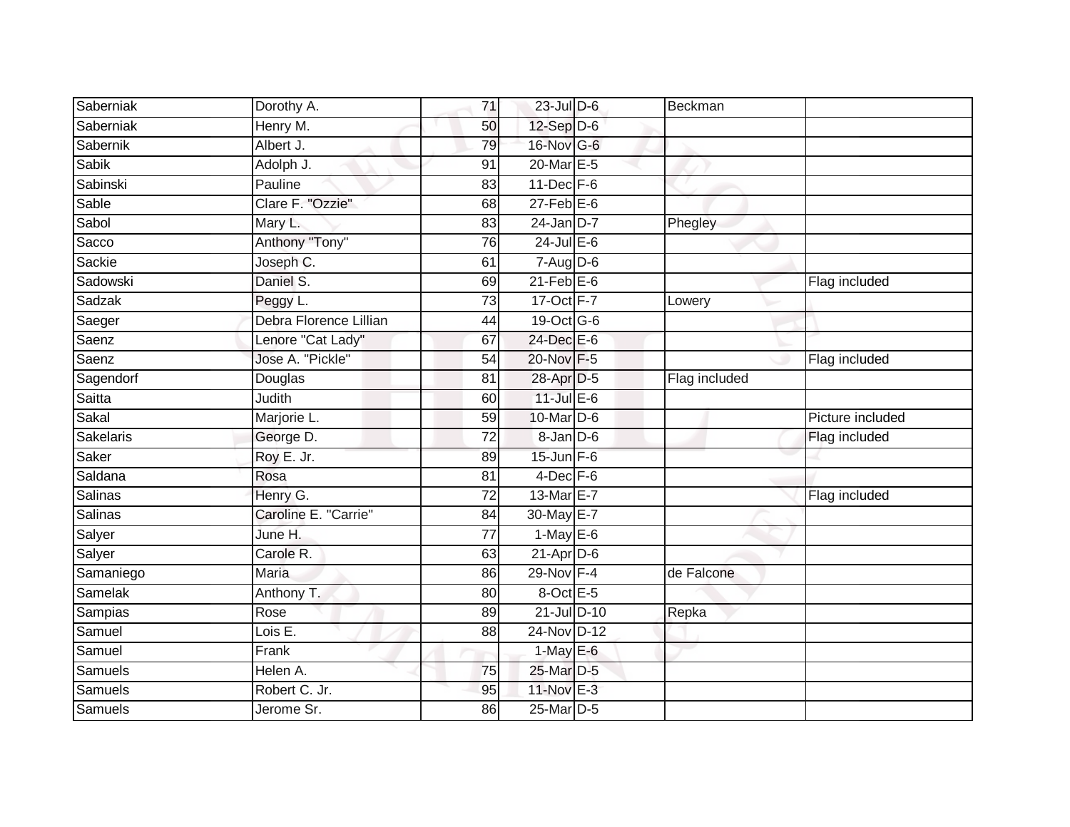| Saberniak | Dorothy A. | 71 | 23-Jul | D-6 | Beckman | |
|---|---|---|---|---|---|---|
| Saberniak | Henry M. | 50 | 12-Sep | D-6 | | |
| Sabernik | Albert J. | 79 | 16-Nov | G-6 | | |
| Sabik | Adolph J. | 91 | 20-Mar | E-5 | | |
| Sabinski | Pauline | 83 | 11-Dec | F-6 | | |
| Sable | Clare F. "Ozzie" | 68 | 27-Feb | E-6 | | |
| Sabol | Mary L. | 83 | 24-Jan | D-7 | Phegley | |
| Sacco | Anthony "Tony" | 76 | 24-Jul | E-6 | | |
| Sackie | Joseph C. | 61 | 7-Aug | D-6 | | |
| Sadowski | Daniel S. | 69 | 21-Feb | E-6 | | Flag included |
| Sadzak | Peggy L. | 73 | 17-Oct | F-7 | Lowery | |
| Saeger | Debra Florence Lillian | 44 | 19-Oct | G-6 | | |
| Saenz | Lenore "Cat Lady" | 67 | 24-Dec | E-6 | | |
| Saenz | Jose A. "Pickle" | 54 | 20-Nov | F-5 | | Flag included |
| Sagendorf | Douglas | 81 | 28-Apr | D-5 | Flag included | |
| Saitta | Judith | 60 | 11-Jul | E-6 | | |
| Sakal | Marjorie L. | 59 | 10-Mar | D-6 | | Picture included |
| Sakelaris | George D. | 72 | 8-Jan | D-6 | | Flag included |
| Saker | Roy E. Jr. | 89 | 15-Jun | F-6 | | |
| Saldana | Rosa | 81 | 4-Dec | F-6 | | |
| Salinas | Henry G. | 72 | 13-Mar | E-7 | | Flag included |
| Salinas | Caroline E. "Carrie" | 84 | 30-May | E-7 | | |
| Salyer | June H. | 77 | 1-May | E-6 | | |
| Salyer | Carole R. | 63 | 21-Apr | D-6 | | |
| Samaniego | Maria | 86 | 29-Nov | F-4 | de Falcone | |
| Samelak | Anthony T. | 80 | 8-Oct | E-5 | | |
| Sampias | Rose | 89 | 21-Jul | D-10 | Repka | |
| Samuel | Lois E. | 88 | 24-Nov | D-12 | | |
| Samuel | Frank | | 1-May | E-6 | | |
| Samuels | Helen A. | 75 | 25-Mar | D-5 | | |
| Samuels | Robert C. Jr. | 95 | 11-Nov | E-3 | | |
| Samuels | Jerome Sr. | 86 | 25-Mar | D-5 | | |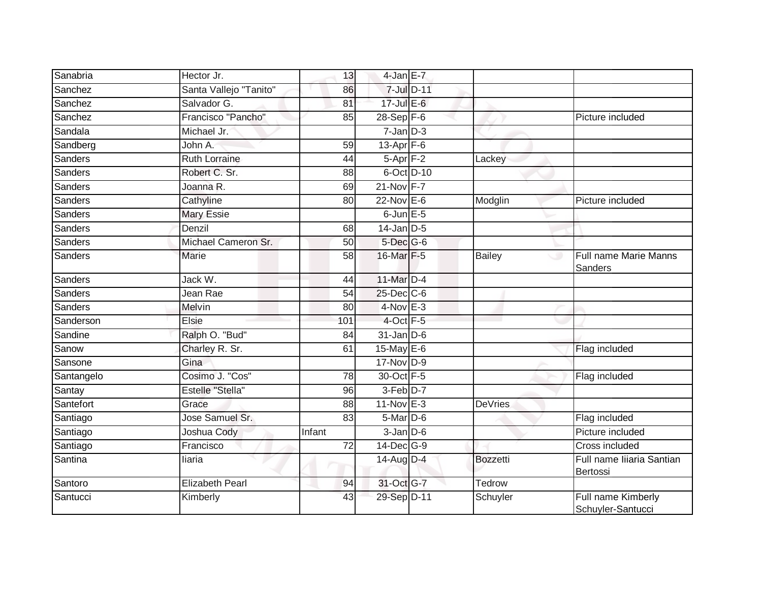| | | | | | | |
|---|---|---|---|---|---|---|
| Sanabria | Hector Jr. | 13 | 4-Jan | E-7 | | |
| Sanchez | Santa Vallejo "Tanito" | 86 | 7-Jul | D-11 | | |
| Sanchez | Salvador G. | 81 | 17-Jul | E-6 | | |
| Sanchez | Francisco "Pancho" | 85 | 28-Sep | F-6 | | Picture included |
| Sandala | Michael Jr. | | 7-Jan | D-3 | | |
| Sandberg | John A. | 59 | 13-Apr | F-6 | | |
| Sanders | Ruth Lorraine | 44 | 5-Apr | F-2 | Lackey | |
| Sanders | Robert C. Sr. | 88 | 6-Oct | D-10 | | |
| Sanders | Joanna R. | 69 | 21-Nov | F-7 | | |
| Sanders | Cathyline | 80 | 22-Nov | E-6 | Modglin | Picture included |
| Sanders | Mary Essie | | 6-Jun | E-5 | | |
| Sanders | Denzil | 68 | 14-Jan | D-5 | | |
| Sanders | Michael Cameron Sr. | 50 | 5-Dec | G-6 | | |
| Sanders | Marie | 58 | 16-Mar | F-5 | Bailey | Full name Marie Manns Sanders |
| Sanders | Jack W. | 44 | 11-Mar | D-4 | | |
| Sanders | Jean Rae | 54 | 25-Dec | C-6 | | |
| Sanders | Melvin | 80 | 4-Nov | E-3 | | |
| Sanderson | Elsie | 101 | 4-Oct | F-5 | | |
| Sandine | Ralph O. "Bud" | 84 | 31-Jan | D-6 | | |
| Sanow | Charley R. Sr. | 61 | 15-May | E-6 | | Flag included |
| Sansone | Gina | | 17-Nov | D-9 | | |
| Santangelo | Cosimo J. "Cos" | 78 | 30-Oct | F-5 | | Flag included |
| Santay | Estelle "Stella" | 96 | 3-Feb | D-7 | | |
| Santefort | Grace | 88 | 11-Nov | E-3 | DeVries | |
| Santiago | Jose Samuel Sr. | 83 | 5-Mar | D-6 | | Flag included |
| Santiago | Joshua Cody | Infant | 3-Jan | D-6 | | Picture included |
| Santiago | Francisco | 72 | 14-Dec | G-9 | | Cross included |
| Santina | Iiaria | | 14-Aug | D-4 | Bozzetti | Full name Iiiaria Santian Bertossi |
| Santoro | Elizabeth Pearl | 94 | 31-Oct | G-7 | Tedrow | |
| Santucci | Kimberly | 43 | 29-Sep | D-11 | Schuyler | Full name Kimberly Schuyler-Santucci |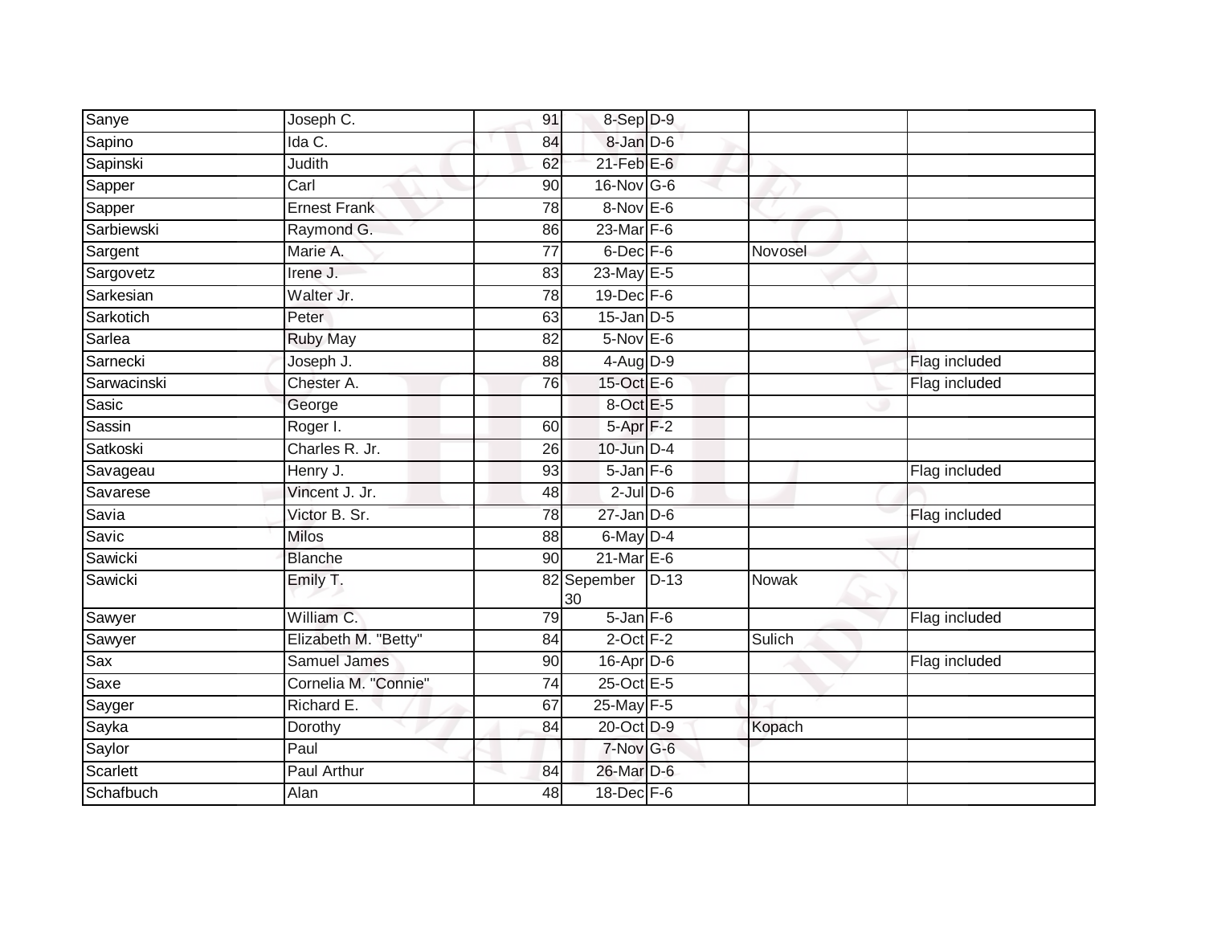| | | | | | | |
|---|---|---|---|---|---|---|
| Sanye | Joseph C. | 91 | 8-Sep | D-9 | | |
| Sapino | Ida C. | 84 | 8-Jan | D-6 | | |
| Sapinski | Judith | 62 | 21-Feb | E-6 | | |
| Sapper | Carl | 90 | 16-Nov | G-6 | | |
| Sapper | Ernest Frank | 78 | 8-Nov | E-6 | | |
| Sarbiewski | Raymond G. | 86 | 23-Mar | F-6 | | |
| Sargent | Marie A. | 77 | 6-Dec | F-6 | Novosel | |
| Sargovetz | Irene J. | 83 | 23-May | E-5 | | |
| Sarkesian | Walter Jr. | 78 | 19-Dec | F-6 | | |
| Sarkotich | Peter | 63 | 15-Jan | D-5 | | |
| Sarlea | Ruby May | 82 | 5-Nov | E-6 | | |
| Sarnecki | Joseph J. | 88 | 4-Aug | D-9 | | Flag included |
| Sarwacinski | Chester A. | 76 | 15-Oct | E-6 | | Flag included |
| Sasic | George | | 8-Oct | E-5 | | |
| Sassin | Roger I. | 60 | 5-Apr | F-2 | | |
| Satkoski | Charles R. Jr. | 26 | 10-Jun | D-4 | | |
| Savageau | Henry J. | 93 | 5-Jan | F-6 | | Flag included |
| Savarese | Vincent J. Jr. | 48 | 2-Jul | D-6 | | |
| Savia | Victor B. Sr. | 78 | 27-Jan | D-6 | | Flag included |
| Savic | Milos | 88 | 6-May | D-4 | | |
| Sawicki | Blanche | 90 | 21-Mar | E-6 | | |
| Sawicki | Emily T. | 82 | Sepember 30 | D-13 | Nowak | |
| Sawyer | William C. | 79 | 5-Jan | F-6 | | Flag included |
| Sawyer | Elizabeth M. "Betty" | 84 | 2-Oct | F-2 | Sulich | |
| Sax | Samuel James | 90 | 16-Apr | D-6 | | Flag included |
| Saxe | Cornelia M. "Connie" | 74 | 25-Oct | E-5 | | |
| Sayger | Richard E. | 67 | 25-May | F-5 | | |
| Sayka | Dorothy | 84 | 20-Oct | D-9 | Kopach | |
| Saylor | Paul | | 7-Nov | G-6 | | |
| Scarlett | Paul Arthur | 84 | 26-Mar | D-6 | | |
| Schafbuch | Alan | 48 | 18-Dec | F-6 | | |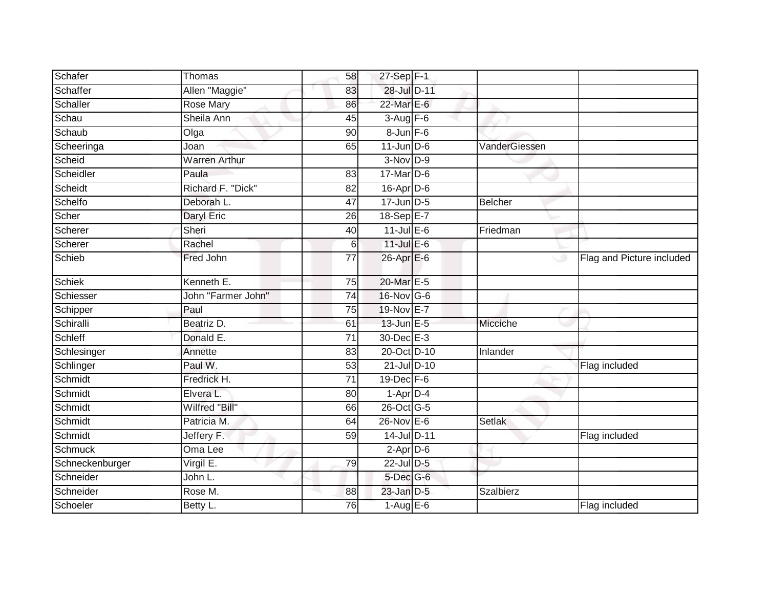| | | | | | | |
|---|---|---|---|---|---|---|
| Schafer | Thomas | 58 | 27-Sep | F-1 | | |
| Schaffer | Allen "Maggie" | 83 | 28-Jul | D-11 | | |
| Schaller | Rose Mary | 86 | 22-Mar | E-6 | | |
| Schau | Sheila Ann | 45 | 3-Aug | F-6 | | |
| Schaub | Olga | 90 | 8-Jun | F-6 | | |
| Scheeringa | Joan | 65 | 11-Jun | D-6 | VanderGiessen | |
| Scheid | Warren Arthur | | 3-Nov | D-9 | | |
| Scheidler | Paula | 83 | 17-Mar | D-6 | | |
| Scheidt | Richard F. "Dick" | 82 | 16-Apr | D-6 | | |
| Schelfo | Deborah L. | 47 | 17-Jun | D-5 | Belcher | |
| Scher | Daryl Eric | 26 | 18-Sep | E-7 | | |
| Scherer | Sheri | 40 | 11-Jul | E-6 | Friedman | |
| Scherer | Rachel | 6 | 11-Jul | E-6 | | |
| Schieb | Fred John | 77 | 26-Apr | E-6 | | Flag and Picture included |
| Schiek | Kenneth E. | 75 | 20-Mar | E-5 | | |
| Schiesser | John "Farmer John" | 74 | 16-Nov | G-6 | | |
| Schipper | Paul | 75 | 19-Nov | E-7 | | |
| Schiralli | Beatriz D. | 61 | 13-Jun | E-5 | Micciche | |
| Schleff | Donald E. | 71 | 30-Dec | E-3 | | |
| Schlesinger | Annette | 83 | 20-Oct | D-10 | Inlander | |
| Schlinger | Paul W. | 53 | 21-Jul | D-10 | | Flag included |
| Schmidt | Fredrick H. | 71 | 19-Dec | F-6 | | |
| Schmidt | Elvera L. | 80 | 1-Apr | D-4 | | |
| Schmidt | Wilfred "Bill" | 66 | 26-Oct | G-5 | | |
| Schmidt | Patricia M. | 64 | 26-Nov | E-6 | Setlak | |
| Schmidt | Jeffery F. | 59 | 14-Jul | D-11 | | Flag included |
| Schmuck | Oma Lee | | 2-Apr | D-6 | | |
| Schneckenburger | Virgil E. | 79 | 22-Jul | D-5 | | |
| Schneider | John L. | | 5-Dec | G-6 | | |
| Schneider | Rose M. | 88 | 23-Jan | D-5 | Szalbierz | |
| Schoeler | Betty L. | 76 | 1-Aug | E-6 | | Flag included |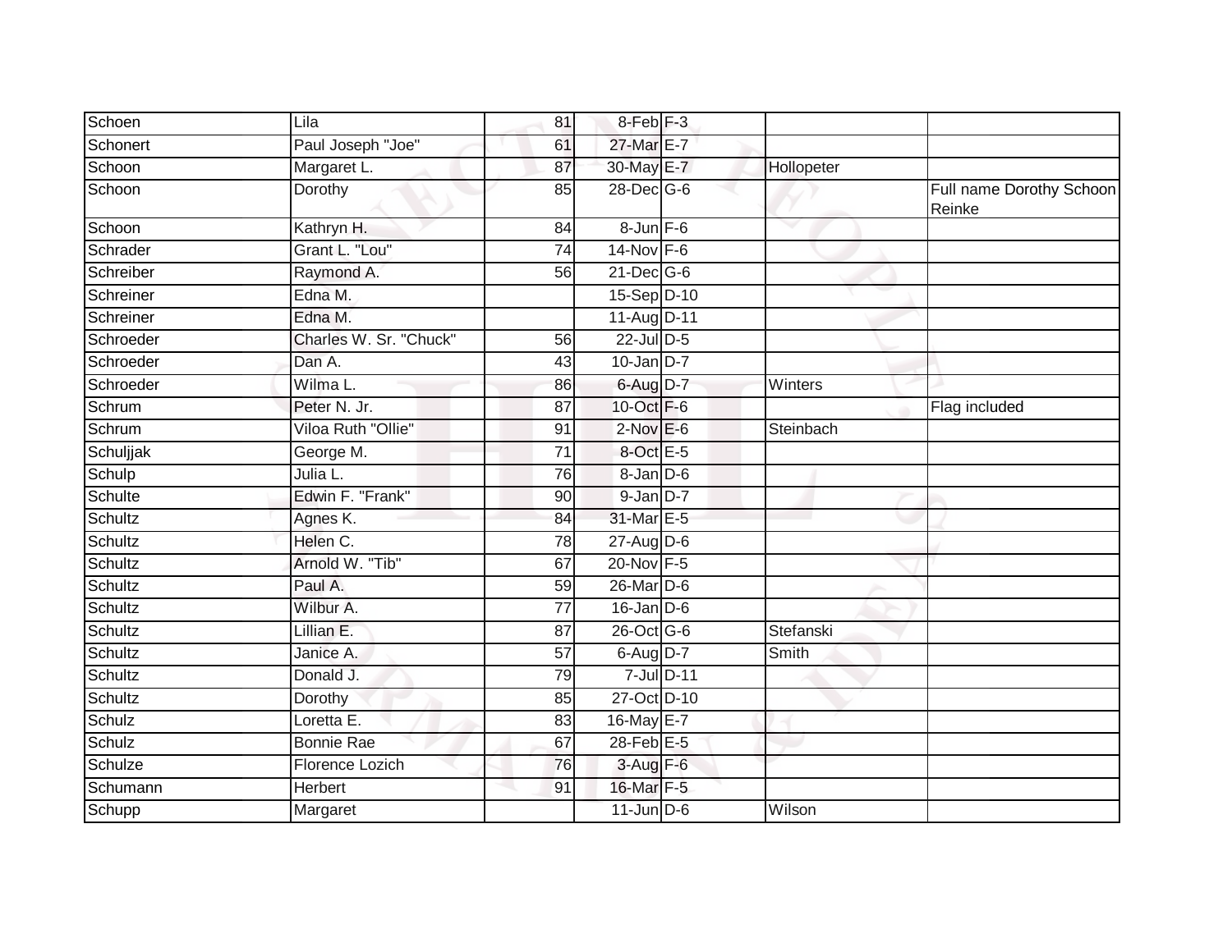| | | | | | | |
|---|---|---|---|---|---|---|
| Schoen | Lila | 81 | 8-Feb | F-3 | | |
| Schonert | Paul Joseph "Joe" | 61 | 27-Mar | E-7 | | |
| Schoon | Margaret L. | 87 | 30-May | E-7 | Hollopeter | |
| Schoon | Dorothy | 85 | 28-Dec | G-6 | | Full name Dorothy Schoon Reinke |
| Schoon | Kathryn H. | 84 | 8-Jun | F-6 | | |
| Schrader | Grant L. "Lou" | 74 | 14-Nov | F-6 | | |
| Schreiber | Raymond A. | 56 | 21-Dec | G-6 | | |
| Schreiner | Edna M. | | 15-Sep | D-10 | | |
| Schreiner | Edna M. | | 11-Aug | D-11 | | |
| Schroeder | Charles W. Sr. "Chuck" | 56 | 22-Jul | D-5 | | |
| Schroeder | Dan A. | 43 | 10-Jan | D-7 | | |
| Schroeder | Wilma L. | 86 | 6-Aug | D-7 | Winters | |
| Schrum | Peter N. Jr. | 87 | 10-Oct | F-6 | | Flag included |
| Schrum | Viloa Ruth "Ollie" | 91 | 2-Nov | E-6 | Steinbach | |
| Schuljjak | George M. | 71 | 8-Oct | E-5 | | |
| Schulp | Julia L. | 76 | 8-Jan | D-6 | | |
| Schulte | Edwin F. "Frank" | 90 | 9-Jan | D-7 | | |
| Schultz | Agnes K. | 84 | 31-Mar | E-5 | | |
| Schultz | Helen C. | 78 | 27-Aug | D-6 | | |
| Schultz | Arnold W. "Tib" | 67 | 20-Nov | F-5 | | |
| Schultz | Paul A. | 59 | 26-Mar | D-6 | | |
| Schultz | Wilbur A. | 77 | 16-Jan | D-6 | | |
| Schultz | Lillian E. | 87 | 26-Oct | G-6 | Stefanski | |
| Schultz | Janice A. | 57 | 6-Aug | D-7 | Smith | |
| Schultz | Donald J. | 79 | 7-Jul | D-11 | | |
| Schultz | Dorothy | 85 | 27-Oct | D-10 | | |
| Schulz | Loretta E. | 83 | 16-May | E-7 | | |
| Schulz | Bonnie Rae | 67 | 28-Feb | E-5 | | |
| Schulze | Florence Lozich | 76 | 3-Aug | F-6 | | |
| Schumann | Herbert | 91 | 16-Mar | F-5 | | |
| Schupp | Margaret | | 11-Jun | D-6 | Wilson | |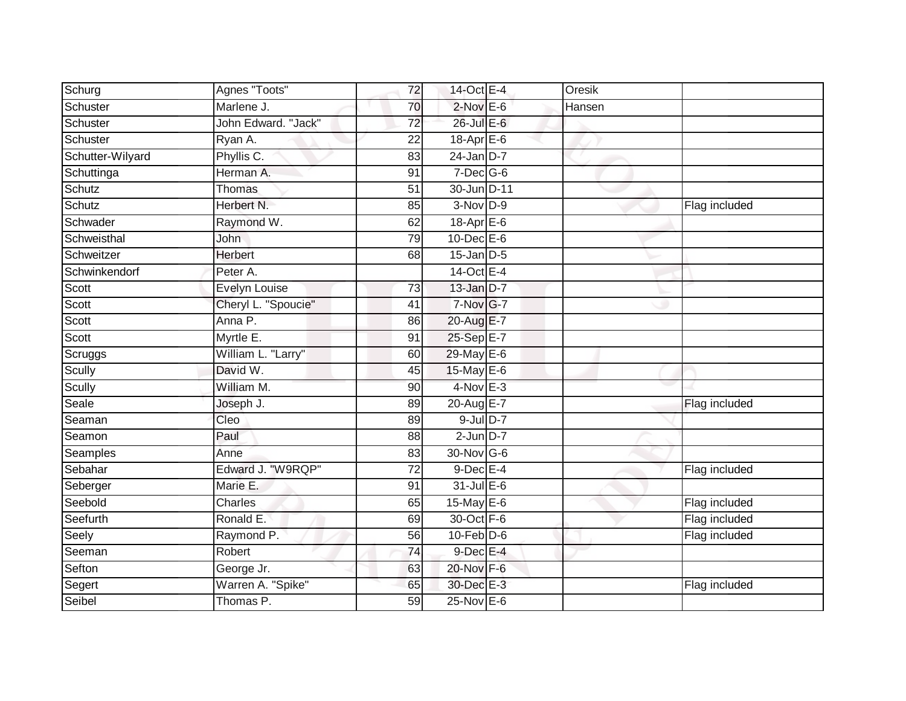| | | | | | | |
|---|---|---|---|---|---|---|
| Schurg | Agnes "Toots" | 72 | 14-Oct | E-4 | Oresik | |
| Schuster | Marlene J. | 70 | 2-Nov | E-6 | Hansen | |
| Schuster | John Edward. "Jack" | 72 | 26-Jul | E-6 | | |
| Schuster | Ryan A. | 22 | 18-Apr | E-6 | | |
| Schutter-Wilyard | Phyllis C. | 83 | 24-Jan | D-7 | | |
| Schuttinga | Herman A. | 91 | 7-Dec | G-6 | | |
| Schutz | Thomas | 51 | 30-Jun | D-11 | | |
| Schutz | Herbert N. | 85 | 3-Nov | D-9 | | Flag included |
| Schwader | Raymond W. | 62 | 18-Apr | E-6 | | |
| Schweisthal | John | 79 | 10-Dec | E-6 | | |
| Schweitzer | Herbert | 68 | 15-Jan | D-5 | | |
| Schwinkendorf | Peter A. | | 14-Oct | E-4 | | |
| Scott | Evelyn Louise | 73 | 13-Jan | D-7 | | |
| Scott | Cheryl L. "Spoucie" | 41 | 7-Nov | G-7 | | |
| Scott | Anna P. | 86 | 20-Aug | E-7 | | |
| Scott | Myrtle E. | 91 | 25-Sep | E-7 | | |
| Scruggs | William L. "Larry" | 60 | 29-May | E-6 | | |
| Scully | David W. | 45 | 15-May | E-6 | | |
| Scully | William M. | 90 | 4-Nov | E-3 | | |
| Seale | Joseph J. | 89 | 20-Aug | E-7 | | Flag included |
| Seaman | Cleo | 89 | 9-Jul | D-7 | | |
| Seamon | Paul | 88 | 2-Jun | D-7 | | |
| Seamples | Anne | 83 | 30-Nov | G-6 | | |
| Sebahar | Edward J. "W9RQP" | 72 | 9-Dec | E-4 | | Flag included |
| Seberger | Marie E. | 91 | 31-Jul | E-6 | | |
| Seebold | Charles | 65 | 15-May | E-6 | | Flag included |
| Seefurth | Ronald E. | 69 | 30-Oct | F-6 | | Flag included |
| Seely | Raymond P. | 56 | 10-Feb | D-6 | | Flag included |
| Seeman | Robert | 74 | 9-Dec | E-4 | | |
| Sefton | George Jr. | 63 | 20-Nov | F-6 | | |
| Segert | Warren A. "Spike" | 65 | 30-Dec | E-3 | | Flag included |
| Seibel | Thomas P. | 59 | 25-Nov | E-6 | | |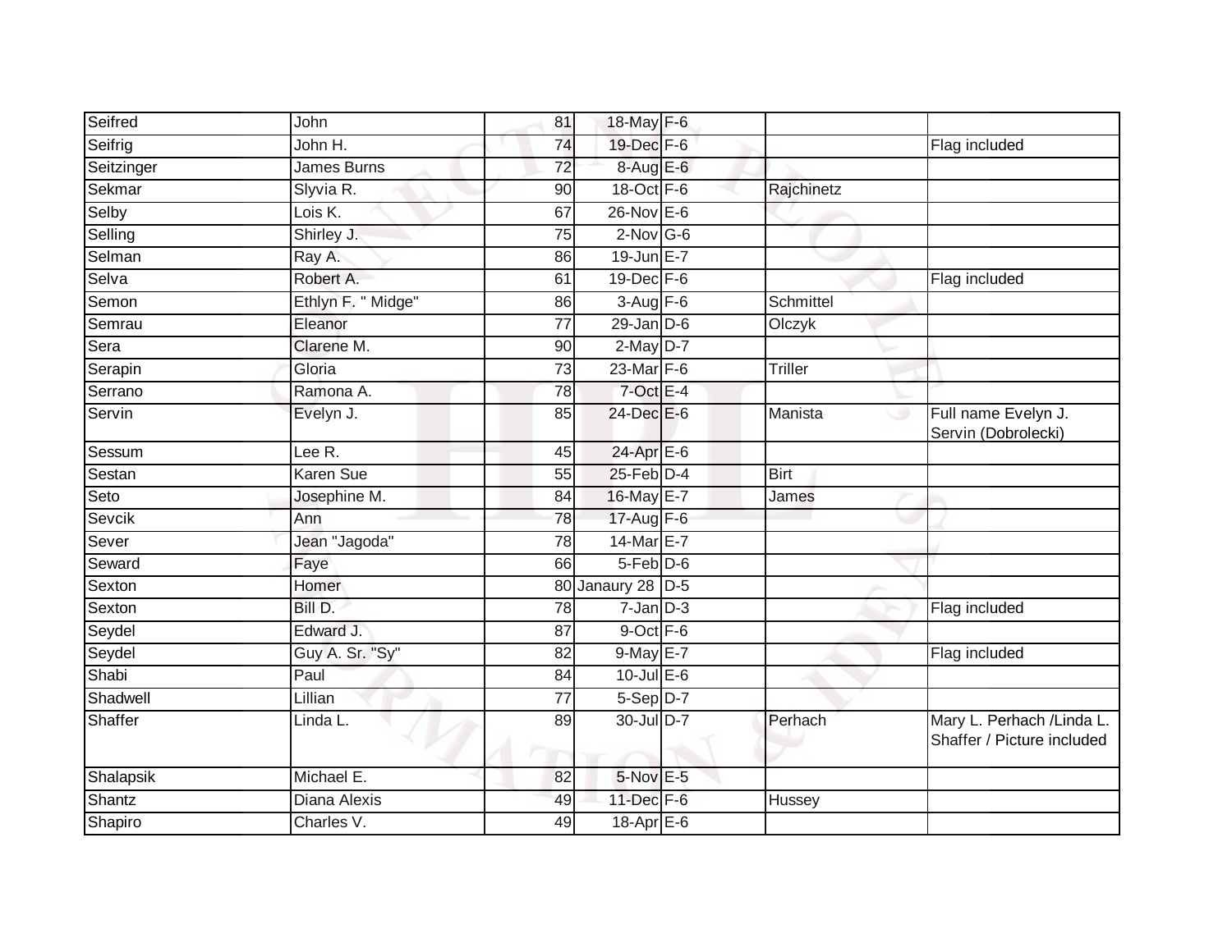| | | | | | | |
|---|---|---|---|---|---|---|
| Seifred | John | 81 | 18-May | F-6 | | |
| Seifrig | John H. | 74 | 19-Dec | F-6 | | Flag included |
| Seitzinger | James Burns | 72 | 8-Aug | E-6 | | |
| Sekmar | Slyvia R. | 90 | 18-Oct | F-6 | Rajchinetz | |
| Selby | Lois K. | 67 | 26-Nov | E-6 | | |
| Selling | Shirley J. | 75 | 2-Nov | G-6 | | |
| Selman | Ray A. | 86 | 19-Jun | E-7 | | |
| Selva | Robert A. | 61 | 19-Dec | F-6 | | Flag included |
| Semon | Ethlyn F. " Midge" | 86 | 3-Aug | F-6 | Schmittel | |
| Semrau | Eleanor | 77 | 29-Jan | D-6 | Olczyk | |
| Sera | Clarene M. | 90 | 2-May | D-7 | | |
| Serapin | Gloria | 73 | 23-Mar | F-6 | Triller | |
| Serrano | Ramona A. | 78 | 7-Oct | E-4 | | |
| Servin | Evelyn J. | 85 | 24-Dec | E-6 | Manista | Full name Evelyn J. Servin (Dobrolecki) |
| Sessum | Lee R. | 45 | 24-Apr | E-6 | | |
| Sestan | Karen Sue | 55 | 25-Feb | D-4 | Birt | |
| Seto | Josephine M. | 84 | 16-May | E-7 | James | |
| Sevcik | Ann | 78 | 17-Aug | F-6 | | |
| Sever | Jean "Jagoda" | 78 | 14-Mar | E-7 | | |
| Seward | Faye | 66 | 5-Feb | D-6 | | |
| Sexton | Homer | 80 | Janaury 28 | D-5 | | |
| Sexton | Bill D. | 78 | 7-Jan | D-3 | | Flag included |
| Seydel | Edward J. | 87 | 9-Oct | F-6 | | |
| Seydel | Guy A. Sr. "Sy" | 82 | 9-May | E-7 | | Flag included |
| Shabi | Paul | 84 | 10-Jul | E-6 | | |
| Shadwell | Lillian | 77 | 5-Sep | D-7 | | |
| Shaffer | Linda L. | 89 | 30-Jul | D-7 | Perhach | Mary L. Perhach /Linda L. Shaffer / Picture included |
| Shalapsik | Michael E. | 82 | 5-Nov | E-5 | | |
| Shantz | Diana Alexis | 49 | 11-Dec | F-6 | Hussey | |
| Shapiro | Charles V. | 49 | 18-Apr | E-6 | | |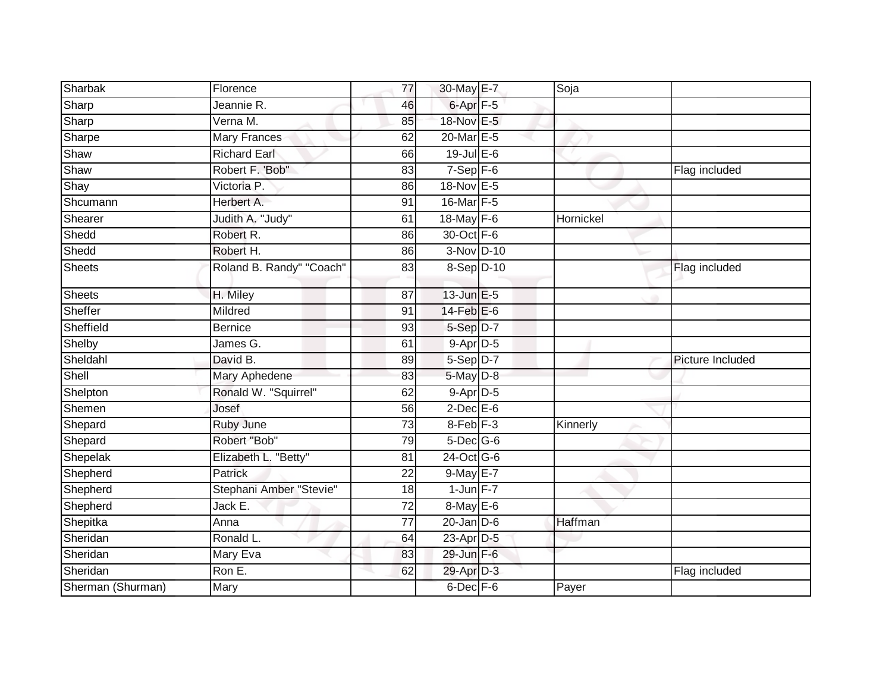| | | | | | | |
|---|---|---|---|---|---|---|
| Sharbak | Florence | 77 | 30-May | E-7 | Soja | |
| Sharp | Jeannie R. | 46 | 6-Apr | F-5 | | |
| Sharp | Verna M. | 85 | 18-Nov | E-5 | | |
| Sharpe | Mary Frances | 62 | 20-Mar | E-5 | | |
| Shaw | Richard Earl | 66 | 19-Jul | E-6 | | |
| Shaw | Robert F. 'Bob" | 83 | 7-Sep | F-6 | | Flag included |
| Shay | Victoria P. | 86 | 18-Nov | E-5 | | |
| Shcumann | Herbert A. | 91 | 16-Mar | F-5 | | |
| Shearer | Judith A. "Judy" | 61 | 18-May | F-6 | Hornickel | |
| Shedd | Robert R. | 86 | 30-Oct | F-6 | | |
| Shedd | Robert H. | 86 | 3-Nov | D-10 | | |
| Sheets | Roland B. Randy" "Coach" | 83 | 8-Sep | D-10 | | Flag included |
| Sheets | H. Miley | 87 | 13-Jun | E-5 | | |
| Sheffer | Mildred | 91 | 14-Feb | E-6 | | |
| Sheffield | Bernice | 93 | 5-Sep | D-7 | | |
| Shelby | James G. | 61 | 9-Apr | D-5 | | |
| Sheldahl | David B. | 89 | 5-Sep | D-7 | | Picture Included |
| Shell | Mary Aphedene | 83 | 5-May | D-8 | | |
| Shelpton | Ronald W. "Squirrel" | 62 | 9-Apr | D-5 | | |
| Shemen | Josef | 56 | 2-Dec | E-6 | | |
| Shepard | Ruby June | 73 | 8-Feb | F-3 | Kinnerly | |
| Shepard | Robert "Bob" | 79 | 5-Dec | G-6 | | |
| Shepelak | Elizabeth L. "Betty" | 81 | 24-Oct | G-6 | | |
| Shepherd | Patrick | 22 | 9-May | E-7 | | |
| Shepherd | Stephani Amber "Stevie" | 18 | 1-Jun | F-7 | | |
| Shepherd | Jack E. | 72 | 8-May | E-6 | | |
| Shepitka | Anna | 77 | 20-Jan | D-6 | Haffman | |
| Sheridan | Ronald L. | 64 | 23-Apr | D-5 | | |
| Sheridan | Mary Eva | 83 | 29-Jun | F-6 | | |
| Sheridan | Ron E. | 62 | 29-Apr | D-3 | | Flag included |
| Sherman (Shurman) | Mary | | 6-Dec | F-6 | Payer | |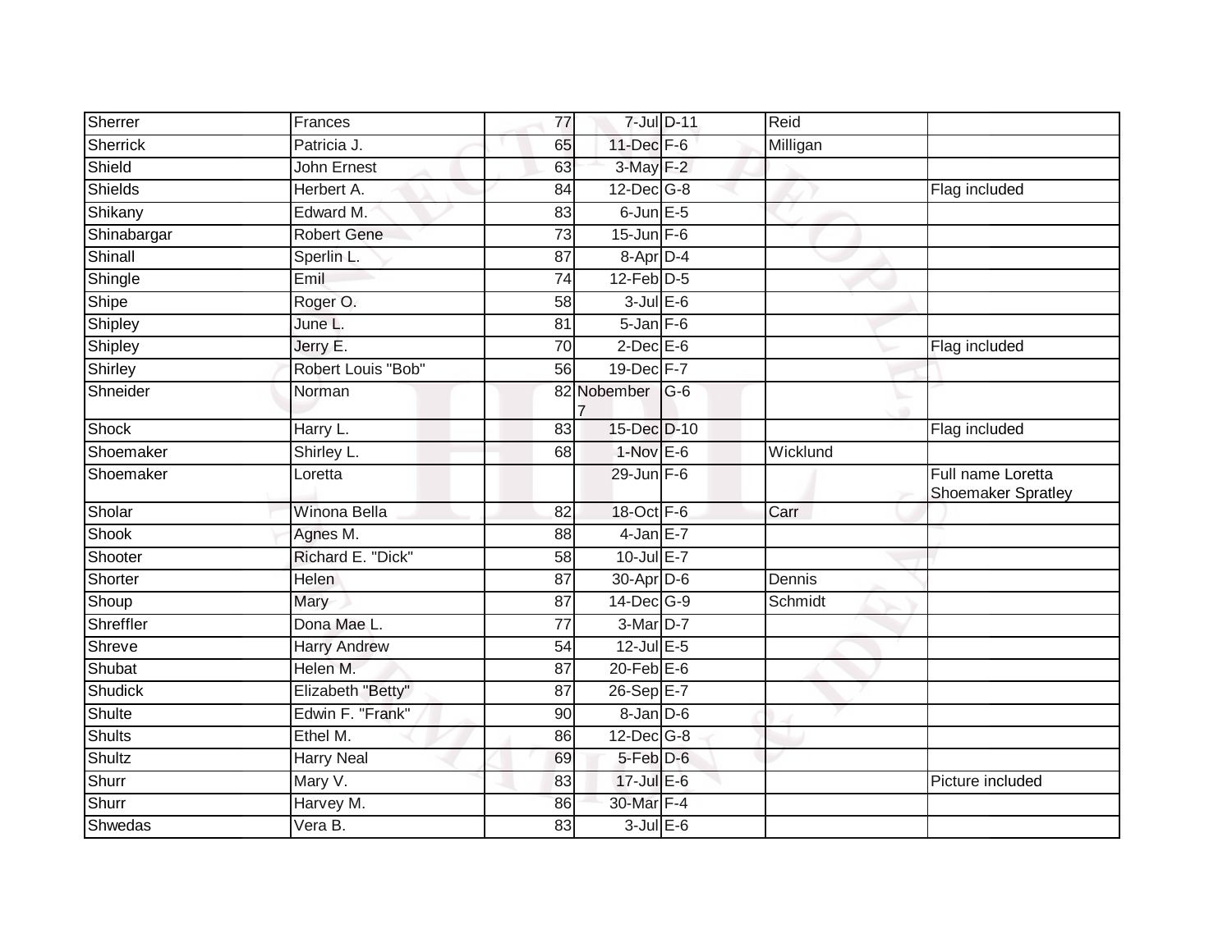| | | | | | | |
|---|---|---|---|---|---|---|
| Sherrer | Frances | 77 | 7-Jul | D-11 | Reid | |
| Sherrick | Patricia J. | 65 | 11-Dec | F-6 | Milligan | |
| Shield | John Ernest | 63 | 3-May | F-2 | | |
| Shields | Herbert A. | 84 | 12-Dec | G-8 | | Flag included |
| Shikany | Edward M. | 83 | 6-Jun | E-5 | | |
| Shinabargar | Robert Gene | 73 | 15-Jun | F-6 | | |
| Shinall | Sperlin L. | 87 | 8-Apr | D-4 | | |
| Shingle | Emil | 74 | 12-Feb | D-5 | | |
| Shipe | Roger O. | 58 | 3-Jul | E-6 | | |
| Shipley | June L. | 81 | 5-Jan | F-6 | | |
| Shipley | Jerry E. | 70 | 2-Dec | E-6 | | Flag included |
| Shirley | Robert Louis "Bob" | 56 | 19-Dec | F-7 | | |
| Shneider | Norman | 82 | Nobember 7 | G-6 | | |
| Shock | Harry L. | 83 | 15-Dec | D-10 | | Flag included |
| Shoemaker | Shirley L. | 68 | 1-Nov | E-6 | Wicklund | |
| Shoemaker | Loretta | | 29-Jun | F-6 | | Full name Loretta Shoemaker Spratley |
| Sholar | Winona Bella | 82 | 18-Oct | F-6 | Carr | |
| Shook | Agnes M. | 88 | 4-Jan | E-7 | | |
| Shooter | Richard E. "Dick" | 58 | 10-Jul | E-7 | | |
| Shorter | Helen | 87 | 30-Apr | D-6 | Dennis | |
| Shoup | Mary | 87 | 14-Dec | G-9 | Schmidt | |
| Shreffler | Dona Mae L. | 77 | 3-Mar | D-7 | | |
| Shreve | Harry Andrew | 54 | 12-Jul | E-5 | | |
| Shubat | Helen M. | 87 | 20-Feb | E-6 | | |
| Shudick | Elizabeth "Betty" | 87 | 26-Sep | E-7 | | |
| Shulte | Edwin F. "Frank" | 90 | 8-Jan | D-6 | | |
| Shults | Ethel M. | 86 | 12-Dec | G-8 | | |
| Shultz | Harry Neal | 69 | 5-Feb | D-6 | | |
| Shurr | Mary V. | 83 | 17-Jul | E-6 | | Picture included |
| Shurr | Harvey M. | 86 | 30-Mar | F-4 | | |
| Shwedas | Vera B. | 83 | 3-Jul | E-6 | | |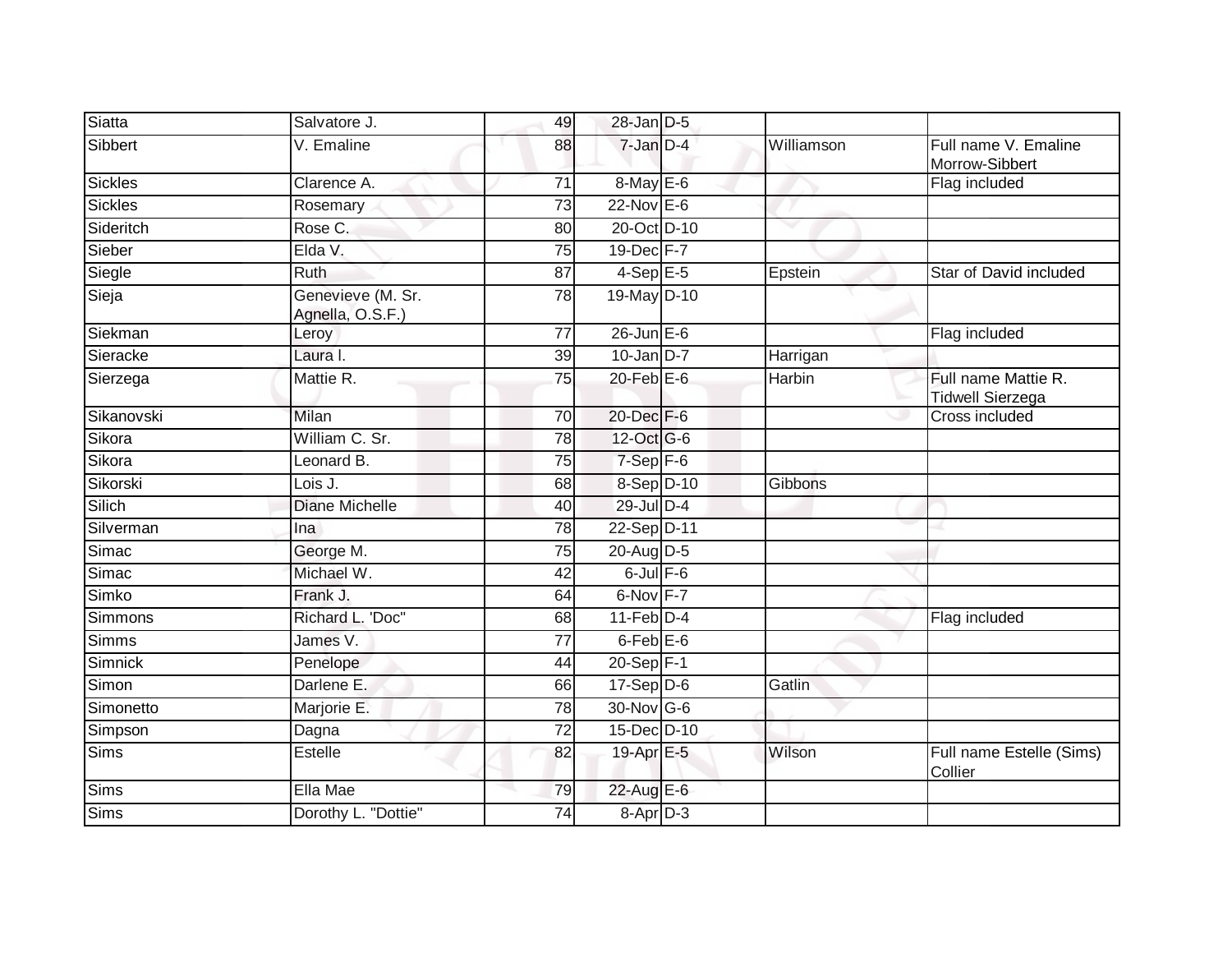| Siatta | Salvatore J. | 49 | 28-Jan | D-5 | | |
|---|---|---|---|---|---|---|
| Sibbert | V. Emaline | 88 | 7-Jan | D-4 | Williamson | Full name V. Emaline Morrow-Sibbert |
| Sickles | Clarence A. | 71 | 8-May | E-6 | | Flag included |
| Sickles | Rosemary | 73 | 22-Nov | E-6 | | |
| Sideritch | Rose C. | 80 | 20-Oct | D-10 | | |
| Sieber | Elda V. | 75 | 19-Dec | F-7 | | |
| Siegle | Ruth | 87 | 4-Sep | E-5 | Epstein | Star of David included |
| Sieja | Genevieve (M. Sr. Agnella, O.S.F.) | 78 | 19-May | D-10 | | |
| Siekman | Leroy | 77 | 26-Jun | E-6 | | Flag included |
| Sieracke | Laura I. | 39 | 10-Jan | D-7 | Harrigan | |
| Sierzega | Mattie R. | 75 | 20-Feb | E-6 | Harbin | Full name Mattie R. Tidwell Sierzega |
| Sikanovski | Milan | 70 | 20-Dec | F-6 | | Cross included |
| Sikora | William C. Sr. | 78 | 12-Oct | G-6 | | |
| Sikora | Leonard B. | 75 | 7-Sep | F-6 | | |
| Sikorski | Lois J. | 68 | 8-Sep | D-10 | Gibbons | |
| Silich | Diane Michelle | 40 | 29-Jul | D-4 | | |
| Silverman | Ina | 78 | 22-Sep | D-11 | | |
| Simac | George M. | 75 | 20-Aug | D-5 | | |
| Simac | Michael W. | 42 | 6-Jul | F-6 | | |
| Simko | Frank J. | 64 | 6-Nov | F-7 | | |
| Simmons | Richard L. 'Doc" | 68 | 11-Feb | D-4 | | Flag included |
| Simms | James V. | 77 | 6-Feb | E-6 | | |
| Simnick | Penelope | 44 | 20-Sep | F-1 | | |
| Simon | Darlene E. | 66 | 17-Sep | D-6 | Gatlin | |
| Simonetto | Marjorie E. | 78 | 30-Nov | G-6 | | |
| Simpson | Dagna | 72 | 15-Dec | D-10 | | |
| Sims | Estelle | 82 | 19-Apr | E-5 | Wilson | Full name Estelle (Sims) Collier |
| Sims | Ella Mae | 79 | 22-Aug | E-6 | | |
| Sims | Dorothy L. "Dottie" | 74 | 8-Apr | D-3 | | |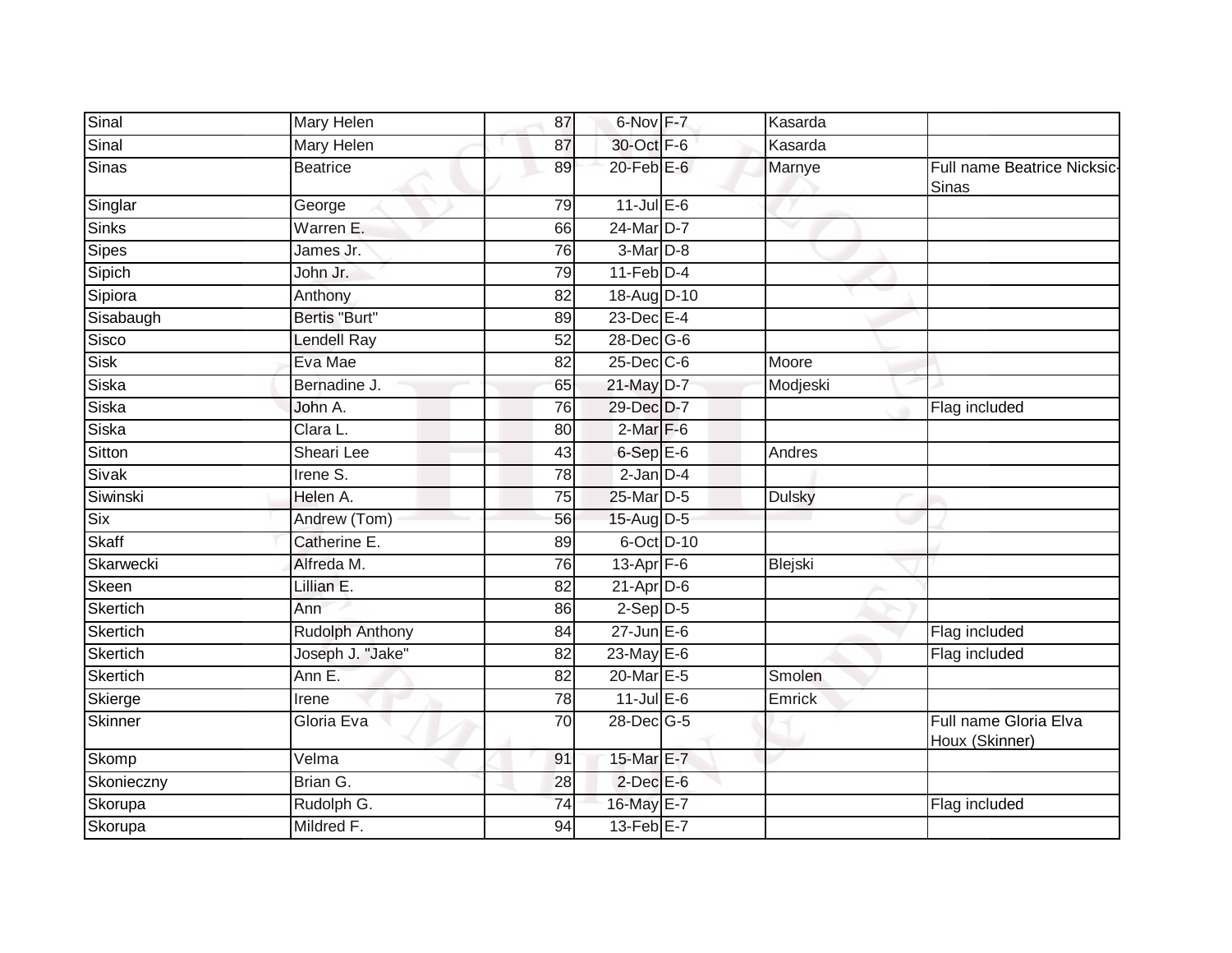| | | | | | | |
|---|---|---|---|---|---|---|
| Sinal | Mary Helen | 87 | 6-Nov | F-7 | Kasarda | |
| Sinal | Mary Helen | 87 | 30-Oct | F-6 | Kasarda | |
| Sinas | Beatrice | 89 | 20-Feb | E-6 | Marnye | Full name Beatrice Nicksic-Sinas |
| Singlar | George | 79 | 11-Jul | E-6 | | |
| Sinks | Warren E. | 66 | 24-Mar | D-7 | | |
| Sipes | James Jr. | 76 | 3-Mar | D-8 | | |
| Sipich | John Jr. | 79 | 11-Feb | D-4 | | |
| Sipiora | Anthony | 82 | 18-Aug | D-10 | | |
| Sisabaugh | Bertis "Burt" | 89 | 23-Dec | E-4 | | |
| Sisco | Lendell Ray | 52 | 28-Dec | G-6 | | |
| Sisk | Eva Mae | 82 | 25-Dec | C-6 | Moore | |
| Siska | Bernadine J. | 65 | 21-May | D-7 | Modjeski | |
| Siska | John A. | 76 | 29-Dec | D-7 | | Flag included |
| Siska | Clara L. | 80 | 2-Mar | F-6 | | |
| Sitton | Sheari Lee | 43 | 6-Sep | E-6 | Andres | |
| Sivak | Irene S. | 78 | 2-Jan | D-4 | | |
| Siwinski | Helen A. | 75 | 25-Mar | D-5 | Dulsky | |
| Six | Andrew (Tom) | 56 | 15-Aug | D-5 | | |
| Skaff | Catherine E. | 89 | 6-Oct | D-10 | | |
| Skarwecki | Alfreda M. | 76 | 13-Apr | F-6 | Blejski | |
| Skeen | Lillian E. | 82 | 21-Apr | D-6 | | |
| Skertich | Ann | 86 | 2-Sep | D-5 | | |
| Skertich | Rudolph Anthony | 84 | 27-Jun | E-6 | | Flag included |
| Skertich | Joseph J. "Jake" | 82 | 23-May | E-6 | | Flag included |
| Skertich | Ann E. | 82 | 20-Mar | E-5 | Smolen | |
| Skierge | Irene | 78 | 11-Jul | E-6 | Emrick | |
| Skinner | Gloria Eva | 70 | 28-Dec | G-5 | | Full name Gloria Elva Houx (Skinner) |
| Skomp | Velma | 91 | 15-Mar | E-7 | | |
| Skonieczny | Brian G. | 28 | 2-Dec | E-6 | | |
| Skorupa | Rudolph G. | 74 | 16-May | E-7 | | Flag included |
| Skorupa | Mildred F. | 94 | 13-Feb | E-7 | | |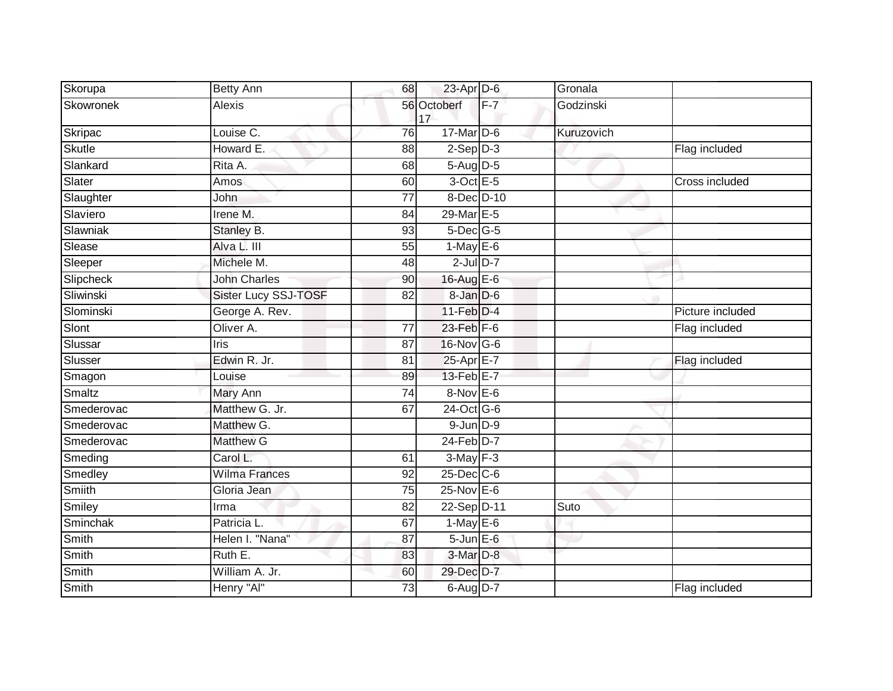| | | | | | | |
|---|---|---|---|---|---|---|
| Skorupa | Betty Ann | 68 | 23-Apr | D-6 | Gronala | |
| Skowronek | Alexis | 56 | Octoberf 17 | F-7 | Godzinski | |
| Skripac | Louise C. | 76 | 17-Mar | D-6 | Kuruzovich | |
| Skutle | Howard E. | 88 | 2-Sep | D-3 | | Flag included |
| Slankard | Rita A. | 68 | 5-Aug | D-5 | | |
| Slater | Amos | 60 | 3-Oct | E-5 | | Cross included |
| Slaughter | John | 77 | 8-Dec | D-10 | | |
| Slaviero | Irene M. | 84 | 29-Mar | E-5 | | |
| Slawniak | Stanley B. | 93 | 5-Dec | G-5 | | |
| Slease | Alva L. III | 55 | 1-May | E-6 | | |
| Sleeper | Michele M. | 48 | 2-Jul | D-7 | | |
| Slipcheck | John Charles | 90 | 16-Aug | E-6 | | |
| Sliwinski | Sister Lucy SSJ-TOSF | 82 | 8-Jan | D-6 | | |
| Slominski | George A. Rev. | | 11-Feb | D-4 | | Picture included |
| Slont | Oliver A. | 77 | 23-Feb | F-6 | | Flag included |
| Slussar | Iris | 87 | 16-Nov | G-6 | | |
| Slusser | Edwin R. Jr. | 81 | 25-Apr | E-7 | | Flag included |
| Smagon | Louise | 89 | 13-Feb | E-7 | | |
| Smaltz | Mary Ann | 74 | 8-Nov | E-6 | | |
| Smederovac | Matthew G. Jr. | 67 | 24-Oct | G-6 | | |
| Smederovac | Matthew G. | | 9-Jun | D-9 | | |
| Smederovac | Matthew G | | 24-Feb | D-7 | | |
| Smeding | Carol L. | 61 | 3-May | F-3 | | |
| Smedley | Wilma Frances | 92 | 25-Dec | C-6 | | |
| Smiith | Gloria Jean | 75 | 25-Nov | E-6 | | |
| Smiley | Irma | 82 | 22-Sep | D-11 | Suto | |
| Sminchak | Patricia L. | 67 | 1-May | E-6 | | |
| Smith | Helen I. "Nana" | 87 | 5-Jun | E-6 | | |
| Smith | Ruth E. | 83 | 3-Mar | D-8 | | |
| Smith | William A. Jr. | 60 | 29-Dec | D-7 | | |
| Smith | Henry "Al" | 73 | 6-Aug | D-7 | | Flag included |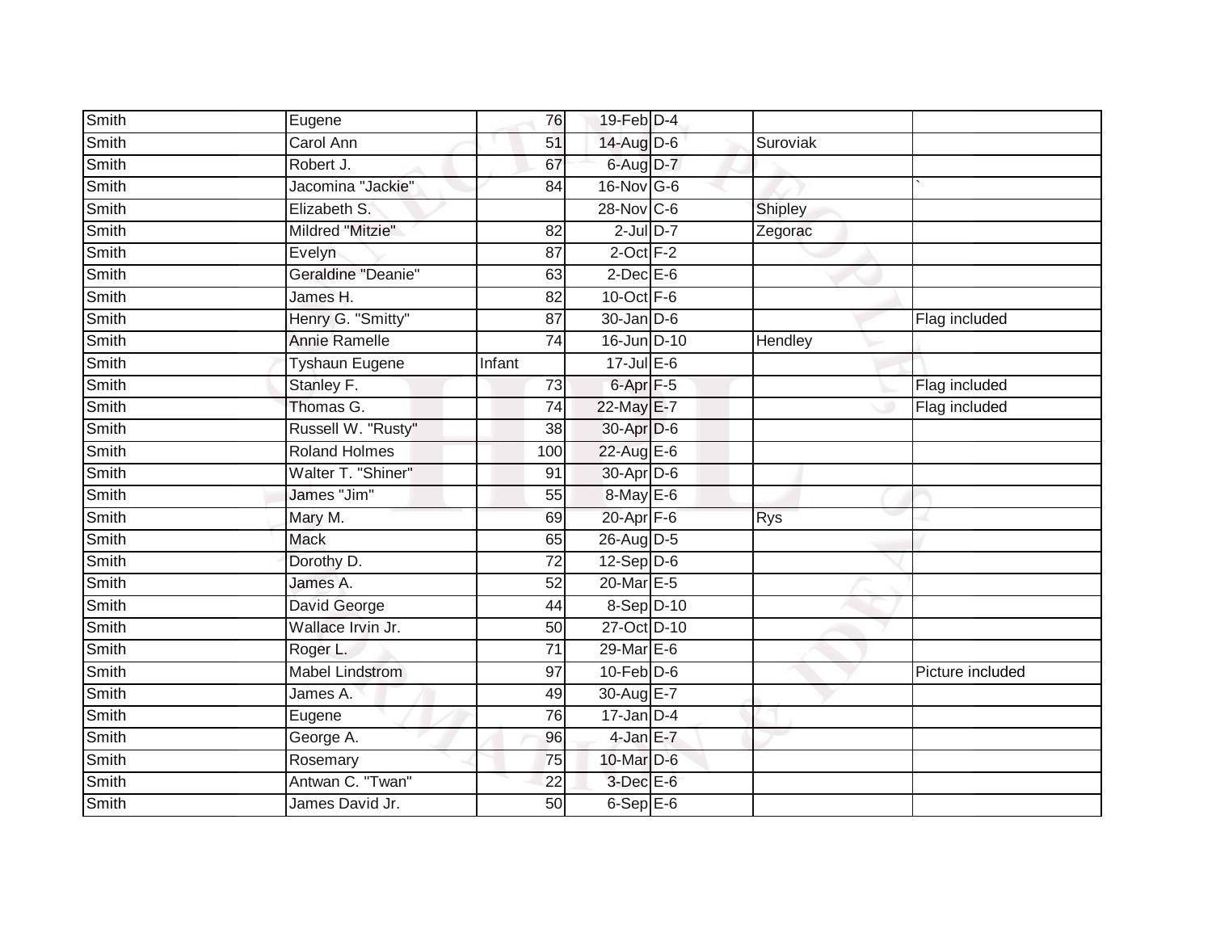| | | | | | | |
|---|---|---|---|---|---|---|
| Smith | Eugene | 76 | 19-Feb | D-4 | | |
| Smith | Carol Ann | 51 | 14-Aug | D-6 | Suroviak | |
| Smith | Robert J. | 67 | 6-Aug | D-7 | | |
| Smith | Jacomina "Jackie" | 84 | 16-Nov | G-6 | | ` |
| Smith | Elizabeth S. | | 28-Nov | C-6 | Shipley | |
| Smith | Mildred "Mitzie" | 82 | 2-Jul | D-7 | Zegorac | |
| Smith | Evelyn | 87 | 2-Oct | F-2 | | |
| Smith | Geraldine "Deanie" | 63 | 2-Dec | E-6 | | |
| Smith | James H. | 82 | 10-Oct | F-6 | | |
| Smith | Henry G. "Smitty" | 87 | 30-Jan | D-6 | | Flag included |
| Smith | Annie Ramelle | 74 | 16-Jun | D-10 | Hendley | |
| Smith | Tyshaun Eugene | Infant | 17-Jul | E-6 | | |
| Smith | Stanley F. | 73 | 6-Apr | F-5 | | Flag included |
| Smith | Thomas G. | 74 | 22-May | E-7 | | Flag included |
| Smith | Russell W. "Rusty" | 38 | 30-Apr | D-6 | | |
| Smith | Roland Holmes | 100 | 22-Aug | E-6 | | |
| Smith | Walter T. "Shiner" | 91 | 30-Apr | D-6 | | |
| Smith | James "Jim" | 55 | 8-May | E-6 | | |
| Smith | Mary M. | 69 | 20-Apr | F-6 | Rys | |
| Smith | Mack | 65 | 26-Aug | D-5 | | |
| Smith | Dorothy D. | 72 | 12-Sep | D-6 | | |
| Smith | James A. | 52 | 20-Mar | E-5 | | |
| Smith | David George | 44 | 8-Sep | D-10 | | |
| Smith | Wallace Irvin Jr. | 50 | 27-Oct | D-10 | | |
| Smith | Roger L. | 71 | 29-Mar | E-6 | | |
| Smith | Mabel Lindstrom | 97 | 10-Feb | D-6 | | Picture included |
| Smith | James A. | 49 | 30-Aug | E-7 | | |
| Smith | Eugene | 76 | 17-Jan | D-4 | | |
| Smith | George A. | 96 | 4-Jan | E-7 | | |
| Smith | Rosemary | 75 | 10-Mar | D-6 | | |
| Smith | Antwan C. "Twan" | 22 | 3-Dec | E-6 | | |
| Smith | James David Jr. | 50 | 6-Sep | E-6 | | |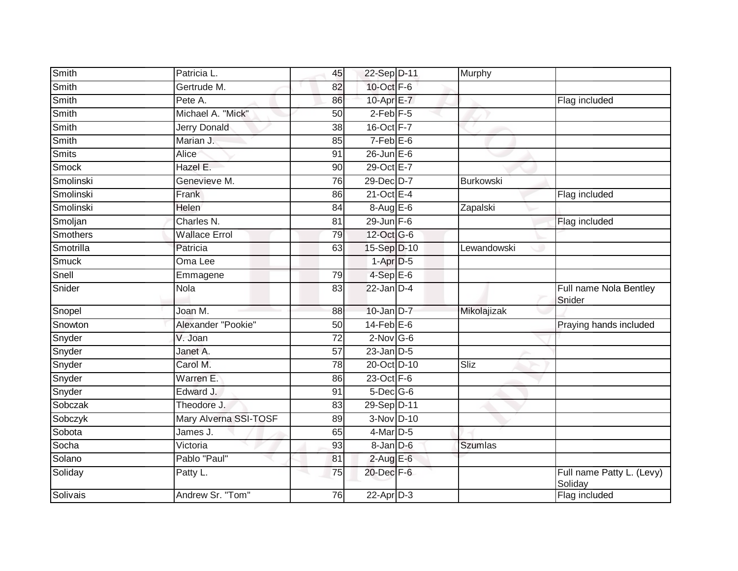| | | | | | | |
|---|---|---|---|---|---|---|
| Smith | Patricia L. | 45 | 22-Sep | D-11 | Murphy | |
| Smith | Gertrude M. | 82 | 10-Oct | F-6 | | |
| Smith | Pete A. | 86 | 10-Apr | E-7 | | Flag included |
| Smith | Michael A. "Mick" | 50 | 2-Feb | F-5 | | |
| Smith | Jerry Donald | 38 | 16-Oct | F-7 | | |
| Smith | Marian J. | 85 | 7-Feb | E-6 | | |
| Smits | Alice | 91 | 26-Jun | E-6 | | |
| Smock | Hazel E. | 90 | 29-Oct | E-7 | | |
| Smolinski | Genevieve M. | 76 | 29-Dec | D-7 | Burkowski | |
| Smolinski | Frank | 86 | 21-Oct | E-4 | | Flag included |
| Smolinski | Helen | 84 | 8-Aug | E-6 | Zapalski | |
| Smoljan | Charles N. | 81 | 29-Jun | F-6 | | Flag included |
| Smothers | Wallace Errol | 79 | 12-Oct | G-6 | | |
| Smotrilla | Patricia | 63 | 15-Sep | D-10 | Lewandowski | |
| Smuck | Oma Lee | | 1-Apr | D-5 | | |
| Snell | Emmagene | 79 | 4-Sep | E-6 | | |
| Snider | Nola | 83 | 22-Jan | D-4 | | Full name Nola Bentley Snider |
| Snopel | Joan M. | 88 | 10-Jan | D-7 | Mikolajizak | |
| Snowton | Alexander "Pookie" | 50 | 14-Feb | E-6 | | Praying hands included |
| Snyder | V. Joan | 72 | 2-Nov | G-6 | | |
| Snyder | Janet A. | 57 | 23-Jan | D-5 | | |
| Snyder | Carol M. | 78 | 20-Oct | D-10 | Sliz | |
| Snyder | Warren E. | 86 | 23-Oct | F-6 | | |
| Snyder | Edward J. | 91 | 5-Dec | G-6 | | |
| Sobczak | Theodore J. | 83 | 29-Sep | D-11 | | |
| Sobczyk | Mary Alverna SSI-TOSF | 89 | 3-Nov | D-10 | | |
| Sobota | James J. | 65 | 4-Mar | D-5 | | |
| Socha | Victoria | 93 | 8-Jan | D-6 | Szumlas | |
| Solano | Pablo "Paul" | 81 | 2-Aug | E-6 | | |
| Soliday | Patty L. | 75 | 20-Dec | F-6 | | Full name Patty L. (Levy) Soliday |
| Solivais | Andrew Sr. "Tom" | 76 | 22-Apr | D-3 | | Flag included |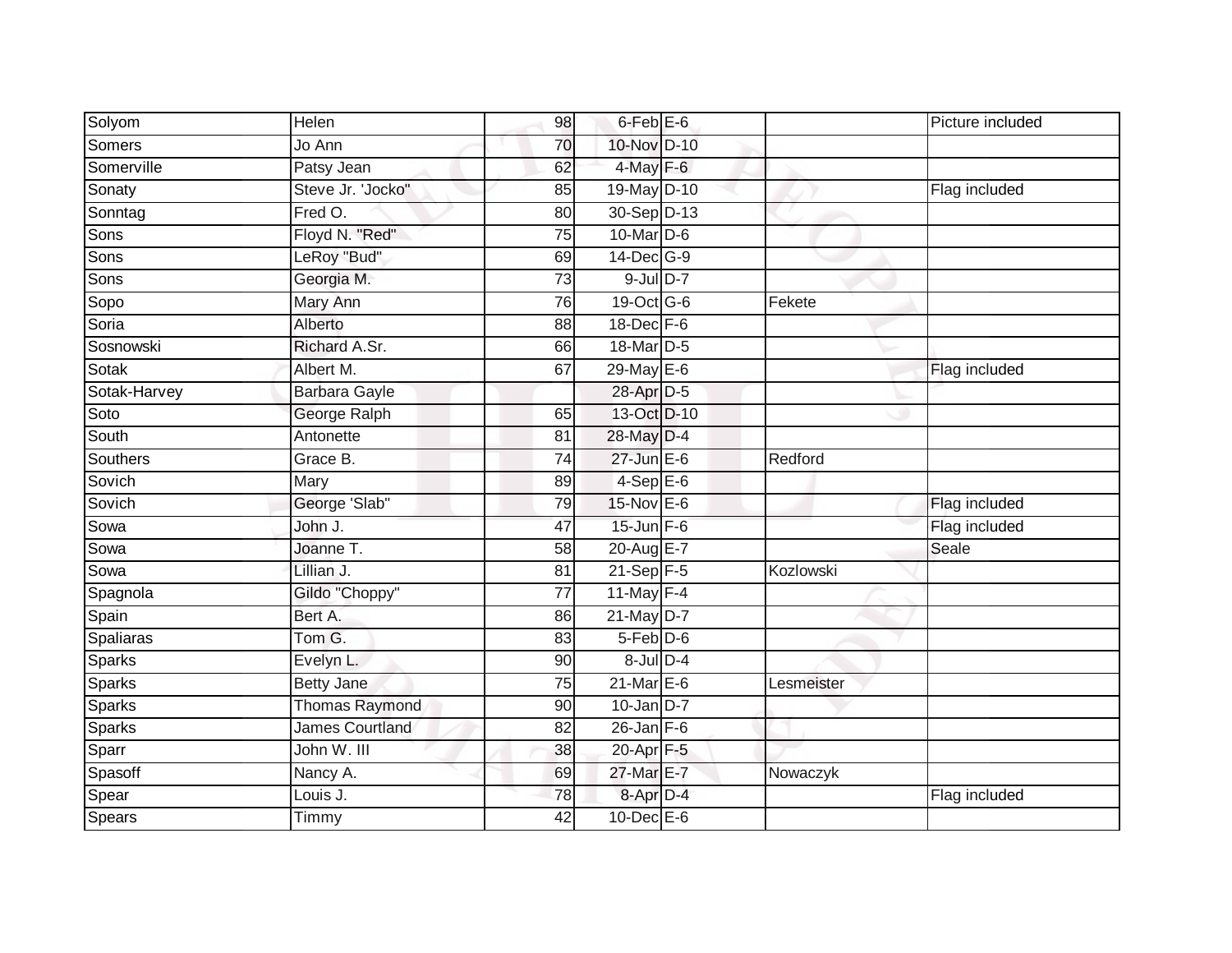| | | | | | | |
|---|---|---|---|---|---|---|
| Solyom | Helen | 98 | 6-Feb | E-6 | | Picture included |
| Somers | Jo Ann | 70 | 10-Nov | D-10 | | |
| Somerville | Patsy Jean | 62 | 4-May | F-6 | | |
| Sonaty | Steve Jr. 'Jocko" | 85 | 19-May | D-10 | | Flag included |
| Sonntag | Fred O. | 80 | 30-Sep | D-13 | | |
| Sons | Floyd N. "Red" | 75 | 10-Mar | D-6 | | |
| Sons | LeRoy "Bud" | 69 | 14-Dec | G-9 | | |
| Sons | Georgia M. | 73 | 9-Jul | D-7 | | |
| Sopo | Mary Ann | 76 | 19-Oct | G-6 | Fekete | |
| Soria | Alberto | 88 | 18-Dec | F-6 | | |
| Sosnowski | Richard A.Sr. | 66 | 18-Mar | D-5 | | |
| Sotak | Albert M. | 67 | 29-May | E-6 | | Flag included |
| Sotak-Harvey | Barbara Gayle | | 28-Apr | D-5 | | |
| Soto | George Ralph | 65 | 13-Oct | D-10 | | |
| South | Antonette | 81 | 28-May | D-4 | | |
| Southers | Grace B. | 74 | 27-Jun | E-6 | Redford | |
| Sovich | Mary | 89 | 4-Sep | E-6 | | |
| Sovich | George 'Slab" | 79 | 15-Nov | E-6 | | Flag included |
| Sowa | John J. | 47 | 15-Jun | F-6 | | Flag included |
| Sowa | Joanne T. | 58 | 20-Aug | E-7 | | Seale |
| Sowa | Lillian J. | 81 | 21-Sep | F-5 | Kozlowski | |
| Spagnola | Gildo "Choppy" | 77 | 11-May | F-4 | | |
| Spain | Bert A. | 86 | 21-May | D-7 | | |
| Spaliaras | Tom G. | 83 | 5-Feb | D-6 | | |
| Sparks | Evelyn L. | 90 | 8-Jul | D-4 | | |
| Sparks | Betty Jane | 75 | 21-Mar | E-6 | Lesmeister | |
| Sparks | Thomas Raymond | 90 | 10-Jan | D-7 | | |
| Sparks | James Courtland | 82 | 26-Jan | F-6 | | |
| Sparr | John W. III | 38 | 20-Apr | F-5 | | |
| Spasoff | Nancy A. | 69 | 27-Mar | E-7 | Nowaczyk | |
| Spear | Louis J. | 78 | 8-Apr | D-4 | | Flag included |
| Spears | Timmy | 42 | 10-Dec | E-6 | | |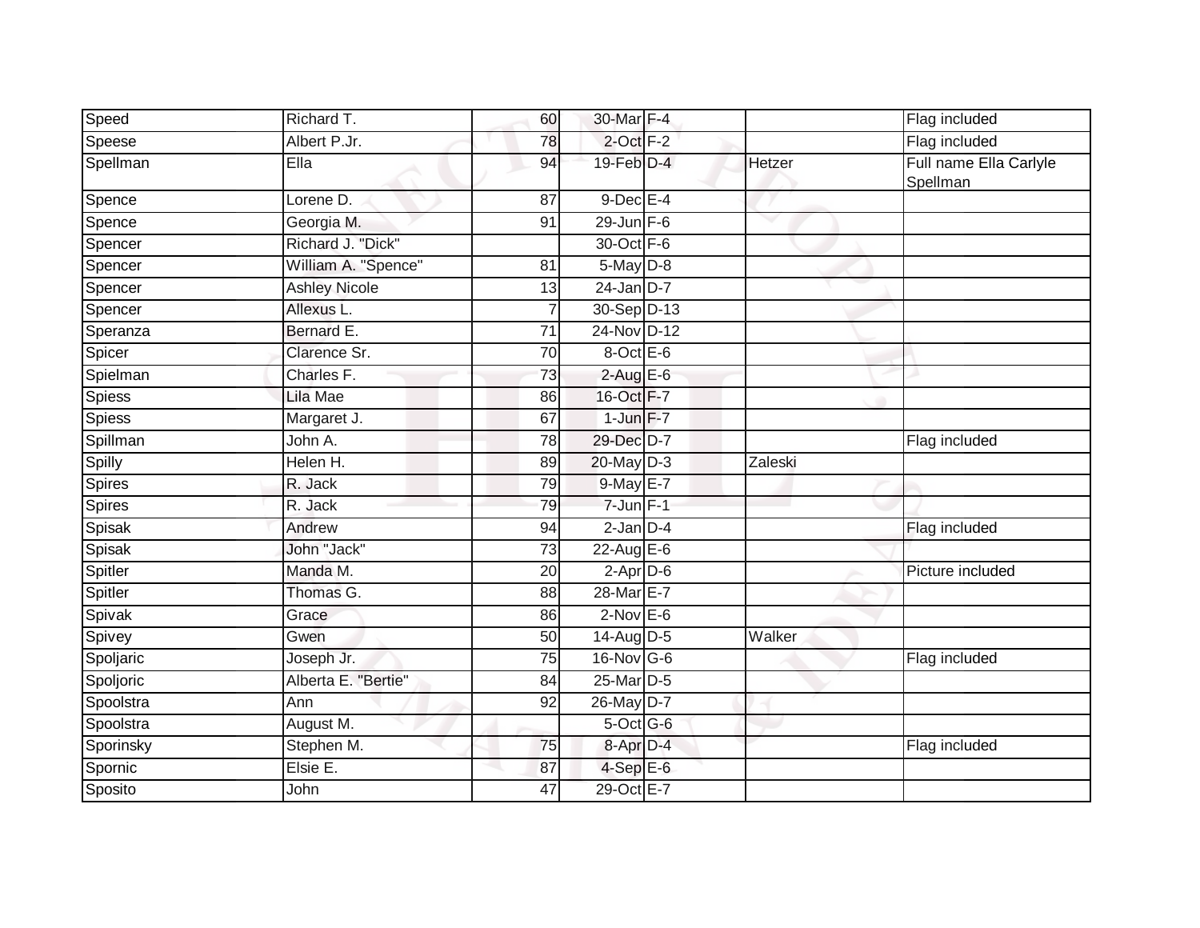| | | | | | | |
|---|---|---|---|---|---|---|
| Speed | Richard T. | 60 | 30-Mar | F-4 | | Flag included |
| Speese | Albert P.Jr. | 78 | 2-Oct | F-2 | | Flag included |
| Spellman | Ella | 94 | 19-Feb | D-4 | Hetzer | Full name Ella Carlyle Spellman |
| Spence | Lorene D. | 87 | 9-Dec | E-4 | | |
| Spence | Georgia M. | 91 | 29-Jun | F-6 | | |
| Spencer | Richard J. "Dick" | | 30-Oct | F-6 | | |
| Spencer | William A. "Spence" | 81 | 5-May | D-8 | | |
| Spencer | Ashley Nicole | 13 | 24-Jan | D-7 | | |
| Spencer | Allexus L. | 7 | 30-Sep | D-13 | | |
| Speranza | Bernard E. | 71 | 24-Nov | D-12 | | |
| Spicer | Clarence Sr. | 70 | 8-Oct | E-6 | | |
| Spielman | Charles F. | 73 | 2-Aug | E-6 | | |
| Spiess | Lila Mae | 86 | 16-Oct | F-7 | | |
| Spiess | Margaret J. | 67 | 1-Jun | F-7 | | |
| Spillman | John A. | 78 | 29-Dec | D-7 | | Flag included |
| Spilly | Helen H. | 89 | 20-May | D-3 | Zaleski | |
| Spires | R. Jack | 79 | 9-May | E-7 | | |
| Spires | R. Jack | 79 | 7-Jun | F-1 | | |
| Spisak | Andrew | 94 | 2-Jan | D-4 | | Flag included |
| Spisak | John "Jack" | 73 | 22-Aug | E-6 | | |
| Spitler | Manda M. | 20 | 2-Apr | D-6 | | Picture included |
| Spitler | Thomas G. | 88 | 28-Mar | E-7 | | |
| Spivak | Grace | 86 | 2-Nov | E-6 | | |
| Spivey | Gwen | 50 | 14-Aug | D-5 | Walker | |
| Spoljaric | Joseph Jr. | 75 | 16-Nov | G-6 | | Flag included |
| Spoljoric | Alberta E. "Bertie" | 84 | 25-Mar | D-5 | | |
| Spoolstra | Ann | 92 | 26-May | D-7 | | |
| Spoolstra | August M. | | 5-Oct | G-6 | | |
| Sporinsky | Stephen M. | 75 | 8-Apr | D-4 | | Flag included |
| Spornic | Elsie E. | 87 | 4-Sep | E-6 | | |
| Sposito | John | 47 | 29-Oct | E-7 | | |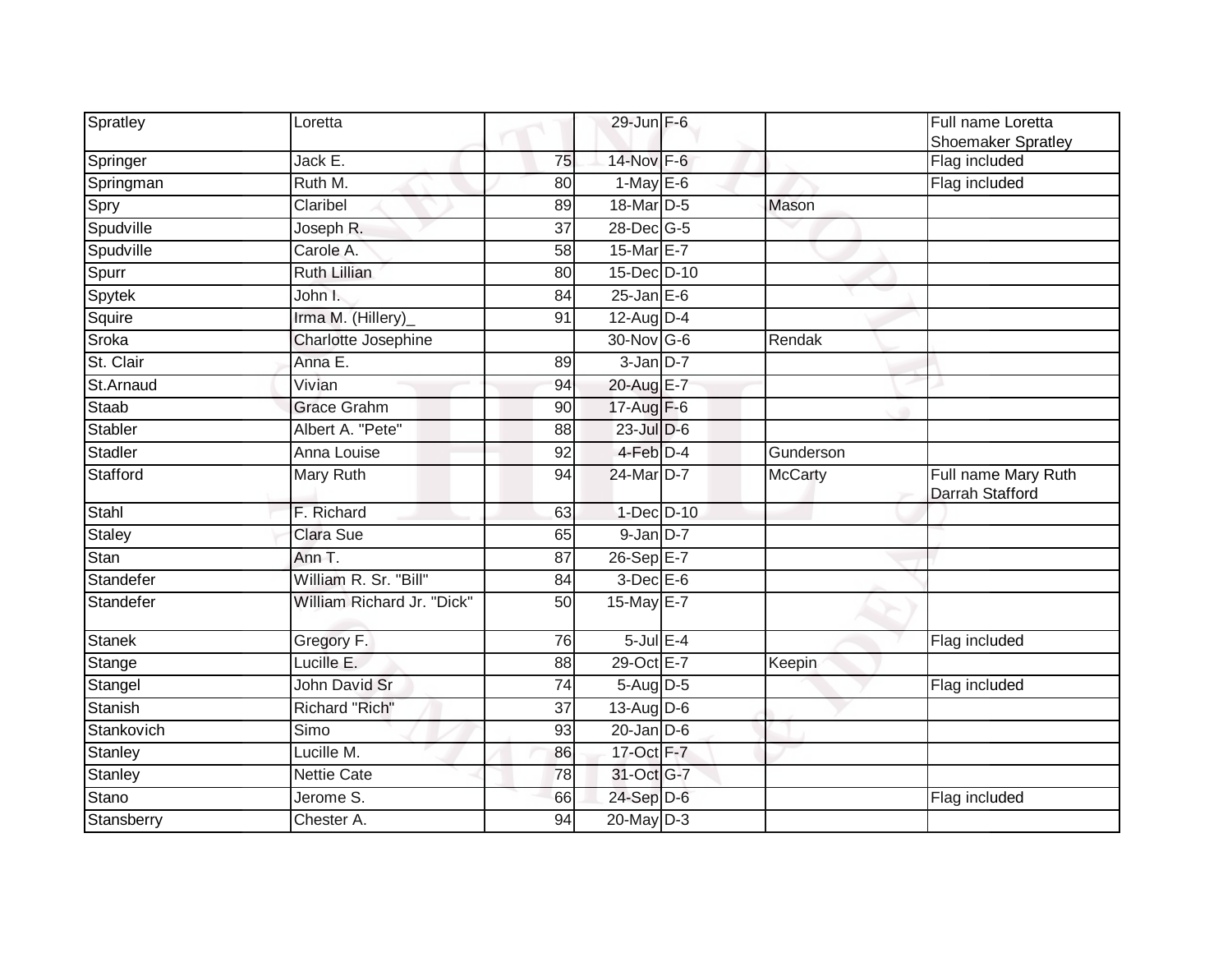| | | | | | | |
|---|---|---|---|---|---|---|
| Spratley | Loretta | | 29-Jun | F-6 | | Full name Loretta Shoemaker Spratley |
| Springer | Jack E. | 75 | 14-Nov | F-6 | | Flag included |
| Springman | Ruth M. | 80 | 1-May | E-6 | | Flag included |
| Spry | Claribel | 89 | 18-Mar | D-5 | Mason | |
| Spudville | Joseph R. | 37 | 28-Dec | G-5 | | |
| Spudville | Carole A. | 58 | 15-Mar | E-7 | | |
| Spurr | Ruth Lillian | 80 | 15-Dec | D-10 | | |
| Spytek | John I. | 84 | 25-Jan | E-6 | | |
| Squire | Irma M. (Hillery)_ | 91 | 12-Aug | D-4 | | |
| Sroka | Charlotte Josephine | | 30-Nov | G-6 | Rendak | |
| St. Clair | Anna E. | 89 | 3-Jan | D-7 | | |
| St.Arnaud | Vivian | 94 | 20-Aug | E-7 | | |
| Staab | Grace Grahm | 90 | 17-Aug | F-6 | | |
| Stabler | Albert A. "Pete" | 88 | 23-Jul | D-6 | | |
| Stadler | Anna Louise | 92 | 4-Feb | D-4 | Gunderson | |
| Stafford | Mary Ruth | 94 | 24-Mar | D-7 | McCarty | Full name Mary Ruth Darrah Stafford |
| Stahl | F. Richard | 63 | 1-Dec | D-10 | | |
| Staley | Clara Sue | 65 | 9-Jan | D-7 | | |
| Stan | Ann T. | 87 | 26-Sep | E-7 | | |
| Standefer | William R. Sr. "Bill" | 84 | 3-Dec | E-6 | | |
| Standefer | William Richard Jr. "Dick" | 50 | 15-May | E-7 | | |
| Stanek | Gregory F. | 76 | 5-Jul | E-4 | | Flag included |
| Stange | Lucille E. | 88 | 29-Oct | E-7 | Keepin | |
| Stangel | John David Sr | 74 | 5-Aug | D-5 | | Flag included |
| Stanish | Richard "Rich" | 37 | 13-Aug | D-6 | | |
| Stankovich | Simo | 93 | 20-Jan | D-6 | | |
| Stanley | Lucille M. | 86 | 17-Oct | F-7 | | |
| Stanley | Nettie Cate | 78 | 31-Oct | G-7 | | |
| Stano | Jerome S. | 66 | 24-Sep | D-6 | | Flag included |
| Stansberry | Chester A. | 94 | 20-May | D-3 | | |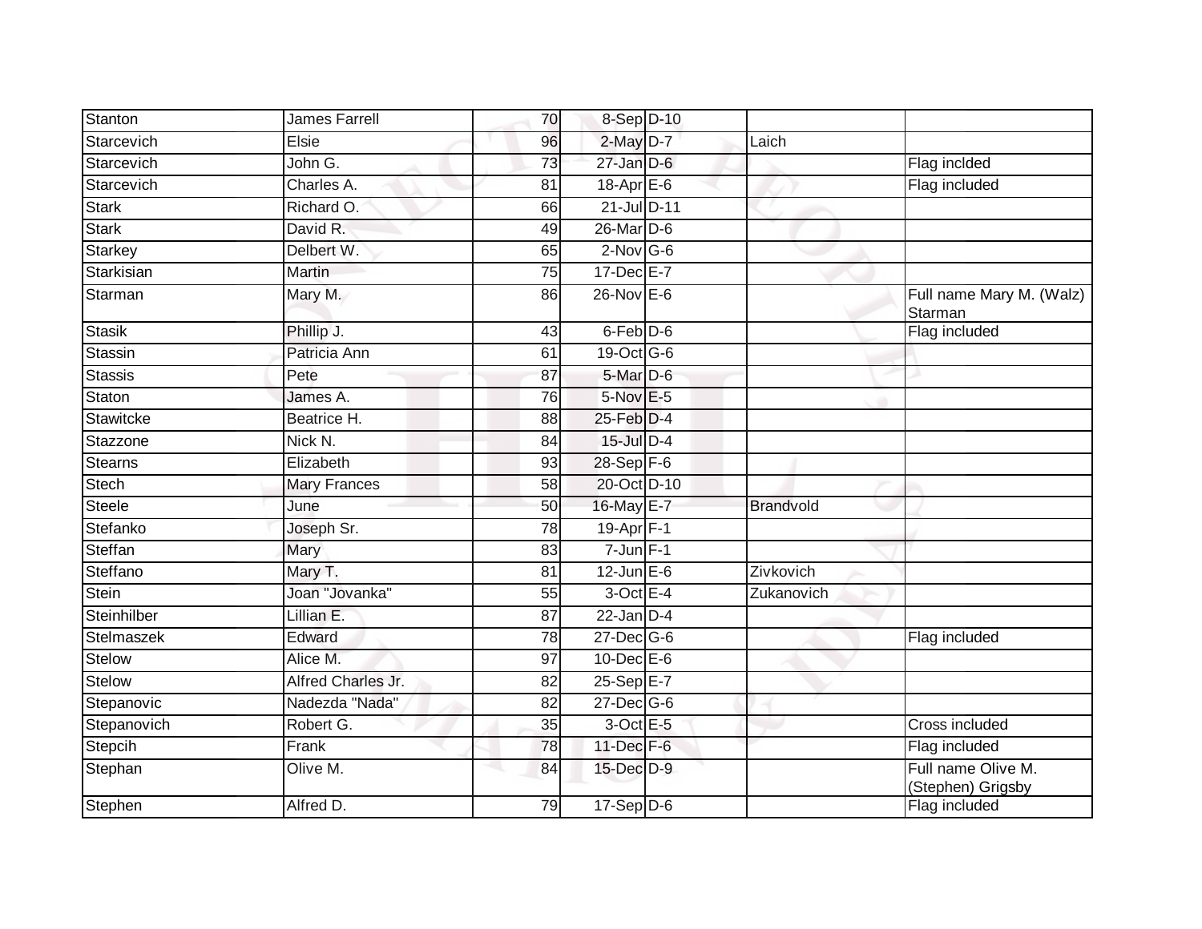| | | | | | | |
|---|---|---|---|---|---|---|
| Stanton | James Farrell | 70 | 8-Sep | D-10 | | |
| Starcevich | Elsie | 96 | 2-May | D-7 | Laich | |
| Starcevich | John G. | 73 | 27-Jan | D-6 | | Flag inclded |
| Starcevich | Charles A. | 81 | 18-Apr | E-6 | | Flag included |
| Stark | Richard O. | 66 | 21-Jul | D-11 | | |
| Stark | David R. | 49 | 26-Mar | D-6 | | |
| Starkey | Delbert W. | 65 | 2-Nov | G-6 | | |
| Starkisian | Martin | 75 | 17-Dec | E-7 | | |
| Starman | Mary M. | 86 | 26-Nov | E-6 | | Full name Mary M. (Walz) Starman |
| Stasik | Phillip J. | 43 | 6-Feb | D-6 | | Flag included |
| Stassin | Patricia Ann | 61 | 19-Oct | G-6 | | |
| Stassis | Pete | 87 | 5-Mar | D-6 | | |
| Staton | James A. | 76 | 5-Nov | E-5 | | |
| Stawitcke | Beatrice H. | 88 | 25-Feb | D-4 | | |
| Stazzone | Nick N. | 84 | 15-Jul | D-4 | | |
| Stearns | Elizabeth | 93 | 28-Sep | F-6 | | |
| Stech | Mary Frances | 58 | 20-Oct | D-10 | | |
| Steele | June | 50 | 16-May | E-7 | Brandvold | |
| Stefanko | Joseph Sr. | 78 | 19-Apr | F-1 | | |
| Steffan | Mary | 83 | 7-Jun | F-1 | | |
| Steffano | Mary T. | 81 | 12-Jun | E-6 | Zivkovich | |
| Stein | Joan "Jovanka" | 55 | 3-Oct | E-4 | Zukanovich | |
| Steinhilber | Lillian E. | 87 | 22-Jan | D-4 | | |
| Stelmaszek | Edward | 78 | 27-Dec | G-6 | | Flag included |
| Stelow | Alice M. | 97 | 10-Dec | E-6 | | |
| Stelow | Alfred Charles Jr. | 82 | 25-Sep | E-7 | | |
| Stepanovic | Nadezda "Nada" | 82 | 27-Dec | G-6 | | |
| Stepanovich | Robert G. | 35 | 3-Oct | E-5 | | Cross included |
| Stepcih | Frank | 78 | 11-Dec | F-6 | | Flag included |
| Stephan | Olive M. | 84 | 15-Dec | D-9 | | Full name Olive M. (Stephen) Grigsby |
| Stephen | Alfred D. | 79 | 17-Sep | D-6 | | Flag included |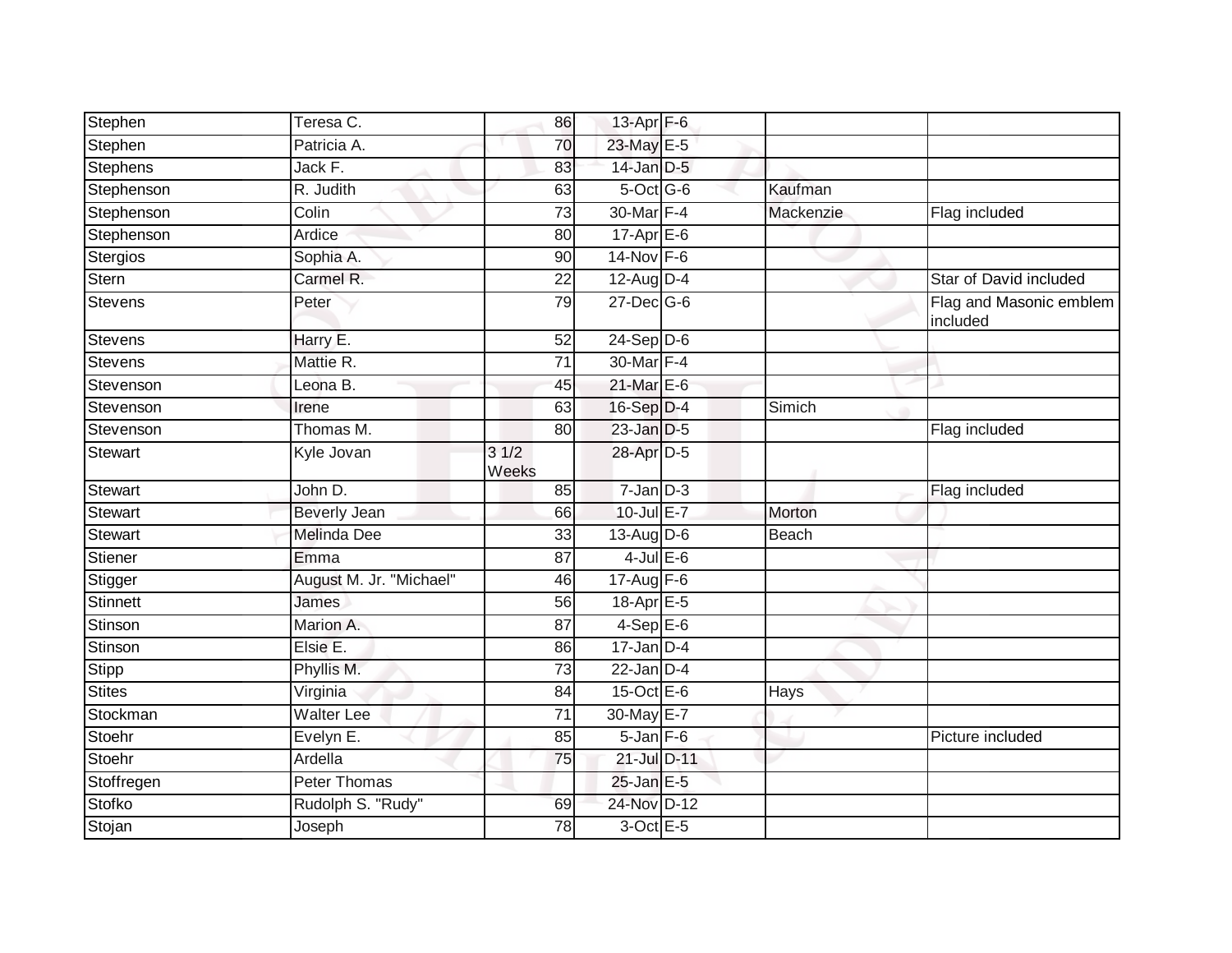| Stephen | Teresa C. | 86 | 13-Apr | F-6 | | |
|---|---|---|---|---|---|---|
| Stephen | Patricia A. | 70 | 23-May | E-5 | | |
| Stephens | Jack F. | 83 | 14-Jan | D-5 | | |
| Stephenson | R. Judith | 63 | 5-Oct | G-6 | Kaufman | |
| Stephenson | Colin | 73 | 30-Mar | F-4 | Mackenzie | Flag included |
| Stephenson | Ardice | 80 | 17-Apr | E-6 | | |
| Stergios | Sophia A. | 90 | 14-Nov | F-6 | | |
| Stern | Carmel R. | 22 | 12-Aug | D-4 | | Star of David included |
| Stevens | Peter | 79 | 27-Dec | G-6 | | Flag and Masonic emblem included |
| Stevens | Harry E. | 52 | 24-Sep | D-6 | | |
| Stevens | Mattie R. | 71 | 30-Mar | F-4 | | |
| Stevenson | Leona B. | 45 | 21-Mar | E-6 | | |
| Stevenson | Irene | 63 | 16-Sep | D-4 | Simich | |
| Stevenson | Thomas M. | 80 | 23-Jan | D-5 | | Flag included |
| Stewart | Kyle Jovan | 3 1/2 Weeks | 28-Apr | D-5 | | |
| Stewart | John D. | 85 | 7-Jan | D-3 | | Flag included |
| Stewart | Beverly Jean | 66 | 10-Jul | E-7 | Morton | |
| Stewart | Melinda Dee | 33 | 13-Aug | D-6 | Beach | |
| Stiener | Emma | 87 | 4-Jul | E-6 | | |
| Stigger | August M. Jr. "Michael" | 46 | 17-Aug | F-6 | | |
| Stinnett | James | 56 | 18-Apr | E-5 | | |
| Stinson | Marion A. | 87 | 4-Sep | E-6 | | |
| Stinson | Elsie E. | 86 | 17-Jan | D-4 | | |
| Stipp | Phyllis M. | 73 | 22-Jan | D-4 | | |
| Stites | Virginia | 84 | 15-Oct | E-6 | Hays | |
| Stockman | Walter Lee | 71 | 30-May | E-7 | | |
| Stoehr | Evelyn E. | 85 | 5-Jan | F-6 | | Picture included |
| Stoehr | Ardella | 75 | 21-Jul | D-11 | | |
| Stoffregen | Peter Thomas | | 25-Jan | E-5 | | |
| Stofko | Rudolph S. "Rudy" | 69 | 24-Nov | D-12 | | |
| Stojan | Joseph | 78 | 3-Oct | E-5 | | |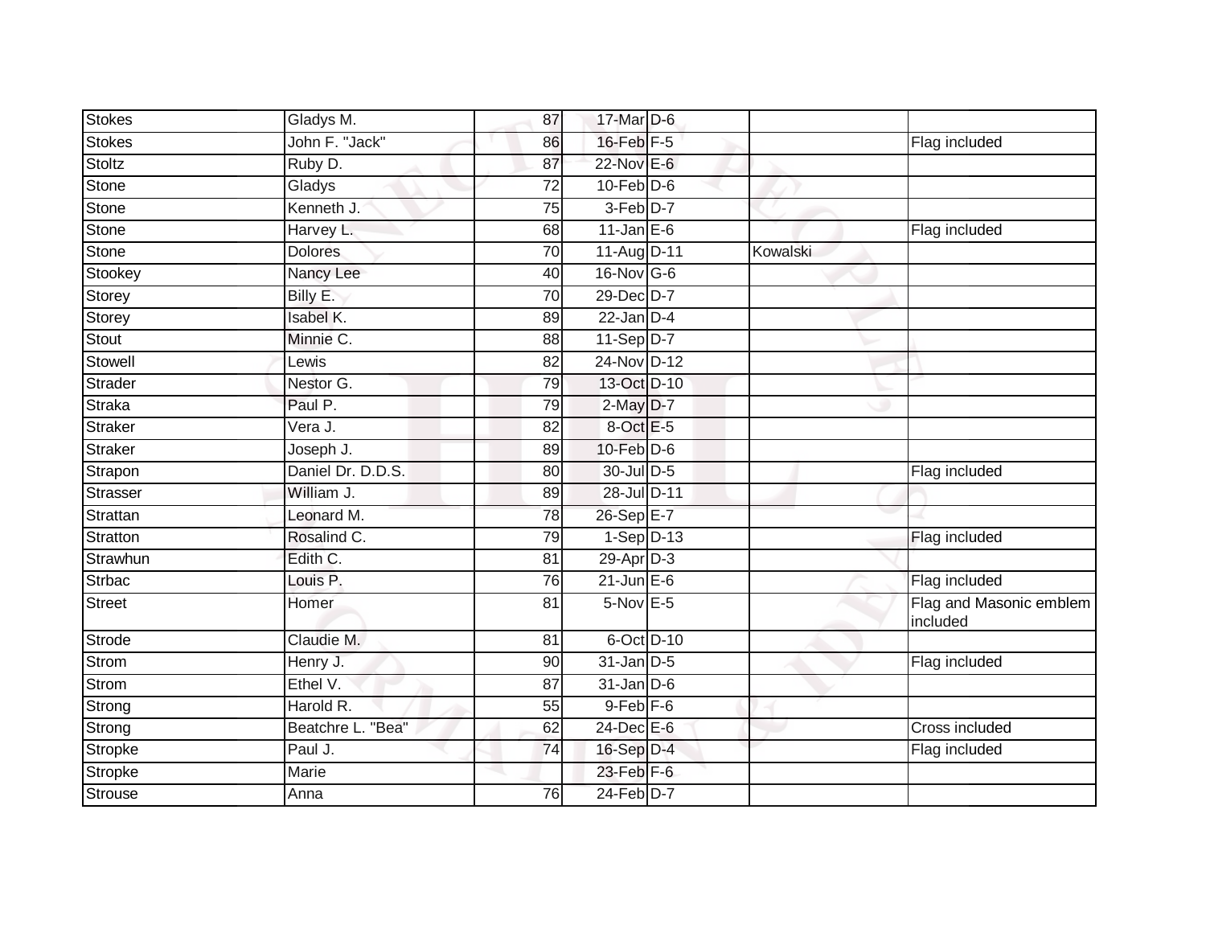| | | | | | | |
|---|---|---|---|---|---|---|
| Stokes | Gladys M. | 87 | 17-Mar | D-6 | | |
| Stokes | John F. "Jack" | 86 | 16-Feb | F-5 | | Flag included |
| Stoltz | Ruby D. | 87 | 22-Nov | E-6 | | |
| Stone | Gladys | 72 | 10-Feb | D-6 | | |
| Stone | Kenneth J. | 75 | 3-Feb | D-7 | | |
| Stone | Harvey L. | 68 | 11-Jan | E-6 | | Flag included |
| Stone | Dolores | 70 | 11-Aug | D-11 | Kowalski | |
| Stookey | Nancy Lee | 40 | 16-Nov | G-6 | | |
| Storey | Billy E. | 70 | 29-Dec | D-7 | | |
| Storey | Isabel K. | 89 | 22-Jan | D-4 | | |
| Stout | Minnie C. | 88 | 11-Sep | D-7 | | |
| Stowell | Lewis | 82 | 24-Nov | D-12 | | |
| Strader | Nestor G. | 79 | 13-Oct | D-10 | | |
| Straka | Paul P. | 79 | 2-May | D-7 | | |
| Straker | Vera J. | 82 | 8-Oct | E-5 | | |
| Straker | Joseph J. | 89 | 10-Feb | D-6 | | |
| Strapon | Daniel Dr. D.D.S. | 80 | 30-Jul | D-5 | | Flag included |
| Strasser | William J. | 89 | 28-Jul | D-11 | | |
| Strattan | Leonard M. | 78 | 26-Sep | E-7 | | |
| Stratton | Rosalind C. | 79 | 1-Sep | D-13 | | Flag included |
| Strawhun | Edith C. | 81 | 29-Apr | D-3 | | |
| Strbac | Louis P. | 76 | 21-Jun | E-6 | | Flag included |
| Street | Homer | 81 | 5-Nov | E-5 | | Flag and Masonic emblem included |
| Strode | Claudie M. | 81 | 6-Oct | D-10 | | |
| Strom | Henry J. | 90 | 31-Jan | D-5 | | Flag included |
| Strom | Ethel V. | 87 | 31-Jan | D-6 | | |
| Strong | Harold R. | 55 | 9-Feb | F-6 | | |
| Strong | Beatchre L. "Bea" | 62 | 24-Dec | E-6 | | Cross included |
| Stropke | Paul J. | 74 | 16-Sep | D-4 | | Flag included |
| Stropke | Marie | | 23-Feb | F-6 | | |
| Strouse | Anna | 76 | 24-Feb | D-7 | | |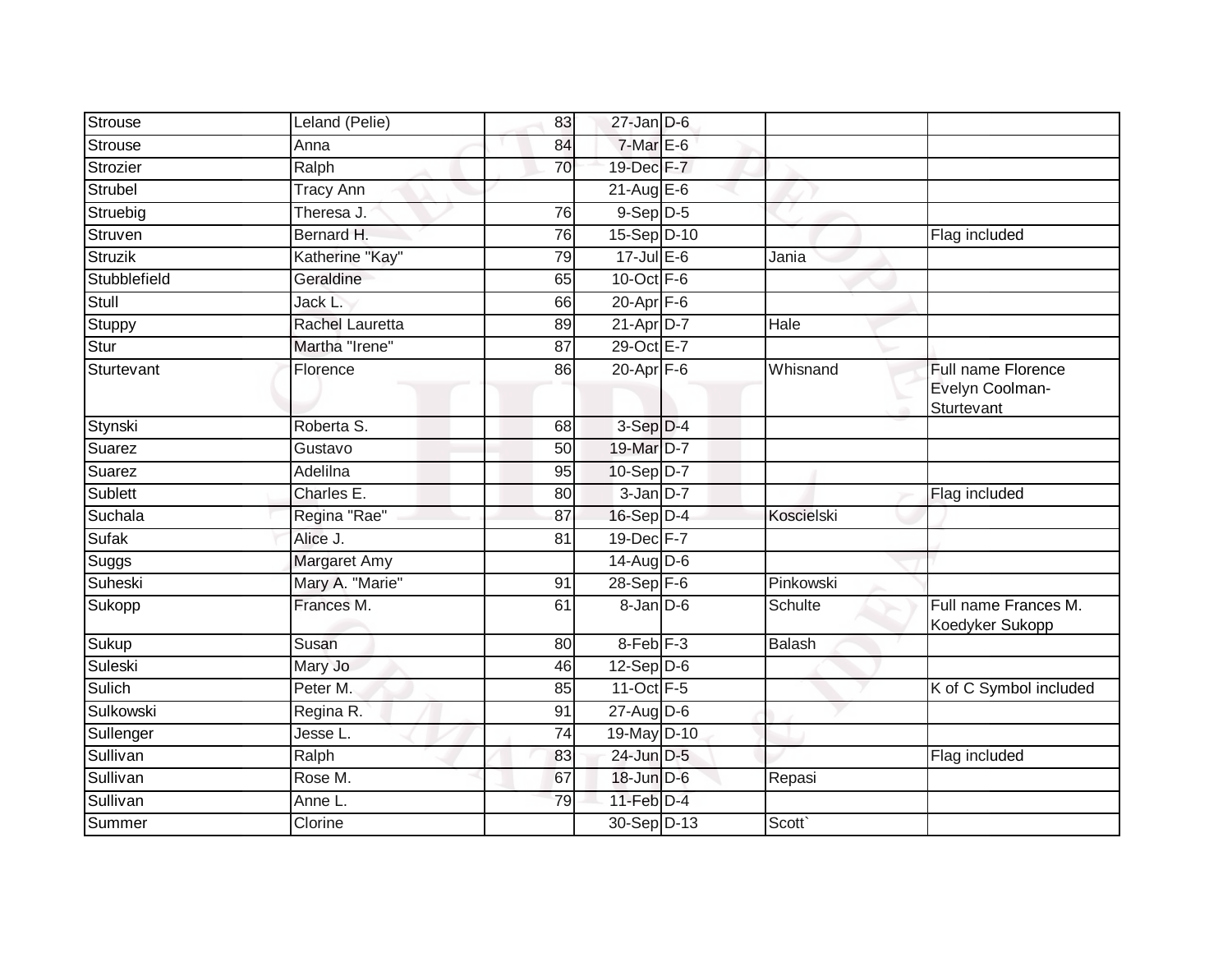| | | | | | | |
|---|---|---|---|---|---|---|
| Strouse | Leland (Pelie) | 83 | 27-Jan | D-6 | | |
| Strouse | Anna | 84 | 7-Mar | E-6 | | |
| Strozier | Ralph | 70 | 19-Dec | F-7 | | |
| Strubel | Tracy Ann | | 21-Aug | E-6 | | |
| Struebig | Theresa J. | 76 | 9-Sep | D-5 | | |
| Struven | Bernard H. | 76 | 15-Sep | D-10 | | Flag included |
| Struzik | Katherine "Kay" | 79 | 17-Jul | E-6 | Jania | |
| Stubblefield | Geraldine | 65 | 10-Oct | F-6 | | |
| Stull | Jack L. | 66 | 20-Apr | F-6 | | |
| Stuppy | Rachel Lauretta | 89 | 21-Apr | D-7 | Hale | |
| Stur | Martha "Irene" | 87 | 29-Oct | E-7 | | |
| Sturtevant | Florence | 86 | 20-Apr | F-6 | Whisnand | Full name Florence Evelyn Coolman-Sturtevant |
| Stynski | Roberta S. | 68 | 3-Sep | D-4 | | |
| Suarez | Gustavo | 50 | 19-Mar | D-7 | | |
| Suarez | Adelilna | 95 | 10-Sep | D-7 | | |
| Sublett | Charles E. | 80 | 3-Jan | D-7 | | Flag included |
| Suchala | Regina "Rae" | 87 | 16-Sep | D-4 | Koscielski | |
| Sufak | Alice J. | 81 | 19-Dec | F-7 | | |
| Suggs | Margaret Amy | | 14-Aug | D-6 | | |
| Suheski | Mary A. "Marie" | 91 | 28-Sep | F-6 | Pinkowski | |
| Sukopp | Frances M. | 61 | 8-Jan | D-6 | Schulte | Full name Frances M. Koedyker Sukopp |
| Sukup | Susan | 80 | 8-Feb | F-3 | Balash | |
| Suleski | Mary Jo | 46 | 12-Sep | D-6 | | |
| Sulich | Peter M. | 85 | 11-Oct | F-5 | | K of C Symbol included |
| Sulkowski | Regina R. | 91 | 27-Aug | D-6 | | |
| Sullenger | Jesse L. | 74 | 19-May | D-10 | | |
| Sullivan | Ralph | 83 | 24-Jun | D-5 | | Flag included |
| Sullivan | Rose M. | 67 | 18-Jun | D-6 | Repasi | |
| Sullivan | Anne L. | 79 | 11-Feb | D-4 | | |
| Summer | Clorine | | 30-Sep | D-13 | Scott` | |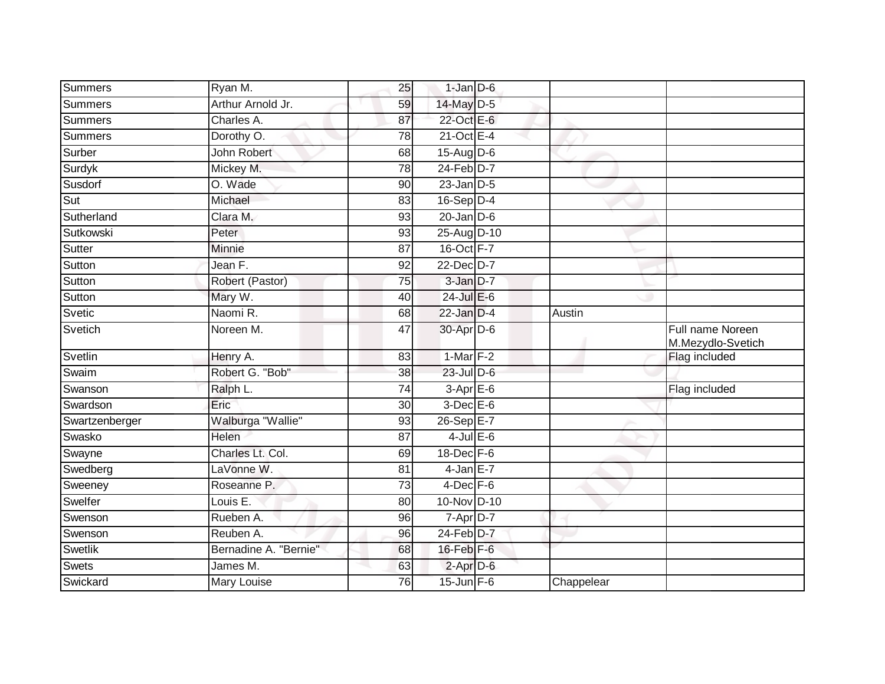| | | | | | | |
|---|---|---|---|---|---|---|
| Summers | Ryan M. | 25 | 1-Jan | D-6 | | |
| Summers | Arthur Arnold Jr. | 59 | 14-May | D-5 | | |
| Summers | Charles A. | 87 | 22-Oct | E-6 | | |
| Summers | Dorothy O. | 78 | 21-Oct | E-4 | | |
| Surber | John Robert | 68 | 15-Aug | D-6 | | |
| Surdyk | Mickey M. | 78 | 24-Feb | D-7 | | |
| Susdorf | O. Wade | 90 | 23-Jan | D-5 | | |
| Sut | Michael | 83 | 16-Sep | D-4 | | |
| Sutherland | Clara M. | 93 | 20-Jan | D-6 | | |
| Sutkowski | Peter | 93 | 25-Aug | D-10 | | |
| Sutter | Minnie | 87 | 16-Oct | F-7 | | |
| Sutton | Jean F. | 92 | 22-Dec | D-7 | | |
| Sutton | Robert (Pastor) | 75 | 3-Jan | D-7 | | |
| Sutton | Mary W. | 40 | 24-Jul | E-6 | | |
| Svetic | Naomi R. | 68 | 22-Jan | D-4 | Austin | |
| Svetich | Noreen M. | 47 | 30-Apr | D-6 | | Full name Noreen M.Mezydlo-Svetich |
| Svetlin | Henry A. | 83 | 1-Mar | F-2 | | Flag included |
| Swaim | Robert G. "Bob" | 38 | 23-Jul | D-6 | | |
| Swanson | Ralph L. | 74 | 3-Apr | E-6 | | Flag included |
| Swardson | Eric | 30 | 3-Dec | E-6 | | |
| Swartzenberger | Walburga "Wallie" | 93 | 26-Sep | E-7 | | |
| Swasko | Helen | 87 | 4-Jul | E-6 | | |
| Swayne | Charles Lt. Col. | 69 | 18-Dec | F-6 | | |
| Swedberg | LaVonne W. | 81 | 4-Jan | E-7 | | |
| Sweeney | Roseanne P. | 73 | 4-Dec | F-6 | | |
| Swelfer | Louis E. | 80 | 10-Nov | D-10 | | |
| Swenson | Rueben A. | 96 | 7-Apr | D-7 | | |
| Swenson | Reuben A. | 96 | 24-Feb | D-7 | | |
| Swetlik | Bernadine A. "Bernie" | 68 | 16-Feb | F-6 | | |
| Swets | James M. | 63 | 2-Apr | D-6 | | |
| Swickard | Mary Louise | 76 | 15-Jun | F-6 | Chappelear | |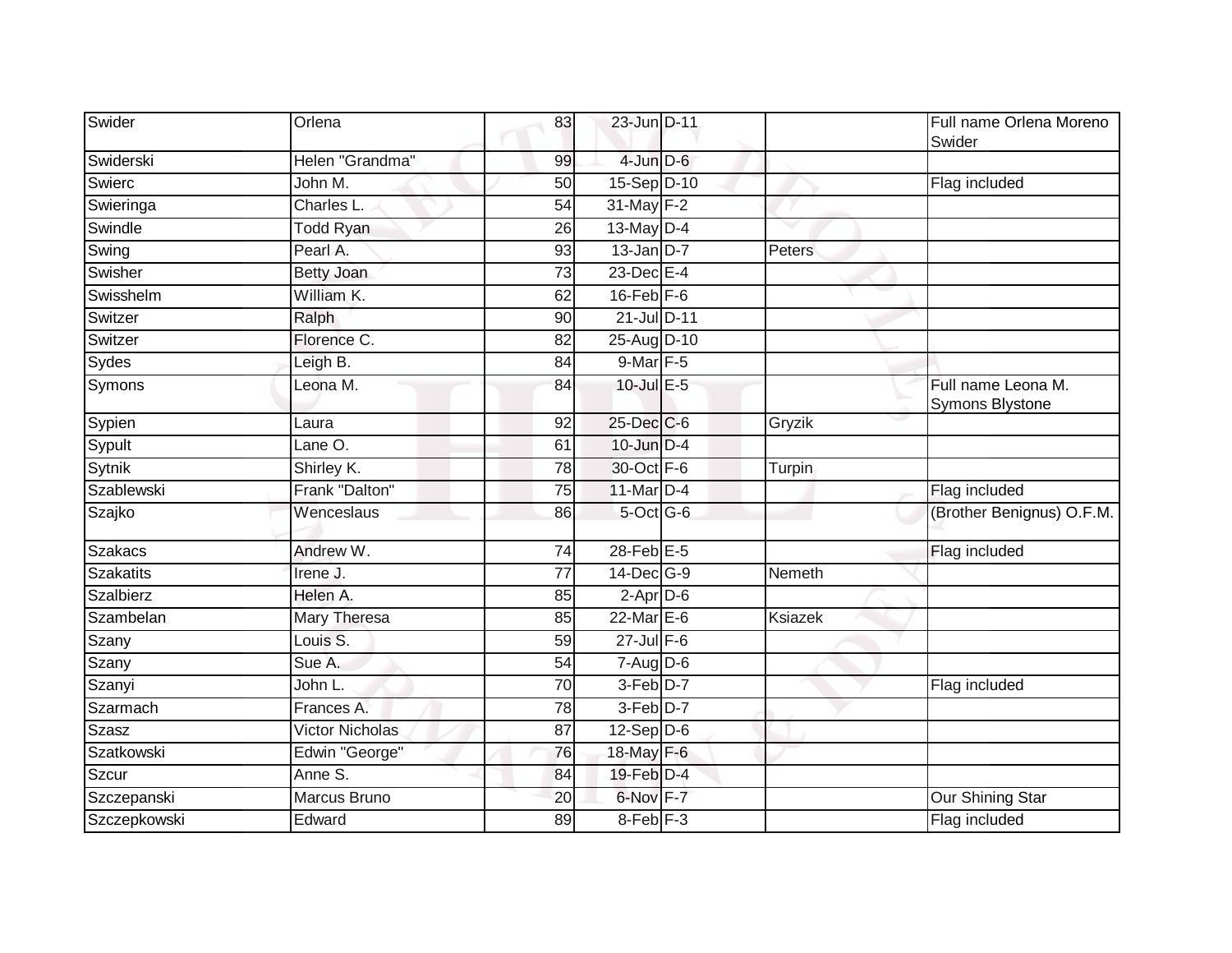| | | | | | | |
|---|---|---|---|---|---|---|
| Swider | Orlena | 83 | 23-Jun | D-11 | | Full name Orlena Moreno Swider |
| Swiderski | Helen "Grandma" | 99 | 4-Jun | D-6 | | |
| Swierc | John M. | 50 | 15-Sep | D-10 | | Flag included |
| Swieringa | Charles L. | 54 | 31-May | F-2 | | |
| Swindle | Todd Ryan | 26 | 13-May | D-4 | | |
| Swing | Pearl A. | 93 | 13-Jan | D-7 | Peters | |
| Swisher | Betty Joan | 73 | 23-Dec | E-4 | | |
| Swisshelm | William K. | 62 | 16-Feb | F-6 | | |
| Switzer | Ralph | 90 | 21-Jul | D-11 | | |
| Switzer | Florence C. | 82 | 25-Aug | D-10 | | |
| Sydes | Leigh B. | 84 | 9-Mar | F-5 | | |
| Symons | Leona M. | 84 | 10-Jul | E-5 | | Full name Leona M. Symons Blystone |
| Sypien | Laura | 92 | 25-Dec | C-6 | Gryzik | |
| Sypult | Lane O. | 61 | 10-Jun | D-4 | | |
| Sytnik | Shirley K. | 78 | 30-Oct | F-6 | Turpin | |
| Szablewski | Frank "Dalton" | 75 | 11-Mar | D-4 | | Flag included |
| Szajko | Wenceslaus | 86 | 5-Oct | G-6 | | (Brother Benignus) O.F.M. |
| Szakacs | Andrew W. | 74 | 28-Feb | E-5 | | Flag included |
| Szakatits | Irene J. | 77 | 14-Dec | G-9 | Nemeth | |
| Szalbierz | Helen A. | 85 | 2-Apr | D-6 | | |
| Szambelan | Mary Theresa | 85 | 22-Mar | E-6 | Ksiazek | |
| Szany | Louis S. | 59 | 27-Jul | F-6 | | |
| Szany | Sue A. | 54 | 7-Aug | D-6 | | |
| Szanyi | John L. | 70 | 3-Feb | D-7 | | Flag included |
| Szarmach | Frances A. | 78 | 3-Feb | D-7 | | |
| Szasz | Victor Nicholas | 87 | 12-Sep | D-6 | | |
| Szatkowski | Edwin "George" | 76 | 18-May | F-6 | | |
| Szcur | Anne S. | 84 | 19-Feb | D-4 | | |
| Szczepanski | Marcus Bruno | 20 | 6-Nov | F-7 | | Our Shining Star |
| Szczepkowski | Edward | 89 | 8-Feb | F-3 | | Flag included |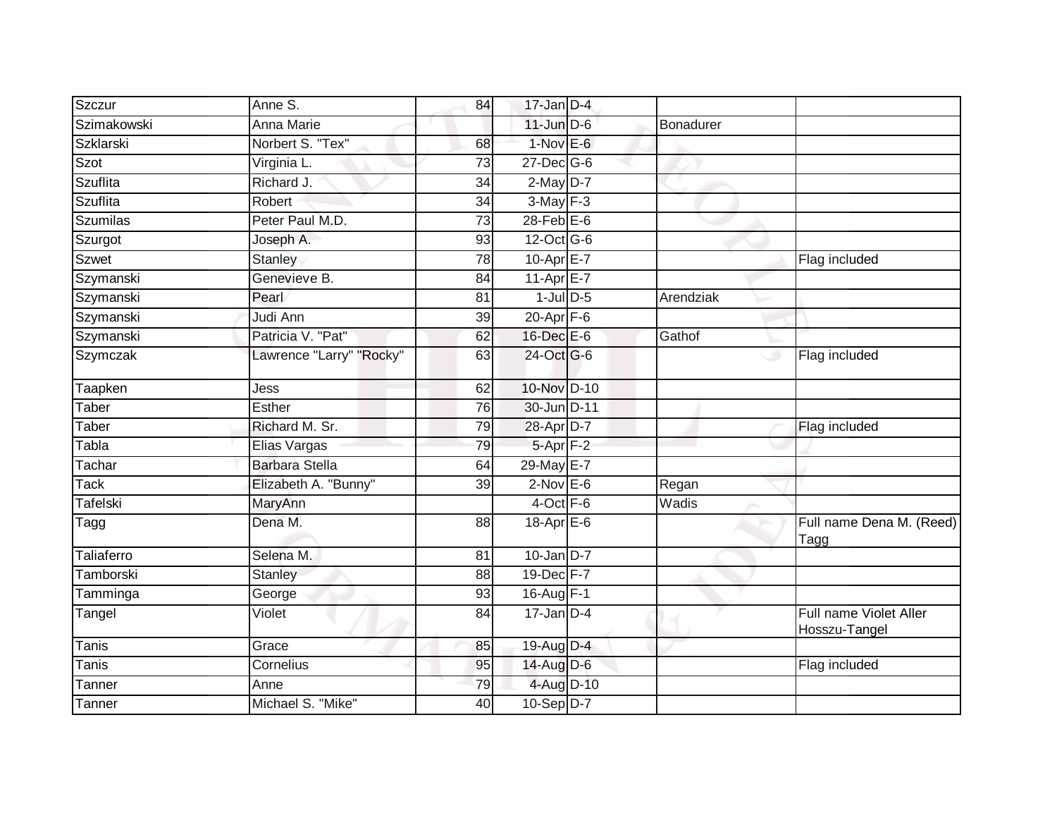| | | | | | | |
|---|---|---|---|---|---|---|
| Szczur | Anne S. | 84 | 17-Jan | D-4 | | |
| Szimakowski | Anna Marie | | 11-Jun | D-6 | Bonadurer | |
| Szklarski | Norbert S. "Tex" | 68 | 1-Nov | E-6 | | |
| Szot | Virginia L. | 73 | 27-Dec | G-6 | | |
| Szuflita | Richard J. | 34 | 2-May | D-7 | | |
| Szuflita | Robert | 34 | 3-May | F-3 | | |
| Szumilas | Peter Paul M.D. | 73 | 28-Feb | E-6 | | |
| Szurgot | Joseph A. | 93 | 12-Oct | G-6 | | |
| Szwet | Stanley | 78 | 10-Apr | E-7 | | Flag included |
| Szymanski | Genevieve B. | 84 | 11-Apr | E-7 | | |
| Szymanski | Pearl | 81 | 1-Jul | D-5 | Arendziak | |
| Szymanski | Judi Ann | 39 | 20-Apr | F-6 | | |
| Szymanski | Patricia V. "Pat" | 62 | 16-Dec | E-6 | Gathof | |
| Szymczak | Lawrence "Larry" "Rocky" | 63 | 24-Oct | G-6 | | Flag included |
| Taapken | Jess | 62 | 10-Nov | D-10 | | |
| Taber | Esther | 76 | 30-Jun | D-11 | | |
| Taber | Richard M. Sr. | 79 | 28-Apr | D-7 | | Flag included |
| Tabla | Elias Vargas | 79 | 5-Apr | F-2 | | |
| Tachar | Barbara Stella | 64 | 29-May | E-7 | | |
| Tack | Elizabeth A. "Bunny" | 39 | 2-Nov | E-6 | Regan | |
| Tafelski | MaryAnn | | 4-Oct | F-6 | Wadis | |
| Tagg | Dena M. | 88 | 18-Apr | E-6 | | Full name Dena M. (Reed) Tagg |
| Taliaferro | Selena M. | 81 | 10-Jan | D-7 | | |
| Tamborski | Stanley | 88 | 19-Dec | F-7 | | |
| Tamminga | George | 93 | 16-Aug | F-1 | | |
| Tangel | Violet | 84 | 17-Jan | D-4 | | Full name Violet Aller Hosszu-Tangel |
| Tanis | Grace | 85 | 19-Aug | D-4 | | |
| Tanis | Cornelius | 95 | 14-Aug | D-6 | | Flag included |
| Tanner | Anne | 79 | 4-Aug | D-10 | | |
| Tanner | Michael S. "Mike" | 40 | 10-Sep | D-7 | | |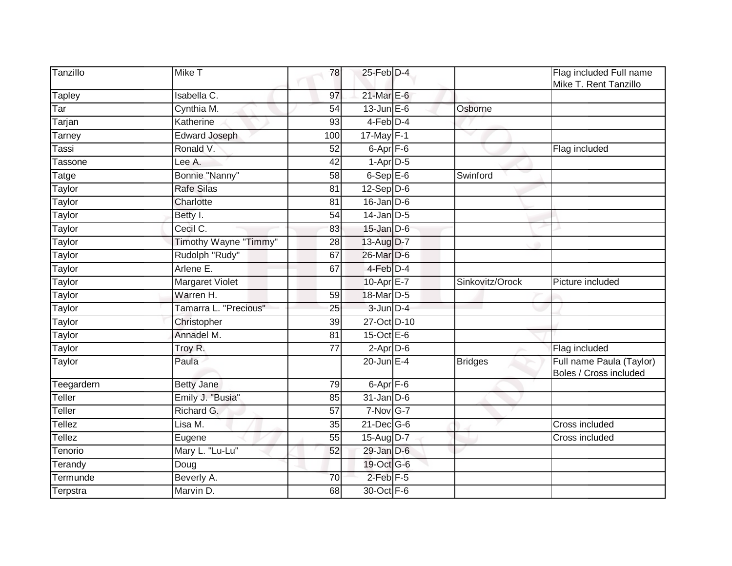| | | | | | | |
|---|---|---|---|---|---|---|
| Tanzillo | Mike T | 78 | 25-Feb | D-4 | | Flag included Full name Mike T. Rent Tanzillo |
| Tapley | Isabella C. | 97 | 21-Mar | E-6 | | |
| Tar | Cynthia M. | 54 | 13-Jun | E-6 | Osborne | |
| Tarjan | Katherine | 93 | 4-Feb | D-4 | | |
| Tarney | Edward Joseph | 100 | 17-May | F-1 | | |
| Tassi | Ronald V. | 52 | 6-Apr | F-6 | | Flag included |
| Tassone | Lee A. | 42 | 1-Apr | D-5 | | |
| Tatge | Bonnie "Nanny" | 58 | 6-Sep | E-6 | Swinford | |
| Taylor | Rafe Silas | 81 | 12-Sep | D-6 | | |
| Taylor | Charlotte | 81 | 16-Jan | D-6 | | |
| Taylor | Betty I. | 54 | 14-Jan | D-5 | | |
| Taylor | Cecil C. | 83 | 15-Jan | D-6 | | |
| Taylor | Timothy Wayne "Timmy" | 28 | 13-Aug | D-7 | | |
| Taylor | Rudolph "Rudy" | 67 | 26-Mar | D-6 | | |
| Taylor | Arlene E. | 67 | 4-Feb | D-4 | | |
| Taylor | Margaret Violet | | 10-Apr | E-7 | Sinkovitz/Orock | Picture included |
| Taylor | Warren H. | 59 | 18-Mar | D-5 | | |
| Taylor | Tamarra L. "Precious" | 25 | 3-Jun | D-4 | | |
| Taylor | Christopher | 39 | 27-Oct | D-10 | | |
| Taylor | Annadel M. | 81 | 15-Oct | E-6 | | |
| Taylor | Troy R. | 77 | 2-Apr | D-6 | | Flag included |
| Taylor | Paula | | 20-Jun | E-4 | Bridges | Full name Paula (Taylor) Boles / Cross included |
| Teegardern | Betty Jane | 79 | 6-Apr | F-6 | | |
| Teller | Emily J. "Busia" | 85 | 31-Jan | D-6 | | |
| Teller | Richard G. | 57 | 7-Nov | G-7 | | |
| Tellez | Lisa M. | 35 | 21-Dec | G-6 | | Cross included |
| Tellez | Eugene | 55 | 15-Aug | D-7 | | Cross included |
| Tenorio | Mary L. "Lu-Lu" | 52 | 29-Jan | D-6 | | |
| Terandy | Doug | | 19-Oct | G-6 | | |
| Termunde | Beverly A. | 70 | 2-Feb | F-5 | | |
| Terpstra | Marvin D. | 68 | 30-Oct | F-6 | | |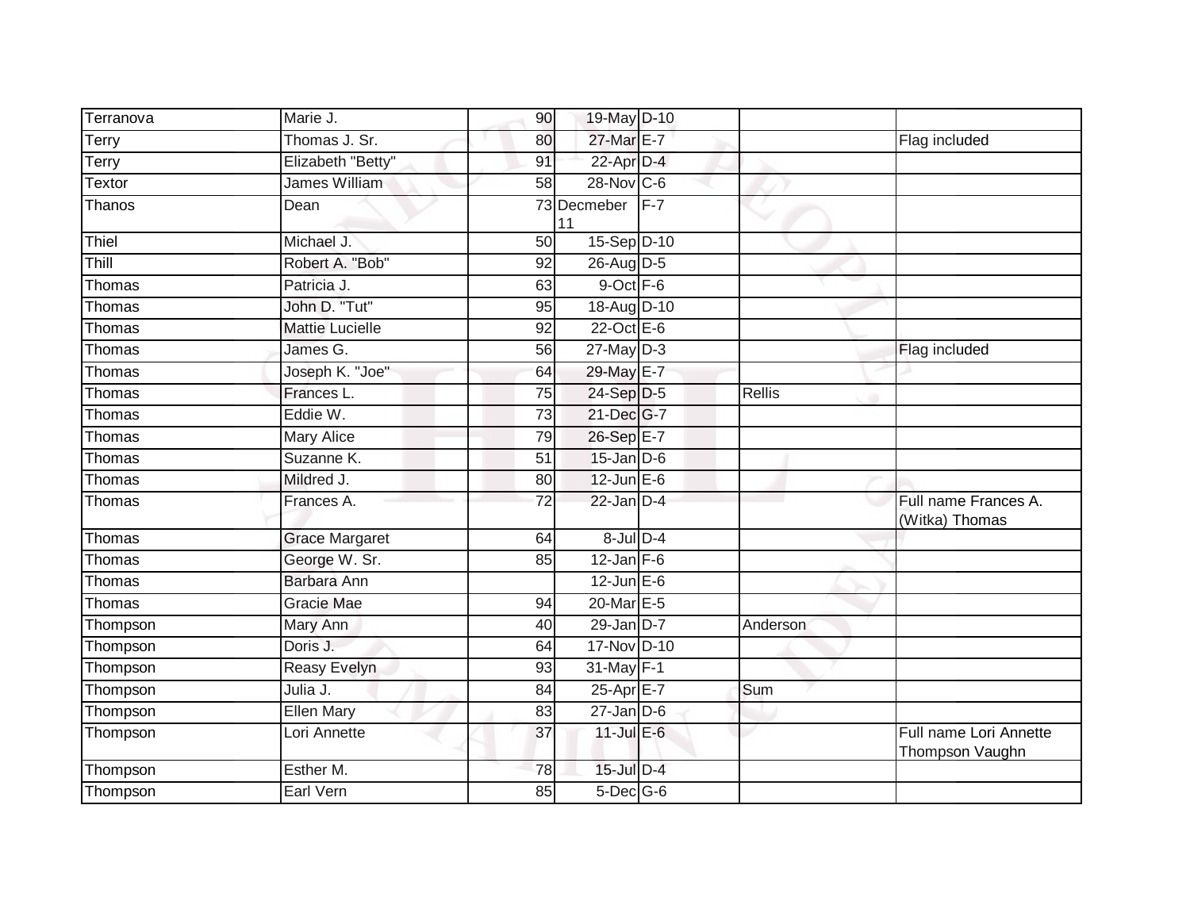| Terranova | Marie J. | 90 | 19-May | D-10 | | |
|---|---|---|---|---|---|---|
| Terry | Thomas J. Sr. | 80 | 27-Mar | E-7 | | Flag included |
| Terry | Elizabeth "Betty" | 91 | 22-Apr | D-4 | | |
| Textor | James William | 58 | 28-Nov | C-6 | | |
| Thanos | Dean | 73 | Decmeber 11 | F-7 | | |
| Thiel | Michael J. | 50 | 15-Sep | D-10 | | |
| Thill | Robert A. "Bob" | 92 | 26-Aug | D-5 | | |
| Thomas | Patricia J. | 63 | 9-Oct | F-6 | | |
| Thomas | John D. "Tut" | 95 | 18-Aug | D-10 | | |
| Thomas | Mattie Lucielle | 92 | 22-Oct | E-6 | | |
| Thomas | James G. | 56 | 27-May | D-3 | | Flag included |
| Thomas | Joseph K. "Joe" | 64 | 29-May | E-7 | | |
| Thomas | Frances L. | 75 | 24-Sep | D-5 | Rellis | |
| Thomas | Eddie W. | 73 | 21-Dec | G-7 | | |
| Thomas | Mary Alice | 79 | 26-Sep | E-7 | | |
| Thomas | Suzanne K. | 51 | 15-Jan | D-6 | | |
| Thomas | Mildred J. | 80 | 12-Jun | E-6 | | |
| Thomas | Frances A. | 72 | 22-Jan | D-4 | | Full name Frances A. (Witka) Thomas |
| Thomas | Grace Margaret | 64 | 8-Jul | D-4 | | |
| Thomas | George W. Sr. | 85 | 12-Jan | F-6 | | |
| Thomas | Barbara Ann | | 12-Jun | E-6 | | |
| Thomas | Gracie Mae | 94 | 20-Mar | E-5 | | |
| Thompson | Mary Ann | 40 | 29-Jan | D-7 | Anderson | |
| Thompson | Doris J. | 64 | 17-Nov | D-10 | | |
| Thompson | Reasy Evelyn | 93 | 31-May | F-1 | | |
| Thompson | Julia J. | 84 | 25-Apr | E-7 | Sum | |
| Thompson | Ellen Mary | 83 | 27-Jan | D-6 | | |
| Thompson | Lori Annette | 37 | 11-Jul | E-6 | | Full name Lori Annette Thompson Vaughn |
| Thompson | Esther M. | 78 | 15-Jul | D-4 | | |
| Thompson | Earl Vern | 85 | 5-Dec | G-6 | | |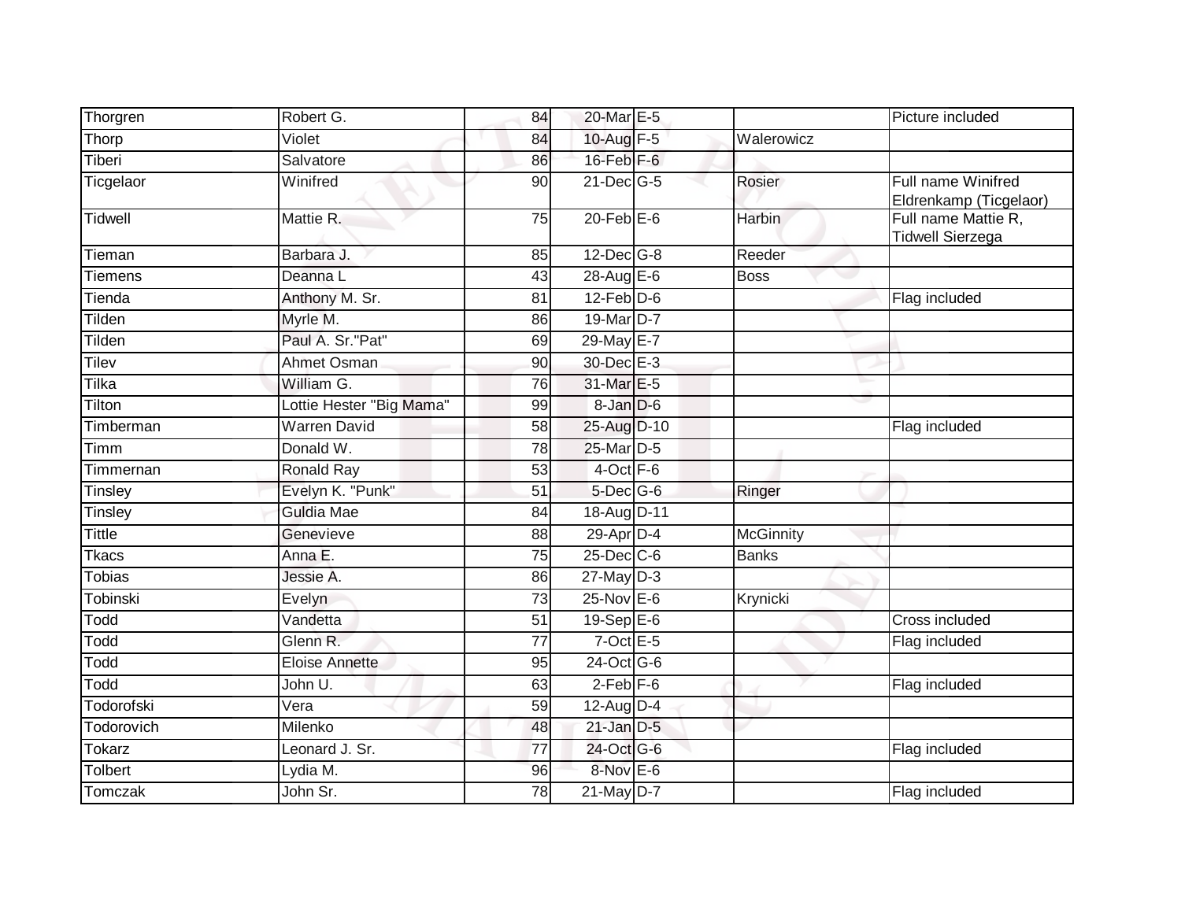| | | | | | | |
|---|---|---|---|---|---|---|
| Thorgren | Robert G. | 84 | 20-Mar | E-5 | | Picture included |
| Thorp | Violet | 84 | 10-Aug | F-5 | Walerowicz | |
| Tiberi | Salvatore | 86 | 16-Feb | F-6 | | |
| Ticgelaor | Winifred | 90 | 21-Dec | G-5 | Rosier | Full name Winifred Eldrenkamp (Ticgelaor) |
| Tidwell | Mattie R. | 75 | 20-Feb | E-6 | Harbin | Full name Mattie R, Tidwell Sierzega |
| Tieman | Barbara J. | 85 | 12-Dec | G-8 | Reeder | |
| Tiemens | Deanna L | 43 | 28-Aug | E-6 | Boss | |
| Tienda | Anthony M. Sr. | 81 | 12-Feb | D-6 | | Flag included |
| Tilden | Myrle M. | 86 | 19-Mar | D-7 | | |
| Tilden | Paul A. Sr."Pat" | 69 | 29-May | E-7 | | |
| Tilev | Ahmet Osman | 90 | 30-Dec | E-3 | | |
| Tilka | William G. | 76 | 31-Mar | E-5 | | |
| Tilton | Lottie Hester "Big Mama" | 99 | 8-Jan | D-6 | | |
| Timberman | Warren David | 58 | 25-Aug | D-10 | | Flag included |
| Timm | Donald W. | 78 | 25-Mar | D-5 | | |
| Timmernan | Ronald Ray | 53 | 4-Oct | F-6 | | |
| Tinsley | Evelyn K. "Punk" | 51 | 5-Dec | G-6 | Ringer | |
| Tinsley | Guldia Mae | 84 | 18-Aug | D-11 | | |
| Tittle | Genevieve | 88 | 29-Apr | D-4 | McGinnity | |
| Tkacs | Anna E. | 75 | 25-Dec | C-6 | Banks | |
| Tobias | Jessie A. | 86 | 27-May | D-3 | | |
| Tobinski | Evelyn | 73 | 25-Nov | E-6 | Krynicki | |
| Todd | Vandetta | 51 | 19-Sep | E-6 | | Cross included |
| Todd | Glenn R. | 77 | 7-Oct | E-5 | | Flag included |
| Todd | Eloise Annette | 95 | 24-Oct | G-6 | | |
| Todd | John U. | 63 | 2-Feb | F-6 | | Flag included |
| Todorofski | Vera | 59 | 12-Aug | D-4 | | |
| Todorovich | Milenko | 48 | 21-Jan | D-5 | | |
| Tokarz | Leonard J. Sr. | 77 | 24-Oct | G-6 | | Flag included |
| Tolbert | Lydia M. | 96 | 8-Nov | E-6 | | |
| Tomczak | John Sr. | 78 | 21-May | D-7 | | Flag included |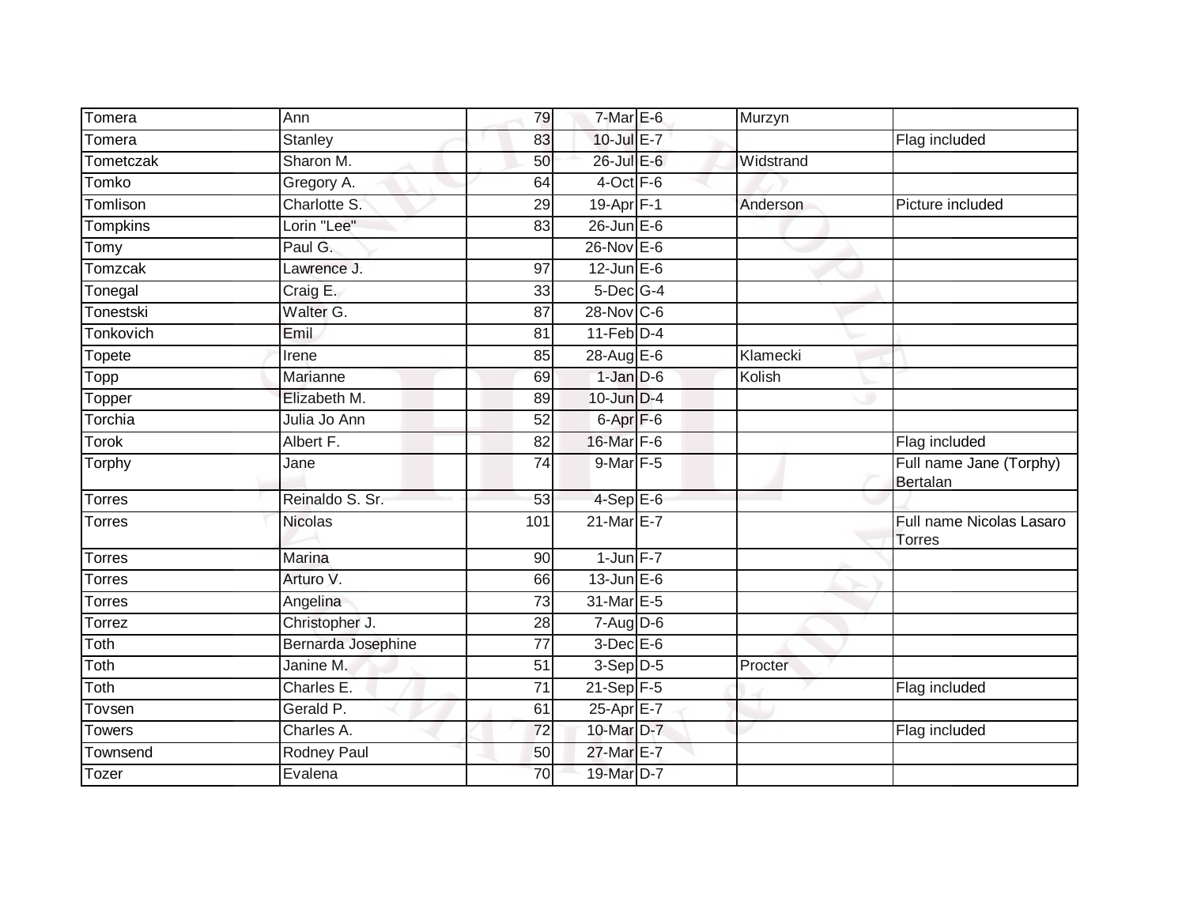| | | | | | | |
|---|---|---|---|---|---|---|
| Tomera | Ann | 79 | 7-Mar | E-6 | Murzyn | |
| Tomera | Stanley | 83 | 10-Jul | E-7 | | Flag included |
| Tometczak | Sharon M. | 50 | 26-Jul | E-6 | Widstrand | |
| Tomko | Gregory A. | 64 | 4-Oct | F-6 | | |
| Tomlison | Charlotte S. | 29 | 19-Apr | F-1 | Anderson | Picture included |
| Tompkins | Lorin "Lee" | 83 | 26-Jun | E-6 | | |
| Tomy | Paul G. | | 26-Nov | E-6 | | |
| Tomzcak | Lawrence J. | 97 | 12-Jun | E-6 | | |
| Tonegal | Craig E. | 33 | 5-Dec | G-4 | | |
| Tonestski | Walter G. | 87 | 28-Nov | C-6 | | |
| Tonkovich | Emil | 81 | 11-Feb | D-4 | | |
| Topete | Irene | 85 | 28-Aug | E-6 | Klamecki | |
| Topp | Marianne | 69 | 1-Jan | D-6 | Kolish | |
| Topper | Elizabeth M. | 89 | 10-Jun | D-4 | | |
| Torchia | Julia Jo Ann | 52 | 6-Apr | F-6 | | |
| Torok | Albert F. | 82 | 16-Mar | F-6 | | Flag included |
| Torphy | Jane | 74 | 9-Mar | F-5 | | Full name Jane (Torphy) Bertalan |
| Torres | Reinaldo S. Sr. | 53 | 4-Sep | E-6 | | |
| Torres | Nicolas | 101 | 21-Mar | E-7 | | Full name Nicolas Lasaro Torres |
| Torres | Marina | 90 | 1-Jun | F-7 | | |
| Torres | Arturo V. | 66 | 13-Jun | E-6 | | |
| Torres | Angelina | 73 | 31-Mar | E-5 | | |
| Torrez | Christopher J. | 28 | 7-Aug | D-6 | | |
| Toth | Bernarda Josephine | 77 | 3-Dec | E-6 | | |
| Toth | Janine M. | 51 | 3-Sep | D-5 | Procter | |
| Toth | Charles E. | 71 | 21-Sep | F-5 | | Flag included |
| Tovsen | Gerald P. | 61 | 25-Apr | E-7 | | |
| Towers | Charles A. | 72 | 10-Mar | D-7 | | Flag included |
| Townsend | Rodney Paul | 50 | 27-Mar | E-7 | | |
| Tozer | Evalena | 70 | 19-Mar | D-7 | | |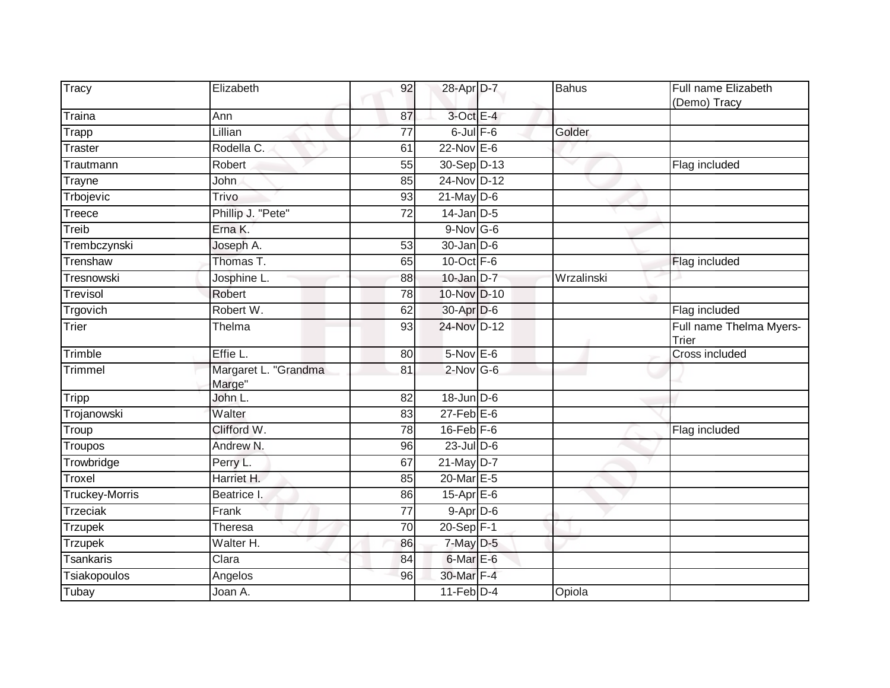| Tracy | Elizabeth | 92 | 28-Apr | D-7 | Bahus | Full name Elizabeth (Demo) Tracy |
|---|---|---|---|---|---|---|
| Traina | Ann | 87 | 3-Oct | E-4 | | |
| Trapp | Lillian | 77 | 6-Jul | F-6 | Golder | |
| Traster | Rodella C. | 61 | 22-Nov | E-6 | | |
| Trautmann | Robert | 55 | 30-Sep | D-13 | | Flag included |
| Trayne | John | 85 | 24-Nov | D-12 | | |
| Trbojevic | Trivo | 93 | 21-May | D-6 | | |
| Treece | Phillip J. "Pete" | 72 | 14-Jan | D-5 | | |
| Treib | Erna K. | | 9-Nov | G-6 | | |
| Trembczynski | Joseph A. | 53 | 30-Jan | D-6 | | |
| Trenshaw | Thomas T. | 65 | 10-Oct | F-6 | | Flag included |
| Tresnowski | Josphine L. | 88 | 10-Jan | D-7 | Wrzalinski | |
| Trevisol | Robert | 78 | 10-Nov | D-10 | | |
| Trgovich | Robert W. | 62 | 30-Apr | D-6 | | Flag included |
| Trier | Thelma | 93 | 24-Nov | D-12 | | Full name Thelma Myers-Trier |
| Trimble | Effie L. | 80 | 5-Nov | E-6 | | Cross included |
| Trimmel | Margaret L. "Grandma Marge" | 81 | 2-Nov | G-6 | | |
| Tripp | John L. | 82 | 18-Jun | D-6 | | |
| Trojanowski | Walter | 83 | 27-Feb | E-6 | | |
| Troup | Clifford W. | 78 | 16-Feb | F-6 | | Flag included |
| Troupos | Andrew N. | 96 | 23-Jul | D-6 | | |
| Trowbridge | Perry L. | 67 | 21-May | D-7 | | |
| Troxel | Harriet H. | 85 | 20-Mar | E-5 | | |
| Truckey-Morris | Beatrice I. | 86 | 15-Apr | E-6 | | |
| Trzeciak | Frank | 77 | 9-Apr | D-6 | | |
| Trzupek | Theresa | 70 | 20-Sep | F-1 | | |
| Trzupek | Walter H. | 86 | 7-May | D-5 | | |
| Tsankaris | Clara | 84 | 6-Mar | E-6 | | |
| Tsiakopoulos | Angelos | 96 | 30-Mar | F-4 | | |
| Tubay | Joan A. | | 11-Feb | D-4 | Opiola | |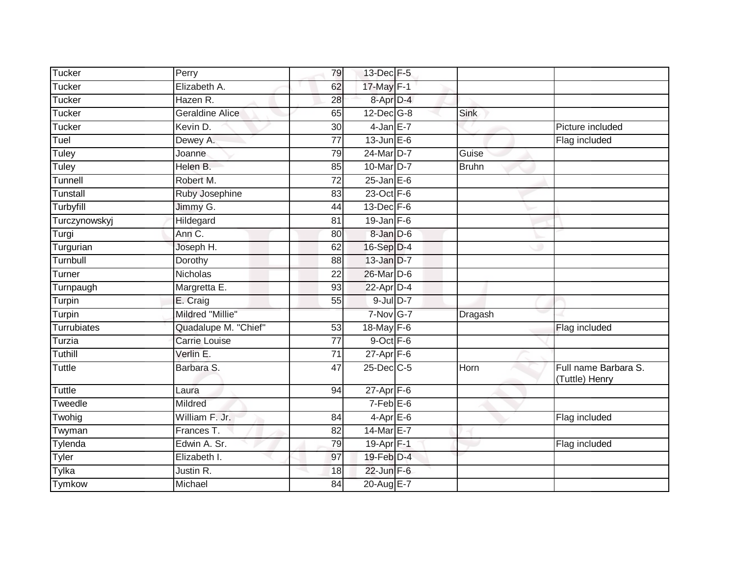| | | | | | | |
|---|---|---|---|---|---|---|
| Tucker | Perry | 79 | 13-Dec | F-5 | | |
| Tucker | Elizabeth A. | 62 | 17-May | F-1 | | |
| Tucker | Hazen R. | 28 | 8-Apr | D-4 | | |
| Tucker | Geraldine Alice | 65 | 12-Dec | G-8 | Sink | |
| Tucker | Kevin D. | 30 | 4-Jan | E-7 | | Picture included |
| Tuel | Dewey A. | 77 | 13-Jun | E-6 | | Flag included |
| Tuley | Joanne | 79 | 24-Mar | D-7 | Guise | |
| Tuley | Helen B. | 85 | 10-Mar | D-7 | Bruhn | |
| Tunnell | Robert M. | 72 | 25-Jan | E-6 | | |
| Tunstall | Ruby Josephine | 83 | 23-Oct | F-6 | | |
| Turbyfill | Jimmy G. | 44 | 13-Dec | F-6 | | |
| Turczynowskyj | Hildegard | 81 | 19-Jan | F-6 | | |
| Turgi | Ann C. | 80 | 8-Jan | D-6 | | |
| Turgurian | Joseph H. | 62 | 16-Sep | D-4 | | |
| Turnbull | Dorothy | 88 | 13-Jan | D-7 | | |
| Turner | Nicholas | 22 | 26-Mar | D-6 | | |
| Turnpaugh | Margretta E. | 93 | 22-Apr | D-4 | | |
| Turpin | E. Craig | 55 | 9-Jul | D-7 | | |
| Turpin | Mildred "Millie" | | 7-Nov | G-7 | Dragash | |
| Turrubiates | Quadalupe M. "Chief" | 53 | 18-May | F-6 | | Flag included |
| Turzia | Carrie Louise | 77 | 9-Oct | F-6 | | |
| Tuthill | Verlin E. | 71 | 27-Apr | F-6 | | |
| Tuttle | Barbara S. | 47 | 25-Dec | C-5 | Horn | Full name Barbara S. (Tuttle) Henry |
| Tuttle | Laura | 94 | 27-Apr | F-6 | | |
| Tweedle | Mildred | | 7-Feb | E-6 | | |
| Twohig | William F. Jr. | 84 | 4-Apr | E-6 | | Flag included |
| Twyman | Frances T. | 82 | 14-Mar | E-7 | | |
| Tylenda | Edwin A. Sr. | 79 | 19-Apr | F-1 | | Flag included |
| Tyler | Elizabeth I. | 97 | 19-Feb | D-4 | | |
| Tylka | Justin R. | 18 | 22-Jun | F-6 | | |
| Tymkow | Michael | 84 | 20-Aug | E-7 | | |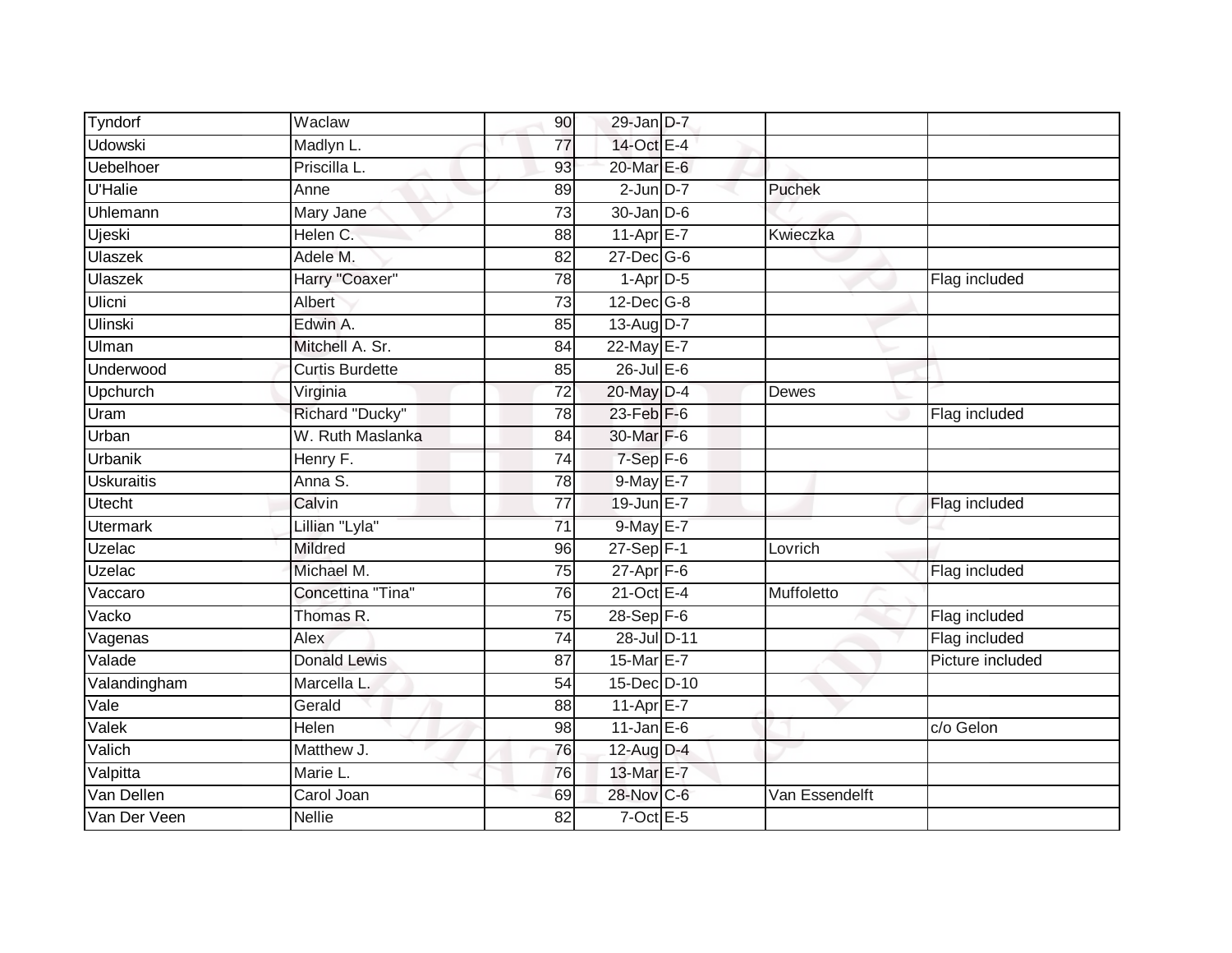| | | | | | | |
|---|---|---|---|---|---|---|
| Tyndorf | Waclaw | 90 | 29-Jan | D-7 | | |
| Udowski | Madlyn L. | 77 | 14-Oct | E-4 | | |
| Uebelhoer | Priscilla L. | 93 | 20-Mar | E-6 | | |
| U'Halie | Anne | 89 | 2-Jun | D-7 | Puchek | |
| Uhlemann | Mary Jane | 73 | 30-Jan | D-6 | | |
| Ujeski | Helen C. | 88 | 11-Apr | E-7 | Kwieczka | |
| Ulaszek | Adele M. | 82 | 27-Dec | G-6 | | |
| Ulaszek | Harry "Coaxer" | 78 | 1-Apr | D-5 | | Flag included |
| Ulicni | Albert | 73 | 12-Dec | G-8 | | |
| Ulinski | Edwin A. | 85 | 13-Aug | D-7 | | |
| Ulman | Mitchell A. Sr. | 84 | 22-May | E-7 | | |
| Underwood | Curtis Burdette | 85 | 26-Jul | E-6 | | |
| Upchurch | Virginia | 72 | 20-May | D-4 | Dewes | |
| Uram | Richard "Ducky" | 78 | 23-Feb | F-6 | | Flag included |
| Urban | W. Ruth Maslanka | 84 | 30-Mar | F-6 | | |
| Urbanik | Henry F. | 74 | 7-Sep | F-6 | | |
| Uskuraitis | Anna S. | 78 | 9-May | E-7 | | |
| Utecht | Calvin | 77 | 19-Jun | E-7 | | Flag included |
| Utermark | Lillian "Lyla" | 71 | 9-May | E-7 | | |
| Uzelac | Mildred | 96 | 27-Sep | F-1 | Lovrich | |
| Uzelac | Michael M. | 75 | 27-Apr | F-6 | | Flag included |
| Vaccaro | Concettina "Tina" | 76 | 21-Oct | E-4 | Muffoletto | |
| Vacko | Thomas R. | 75 | 28-Sep | F-6 | | Flag included |
| Vagenas | Alex | 74 | 28-Jul | D-11 | | Flag included |
| Valade | Donald Lewis | 87 | 15-Mar | E-7 | | Picture included |
| Valandingham | Marcella L. | 54 | 15-Dec | D-10 | | |
| Vale | Gerald | 88 | 11-Apr | E-7 | | |
| Valek | Helen | 98 | 11-Jan | E-6 | | c/o Gelon |
| Valich | Matthew J. | 76 | 12-Aug | D-4 | | |
| Valpitta | Marie L. | 76 | 13-Mar | E-7 | | |
| Van Dellen | Carol Joan | 69 | 28-Nov | C-6 | Van Essendelft | |
| Van Der Veen | Nellie | 82 | 7-Oct | E-5 | | |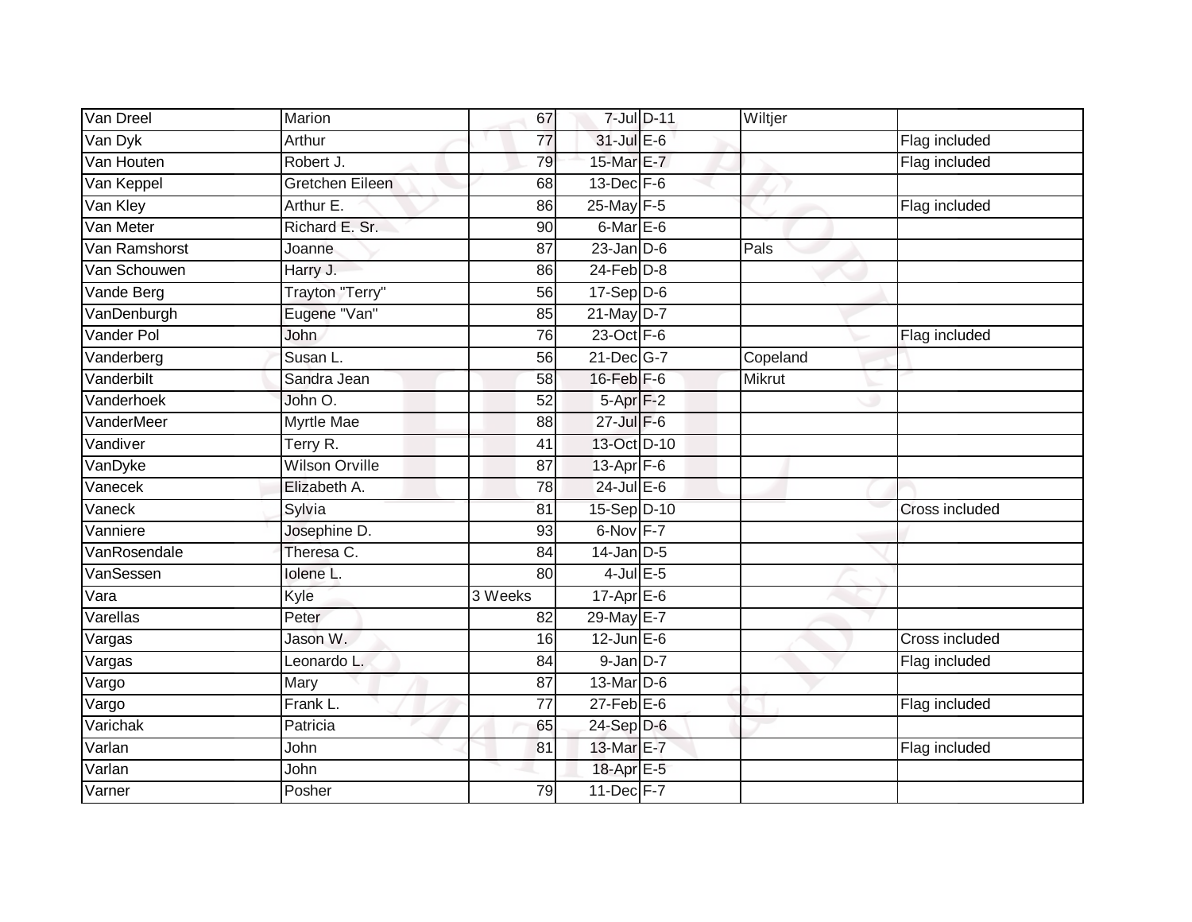| | | | | | | |
|---|---|---|---|---|---|---|
| Van Dreel | Marion | 67 | 7-Jul | D-11 | Wiltjer | |
| Van Dyk | Arthur | 77 | 31-Jul | E-6 | | Flag included |
| Van Houten | Robert J. | 79 | 15-Mar | E-7 | | Flag included |
| Van Keppel | Gretchen Eileen | 68 | 13-Dec | F-6 | | |
| Van Kley | Arthur E. | 86 | 25-May | F-5 | | Flag included |
| Van Meter | Richard E. Sr. | 90 | 6-Mar | E-6 | | |
| Van Ramshorst | Joanne | 87 | 23-Jan | D-6 | Pals | |
| Van Schouwen | Harry J. | 86 | 24-Feb | D-8 | | |
| Vande Berg | Trayton "Terry" | 56 | 17-Sep | D-6 | | |
| VanDenburgh | Eugene "Van" | 85 | 21-May | D-7 | | |
| Vander Pol | John | 76 | 23-Oct | F-6 | | Flag included |
| Vanderberg | Susan L. | 56 | 21-Dec | G-7 | Copeland | |
| Vanderbilt | Sandra Jean | 58 | 16-Feb | F-6 | Mikrut | |
| Vanderhoek | John O. | 52 | 5-Apr | F-2 | | |
| VanderMeer | Myrtle Mae | 88 | 27-Jul | F-6 | | |
| Vandiver | Terry R. | 41 | 13-Oct | D-10 | | |
| VanDyke | Wilson Orville | 87 | 13-Apr | F-6 | | |
| Vanecek | Elizabeth A. | 78 | 24-Jul | E-6 | | |
| Vaneck | Sylvia | 81 | 15-Sep | D-10 | | Cross included |
| Vanniere | Josephine D. | 93 | 6-Nov | F-7 | | |
| VanRosendale | Theresa C. | 84 | 14-Jan | D-5 | | |
| VanSessen | Iolene L. | 80 | 4-Jul | E-5 | | |
| Vara | Kyle | 3 Weeks | 17-Apr | E-6 | | |
| Varellas | Peter | 82 | 29-May | E-7 | | |
| Vargas | Jason W. | 16 | 12-Jun | E-6 | | Cross included |
| Vargas | Leonardo L. | 84 | 9-Jan | D-7 | | Flag included |
| Vargo | Mary | 87 | 13-Mar | D-6 | | |
| Vargo | Frank L. | 77 | 27-Feb | E-6 | | Flag included |
| Varichak | Patricia | 65 | 24-Sep | D-6 | | |
| Varlan | John | 81 | 13-Mar | E-7 | | Flag included |
| Varlan | John | | 18-Apr | E-5 | | |
| Varner | Posher | 79 | 11-Dec | F-7 | | |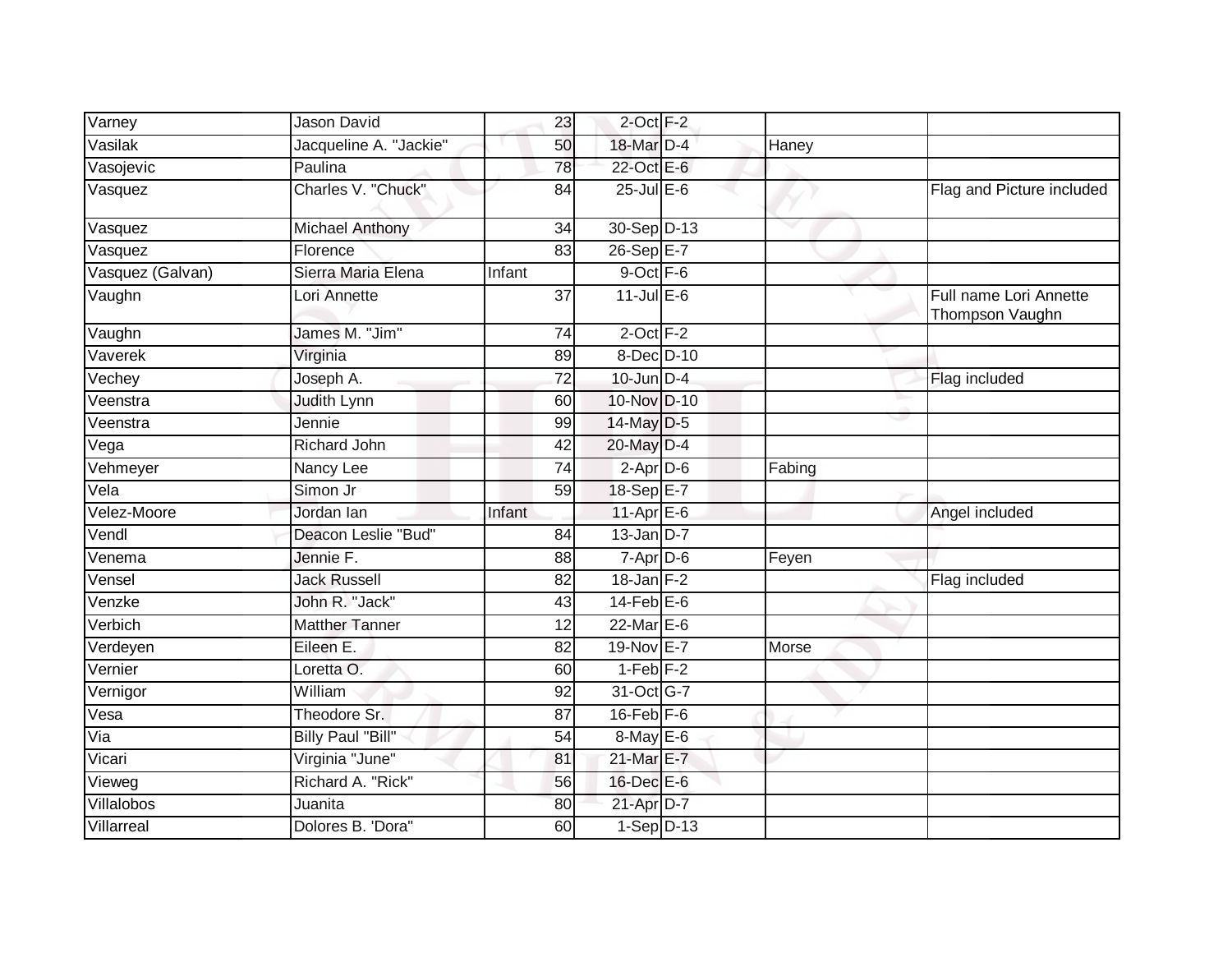| Varney | Jason David | 23 | 2-Oct | F-2 | | |
|---|---|---|---|---|---|---|
| Vasilak | Jacqueline A. "Jackie" | 50 | 18-Mar | D-4 | Haney | |
| Vasojevic | Paulina | 78 | 22-Oct | E-6 | | |
| Vasquez | Charles V. "Chuck" | 84 | 25-Jul | E-6 | | Flag and Picture included |
| Vasquez | Michael Anthony | 34 | 30-Sep | D-13 | | |
| Vasquez | Florence | 83 | 26-Sep | E-7 | | |
| Vasquez (Galvan) | Sierra Maria Elena | Infant | 9-Oct | F-6 | | |
| Vaughn | Lori Annette | 37 | 11-Jul | E-6 | | Full name Lori Annette Thompson Vaughn |
| Vaughn | James M. "Jim" | 74 | 2-Oct | F-2 | | |
| Vaverek | Virginia | 89 | 8-Dec | D-10 | | |
| Vechey | Joseph A. | 72 | 10-Jun | D-4 | | Flag included |
| Veenstra | Judith Lynn | 60 | 10-Nov | D-10 | | |
| Veenstra | Jennie | 99 | 14-May | D-5 | | |
| Vega | Richard John | 42 | 20-May | D-4 | | |
| Vehmeyer | Nancy Lee | 74 | 2-Apr | D-6 | Fabing | |
| Vela | Simon Jr | 59 | 18-Sep | E-7 | | |
| Velez-Moore | Jordan Ian | Infant | 11-Apr | E-6 | | Angel included |
| Vendl | Deacon Leslie "Bud" | 84 | 13-Jan | D-7 | | |
| Venema | Jennie F. | 88 | 7-Apr | D-6 | Feyen | |
| Vensel | Jack Russell | 82 | 18-Jan | F-2 | | Flag included |
| Venzke | John R. "Jack" | 43 | 14-Feb | E-6 | | |
| Verbich | Matther Tanner | 12 | 22-Mar | E-6 | | |
| Verdeyen | Eileen E. | 82 | 19-Nov | E-7 | Morse | |
| Vernier | Loretta O. | 60 | 1-Feb | F-2 | | |
| Vernigor | William | 92 | 31-Oct | G-7 | | |
| Vesa | Theodore Sr. | 87 | 16-Feb | F-6 | | |
| Via | Billy Paul "Bill" | 54 | 8-May | E-6 | | |
| Vicari | Virginia "June" | 81 | 21-Mar | E-7 | | |
| Vieweg | Richard A. "Rick" | 56 | 16-Dec | E-6 | | |
| Villalobos | Juanita | 80 | 21-Apr | D-7 | | |
| Villarreal | Dolores B. 'Dora" | 60 | 1-Sep | D-13 | | |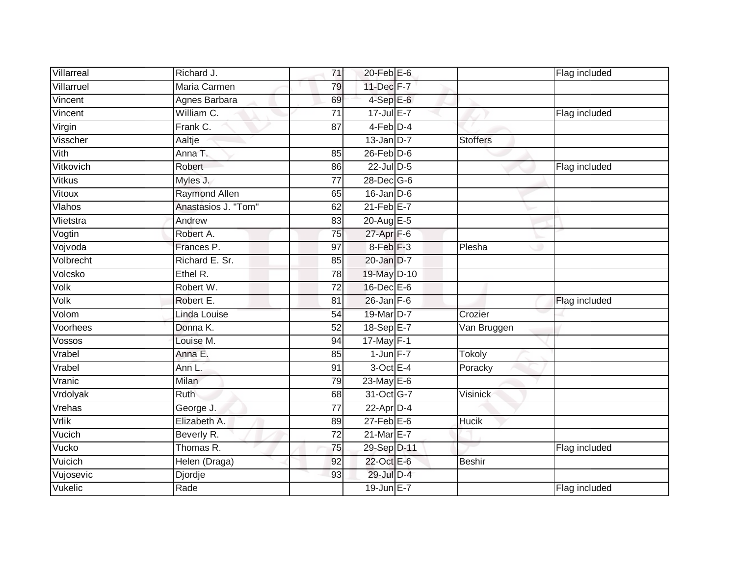| | | | | | | |
|---|---|---|---|---|---|---|
| Villarreal | Richard J. | 71 | 20-Feb | E-6 | | Flag included |
| Villarruel | Maria Carmen | 79 | 11-Dec | F-7 | | |
| Vincent | Agnes Barbara | 69 | 4-Sep | E-6 | | |
| Vincent | William C. | 71 | 17-Jul | E-7 | | Flag included |
| Virgin | Frank C. | 87 | 4-Feb | D-4 | | |
| Visscher | Aaltje | | 13-Jan | D-7 | Stoffers | |
| Vith | Anna T. | 85 | 26-Feb | D-6 | | |
| Vitkovich | Robert | 86 | 22-Jul | D-5 | | Flag included |
| Vitkus | Myles J. | 77 | 28-Dec | G-6 | | |
| Vitoux | Raymond Allen | 65 | 16-Jan | D-6 | | |
| Vlahos | Anastasios J. "Tom" | 62 | 21-Feb | E-7 | | |
| Vlietstra | Andrew | 83 | 20-Aug | E-5 | | |
| Vogtin | Robert A. | 75 | 27-Apr | F-6 | | |
| Vojvoda | Frances P. | 97 | 8-Feb | F-3 | Plesha | |
| Volbrecht | Richard E. Sr. | 85 | 20-Jan | D-7 | | |
| Volcsko | Ethel R. | 78 | 19-May | D-10 | | |
| Volk | Robert W. | 72 | 16-Dec | E-6 | | |
| Volk | Robert E. | 81 | 26-Jan | F-6 | | Flag included |
| Volom | Linda Louise | 54 | 19-Mar | D-7 | Crozier | |
| Voorhees | Donna K. | 52 | 18-Sep | E-7 | Van Bruggen | |
| Vossos | Louise M. | 94 | 17-May | F-1 | | |
| Vrabel | Anna E. | 85 | 1-Jun | F-7 | Tokoly | |
| Vrabel | Ann L. | 91 | 3-Oct | E-4 | Poracky | |
| Vranic | Milan | 79 | 23-May | E-6 | | |
| Vrdolyak | Ruth | 68 | 31-Oct | G-7 | Visinick | |
| Vrehas | George J. | 77 | 22-Apr | D-4 | | |
| Vrlik | Elizabeth A. | 89 | 27-Feb | E-6 | Hucik | |
| Vucich | Beverly R. | 72 | 21-Mar | E-7 | | |
| Vucko | Thomas R. | 75 | 29-Sep | D-11 | | Flag included |
| Vuicich | Helen (Draga) | 92 | 22-Oct | E-6 | Beshir | |
| Vujosevic | Djordje | 93 | 29-Jul | D-4 | | |
| Vukelic | Rade | | 19-Jun | E-7 | | Flag included |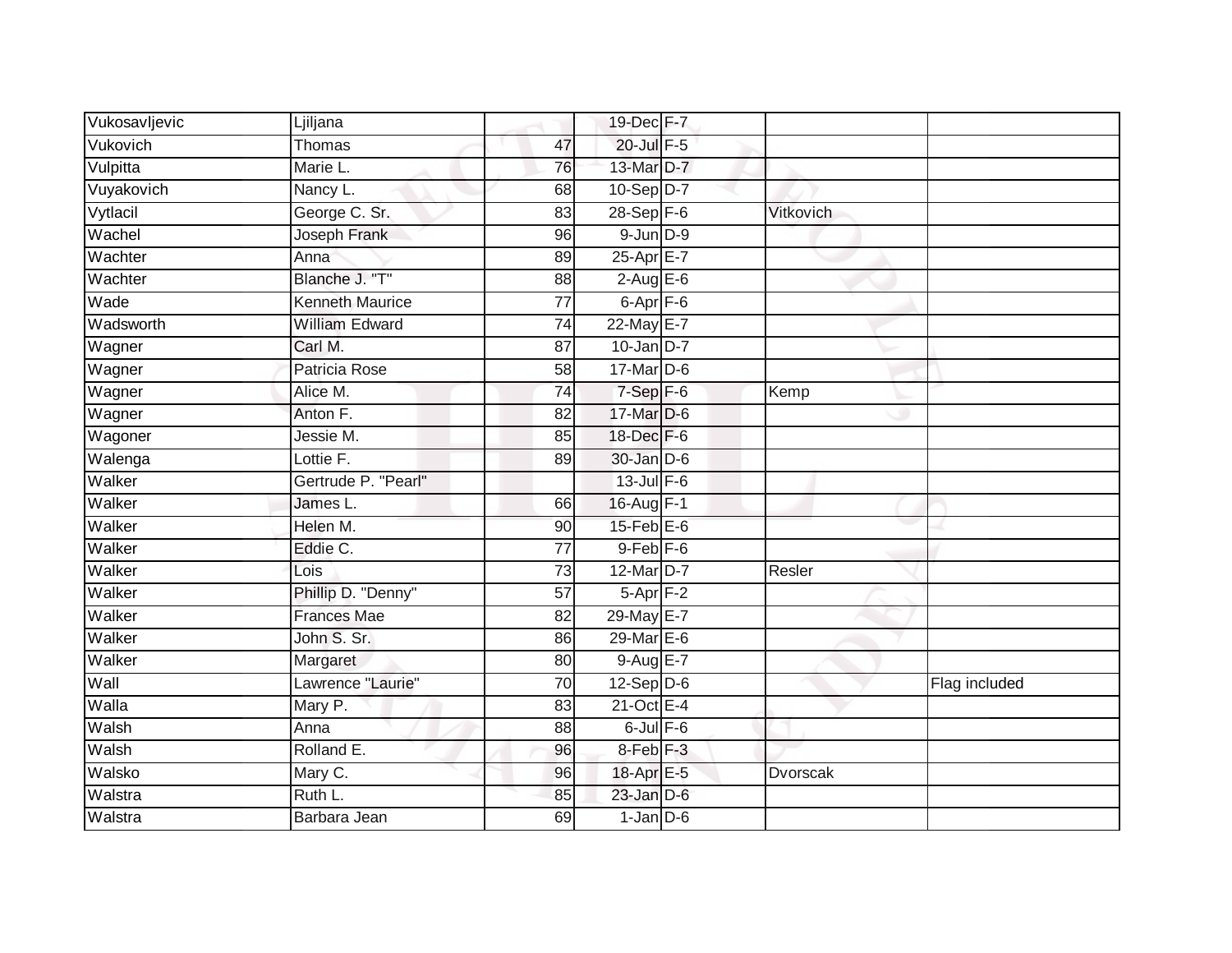| | | | | | | |
|---|---|---|---|---|---|---|
| Vukosavljevic | Ljiljana | | 19-Dec | F-7 | | |
| Vukovich | Thomas | 47 | 20-Jul | F-5 | | |
| Vulpitta | Marie L. | 76 | 13-Mar | D-7 | | |
| Vuyakovich | Nancy L. | 68 | 10-Sep | D-7 | | |
| Vytlacil | George C. Sr. | 83 | 28-Sep | F-6 | Vitkovich | |
| Wachel | Joseph Frank | 96 | 9-Jun | D-9 | | |
| Wachter | Anna | 89 | 25-Apr | E-7 | | |
| Wachter | Blanche J. "T" | 88 | 2-Aug | E-6 | | |
| Wade | Kenneth Maurice | 77 | 6-Apr | F-6 | | |
| Wadsworth | William Edward | 74 | 22-May | E-7 | | |
| Wagner | Carl M. | 87 | 10-Jan | D-7 | | |
| Wagner | Patricia Rose | 58 | 17-Mar | D-6 | | |
| Wagner | Alice M. | 74 | 7-Sep | F-6 | Kemp | |
| Wagner | Anton F. | 82 | 17-Mar | D-6 | | |
| Wagoner | Jessie M. | 85 | 18-Dec | F-6 | | |
| Walenga | Lottie F. | 89 | 30-Jan | D-6 | | |
| Walker | Gertrude P. "Pearl" | | 13-Jul | F-6 | | |
| Walker | James L. | 66 | 16-Aug | F-1 | | |
| Walker | Helen M. | 90 | 15-Feb | E-6 | | |
| Walker | Eddie C. | 77 | 9-Feb | F-6 | | |
| Walker | Lois | 73 | 12-Mar | D-7 | Resler | |
| Walker | Phillip D. "Denny" | 57 | 5-Apr | F-2 | | |
| Walker | Frances Mae | 82 | 29-May | E-7 | | |
| Walker | John S. Sr. | 86 | 29-Mar | E-6 | | |
| Walker | Margaret | 80 | 9-Aug | E-7 | | |
| Wall | Lawrence "Laurie" | 70 | 12-Sep | D-6 | | Flag included |
| Walla | Mary P. | 83 | 21-Oct | E-4 | | |
| Walsh | Anna | 88 | 6-Jul | F-6 | | |
| Walsh | Rolland E. | 96 | 8-Feb | F-3 | | |
| Walsko | Mary C. | 96 | 18-Apr | E-5 | Dvorscak | |
| Walstra | Ruth L. | 85 | 23-Jan | D-6 | | |
| Walstra | Barbara Jean | 69 | 1-Jan | D-6 | | |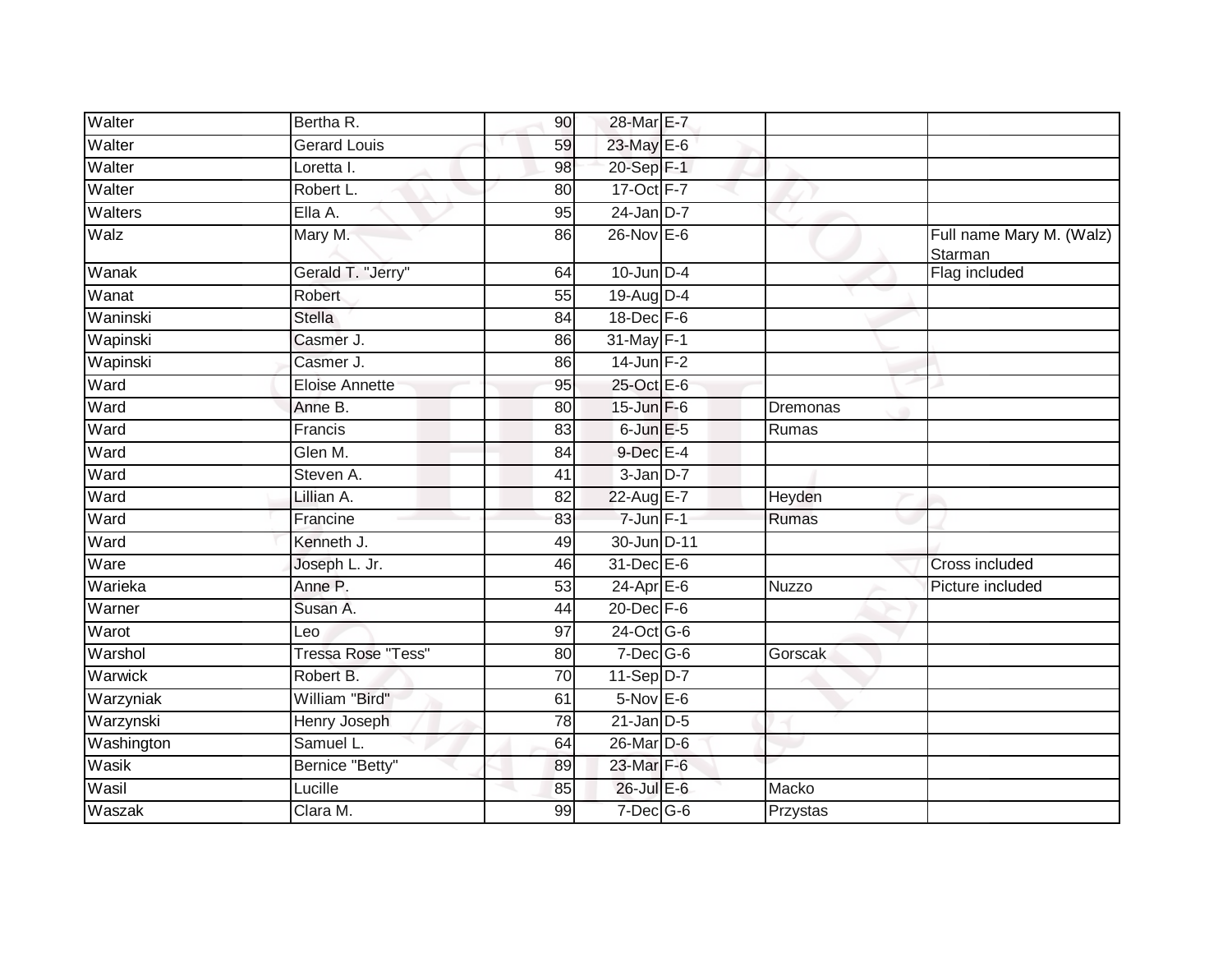| | | | | | | |
|---|---|---|---|---|---|---|
| Walter | Bertha R. | 90 | 28-Mar | E-7 | | |
| Walter | Gerard Louis | 59 | 23-May | E-6 | | |
| Walter | Loretta I. | 98 | 20-Sep | F-1 | | |
| Walter | Robert L. | 80 | 17-Oct | F-7 | | |
| Walters | Ella A. | 95 | 24-Jan | D-7 | | |
| Walz | Mary M. | 86 | 26-Nov | E-6 | | Full name Mary M. (Walz) Starman |
| Wanak | Gerald T. "Jerry" | 64 | 10-Jun | D-4 | | Flag included |
| Wanat | Robert | 55 | 19-Aug | D-4 | | |
| Waninski | Stella | 84 | 18-Dec | F-6 | | |
| Wapinski | Casmer J. | 86 | 31-May | F-1 | | |
| Wapinski | Casmer J. | 86 | 14-Jun | F-2 | | |
| Ward | Eloise Annette | 95 | 25-Oct | E-6 | | |
| Ward | Anne B. | 80 | 15-Jun | F-6 | Dremonas | |
| Ward | Francis | 83 | 6-Jun | E-5 | Rumas | |
| Ward | Glen M. | 84 | 9-Dec | E-4 | | |
| Ward | Steven A. | 41 | 3-Jan | D-7 | | |
| Ward | Lillian A. | 82 | 22-Aug | E-7 | Heyden | |
| Ward | Francine | 83 | 7-Jun | F-1 | Rumas | |
| Ward | Kenneth J. | 49 | 30-Jun | D-11 | | |
| Ware | Joseph L. Jr. | 46 | 31-Dec | E-6 | | Cross included |
| Warieka | Anne P. | 53 | 24-Apr | E-6 | Nuzzo | Picture included |
| Warner | Susan A. | 44 | 20-Dec | F-6 | | |
| Warot | Leo | 97 | 24-Oct | G-6 | | |
| Warshol | Tressa Rose "Tess" | 80 | 7-Dec | G-6 | Gorscak | |
| Warwick | Robert B. | 70 | 11-Sep | D-7 | | |
| Warzyniak | William "Bird" | 61 | 5-Nov | E-6 | | |
| Warzynski | Henry Joseph | 78 | 21-Jan | D-5 | | |
| Washington | Samuel L. | 64 | 26-Mar | D-6 | | |
| Wasik | Bernice "Betty" | 89 | 23-Mar | F-6 | | |
| Wasil | Lucille | 85 | 26-Jul | E-6 | Macko | |
| Waszak | Clara M. | 99 | 7-Dec | G-6 | Przystas | |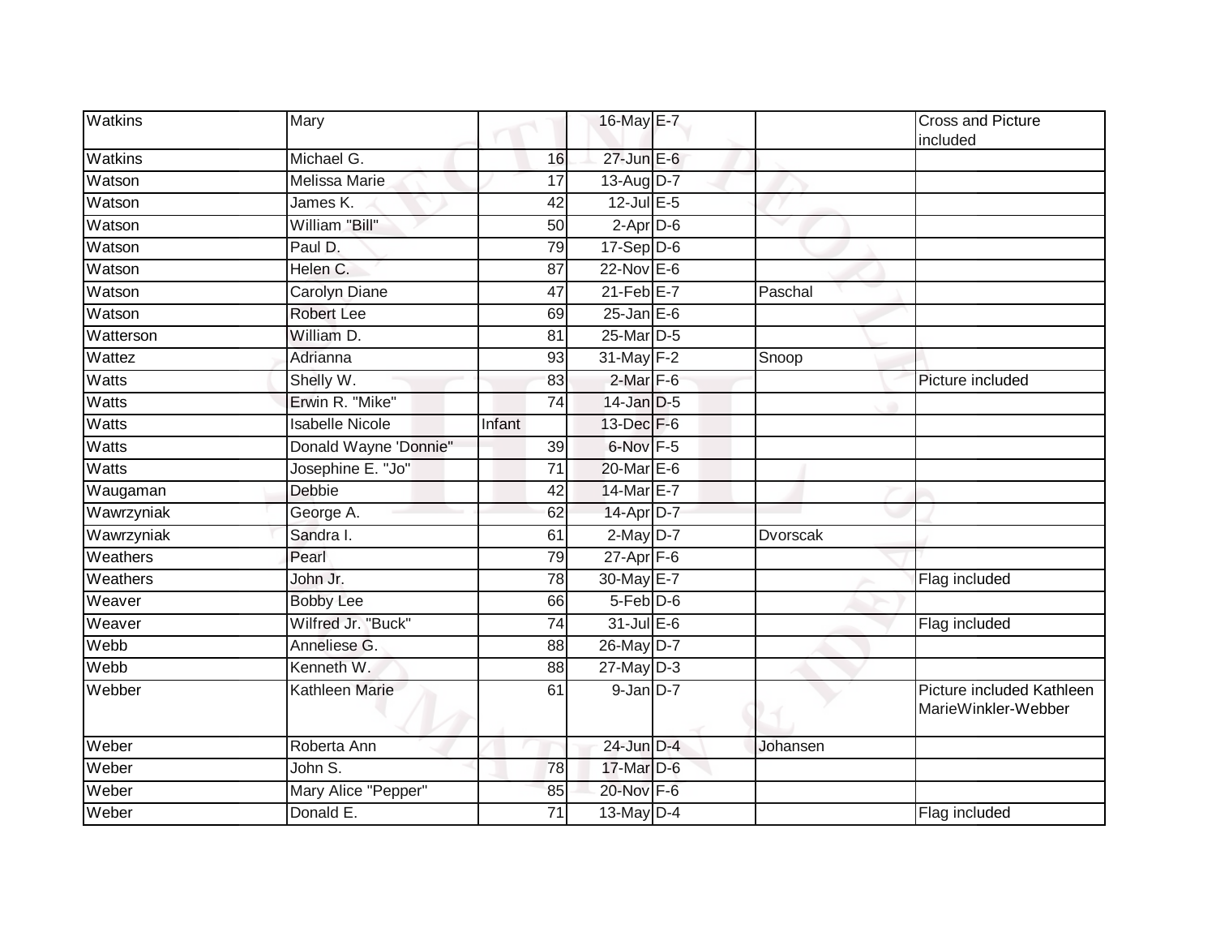| | | | | | | |
|---|---|---|---|---|---|---|
| Watkins | Mary | | 16-May | E-7 | | Cross and Picture included |
| Watkins | Michael G. | 16 | 27-Jun | E-6 | | |
| Watson | Melissa Marie | 17 | 13-Aug | D-7 | | |
| Watson | James K. | 42 | 12-Jul | E-5 | | |
| Watson | William "Bill" | 50 | 2-Apr | D-6 | | |
| Watson | Paul D. | 79 | 17-Sep | D-6 | | |
| Watson | Helen C. | 87 | 22-Nov | E-6 | | |
| Watson | Carolyn Diane | 47 | 21-Feb | E-7 | Paschal | |
| Watson | Robert Lee | 69 | 25-Jan | E-6 | | |
| Watterson | William D. | 81 | 25-Mar | D-5 | | |
| Wattez | Adrianna | 93 | 31-May | F-2 | Snoop | |
| Watts | Shelly W. | 83 | 2-Mar | F-6 | | Picture included |
| Watts | Erwin R. "Mike" | 74 | 14-Jan | D-5 | | |
| Watts | Isabelle Nicole | Infant | 13-Dec | F-6 | | |
| Watts | Donald Wayne 'Donnie" | 39 | 6-Nov | F-5 | | |
| Watts | Josephine E. "Jo" | 71 | 20-Mar | E-6 | | |
| Waugaman | Debbie | 42 | 14-Mar | E-7 | | |
| Wawrzyniak | George A. | 62 | 14-Apr | D-7 | | |
| Wawrzyniak | Sandra I. | 61 | 2-May | D-7 | Dvorscak | |
| Weathers | Pearl | 79 | 27-Apr | F-6 | | |
| Weathers | John Jr. | 78 | 30-May | E-7 | | Flag included |
| Weaver | Bobby Lee | 66 | 5-Feb | D-6 | | |
| Weaver | Wilfred Jr. "Buck" | 74 | 31-Jul | E-6 | | Flag included |
| Webb | Anneliese G. | 88 | 26-May | D-7 | | |
| Webb | Kenneth W. | 88 | 27-May | D-3 | | |
| Webber | Kathleen Marie | 61 | 9-Jan | D-7 | | Picture included Kathleen MarieWinkler-Webber |
| Weber | Roberta Ann | | 24-Jun | D-4 | Johansen | |
| Weber | John S. | 78 | 17-Mar | D-6 | | |
| Weber | Mary Alice "Pepper" | 85 | 20-Nov | F-6 | | |
| Weber | Donald E. | 71 | 13-May | D-4 | | Flag included |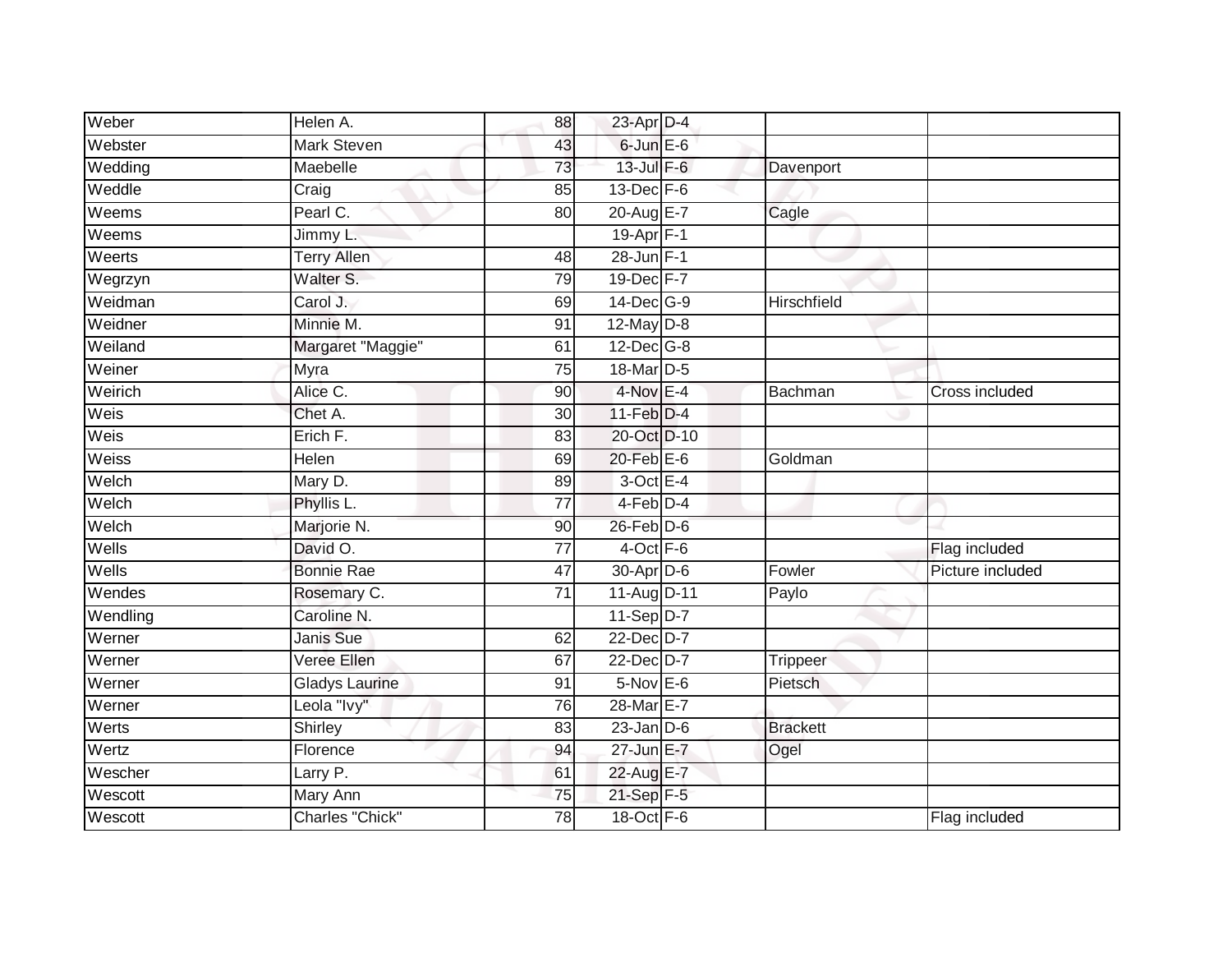| | | | | | | |
|---|---|---|---|---|---|---|
| Weber | Helen A. | 88 | 23-Apr | D-4 | | |
| Webster | Mark Steven | 43 | 6-Jun | E-6 | | |
| Wedding | Maebelle | 73 | 13-Jul | F-6 | Davenport | |
| Weddle | Craig | 85 | 13-Dec | F-6 | | |
| Weems | Pearl C. | 80 | 20-Aug | E-7 | Cagle | |
| Weems | Jimmy L. | | 19-Apr | F-1 | | |
| Weerts | Terry Allen | 48 | 28-Jun | F-1 | | |
| Wegrzyn | Walter S. | 79 | 19-Dec | F-7 | | |
| Weidman | Carol J. | 69 | 14-Dec | G-9 | Hirschfield | |
| Weidner | Minnie M. | 91 | 12-May | D-8 | | |
| Weiland | Margaret "Maggie" | 61 | 12-Dec | G-8 | | |
| Weiner | Myra | 75 | 18-Mar | D-5 | | |
| Weirich | Alice C. | 90 | 4-Nov | E-4 | Bachman | Cross included |
| Weis | Chet A. | 30 | 11-Feb | D-4 | | |
| Weis | Erich F. | 83 | 20-Oct | D-10 | | |
| Weiss | Helen | 69 | 20-Feb | E-6 | Goldman | |
| Welch | Mary D. | 89 | 3-Oct | E-4 | | |
| Welch | Phyllis L. | 77 | 4-Feb | D-4 | | |
| Welch | Marjorie N. | 90 | 26-Feb | D-6 | | |
| Wells | David O. | 77 | 4-Oct | F-6 | | Flag included |
| Wells | Bonnie Rae | 47 | 30-Apr | D-6 | Fowler | Picture included |
| Wendes | Rosemary C. | 71 | 11-Aug | D-11 | Paylo | |
| Wendling | Caroline N. | | 11-Sep | D-7 | | |
| Werner | Janis Sue | 62 | 22-Dec | D-7 | | |
| Werner | Veree Ellen | 67 | 22-Dec | D-7 | Trippeer | |
| Werner | Gladys Laurine | 91 | 5-Nov | E-6 | Pietsch | |
| Werner | Leola "Ivy" | 76 | 28-Mar | E-7 | | |
| Werts | Shirley | 83 | 23-Jan | D-6 | Brackett | |
| Wertz | Florence | 94 | 27-Jun | E-7 | Ogel | |
| Wescher | Larry P. | 61 | 22-Aug | E-7 | | |
| Wescott | Mary Ann | 75 | 21-Sep | F-5 | | |
| Wescott | Charles "Chick" | 78 | 18-Oct | F-6 | | Flag included |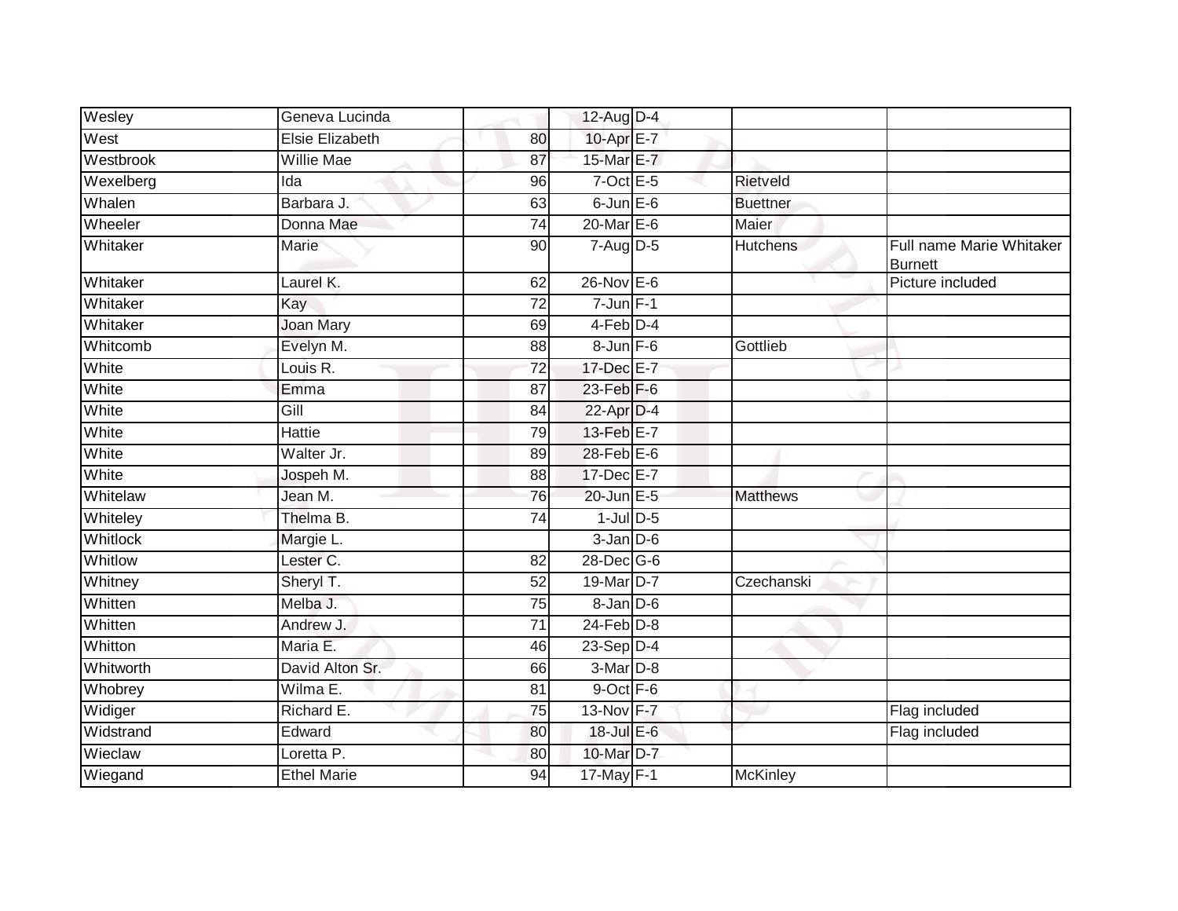| | | | | | | |
|---|---|---|---|---|---|---|
| Wesley | Geneva Lucinda | | 12-Aug | D-4 | | |
| West | Elsie Elizabeth | 80 | 10-Apr | E-7 | | |
| Westbrook | Willie Mae | 87 | 15-Mar | E-7 | | |
| Wexelberg | Ida | 96 | 7-Oct | E-5 | Rietveld | |
| Whalen | Barbara J. | 63 | 6-Jun | E-6 | Buettner | |
| Wheeler | Donna Mae | 74 | 20-Mar | E-6 | Maier | |
| Whitaker | Marie | 90 | 7-Aug | D-5 | Hutchens | Full name Marie Whitaker Burnett |
| Whitaker | Laurel K. | 62 | 26-Nov | E-6 | | Picture included |
| Whitaker | Kay | 72 | 7-Jun | F-1 | | |
| Whitaker | Joan Mary | 69 | 4-Feb | D-4 | | |
| Whitcomb | Evelyn M. | 88 | 8-Jun | F-6 | Gottlieb | |
| White | Louis R. | 72 | 17-Dec | E-7 | | |
| White | Emma | 87 | 23-Feb | F-6 | | |
| White | Gill | 84 | 22-Apr | D-4 | | |
| White | Hattie | 79 | 13-Feb | E-7 | | |
| White | Walter Jr. | 89 | 28-Feb | E-6 | | |
| White | Jospeh M. | 88 | 17-Dec | E-7 | | |
| Whitelaw | Jean M. | 76 | 20-Jun | E-5 | Matthews | |
| Whiteley | Thelma B. | 74 | 1-Jul | D-5 | | |
| Whitlock | Margie L. | | 3-Jan | D-6 | | |
| Whitlow | Lester C. | 82 | 28-Dec | G-6 | | |
| Whitney | Sheryl T. | 52 | 19-Mar | D-7 | Czechanski | |
| Whitten | Melba J. | 75 | 8-Jan | D-6 | | |
| Whitten | Andrew J. | 71 | 24-Feb | D-8 | | |
| Whitton | Maria E. | 46 | 23-Sep | D-4 | | |
| Whitworth | David Alton Sr. | 66 | 3-Mar | D-8 | | |
| Whobrey | Wilma E. | 81 | 9-Oct | F-6 | | |
| Widiger | Richard E. | 75 | 13-Nov | F-7 | | Flag included |
| Widstrand | Edward | 80 | 18-Jul | E-6 | | Flag included |
| Wieclaw | Loretta P. | 80 | 10-Mar | D-7 | | |
| Wiegand | Ethel Marie | 94 | 17-May | F-1 | McKinley | |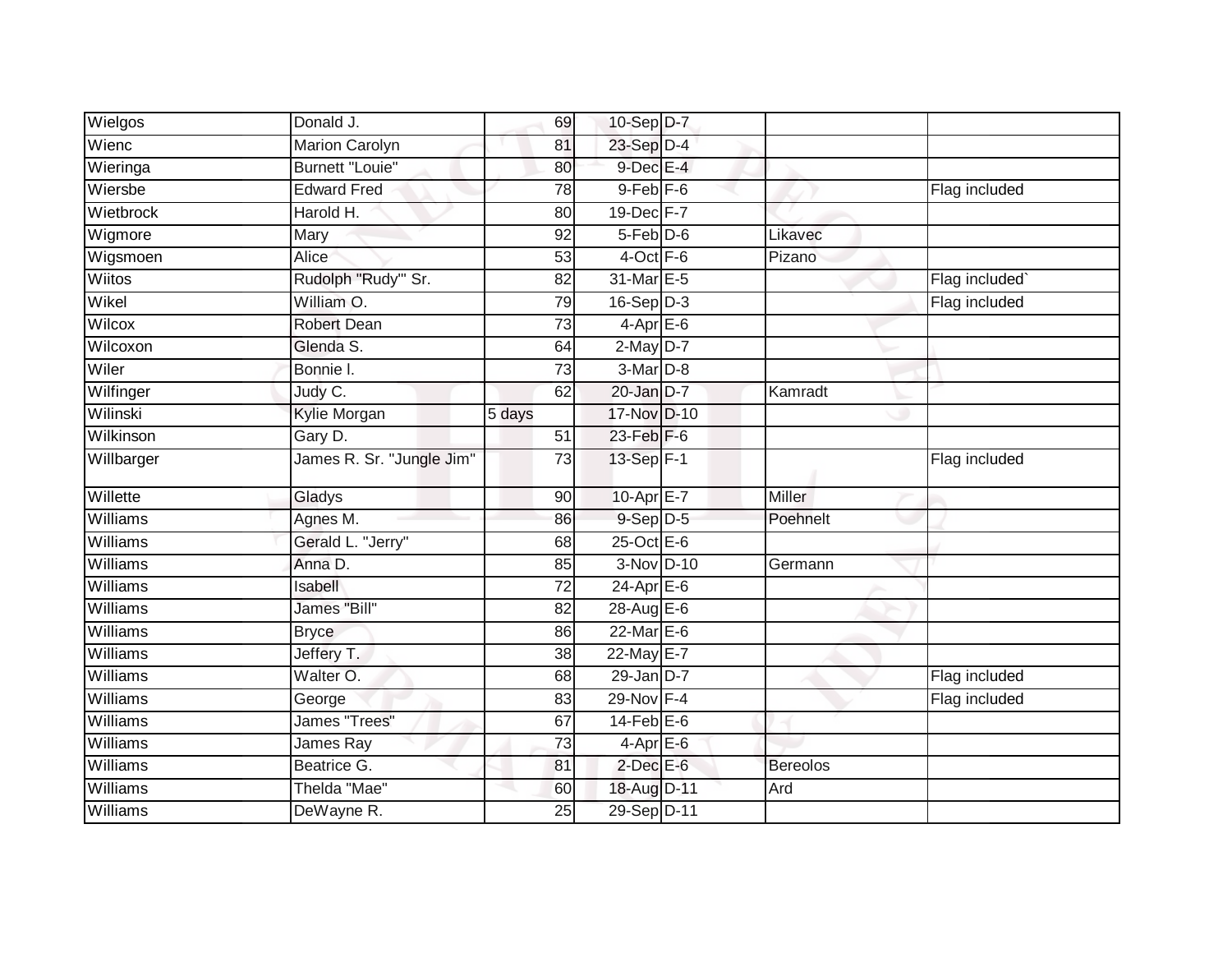| Wielgos | Donald J. | 69 | 10-Sep | D-7 | | |
|---|---|---|---|---|---|---|
| Wienc | Marion Carolyn | 81 | 23-Sep | D-4 | | |
| Wieringa | Burnett "Louie" | 80 | 9-Dec | E-4 | | |
| Wiersbe | Edward Fred | 78 | 9-Feb | F-6 | | Flag included |
| Wietbrock | Harold H. | 80 | 19-Dec | F-7 | | |
| Wigmore | Mary | 92 | 5-Feb | D-6 | Likavec | |
| Wigsmoen | Alice | 53 | 4-Oct | F-6 | Pizano | |
| Wiitos | Rudolph "Rudy"' Sr. | 82 | 31-Mar | E-5 | | Flag included` |
| Wikel | William O. | 79 | 16-Sep | D-3 | | Flag included |
| Wilcox | Robert Dean | 73 | 4-Apr | E-6 | | |
| Wilcoxon | Glenda S. | 64 | 2-May | D-7 | | |
| Wiler | Bonnie l. | 73 | 3-Mar | D-8 | | |
| Wilfinger | Judy C. | 62 | 20-Jan | D-7 | Kamradt | |
| Wilinski | Kylie Morgan | 5 days | 17-Nov | D-10 | | |
| Wilkinson | Gary D. | 51 | 23-Feb | F-6 | | |
| Willbarger | James R. Sr. "Jungle Jim" | 73 | 13-Sep | F-1 | | Flag included |
| Willette | Gladys | 90 | 10-Apr | E-7 | Miller | |
| Williams | Agnes M. | 86 | 9-Sep | D-5 | Poehnelt | |
| Williams | Gerald L. "Jerry" | 68 | 25-Oct | E-6 | | |
| Williams | Anna D. | 85 | 3-Nov | D-10 | Germann | |
| Williams | Isabell | 72 | 24-Apr | E-6 | | |
| Williams | James "Bill" | 82 | 28-Aug | E-6 | | |
| Williams | Bryce | 86 | 22-Mar | E-6 | | |
| Williams | Jeffery T. | 38 | 22-May | E-7 | | |
| Williams | Walter O. | 68 | 29-Jan | D-7 | | Flag included |
| Williams | George | 83 | 29-Nov | F-4 | | Flag included |
| Williams | James "Trees" | 67 | 14-Feb | E-6 | | |
| Williams | James Ray | 73 | 4-Apr | E-6 | | |
| Williams | Beatrice G. | 81 | 2-Dec | E-6 | Bereolos | |
| Williams | Thelda "Mae" | 60 | 18-Aug | D-11 | Ard | |
| Williams | DeWayne R. | 25 | 29-Sep | D-11 | | |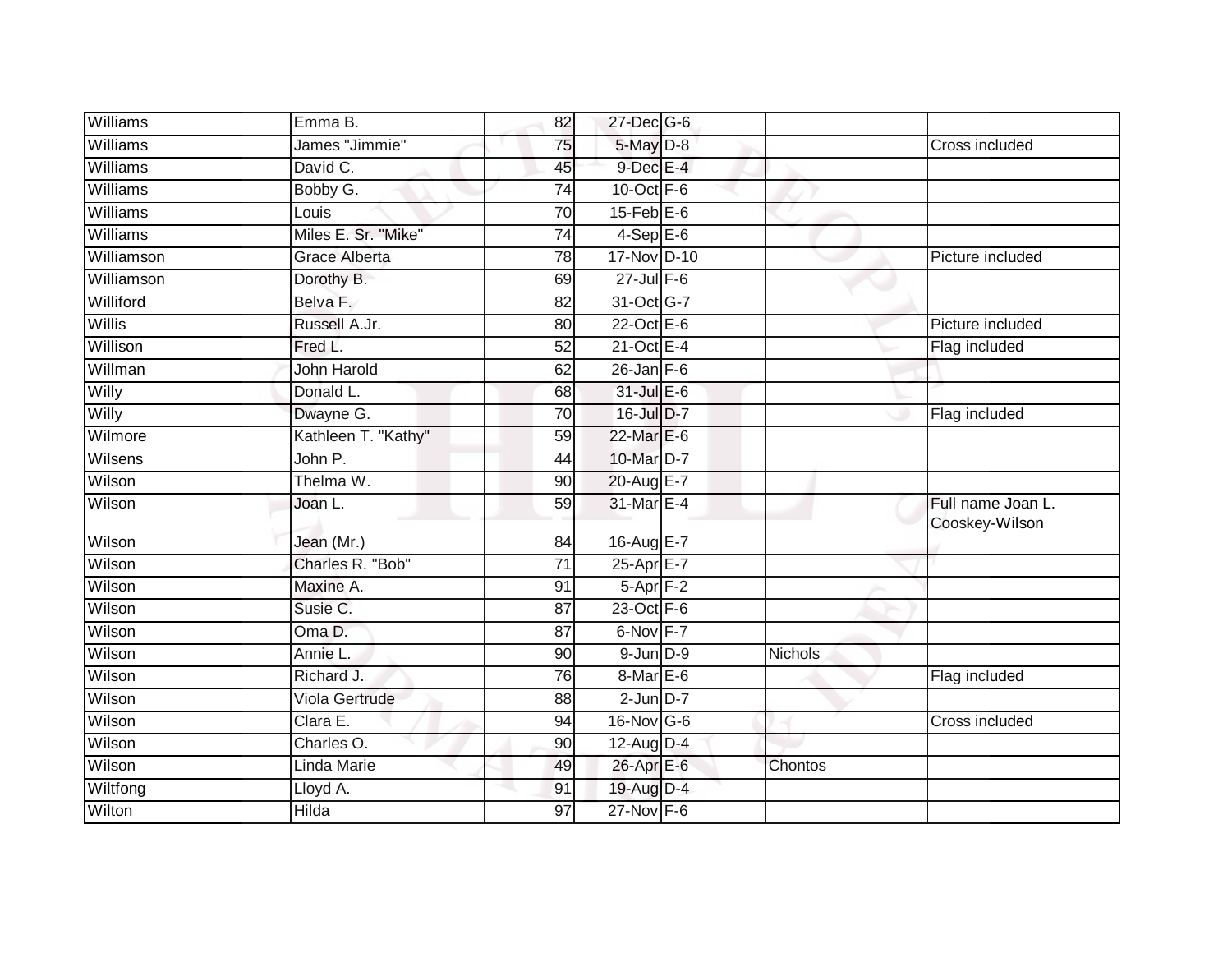| Williams | Emma B. | 82 | 27-Dec | G-6 | | |
|---|---|---|---|---|---|---|
| Williams | James "Jimmie" | 75 | 5-May | D-8 | | Cross included |
| Williams | David C. | 45 | 9-Dec | E-4 | | |
| Williams | Bobby G. | 74 | 10-Oct | F-6 | | |
| Williams | Louis | 70 | 15-Feb | E-6 | | |
| Williams | Miles E. Sr. "Mike" | 74 | 4-Sep | E-6 | | |
| Williamson | Grace Alberta | 78 | 17-Nov | D-10 | | Picture included |
| Williamson | Dorothy B. | 69 | 27-Jul | F-6 | | |
| Williford | Belva F. | 82 | 31-Oct | G-7 | | |
| Willis | Russell A.Jr. | 80 | 22-Oct | E-6 | | Picture included |
| Willison | Fred L. | 52 | 21-Oct | E-4 | | Flag included |
| Willman | John Harold | 62 | 26-Jan | F-6 | | |
| Willy | Donald L. | 68 | 31-Jul | E-6 | | |
| Willy | Dwayne G. | 70 | 16-Jul | D-7 | | Flag included |
| Wilmore | Kathleen T. "Kathy" | 59 | 22-Mar | E-6 | | |
| Wilsens | John P. | 44 | 10-Mar | D-7 | | |
| Wilson | Thelma W. | 90 | 20-Aug | E-7 | | |
| Wilson | Joan L. | 59 | 31-Mar | E-4 | | Full name Joan L. Cooskey-Wilson |
| Wilson | Jean (Mr.) | 84 | 16-Aug | E-7 | | |
| Wilson | Charles R. "Bob" | 71 | 25-Apr | E-7 | | |
| Wilson | Maxine A. | 91 | 5-Apr | F-2 | | |
| Wilson | Susie C. | 87 | 23-Oct | F-6 | | |
| Wilson | Oma D. | 87 | 6-Nov | F-7 | | |
| Wilson | Annie L. | 90 | 9-Jun | D-9 | Nichols | |
| Wilson | Richard J. | 76 | 8-Mar | E-6 | | Flag included |
| Wilson | Viola Gertrude | 88 | 2-Jun | D-7 | | |
| Wilson | Clara E. | 94 | 16-Nov | G-6 | | Cross included |
| Wilson | Charles O. | 90 | 12-Aug | D-4 | | |
| Wilson | Linda Marie | 49 | 26-Apr | E-6 | Chontos | |
| Wiltfong | Lloyd A. | 91 | 19-Aug | D-4 | | |
| Wilton | Hilda | 97 | 27-Nov | F-6 | | |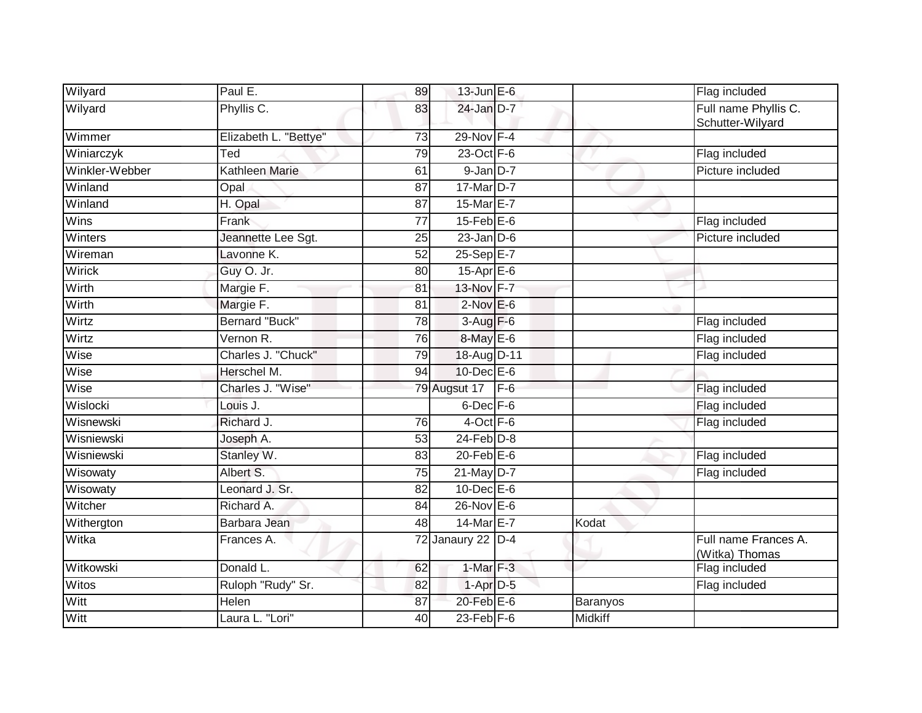| Wilyard | Paul E. | 89 | 13-Jun | E-6 | | Flag included |
|---|---|---|---|---|---|---|
| Wilyard | Phyllis C. | 83 | 24-Jan | D-7 | | Full name Phyllis C. Schutter-Wilyard |
| Wimmer | Elizabeth L. "Bettye" | 73 | 29-Nov | F-4 | | |
| Winiarczyk | Ted | 79 | 23-Oct | F-6 | | Flag included |
| Winkler-Webber | Kathleen Marie | 61 | 9-Jan | D-7 | | Picture included |
| Winland | Opal | 87 | 17-Mar | D-7 | | |
| Winland | H. Opal | 87 | 15-Mar | E-7 | | |
| Wins | Frank | 77 | 15-Feb | E-6 | | Flag included |
| Winters | Jeannette Lee Sgt. | 25 | 23-Jan | D-6 | | Picture included |
| Wireman | Lavonne K. | 52 | 25-Sep | E-7 | | |
| Wirick | Guy O. Jr. | 80 | 15-Apr | E-6 | | |
| Wirth | Margie F. | 81 | 13-Nov | F-7 | | |
| Wirth | Margie F. | 81 | 2-Nov | E-6 | | |
| Wirtz | Bernard "Buck" | 78 | 3-Aug | F-6 | | Flag included |
| Wirtz | Vernon R. | 76 | 8-May | E-6 | | Flag included |
| Wise | Charles J. "Chuck" | 79 | 18-Aug | D-11 | | Flag included |
| Wise | Herschel M. | 94 | 10-Dec | E-6 | | |
| Wise | Charles J. "Wise" | 79 | Augsut 17 | F-6 | | Flag included |
| Wislocki | Louis J. | | 6-Dec | F-6 | | Flag included |
| Wisnewski | Richard J. | 76 | 4-Oct | F-6 | | Flag included |
| Wisniewski | Joseph A. | 53 | 24-Feb | D-8 | | |
| Wisniewski | Stanley W. | 83 | 20-Feb | E-6 | | Flag included |
| Wisowaty | Albert S. | 75 | 21-May | D-7 | | Flag included |
| Wisowaty | Leonard J. Sr. | 82 | 10-Dec | E-6 | | |
| Witcher | Richard A. | 84 | 26-Nov | E-6 | | |
| Withergton | Barbara Jean | 48 | 14-Mar | E-7 | Kodat | |
| Witka | Frances A. | 72 | Janaury 22 | D-4 | | Full name Frances A. (Witka) Thomas |
| Witkowski | Donald L. | 62 | 1-Mar | F-3 | | Flag included |
| Witos | Ruloph "Rudy" Sr. | 82 | 1-Apr | D-5 | | Flag included |
| Witt | Helen | 87 | 20-Feb | E-6 | Baranyos | |
| Witt | Laura L. "Lori" | 40 | 23-Feb | F-6 | Midkiff | |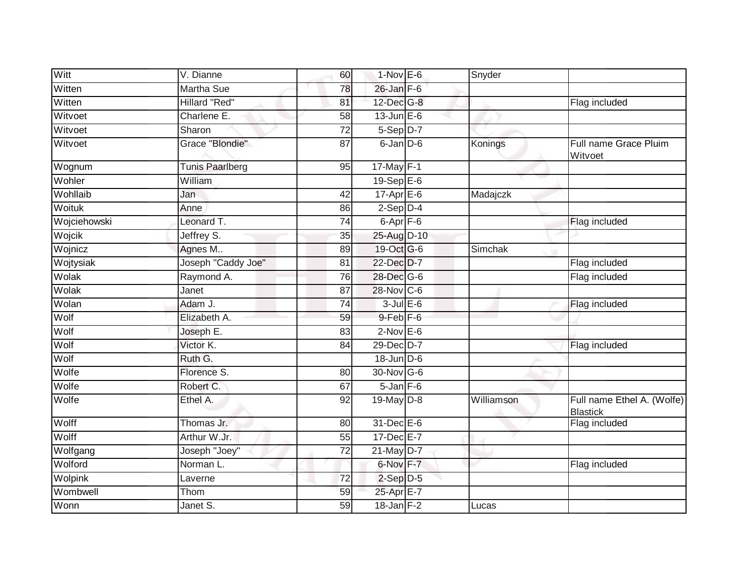| | | | | | | |
|---|---|---|---|---|---|---|
| Witt | V. Dianne | 60 | 1-Nov | E-6 | Snyder | |
| Witten | Martha Sue | 78 | 26-Jan | F-6 | | |
| Witten | Hillard "Red" | 81 | 12-Dec | G-8 | | Flag included |
| Witvoet | Charlene E. | 58 | 13-Jun | E-6 | | |
| Witvoet | Sharon | 72 | 5-Sep | D-7 | | |
| Witvoet | Grace "Blondie" | 87 | 6-Jan | D-6 | Konings | Full name Grace Pluim Witvoet |
| Wognum | Tunis Paarlberg | 95 | 17-May | F-1 | | |
| Wohler | William | | 19-Sep | E-6 | | |
| Wohllaib | Jan | 42 | 17-Apr | E-6 | Madajczk | |
| Woituk | Anne | 86 | 2-Sep | D-4 | | |
| Wojciehowski | Leonard T. | 74 | 6-Apr | F-6 | | Flag included |
| Wojcik | Jeffrey S. | 35 | 25-Aug | D-10 | | |
| Wojnicz | Agnes M.. | 89 | 19-Oct | G-6 | Simchak | |
| Wojtysiak | Joseph "Caddy Joe" | 81 | 22-Dec | D-7 | | Flag included |
| Wolak | Raymond A. | 76 | 28-Dec | G-6 | | Flag included |
| Wolak | Janet | 87 | 28-Nov | C-6 | | |
| Wolan | Adam J. | 74 | 3-Jul | E-6 | | Flag included |
| Wolf | Elizabeth A. | 59 | 9-Feb | F-6 | | |
| Wolf | Joseph E. | 83 | 2-Nov | E-6 | | |
| Wolf | Victor K. | 84 | 29-Dec | D-7 | | Flag included |
| Wolf | Ruth G. | | 18-Jun | D-6 | | |
| Wolfe | Florence S. | 80 | 30-Nov | G-6 | | |
| Wolfe | Robert C. | 67 | 5-Jan | F-6 | | |
| Wolfe | Ethel A. | 92 | 19-May | D-8 | Williamson | Full name Ethel A. (Wolfe) Blastick |
| Wolff | Thomas Jr. | 80 | 31-Dec | E-6 | | Flag included |
| Wolff | Arthur W.Jr. | 55 | 17-Dec | E-7 | | |
| Wolfgang | Joseph "Joey" | 72 | 21-May | D-7 | | |
| Wolford | Norman L. | | 6-Nov | F-7 | | Flag included |
| Wolpink | Laverne | 72 | 2-Sep | D-5 | | |
| Wombwell | Thom | 59 | 25-Apr | E-7 | | |
| Wonn | Janet S. | 59 | 18-Jan | F-2 | Lucas | |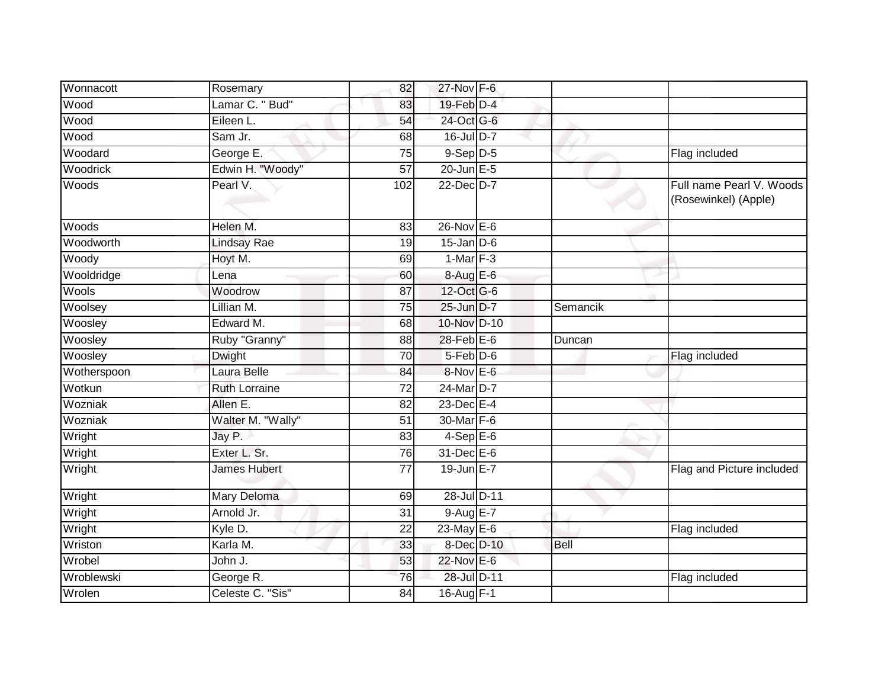| | | | | | | |
|---|---|---|---|---|---|---|
| Wonnacott | Rosemary | 82 | 27-Nov | F-6 | | |
| Wood | Lamar C. " Bud" | 83 | 19-Feb | D-4 | | |
| Wood | Eileen L. | 54 | 24-Oct | G-6 | | |
| Wood | Sam Jr. | 68 | 16-Jul | D-7 | | |
| Woodard | George E. | 75 | 9-Sep | D-5 | | Flag included |
| Woodrick | Edwin H. "Woody" | 57 | 20-Jun | E-5 | | |
| Woods | Pearl V. | 102 | 22-Dec | D-7 | | Full name Pearl V. Woods (Rosewinkel) (Apple) |
| Woods | Helen M. | 83 | 26-Nov | E-6 | | |
| Woodworth | Lindsay Rae | 19 | 15-Jan | D-6 | | |
| Woody | Hoyt M. | 69 | 1-Mar | F-3 | | |
| Wooldridge | Lena | 60 | 8-Aug | E-6 | | |
| Wools | Woodrow | 87 | 12-Oct | G-6 | | |
| Woolsey | Lillian M. | 75 | 25-Jun | D-7 | Semancik | |
| Woosley | Edward M. | 68 | 10-Nov | D-10 | | |
| Woosley | Ruby "Granny" | 88 | 28-Feb | E-6 | Duncan | |
| Woosley | Dwight | 70 | 5-Feb | D-6 | | Flag included |
| Wotherspoon | Laura Belle | 84 | 8-Nov | E-6 | | |
| Wotkun | Ruth Lorraine | 72 | 24-Mar | D-7 | | |
| Wozniak | Allen E. | 82 | 23-Dec | E-4 | | |
| Wozniak | Walter M. "Wally" | 51 | 30-Mar | F-6 | | |
| Wright | Jay P. | 83 | 4-Sep | E-6 | | |
| Wright | Exter L. Sr. | 76 | 31-Dec | E-6 | | |
| Wright | James Hubert | 77 | 19-Jun | E-7 | | Flag and Picture included |
| Wright | Mary Deloma | 69 | 28-Jul | D-11 | | |
| Wright | Arnold Jr. | 31 | 9-Aug | E-7 | | |
| Wright | Kyle D. | 22 | 23-May | E-6 | | Flag included |
| Wriston | Karla M. | 33 | 8-Dec | D-10 | Bell | |
| Wrobel | John J. | 53 | 22-Nov | E-6 | | |
| Wroblewski | George R. | 76 | 28-Jul | D-11 | | Flag included |
| Wrolen | Celeste C. "Sis" | 84 | 16-Aug | F-1 | | |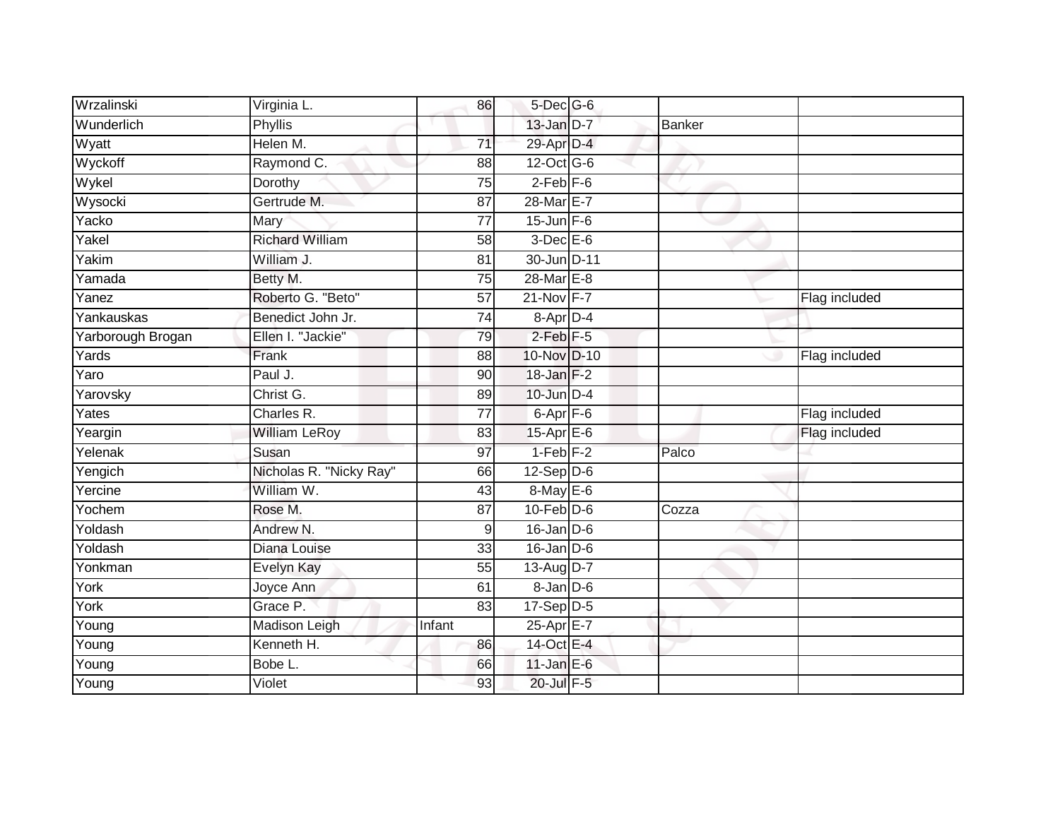| | | | | | | |
|---|---|---|---|---|---|---|
| Wrzalinski | Virginia L. | 86 | 5-Dec | G-6 | | |
| Wunderlich | Phyllis | | 13-Jan | D-7 | Banker | |
| Wyatt | Helen M. | 71 | 29-Apr | D-4 | | |
| Wyckoff | Raymond C. | 88 | 12-Oct | G-6 | | |
| Wykel | Dorothy | 75 | 2-Feb | F-6 | | |
| Wysocki | Gertrude M. | 87 | 28-Mar | E-7 | | |
| Yacko | Mary | 77 | 15-Jun | F-6 | | |
| Yakel | Richard William | 58 | 3-Dec | E-6 | | |
| Yakim | William J. | 81 | 30-Jun | D-11 | | |
| Yamada | Betty M. | 75 | 28-Mar | E-8 | | |
| Yanez | Roberto G. "Beto" | 57 | 21-Nov | F-7 | | Flag included |
| Yankauskas | Benedict John Jr. | 74 | 8-Apr | D-4 | | |
| Yarborough Brogan | Ellen I. "Jackie" | 79 | 2-Feb | F-5 | | |
| Yards | Frank | 88 | 10-Nov | D-10 | | Flag included |
| Yaro | Paul J. | 90 | 18-Jan | F-2 | | |
| Yarovsky | Christ G. | 89 | 10-Jun | D-4 | | |
| Yates | Charles R. | 77 | 6-Apr | F-6 | | Flag included |
| Yeargin | William LeRoy | 83 | 15-Apr | E-6 | | Flag included |
| Yelenak | Susan | 97 | 1-Feb | F-2 | Palco | |
| Yengich | Nicholas R. "Nicky Ray" | 66 | 12-Sep | D-6 | | |
| Yercine | William W. | 43 | 8-May | E-6 | | |
| Yochem | Rose M. | 87 | 10-Feb | D-6 | Cozza | |
| Yoldash | Andrew N. | 9 | 16-Jan | D-6 | | |
| Yoldash | Diana Louise | 33 | 16-Jan | D-6 | | |
| Yonkman | Evelyn Kay | 55 | 13-Aug | D-7 | | |
| York | Joyce Ann | 61 | 8-Jan | D-6 | | |
| York | Grace P. | 83 | 17-Sep | D-5 | | |
| Young | Madison Leigh | Infant | 25-Apr | E-7 | | |
| Young | Kenneth H. | 86 | 14-Oct | E-4 | | |
| Young | Bobe L. | 66 | 11-Jan | E-6 | | |
| Young | Violet | 93 | 20-Jul | F-5 | | |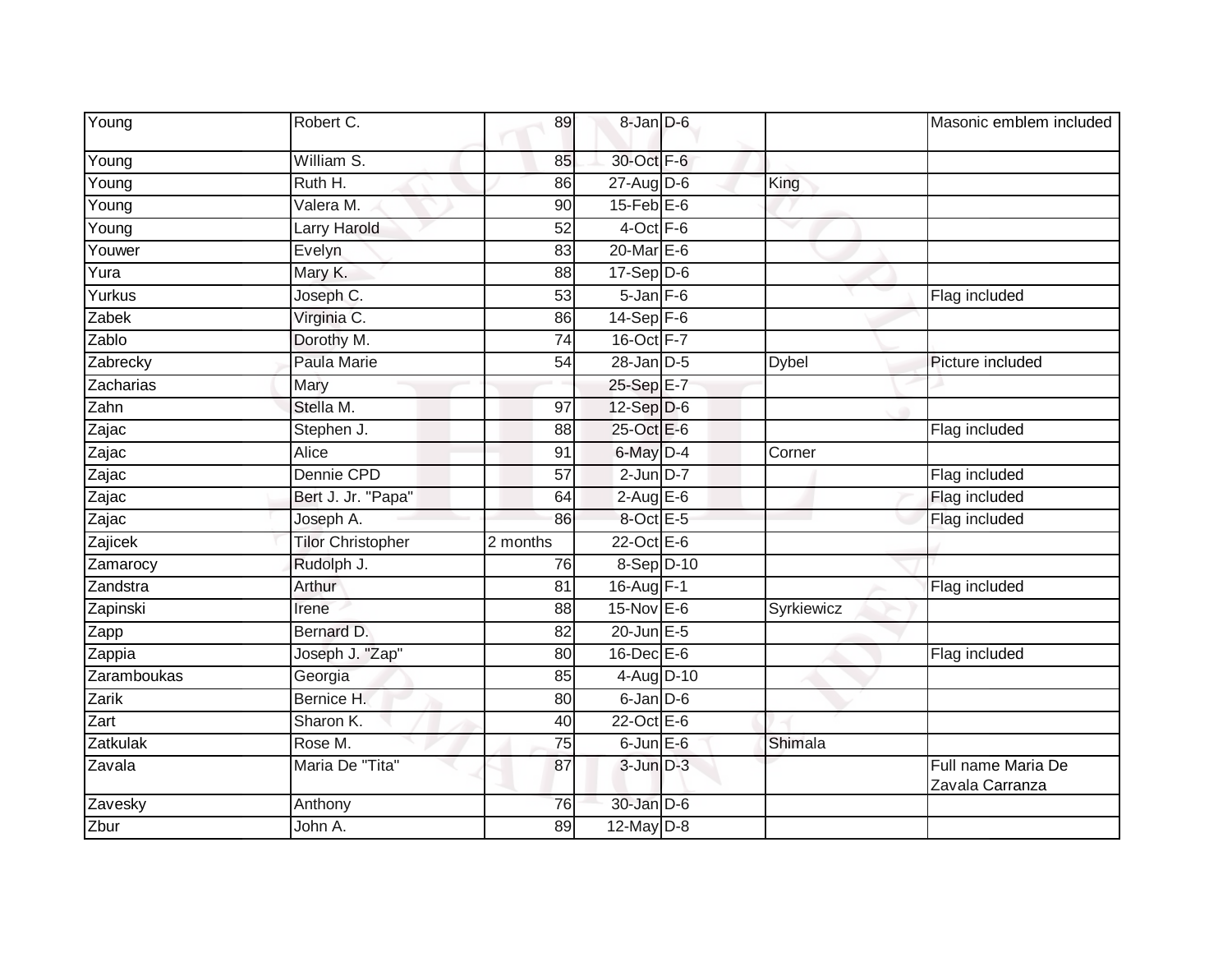| | | | | | | |
|---|---|---|---|---|---|---|
| Young | Robert C. | 89 | 8-Jan | D-6 | | Masonic emblem included |
| Young | William S. | 85 | 30-Oct | F-6 | | |
| Young | Ruth H. | 86 | 27-Aug | D-6 | King | |
| Young | Valera M. | 90 | 15-Feb | E-6 | | |
| Young | Larry Harold | 52 | 4-Oct | F-6 | | |
| Youwer | Evelyn | 83 | 20-Mar | E-6 | | |
| Yura | Mary K. | 88 | 17-Sep | D-6 | | |
| Yurkus | Joseph C. | 53 | 5-Jan | F-6 | | Flag included |
| Zabek | Virginia C. | 86 | 14-Sep | F-6 | | |
| Zablo | Dorothy M. | 74 | 16-Oct | F-7 | | |
| Zabrecky | Paula Marie | 54 | 28-Jan | D-5 | Dybel | Picture included |
| Zacharias | Mary | | 25-Sep | E-7 | | |
| Zahn | Stella M. | 97 | 12-Sep | D-6 | | |
| Zajac | Stephen J. | 88 | 25-Oct | E-6 | | Flag included |
| Zajac | Alice | 91 | 6-May | D-4 | Corner | |
| Zajac | Dennie CPD | 57 | 2-Jun | D-7 | | Flag included |
| Zajac | Bert J. Jr. "Papa" | 64 | 2-Aug | E-6 | | Flag included |
| Zajac | Joseph A. | 86 | 8-Oct | E-5 | | Flag included |
| Zajicek | Tilor Christopher | 2 months | 22-Oct | E-6 | | |
| Zamarocy | Rudolph J. | 76 | 8-Sep | D-10 | | |
| Zandstra | Arthur | 81 | 16-Aug | F-1 | | Flag included |
| Zapinski | Irene | 88 | 15-Nov | E-6 | Syrkiewicz | |
| Zapp | Bernard D. | 82 | 20-Jun | E-5 | | |
| Zappia | Joseph J. "Zap" | 80 | 16-Dec | E-6 | | Flag included |
| Zaramboukas | Georgia | 85 | 4-Aug | D-10 | | |
| Zarik | Bernice H. | 80 | 6-Jan | D-6 | | |
| Zart | Sharon K. | 40 | 22-Oct | E-6 | | |
| Zatkulak | Rose M. | 75 | 6-Jun | E-6 | Shimala | |
| Zavala | Maria De "Tita" | 87 | 3-Jun | D-3 | | Full name Maria De Zavala Carranza |
| Zavesky | Anthony | 76 | 30-Jan | D-6 | | |
| Zbur | John A. | 89 | 12-May | D-8 | | |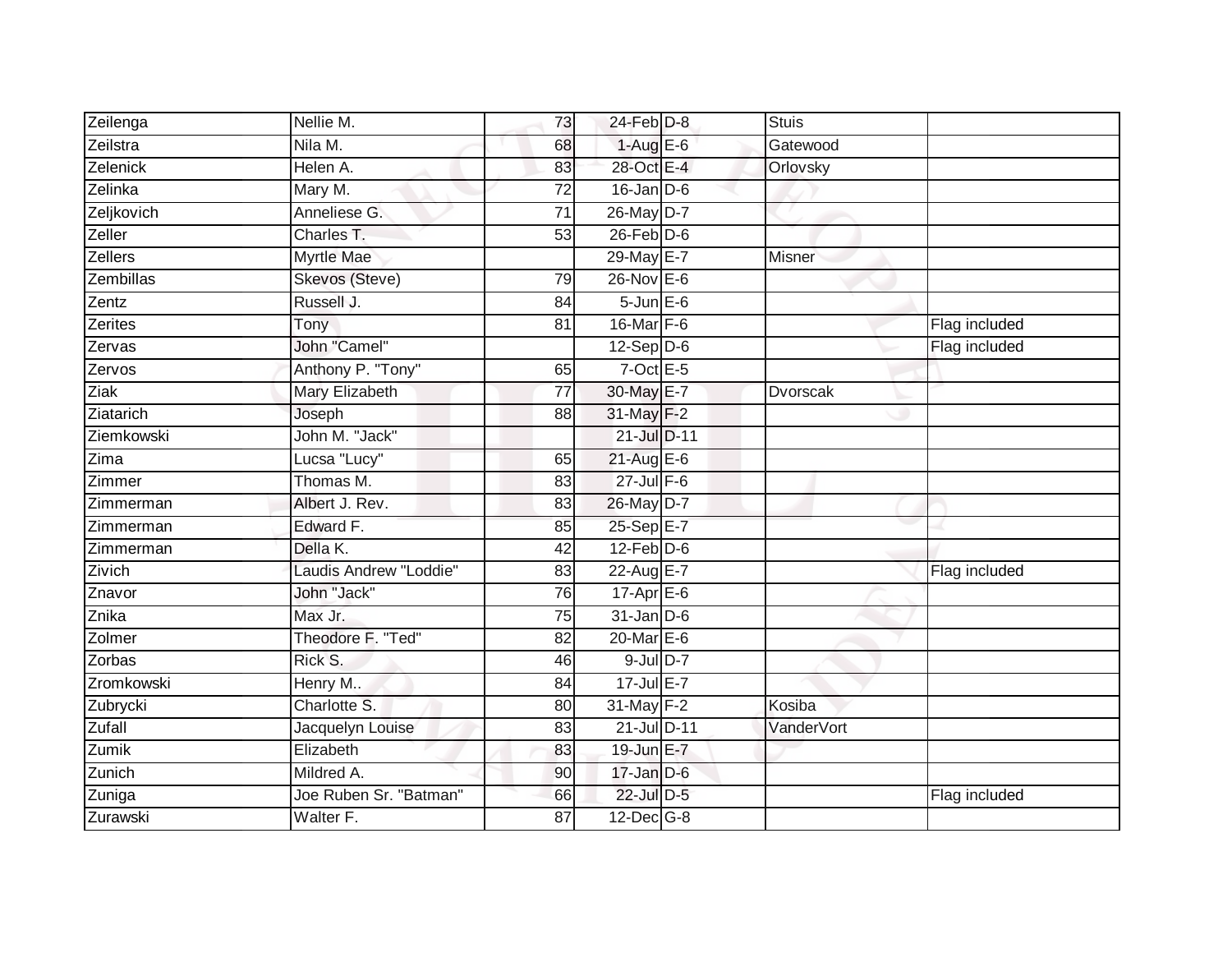| | | | | | | |
|---|---|---|---|---|---|---|
| Zeilenga | Nellie M. | 73 | 24-Feb | D-8 | Stuis | |
| Zeilstra | Nila M. | 68 | 1-Aug | E-6 | Gatewood | |
| Zelenick | Helen A. | 83 | 28-Oct | E-4 | Orlovsky | |
| Zelinka | Mary M. | 72 | 16-Jan | D-6 | | |
| Zeljkovich | Anneliese G. | 71 | 26-May | D-7 | | |
| Zeller | Charles T. | 53 | 26-Feb | D-6 | | |
| Zellers | Myrtle Mae | | 29-May | E-7 | Misner | |
| Zembillas | Skevos (Steve) | 79 | 26-Nov | E-6 | | |
| Zentz | Russell J. | 84 | 5-Jun | E-6 | | |
| Zerites | Tony | 81 | 16-Mar | F-6 | | Flag included |
| Zervas | John "Camel" | | 12-Sep | D-6 | | Flag included |
| Zervos | Anthony P. "Tony" | 65 | 7-Oct | E-5 | | |
| Ziak | Mary Elizabeth | 77 | 30-May | E-7 | Dvorscak | |
| Ziatarich | Joseph | 88 | 31-May | F-2 | | |
| Ziemkowski | John M. "Jack" | | 21-Jul | D-11 | | |
| Zima | Lucsa "Lucy" | 65 | 21-Aug | E-6 | | |
| Zimmer | Thomas M. | 83 | 27-Jul | F-6 | | |
| Zimmerman | Albert J. Rev. | 83 | 26-May | D-7 | | |
| Zimmerman | Edward F. | 85 | 25-Sep | E-7 | | |
| Zimmerman | Della K. | 42 | 12-Feb | D-6 | | |
| Zivich | Laudis Andrew "Loddie" | 83 | 22-Aug | E-7 | | Flag included |
| Znavor | John "Jack" | 76 | 17-Apr | E-6 | | |
| Znika | Max Jr. | 75 | 31-Jan | D-6 | | |
| Zolmer | Theodore F. "Ted" | 82 | 20-Mar | E-6 | | |
| Zorbas | Rick S. | 46 | 9-Jul | D-7 | | |
| Zromkowski | Henry M.. | 84 | 17-Jul | E-7 | | |
| Zubrycki | Charlotte S. | 80 | 31-May | F-2 | Kosiba | |
| Zufall | Jacquelyn Louise | 83 | 21-Jul | D-11 | VanderVort | |
| Zumik | Elizabeth | 83 | 19-Jun | E-7 | | |
| Zunich | Mildred A. | 90 | 17-Jan | D-6 | | |
| Zuniga | Joe Ruben Sr. "Batman" | 66 | 22-Jul | D-5 | | Flag included |
| Zurawski | Walter F. | 87 | 12-Dec | G-8 | | |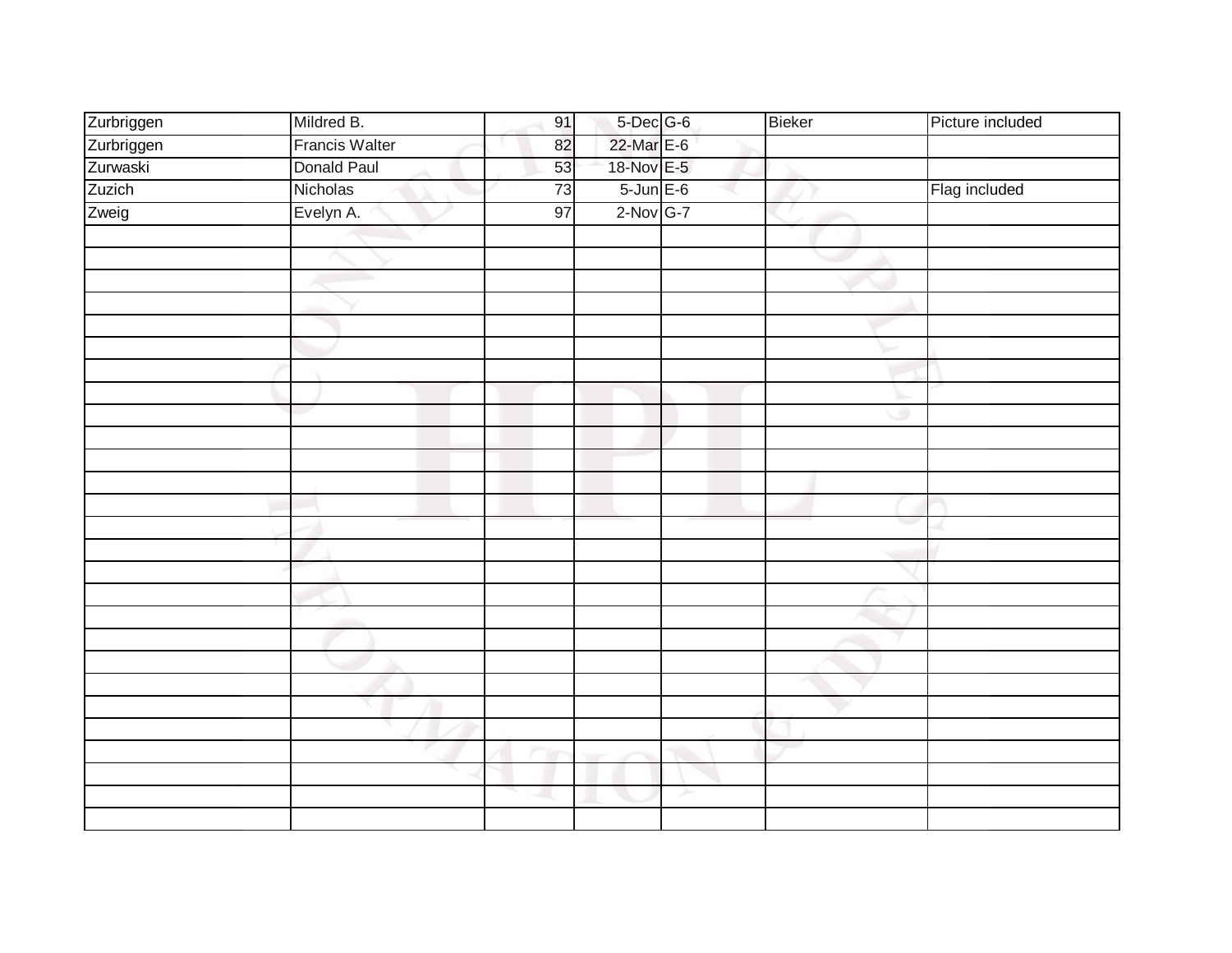| | | | | | | |
|---|---|---|---|---|---|---|
| Zurbriggen | Mildred B. | 91 | 5-Dec | G-6 | Bieker | Picture included |
| Zurbriggen | Francis Walter | 82 | 22-Mar | E-6 | | |
| Zurwaski | Donald Paul | 53 | 18-Nov | E-5 | | |
| Zuzich | Nicholas | 73 | 5-Jun | E-6 | | Flag included |
| Zweig | Evelyn A. | 97 | 2-Nov | G-7 | | |